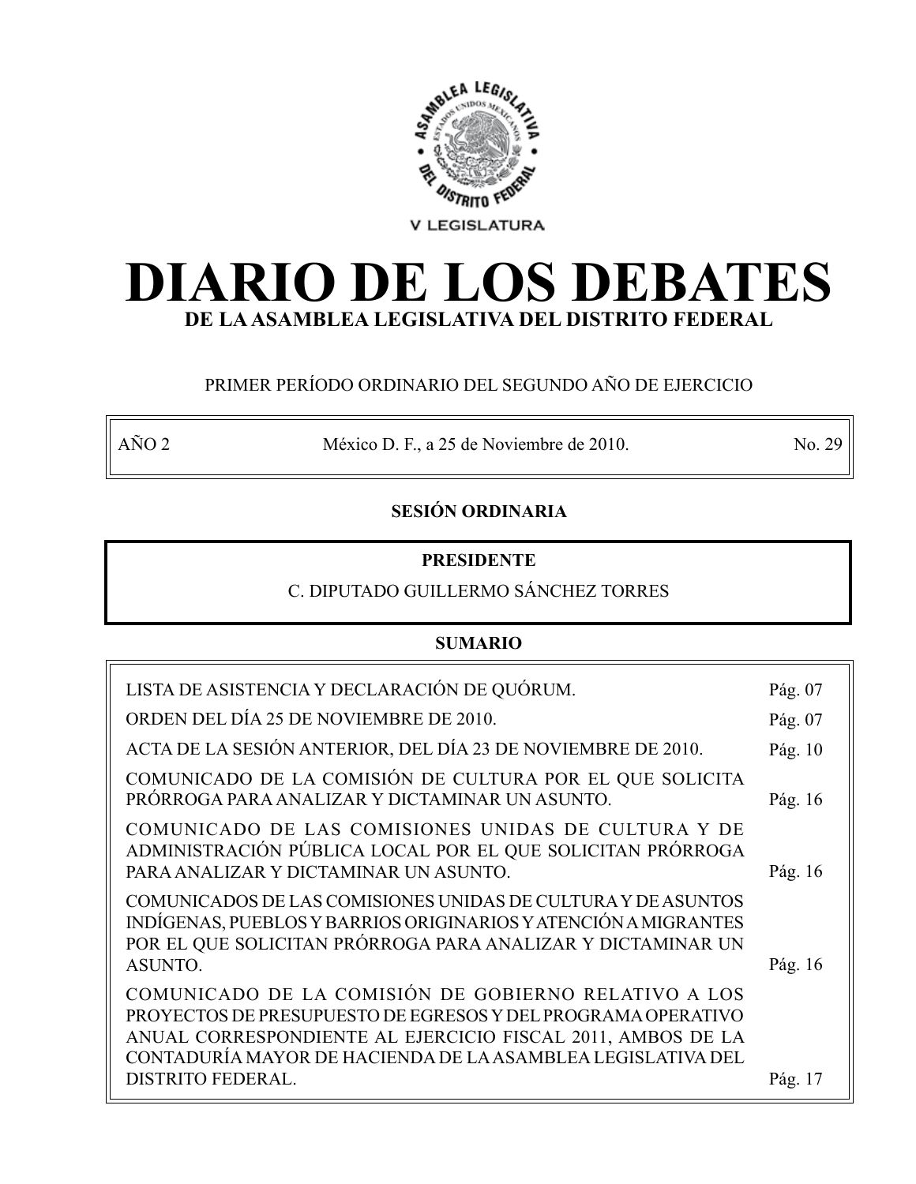V LEGISLATURA

# DIARIO DE LOS DEBATES

## DE LA ASAMBLEA LEGISLATIVA DEL DISTRITO FEDERAL

PRIMER PERÍODO ORDINARIO DEL SEGUNDO AÑO DE EJERCICIO

| AÑO 2 | México D. F., a 25 de Noviembre de 2010. | No. 29 |
|---|---|---|

**SESIÓN ORDINARIA**

**PRESIDENTE**

C. DIPUTADO GUILLERMO SÁNCHEZ TORRES

**SUMARIO**

| | |
|---|---|
| LISTA DE ASISTENCIA Y DECLARACIÓN DE QUÓRUM. | Pág. 07 |
| ORDEN DEL DÍA 25 DE NOVIEMBRE DE 2010. | Pág. 07 |
| ACTA DE LA SESIÓN ANTERIOR, DEL DÍA 23 DE NOVIEMBRE DE 2010. | Pág. 10 |
| COMUNICADO DE LA COMISIÓN DE CULTURA POR EL QUE SOLICITA PRÓRROGA PARA ANALIZAR Y DICTAMINAR UN ASUNTO. | Pág. 16 |
| COMUNICADO DE LAS COMISIONES UNIDAS DE CULTURA Y DE ADMINISTRACIÓN PÚBLICA LOCAL POR EL QUE SOLICITAN PRÓRROGA PARA ANALIZAR Y DICTAMINAR UN ASUNTO. | Pág. 16 |
| COMUNICADOS DE LAS COMISIONES UNIDAS DE CULTURA Y DE ASUNTOS INDÍGENAS, PUEBLOS Y BARRIOS ORIGINARIOS Y ATENCIÓN A MIGRANTES POR EL QUE SOLICITAN PRÓRROGA PARA ANALIZAR Y DICTAMINAR UN ASUNTO. | Pág. 16 |
| COMUNICADO DE LA COMISIÓN DE GOBIERNO RELATIVO A LOS PROYECTOS DE PRESUPUESTO DE EGRESOS Y DEL PROGRAMA OPERATIVO ANUAL CORRESPONDIENTE AL EJERCICIO FISCAL 2011, AMBOS DE LA CONTADURÍA MAYOR DE HACIENDA DE LA ASAMBLEA LEGISLATIVA DEL DISTRITO FEDERAL. | Pág. 17 |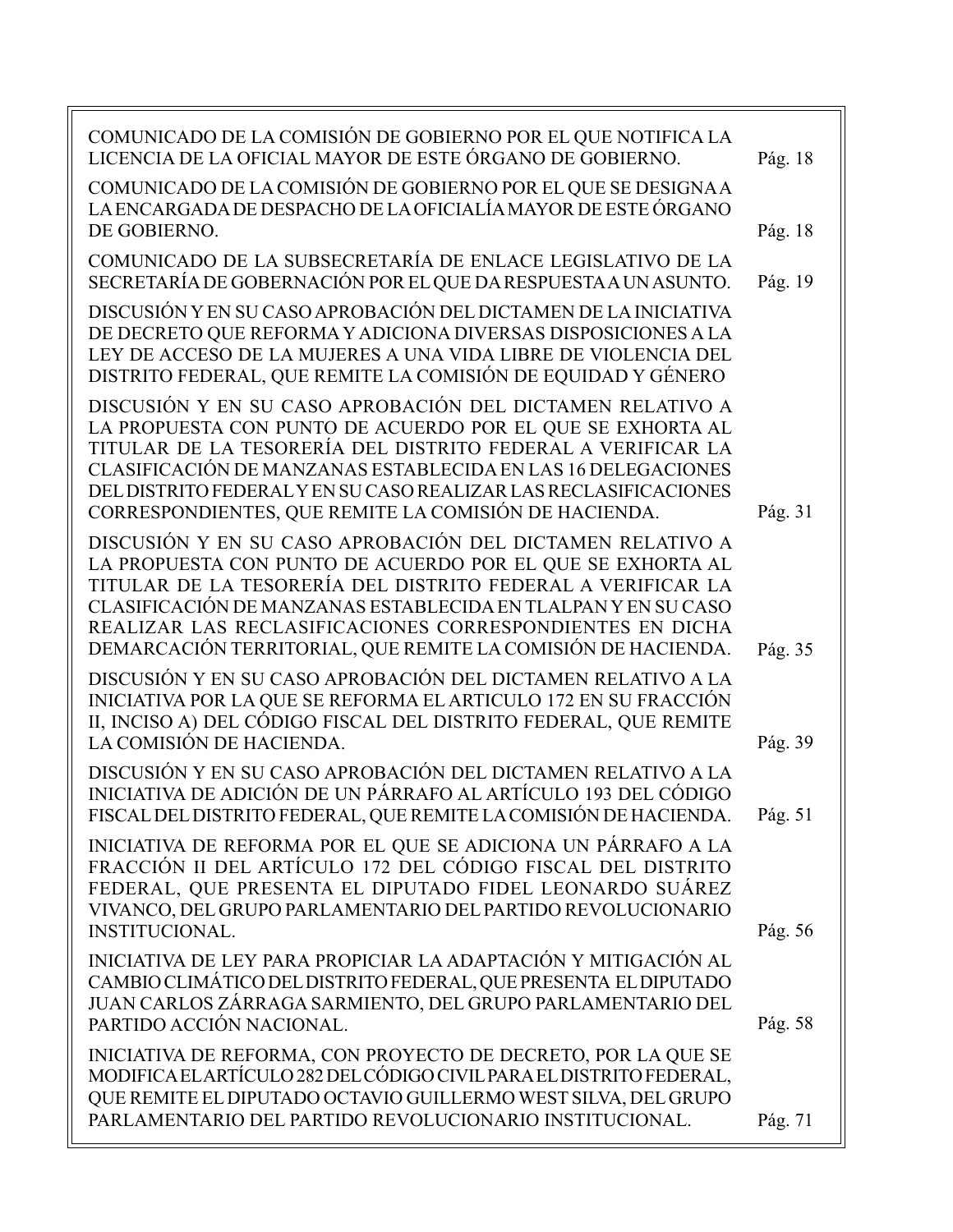| | |
|---|---|
| COMUNICADO DE LA COMISIÓN DE GOBIERNO POR EL QUE NOTIFICA LA LICENCIA DE LA OFICIAL MAYOR DE ESTE ÓRGANO DE GOBIERNO. | Pág. 18 |
| COMUNICADO DE LA COMISIÓN DE GOBIERNO POR EL QUE SE DESIGNA A LA ENCARGADA DE DESPACHO DE LA OFICIALÍA MAYOR DE ESTE ÓRGANO DE GOBIERNO. | Pág. 18 |
| COMUNICADO DE LA SUBSECRETARÍA DE ENLACE LEGISLATIVO DE LA SECRETARÍA DE GOBERNACIÓN POR EL QUE DA RESPUESTA A UN ASUNTO. | Pág. 19 |
| DISCUSIÓN Y EN SU CASO APROBACIÓN DEL DICTAMEN DE LA INICIATIVA DE DECRETO QUE REFORMA Y ADICIONA DIVERSAS DISPOSICIONES A LA LEY DE ACCESO DE LA MUJERES A UNA VIDA LIBRE DE VIOLENCIA DEL DISTRITO FEDERAL, QUE REMITE LA COMISIÓN DE EQUIDAD Y GÉNERO | |
| DISCUSIÓN Y EN SU CASO APROBACIÓN DEL DICTAMEN RELATIVO A LA PROPUESTA CON PUNTO DE ACUERDO POR EL QUE SE EXHORTA AL TITULAR DE LA TESORERÍA DEL DISTRITO FEDERAL A VERIFICAR LA CLASIFICACIÓN DE MANZANAS ESTABLECIDA EN LAS 16 DELEGACIONES DEL DISTRITO FEDERAL Y EN SU CASO REALIZAR LAS RECLASIFICACIONES CORRESPONDIENTES, QUE REMITE LA COMISIÓN DE HACIENDA. | Pág. 31 |
| DISCUSIÓN Y EN SU CASO APROBACIÓN DEL DICTAMEN RELATIVO A LA PROPUESTA CON PUNTO DE ACUERDO POR EL QUE SE EXHORTA AL TITULAR DE LA TESORERÍA DEL DISTRITO FEDERAL A VERIFICAR LA CLASIFICACIÓN DE MANZANAS ESTABLECIDA EN TLALPAN Y EN SU CASO REALIZAR LAS RECLASIFICACIONES CORRESPONDIENTES EN DICHA DEMARCACIÓN TERRITORIAL, QUE REMITE LA COMISIÓN DE HACIENDA. | Pág. 35 |
| DISCUSIÓN Y EN SU CASO APROBACIÓN DEL DICTAMEN RELATIVO A LA INICIATIVA POR LA QUE SE REFORMA EL ARTICULO 172 EN SU FRACCIÓN II, INCISO A) DEL CÓDIGO FISCAL DEL DISTRITO FEDERAL, QUE REMITE LA COMISIÓN DE HACIENDA. | Pág. 39 |
| DISCUSIÓN Y EN SU CASO APROBACIÓN DEL DICTAMEN RELATIVO A LA INICIATIVA DE ADICIÓN DE UN PÁRRAFO AL ARTÍCULO 193 DEL CÓDIGO FISCAL DEL DISTRITO FEDERAL, QUE REMITE LA COMISIÓN DE HACIENDA. | Pág. 51 |
| INICIATIVA DE REFORMA POR EL QUE SE ADICIONA UN PÁRRAFO A LA FRACCIÓN II DEL ARTÍCULO 172 DEL CÓDIGO FISCAL DEL DISTRITO FEDERAL, QUE PRESENTA EL DIPUTADO FIDEL LEONARDO SUÁREZ VIVANCO, DEL GRUPO PARLAMENTARIO DEL PARTIDO REVOLUCIONARIO INSTITUCIONAL. | Pág. 56 |
| INICIATIVA DE LEY PARA PROPICIAR LA ADAPTACIÓN Y MITIGACIÓN AL CAMBIO CLIMÁTICO DEL DISTRITO FEDERAL, QUE PRESENTA EL DIPUTADO JUAN CARLOS ZÁRRAGA SARMIENTO, DEL GRUPO PARLAMENTARIO DEL PARTIDO ACCIÓN NACIONAL. | Pág. 58 |
| INICIATIVA DE REFORMA, CON PROYECTO DE DECRETO, POR LA QUE SE MODIFICA EL ARTÍCULO 282 DEL CÓDIGO CIVIL PARA EL DISTRITO FEDERAL, QUE REMITE EL DIPUTADO OCTAVIO GUILLERMO WEST SILVA, DEL GRUPO PARLAMENTARIO DEL PARTIDO REVOLUCIONARIO INSTITUCIONAL. | Pág. 71 |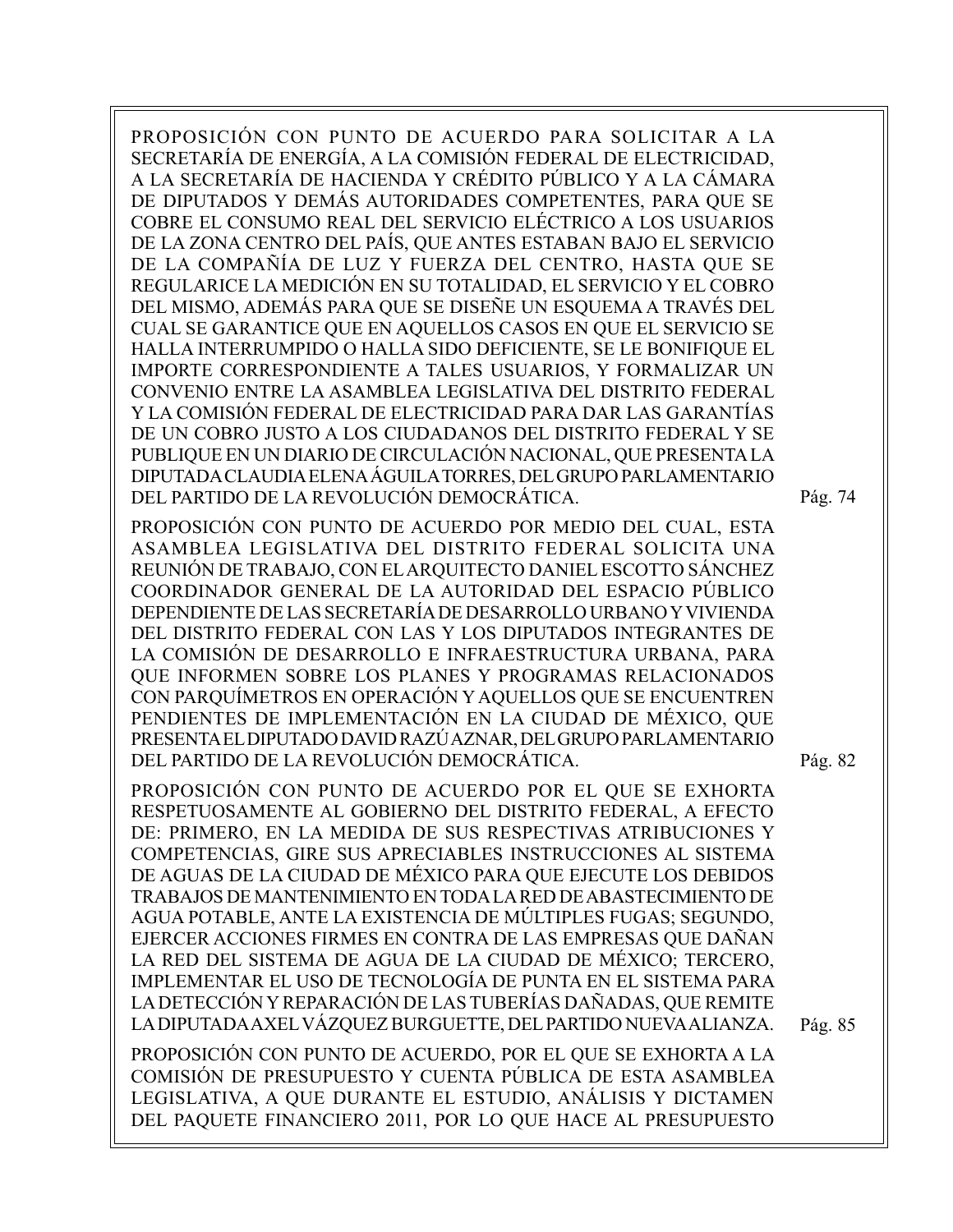PROPOSICIÓN CON PUNTO DE ACUERDO PARA SOLICITAR A LA SECRETARÍA DE ENERGÍA, A LA COMISIÓN FEDERAL DE ELECTRICIDAD, A LA SECRETARÍA DE HACIENDA Y CRÉDITO PÚBLICO Y A LA CÁMARA DE DIPUTADOS Y DEMÁS AUTORIDADES COMPETENTES, PARA QUE SE COBRE EL CONSUMO REAL DEL SERVICIO ELÉCTRICO A LOS USUARIOS DE LA ZONA CENTRO DEL PAÍS, QUE ANTES ESTABAN BAJO EL SERVICIO DE LA COMPAÑÍA DE LUZ Y FUERZA DEL CENTRO, HASTA QUE SE REGULARICE LA MEDICIÓN EN SU TOTALIDAD, EL SERVICIO Y EL COBRO DEL MISMO, ADEMÁS PARA QUE SE DISEÑE UN ESQUEMA A TRAVÉS DEL CUAL SE GARANTICE QUE EN AQUELLOS CASOS EN QUE EL SERVICIO SE HALLA INTERRUMPIDO O HALLA SIDO DEFICIENTE, SE LE BONIFIQUE EL IMPORTE CORRESPONDIENTE A TALES USUARIOS, Y FORMALIZAR UN CONVENIO ENTRE LA ASAMBLEA LEGISLATIVA DEL DISTRITO FEDERAL Y LA COMISIÓN FEDERAL DE ELECTRICIDAD PARA DAR LAS GARANTÍAS DE UN COBRO JUSTO A LOS CIUDADANOS DEL DISTRITO FEDERAL Y SE PUBLIQUE EN UN DIARIO DE CIRCULACIÓN NACIONAL, QUE PRESENTA LA DIPUTADA CLAUDIA ELENA ÁGUILA TORRES, DEL GRUPO PARLAMENTARIO DEL PARTIDO DE LA REVOLUCIÓN DEMOCRÁTICA. Pág. 74

PROPOSICIÓN CON PUNTO DE ACUERDO POR MEDIO DEL CUAL, ESTA ASAMBLEA LEGISLATIVA DEL DISTRITO FEDERAL SOLICITA UNA REUNIÓN DE TRABAJO, CON EL ARQUITECTO DANIEL ESCOTTO SÁNCHEZ COORDINADOR GENERAL DE LA AUTORIDAD DEL ESPACIO PÚBLICO DEPENDIENTE DE LAS SECRETARÍA DE DESARROLLO URBANO Y VIVIENDA DEL DISTRITO FEDERAL CON LAS Y LOS DIPUTADOS INTEGRANTES DE LA COMISIÓN DE DESARROLLO E INFRAESTRUCTURA URBANA, PARA QUE INFORMEN SOBRE LOS PLANES Y PROGRAMAS RELACIONADOS CON PARQUÍMETROS EN OPERACIÓN Y AQUELLOS QUE SE ENCUENTREN PENDIENTES DE IMPLEMENTACIÓN EN LA CIUDAD DE MÉXICO, QUE PRESENTA EL DIPUTADO DAVID RAZÚ AZNAR, DEL GRUPO PARLAMENTARIO DEL PARTIDO DE LA REVOLUCIÓN DEMOCRÁTICA. Pág. 82

PROPOSICIÓN CON PUNTO DE ACUERDO POR EL QUE SE EXHORTA RESPETUOSAMENTE AL GOBIERNO DEL DISTRITO FEDERAL, A EFECTO DE: PRIMERO, EN LA MEDIDA DE SUS RESPECTIVAS ATRIBUCIONES Y COMPETENCIAS, GIRE SUS APRECIABLES INSTRUCCIONES AL SISTEMA DE AGUAS DE LA CIUDAD DE MÉXICO PARA QUE EJECUTE LOS DEBIDOS TRABAJOS DE MANTENIMIENTO EN TODA LA RED DE ABASTECIMIENTO DE AGUA POTABLE, ANTE LA EXISTENCIA DE MÚLTIPLES FUGAS; SEGUNDO, EJERCER ACCIONES FIRMES EN CONTRA DE LAS EMPRESAS QUE DAÑAN LA RED DEL SISTEMA DE AGUA DE LA CIUDAD DE MÉXICO; TERCERO, IMPLEMENTAR EL USO DE TECNOLOGÍA DE PUNTA EN EL SISTEMA PARA LA DETECCIÓN Y REPARACIÓN DE LAS TUBERÍAS DAÑADAS, QUE REMITE LA DIPUTADA AXEL VÁZQUEZ BURGUETTE, DEL PARTIDO NUEVA ALIANZA. Pág. 85

PROPOSICIÓN CON PUNTO DE ACUERDO, POR EL QUE SE EXHORTA A LA COMISIÓN DE PRESUPUESTO Y CUENTA PÚBLICA DE ESTA ASAMBLEA LEGISLATIVA, A QUE DURANTE EL ESTUDIO, ANÁLISIS Y DICTAMEN DEL PAQUETE FINANCIERO 2011, POR LO QUE HACE AL PRESUPUESTO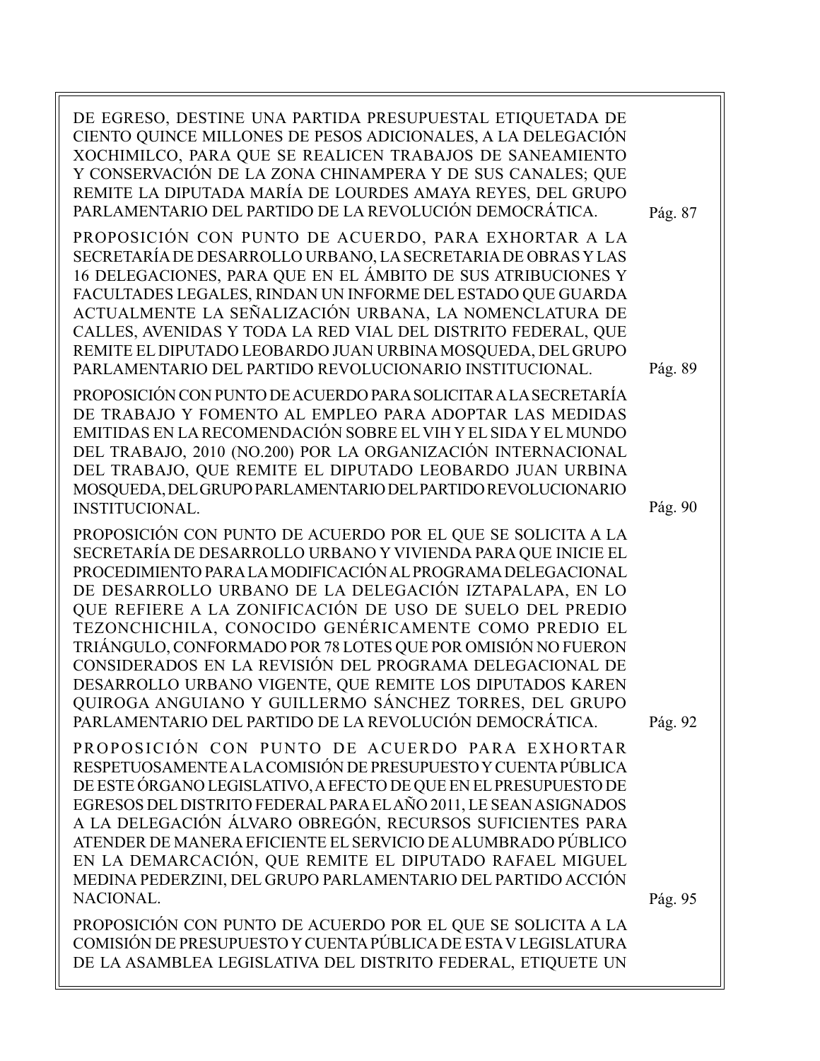DE EGRESO, DESTINE UNA PARTIDA PRESUPUESTAL ETIQUETADA DE CIENTO QUINCE MILLONES DE PESOS ADICIONALES, A LA DELEGACIÓN XOCHIMILCO, PARA QUE SE REALICEN TRABAJOS DE SANEAMIENTO Y CONSERVACIÓN DE LA ZONA CHINAMPERA Y DE SUS CANALES; QUE REMITE LA DIPUTADA MARÍA DE LOURDES AMAYA REYES, DEL GRUPO PARLAMENTARIO DEL PARTIDO DE LA REVOLUCIÓN DEMOCRÁTICA. Pág. 87

PROPOSICIÓN CON PUNTO DE ACUERDO, PARA EXHORTAR A LA SECRETARÍA DE DESARROLLO URBANO, LA SECRETARIA DE OBRAS Y LAS 16 DELEGACIONES, PARA QUE EN EL ÁMBITO DE SUS ATRIBUCIONES Y FACULTADES LEGALES, RINDAN UN INFORME DEL ESTADO QUE GUARDA ACTUALMENTE LA SEÑALIZACIÓN URBANA, LA NOMENCLATURA DE CALLES, AVENIDAS Y TODA LA RED VIAL DEL DISTRITO FEDERAL, QUE REMITE EL DIPUTADO LEOBARDO JUAN URBINA MOSQUEDA, DEL GRUPO PARLAMENTARIO DEL PARTIDO REVOLUCIONARIO INSTITUCIONAL. Pág. 89

PROPOSICIÓN CON PUNTO DE ACUERDO PARA SOLICITAR A LA SECRETARÍA DE TRABAJO Y FOMENTO AL EMPLEO PARA ADOPTAR LAS MEDIDAS EMITIDAS EN LA RECOMENDACIÓN SOBRE EL VIH Y EL SIDA Y EL MUNDO DEL TRABAJO, 2010 (NO.200) POR LA ORGANIZACIÓN INTERNACIONAL DEL TRABAJO, QUE REMITE EL DIPUTADO LEOBARDO JUAN URBINA MOSQUEDA, DEL GRUPO PARLAMENTARIO DEL PARTIDO REVOLUCIONARIO INSTITUCIONAL. Pág. 90

PROPOSICIÓN CON PUNTO DE ACUERDO POR EL QUE SE SOLICITA A LA SECRETARÍA DE DESARROLLO URBANO Y VIVIENDA PARA QUE INICIE EL PROCEDIMIENTO PARA LA MODIFICACIÓN AL PROGRAMA DELEGACIONAL DE DESARROLLO URBANO DE LA DELEGACIÓN IZTAPALAPA, EN LO QUE REFIERE A LA ZONIFICACIÓN DE USO DE SUELO DEL PREDIO TEZONCHICHILA, CONOCIDO GENÉRICAMENTE COMO PREDIO EL TRIÁNGULO, CONFORMADO POR 78 LOTES QUE POR OMISIÓN NO FUERON CONSIDERADOS EN LA REVISIÓN DEL PROGRAMA DELEGACIONAL DE DESARROLLO URBANO VIGENTE, QUE REMITE LOS DIPUTADOS KAREN QUIROGA ANGUIANO Y GUILLERMO SÁNCHEZ TORRES, DEL GRUPO PARLAMENTARIO DEL PARTIDO DE LA REVOLUCIÓN DEMOCRÁTICA. Pág. 92

PROPOSICIÓN CON PUNTO DE ACUERDO PARA EXHORTAR RESPETUOSAMENTE A LA COMISIÓN DE PRESUPUESTO Y CUENTA PÚBLICA DE ESTE ÓRGANO LEGISLATIVO, A EFECTO DE QUE EN EL PRESUPUESTO DE EGRESOS DEL DISTRITO FEDERAL PARA EL AÑO 2011, LE SEAN ASIGNADOS A LA DELEGACIÓN ÁLVARO OBREGÓN, RECURSOS SUFICIENTES PARA ATENDER DE MANERA EFICIENTE EL SERVICIO DE ALUMBRADO PÚBLICO EN LA DEMARCACIÓN, QUE REMITE EL DIPUTADO RAFAEL MIGUEL MEDINA PEDERZINI, DEL GRUPO PARLAMENTARIO DEL PARTIDO ACCIÓN NACIONAL. Pág. 95

PROPOSICIÓN CON PUNTO DE ACUERDO POR EL QUE SE SOLICITA A LA COMISIÓN DE PRESUPUESTO Y CUENTA PÚBLICA DE ESTA V LEGISLATURA DE LA ASAMBLEA LEGISLATIVA DEL DISTRITO FEDERAL, ETIQUETE UN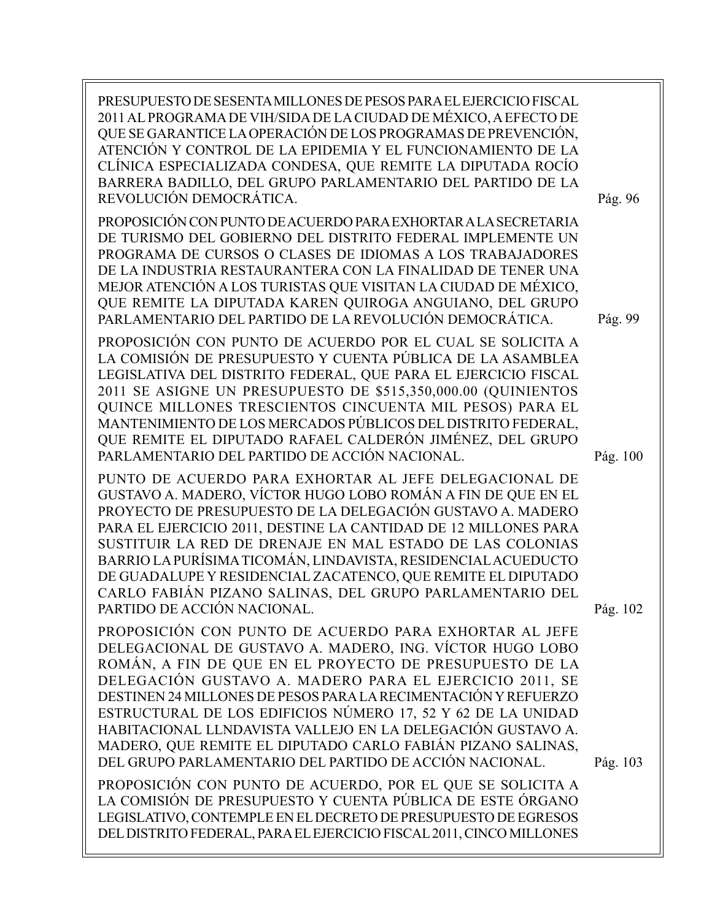PRESUPUESTO DE SESENTA MILLONES DE PESOS PARA EL EJERCICIO FISCAL 2011 AL PROGRAMA DE VIH/SIDA DE LA CIUDAD DE MÉXICO, A EFECTO DE QUE SE GARANTICE LA OPERACIÓN DE LOS PROGRAMAS DE PREVENCIÓN, ATENCIÓN Y CONTROL DE LA EPIDEMIA Y EL FUNCIONAMIENTO DE LA CLÍNICA ESPECIALIZADA CONDESA, QUE REMITE LA DIPUTADA ROCÍO BARRERA BADILLO, DEL GRUPO PARLAMENTARIO DEL PARTIDO DE LA REVOLUCIÓN DEMOCRÁTICA. Pág. 96

PROPOSICIÓN CON PUNTO DE ACUERDO PARA EXHORTAR A LA SECRETARIA DE TURISMO DEL GOBIERNO DEL DISTRITO FEDERAL IMPLEMENTE UN PROGRAMA DE CURSOS O CLASES DE IDIOMAS A LOS TRABAJADORES DE LA INDUSTRIA RESTAURANTERA CON LA FINALIDAD DE TENER UNA MEJOR ATENCIÓN A LOS TURISTAS QUE VISITAN LA CIUDAD DE MÉXICO, QUE REMITE LA DIPUTADA KAREN QUIROGA ANGUIANO, DEL GRUPO PARLAMENTARIO DEL PARTIDO DE LA REVOLUCIÓN DEMOCRÁTICA. Pág. 99

PROPOSICIÓN CON PUNTO DE ACUERDO POR EL CUAL SE SOLICITA A LA COMISIÓN DE PRESUPUESTO Y CUENTA PÚBLICA DE LA ASAMBLEA LEGISLATIVA DEL DISTRITO FEDERAL, QUE PARA EL EJERCICIO FISCAL 2011 SE ASIGNE UN PRESUPUESTO DE $515,350,000.00 (QUINIENTOS QUINCE MILLONES TRESCIENTOS CINCUENTA MIL PESOS) PARA EL MANTENIMIENTO DE LOS MERCADOS PÚBLICOS DEL DISTRITO FEDERAL, QUE REMITE EL DIPUTADO RAFAEL CALDERÓN JIMÉNEZ, DEL GRUPO PARLAMENTARIO DEL PARTIDO DE ACCIÓN NACIONAL. Pág. 100

PUNTO DE ACUERDO PARA EXHORTAR AL JEFE DELEGACIONAL DE GUSTAVO A. MADERO, VÍCTOR HUGO LOBO ROMÁN A FIN DE QUE EN EL PROYECTO DE PRESUPUESTO DE LA DELEGACIÓN GUSTAVO A. MADERO PARA EL EJERCICIO 2011, DESTINE LA CANTIDAD DE 12 MILLONES PARA SUSTITUIR LA RED DE DRENAJE EN MAL ESTADO DE LAS COLONIAS BARRIO LA PURÍSIMA TICOMÁN, LINDAVISTA, RESIDENCIAL ACUEDUCTO DE GUADALUPE Y RESIDENCIAL ZACATENCO, QUE REMITE EL DIPUTADO CARLO FABIÁN PIZANO SALINAS, DEL GRUPO PARLAMENTARIO DEL PARTIDO DE ACCIÓN NACIONAL. Pág. 102

PROPOSICIÓN CON PUNTO DE ACUERDO PARA EXHORTAR AL JEFE DELEGACIONAL DE GUSTAVO A. MADERO, ING. VÍCTOR HUGO LOBO ROMÁN, A FIN DE QUE EN EL PROYECTO DE PRESUPUESTO DE LA DELEGACIÓN GUSTAVO A. MADERO PARA EL EJERCICIO 2011, SE DESTINEN 24 MILLONES DE PESOS PARA LA RECIMENTACIÓN Y REFUERZO ESTRUCTURAL DE LOS EDIFICIOS NÚMERO 17, 52 Y 62 DE LA UNIDAD HABITACIONAL LLNDAVISTA VALLEJO EN LA DELEGACIÓN GUSTAVO A. MADERO, QUE REMITE EL DIPUTADO CARLO FABIÁN PIZANO SALINAS, DEL GRUPO PARLAMENTARIO DEL PARTIDO DE ACCIÓN NACIONAL. Pág. 103

PROPOSICIÓN CON PUNTO DE ACUERDO, POR EL QUE SE SOLICITA A LA COMISIÓN DE PRESUPUESTO Y CUENTA PÚBLICA DE ESTE ÓRGANO LEGISLATIVO, CONTEMPLE EN EL DECRETO DE PRESUPUESTO DE EGRESOS DEL DISTRITO FEDERAL, PARA EL EJERCICIO FISCAL 2011, CINCO MILLONES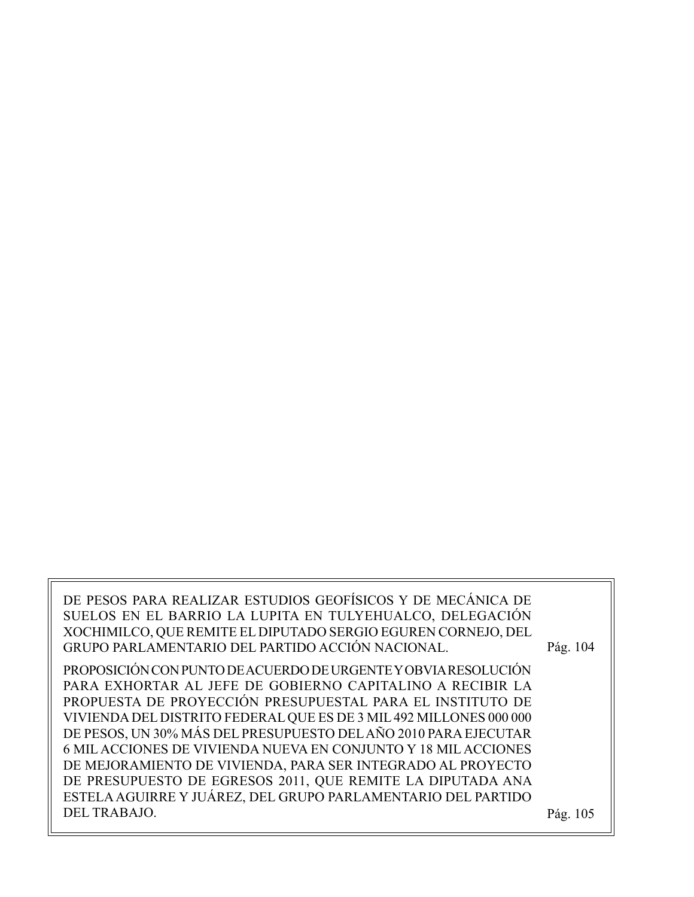DE PESOS PARA REALIZAR ESTUDIOS GEOFÍSICOS Y DE MECÁNICA DE SUELOS EN EL BARRIO LA LUPITA EN TULYEHUALCO, DELEGACIÓN XOCHIMILCO, QUE REMITE EL DIPUTADO SERGIO EGUREN CORNEJO, DEL GRUPO PARLAMENTARIO DEL PARTIDO ACCIÓN NACIONAL. Pág. 104

PROPOSICIÓN CON PUNTO DE ACUERDO DE URGENTE Y OBVIA RESOLUCIÓN PARA EXHORTAR AL JEFE DE GOBIERNO CAPITALINO A RECIBIR LA PROPUESTA DE PROYECCIÓN PRESUPUESTAL PARA EL INSTITUTO DE VIVIENDA DEL DISTRITO FEDERAL QUE ES DE 3 MIL 492 MILLONES 000 000 DE PESOS, UN 30% MÁS DEL PRESUPUESTO DEL AÑO 2010 PARA EJECUTAR 6 MIL ACCIONES DE VIVIENDA NUEVA EN CONJUNTO Y 18 MIL ACCIONES DE MEJORAMIENTO DE VIVIENDA, PARA SER INTEGRADO AL PROYECTO DE PRESUPUESTO DE EGRESOS 2011, QUE REMITE LA DIPUTADA ANA ESTELA AGUIRRE Y JUÁREZ, DEL GRUPO PARLAMENTARIO DEL PARTIDO DEL TRABAJO. Pág. 105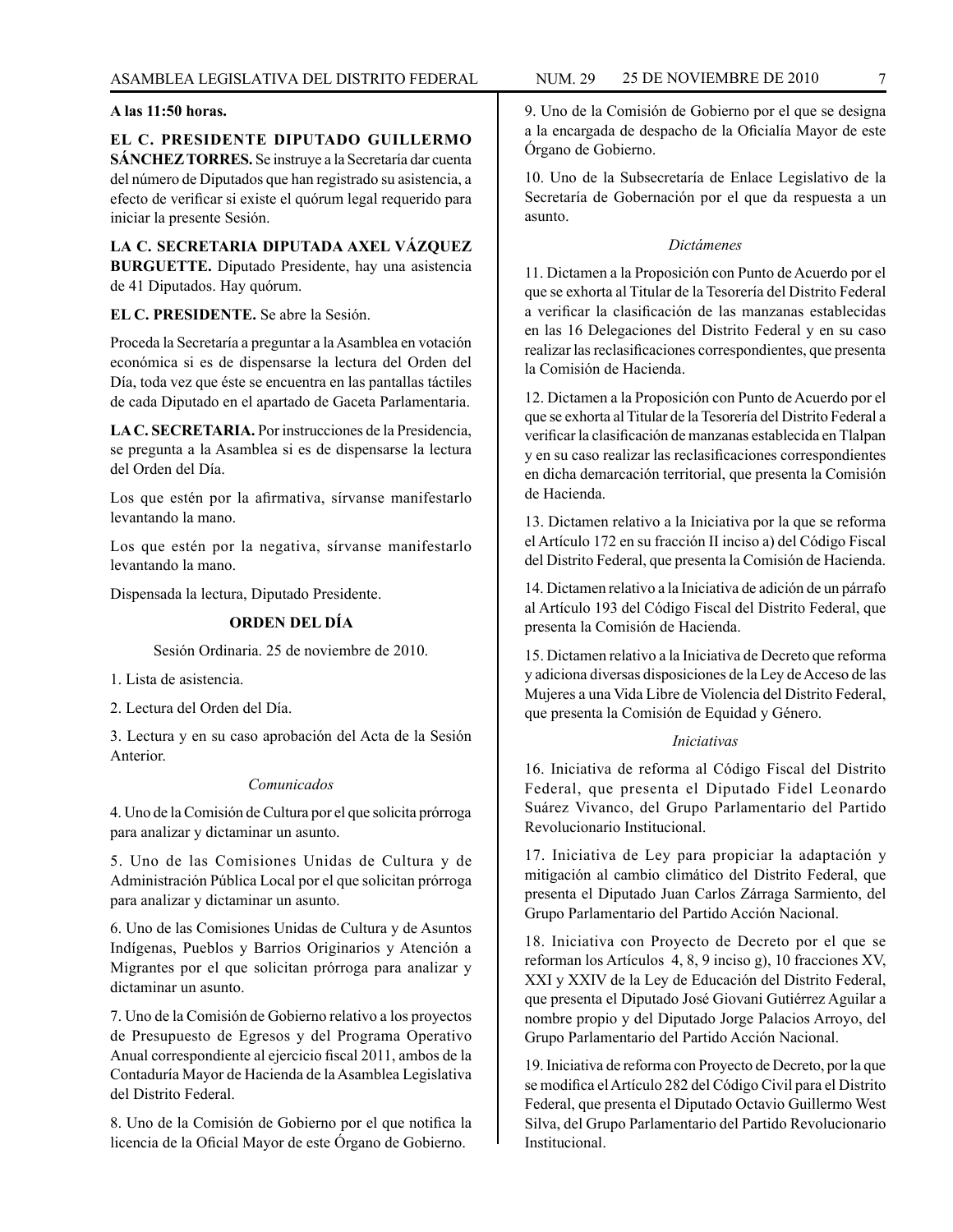**A las 11:50 horas.**

**EL C. PRESIDENTE DIPUTADO GUILLERMO SÁNCHEZ TORRES.** Se instruye a la Secretaría dar cuenta del número de Diputados que han registrado su asistencia, a efecto de verificar si existe el quórum legal requerido para iniciar la presente Sesión.

**LA C. SECRETARIA DIPUTADA AXEL VÁZQUEZ BURGUETTE.** Diputado Presidente, hay una asistencia de 41 Diputados. Hay quórum.

**EL C. PRESIDENTE.** Se abre la Sesión.

Proceda la Secretaría a preguntar a la Asamblea en votación económica si es de dispensarse la lectura del Orden del Día, toda vez que éste se encuentra en las pantallas táctiles de cada Diputado en el apartado de Gaceta Parlamentaria.

**LA C. SECRETARIA.** Por instrucciones de la Presidencia, se pregunta a la Asamblea si es de dispensarse la lectura del Orden del Día.

Los que estén por la afirmativa, sírvanse manifestarlo levantando la mano.

Los que estén por la negativa, sírvanse manifestarlo levantando la mano.

Dispensada la lectura, Diputado Presidente.

**ORDEN DEL DÍA**

Sesión Ordinaria. 25 de noviembre de 2010.

1. Lista de asistencia.

2. Lectura del Orden del Día.

3. Lectura y en su caso aprobación del Acta de la Sesión Anterior.

*Comunicados*

4. Uno de la Comisión de Cultura por el que solicita prórroga para analizar y dictaminar un asunto.

5. Uno de las Comisiones Unidas de Cultura y de Administración Pública Local por el que solicitan prórroga para analizar y dictaminar un asunto.

6. Uno de las Comisiones Unidas de Cultura y de Asuntos Indígenas, Pueblos y Barrios Originarios y Atención a Migrantes por el que solicitan prórroga para analizar y dictaminar un asunto.

7. Uno de la Comisión de Gobierno relativo a los proyectos de Presupuesto de Egresos y del Programa Operativo Anual correspondiente al ejercicio fiscal 2011, ambos de la Contaduría Mayor de Hacienda de la Asamblea Legislativa del Distrito Federal.

8. Uno de la Comisión de Gobierno por el que notifica la licencia de la Oficial Mayor de este Órgano de Gobierno.

9. Uno de la Comisión de Gobierno por el que se designa a la encargada de despacho de la Oficialía Mayor de este Órgano de Gobierno.

10. Uno de la Subsecretaría de Enlace Legislativo de la Secretaría de Gobernación por el que da respuesta a un asunto.

*Dictámenes*

11. Dictamen a la Proposición con Punto de Acuerdo por el que se exhorta al Titular de la Tesorería del Distrito Federal a verificar la clasificación de las manzanas establecidas en las 16 Delegaciones del Distrito Federal y en su caso realizar las reclasificaciones correspondientes, que presenta la Comisión de Hacienda.

12. Dictamen a la Proposición con Punto de Acuerdo por el que se exhorta al Titular de la Tesorería del Distrito Federal a verificar la clasificación de manzanas establecida en Tlalpan y en su caso realizar las reclasificaciones correspondientes en dicha demarcación territorial, que presenta la Comisión de Hacienda.

13. Dictamen relativo a la Iniciativa por la que se reforma el Artículo 172 en su fracción II inciso a) del Código Fiscal del Distrito Federal, que presenta la Comisión de Hacienda.

14. Dictamen relativo a la Iniciativa de adición de un párrafo al Artículo 193 del Código Fiscal del Distrito Federal, que presenta la Comisión de Hacienda.

15. Dictamen relativo a la Iniciativa de Decreto que reforma y adiciona diversas disposiciones de la Ley de Acceso de las Mujeres a una Vida Libre de Violencia del Distrito Federal, que presenta la Comisión de Equidad y Género.

*Iniciativas*

16. Iniciativa de reforma al Código Fiscal del Distrito Federal, que presenta el Diputado Fidel Leonardo Suárez Vivanco, del Grupo Parlamentario del Partido Revolucionario Institucional.

17. Iniciativa de Ley para propiciar la adaptación y mitigación al cambio climático del Distrito Federal, que presenta el Diputado Juan Carlos Zárraga Sarmiento, del Grupo Parlamentario del Partido Acción Nacional.

18. Iniciativa con Proyecto de Decreto por el que se reforman los Artículos 4, 8, 9 inciso g), 10 fracciones XV, XXI y XXIV de la Ley de Educación del Distrito Federal, que presenta el Diputado José Giovani Gutiérrez Aguilar a nombre propio y del Diputado Jorge Palacios Arroyo, del Grupo Parlamentario del Partido Acción Nacional.

19. Iniciativa de reforma con Proyecto de Decreto, por la que se modifica el Artículo 282 del Código Civil para el Distrito Federal, que presenta el Diputado Octavio Guillermo West Silva, del Grupo Parlamentario del Partido Revolucionario Institucional.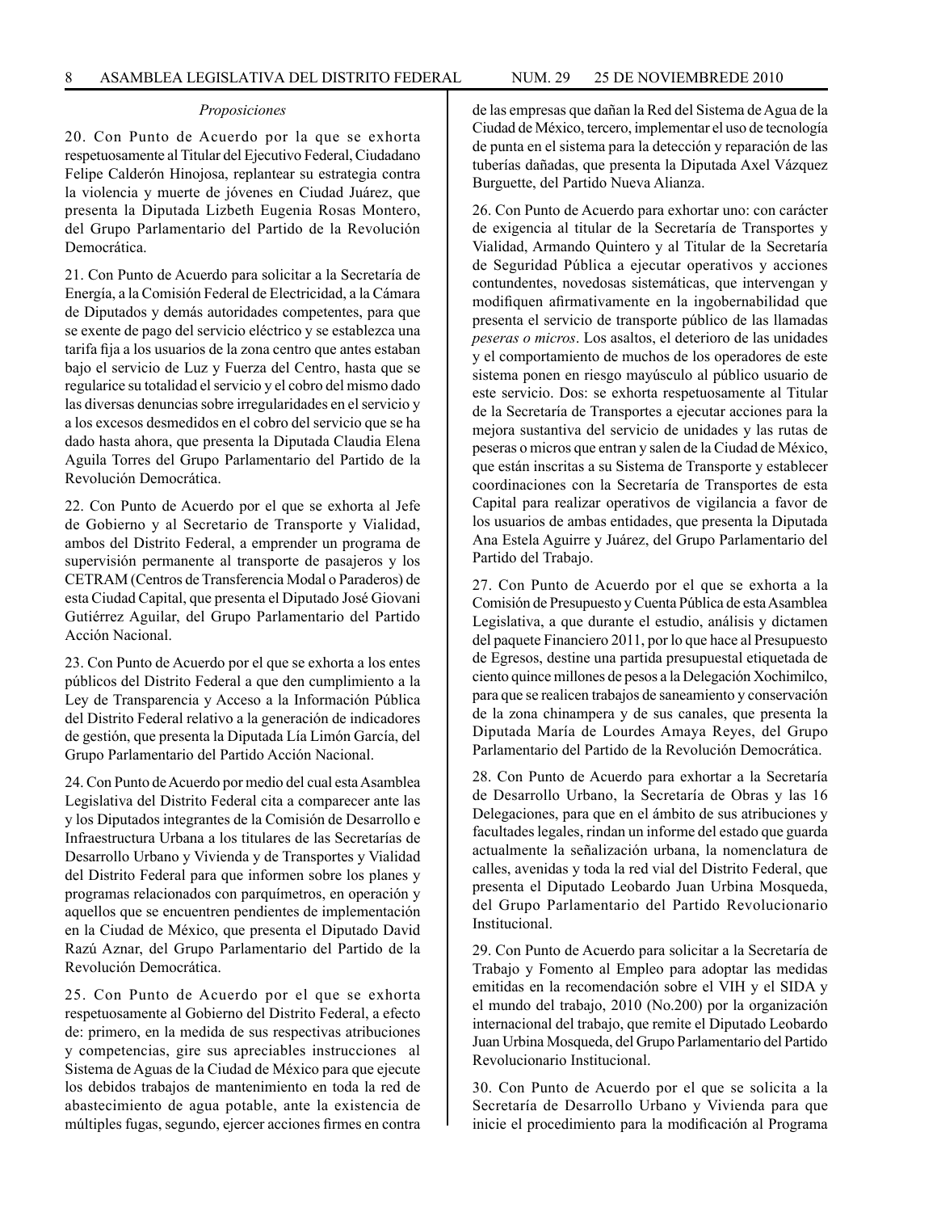*Proposiciones*

20. Con Punto de Acuerdo por la que se exhorta respetuosamente al Titular del Ejecutivo Federal, Ciudadano Felipe Calderón Hinojosa, replantear su estrategia contra la violencia y muerte de jóvenes en Ciudad Juárez, que presenta la Diputada Lizbeth Eugenia Rosas Montero, del Grupo Parlamentario del Partido de la Revolución Democrática.

21. Con Punto de Acuerdo para solicitar a la Secretaría de Energía, a la Comisión Federal de Electricidad, a la Cámara de Diputados y demás autoridades competentes, para que se exente de pago del servicio eléctrico y se establezca una tarifa fija a los usuarios de la zona centro que antes estaban bajo el servicio de Luz y Fuerza del Centro, hasta que se regularice su totalidad el servicio y el cobro del mismo dado las diversas denuncias sobre irregularidades en el servicio y a los excesos desmedidos en el cobro del servicio que se ha dado hasta ahora, que presenta la Diputada Claudia Elena Aguila Torres del Grupo Parlamentario del Partido de la Revolución Democrática.

22. Con Punto de Acuerdo por el que se exhorta al Jefe de Gobierno y al Secretario de Transporte y Vialidad, ambos del Distrito Federal, a emprender un programa de supervisión permanente al transporte de pasajeros y los CETRAM (Centros de Transferencia Modal o Paraderos) de esta Ciudad Capital, que presenta el Diputado José Giovani Gutiérrez Aguilar, del Grupo Parlamentario del Partido Acción Nacional.

23. Con Punto de Acuerdo por el que se exhorta a los entes públicos del Distrito Federal a que den cumplimiento a la Ley de Transparencia y Acceso a la Información Pública del Distrito Federal relativo a la generación de indicadores de gestión, que presenta la Diputada Lía Limón García, del Grupo Parlamentario del Partido Acción Nacional.

24. Con Punto de Acuerdo por medio del cual esta Asamblea Legislativa del Distrito Federal cita a comparecer ante las y los Diputados integrantes de la Comisión de Desarrollo e Infraestructura Urbana a los titulares de las Secretarías de Desarrollo Urbano y Vivienda y de Transportes y Vialidad del Distrito Federal para que informen sobre los planes y programas relacionados con parquímetros, en operación y aquellos que se encuentren pendientes de implementación en la Ciudad de México, que presenta el Diputado David Razú Aznar, del Grupo Parlamentario del Partido de la Revolución Democrática.

25. Con Punto de Acuerdo por el que se exhorta respetuosamente al Gobierno del Distrito Federal, a efecto de: primero, en la medida de sus respectivas atribuciones y competencias, gire sus apreciables instrucciones al Sistema de Aguas de la Ciudad de México para que ejecute los debidos trabajos de mantenimiento en toda la red de abastecimiento de agua potable, ante la existencia de múltiples fugas, segundo, ejercer acciones firmes en contra de las empresas que dañan la Red del Sistema de Agua de la Ciudad de México, tercero, implementar el uso de tecnología de punta en el sistema para la detección y reparación de las tuberías dañadas, que presenta la Diputada Axel Vázquez Burguette, del Partido Nueva Alianza.

26. Con Punto de Acuerdo para exhortar uno: con carácter de exigencia al titular de la Secretaría de Transportes y Vialidad, Armando Quintero y al Titular de la Secretaría de Seguridad Pública a ejecutar operativos y acciones contundentes, novedosas sistemáticas, que intervengan y modifiquen afirmativamente en la ingobernabilidad que presenta el servicio de transporte público de las llamadas *peseras o micros*. Los asaltos, el deterioro de las unidades y el comportamiento de muchos de los operadores de este sistema ponen en riesgo mayúsculo al público usuario de este servicio. Dos: se exhorta respetuosamente al Titular de la Secretaría de Transportes a ejecutar acciones para la mejora sustantiva del servicio de unidades y las rutas de peseras o micros que entran y salen de la Ciudad de México, que están inscritas a su Sistema de Transporte y establecer coordinaciones con la Secretaría de Transportes de esta Capital para realizar operativos de vigilancia a favor de los usuarios de ambas entidades, que presenta la Diputada Ana Estela Aguirre y Juárez, del Grupo Parlamentario del Partido del Trabajo.

27. Con Punto de Acuerdo por el que se exhorta a la Comisión de Presupuesto y Cuenta Pública de esta Asamblea Legislativa, a que durante el estudio, análisis y dictamen del paquete Financiero 2011, por lo que hace al Presupuesto de Egresos, destine una partida presupuestal etiquetada de ciento quince millones de pesos a la Delegación Xochimilco, para que se realicen trabajos de saneamiento y conservación de la zona chinampera y de sus canales, que presenta la Diputada María de Lourdes Amaya Reyes, del Grupo Parlamentario del Partido de la Revolución Democrática.

28. Con Punto de Acuerdo para exhortar a la Secretaría de Desarrollo Urbano, la Secretaría de Obras y las 16 Delegaciones, para que en el ámbito de sus atribuciones y facultades legales, rindan un informe del estado que guarda actualmente la señalización urbana, la nomenclatura de calles, avenidas y toda la red vial del Distrito Federal, que presenta el Diputado Leobardo Juan Urbina Mosqueda, del Grupo Parlamentario del Partido Revolucionario Institucional.

29. Con Punto de Acuerdo para solicitar a la Secretaría de Trabajo y Fomento al Empleo para adoptar las medidas emitidas en la recomendación sobre el VIH y el SIDA y el mundo del trabajo, 2010 (No.200) por la organización internacional del trabajo, que remite el Diputado Leobardo Juan Urbina Mosqueda, del Grupo Parlamentario del Partido Revolucionario Institucional.

30. Con Punto de Acuerdo por el que se solicita a la Secretaría de Desarrollo Urbano y Vivienda para que inicie el procedimiento para la modificación al Programa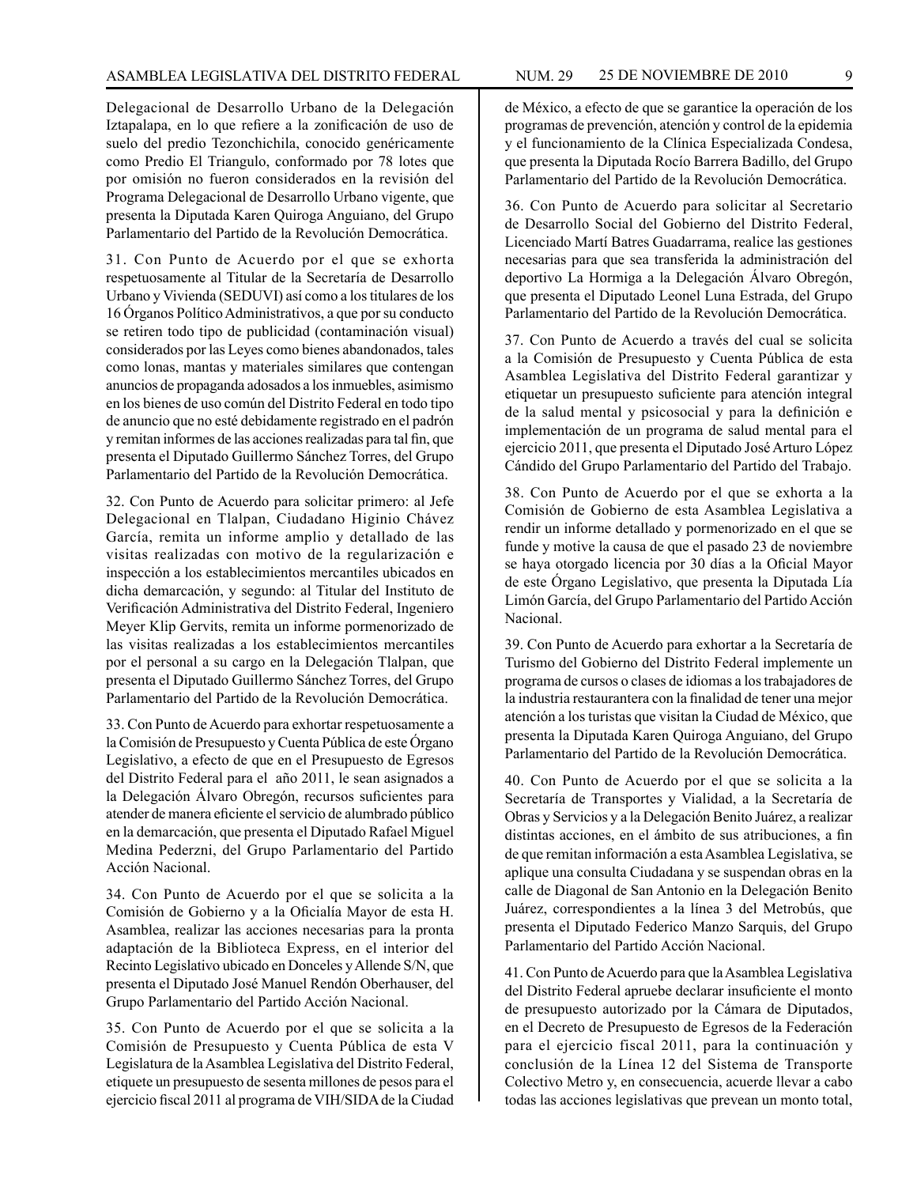Delegacional de Desarrollo Urbano de la Delegación Iztapalapa, en lo que refiere a la zonificación de uso de suelo del predio Tezonchichila, conocido genéricamente como Predio El Triangulo, conformado por 78 lotes que por omisión no fueron considerados en la revisión del Programa Delegacional de Desarrollo Urbano vigente, que presenta la Diputada Karen Quiroga Anguiano, del Grupo Parlamentario del Partido de la Revolución Democrática.

31. Con Punto de Acuerdo por el que se exhorta respetuosamente al Titular de la Secretaría de Desarrollo Urbano y Vivienda (SEDUVI) así como a los titulares de los 16 Órganos Político Administrativos, a que por su conducto se retiren todo tipo de publicidad (contaminación visual) considerados por las Leyes como bienes abandonados, tales como lonas, mantas y materiales similares que contengan anuncios de propaganda adosados a los inmuebles, asimismo en los bienes de uso común del Distrito Federal en todo tipo de anuncio que no esté debidamente registrado en el padrón y remitan informes de las acciones realizadas para tal fin, que presenta el Diputado Guillermo Sánchez Torres, del Grupo Parlamentario del Partido de la Revolución Democrática.

32. Con Punto de Acuerdo para solicitar primero: al Jefe Delegacional en Tlalpan, Ciudadano Higinio Chávez García, remita un informe amplio y detallado de las visitas realizadas con motivo de la regularización e inspección a los establecimientos mercantiles ubicados en dicha demarcación, y segundo: al Titular del Instituto de Verificación Administrativa del Distrito Federal, Ingeniero Meyer Klip Gervits, remita un informe pormenorizado de las visitas realizadas a los establecimientos mercantiles por el personal a su cargo en la Delegación Tlalpan, que presenta el Diputado Guillermo Sánchez Torres, del Grupo Parlamentario del Partido de la Revolución Democrática.

33. Con Punto de Acuerdo para exhortar respetuosamente a la Comisión de Presupuesto y Cuenta Pública de este Órgano Legislativo, a efecto de que en el Presupuesto de Egresos del Distrito Federal para el año 2011, le sean asignados a la Delegación Álvaro Obregón, recursos suficientes para atender de manera eficiente el servicio de alumbrado público en la demarcación, que presenta el Diputado Rafael Miguel Medina Pederzni, del Grupo Parlamentario del Partido Acción Nacional.

34. Con Punto de Acuerdo por el que se solicita a la Comisión de Gobierno y a la Oficialía Mayor de esta H. Asamblea, realizar las acciones necesarias para la pronta adaptación de la Biblioteca Express, en el interior del Recinto Legislativo ubicado en Donceles y Allende S/N, que presenta el Diputado José Manuel Rendón Oberhauser, del Grupo Parlamentario del Partido Acción Nacional.

35. Con Punto de Acuerdo por el que se solicita a la Comisión de Presupuesto y Cuenta Pública de esta V Legislatura de la Asamblea Legislativa del Distrito Federal, etiquete un presupuesto de sesenta millones de pesos para el ejercicio fiscal 2011 al programa de VIH/SIDA de la Ciudad de México, a efecto de que se garantice la operación de los programas de prevención, atención y control de la epidemia y el funcionamiento de la Clínica Especializada Condesa, que presenta la Diputada Rocío Barrera Badillo, del Grupo Parlamentario del Partido de la Revolución Democrática.

36. Con Punto de Acuerdo para solicitar al Secretario de Desarrollo Social del Gobierno del Distrito Federal, Licenciado Martí Batres Guadarrama, realice las gestiones necesarias para que sea transferida la administración del deportivo La Hormiga a la Delegación Álvaro Obregón, que presenta el Diputado Leonel Luna Estrada, del Grupo Parlamentario del Partido de la Revolución Democrática.

37. Con Punto de Acuerdo a través del cual se solicita a la Comisión de Presupuesto y Cuenta Pública de esta Asamblea Legislativa del Distrito Federal garantizar y etiquetar un presupuesto suficiente para atención integral de la salud mental y psicosocial y para la definición e implementación de un programa de salud mental para el ejercicio 2011, que presenta el Diputado José Arturo López Cándido del Grupo Parlamentario del Partido del Trabajo.

38. Con Punto de Acuerdo por el que se exhorta a la Comisión de Gobierno de esta Asamblea Legislativa a rendir un informe detallado y pormenorizado en el que se funde y motive la causa de que el pasado 23 de noviembre se haya otorgado licencia por 30 días a la Oficial Mayor de este Órgano Legislativo, que presenta la Diputada Lía Limón García, del Grupo Parlamentario del Partido Acción Nacional.

39. Con Punto de Acuerdo para exhortar a la Secretaría de Turismo del Gobierno del Distrito Federal implemente un programa de cursos o clases de idiomas a los trabajadores de la industria restaurantera con la finalidad de tener una mejor atención a los turistas que visitan la Ciudad de México, que presenta la Diputada Karen Quiroga Anguiano, del Grupo Parlamentario del Partido de la Revolución Democrática.

40. Con Punto de Acuerdo por el que se solicita a la Secretaría de Transportes y Vialidad, a la Secretaría de Obras y Servicios y a la Delegación Benito Juárez, a realizar distintas acciones, en el ámbito de sus atribuciones, a fin de que remitan información a esta Asamblea Legislativa, se aplique una consulta Ciudadana y se suspendan obras en la calle de Diagonal de San Antonio en la Delegación Benito Juárez, correspondientes a la línea 3 del Metrobús, que presenta el Diputado Federico Manzo Sarquis, del Grupo Parlamentario del Partido Acción Nacional.

41. Con Punto de Acuerdo para que la Asamblea Legislativa del Distrito Federal apruebe declarar insuficiente el monto de presupuesto autorizado por la Cámara de Diputados, en el Decreto de Presupuesto de Egresos de la Federación para el ejercicio fiscal 2011, para la continuación y conclusión de la Línea 12 del Sistema de Transporte Colectivo Metro y, en consecuencia, acuerde llevar a cabo todas las acciones legislativas que prevean un monto total,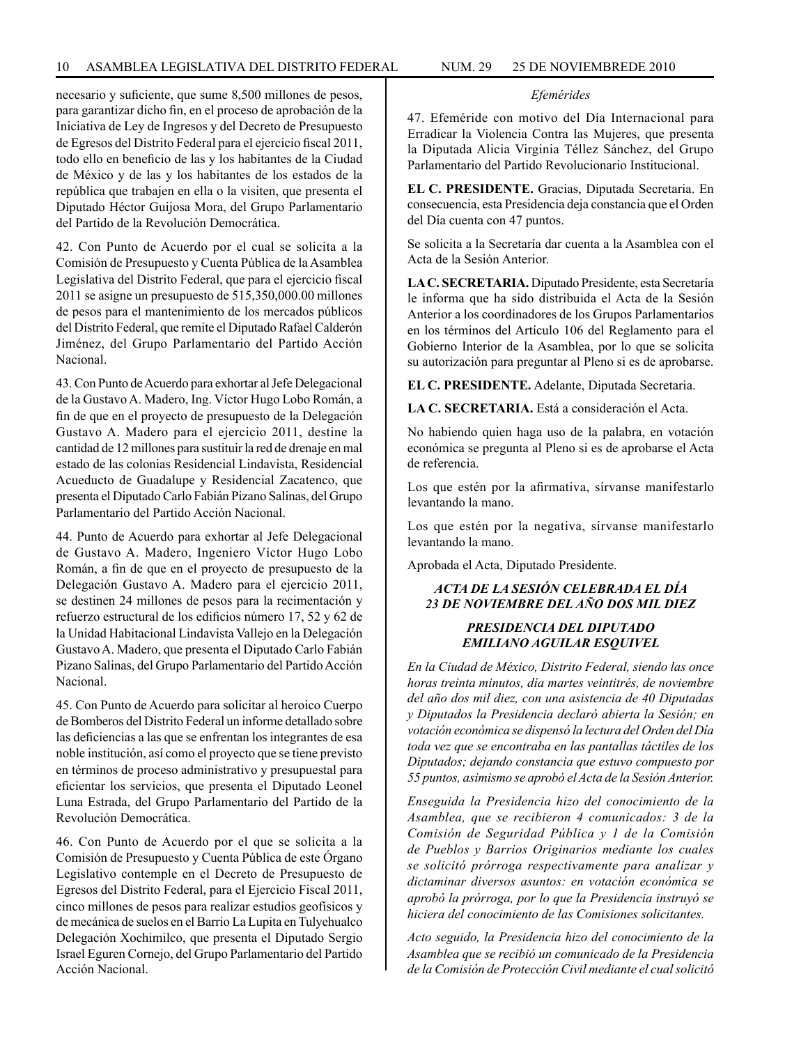necesario y suficiente, que sume 8,500 millones de pesos, para garantizar dicho fin, en el proceso de aprobación de la Iniciativa de Ley de Ingresos y del Decreto de Presupuesto de Egresos del Distrito Federal para el ejercicio fiscal 2011, todo ello en beneficio de las y los habitantes de la Ciudad de México y de las y los habitantes de los estados de la república que trabajen en ella o la visiten, que presenta el Diputado Héctor Guijosa Mora, del Grupo Parlamentario del Partido de la Revolución Democrática.

42. Con Punto de Acuerdo por el cual se solicita a la Comisión de Presupuesto y Cuenta Pública de la Asamblea Legislativa del Distrito Federal, que para el ejercicio fiscal 2011 se asigne un presupuesto de 515,350,000.00 millones de pesos para el mantenimiento de los mercados públicos del Distrito Federal, que remite el Diputado Rafael Calderón Jiménez, del Grupo Parlamentario del Partido Acción Nacional.

43. Con Punto de Acuerdo para exhortar al Jefe Delegacional de la Gustavo A. Madero, Ing. Víctor Hugo Lobo Román, a fin de que en el proyecto de presupuesto de la Delegación Gustavo A. Madero para el ejercicio 2011, destine la cantidad de 12 millones para sustituir la red de drenaje en mal estado de las colonias Residencial Lindavista, Residencial Acueducto de Guadalupe y Residencial Zacatenco, que presenta el Diputado Carlo Fabián Pizano Salinas, del Grupo Parlamentario del Partido Acción Nacional.

44. Punto de Acuerdo para exhortar al Jefe Delegacional de Gustavo A. Madero, Ingeniero Víctor Hugo Lobo Román, a fin de que en el proyecto de presupuesto de la Delegación Gustavo A. Madero para el ejercicio 2011, se destinen 24 millones de pesos para la recimentación y refuerzo estructural de los edificios número 17, 52 y 62 de la Unidad Habitacional Lindavista Vallejo en la Delegación Gustavo A. Madero, que presenta el Diputado Carlo Fabián Pizano Salinas, del Grupo Parlamentario del Partido Acción Nacional.

45. Con Punto de Acuerdo para solicitar al heroico Cuerpo de Bomberos del Distrito Federal un informe detallado sobre las deficiencias a las que se enfrentan los integrantes de esa noble institución, así como el proyecto que se tiene previsto en términos de proceso administrativo y presupuestal para eficientar los servicios, que presenta el Diputado Leonel Luna Estrada, del Grupo Parlamentario del Partido de la Revolución Democrática.

46. Con Punto de Acuerdo por el que se solicita a la Comisión de Presupuesto y Cuenta Pública de este Órgano Legislativo contemple en el Decreto de Presupuesto de Egresos del Distrito Federal, para el Ejercicio Fiscal 2011, cinco millones de pesos para realizar estudios geofísicos y de mecánica de suelos en el Barrio La Lupita en Tulyehualco Delegación Xochimilco, que presenta el Diputado Sergio Israel Eguren Cornejo, del Grupo Parlamentario del Partido Acción Nacional.

*Efemérides*

47. Efeméride con motivo del Día Internacional para Erradicar la Violencia Contra las Mujeres, que presenta la Diputada Alicia Virginia Téllez Sánchez, del Grupo Parlamentario del Partido Revolucionario Institucional.

**EL C. PRESIDENTE.** Gracias, Diputada Secretaria. En consecuencia, esta Presidencia deja constancia que el Orden del Día cuenta con 47 puntos.

Se solicita a la Secretaría dar cuenta a la Asamblea con el Acta de la Sesión Anterior.

**LA C. SECRETARIA.** Diputado Presidente, esta Secretaría le informa que ha sido distribuida el Acta de la Sesión Anterior a los coordinadores de los Grupos Parlamentarios en los términos del Artículo 106 del Reglamento para el Gobierno Interior de la Asamblea, por lo que se solicita su autorización para preguntar al Pleno si es de aprobarse.

**EL C. PRESIDENTE.** Adelante, Diputada Secretaria.

**LA C. SECRETARIA.** Está a consideración el Acta.

No habiendo quien haga uso de la palabra, en votación económica se pregunta al Pleno si es de aprobarse el Acta de referencia.

Los que estén por la afirmativa, sírvanse manifestarlo levantando la mano.

Los que estén por la negativa, sírvanse manifestarlo levantando la mano.

Aprobada el Acta, Diputado Presidente.

***ACTA DE LA SESIÓN CELEBRADA EL DÍA 23 DE NOVIEMBRE DEL AÑO DOS MIL DIEZ***

***PRESIDENCIA DEL DIPUTADO EMILIANO AGUILAR ESQUIVEL***

*En la Ciudad de México, Distrito Federal, siendo las once horas treinta minutos, día martes veintitrés, de noviembre del año dos mil diez, con una asistencia de 40 Diputadas y Diputados la Presidencia declaró abierta la Sesión; en votación económica se dispensó la lectura del Orden del Día toda vez que se encontraba en las pantallas táctiles de los Diputados; dejando constancia que estuvo compuesto por 55 puntos, asimismo se aprobó el Acta de la Sesión Anterior.*

*Enseguida la Presidencia hizo del conocimiento de la Asamblea, que se recibieron 4 comunicados: 3 de la Comisión de Seguridad Pública y 1 de la Comisión de Pueblos y Barrios Originarios mediante los cuales se solicitó prórroga respectivamente para analizar y dictaminar diversos asuntos: en votación económica se aprobó la prórroga, por lo que la Presidencia instruyó se hiciera del conocimiento de las Comisiones solicitantes.*

*Acto seguido, la Presidencia hizo del conocimiento de la Asamblea que se recibió un comunicado de la Presidencia de la Comisión de Protección Civil mediante el cual solicitó*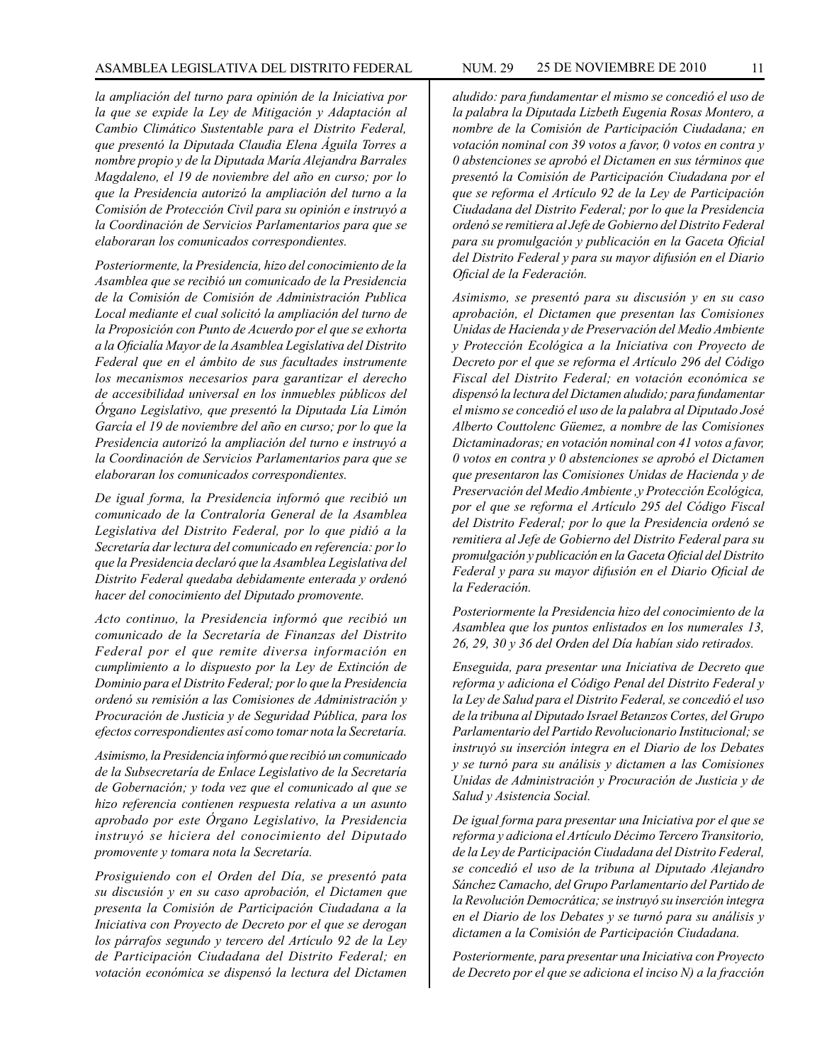*la ampliación del turno para opinión de la Iniciativa por la que se expide la Ley de Mitigación y Adaptación al Cambio Climático Sustentable para el Distrito Federal, que presentó la Diputada Claudia Elena Águila Torres a nombre propio y de la Diputada María Alejandra Barrales Magdaleno, el 19 de noviembre del año en curso; por lo que la Presidencia autorizó la ampliación del turno a la Comisión de Protección Civil para su opinión e instruyó a la Coordinación de Servicios Parlamentarios para que se elaboraran los comunicados correspondientes.*

*Posteriormente, la Presidencia, hizo del conocimiento de la Asamblea que se recibió un comunicado de la Presidencia de la Comisión de Comisión de Administración Publica Local mediante el cual solicitó la ampliación del turno de la Proposición con Punto de Acuerdo por el que se exhorta a la Oficialía Mayor de la Asamblea Legislativa del Distrito Federal que en el ámbito de sus facultades instrumente los mecanismos necesarios para garantizar el derecho de accesibilidad universal en los inmuebles públicos del Órgano Legislativo, que presentó la Diputada Lía Limón García el 19 de noviembre del año en curso; por lo que la Presidencia autorizó la ampliación del turno e instruyó a la Coordinación de Servicios Parlamentarios para que se elaboraran los comunicados correspondientes.*

*De igual forma, la Presidencia informó que recibió un comunicado de la Contraloría General de la Asamblea Legislativa del Distrito Federal, por lo que pidió a la Secretaría dar lectura del comunicado en referencia: por lo que la Presidencia declaró que la Asamblea Legislativa del Distrito Federal quedaba debidamente enterada y ordenó hacer del conocimiento del Diputado promovente.*

*Acto continuo, la Presidencia informó que recibió un comunicado de la Secretaría de Finanzas del Distrito Federal por el que remite diversa información en cumplimiento a lo dispuesto por la Ley de Extinción de Dominio para el Distrito Federal; por lo que la Presidencia ordenó su remisión a las Comisiones de Administración y Procuración de Justicia y de Seguridad Pública, para los efectos correspondientes así como tomar nota la Secretaría.*

*Asimismo, la Presidencia informó que recibió un comunicado de la Subsecretaría de Enlace Legislativo de la Secretaría de Gobernación; y toda vez que el comunicado al que se hizo referencia contienen respuesta relativa a un asunto aprobado por este Órgano Legislativo, la Presidencia instruyó se hiciera del conocimiento del Diputado promovente y tomara nota la Secretaría.*

*Prosiguiendo con el Orden del Día, se presentó pata su discusión y en su caso aprobación, el Dictamen que presenta la Comisión de Participación Ciudadana a la Iniciativa con Proyecto de Decreto por el que se derogan los párrafos segundo y tercero del Artículo 92 de la Ley de Participación Ciudadana del Distrito Federal; en votación económica se dispensó la lectura del Dictamen aludido: para fundamentar el mismo se concedió el uso de la palabra la Diputada Lizbeth Eugenia Rosas Montero, a nombre de la Comisión de Participación Ciudadana; en votación nominal con 39 votos a favor, 0 votos en contra y 0 abstenciones se aprobó el Dictamen en sus términos que presentó la Comisión de Participación Ciudadana por el que se reforma el Artículo 92 de la Ley de Participación Ciudadana del Distrito Federal; por lo que la Presidencia ordenó se remitiera al Jefe de Gobierno del Distrito Federal para su promulgación y publicación en la Gaceta Oficial del Distrito Federal y para su mayor difusión en el Diario Oficial de la Federación.*

*Asimismo, se presentó para su discusión y en su caso aprobación, el Dictamen que presentan las Comisiones Unidas de Hacienda y de Preservación del Medio Ambiente y Protección Ecológica a la Iniciativa con Proyecto de Decreto por el que se reforma el Artículo 296 del Código Fiscal del Distrito Federal; en votación económica se dispensó la lectura del Dictamen aludido; para fundamentar el mismo se concedió el uso de la palabra al Diputado José Alberto Couttolenc Güemez, a nombre de las Comisiones Dictaminadoras; en votación nominal con 41 votos a favor, 0 votos en contra y 0 abstenciones se aprobó el Dictamen que presentaron las Comisiones Unidas de Hacienda y de Preservación del Medio Ambiente ,y Protección Ecológica, por el que se reforma el Artículo 295 del Código Fiscal del Distrito Federal; por lo que la Presidencia ordenó se remitiera al Jefe de Gobierno del Distrito Federal para su promulgación y publicación en la Gaceta Oficial del Distrito Federal y para su mayor difusión en el Diario Oficial de la Federación.*

*Posteriormente la Presidencia hizo del conocimiento de la Asamblea que los puntos enlistados en los numerales 13, 26, 29, 30 y 36 del Orden del Día habían sido retirados.*

*Enseguida, para presentar una Iniciativa de Decreto que reforma y adiciona el Código Penal del Distrito Federal y la Ley de Salud para el Distrito Federal, se concedió el uso de la tribuna al Diputado Israel Betanzos Cortes, del Grupo Parlamentario del Partido Revolucionario Institucional; se instruyó su inserción integra en el Diario de los Debates y se turnó para su análisis y dictamen a las Comisiones Unidas de Administración y Procuración de Justicia y de Salud y Asistencia Social.*

*De igual forma para presentar una Iniciativa por el que se reforma y adiciona el Artículo Décimo Tercero Transitorio, de la Ley de Participación Ciudadana del Distrito Federal, se concedió el uso de la tribuna al Diputado Alejandro Sánchez Camacho, del Grupo Parlamentario del Partido de la Revolución Democrática; se instruyó su inserción integra en el Diario de los Debates y se turnó para su análisis y dictamen a la Comisión de Participación Ciudadana.*

*Posteriormente, para presentar una Iniciativa con Proyecto de Decreto por el que se adiciona el inciso N) a la fracción*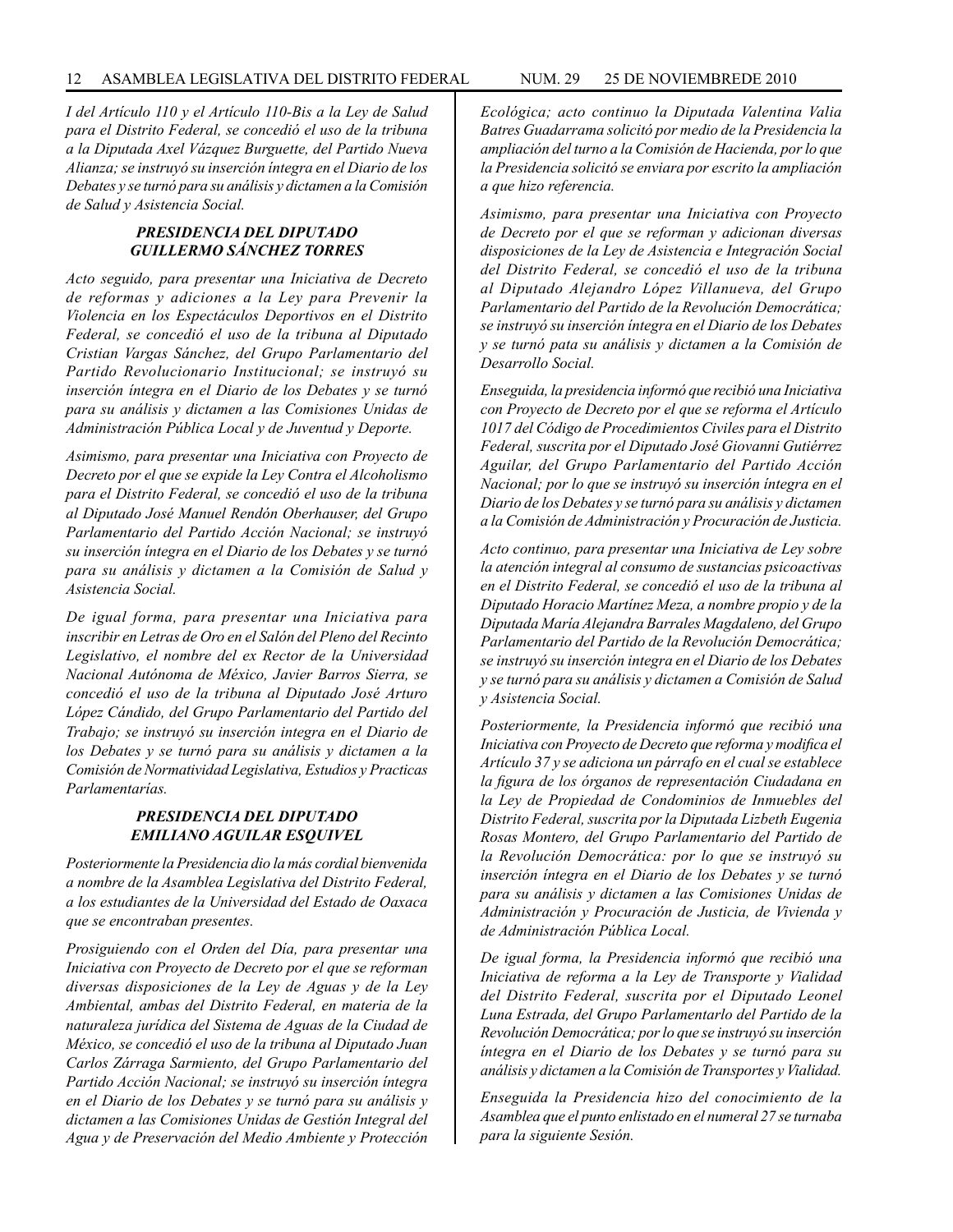*I del Artículo 110 y el Artículo 110-Bis a la Ley de Salud para el Distrito Federal, se concedió el uso de la tribuna a la Diputada Axel Vázquez Burguette, del Partido Nueva Alianza; se instruyó su inserción íntegra en el Diario de los Debates y se turnó para su análisis y dictamen a la Comisión de Salud y Asistencia Social.*

***PRESIDENCIA DEL DIPUTADO GUILLERMO SÁNCHEZ TORRES***

*Acto seguido, para presentar una Iniciativa de Decreto de reformas y adiciones a la Ley para Prevenir la Violencia en los Espectáculos Deportivos en el Distrito Federal, se concedió el uso de la tribuna al Diputado Cristian Vargas Sánchez, del Grupo Parlamentario del Partido Revolucionario Institucional; se instruyó su inserción íntegra en el Diario de los Debates y se turnó para su análisis y dictamen a las Comisiones Unidas de Administración Pública Local y de Juventud y Deporte.*

*Asimismo, para presentar una Iniciativa con Proyecto de Decreto por el que se expide la Ley Contra el Alcoholismo para el Distrito Federal, se concedió el uso de la tribuna al Diputado José Manuel Rendón Oberhauser, del Grupo Parlamentario del Partido Acción Nacional; se instruyó su inserción íntegra en el Diario de los Debates y se turnó para su análisis y dictamen a la Comisión de Salud y Asistencia Social.*

*De igual forma, para presentar una Iniciativa para inscribir en Letras de Oro en el Salón del Pleno del Recinto Legislativo, el nombre del ex Rector de la Universidad Nacional Autónoma de México, Javier Barros Sierra, se concedió el uso de la tribuna al Diputado José Arturo López Cándido, del Grupo Parlamentario del Partido del Trabajo; se instruyó su inserción integra en el Diario de los Debates y se turnó para su análisis y dictamen a la Comisión de Normatividad Legislativa, Estudios y Practicas Parlamentarías.*

***PRESIDENCIA DEL DIPUTADO EMILIANO AGUILAR ESQUIVEL***

*Posteriormente la Presidencia dio la más cordial bienvenida a nombre de la Asamblea Legislativa del Distrito Federal, a los estudiantes de la Universidad del Estado de Oaxaca que se encontraban presentes.*

*Prosiguiendo con el Orden del Día, para presentar una Iniciativa con Proyecto de Decreto por el que se reforman diversas disposiciones de la Ley de Aguas y de la Ley Ambiental, ambas del Distrito Federal, en materia de la naturaleza jurídica del Sistema de Aguas de la Ciudad de México, se concedió el uso de la tribuna al Diputado Juan Carlos Zárraga Sarmiento, del Grupo Parlamentario del Partido Acción Nacional; se instruyó su inserción íntegra en el Diario de los Debates y se turnó para su análisis y dictamen a las Comisiones Unidas de Gestión Integral del Agua y de Preservación del Medio Ambiente y Protección Ecológica; acto continuo la Diputada Valentina Valia Batres Guadarrama solicitó por medio de la Presidencia la ampliación del turno a la Comisión de Hacienda, por lo que la Presidencia solicitó se enviara por escrito la ampliación a que hizo referencia.*

*Asimismo, para presentar una Iniciativa con Proyecto de Decreto por el que se reforman y adicionan diversas disposiciones de la Ley de Asistencia e Integración Social del Distrito Federal, se concedió el uso de la tribuna al Diputado Alejandro López Villanueva, del Grupo Parlamentario del Partido de la Revolución Democrática; se instruyó su inserción íntegra en el Diario de los Debates y se turnó pata su análisis y dictamen a la Comisión de Desarrollo Social.*

*Enseguida, la presidencia informó que recibió una Iniciativa con Proyecto de Decreto por el que se reforma el Artículo 1017 del Código de Procedimientos Civiles para el Distrito Federal, suscrita por el Diputado José Giovanni Gutiérrez Aguilar, del Grupo Parlamentario del Partido Acción Nacional; por lo que se instruyó su inserción íntegra en el Diario de los Debates y se turnó para su análisis y dictamen a la Comisión de Administración y Procuración de Justicia.*

*Acto continuo, para presentar una Iniciativa de Ley sobre la atención integral al consumo de sustancias psicoactivas en el Distrito Federal, se concedió el uso de la tribuna al Diputado Horacio Martínez Meza, a nombre propio y de la Diputada María Alejandra Barrales Magdaleno, del Grupo Parlamentario del Partido de la Revolución Democrática; se instruyó su inserción integra en el Diario de los Debates y se turnó para su análisis y dictamen a Comisión de Salud y Asistencia Social.*

*Posteriormente, la Presidencia informó que recibió una Iniciativa con Proyecto de Decreto que reforma y modifica el Artículo 37 y se adiciona un párrafo en el cual se establece la figura de los órganos de representación Ciudadana en la Ley de Propiedad de Condominios de Inmuebles del Distrito Federal, suscrita por la Diputada Lizbeth Eugenia Rosas Montero, del Grupo Parlamentario del Partido de la Revolución Democrática: por lo que se instruyó su inserción íntegra en el Diario de los Debates y se turnó para su análisis y dictamen a las Comisiones Unidas de Administración y Procuración de Justicia, de Vivienda y de Administración Pública Local.*

*De igual forma, la Presidencia informó que recibió una Iniciativa de reforma a la Ley de Transporte y Vialidad del Distrito Federal, suscrita por el Diputado Leonel Luna Estrada, del Grupo Parlamentarlo del Partido de la Revolución Democrática; por lo que se instruyó su inserción íntegra en el Diario de los Debates y se turnó para su análisis y dictamen a la Comisión de Transportes y Vialidad.*

*Enseguida la Presidencia hizo del conocimiento de la Asamblea que el punto enlistado en el numeral 27 se turnaba para la siguiente Sesión.*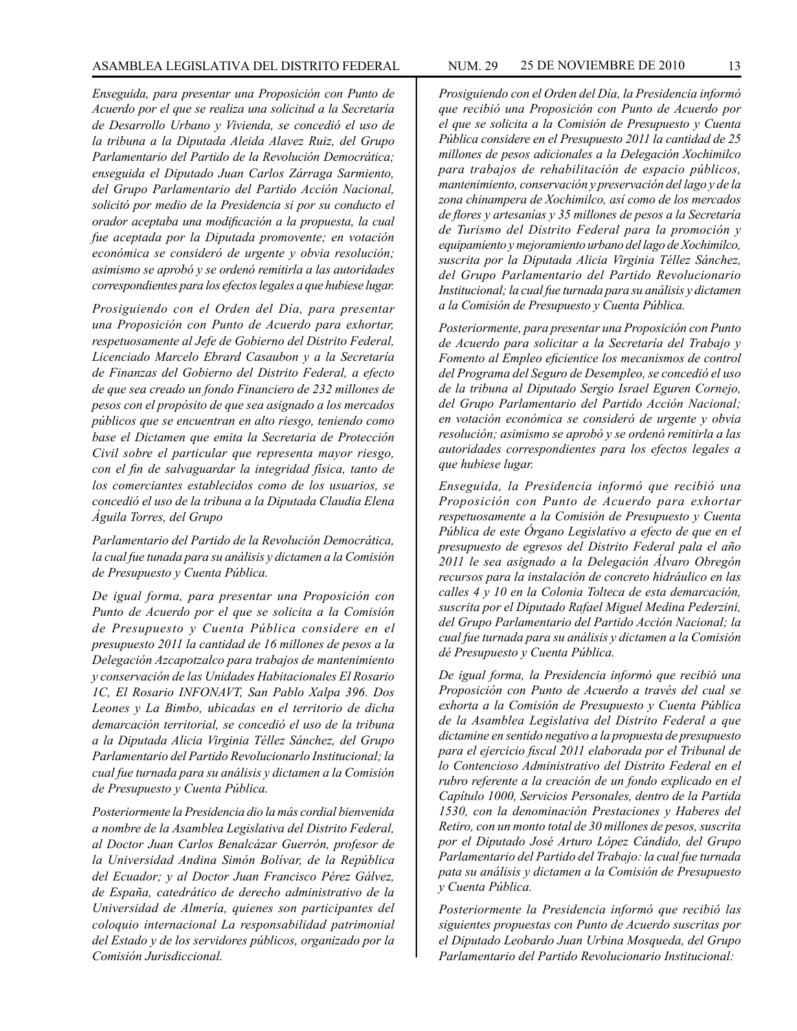*Enseguida, para presentar una Proposición con Punto de Acuerdo por el que se realiza una solicitud a la Secretaría de Desarrollo Urbano y Vivienda, se concedió el uso de la tribuna a la Diputada Aleida Alavez Ruiz, del Grupo Parlamentario del Partido de la Revolución Democrática; enseguida el Diputado Juan Carlos Zárraga Sarmiento, del Grupo Parlamentario del Partido Acción Nacional, solicitó por medio de la Presidencia si por su conducto el orador aceptaba una modificación a la propuesta, la cual fue aceptada por la Diputada promovente; en votación económica se consideró de urgente y obvia resolución; asimismo se aprobó y se ordenó remitirla a las autoridades correspondientes para los efectos legales a que hubiese lugar.*

*Prosiguiendo con el Orden del Día, para presentar una Proposición con Punto de Acuerdo para exhortar, respetuosamente al Jefe de Gobierno del Distrito Federal, Licenciado Marcelo Ebrard Casaubon y a la Secretaría de Finanzas del Gobierno del Distrito Federal, a efecto de que sea creado un fondo Financiero de 232 millones de pesos con el propósito de que sea asignado a los mercados públicos que se encuentran en alto riesgo, teniendo como base el Dictamen que emita la Secretaria de Protección Civil sobre el particular que representa mayor riesgo, con el fin de salvaguardar la integridad física, tanto de los comerciantes establecidos como de los usuarios, se concedió el uso de la tribuna a la Diputada Claudia Elena Águila Torres, del Grupo*

*Parlamentario del Partido de la Revolución Democrática, la cual fue tunada para su análisis y dictamen a la Comisión de Presupuesto y Cuenta Pública.*

*De igual forma, para presentar una Proposición con Punto de Acuerdo por el que se solicita a la Comisión de Presupuesto y Cuenta Pública considere en el presupuesto 2011 la cantidad de 16 millones de pesos a la Delegación Azcapotzalco para trabajos de mantenimiento y conservación de las Unidades Habitacionales El Rosario 1C, El Rosario INFONAVT, San Pablo Xalpa 396. Dos Leones y La Bimbo, ubicadas en el territorio de dicha demarcación territorial, se concedió el uso de la tribuna a la Diputada Alicia Virginia Téllez Sánchez, del Grupo Parlamentario del Partido Revolucionarlo Institucional; la cual fue turnada para su análisis y dictamen a la Comisión de Presupuesto y Cuenta Pública.*

*Posteriormente la Presidencia dio la más cordial bienvenida a nombre de la Asamblea Legislativa del Distrito Federal, al Doctor Juan Carlos Benalcázar Guerrón, profesor de la Universidad Andina Simón Bolívar, de la República del Ecuador; y al Doctor Juan Francisco Pérez Gálvez, de España, catedrático de derecho administrativo de la Universidad de Almería, quienes son participantes del coloquio internacional La responsabilidad patrimonial del Estado y de los servidores públicos, organizado por la Comisión Jurisdiccional.*

*Prosiguiendo con el Orden del Día, la Presidencia informó que recibió una Proposición con Punto de Acuerdo por el que se solicita a la Comisión de Presupuesto y Cuenta Pública considere en el Presupuesto 2011 la cantidad de 25 millones de pesos adicionales a la Delegación Xochimilco para trabajos de rehabilitación de espacio públicos, mantenimiento, conservación y preservación del lago y de la zona chinampera de Xochimilco, así como de los mercados de flores y artesanías y 35 millones de pesos a la Secretaría de Turismo del Distrito Federal para la promoción y equipamiento y mejoramiento urbano del lago de Xochimilco, suscrita por la Diputada Alicia Virginia Téllez Sánchez, del Grupo Parlamentario del Partido Revolucionario Institucional; la cual fue turnada para su análisis y dictamen a la Comisión de Presupuesto y Cuenta Pública.*

*Posteriormente, para presentar una Proposición con Punto de Acuerdo para solicitar a la Secretaría del Trabajo y Fomento al Empleo eficientice los mecanismos de control del Programa del Seguro de Desempleo, se concedió el uso de la tribuna al Diputado Sergio Israel Eguren Cornejo, del Grupo Parlamentario del Partido Acción Nacional; en votación económica se consideró de urgente y obvia resolución; asimismo se aprobó y se ordenó remitirla a las autoridades correspondientes para los efectos legales a que hubiese lugar.*

*Enseguida, la Presidencia informó que recibió una Proposición con Punto de Acuerdo para exhortar respetuosamente a la Comisión de Presupuesto y Cuenta Pública de este Órgano Legislativo a efecto de que en el presupuesto de egresos del Distrito Federal pala el año 2011 le sea asignado a la Delegación Álvaro Obregón recursos para la instalación de concreto hidráulico en las calles 4 y 10 en la Colonia Tolteca de esta demarcación, suscrita por el Diputado Rafael Miguel Medina Pederzini, del Grupo Parlamentario del Partido Acción Nacional; la cual fue turnada para su análisis y dictamen a la Comisión dé Presupuesto y Cuenta Pública.*

*De igual forma, la Presidencia informó que recibió una Proposición con Punto de Acuerdo a través del cual se exhorta a la Comisión de Presupuesto y Cuenta Pública de la Asamblea Legislativa del Distrito Federal a que dictamine en sentido negativo a la propuesta de presupuesto para el ejercicio fiscal 2011 elaborada por el Tribunal de lo Contencioso Administrativo del Distrito Federal en el rubro referente a la creación de un fondo explicado en el Capítulo 1000, Servicios Personales, dentro de la Partida 1530, con la denominación Prestaciones y Haberes del Retiro, con un monto total de 30 millones de pesos, suscrita por el Diputado José Arturo López Cándido, del Grupo Parlamentario del Partido del Trabajo: la cual fue turnada pata su análisis y dictamen a la Comisión de Presupuesto y Cuenta Pública.*

*Posteriormente la Presidencia informó que recibió las siguientes propuestas con Punto de Acuerdo suscritas por el Diputado Leobardo Juan Urbina Mosqueda, del Grupo Parlamentario del Partido Revolucionario Institucional:*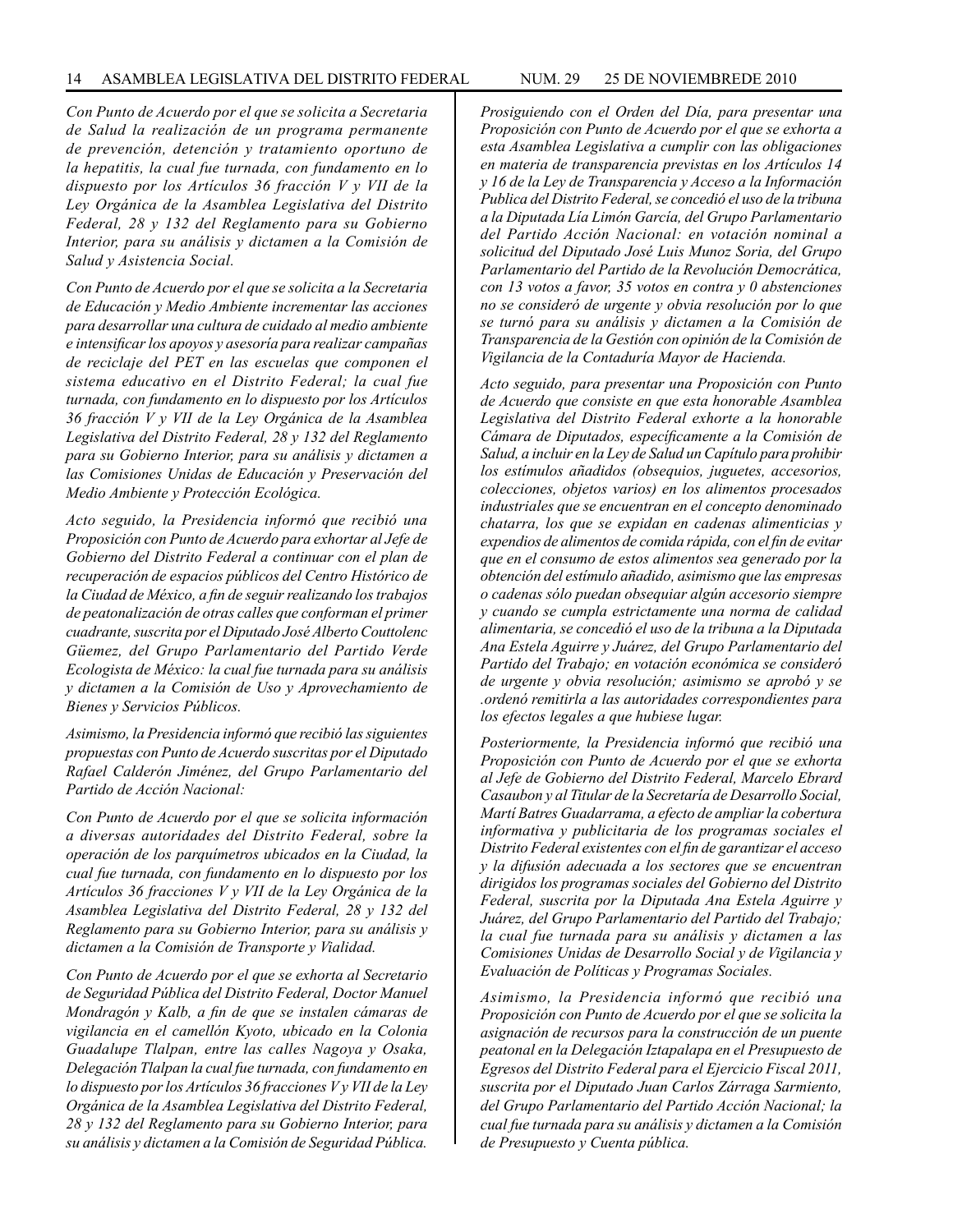*Con Punto de Acuerdo por el que se solicita a Secretaria de Salud la realización de un programa permanente de prevención, detención y tratamiento oportuno de la hepatitis, la cual fue turnada, con fundamento en lo dispuesto por los Artículos 36 fracción V y VII de la Ley Orgánica de la Asamblea Legislativa del Distrito Federal, 28 y 132 del Reglamento para su Gobierno Interior, para su análisis y dictamen a la Comisión de Salud y Asistencia Social.*

*Con Punto de Acuerdo por el que se solicita a la Secretaria de Educación y Medio Ambiente incrementar las acciones para desarrollar una cultura de cuidado al medio ambiente e intensificar los apoyos y asesoría para realizar campañas de reciclaje del PET en las escuelas que componen el sistema educativo en el Distrito Federal; la cual fue turnada, con fundamento en lo dispuesto por los Artículos 36 fracción V y VII de la Ley Orgánica de la Asamblea Legislativa del Distrito Federal, 28 y 132 del Reglamento para su Gobierno Interior, para su análisis y dictamen a las Comisiones Unidas de Educación y Preservación del Medio Ambiente y Protección Ecológica.*

*Acto seguido, la Presidencia informó que recibió una Proposición con Punto de Acuerdo para exhortar al Jefe de Gobierno del Distrito Federal a continuar con el plan de recuperación de espacios públicos del Centro Histórico de la Ciudad de México, a fin de seguir realizando los trabajos de peatonalización de otras calles que conforman el primer cuadrante, suscrita por el Diputado José Alberto Couttolenc Güemez, del Grupo Parlamentario del Partido Verde Ecologista de México: la cual fue turnada para su análisis y dictamen a la Comisión de Uso y Aprovechamiento de Bienes y Servicios Públicos.*

*Asimismo, la Presidencia informó que recibió las siguientes propuestas con Punto de Acuerdo suscritas por el Diputado Rafael Calderón Jiménez, del Grupo Parlamentario del Partido de Acción Nacional:*

*Con Punto de Acuerdo por el que se solicita información a diversas autoridades del Distrito Federal, sobre la operación de los parquímetros ubicados en la Ciudad, la cual fue turnada, con fundamento en lo dispuesto por los Artículos 36 fracciones V y VII de la Ley Orgánica de la Asamblea Legislativa del Distrito Federal, 28 y 132 del Reglamento para su Gobierno Interior, para su análisis y dictamen a la Comisión de Transporte y Vialidad.*

*Con Punto de Acuerdo por el que se exhorta al Secretario de Seguridad Pública del Distrito Federal, Doctor Manuel Mondragón y Kalb, a fin de que se instalen cámaras de vigilancia en el camellón Kyoto, ubicado en la Colonia Guadalupe Tlalpan, entre las calles Nagoya y Osaka, Delegación Tlalpan la cual fue turnada, con fundamento en lo dispuesto por los Artículos 36 fracciones V y VII de la Ley Orgánica de la Asamblea Legislativa del Distrito Federal, 28 y 132 del Reglamento para su Gobierno Interior, para su análisis y dictamen a la Comisión de Seguridad Pública.*

*Prosiguiendo con el Orden del Día, para presentar una Proposición con Punto de Acuerdo por el que se exhorta a esta Asamblea Legislativa a cumplir con las obligaciones en materia de transparencia previstas en los Artículos 14 y 16 de la Ley de Transparencia y Acceso a la Información Publica del Distrito Federal, se concedió el uso de la tribuna a la Diputada Lía Limón García, del Grupo Parlamentario del Partido Acción Nacional: en votación nominal a solicitud del Diputado José Luis Munoz Soria, del Grupo Parlamentario del Partido de la Revolución Democrática, con 13 votos a favor, 35 votos en contra y 0 abstenciones no se consideró de urgente y obvia resolución por lo que se turnó para su análisis y dictamen a la Comisión de Transparencia de la Gestión con opinión de la Comisión de Vigilancia de la Contaduría Mayor de Hacienda.*

*Acto seguido, para presentar una Proposición con Punto de Acuerdo que consiste en que esta honorable Asamblea Legislativa del Distrito Federal exhorte a la honorable Cámara de Diputados, específicamente a la Comisión de Salud, a incluir en la Ley de Salud un Capítulo para prohibir los estímulos añadidos (obsequios, juguetes, accesorios, colecciones, objetos varios) en los alimentos procesados industriales que se encuentran en el concepto denominado chatarra, los que se expidan en cadenas alimenticias y expendios de alimentos de comida rápida, con el fin de evitar que en el consumo de estos alimentos sea generado por la obtención del estímulo añadido, asimismo que las empresas o cadenas sólo puedan obsequiar algún accesorio siempre y cuando se cumpla estrictamente una norma de calidad alimentaria, se concedió el uso de la tribuna a la Diputada Ana Estela Aguirre y Juárez, del Grupo Parlamentario del Partido del Trabajo; en votación económica se consideró de urgente y obvia resolución; asimismo se aprobó y se .ordenó remitirla a las autoridades correspondientes para los efectos legales a que hubiese lugar.*

*Posteriormente, la Presidencia informó que recibió una Proposición con Punto de Acuerdo por el que se exhorta al Jefe de Gobierno del Distrito Federal, Marcelo Ebrard Casaubon y al Titular de la Secretaría de Desarrollo Social, Martí Batres Guadarrama, a efecto de ampliar la cobertura informativa y publicitaria de los programas sociales el Distrito Federal existentes con el fin de garantizar el acceso y la difusión adecuada a los sectores que se encuentran dirigidos los programas sociales del Gobierno del Distrito Federal, suscrita por la Diputada Ana Estela Aguirre y Juárez, del Grupo Parlamentario del Partido del Trabajo; la cual fue turnada para su análisis y dictamen a las Comisiones Unidas de Desarrollo Social y de Vigilancia y Evaluación de Políticas y Programas Sociales.*

*Asimismo, la Presidencia informó que recibió una Proposición con Punto de Acuerdo por el que se solicita la asignación de recursos para la construcción de un puente peatonal en la Delegación Iztapalapa en el Presupuesto de Egresos del Distrito Federal para el Ejercicio Fiscal 2011, suscrita por el Diputado Juan Carlos Zárraga Sarmiento, del Grupo Parlamentario del Partido Acción Nacional; la cual fue turnada para su análisis y dictamen a la Comisión de Presupuesto y Cuenta pública.*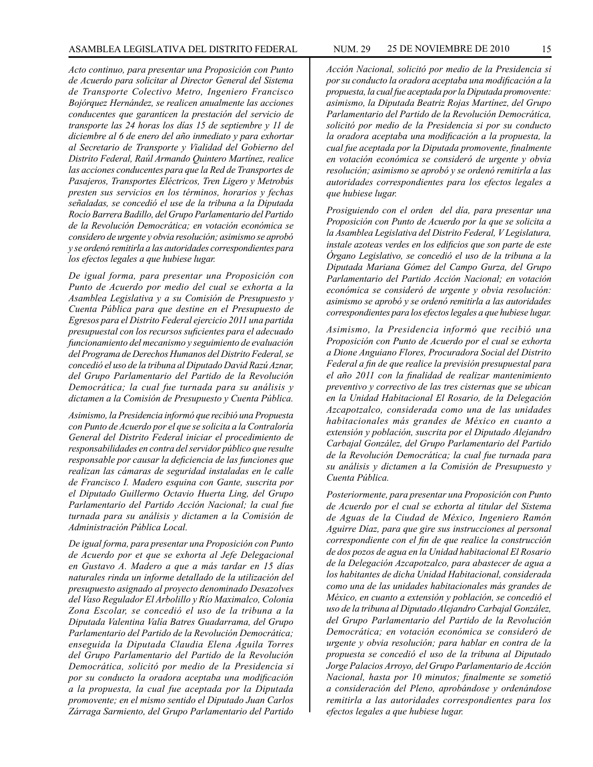*Acto continuo, para presentar una Proposición con Punto de Acuerdo para solicitar al Director General del Sistema de Transporte Colectivo Metro, Ingeniero Francisco Bojórquez Hernández, se realicen anualmente las acciones conducentes que garanticen la prestación del servicio de transporte las 24 horas los días 15 de septiembre y 11 de diciembre al 6 de enero del año inmediato y para exhortar al Secretario de Transporte y Vialidad del Gobierno del Distrito Federal, Raúl Armando Quintero Martínez, realice las acciones conducentes para que la Red de Transportes de Pasajeros, Transportes Eléctricos, Tren Ligero y Metrobús presten sus servicios en los términos, horarios y fechas señaladas, se concedió el use de la tribuna a la Diputada Rocío Barrera Badillo, del Grupo Parlamentario del Partido de la Revolución Democrática; en votación económica se considero de urgente y obvia resolución; asimismo se aprobó y se ordenó remitirla a las autoridades correspondientes para los efectos legales a que hubiese lugar.*

*De igual forma, para presentar una Proposición con Punto de Acuerdo por medio del cual se exhorta a la Asamblea Legislativa y a su Comisión de Presupuesto y Cuenta Pública para que destine en el Presupuesto de Egresos para el Distrito Federal ejercicio 2011 una partida presupuestal con los recursos suficientes para el adecuado funcionamiento del mecanismo y seguimiento de evaluación del Programa de Derechos Humanos del Distrito Federal, se concedió el uso de la tribuna al Diputado David Razú Aznar, del Grupo Parlamentario del Partido de la Revolución Democrática; la cual fue turnada para su análisis y dictamen a la Comisión de Presupuesto y Cuenta Pública.*

*Asimismo, la Presidencia informó que recibió una Propuesta con Punto de Acuerdo por el que se solicita a la Contraloría General del Distrito Federal iniciar el procedimiento de responsabilidades en contra del servidor público que resulte responsable por causar la deficiencia de las funciones que realizan las cámaras de seguridad instaladas en le calle de Francisco I. Madero esquina con Gante, suscrita por el Diputado Guillermo Octavio Huerta Ling, del Grupo Parlamentario del Partido Acción Nacional; la cual fue turnada para su análisis y dictamen a la Comisión de Administración Pública Local.*

*De igual forma, para presentar una Proposición con Punto de Acuerdo por et que se exhorta al Jefe Delegacional en Gustavo A. Madero a que a más tardar en 15 días naturales rinda un informe detallado de la utilización del presupuesto asignado al proyecto denominado Desazolves del Vaso Regulador El Arbolillo y Río Maximalco, Colonia Zona Escolar, se concedió el uso de la tribuna a la Diputada Valentina Valía Batres Guadarrama, del Grupo Parlamentario del Partido de la Revolución Democrática; enseguida la Diputada Claudia Elena Águila Torres del Grupo Parlamentario del Partido de la Revolución Democrática, solicitó por medio de la Presidencia si por su conducto la oradora aceptaba una modificación a la propuesta, la cual fue aceptada por la Diputada promovente; en el mismo sentido el Diputado Juan Carlos Zárraga Sarmiento, del Grupo Parlamentario del Partido Acción Nacional, solicitó por medio de la Presidencia si por su conducto la oradora aceptaba una modificación a la propuesta, la cual fue aceptada por la Diputada promovente: asimismo, la Diputada Beatriz Rojas Martínez, del Grupo Parlamentario del Partido de la Revolución Democrática, solicitó por medio de la Presidencia si por su conducto la oradora aceptaba una modificación a la propuesta, la cual fue aceptada por la Diputada promovente, finalmente en votación económica se consideró de urgente y obvia resolución; asimismo se aprobó y se ordenó remitirla a las autoridades correspondientes para los efectos legales a que hubiese lugar.*

*Prosiguiendo con el orden del día, para presentar una Proposición con Punto de Acuerdo por la que se solicita a la Asamblea Legislativa del Distrito Federal, V Legislatura, instale azoteas verdes en los edificios que son parte de este Órgano Legislativo, se concedió el uso de la tribuna a la Diputada Mariana Gómez del Campo Gurza, del Grupo Parlamentario del Partido Acción Nacional; en votación económica se consideró de urgente y obvia resolución: asimismo se aprobó y se ordenó remitirla a las autoridades correspondientes para los efectos legales a que hubiese lugar.*

*Asimismo, la Presidencia informó que recibió una Proposición con Punto de Acuerdo por el cual se exhorta a Dione Anguiano Flores, Procuradora Social del Distrito Federal a fin de que realice la previsión presupuestal para el año 2011 con la finalidad de realizar mantenimiento preventivo y correctivo de las tres cisternas que se ubican en la Unidad Habitacional El Rosario, de la Delegación Azcapotzalco, considerada como una de las unidades habitacionales más grandes de México en cuanto a extensión y población, suscrita por el Diputado Alejandro Carbajal González, del Grupo Parlamentario del Partido de la Revolución Democrática; la cual fue turnada para su análisis y dictamen a la Comisión de Presupuesto y Cuenta Pública.*

*Posteriormente, para presentar una Proposición con Punto de Acuerdo por el cual se exhorta al titular del Sistema de Aguas de la Ciudad de México, Ingeniero Ramón Aguirre Díaz, para que gire sus instrucciones al personal correspondiente con el fin de que realice la construcción de dos pozos de agua en la Unidad habitacional El Rosario de la Delegación Azcapotzalco, para abastecer de agua a los habitantes de dicha Unidad Habitacional, considerada como una de las unidades habitacionales más grandes de México, en cuanto a extensión y población, se concedió el uso de la tribuna al Diputado Alejandro Carbajal González, del Grupo Parlamentario del Partido de la Revolución Democrática; en votación económica se consideró de urgente y obvia resolución; para hablar en contra de la propuesta se concedió el uso de la tribuna al Diputado Jorge Palacios Arroyo, del Grupo Parlamentario de Acción Nacional, hasta por 10 minutos; finalmente se sometió a consideración del Pleno, aprobándose y ordenándose remitirla a las autoridades correspondientes para los efectos legales a que hubiese lugar.*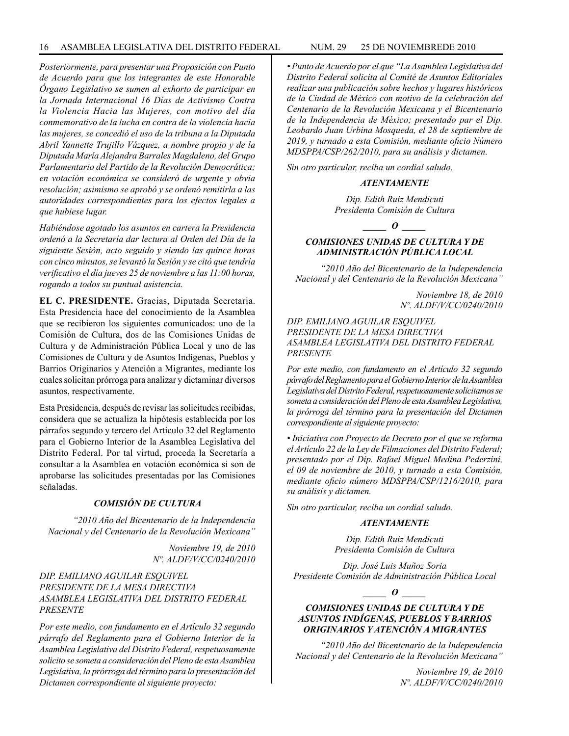*Posteriormente, para presentar una Proposición con Punto de Acuerdo para que los integrantes de este Honorable Órgano Legislativo se sumen al exhorto de participar en la Jornada Internacional 16 Días de Activismo Contra la Violencia Hacia las Mujeres, con motivo del día conmemorativo de la lucha en contra de la violencia hacia las mujeres, se concedió el uso de la tribuna a la Diputada Abril Yannette Trujillo Vázquez, a nombre propio y de la Diputada María Alejandra Barrales Magdaleno, del Grupo Parlamentario del Partido de la Revolución Democrática; en votación económica se consideró de urgente y obvia resolución; asimismo se aprobó y se ordenó remitirla a las autoridades correspondientes para los efectos legales a que hubiese lugar.*

*Habiéndose agotado los asuntos en cartera la Presidencia ordenó a la Secretaría dar lectura al Orden del Día de la siguiente Sesión, acto seguido y siendo las quince horas con cinco minutos, se levantó la Sesión y se citó que tendría verificativo el día jueves 25 de noviembre a las 11:00 horas, rogando a todos su puntual asistencia.*

**EL C. PRESIDENTE.** Gracias, Diputada Secretaria. Esta Presidencia hace del conocimiento de la Asamblea que se recibieron los siguientes comunicados: uno de la Comisión de Cultura, dos de las Comisiones Unidas de Cultura y de Administración Pública Local y uno de las Comisiones de Cultura y de Asuntos Indígenas, Pueblos y Barrios Originarios y Atención a Migrantes, mediante los cuales solicitan prórroga para analizar y dictaminar diversos asuntos, respectivamente.

Esta Presidencia, después de revisar las solicitudes recibidas, considera que se actualiza la hipótesis establecida por los párrafos segundo y tercero del Artículo 32 del Reglamento para el Gobierno Interior de la Asamblea Legislativa del Distrito Federal. Por tal virtud, proceda la Secretaría a consultar a la Asamblea en votación económica si son de aprobarse las solicitudes presentadas por las Comisiones señaladas.

### *COMISIÓN DE CULTURA*

*"2010 Año del Bicentenario de la Independencia Nacional y del Centenario de la Revolución Mexicana"*

*Noviembre 19, de 2010*
*Nº. ALDF/V/CC/0240/2010*

*DIP. EMILIANO AGUILAR ESQUIVEL*
*PRESIDENTE DE LA MESA DIRECTIVA*
*ASAMBLEA LEGISLATIVA DEL DISTRITO FEDERAL*
*PRESENTE*

*Por este medio, con fundamento en el Artículo 32 segundo párrafo del Reglamento para el Gobierno Interior de la Asamblea Legislativa del Distrito Federal, respetuosamente solicito se someta a consideración del Pleno de esta Asamblea Legislativa, la prórroga del término para la presentación del Dictamen correspondiente al siguiente proyecto:*

*• Punto de Acuerdo por el que "La Asamblea Legislativa del Distrito Federal solicita al Comité de Asuntos Editoriales realizar una publicación sobre hechos y lugares históricos de la Ciudad de México con motivo de la celebración del Centenario de la Revolución Mexicana y el Bicentenario de la Independencia de México; presentado par el Dip. Leobardo Juan Urbina Mosqueda, el 28 de septiembre de 2019, y turnado a esta Comisión, mediante oficio Número MDSPPA/CSP/262/2010, para su análisis y dictamen.*

*Sin otro particular, reciba un cordial saludo.*

***ATENTAMENTE***

*Dip. Edith Ruiz Mendicuti*
*Presidenta Comisión de Cultura*

*\_\_\_\_\_ O \_\_\_\_\_*

### *COMISIONES UNIDAS DE CULTURA Y DE ADMINISTRACIÓN PÚBLICA LOCAL*

*"2010 Año del Bicentenario de la Independencia Nacional y del Centenario de la Revolución Mexicana"*

*Noviembre 18, de 2010*
*Nº. ALDF/V/CC/0240/2010*

*DIP. EMILIANO AGUILAR ESQUIVEL*
*PRESIDENTE DE LA MESA DIRECTIVA*
*ASAMBLEA LEGISLATIVA DEL DISTRITO FEDERAL*
*PRESENTE*

*Por este medio, con fundamento en el Artículo 32 segundo párrafo del Reglamento para el Gobierno Interior de la Asamblea Legislativa del Distrito Federal, respetuosamente solicitamos se someta a consideración del Pleno de esta Asamblea Legislativa, la prórroga del término para la presentación del Dictamen correspondiente al siguiente proyecto:*

*• Iniciativa con Proyecto de Decreto por el que se reforma el Artículo 22 de la Ley de Filmaciones del Distrito Federal; presentado por el Dip. Rafael Miguel Medina Pederzini, el 09 de noviembre de 2010, y turnado a esta Comisión, mediante oficio número MDSPPA/CSP/1216/2010, para su análisis y dictamen.*

*Sin otro particular, reciba un cordial saludo.*

***ATENTAMENTE***

*Dip. Edith Ruiz Mendicuti*
*Presidenta Comisión de Cultura*

*Dip. José Luis Muñoz Soria*
*Presidente Comisión de Administración Pública Local*

*\_\_\_\_\_ O \_\_\_\_\_*

### *COMISIONES UNIDAS DE CULTURA Y DE ASUNTOS INDÍGENAS, PUEBLOS Y BARRIOS ORIGINARIOS Y ATENCIÓN A MIGRANTES*

*"2010 Año del Bicentenario de la Independencia Nacional y del Centenario de la Revolución Mexicana"*

*Noviembre 19, de 2010*
*Nº. ALDF/V/CC/0240/2010*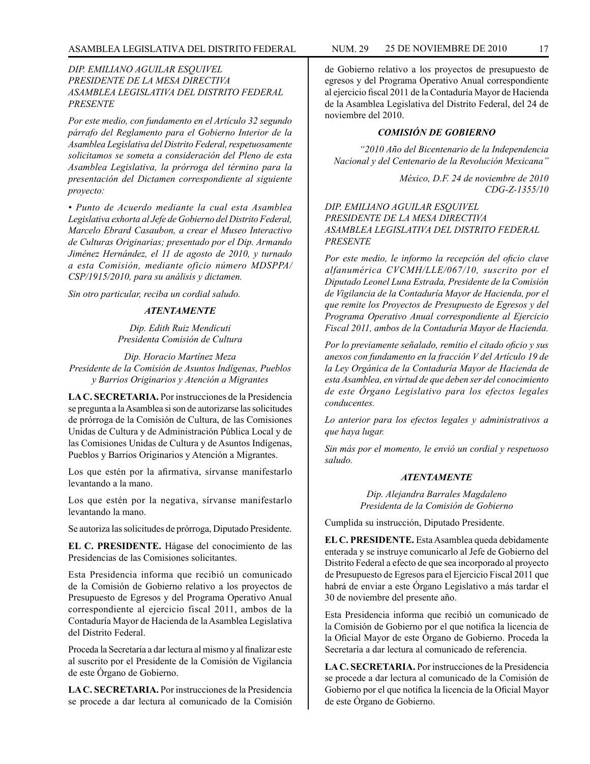*DIP. EMILIANO AGUILAR ESQUIVEL*
*PRESIDENTE DE LA MESA DIRECTIVA*
*ASAMBLEA LEGISLATIVA DEL DISTRITO FEDERAL*
*PRESENTE*

*Por este medio, con fundamento en el Artículo 32 segundo párrafo del Reglamento para el Gobierno Interior de la Asamblea Legislativa del Distrito Federal, respetuosamente solicitamos se someta a consideración del Pleno de esta Asamblea Legislativa, la prórroga del término para la presentación del Dictamen correspondiente al siguiente proyecto:*

*• Punto de Acuerdo mediante la cual esta Asamblea Legislativa exhorta al Jefe de Gobierno del Distrito Federal, Marcelo Ebrard Casaubon, a crear el Museo Interactivo de Culturas Originarias; presentado por el Dip. Armando Jiménez Hernández, el 11 de agosto de 2010, y turnado a esta Comisión, mediante oficio número MDSPPA/CSP/1915/2010, para su análisis y dictamen.*

*Sin otro particular, reciba un cordial saludo.*

***ATENTAMENTE***

*Dip. Edith Ruiz Mendicuti*
*Presidenta Comisión de Cultura*

*Dip. Horacio Martínez Meza*
*Presidente de la Comisión de Asuntos Indígenas, Pueblos y Barrios Originarios y Atención a Migrantes*

**LA C. SECRETARIA.** Por instrucciones de la Presidencia se pregunta a la Asamblea si son de autorizarse las solicitudes de prórroga de la Comisión de Cultura, de las Comisiones Unidas de Cultura y de Administración Pública Local y de las Comisiones Unidas de Cultura y de Asuntos Indígenas, Pueblos y Barrios Originarios y Atención a Migrantes.

Los que estén por la afirmativa, sírvanse manifestarlo levantando a la mano.

Los que estén por la negativa, sírvanse manifestarlo levantando la mano.

Se autoriza las solicitudes de prórroga, Diputado Presidente.

**EL C. PRESIDENTE.** Hágase del conocimiento de las Presidencias de las Comisiones solicitantes.

Esta Presidencia informa que recibió un comunicado de la Comisión de Gobierno relativo a los proyectos de Presupuesto de Egresos y del Programa Operativo Anual correspondiente al ejercicio fiscal 2011, ambos de la Contaduría Mayor de Hacienda de la Asamblea Legislativa del Distrito Federal.

Proceda la Secretaría a dar lectura al mismo y al finalizar este al suscrito por el Presidente de la Comisión de Vigilancia de este Órgano de Gobierno.

**LA C. SECRETARIA.** Por instrucciones de la Presidencia se procede a dar lectura al comunicado de la Comisión de Gobierno relativo a los proyectos de presupuesto de egresos y del Programa Operativo Anual correspondiente al ejercicio fiscal 2011 de la Contaduría Mayor de Hacienda de la Asamblea Legislativa del Distrito Federal, del 24 de noviembre del 2010.

***COMISIÓN DE GOBIERNO***

*"2010 Año del Bicentenario de la Independencia Nacional y del Centenario de la Revolución Mexicana"*

*México, D.F. 24 de noviembre de 2010*
*CDG-Z-1355/10*

*DIP. EMILIANO AGUILAR ESQUIVEL*
*PRESIDENTE DE LA MESA DIRECTIVA*
*ASAMBLEA LEGISLATIVA DEL DISTRITO FEDERAL*
*PRESENTE*

*Por este medio, le informo la recepción del oficio clave alfanumérica CVCMH/LLE/067/10, suscrito por el Diputado Leonel Luna Estrada, Presidente de la Comisión de Vigilancia de la Contaduría Mayor de Hacienda, por el que remite los Proyectos de Presupuesto de Egresos y del Programa Operativo Anual correspondiente al Ejercicio Fiscal 2011, ambos de la Contaduría Mayor de Hacienda.*

*Por lo previamente señalado, remitio el citado oficio y sus anexos con fundamento en la fracción V del Artículo 19 de la Ley Orgánica de la Contaduría Mayor de Hacienda de esta Asamblea, en virtud de que deben ser del conocimiento de este Órgano Legislativo para los efectos legales conducentes.*

*Lo anterior para los efectos legales y administrativos a que haya lugar.*

*Sin más por el momento, le envió un cordial y respetuoso saludo.*

***ATENTAMENTE***

*Dip. Alejandra Barrales Magdaleno*
*Presidenta de la Comisión de Gobierno*

Cumplida su instrucción, Diputado Presidente.

**EL C. PRESIDENTE.** Esta Asamblea queda debidamente enterada y se instruye comunicarlo al Jefe de Gobierno del Distrito Federal a efecto de que sea incorporado al proyecto de Presupuesto de Egresos para el Ejercicio Fiscal 2011 que habrá de enviar a este Órgano Legislativo a más tardar el 30 de noviembre del presente año.

Esta Presidencia informa que recibió un comunicado de la Comisión de Gobierno por el que notifica la licencia de la Oficial Mayor de este Órgano de Gobierno. Proceda la Secretaría a dar lectura al comunicado de referencia.

**LA C. SECRETARIA.** Por instrucciones de la Presidencia se procede a dar lectura al comunicado de la Comisión de Gobierno por el que notifica la licencia de la Oficial Mayor de este Órgano de Gobierno.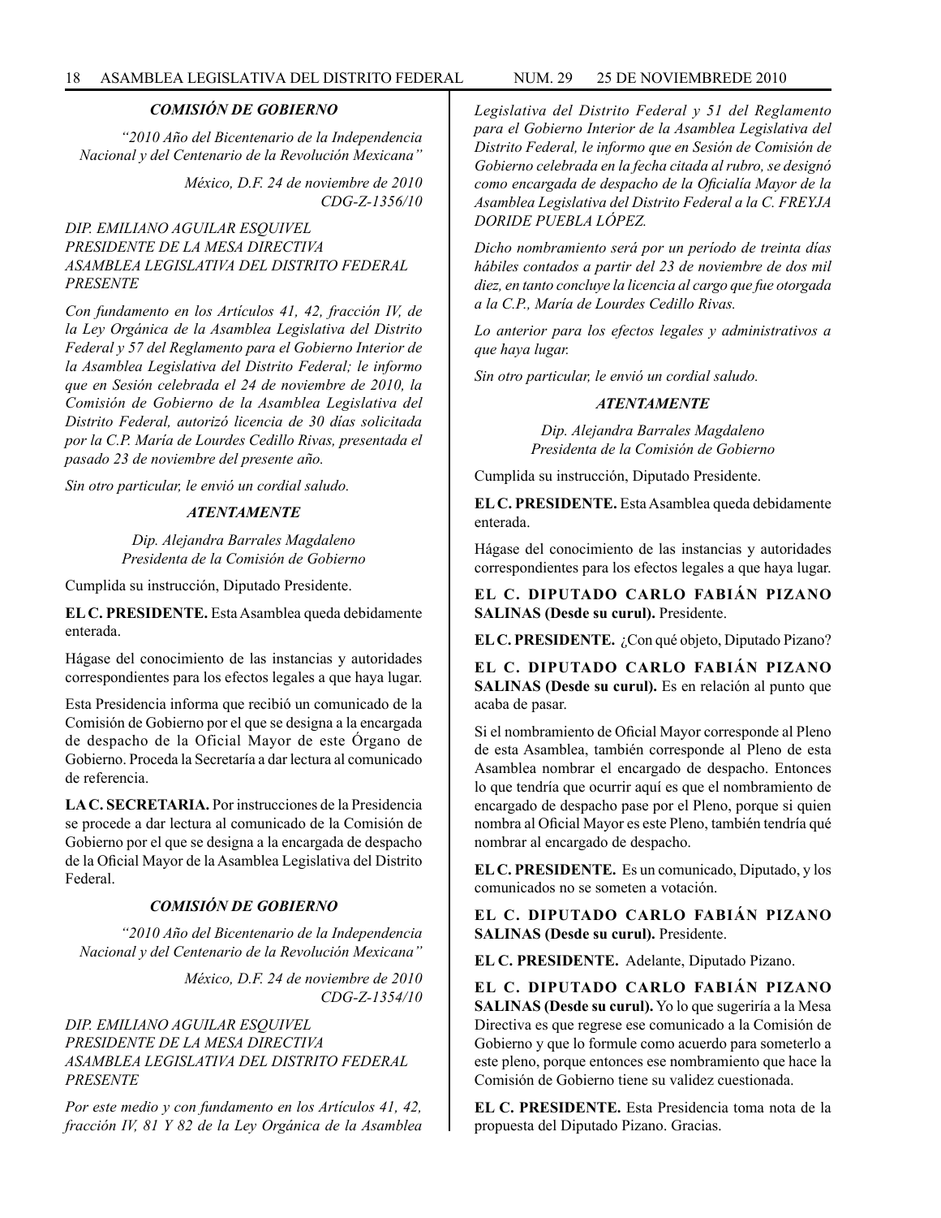### *COMISIÓN DE GOBIERNO*

*"2010 Año del Bicentenario de la Independencia Nacional y del Centenario de la Revolución Mexicana"*

*México, D.F. 24 de noviembre de 2010*
*CDG-Z-1356/10*

*DIP. EMILIANO AGUILAR ESQUIVEL*
*PRESIDENTE DE LA MESA DIRECTIVA*
*ASAMBLEA LEGISLATIVA DEL DISTRITO FEDERAL*
*PRESENTE*

*Con fundamento en los Artículos 41, 42, fracción IV, de la Ley Orgánica de la Asamblea Legislativa del Distrito Federal y 57 del Reglamento para el Gobierno Interior de la Asamblea Legislativa del Distrito Federal; le informo que en Sesión celebrada el 24 de noviembre de 2010, la Comisión de Gobierno de la Asamblea Legislativa del Distrito Federal, autorizó licencia de 30 días solicitada por la C.P. María de Lourdes Cedillo Rivas, presentada el pasado 23 de noviembre del presente año.*

*Sin otro particular, le envió un cordial saludo.*

***ATENTAMENTE***

*Dip. Alejandra Barrales Magdaleno*
*Presidenta de la Comisión de Gobierno*

Cumplida su instrucción, Diputado Presidente.

**EL C. PRESIDENTE.** Esta Asamblea queda debidamente enterada.

Hágase del conocimiento de las instancias y autoridades correspondientes para los efectos legales a que haya lugar.

Esta Presidencia informa que recibió un comunicado de la Comisión de Gobierno por el que se designa a la encargada de despacho de la Oficial Mayor de este Órgano de Gobierno. Proceda la Secretaría a dar lectura al comunicado de referencia.

**LA C. SECRETARIA.** Por instrucciones de la Presidencia se procede a dar lectura al comunicado de la Comisión de Gobierno por el que se designa a la encargada de despacho de la Oficial Mayor de la Asamblea Legislativa del Distrito Federal.

### *COMISIÓN DE GOBIERNO*

*"2010 Año del Bicentenario de la Independencia Nacional y del Centenario de la Revolución Mexicana"*

*México, D.F. 24 de noviembre de 2010*
*CDG-Z-1354/10*

*DIP. EMILIANO AGUILAR ESQUIVEL*
*PRESIDENTE DE LA MESA DIRECTIVA*
*ASAMBLEA LEGISLATIVA DEL DISTRITO FEDERAL*
*PRESENTE*

*Por este medio y con fundamento en los Artículos 41, 42, fracción IV, 81 Y 82 de la Ley Orgánica de la Asamblea Legislativa del Distrito Federal y 51 del Reglamento para el Gobierno Interior de la Asamblea Legislativa del Distrito Federal, le informo que en Sesión de Comisión de Gobierno celebrada en la fecha citada al rubro, se designó como encargada de despacho de la Oficialía Mayor de la Asamblea Legislativa del Distrito Federal a la C. FREYJA DORIDE PUEBLA LÓPEZ.*

*Dicho nombramiento será por un período de treinta días hábiles contados a partir del 23 de noviembre de dos mil diez, en tanto concluye la licencia al cargo que fue otorgada a la C.P., María de Lourdes Cedillo Rivas.*

*Lo anterior para los efectos legales y administrativos a que haya lugar.*

*Sin otro particular, le envió un cordial saludo.*

***ATENTAMENTE***

*Dip. Alejandra Barrales Magdaleno*
*Presidenta de la Comisión de Gobierno*

Cumplida su instrucción, Diputado Presidente.

**EL C. PRESIDENTE.** Esta Asamblea queda debidamente enterada.

Hágase del conocimiento de las instancias y autoridades correspondientes para los efectos legales a que haya lugar.

**EL C. DIPUTADO CARLO FABIÁN PIZANO SALINAS (Desde su curul).** Presidente.

**EL C. PRESIDENTE.** ¿Con qué objeto, Diputado Pizano?

**EL C. DIPUTADO CARLO FABIÁN PIZANO SALINAS (Desde su curul).** Es en relación al punto que acaba de pasar.

Si el nombramiento de Oficial Mayor corresponde al Pleno de esta Asamblea, también corresponde al Pleno de esta Asamblea nombrar el encargado de despacho. Entonces lo que tendría que ocurrir aquí es que el nombramiento de encargado de despacho pase por el Pleno, porque si quien nombra al Oficial Mayor es este Pleno, también tendría qué nombrar al encargado de despacho.

**EL C. PRESIDENTE.** Es un comunicado, Diputado, y los comunicados no se someten a votación.

**EL C. DIPUTADO CARLO FABIÁN PIZANO SALINAS (Desde su curul).** Presidente.

**EL C. PRESIDENTE.** Adelante, Diputado Pizano.

**EL C. DIPUTADO CARLO FABIÁN PIZANO SALINAS (Desde su curul).** Yo lo que sugeriría a la Mesa Directiva es que regrese ese comunicado a la Comisión de Gobierno y que lo formule como acuerdo para someterlo a este pleno, porque entonces ese nombramiento que hace la Comisión de Gobierno tiene su validez cuestionada.

**EL C. PRESIDENTE.** Esta Presidencia toma nota de la propuesta del Diputado Pizano. Gracias.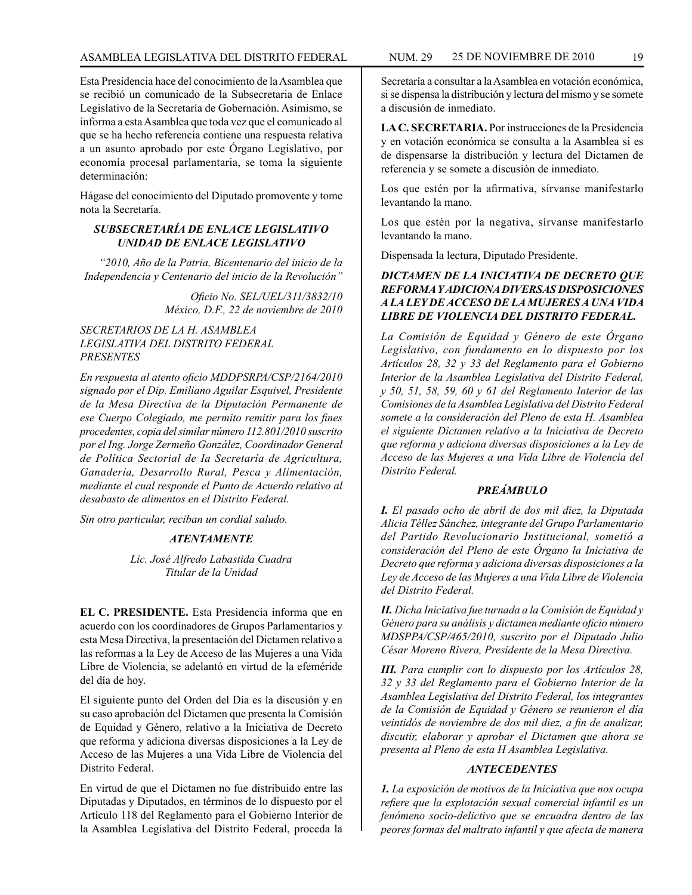Esta Presidencia hace del conocimiento de la Asamblea que se recibió un comunicado de la Subsecretaria de Enlace Legislativo de la Secretaría de Gobernación. Asimismo, se informa a esta Asamblea que toda vez que el comunicado al que se ha hecho referencia contiene una respuesta relativa a un asunto aprobado por este Órgano Legislativo, por economía procesal parlamentaria, se toma la siguiente determinación:

Hágase del conocimiento del Diputado promovente y tome nota la Secretaría.

***SUBSECRETARÍA DE ENLACE LEGISLATIVO UNIDAD DE ENLACE LEGISLATIVO***

*"2010, Año de la Patria, Bicentenario del inicio de la Independencia y Centenario del inicio de la Revolución"*

*Oficio No. SEL/UEL/311/3832/10*
*México, D.F., 22 de noviembre de 2010*

*SECRETARIOS DE LA H. ASAMBLEA LEGISLATIVA DEL DISTRITO FEDERAL PRESENTES*

*En respuesta al atento oficio MDDPSRPA/CSP/2164/2010 signado por el Dip. Emiliano Aguilar Esquivel, Presidente de la Mesa Directiva de la Diputación Permanente de ese Cuerpo Colegiado, me permito remitir para los fines procedentes, copia del similar número 112.801/2010 suscrito por el Ing. Jorge Zermeño González, Coordinador General de Política Sectorial de Ia Secretaría de Agricultura, Ganadería, Desarrollo Rural, Pesca y Alimentación, mediante el cual responde el Punto de Acuerdo relativo al desabasto de alimentos en el Distrito Federal.*

*Sin otro particular, reciban un cordial saludo.*

***ATENTAMENTE***

*Lic. José Alfredo Labastida Cuadra*
*Titular de la Unidad*

**EL C. PRESIDENTE.** Esta Presidencia informa que en acuerdo con los coordinadores de Grupos Parlamentarios y esta Mesa Directiva, la presentación del Dictamen relativo a las reformas a la Ley de Acceso de las Mujeres a una Vida Libre de Violencia, se adelantó en virtud de la efeméride del día de hoy.

El siguiente punto del Orden del Día es la discusión y en su caso aprobación del Dictamen que presenta la Comisión de Equidad y Género, relativo a la Iniciativa de Decreto que reforma y adiciona diversas disposiciones a la Ley de Acceso de las Mujeres a una Vida Libre de Violencia del Distrito Federal.

En virtud de que el Dictamen no fue distribuido entre las Diputadas y Diputados, en términos de lo dispuesto por el Artículo 118 del Reglamento para el Gobierno Interior de la Asamblea Legislativa del Distrito Federal, proceda la Secretaría a consultar a la Asamblea en votación económica, si se dispensa la distribución y lectura del mismo y se somete a discusión de inmediato.

**LA C. SECRETARIA.** Por instrucciones de la Presidencia y en votación económica se consulta a la Asamblea si es de dispensarse la distribución y lectura del Dictamen de referencia y se somete a discusión de inmediato.

Los que estén por la afirmativa, sírvanse manifestarlo levantando la mano.

Los que estén por la negativa, sírvanse manifestarlo levantando la mano.

Dispensada la lectura, Diputado Presidente.

***DICTAMEN DE LA INICIATIVA DE DECRETO QUE REFORMA Y ADICIONA DIVERSAS DISPOSICIONES A LA LEY DE ACCESO DE LA MUJERES A UNA VIDA LIBRE DE VIOLENCIA DEL DISTRITO FEDERAL.***

*La Comisión de Equidad y Género de este Órgano Legislativo, con fundamento en lo dispuesto por los Artículos 28, 32 y 33 del Reglamento para el Gobierno Interior de la Asamblea Legislativa del Distrito Federal, y 50, 51, 58, 59, 60 y 61 del Reglamento Interior de las Comisiones de la Asamblea Legislativa del Distrito Federal somete a la consideración del Pleno de esta H. Asamblea el siguiente Dictamen relativo a la Iniciativa de Decreto que reforma y adiciona diversas disposiciones a la Ley de Acceso de las Mujeres a una Vida Libre de Violencia del Distrito Federal.*

***PREÁMBULO***

***I.*** *El pasado ocho de abril de dos mil diez, la Diputada Alicia Téllez Sánchez, integrante del Grupo Parlamentario del Partido Revolucionario Institucional, sometió a consideración del Pleno de este Órgano la Iniciativa de Decreto que reforma y adiciona diversas disposiciones a la Ley de Acceso de las Mujeres a una Vida Libre de Violencia del Distrito Federal.*

***II.*** *Dicha Iniciativa fue turnada a la Comisión de Equidad y Género para su análisis y dictamen mediante oficio número MDSPPA/CSP/465/2010, suscrito por el Diputado Julio César Moreno Rivera, Presidente de la Mesa Directiva.*

***III.*** *Para cumplir con lo dispuesto por los Artículos 28, 32 y 33 del Reglamento para el Gobierno Interior de la Asamblea Legislativa del Distrito Federal, los integrantes de la Comisión de Equidad y Género se reunieron el día veintidós de noviembre de dos mil diez, a fin de analizar, discutir, elaborar y aprobar el Dictamen que ahora se presenta al Pleno de esta H Asamblea Legislativa.*

***ANTECEDENTES***

***1.*** *La exposición de motivos de la Iniciativa que nos ocupa refiere que la explotación sexual comercial infantil es un fenómeno socio-delictivo que se encuadra dentro de las peores formas del maltrato infantil y que afecta de manera*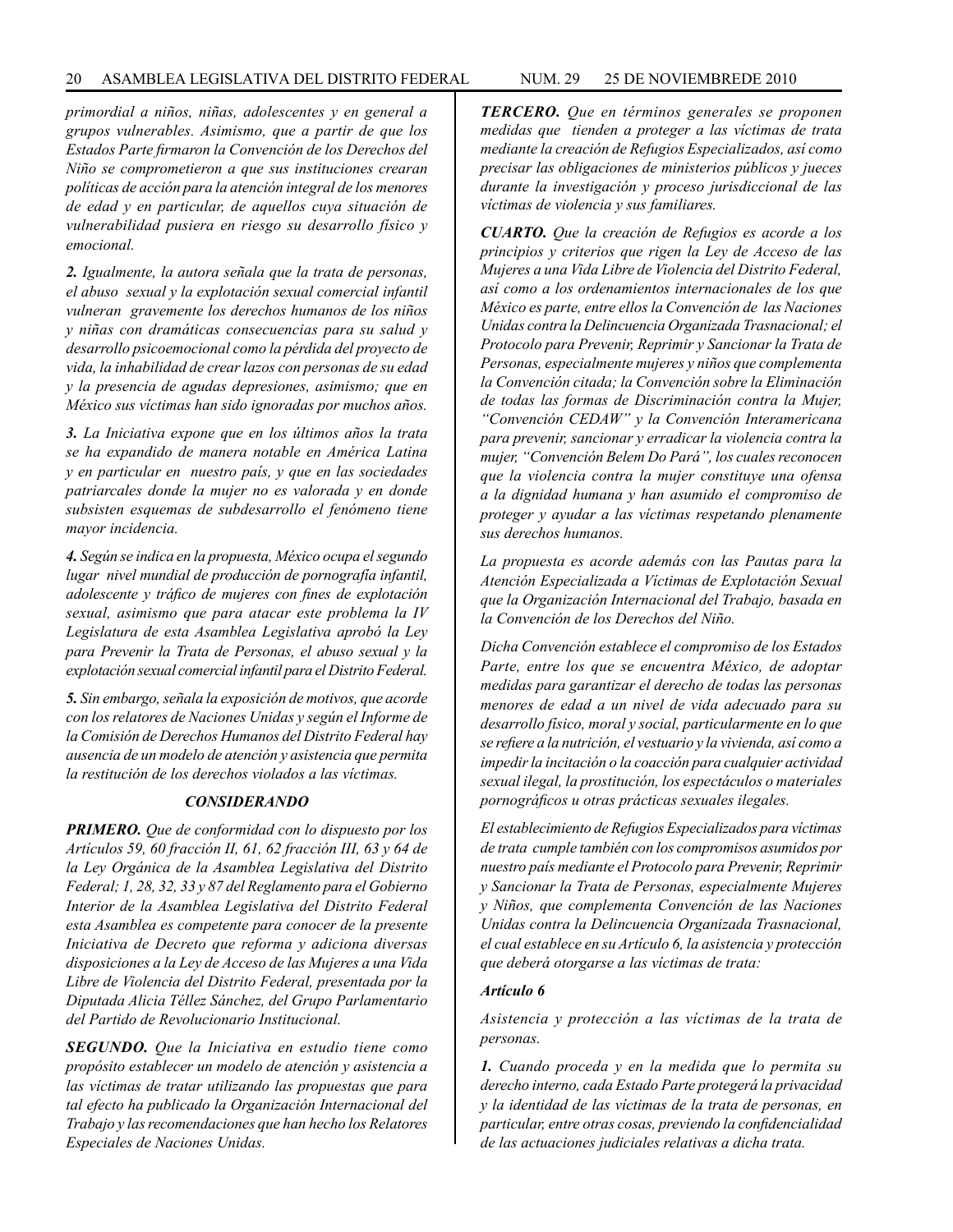*primordial a niños, niñas, adolescentes y en general a grupos vulnerables. Asimismo, que a partir de que los Estados Parte firmaron la Convención de los Derechos del Niño se comprometieron a que sus instituciones crearan políticas de acción para la atención integral de los menores de edad y en particular, de aquellos cuya situación de vulnerabilidad pusiera en riesgo su desarrollo físico y emocional.*

***2.*** *Igualmente, la autora señala que la trata de personas, el abuso sexual y la explotación sexual comercial infantil vulneran gravemente los derechos humanos de los niños y niñas con dramáticas consecuencias para su salud y desarrollo psicoemocional como la pérdida del proyecto de vida, la inhabilidad de crear lazos con personas de su edad y la presencia de agudas depresiones, asimismo; que en México sus víctimas han sido ignoradas por muchos años.*

***3.*** *La Iniciativa expone que en los últimos años la trata se ha expandido de manera notable en América Latina y en particular en nuestro país, y que en las sociedades patriarcales donde la mujer no es valorada y en donde subsisten esquemas de subdesarrollo el fenómeno tiene mayor incidencia.*

***4.*** *Según se indica en la propuesta, México ocupa el segundo lugar nivel mundial de producción de pornografía infantil, adolescente y tráfico de mujeres con fines de explotación sexual, asimismo que para atacar este problema la IV Legislatura de esta Asamblea Legislativa aprobó la Ley para Prevenir la Trata de Personas, el abuso sexual y la explotación sexual comercial infantil para el Distrito Federal.*

***5.*** *Sin embargo, señala la exposición de motivos, que acorde con los relatores de Naciones Unidas y según el Informe de la Comisión de Derechos Humanos del Distrito Federal hay ausencia de un modelo de atención y asistencia que permita la restitución de los derechos violados a las víctimas.*

## *CONSIDERANDO*

***PRIMERO.*** *Que de conformidad con lo dispuesto por los Artículos 59, 60 fracción II, 61, 62 fracción III, 63 y 64 de la Ley Orgánica de la Asamblea Legislativa del Distrito Federal; 1, 28, 32, 33 y 87 del Reglamento para el Gobierno Interior de la Asamblea Legislativa del Distrito Federal esta Asamblea es competente para conocer de la presente Iniciativa de Decreto que reforma y adiciona diversas disposiciones a la Ley de Acceso de las Mujeres a una Vida Libre de Violencia del Distrito Federal, presentada por la Diputada Alicia Téllez Sánchez, del Grupo Parlamentario del Partido de Revolucionario Institucional.*

***SEGUNDO.*** *Que la Iniciativa en estudio tiene como propósito establecer un modelo de atención y asistencia a las víctimas de tratar utilizando las propuestas que para tal efecto ha publicado la Organización Internacional del Trabajo y las recomendaciones que han hecho los Relatores Especiales de Naciones Unidas.*

***TERCERO.*** *Que en términos generales se proponen medidas que tienden a proteger a las víctimas de trata mediante la creación de Refugios Especializados, así como precisar las obligaciones de ministerios públicos y jueces durante la investigación y proceso jurisdiccional de las víctimas de violencia y sus familiares.*

***CUARTO.*** *Que la creación de Refugios es acorde a los principios y criterios que rigen la Ley de Acceso de las Mujeres a una Vida Libre de Violencia del Distrito Federal, así como a los ordenamientos internacionales de los que México es parte, entre ellos la Convención de las Naciones Unidas contra la Delincuencia Organizada Trasnacional; el Protocolo para Prevenir, Reprimir y Sancionar la Trata de Personas, especialmente mujeres y niños que complementa la Convención citada; la Convención sobre la Eliminación de todas las formas de Discriminación contra la Mujer, "Convención CEDAW" y la Convención Interamericana para prevenir, sancionar y erradicar la violencia contra la mujer, "Convención Belem Do Pará", los cuales reconocen que la violencia contra la mujer constituye una ofensa a la dignidad humana y han asumido el compromiso de proteger y ayudar a las víctimas respetando plenamente sus derechos humanos.*

*La propuesta es acorde además con las Pautas para la Atención Especializada a Víctimas de Explotación Sexual que la Organización Internacional del Trabajo, basada en la Convención de los Derechos del Niño.*

*Dicha Convención establece el compromiso de los Estados Parte, entre los que se encuentra México, de adoptar medidas para garantizar el derecho de todas las personas menores de edad a un nivel de vida adecuado para su desarrollo físico, moral y social, particularmente en lo que se refiere a la nutrición, el vestuario y la vivienda, así como a impedir la incitación o la coacción para cualquier actividad sexual ilegal, la prostitución, los espectáculos o materiales pornográficos u otras prácticas sexuales ilegales.*

*El establecimiento de Refugios Especializados para víctimas de trata cumple también con los compromisos asumidos por nuestro país mediante el Protocolo para Prevenir, Reprimir y Sancionar la Trata de Personas, especialmente Mujeres y Niños, que complementa Convención de las Naciones Unidas contra la Delincuencia Organizada Trasnacional, el cual establece en su Artículo 6, la asistencia y protección que deberá otorgarse a las víctimas de trata:*

***Artículo 6***

*Asistencia y protección a las víctimas de la trata de personas.*

***1.*** *Cuando proceda y en la medida que lo permita su derecho interno, cada Estado Parte protegerá la privacidad y la identidad de las víctimas de la trata de personas, en particular, entre otras cosas, previendo la confidencialidad de las actuaciones judiciales relativas a dicha trata.*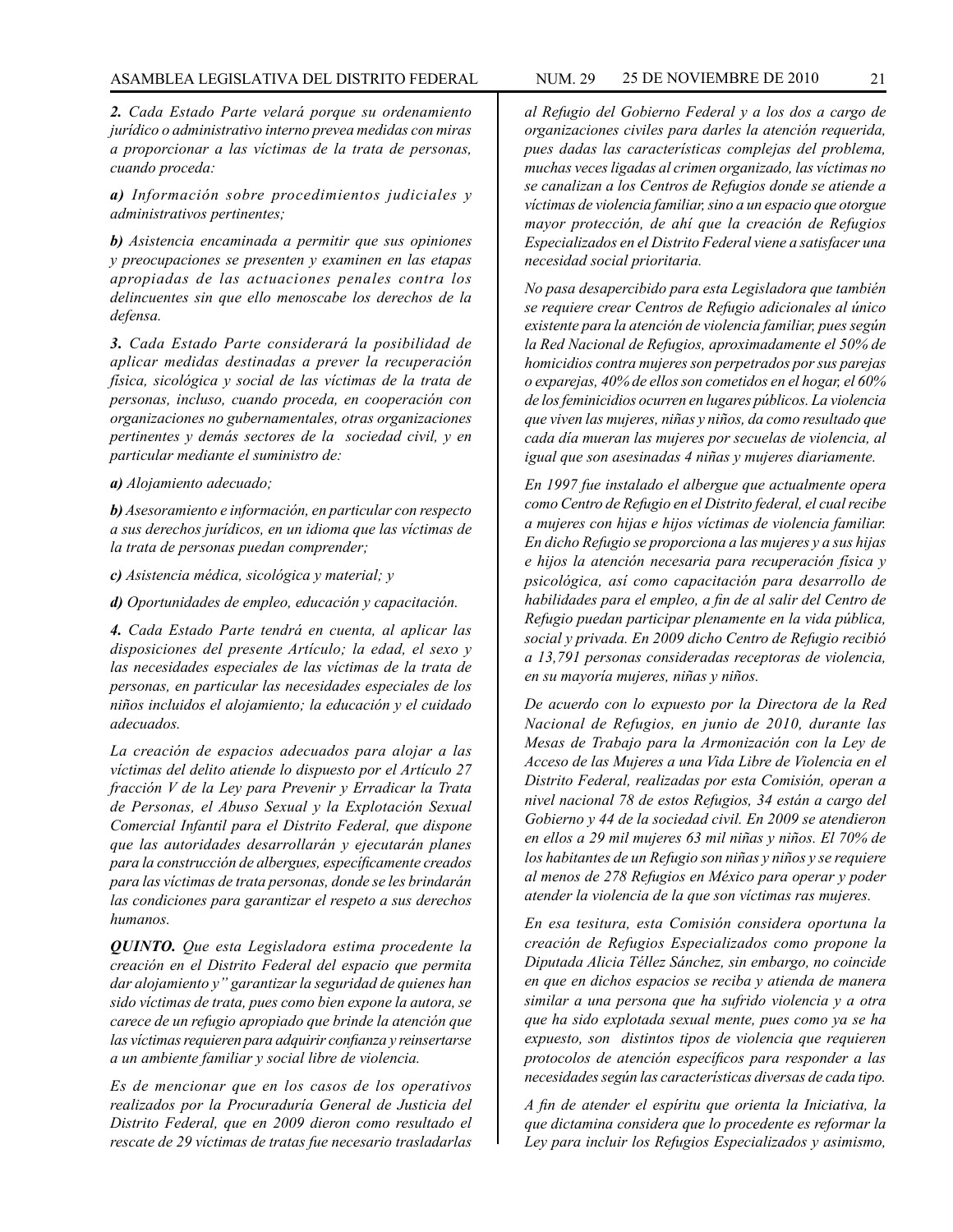***2.** Cada Estado Parte velará porque su ordenamiento jurídico o administrativo interno prevea medidas con miras a proporcionar a las víctimas de la trata de personas, cuando proceda:*

***a)** Información sobre procedimientos judiciales y administrativos pertinentes;*

***b)** Asistencia encaminada a permitir que sus opiniones y preocupaciones se presenten y examinen en las etapas apropiadas de las actuaciones penales contra los delincuentes sin que ello menoscabe los derechos de la defensa.*

***3.** Cada Estado Parte considerará la posibilidad de aplicar medidas destinadas a prever la recuperación física, sicológica y social de las víctimas de la trata de personas, incluso, cuando proceda, en cooperación con organizaciones no gubernamentales, otras organizaciones pertinentes y demás sectores de la sociedad civil, y en particular mediante el suministro de:*

***a)** Alojamiento adecuado;*

***b)** Asesoramiento e información, en particular con respecto a sus derechos jurídicos, en un idioma que las víctimas de la trata de personas puedan comprender;*

***c)** Asistencia médica, sicológica y material; y*

***d)** Oportunidades de empleo, educación y capacitación.*

***4.** Cada Estado Parte tendrá en cuenta, al aplicar las disposiciones del presente Artículo; la edad, el sexo y las necesidades especiales de las víctimas de la trata de personas, en particular las necesidades especiales de los niños incluidos el alojamiento; la educación y el cuidado adecuados.*

*La creación de espacios adecuados para alojar a las víctimas del delito atiende lo dispuesto por el Artículo 27 fracción V de la Ley para Prevenir y Erradicar la Trata de Personas, el Abuso Sexual y la Explotación Sexual Comercial Infantil para el Distrito Federal, que dispone que las autoridades desarrollarán y ejecutarán planes para la construcción de albergues, específicamente creados para las víctimas de trata personas, donde se les brindarán las condiciones para garantizar el respeto a sus derechos humanos.*

***QUINTO.** Que esta Legisladora estima procedente la creación en el Distrito Federal del espacio que permita dar alojamiento y" garantizar la seguridad de quienes han sido víctimas de trata, pues como bien expone la autora, se carece de un refugio apropiado que brinde la atención que las víctimas requieren para adquirir confianza y reinsertarse a un ambiente familiar y social libre de violencia.*

*Es de mencionar que en los casos de los operativos realizados por la Procuraduría General de Justicia del Distrito Federal, que en 2009 dieron como resultado el rescate de 29 víctimas de tratas fue necesario trasladarlas al Refugio del Gobierno Federal y a los dos a cargo de organizaciones civiles para darles la atención requerida, pues dadas las características complejas del problema, muchas veces ligadas al crimen organizado, las víctimas no se canalizan a los Centros de Refugios donde se atiende a víctimas de violencia familiar, sino a un espacio que otorgue mayor protección, de ahí que la creación de Refugios Especializados en el Distrito Federal viene a satisfacer una necesidad social prioritaria.*

*No pasa desapercibido para esta Legisladora que también se requiere crear Centros de Refugio adicionales al único existente para la atención de violencia familiar, pues según la Red Nacional de Refugios, aproximadamente el 50% de homicidios contra mujeres son perpetrados por sus parejas o exparejas, 40% de ellos son cometidos en el hogar, el 60% de los feminicidios ocurren en lugares públicos. La violencia que viven las mujeres, niñas y niños, da como resultado que cada día mueran las mujeres por secuelas de violencia, al igual que son asesinadas 4 niñas y mujeres diariamente.*

*En 1997 fue instalado el albergue que actualmente opera como Centro de Refugio en el Distrito federal, el cual recibe a mujeres con hijas e hijos víctimas de violencia familiar. En dicho Refugio se proporciona a las mujeres y a sus hijas e hijos la atención necesaria para recuperación física y psicológica, así como capacitación para desarrollo de habilidades para el empleo, a fin de al salir del Centro de Refugio puedan participar plenamente en la vida pública, social y privada. En 2009 dicho Centro de Refugio recibió a 13,791 personas consideradas receptoras de violencia, en su mayoría mujeres, niñas y niños.*

*De acuerdo con lo expuesto por la Directora de la Red Nacional de Refugios, en junio de 2010, durante las Mesas de Trabajo para la Armonización con la Ley de Acceso de las Mujeres a una Vida Libre de Violencia en el Distrito Federal, realizadas por esta Comisión, operan a nivel nacional 78 de estos Refugios, 34 están a cargo del Gobierno y 44 de la sociedad civil. En 2009 se atendieron en ellos a 29 mil mujeres 63 mil niñas y niños. El 70% de los habitantes de un Refugio son niñas y niños y se requiere al menos de 278 Refugios en México para operar y poder atender la violencia de la que son víctimas ras mujeres.*

*En esa tesitura, esta Comisión considera oportuna la creación de Refugios Especializados como propone la Diputada Alicia Téllez Sánchez, sin embargo, no coincide en que en dichos espacios se reciba y atienda de manera similar a una persona que ha sufrido violencia y a otra que ha sido explotada sexual mente, pues como ya se ha expuesto, son distintos tipos de violencia que requieren protocolos de atención específicos para responder a las necesidades según las características diversas de cada tipo.*

*A fin de atender el espíritu que orienta la Iniciativa, la que dictamina considera que lo procedente es reformar la Ley para incluir los Refugios Especializados y asimismo,*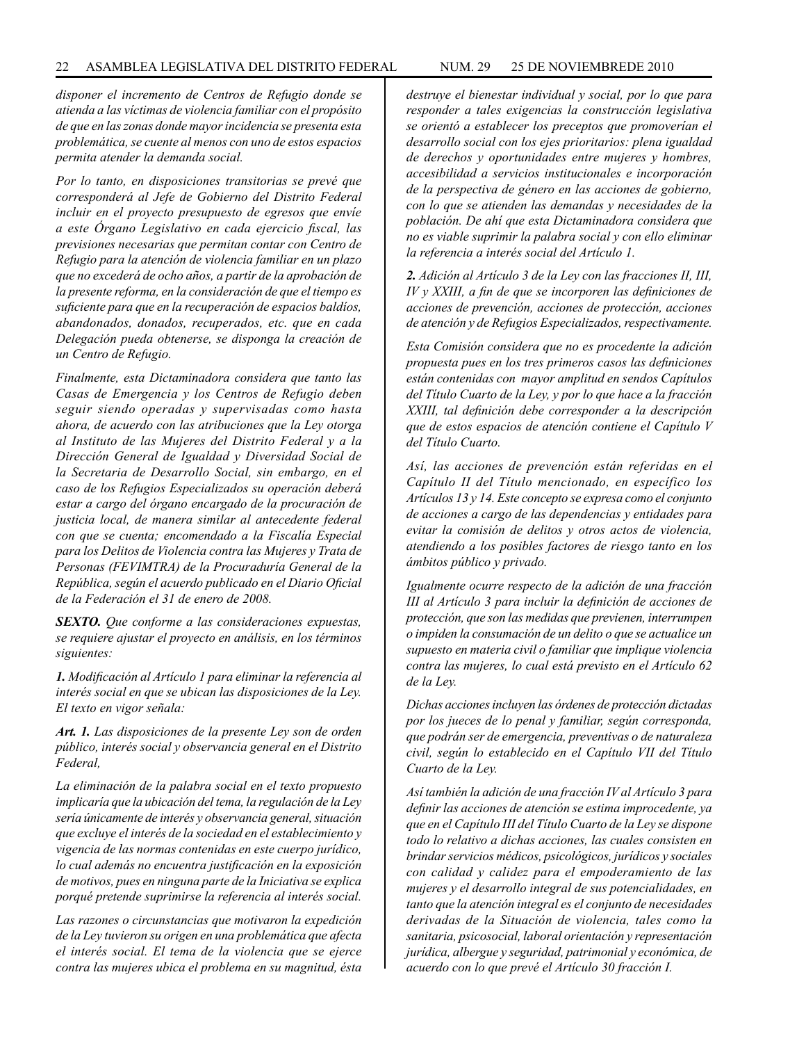*disponer el incremento de Centros de Refugio donde se atienda a las víctimas de violencia familiar con el propósito de que en las zonas donde mayor incidencia se presenta esta problemática, se cuente al menos con uno de estos espacios permita atender la demanda social.*

*Por lo tanto, en disposiciones transitorias se prevé que corresponderá al Jefe de Gobierno del Distrito Federal incluir en el proyecto presupuesto de egresos que envíe a este Órgano Legislativo en cada ejercicio fiscal, las previsiones necesarias que permitan contar con Centro de Refugio para la atención de violencia familiar en un plazo que no excederá de ocho años, a partir de la aprobación de la presente reforma, en la consideración de que el tiempo es suficiente para que en la recuperación de espacios baldíos, abandonados, donados, recuperados, etc. que en cada Delegación pueda obtenerse, se disponga la creación de un Centro de Refugio.*

*Finalmente, esta Dictaminadora considera que tanto las Casas de Emergencia y los Centros de Refugio deben seguir siendo operadas y supervisadas como hasta ahora, de acuerdo con las atribuciones que la Ley otorga al Instituto de las Mujeres del Distrito Federal y a la Dirección General de Igualdad y Diversidad Social de la Secretaria de Desarrollo Social, sin embargo, en el caso de los Refugios Especializados su operación deberá estar a cargo del órgano encargado de la procuración de justicia local, de manera similar al antecedente federal con que se cuenta; encomendado a la Fiscalía Especial para los Delitos de Violencia contra las Mujeres y Trata de Personas (FEVIMTRA) de la Procuraduría General de la República, según el acuerdo publicado en el Diario Oficial de la Federación el 31 de enero de 2008.*

***SEXTO.*** *Que conforme a las consideraciones expuestas, se requiere ajustar el proyecto en análisis, en los términos siguientes:*

***1.*** *Modificación al Artículo 1 para eliminar la referencia al interés social en que se ubican las disposiciones de la Ley. El texto en vigor señala:*

***Art. 1.*** *Las disposiciones de la presente Ley son de orden público, interés social y observancia general en el Distrito Federal,*

*La eliminación de la palabra social en el texto propuesto implicaría que la ubicación del tema, la regulación de la Ley sería únicamente de interés y observancia general, situación que excluye el interés de la sociedad en el establecimiento y vigencia de las normas contenidas en este cuerpo jurídico, lo cual además no encuentra justificación en la exposición de motivos, pues en ninguna parte de la Iniciativa se explica porqué pretende suprimirse la referencia al interés social.*

*Las razones o circunstancias que motivaron la expedición de la Ley tuvieron su origen en una problemática que afecta el interés social. El tema de la violencia que se ejerce contra las mujeres ubica el problema en su magnitud, ésta destruye el bienestar individual y social, por lo que para responder a tales exigencias la construcción legislativa se orientó a establecer los preceptos que promoverían el desarrollo social con los ejes prioritarios: plena igualdad de derechos y oportunidades entre mujeres y hombres, accesibilidad a servicios institucionales e incorporación de la perspectiva de género en las acciones de gobierno, con lo que se atienden las demandas y necesidades de la población. De ahí que esta Dictaminadora considera que no es viable suprimir la palabra social y con ello eliminar la referencia a interés social del Artículo 1.*

***2.*** *Adición al Artículo 3 de la Ley con las fracciones II, III, IV y XXIII, a fin de que se incorporen las definiciones de acciones de prevención, acciones de protección, acciones de atención y de Refugios Especializados, respectivamente.*

*Esta Comisión considera que no es procedente la adición propuesta pues en los tres primeros casos las definiciones están contenidas con mayor amplitud en sendos Capítulos del Título Cuarto de la Ley, y por lo que hace a la fracción XXIII, tal definición debe corresponder a la descripción que de estos espacios de atención contiene el Capítulo V del Título Cuarto.*

*Así, las acciones de prevención están referidas en el Capítulo II del Título mencionado, en específico los Artículos 13 y 14. Este concepto se expresa como el conjunto de acciones a cargo de las dependencias y entidades para evitar la comisión de delitos y otros actos de violencia, atendiendo a los posibles factores de riesgo tanto en los ámbitos público y privado.*

*Igualmente ocurre respecto de la adición de una fracción III al Artículo 3 para incluir la definición de acciones de protección, que son las medidas que previenen, interrumpen o impiden la consumación de un delito o que se actualice un supuesto en materia civil o familiar que implique violencia contra las mujeres, lo cual está previsto en el Artículo 62 de la Ley.*

*Dichas acciones incluyen las órdenes de protección dictadas por los jueces de lo penal y familiar, según corresponda, que podrán ser de emergencia, preventivas o de naturaleza civil, según lo establecido en el Capítulo VII del Título Cuarto de la Ley.*

*Así también la adición de una fracción IV al Artículo 3 para definir las acciones de atención se estima improcedente, ya que en el Capítulo III del Título Cuarto de la Ley se dispone todo lo relativo a dichas acciones, las cuales consisten en brindar servicios médicos, psicológicos, jurídicos y sociales con calidad y calidez para el empoderamiento de las mujeres y el desarrollo integral de sus potencialidades, en tanto que la atención integral es el conjunto de necesidades derivadas de la Situación de violencia, tales como la sanitaria, psicosocial, laboral orientación y representación jurídica, albergue y seguridad, patrimonial y económica, de acuerdo con lo que prevé el Artículo 30 fracción I.*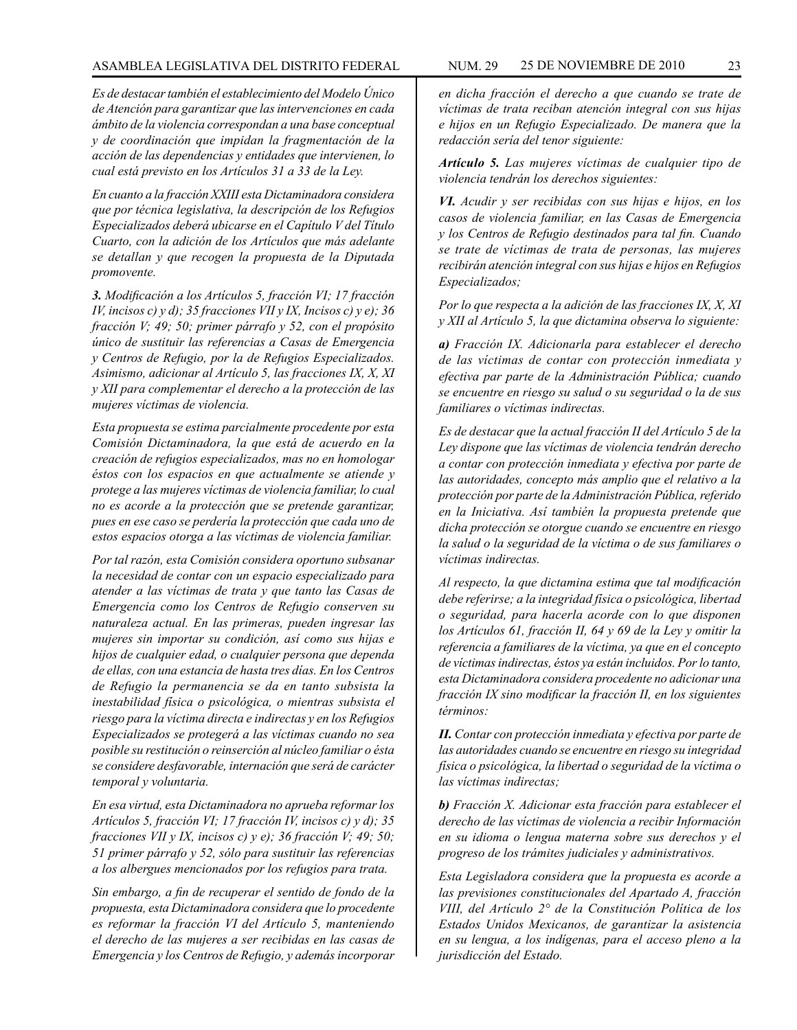*Es de destacar también el establecimiento del Modelo Único de Atención para garantizar que las intervenciones en cada ámbito de la violencia correspondan a una base conceptual y de coordinación que impidan la fragmentación de la acción de las dependencias y entidades que intervienen, lo cual está previsto en los Artículos 31 a 33 de la Ley.*

*En cuanto a la fracción XXIII esta Dictaminadora considera que por técnica legislativa, la descripción de los Refugios Especializados deberá ubicarse en el Capítulo V del Título Cuarto, con la adición de los Artículos que más adelante se detallan y que recogen la propuesta de la Diputada promovente.*

***3.** Modificación a los Artículos 5, fracción VI; 17 fracción IV, incisos c) y d); 35 fracciones VII y IX, Incisos c) y e); 36 fracción V; 49; 50; primer párrafo y 52, con el propósito único de sustituir las referencias a Casas de Emergencia y Centros de Refugio, por la de Refugios Especializados. Asimismo, adicionar al Artículo 5, las fracciones IX, X, XI y XII para complementar el derecho a la protección de las mujeres víctimas de violencia.*

*Esta propuesta se estima parcialmente procedente por esta Comisión Dictaminadora, la que está de acuerdo en la creación de refugios especializados, mas no en homologar éstos con los espacios en que actualmente se atiende y protege a las mujeres víctimas de violencia familiar, lo cual no es acorde a la protección que se pretende garantizar, pues en ese caso se perdería la protección que cada uno de estos espacios otorga a las víctimas de violencia familiar.*

*Por tal razón, esta Comisión considera oportuno subsanar la necesidad de contar con un espacio especializado para atender a las víctimas de trata y que tanto las Casas de Emergencia como los Centros de Refugio conserven su naturaleza actual. En las primeras, pueden ingresar las mujeres sin importar su condición, así como sus hijas e hijos de cualquier edad, o cualquier persona que dependa de ellas, con una estancia de hasta tres días. En los Centros de Refugio la permanencia se da en tanto subsista la inestabilidad física o psicológica, o mientras subsista el riesgo para la víctima directa e indirectas y en los Refugios Especializados se protegerá a las víctimas cuando no sea posible su restitución o reinserción al núcleo familiar o ésta se considere desfavorable, internación que será de carácter temporal y voluntaria.*

*En esa virtud, esta Dictaminadora no aprueba reformar los Artículos 5, fracción VI; 17 fracción IV, incisos c) y d); 35 fracciones VII y IX, incisos c) y e); 36 fracción V; 49; 50; 51 primer párrafo y 52, sólo para sustituir las referencias a los albergues mencionados por los refugios para trata.*

*Sin embargo, a fin de recuperar el sentido de fondo de la propuesta, esta Dictaminadora considera que lo procedente es reformar la fracción VI del Artículo 5, manteniendo el derecho de las mujeres a ser recibidas en las casas de Emergencia y los Centros de Refugio, y además incorporar en dicha fracción el derecho a que cuando se trate de víctimas de trata reciban atención integral con sus hijas e hijos en un Refugio Especializado. De manera que la redacción sería del tenor siguiente:*

***Artículo 5.** Las mujeres víctimas de cualquier tipo de violencia tendrán los derechos siguientes:*

***VI.** Acudir y ser recibidas con sus hijas e hijos, en los casos de violencia familiar, en las Casas de Emergencia y los Centros de Refugio destinados para tal fin. Cuando se trate de víctimas de trata de personas, las mujeres recibirán atención integral con sus hijas e hijos en Refugios Especializados;*

*Por lo que respecta a la adición de las fracciones IX, X, XI y XII al Artículo 5, la que dictamina observa lo siguiente:*

***a)** Fracción IX. Adicionarla para establecer el derecho de las víctimas de contar con protección inmediata y efectiva par parte de la Administración Pública; cuando se encuentre en riesgo su salud o su seguridad o la de sus familiares o víctimas indirectas.*

*Es de destacar que la actual fracción II del Artículo 5 de la Ley dispone que las víctimas de violencia tendrán derecho a contar con protección inmediata y efectiva por parte de las autoridades, concepto más amplio que el relativo a la protección por parte de la Administración Pública, referido en la Iniciativa. Así también la propuesta pretende que dicha protección se otorgue cuando se encuentre en riesgo la salud o la seguridad de la víctima o de sus familiares o víctimas indirectas.*

*Al respecto, la que dictamina estima que tal modificación debe referirse; a la integridad física o psicológica, libertad o seguridad, para hacerla acorde con lo que disponen los Artículos 61, fracción II, 64 y 69 de la Ley y omitir la referencia a familiares de la víctima, ya que en el concepto de víctimas indirectas, éstos ya están incluidos. Por lo tanto, esta Dictaminadora considera procedente no adicionar una fracción IX sino modificar la fracción II, en los siguientes términos:*

***II.** Contar con protección inmediata y efectiva por parte de las autoridades cuando se encuentre en riesgo su integridad física o psicológica, la libertad o seguridad de la víctima o las víctimas indirectas;*

***b)** Fracción X. Adicionar esta fracción para establecer el derecho de las víctimas de violencia a recibir Información en su idioma o lengua materna sobre sus derechos y el progreso de los trámites judiciales y administrativos.*

*Esta Legisladora considera que la propuesta es acorde a las previsiones constitucionales del Apartado A, fracción VIII, del Artículo 2° de la Constitución Política de los Estados Unidos Mexicanos, de garantizar la asistencia en su lengua, a los indígenas, para el acceso pleno a la jurisdicción del Estado.*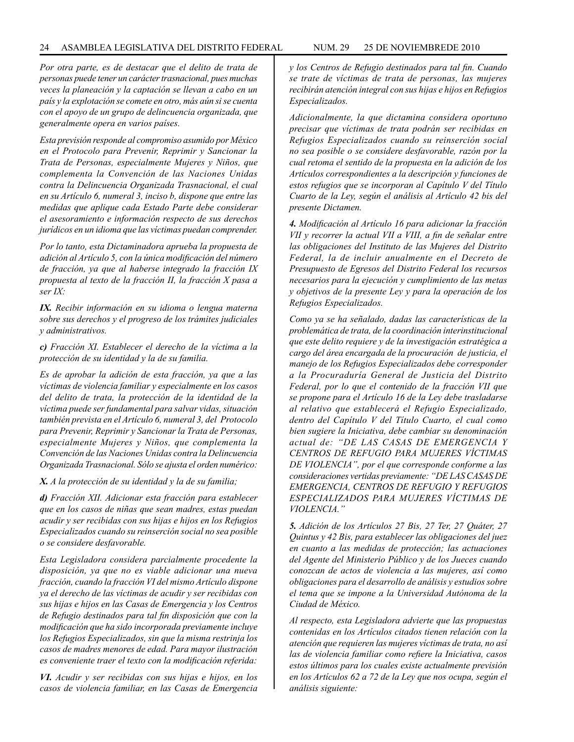*Por otra parte, es de destacar que el delito de trata de personas puede tener un carácter trasnacional, pues muchas veces la planeación y la captación se llevan a cabo en un país y la explotación se comete en otro, más aún si se cuenta con el apoyo de un grupo de delincuencia organizada, que generalmente opera en varios países.*

*Esta previsión responde al compromiso asumido por México en el Protocolo para Prevenir, Reprimir y Sancionar la Trata de Personas, especialmente Mujeres y Niños, que complementa la Convención de las Naciones Unidas contra la Delincuencia Organizada Trasnacional, el cual en su Artículo 6, numeral 3, inciso b, dispone que entre las medidas que aplique cada Estado Parte debe considerar el asesoramiento e información respecto de sus derechos jurídicos en un idioma que las víctimas puedan comprender.*

*Por lo tanto, esta Dictaminadora aprueba la propuesta de adición al Artículo 5, con la única modificación del número de fracción, ya que al haberse integrado la fracción IX propuesta al texto de la fracción II, la fracción X pasa a ser IX:*

***IX.** Recibir información en su idioma o lengua materna sobre sus derechos y el progreso de los trámites judiciales y administrativos.*

***c)** Fracción XI. Establecer el derecho de la víctima a la protección de su identidad y la de su familia.*

*Es de aprobar la adición de esta fracción, ya que a las víctimas de violencia familiar y especialmente en los casos del delito de trata, la protección de la identidad de la víctima puede ser fundamental para salvar vidas, situación también prevista en el Artículo 6, numeral 3, del Protocolo para Prevenir, Reprimir y Sancionar la Trata de Personas, especialmente Mujeres y Niños, que complementa la Convención de las Naciones Unidas contra la Delincuencia Organizada Trasnacional. Sólo se ajusta el orden numérico:*

***X.** A la protección de su identidad y la de su familia;*

***d)** Fracción XII. Adicionar esta fracción para establecer que en los casos de niñas que sean madres, estas puedan acudir y ser recibidas con sus hijas e hijos en los Refugios Especializados cuando su reinserción social no sea posible o se considere desfavorable.*

*Esta Legisladora considera parcialmente procedente la disposición, ya que no es viable adicionar una nueva fracción, cuando la fracción VI del mismo Artículo dispone ya el derecho de las víctimas de acudir y ser recibidas con sus hijas e hijos en las Casas de Emergencia y los Centros de Refugio destinados para tal fin disposición que con la modificación que ha sido incorporada previamente incluye los Refugios Especializados, sin que la misma restrinja los casos de madres menores de edad. Para mayor ilustración es conveniente traer el texto con la modificación referida:*

***VI.** Acudir y ser recibidas con sus hijas e hijos, en los casos de violencia familiar, en las Casas de Emergencia y los Centros de Refugio destinados para tal fin. Cuando se trate de víctimas de trata de personas, las mujeres recibirán atención integral con sus hijas e hijos en Refugios Especializados.*

*Adicionalmente, la que dictamina considera oportuno precisar que víctimas de trata podrán ser recibidas en Refugios Especializados cuando su reinserción social no sea posible o se considere desfavorable, razón por la cual retoma el sentido de la propuesta en la adición de los Artículos correspondientes a la descripción y funciones de estos refugios que se incorporan al Capítulo V del Título Cuarto de la Ley, según el análisis al Artículo 42 bis del presente Dictamen.*

***4.** Modificación al Artículo 16 para adicionar la fracción VII y recorrer la actual VII a VIII, a fin de señalar entre las obligaciones del Instituto de las Mujeres del Distrito Federal, la de incluir anualmente en el Decreto de Presupuesto de Egresos del Distrito Federal los recursos necesarios para la ejecución y cumplimiento de las metas y objetivos de la presente Ley y para la operación de los Refugios Especializados.*

*Como ya se ha señalado, dadas las características de la problemática de trata, de la coordinación interinstitucional que este delito requiere y de la investigación estratégica a cargo del área encargada de la procuración de justicia, el manejo de los Refugios Especializados debe corresponder a la Procuraduría General de Justicia del Distrito Federal, por lo que el contenido de la fracción VII que se propone para el Artículo 16 de la Ley debe trasladarse al relativo que establecerá el Refugio Especializado, dentro del Capítulo V del Título Cuarto, el cual como bien sugiere la Iniciativa, debe cambiar su denominación actual de: "DE LAS CASAS DE EMERGENCIA Y CENTROS DE REFUGIO PARA MUJERES VÍCTIMAS DE VIOLENCIA", por el que corresponde conforme a las consideraciones vertidas previamente: "DE LAS CASAS DE EMERGENCIA, CENTROS DE REFUGIO Y REFUGIOS ESPECIALIZADOS PARA MUJERES VÍCTIMAS DE VIOLENCIA."*

***5.** Adición de los Artículos 27 Bis, 27 Ter, 27 Quáter, 27 Quintus y 42 Bis, para establecer las obligaciones del juez en cuanto a las medidas de protección; las actuaciones del Agente del Ministerio Público y de los Jueces cuando conozcan de actos de violencia a las mujeres, así como obligaciones para el desarrollo de análisis y estudios sobre el tema que se impone a la Universidad Autónoma de la Ciudad de México.*

*Al respecto, esta Legisladora advierte que las propuestas contenidas en los Artículos citados tienen relación con la atención que requieren las mujeres víctimas de trata, no así las de violencia familiar como refiere la Iniciativa, casos estos últimos para los cuales existe actualmente previsión en los Artículos 62 a 72 de la Ley que nos ocupa, según el análisis siguiente:*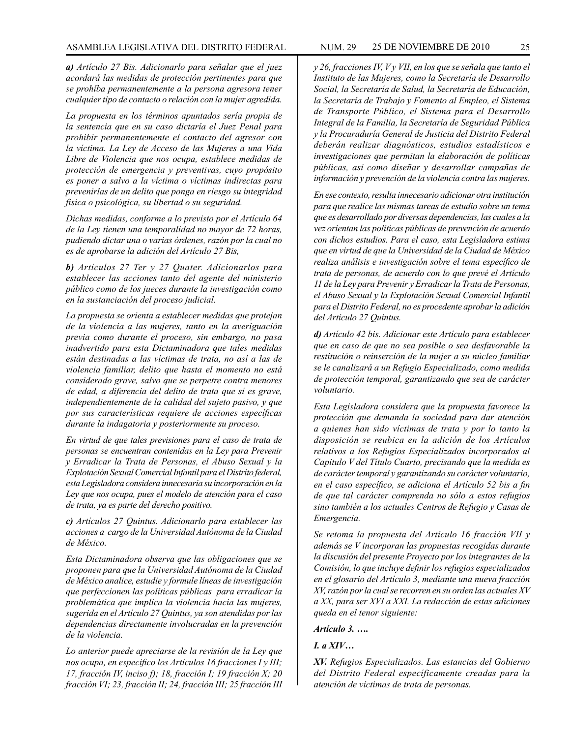***a)*** *Artículo 27 Bis. Adicionarlo para señalar que el juez acordará las medidas de protección pertinentes para que se prohíba permanentemente a la persona agresora tener cualquier tipo de contacto o relación con la mujer agredida.*

*La propuesta en los términos apuntados sería propia de la sentencia que en su caso dictaría el Juez Penal para prohibir permanentemente el contacto del agresor con la víctima. La Ley de Acceso de las Mujeres a una Vida Libre de Violencia que nos ocupa, establece medidas de protección de emergencia y preventivas, cuyo propósito es poner a salvo a la víctima o víctimas indirectas para prevenirlas de un delito que ponga en riesgo su integridad física o psicológica, su libertad o su seguridad.*

*Dichas medidas, conforme a lo previsto por el Artículo 64 de la Ley tienen una temporalidad no mayor de 72 horas, pudiendo dictar una o varias órdenes, razón por la cual no es de aprobarse la adición del Artículo 27 Bis,*

***b)*** *Artículos 27 Ter y 27 Quater. Adicionarlos para establecer las acciones tanto del agente del ministerio público como de los jueces durante la investigación como en la sustanciación del proceso judicial.*

*La propuesta se orienta a establecer medidas que protejan de la violencia a las mujeres, tanto en la averiguación previa como durante el proceso, sin embargo, no pasa inadvertido para esta Dictaminadora que tales medidas están destinadas a las víctimas de trata, no así a las de violencia familiar, delito que hasta el momento no está considerado grave, salvo que se perpetre contra menores de edad, a diferencia del delito de trata que sí es grave, independientemente de la calidad del sujeto pasivo, y que por sus características requiere de acciones específicas durante la indagatoria y posteriormente su proceso.*

*En virtud de que tales previsiones para el caso de trata de personas se encuentran contenidas en la Ley para Prevenir y Erradicar la Trata de Personas, el Abuso Sexual y la Explotación Sexual Comercial Infantil para el Distrito federal, esta Legisladora considera innecesaria su incorporación en la Ley que nos ocupa, pues el modelo de atención para el caso de trata, ya es parte del derecho positivo.*

***c)*** *Artículos 27 Quintus. Adicionarlo para establecer las acciones a cargo de la Universidad Autónoma de la Ciudad de México.*

*Esta Dictaminadora observa que las obligaciones que se proponen para que la Universidad Autónoma de la Ciudad de México analice, estudie y formule líneas de investigación que perfeccionen las políticas públicas para erradicar la problemática que implica la violencia hacia las mujeres, sugerida en el Artículo 27 Quintus, ya son atendidas por las dependencias directamente involucradas en la prevención de la violencia.*

*Lo anterior puede apreciarse de la revisión de la Ley que nos ocupa, en específico los Artículos 16 fracciones I y III; 17, fracción IV, inciso f); 18, fracción I; 19 fracción X; 20 fracción VI; 23, fracción II; 24, fracción III; 25 fracción III y 26, fracciones IV, V y VII, en los que se señala que tanto el Instituto de las Mujeres, como la Secretaría de Desarrollo Social, la Secretaría de Salud, la Secretaría de Educación, la Secretaría de Trabajo y Fomento al Empleo, el Sistema de Transporte Público, el Sistema para el Desarrollo Integral de la Familia, la Secretaría de Seguridad Pública y la Procuraduría General de Justicia del Distrito Federal deberán realizar diagnósticos, estudios estadísticos e investigaciones que permitan la elaboración de políticas públicas, así como diseñar y desarrollar campañas de información y prevención de la violencia contra las mujeres.*

*En ese contexto, resulta innecesario adicionar otra institución para que realice las mismas tareas de estudio sobre un tema que es desarrollado por diversas dependencias, las cuales a la vez orientan las políticas públicas de prevención de acuerdo con dichos estudios. Para el caso, esta Legisladora estima que en virtud de que la Universidad de la Ciudad de México realiza análisis e investigación sobre el tema específico de trata de personas, de acuerdo con lo que prevé el Artículo 11 de la Ley para Prevenir y Erradicar la Trata de Personas, el Abuso Sexual y la Explotación Sexual Comercial Infantil para el Distrito Federal, no es procedente aprobar la adición del Artículo 27 Quintus.*

***d)*** *Artículo 42 bis. Adicionar este Artículo para establecer que en caso de que no sea posible o sea desfavorable la restitución o reinserción de la mujer a su núcleo familiar se le canalizará a un Refugio Especializado, como medida de protección temporal, garantizando que sea de carácter voluntario.*

*Esta Legisladora considera que la propuesta favorece la protección que demanda la sociedad para dar atención a quienes han sido víctimas de trata y por lo tanto la disposición se reubica en la adición de los Artículos relativos a los Refugios Especializados incorporados al Capitulo V del Título Cuarto, precisando que la medida es de carácter temporal y garantizando su carácter voluntario, en el caso específico, se adiciona el Artículo 52 bis a fin de que tal carácter comprenda no sólo a estos refugios sino también a los actuales Centros de Refugio y Casas de Emergencia.*

*Se retoma la propuesta del Artículo 16 fracción VII y además se V incorporan las propuestas recogidas durante la discusión del presente Proyecto por los integrantes de la Comisión, lo que incluye definir los refugios especializados en el glosario del Artículo 3, mediante una nueva fracción XV, razón por la cual se recorren en su orden las actuales XV a XX, para ser XVI a XXI. La redacción de estas adiciones queda en el tenor siguiente:*

***Artículo 3. ….***

***I. a XIV…***

***XV.*** *Refugios Especializados. Las estancias del Gobierno del Distrito Federal específicamente creadas para la atención de víctimas de trata de personas.*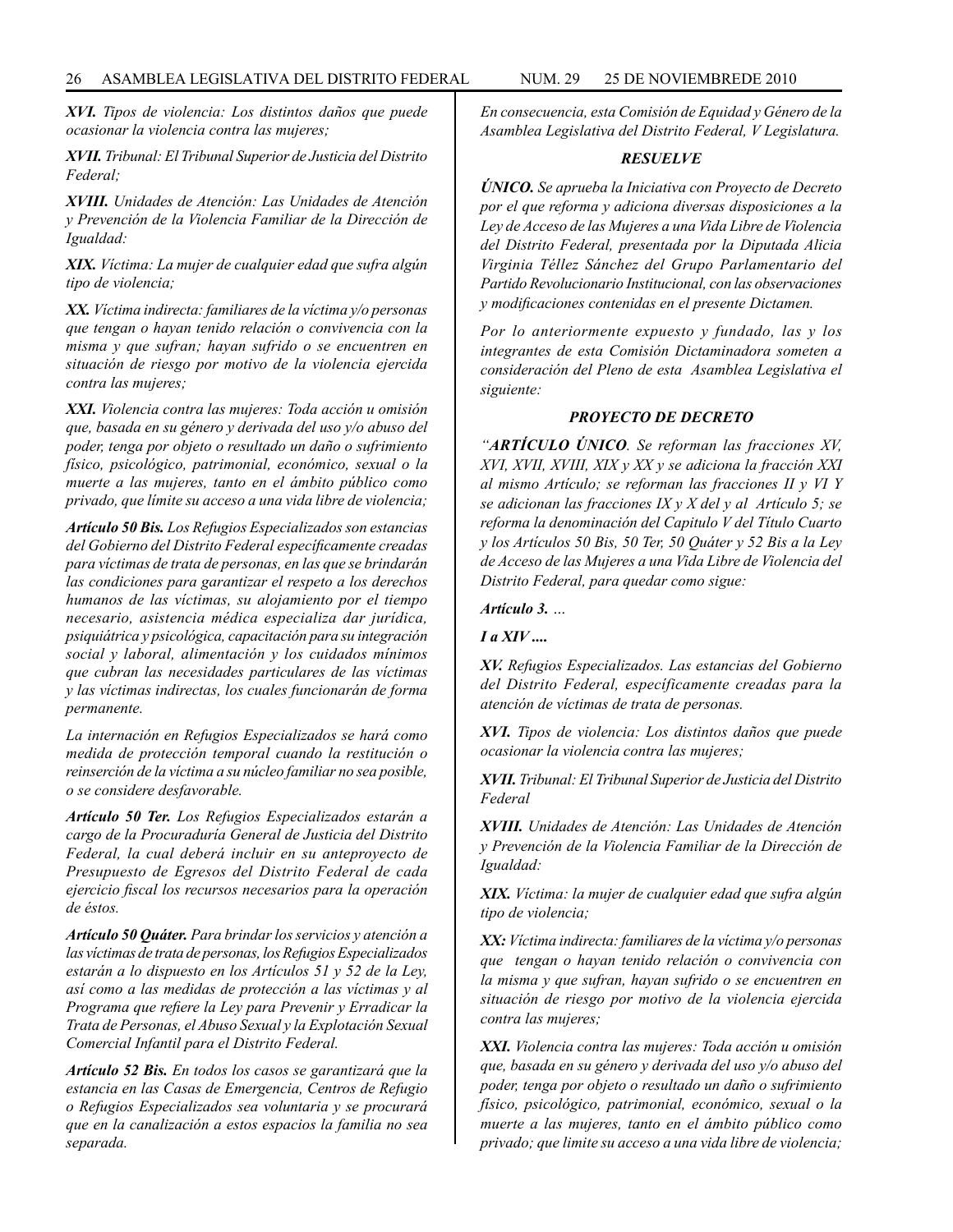*XVI. Tipos de violencia: Los distintos daños que puede ocasionar la violencia contra las mujeres;*

*XVII. Tribunal: El Tribunal Superior de Justicia del Distrito Federal;*

*XVIII. Unidades de Atención: Las Unidades de Atención y Prevención de la Violencia Familiar de la Dirección de Igualdad:*

*XIX. Víctima: La mujer de cualquier edad que sufra algún tipo de violencia;*

*XX. Víctima indirecta: familiares de la víctima y/o personas que tengan o hayan tenido relación o convivencia con la misma y que sufran; hayan sufrido o se encuentren en situación de riesgo por motivo de la violencia ejercida contra las mujeres;*

*XXI. Violencia contra las mujeres: Toda acción u omisión que, basada en su género y derivada del uso y/o abuso del poder, tenga por objeto o resultado un daño o sufrimiento físico, psicológico, patrimonial, económico, sexual o la muerte a las mujeres, tanto en el ámbito público como privado, que límite su acceso a una vida libre de violencia;*

***Artículo 50 Bis.*** *Los Refugios Especializados son estancias del Gobierno del Distrito Federal específicamente creadas para víctimas de trata de personas, en las que se brindarán las condiciones para garantizar el respeto a los derechos humanos de las víctimas, su alojamiento por el tiempo necesario, asistencia médica especializa dar jurídica, psiquiátrica y psicológica, capacitación para su integración social y laboral, alimentación y los cuidados mínimos que cubran las necesidades particulares de las víctimas y las víctimas indirectas, los cuales funcionarán de forma permanente.*

*La internación en Refugios Especializados se hará como medida de protección temporal cuando la restitución o reinserción de la víctima a su núcleo familiar no sea posible, o se considere desfavorable.*

***Artículo 50 Ter.*** *Los Refugios Especializados estarán a cargo de la Procuraduría General de Justicia del Distrito Federal, la cual deberá incluir en su anteproyecto de Presupuesto de Egresos del Distrito Federal de cada ejercicio fiscal los recursos necesarios para la operación de éstos.*

***Artículo 50 Quáter.*** *Para brindar los servicios y atención a las víctimas de trata de personas, los Refugios Especializados estarán a lo dispuesto en los Artículos 51 y 52 de la Ley, así como a las medidas de protección a las víctimas y al Programa que refiere la Ley para Prevenir y Erradicar la Trata de Personas, el Abuso Sexual y la Explotación Sexual Comercial Infantil para el Distrito Federal.*

***Artículo 52 Bis.*** *En todos los casos se garantizará que la estancia en las Casas de Emergencia, Centros de Refugio o Refugios Especializados sea voluntaria y se procurará que en la canalización a estos espacios la familia no sea separada.*

*En consecuencia, esta Comisión de Equidad y Género de la Asamblea Legislativa del Distrito Federal, V Legislatura.*

### *RESUELVE*

***ÚNICO.*** *Se aprueba la Iniciativa con Proyecto de Decreto por el que reforma y adiciona diversas disposiciones a la Ley de Acceso de las Mujeres a una Vida Libre de Violencia del Distrito Federal, presentada por la Diputada Alicia Virginia Téllez Sánchez del Grupo Parlamentario del Partido Revolucionario Institucional, con las observaciones y modificaciones contenidas en el presente Dictamen.*

*Por lo anteriormente expuesto y fundado, las y los integrantes de esta Comisión Dictaminadora someten a consideración del Pleno de esta Asamblea Legislativa el siguiente:*

### *PROYECTO DE DECRETO*

*"**ARTÍCULO ÚNICO**. Se reforman las fracciones XV, XVI, XVII, XVIII, XIX y XX y se adiciona la fracción XXI al mismo Artículo; se reforman las fracciones II y VI Y se adicionan las fracciones IX y X del y al Artículo 5; se reforma la denominación del Capitulo V del Título Cuarto y los Artículos 50 Bis, 50 Ter, 50 Quáter y 52 Bis a la Ley de Acceso de las Mujeres a una Vida Libre de Violencia del Distrito Federal, para quedar como sigue:*

***Artículo 3.*** *…*

***I a XIV ....***

*XV. Refugios Especializados. Las estancias del Gobierno del Distrito Federal, específicamente creadas para la atención de víctimas de trata de personas.*

*XVI. Tipos de violencia: Los distintos daños que puede ocasionar la violencia contra las mujeres;*

*XVII. Tribunal: El Tribunal Superior de Justicia del Distrito Federal*

*XVIII. Unidades de Atención: Las Unidades de Atención y Prevención de la Violencia Familiar de la Dirección de Igualdad:*

*XIX. Víctima: la mujer de cualquier edad que sufra algún tipo de violencia;*

*XX: Víctima indirecta: familiares de la víctima y/o personas que tengan o hayan tenido relación o convivencia con la misma y que sufran, hayan sufrido o se encuentren en situación de riesgo por motivo de la violencia ejercida contra las mujeres;*

*XXI. Violencia contra las mujeres: Toda acción u omisión que, basada en su género y derivada del uso y/o abuso del poder, tenga por objeto o resultado un daño o sufrimiento físico, psicológico, patrimonial, económico, sexual o la muerte a las mujeres, tanto en el ámbito público como privado; que limite su acceso a una vida libre de violencia;*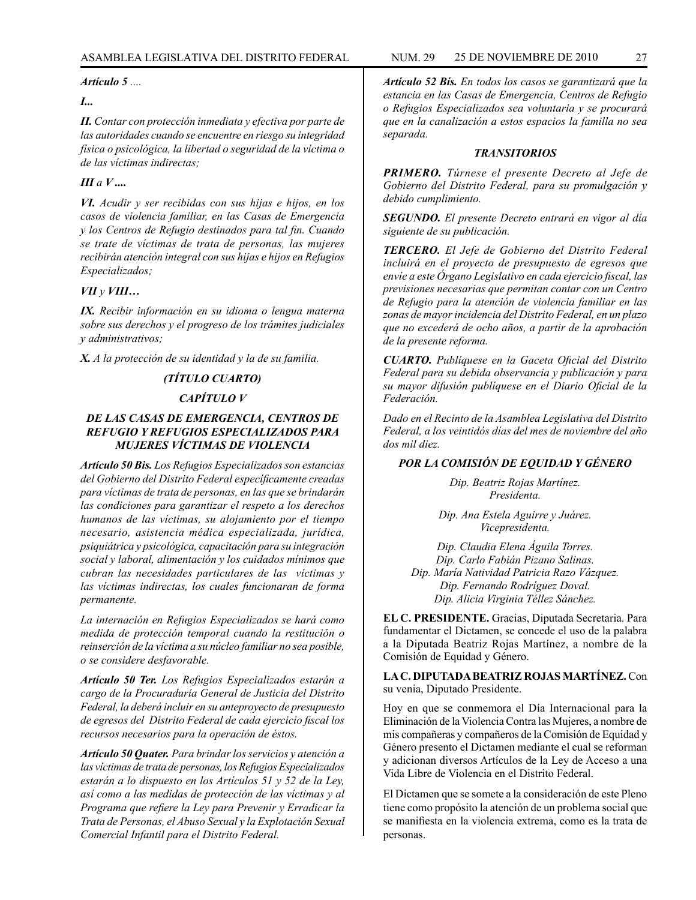***Artículo 5** ....*

***I...***

***II.** Contar con protección inmediata y efectiva por parte de las autoridades cuando se encuentre en riesgo su integridad física o psicológica, la libertad o seguridad de la víctima o de las víctimas indirectas;*

***III** a **V ....***

***VI.** Acudir y ser recibidas con sus hijas e hijos, en los casos de violencia familiar, en las Casas de Emergencia y los Centros de Refugio destinados para tal fin. Cuando se trate de víctimas de trata de personas, las mujeres recibirán atención integral con sus hijas e hijos en Refugios Especializados;*

***VII** y **VIII…***

***IX.** Recibir información en su idioma o lengua materna sobre sus derechos y el progreso de los trámites judiciales y administrativos;*

***X.** A la protección de su identidad y la de su familia.*

***(TÍTULO CUARTO)***

***CAPÍTULO V***

***DE LAS CASAS DE EMERGENCIA, CENTROS DE REFUGIO Y REFUGIOS ESPECIALIZADOS PARA MUJERES VÍCTIMAS DE VIOLENCIA***

***Artículo 50 Bis.** Los Refugios Especializados son estancias del Gobierno del Distrito Federal específicamente creadas para víctimas de trata de personas, en las que se brindarán las condiciones para garantizar el respeto a los derechos humanos de las víctimas, su alojamiento por el tiempo necesario, asistencia médica especializada, jurídica, psiquiátrica y psicológica, capacitación para su integración social y laboral, alimentación y los cuidados mínimos que cubran las necesidades particulares de las víctimas y las víctimas indirectas, los cuales funcionaran de forma permanente.*

*La internación en Refugios Especializados se hará como medida de protección temporal cuando la restitución o reinserción de la víctima a su núcleo familiar no sea posible, o se considere desfavorable.*

***Artículo 50 Ter.** Los Refugios Especializados estarán a cargo de la Procuraduría General de Justicia del Distrito Federal, la deberá incluir en su anteproyecto de presupuesto de egresos del Distrito Federal de cada ejercicio fiscal los recursos necesarios para la operación de éstos.*

***Artículo 50 Quater.** Para brindar los servicios y atención a las víctimas de trata de personas, los Refugios Especializados estarán a lo dispuesto en los Artículos 51 y 52 de la Ley, así como a las medidas de protección de las víctimas y al Programa que refiere la Ley para Prevenir y Erradicar la Trata de Personas, el Abuso Sexual y la Explotación Sexual Comercial Infantil para el Distrito Federal.*

***Artículo 52 Bís.** En todos los casos se garantizará que la estancia en las Casas de Emergencia, Centros de Refugio o Refugios Especializados sea voluntaria y se procurará que en la canalización a estos espacios la familla no sea separada.*

***TRANSITORIOS***

***PRIMERO.** Túrnese el presente Decreto al Jefe de Gobierno del Distrito Federal, para su promulgación y debido cumplimiento.*

***SEGUNDO.** El presente Decreto entrará en vigor al día siguiente de su publicación.*

***TERCERO.** El Jefe de Gobierno del Distrito Federal incluirá en el proyecto de presupuesto de egresos que envíe a este Órgano Legislativo en cada ejercicio fiscal, las previsiones necesarias que permitan contar con un Centro de Refugio para la atención de violencia familiar en las zonas de mayor incidencia del Distrito Federal, en un plazo que no excederá de ocho años, a partir de la aprobación de la presente reforma.*

***CUARTO.** Publíquese en la Gaceta Oficial del Distrito Federal para su debida observancia y publicación y para su mayor difusión publíquese en el Diario Oficial de la Federación.*

*Dado en el Recinto de la Asamblea Legislativa del Distrito Federal, a los veintidós días del mes de noviembre del año dos mil diez.*

***POR LA COMISIÓN DE EQUIDAD Y GÉNERO***

*Dip. Beatriz Rojas Martínez.*
*Presidenta.*

*Dip. Ana Estela Aguirre y Juárez.*
*Vicepresidenta.*

*Dip. Claudia Elena Águila Torres.*
*Dip. Carlo Fabián Pizano Salinas.*
*Dip. María Natividad Patricia Razo Vázquez.*
*Dip. Fernando Rodríguez Doval.*
*Dip. Alicia Virginia Téllez Sánchez.*

**EL C. PRESIDENTE.** Gracias, Diputada Secretaria. Para fundamentar el Dictamen, se concede el uso de la palabra a la Diputada Beatriz Rojas Martínez, a nombre de la Comisión de Equidad y Género.

**LA C. DIPUTADA BEATRIZ ROJAS MARTÍNEZ.** Con su venia, Diputado Presidente.

Hoy en que se conmemora el Día Internacional para la Eliminación de la Violencia Contra las Mujeres, a nombre de mis compañeras y compañeros de la Comisión de Equidad y Género presento el Dictamen mediante el cual se reforman y adicionan diversos Artículos de la Ley de Acceso a una Vida Libre de Violencia en el Distrito Federal.

El Dictamen que se somete a la consideración de este Pleno tiene como propósito la atención de un problema social que se manifiesta en la violencia extrema, como es la trata de personas.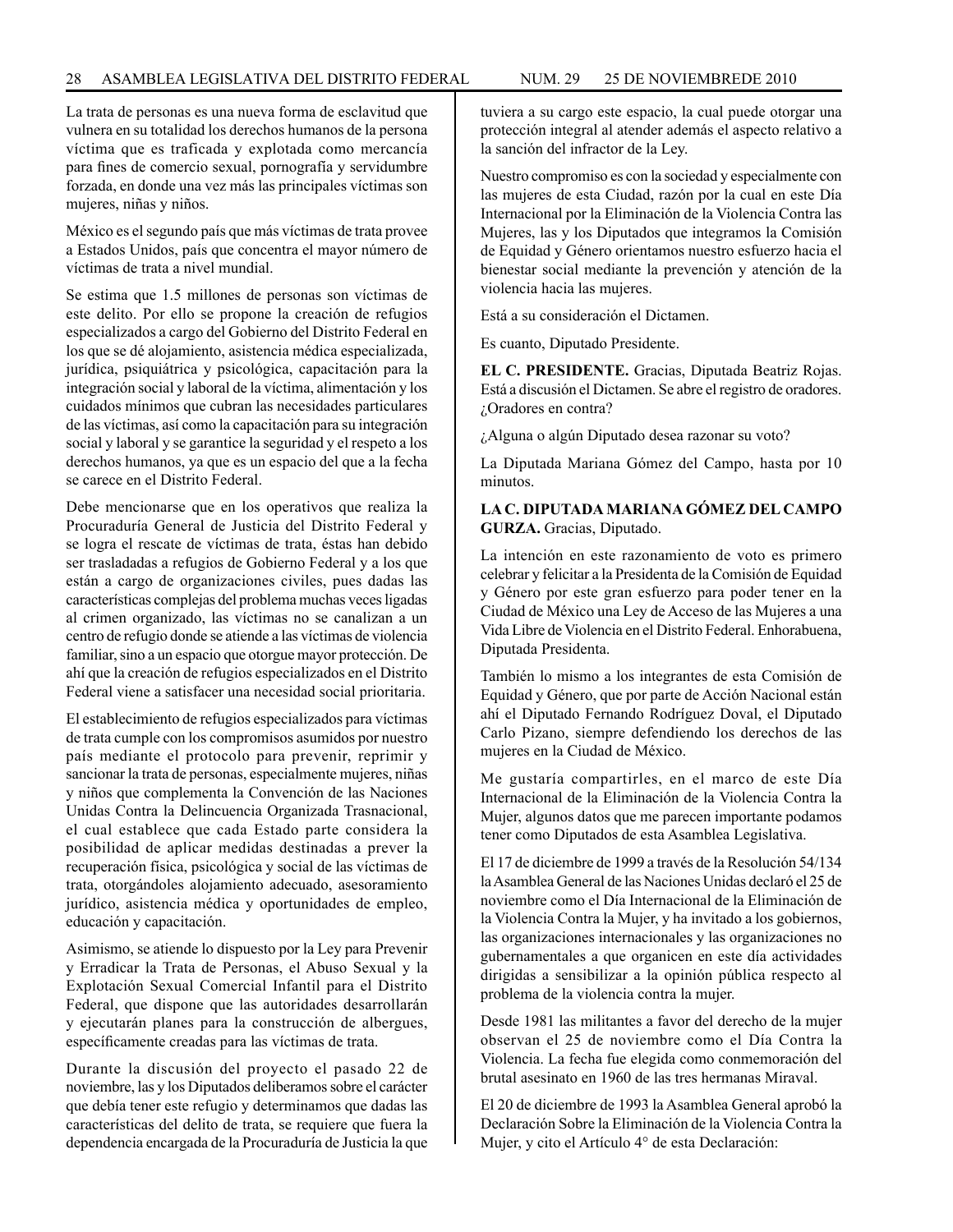La trata de personas es una nueva forma de esclavitud que vulnera en su totalidad los derechos humanos de la persona víctima que es traficada y explotada como mercancía para fines de comercio sexual, pornografía y servidumbre forzada, en donde una vez más las principales víctimas son mujeres, niñas y niños.

México es el segundo país que más víctimas de trata provee a Estados Unidos, país que concentra el mayor número de víctimas de trata a nivel mundial.

Se estima que 1.5 millones de personas son víctimas de este delito. Por ello se propone la creación de refugios especializados a cargo del Gobierno del Distrito Federal en los que se dé alojamiento, asistencia médica especializada, jurídica, psiquiátrica y psicológica, capacitación para la integración social y laboral de la víctima, alimentación y los cuidados mínimos que cubran las necesidades particulares de las víctimas, así como la capacitación para su integración social y laboral y se garantice la seguridad y el respeto a los derechos humanos, ya que es un espacio del que a la fecha se carece en el Distrito Federal.

Debe mencionarse que en los operativos que realiza la Procuraduría General de Justicia del Distrito Federal y se logra el rescate de víctimas de trata, éstas han debido ser trasladadas a refugios de Gobierno Federal y a los que están a cargo de organizaciones civiles, pues dadas las características complejas del problema muchas veces ligadas al crimen organizado, las víctimas no se canalizan a un centro de refugio donde se atiende a las víctimas de violencia familiar, sino a un espacio que otorgue mayor protección. De ahí que la creación de refugios especializados en el Distrito Federal viene a satisfacer una necesidad social prioritaria.

El establecimiento de refugios especializados para víctimas de trata cumple con los compromisos asumidos por nuestro país mediante el protocolo para prevenir, reprimir y sancionar la trata de personas, especialmente mujeres, niñas y niños que complementa la Convención de las Naciones Unidas Contra la Delincuencia Organizada Trasnacional, el cual establece que cada Estado parte considera la posibilidad de aplicar medidas destinadas a prever la recuperación física, psicológica y social de las víctimas de trata, otorgándoles alojamiento adecuado, asesoramiento jurídico, asistencia médica y oportunidades de empleo, educación y capacitación.

Asimismo, se atiende lo dispuesto por la Ley para Prevenir y Erradicar la Trata de Personas, el Abuso Sexual y la Explotación Sexual Comercial Infantil para el Distrito Federal, que dispone que las autoridades desarrollarán y ejecutarán planes para la construcción de albergues, específicamente creadas para las víctimas de trata.

Durante la discusión del proyecto el pasado 22 de noviembre, las y los Diputados deliberamos sobre el carácter que debía tener este refugio y determinamos que dadas las características del delito de trata, se requiere que fuera la dependencia encargada de la Procuraduría de Justicia la que tuviera a su cargo este espacio, la cual puede otorgar una protección integral al atender además el aspecto relativo a la sanción del infractor de la Ley.

Nuestro compromiso es con la sociedad y especialmente con las mujeres de esta Ciudad, razón por la cual en este Día Internacional por la Eliminación de la Violencia Contra las Mujeres, las y los Diputados que integramos la Comisión de Equidad y Género orientamos nuestro esfuerzo hacia el bienestar social mediante la prevención y atención de la violencia hacia las mujeres.

Está a su consideración el Dictamen.

Es cuanto, Diputado Presidente.

**EL C. PRESIDENTE.** Gracias, Diputada Beatriz Rojas. Está a discusión el Dictamen. Se abre el registro de oradores. ¿Oradores en contra?

¿Alguna o algún Diputado desea razonar su voto?

La Diputada Mariana Gómez del Campo, hasta por 10 minutos.

**LA C. DIPUTADA MARIANA GÓMEZ DEL CAMPO GURZA.** Gracias, Diputado.

La intención en este razonamiento de voto es primero celebrar y felicitar a la Presidenta de la Comisión de Equidad y Género por este gran esfuerzo para poder tener en la Ciudad de México una Ley de Acceso de las Mujeres a una Vida Libre de Violencia en el Distrito Federal. Enhorabuena, Diputada Presidenta.

También lo mismo a los integrantes de esta Comisión de Equidad y Género, que por parte de Acción Nacional están ahí el Diputado Fernando Rodríguez Doval, el Diputado Carlo Pizano, siempre defendiendo los derechos de las mujeres en la Ciudad de México.

Me gustaría compartirles, en el marco de este Día Internacional de la Eliminación de la Violencia Contra la Mujer, algunos datos que me parecen importante podamos tener como Diputados de esta Asamblea Legislativa.

El 17 de diciembre de 1999 a través de la Resolución 54/134 la Asamblea General de las Naciones Unidas declaró el 25 de noviembre como el Día Internacional de la Eliminación de la Violencia Contra la Mujer, y ha invitado a los gobiernos, las organizaciones internacionales y las organizaciones no gubernamentales a que organicen en este día actividades dirigidas a sensibilizar a la opinión pública respecto al problema de la violencia contra la mujer.

Desde 1981 las militantes a favor del derecho de la mujer observan el 25 de noviembre como el Día Contra la Violencia. La fecha fue elegida como conmemoración del brutal asesinato en 1960 de las tres hermanas Miraval.

El 20 de diciembre de 1993 la Asamblea General aprobó la Declaración Sobre la Eliminación de la Violencia Contra la Mujer, y cito el Artículo 4° de esta Declaración: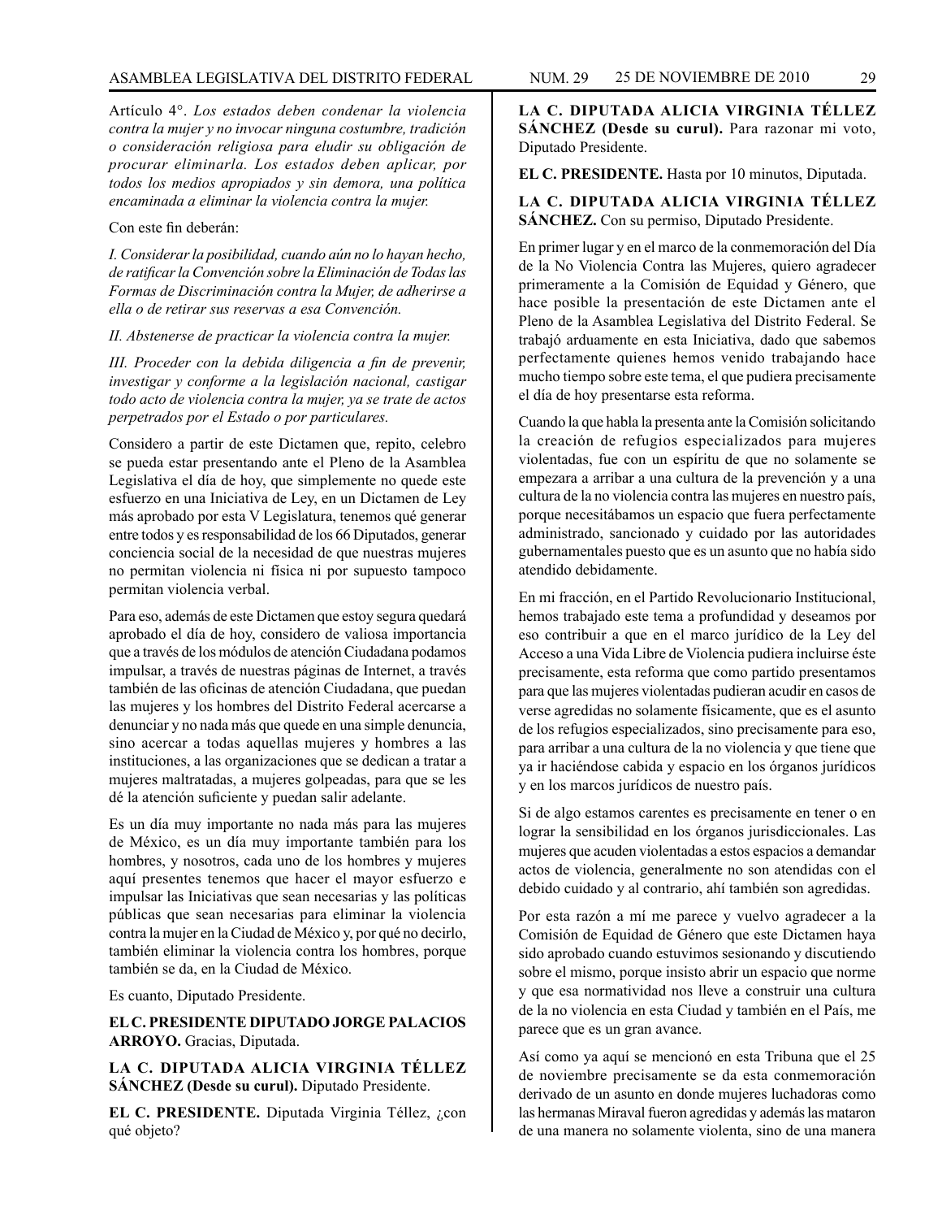Artículo 4°. *Los estados deben condenar la violencia contra la mujer y no invocar ninguna costumbre, tradición o consideración religiosa para eludir su obligación de procurar eliminarla. Los estados deben aplicar, por todos los medios apropiados y sin demora, una política encaminada a eliminar la violencia contra la mujer.*

Con este fin deberán:

*I. Considerar la posibilidad, cuando aún no lo hayan hecho, de ratificar la Convención sobre la Eliminación de Todas las Formas de Discriminación contra la Mujer, de adherirse a ella o de retirar sus reservas a esa Convención.*

*II. Abstenerse de practicar la violencia contra la mujer.*

*III. Proceder con la debida diligencia a fin de prevenir, investigar y conforme a la legislación nacional, castigar todo acto de violencia contra la mujer, ya se trate de actos perpetrados por el Estado o por particulares.*

Considero a partir de este Dictamen que, repito, celebro se pueda estar presentando ante el Pleno de la Asamblea Legislativa el día de hoy, que simplemente no quede este esfuerzo en una Iniciativa de Ley, en un Dictamen de Ley más aprobado por esta V Legislatura, tenemos qué generar entre todos y es responsabilidad de los 66 Diputados, generar conciencia social de la necesidad de que nuestras mujeres no permitan violencia ni física ni por supuesto tampoco permitan violencia verbal.

Para eso, además de este Dictamen que estoy segura quedará aprobado el día de hoy, considero de valiosa importancia que a través de los módulos de atención Ciudadana podamos impulsar, a través de nuestras páginas de Internet, a través también de las oficinas de atención Ciudadana, que puedan las mujeres y los hombres del Distrito Federal acercarse a denunciar y no nada más que quede en una simple denuncia, sino acercar a todas aquellas mujeres y hombres a las instituciones, a las organizaciones que se dedican a tratar a mujeres maltratadas, a mujeres golpeadas, para que se les dé la atención suficiente y puedan salir adelante.

Es un día muy importante no nada más para las mujeres de México, es un día muy importante también para los hombres, y nosotros, cada uno de los hombres y mujeres aquí presentes tenemos que hacer el mayor esfuerzo e impulsar las Iniciativas que sean necesarias y las políticas públicas que sean necesarias para eliminar la violencia contra la mujer en la Ciudad de México y, por qué no decirlo, también eliminar la violencia contra los hombres, porque también se da, en la Ciudad de México.

Es cuanto, Diputado Presidente.

**EL C. PRESIDENTE DIPUTADO JORGE PALACIOS ARROYO.** Gracias, Diputada.

**LA C. DIPUTADA ALICIA VIRGINIA TÉLLEZ SÁNCHEZ (Desde su curul).** Diputado Presidente.

**EL C. PRESIDENTE.** Diputada Virginia Téllez, ¿con qué objeto?

**LA C. DIPUTADA ALICIA VIRGINIA TÉLLEZ SÁNCHEZ (Desde su curul).** Para razonar mi voto, Diputado Presidente.

**EL C. PRESIDENTE.** Hasta por 10 minutos, Diputada.

**LA C. DIPUTADA ALICIA VIRGINIA TÉLLEZ SÁNCHEZ.** Con su permiso, Diputado Presidente.

En primer lugar y en el marco de la conmemoración del Día de la No Violencia Contra las Mujeres, quiero agradecer primeramente a la Comisión de Equidad y Género, que hace posible la presentación de este Dictamen ante el Pleno de la Asamblea Legislativa del Distrito Federal. Se trabajó arduamente en esta Iniciativa, dado que sabemos perfectamente quienes hemos venido trabajando hace mucho tiempo sobre este tema, el que pudiera precisamente el día de hoy presentarse esta reforma.

Cuando la que habla la presenta ante la Comisión solicitando la creación de refugios especializados para mujeres violentadas, fue con un espíritu de que no solamente se empezara a arribar a una cultura de la prevención y a una cultura de la no violencia contra las mujeres en nuestro país, porque necesitábamos un espacio que fuera perfectamente administrado, sancionado y cuidado por las autoridades gubernamentales puesto que es un asunto que no había sido atendido debidamente.

En mi fracción, en el Partido Revolucionario Institucional, hemos trabajado este tema a profundidad y deseamos por eso contribuir a que en el marco jurídico de la Ley del Acceso a una Vida Libre de Violencia pudiera incluirse éste precisamente, esta reforma que como partido presentamos para que las mujeres violentadas pudieran acudir en casos de verse agredidas no solamente físicamente, que es el asunto de los refugios especializados, sino precisamente para eso, para arribar a una cultura de la no violencia y que tiene que ya ir haciéndose cabida y espacio en los órganos jurídicos y en los marcos jurídicos de nuestro país.

Si de algo estamos carentes es precisamente en tener o en lograr la sensibilidad en los órganos jurisdiccionales. Las mujeres que acuden violentadas a estos espacios a demandar actos de violencia, generalmente no son atendidas con el debido cuidado y al contrario, ahí también son agredidas.

Por esta razón a mí me parece y vuelvo agradecer a la Comisión de Equidad de Género que este Dictamen haya sido aprobado cuando estuvimos sesionando y discutiendo sobre el mismo, porque insisto abrir un espacio que norme y que esa normatividad nos lleve a construir una cultura de la no violencia en esta Ciudad y también en el País, me parece que es un gran avance.

Así como ya aquí se mencionó en esta Tribuna que el 25 de noviembre precisamente se da esta conmemoración derivado de un asunto en donde mujeres luchadoras como las hermanas Miraval fueron agredidas y además las mataron de una manera no solamente violenta, sino de una manera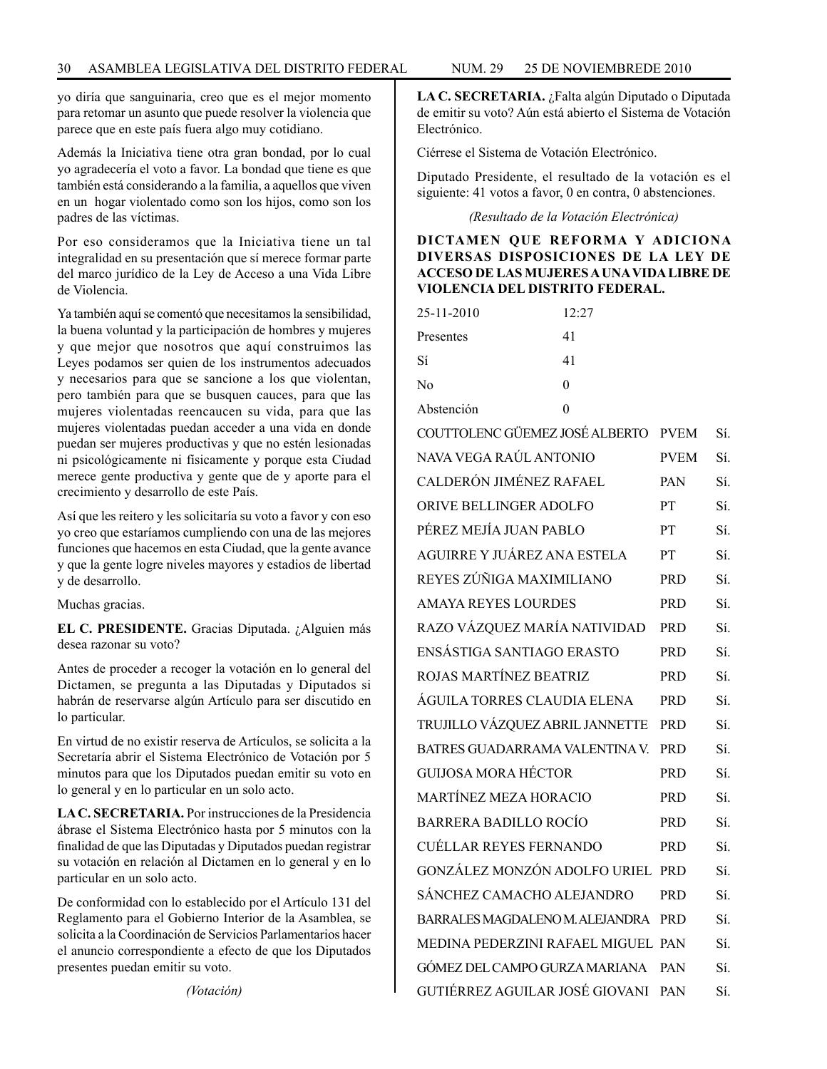yo diría que sanguinaria, creo que es el mejor momento para retomar un asunto que puede resolver la violencia que parece que en este país fuera algo muy cotidiano.

Además la Iniciativa tiene otra gran bondad, por lo cual yo agradecería el voto a favor. La bondad que tiene es que también está considerando a la familia, a aquellos que viven en un hogar violentado como son los hijos, como son los padres de las víctimas.

Por eso consideramos que la Iniciativa tiene un tal integralidad en su presentación que sí merece formar parte del marco jurídico de la Ley de Acceso a una Vida Libre de Violencia.

Ya también aquí se comentó que necesitamos la sensibilidad, la buena voluntad y la participación de hombres y mujeres y que mejor que nosotros que aquí construimos las Leyes podamos ser quien de los instrumentos adecuados y necesarios para que se sancione a los que violentan, pero también para que se busquen cauces, para que las mujeres violentadas reencaucen su vida, para que las mujeres violentadas puedan acceder a una vida en donde puedan ser mujeres productivas y que no estén lesionadas ni psicológicamente ni físicamente y porque esta Ciudad merece gente productiva y gente que de y aporte para el crecimiento y desarrollo de este País.

Así que les reitero y les solicitaría su voto a favor y con eso yo creo que estaríamos cumpliendo con una de las mejores funciones que hacemos en esta Ciudad, que la gente avance y que la gente logre niveles mayores y estadios de libertad y de desarrollo.

Muchas gracias.

**EL C. PRESIDENTE.** Gracias Diputada. ¿Alguien más desea razonar su voto?

Antes de proceder a recoger la votación en lo general del Dictamen, se pregunta a las Diputadas y Diputados si habrán de reservarse algún Artículo para ser discutido en lo particular.

En virtud de no existir reserva de Artículos, se solicita a la Secretaría abrir el Sistema Electrónico de Votación por 5 minutos para que los Diputados puedan emitir su voto en lo general y en lo particular en un solo acto.

**LA C. SECRETARIA.** Por instrucciones de la Presidencia ábrase el Sistema Electrónico hasta por 5 minutos con la finalidad de que las Diputadas y Diputados puedan registrar su votación en relación al Dictamen en lo general y en lo particular en un solo acto.

De conformidad con lo establecido por el Artículo 131 del Reglamento para el Gobierno Interior de la Asamblea, se solicita a la Coordinación de Servicios Parlamentarios hacer el anuncio correspondiente a efecto de que los Diputados presentes puedan emitir su voto.

*(Votación)*

**LA C. SECRETARIA.** ¿Falta algún Diputado o Diputada de emitir su voto? Aún está abierto el Sistema de Votación Electrónico.

Ciérrese el Sistema de Votación Electrónico.

Diputado Presidente, el resultado de la votación es el siguiente: 41 votos a favor, 0 en contra, 0 abstenciones.

*(Resultado de la Votación Electrónica)*

**DICTAMEN QUE REFORMA Y ADICIONA DIVERSAS DISPOSICIONES DE LA LEY DE ACCESO DE LAS MUJERES A UNA VIDA LIBRE DE VIOLENCIA DEL DISTRITO FEDERAL.**

| | |
|---|---|
| 25-11-2010 | 12:27 |
| Presentes | 41 |
| Sí | 41 |
| No | 0 |
| Abstención | 0 |

| | | |
|---|---|---|
| COUTTOLENC GÜEMEZ JOSÉ ALBERTO | PVEM | Sí. |
| NAVA VEGA RAÚL ANTONIO | PVEM | Sí. |
| CALDERÓN JIMÉNEZ RAFAEL | PAN | Sí. |
| ORIVE BELLINGER ADOLFO | PT | Sí. |
| PÉREZ MEJÍA JUAN PABLO | PT | Sí. |
| AGUIRRE Y JUÁREZ ANA ESTELA | PT | Sí. |
| REYES ZÚÑIGA MAXIMILIANO | PRD | Sí. |
| AMAYA REYES LOURDES | PRD | Sí. |
| RAZO VÁZQUEZ MARÍA NATIVIDAD | PRD | Sí. |
| ENSÁSTIGA SANTIAGO ERASTO | PRD | Sí. |
| ROJAS MARTÍNEZ BEATRIZ | PRD | Sí. |
| ÁGUILA TORRES CLAUDIA ELENA | PRD | Sí. |
| TRUJILLO VÁZQUEZ ABRIL JANNETTE | PRD | Sí. |
| BATRES GUADARRAMA VALENTINA V. | PRD | Sí. |
| GUIJOSA MORA HÉCTOR | PRD | Sí. |
| MARTÍNEZ MEZA HORACIO | PRD | Sí. |
| BARRERA BADILLO ROCÍO | PRD | Sí. |
| CUÉLLAR REYES FERNANDO | PRD | Sí. |
| GONZÁLEZ MONZÓN ADOLFO URIEL | PRD | Sí. |
| SÁNCHEZ CAMACHO ALEJANDRO | PRD | Sí. |
| BARRALES MAGDALENO M. ALEJANDRA | PRD | Sí. |
| MEDINA PEDERZINI RAFAEL MIGUEL | PAN | Sí. |
| GÓMEZ DEL CAMPO GURZA MARIANA | PAN | Sí. |
| GUTIÉRREZ AGUILAR JOSÉ GIOVANI | PAN | Sí. |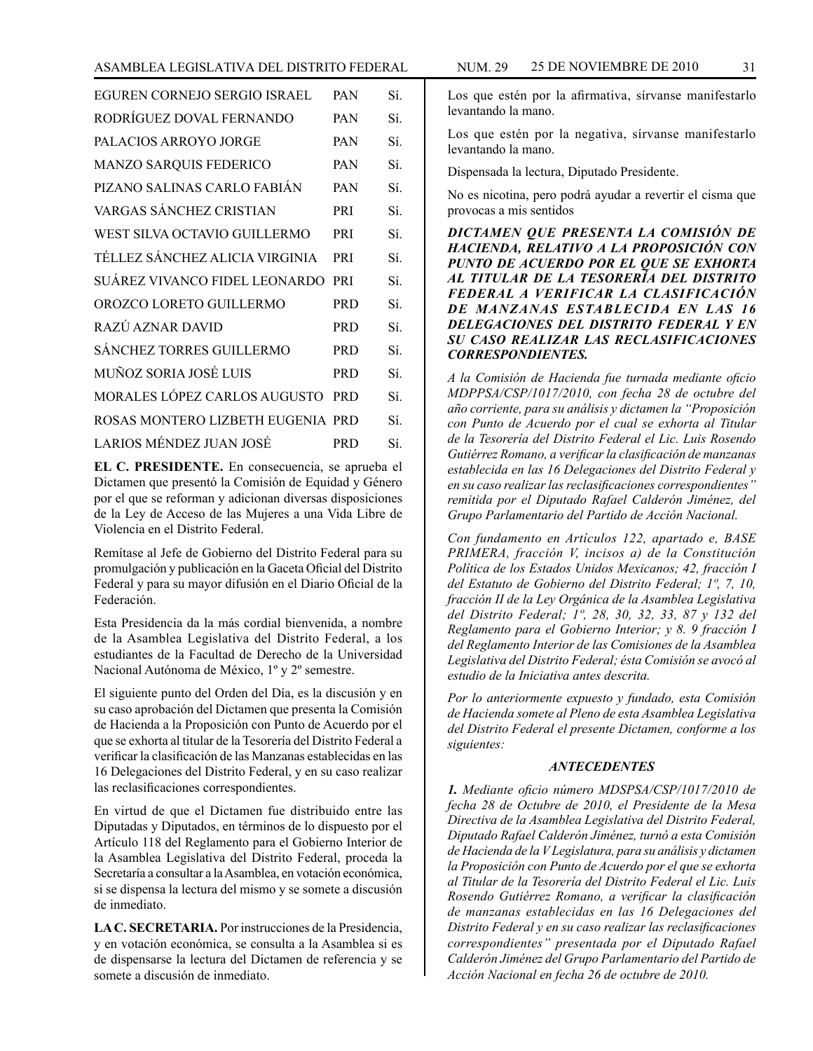| | | |
|---|---|---|
| EGUREN CORNEJO SERGIO ISRAEL | PAN | Sí. |
| RODRÍGUEZ DOVAL FERNANDO | PAN | Sí. |
| PALACIOS ARROYO JORGE | PAN | Sí. |
| MANZO SARQUIS FEDERICO | PAN | Sí. |
| PIZANO SALINAS CARLO FABIÁN | PAN | Sí. |
| VARGAS SÁNCHEZ CRISTIAN | PRI | Sí. |
| WEST SILVA OCTAVIO GUILLERMO | PRI | Sí. |
| TÉLLEZ SÁNCHEZ ALICIA VIRGINIA | PRI | Sí. |
| SUÁREZ VIVANCO FIDEL LEONARDO | PRI | Sí. |
| OROZCO LORETO GUILLERMO | PRD | Sí. |
| RAZÚ AZNAR DAVID | PRD | Sí. |
| SÁNCHEZ TORRES GUILLERMO | PRD | Sí. |
| MUÑOZ SORIA JOSÉ LUIS | PRD | Sí. |
| MORALES LÓPEZ CARLOS AUGUSTO | PRD | Sí. |
| ROSAS MONTERO LIZBETH EUGENIA | PRD | Sí. |
| LARIOS MÉNDEZ JUAN JOSÉ | PRD | Sí. |

**EL C. PRESIDENTE.** En consecuencia, se aprueba el Dictamen que presentó la Comisión de Equidad y Género por el que se reforman y adicionan diversas disposiciones de la Ley de Acceso de las Mujeres a una Vida Libre de Violencia en el Distrito Federal.

Remítase al Jefe de Gobierno del Distrito Federal para su promulgación y publicación en la Gaceta Oficial del Distrito Federal y para su mayor difusión en el Diario Oficial de la Federación.

Esta Presidencia da la más cordial bienvenida, a nombre de la Asamblea Legislativa del Distrito Federal, a los estudiantes de la Facultad de Derecho de la Universidad Nacional Autónoma de México, 1º y 2º semestre.

El siguiente punto del Orden del Día, es la discusión y en su caso aprobación del Dictamen que presenta la Comisión de Hacienda a la Proposición con Punto de Acuerdo por el que se exhorta al titular de la Tesorería del Distrito Federal a verificar la clasificación de las Manzanas establecidas en las 16 Delegaciones del Distrito Federal, y en su caso realizar las reclasificaciones correspondientes.

En virtud de que el Dictamen fue distribuido entre las Diputadas y Diputados, en términos de lo dispuesto por el Artículo 118 del Reglamento para el Gobierno Interior de la Asamblea Legislativa del Distrito Federal, proceda la Secretaría a consultar a la Asamblea, en votación económica, si se dispensa la lectura del mismo y se somete a discusión de inmediato.

**LA C. SECRETARIA.** Por instrucciones de la Presidencia, y en votación económica, se consulta a la Asamblea si es de dispensarse la lectura del Dictamen de referencia y se somete a discusión de inmediato.

Los que estén por la afirmativa, sírvanse manifestarlo levantando la mano.

Los que estén por la negativa, sírvanse manifestarlo levantando la mano.

Dispensada la lectura, Diputado Presidente.

No es nicotina, pero podrá ayudar a revertir el cisma que provocas a mis sentidos

***DICTAMEN QUE PRESENTA LA COMISIÓN DE HACIENDA, RELATIVO A LA PROPOSICIÓN CON PUNTO DE ACUERDO POR EL QUE SE EXHORTA AL TITULAR DE LA TESORERÍA DEL DISTRITO FEDERAL A VERIFICAR LA CLASIFICACIÓN DE MANZANAS ESTABLECIDA EN LAS 16 DELEGACIONES DEL DISTRITO FEDERAL Y EN SU CASO REALIZAR LAS RECLASIFICACIONES CORRESPONDIENTES.***

*A la Comisión de Hacienda fue turnada mediante oficio MDPPSA/CSP/1017/2010, con fecha 28 de octubre del año corriente, para su análisis y dictamen la "Proposición con Punto de Acuerdo por el cual se exhorta al Titular de la Tesorería del Distrito Federal el Lic. Luis Rosendo Gutiérrez Romano, a verificar la clasificación de manzanas establecida en las 16 Delegaciones del Distrito Federal y en su caso realizar las reclasificaciones correspondientes" remitida por el Diputado Rafael Calderón Jiménez, del Grupo Parlamentario del Partido de Acción Nacional.*

*Con fundamento en Artículos 122, apartado e, BASE PRIMERA, fracción V, incisos a) de la Constitución Política de los Estados Unidos Mexicanos; 42, fracción I del Estatuto de Gobierno del Distrito Federal; 1º, 7, 10, fracción II de la Ley Orgánica de la Asamblea Legislativa del Distrito Federal; 1º, 28, 30, 32, 33, 87 y 132 del Reglamento para el Gobierno Interior; y 8. 9 fracción I del Reglamento Interior de las Comisiones de la Asamblea Legislativa del Distrito Federal; ésta Comisión se avocó al estudio de la Iniciativa antes descrita.*

*Por lo anteriormente expuesto y fundado, esta Comisión de Hacienda somete al Pleno de esta Asamblea Legislativa del Distrito Federal el presente Dictamen, conforme a los siguientes:*

***ANTECEDENTES***

***1.*** *Mediante oficio número MDSPSA/CSP/1017/2010 de fecha 28 de Octubre de 2010, el Presidente de la Mesa Directiva de la Asamblea Legislativa del Distrito Federal, Diputado Rafael Calderón Jiménez, turnó a esta Comisión de Hacienda de la V Legislatura, para su análisis y dictamen la Proposición con Punto de Acuerdo por el que se exhorta al Titular de la Tesorería del Distrito Federal el Lic. Luis Rosendo Gutiérrez Romano, a verificar la clasificación de manzanas establecidas en las 16 Delegaciones del Distrito Federal y en su caso realizar las reclasificaciones correspondientes" presentada por el Diputado Rafael Calderón Jiménez del Grupo Parlamentario del Partido de Acción Nacional en fecha 26 de octubre de 2010.*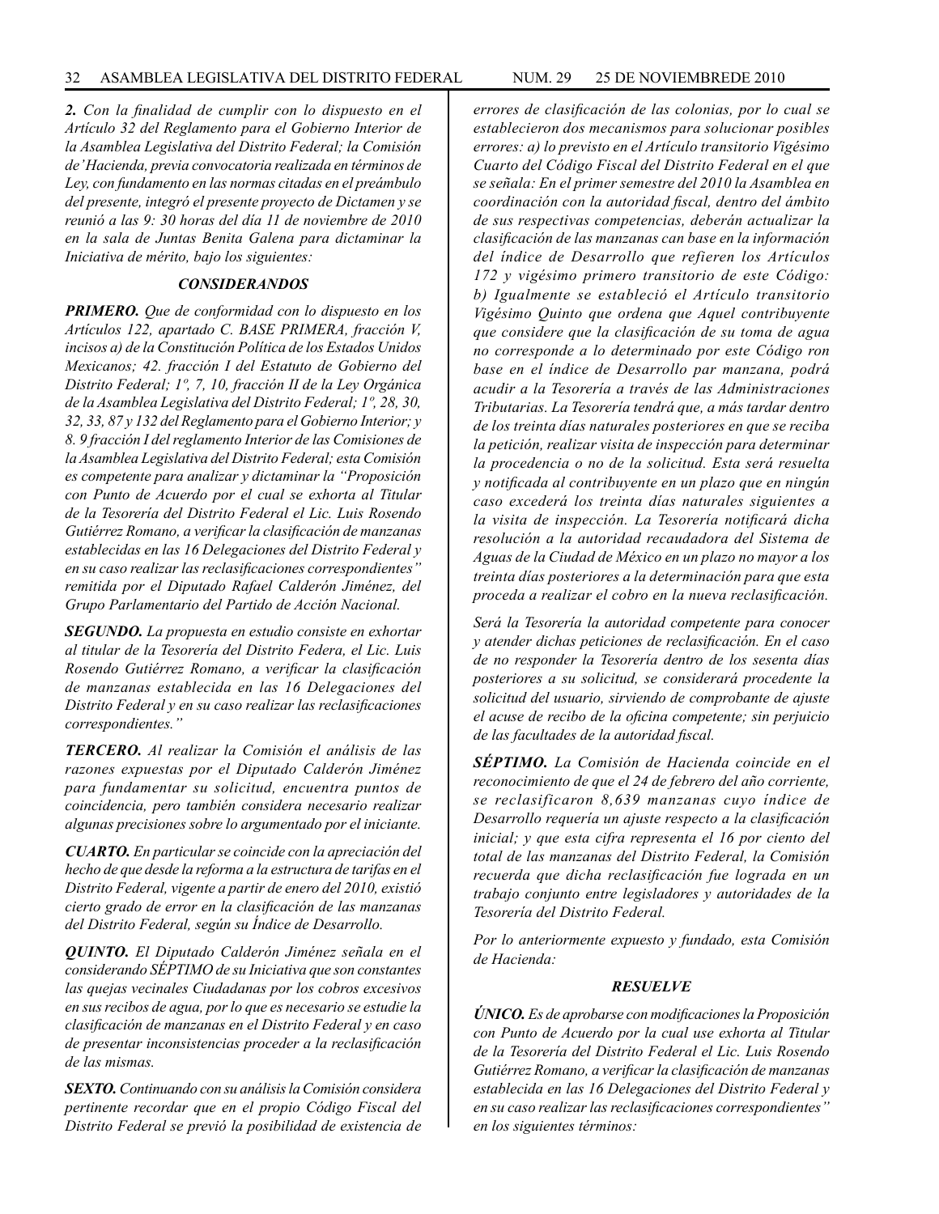***2.*** *Con la finalidad de cumplir con lo dispuesto en el Artículo 32 del Reglamento para el Gobierno Interior de la Asamblea Legislativa del Distrito Federal; la Comisión de' Hacienda, previa convocatoria realizada en términos de Ley, con fundamento en las normas citadas en el preámbulo del presente, integró el presente proyecto de Dictamen y se reunió a las 9: 30 horas del día 11 de noviembre de 2010 en la sala de Juntas Benita Galena para dictaminar la Iniciativa de mérito, bajo los siguientes:*

### *CONSIDERANDOS*

***PRIMERO.*** *Que de conformidad con lo dispuesto en los Artículos 122, apartado C. BASE PRIMERA, fracción V, incisos a) de la Constitución Política de los Estados Unidos Mexicanos; 42. fracción I del Estatuto de Gobierno del Distrito Federal; 1º, 7, 10, fracción II de la Ley Orgánica de la Asamblea Legislativa del Distrito Federal; 1º, 28, 30, 32, 33, 87 y 132 del Reglamento para el Gobierno Interior; y 8. 9 fracción I del reglamento Interior de las Comisiones de la Asamblea Legislativa del Distrito Federal; esta Comisión es competente para analizar y dictaminar la "Proposición con Punto de Acuerdo por el cual se exhorta al Titular de la Tesorería del Distrito Federal el Lic. Luis Rosendo Gutiérrez Romano, a verificar la clasificación de manzanas establecidas en las 16 Delegaciones del Distrito Federal y en su caso realizar las reclasificaciones correspondientes" remitida por el Diputado Rafael Calderón Jiménez, del Grupo Parlamentario del Partido de Acción Nacional.*

***SEGUNDO.*** *La propuesta en estudio consiste en exhortar al titular de la Tesorería del Distrito Federa, el Lic. Luis Rosendo Gutiérrez Romano, a verificar la clasificación de manzanas establecida en las 16 Delegaciones del Distrito Federal y en su caso realizar las reclasificaciones correspondientes."*

***TERCERO.*** *Al realizar la Comisión el análisis de las razones expuestas por el Diputado Calderón Jiménez para fundamentar su solicitud, encuentra puntos de coincidencia, pero también considera necesario realizar algunas precisiones sobre lo argumentado por el iniciante.*

***CUARTO.*** *En particular se coincide con la apreciación del hecho de que desde la reforma a la estructura de tarifas en el Distrito Federal, vigente a partir de enero del 2010, existió cierto grado de error en la clasificación de las manzanas del Distrito Federal, según su Índice de Desarrollo.*

***QUINTO.*** *El Diputado Calderón Jiménez señala en el considerando SÉPTIMO de su Iniciativa que son constantes las quejas vecinales Ciudadanas por los cobros excesivos en sus recibos de agua, por lo que es necesario se estudie la clasificación de manzanas en el Distrito Federal y en caso de presentar inconsistencias proceder a la reclasificación de las mismas.*

***SEXTO.*** *Continuando con su análisis la Comisión considera pertinente recordar que en el propio Código Fiscal del Distrito Federal se previó la posibilidad de existencia de errores de clasificación de las colonias, por lo cual se establecieron dos mecanismos para solucionar posibles errores: a) lo previsto en el Artículo transitorio Vigésimo Cuarto del Código Fiscal del Distrito Federal en el que se señala: En el primer semestre del 2010 la Asamblea en coordinación con la autoridad fiscal, dentro del ámbito de sus respectivas competencias, deberán actualizar la clasificación de las manzanas can base en la información del índice de Desarrollo que refieren los Artículos 172 y vigésimo primero transitorio de este Código: b) Igualmente se estableció el Artículo transitorio Vigésimo Quinto que ordena que Aquel contribuyente que considere que la clasificación de su toma de agua no corresponde a lo determinado por este Código ron base en el índice de Desarrollo par manzana, podrá acudir a la Tesorería a través de las Administraciones Tributarias. La Tesorería tendrá que, a más tardar dentro de los treinta días naturales posteriores en que se reciba la petición, realizar visita de inspección para determinar la procedencia o no de la solicitud. Esta será resuelta y notificada al contribuyente en un plazo que en ningún caso excederá los treinta días naturales siguientes a la visita de inspección. La Tesorería notificará dicha resolución a la autoridad recaudadora del Sistema de Aguas de la Ciudad de México en un plazo no mayor a los treinta días posteriores a la determinación para que esta proceda a realizar el cobro en la nueva reclasificación.*

*Será la Tesorería la autoridad competente para conocer y atender dichas peticiones de reclasificación. En el caso de no responder la Tesorería dentro de los sesenta días posteriores a su solicitud, se considerará procedente la solicitud del usuario, sirviendo de comprobante de ajuste el acuse de recibo de la oficina competente; sin perjuicio de las facultades de la autoridad fiscal.*

***SÉPTIMO.*** *La Comisión de Hacienda coincide en el reconocimiento de que el 24 de febrero del año corriente, se reclasificaron 8,639 manzanas cuyo índice de Desarrollo requería un ajuste respecto a la clasificación inicial; y que esta cifra representa el 16 por ciento del total de las manzanas del Distrito Federal, la Comisión recuerda que dicha reclasificación fue lograda en un trabajo conjunto entre legisladores y autoridades de la Tesorería del Distrito Federal.*

*Por lo anteriormente expuesto y fundado, esta Comisión de Hacienda:*

### *RESUELVE*

***ÚNICO.*** *Es de aprobarse con modificaciones la Proposición con Punto de Acuerdo por la cual use exhorta al Titular de la Tesorería del Distrito Federal el Lic. Luis Rosendo Gutiérrez Romano, a verificar la clasificación de manzanas establecida en las 16 Delegaciones del Distrito Federal y en su caso realizar las reclasificaciones correspondientes" en los siguientes términos:*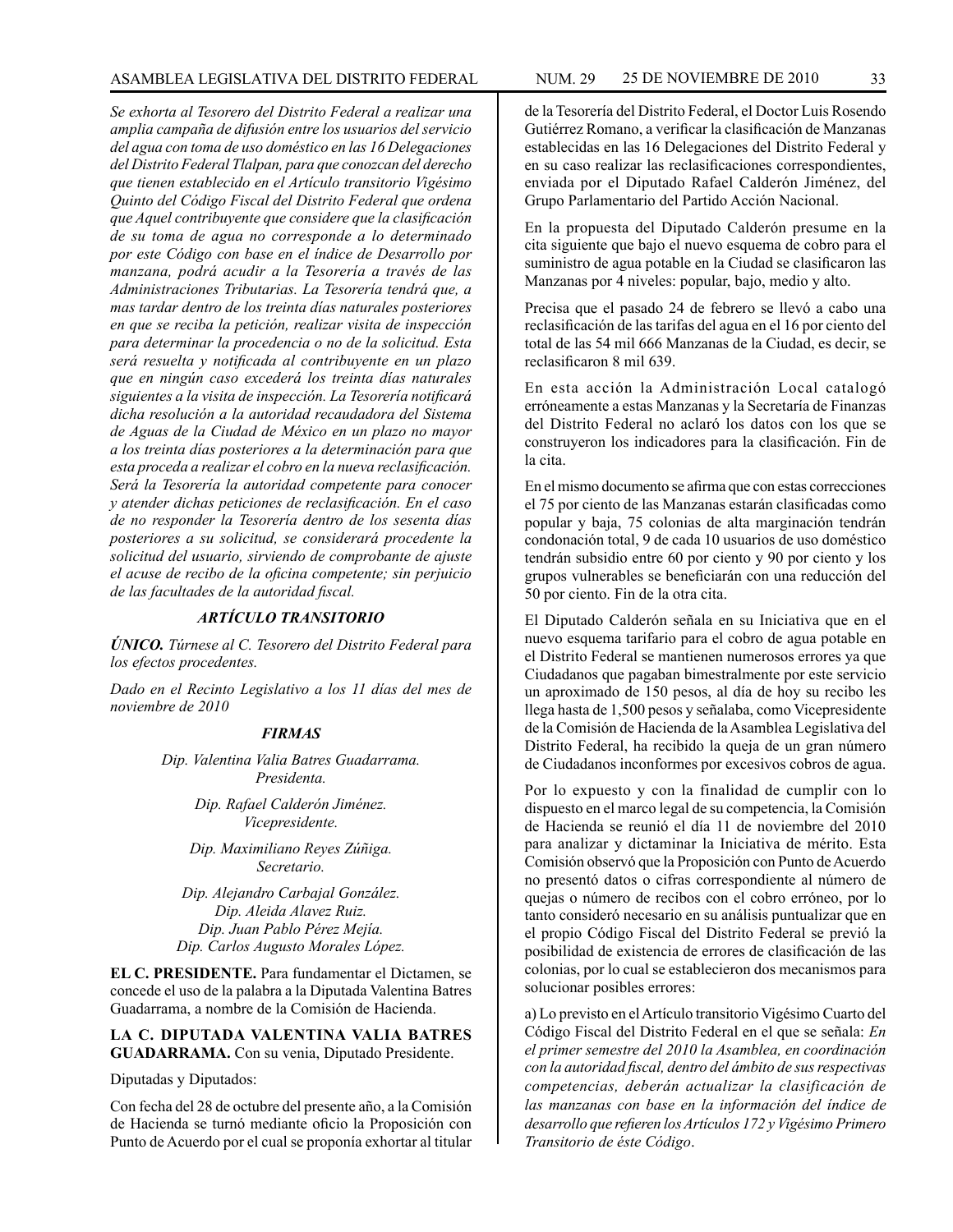*Se exhorta al Tesorero del Distrito Federal a realizar una amplia campaña de difusión entre los usuarios del servicio del agua con toma de uso doméstico en las 16 Delegaciones del Distrito Federal Tlalpan, para que conozcan del derecho que tienen establecido en el Artículo transitorio Vigésimo Quinto del Código Fiscal del Distrito Federal que ordena que Aquel contribuyente que considere que la clasificación de su toma de agua no corresponde a lo determinado por este Código con base en el índice de Desarrollo por manzana, podrá acudir a la Tesorería a través de las Administraciones Tributarias. La Tesorería tendrá que, a mas tardar dentro de los treinta días naturales posteriores en que se reciba la petición, realizar visita de inspección para determinar la procedencia o no de la solicitud. Esta será resuelta y notificada al contribuyente en un plazo que en ningún caso excederá los treinta días naturales siguientes a la visita de inspección. La Tesorería notificará dicha resolución a la autoridad recaudadora del Sistema de Aguas de la Ciudad de México en un plazo no mayor a los treinta días posteriores a la determinación para que esta proceda a realizar el cobro en la nueva reclasificación. Será la Tesorería la autoridad competente para conocer y atender dichas peticiones de reclasificación. En el caso de no responder la Tesorería dentro de los sesenta días posteriores a su solicitud, se considerará procedente la solicitud del usuario, sirviendo de comprobante de ajuste el acuse de recibo de la oficina competente; sin perjuicio de las facultades de la autoridad fiscal.*

### *ARTÍCULO TRANSITORIO*

***ÚNICO.*** *Túrnese al C. Tesorero del Distrito Federal para los efectos procedentes.*

*Dado en el Recinto Legislativo a los 11 días del mes de noviembre de 2010*

### *FIRMAS*

*Dip. Valentina Valia Batres Guadarrama.*
*Presidenta.*

*Dip. Rafael Calderón Jiménez.*
*Vicepresidente.*

*Dip. Maximiliano Reyes Zúñiga.*
*Secretario.*

*Dip. Alejandro Carbajal González.*
*Dip. Aleida Alavez Ruiz.*
*Dip. Juan Pablo Pérez Mejía.*
*Dip. Carlos Augusto Morales López.*

**EL C. PRESIDENTE.** Para fundamentar el Dictamen, se concede el uso de la palabra a la Diputada Valentina Batres Guadarrama, a nombre de la Comisión de Hacienda.

**LA C. DIPUTADA VALENTINA VALIA BATRES GUADARRAMA.** Con su venia, Diputado Presidente.

Diputadas y Diputados:

Con fecha del 28 de octubre del presente año, a la Comisión de Hacienda se turnó mediante oficio la Proposición con Punto de Acuerdo por el cual se proponía exhortar al titular de la Tesorería del Distrito Federal, el Doctor Luis Rosendo Gutiérrez Romano, a verificar la clasificación de Manzanas establecidas en las 16 Delegaciones del Distrito Federal y en su caso realizar las reclasificaciones correspondientes, enviada por el Diputado Rafael Calderón Jiménez, del Grupo Parlamentario del Partido Acción Nacional.

En la propuesta del Diputado Calderón presume en la cita siguiente que bajo el nuevo esquema de cobro para el suministro de agua potable en la Ciudad se clasificaron las Manzanas por 4 niveles: popular, bajo, medio y alto.

Precisa que el pasado 24 de febrero se llevó a cabo una reclasificación de las tarifas del agua en el 16 por ciento del total de las 54 mil 666 Manzanas de la Ciudad, es decir, se reclasificaron 8 mil 639.

En esta acción la Administración Local catalogó erróneamente a estas Manzanas y la Secretaría de Finanzas del Distrito Federal no aclaró los datos con los que se construyeron los indicadores para la clasificación. Fin de la cita.

En el mismo documento se afirma que con estas correcciones el 75 por ciento de las Manzanas estarán clasificadas como popular y baja, 75 colonias de alta marginación tendrán condonación total, 9 de cada 10 usuarios de uso doméstico tendrán subsidio entre 60 por ciento y 90 por ciento y los grupos vulnerables se beneficiarán con una reducción del 50 por ciento. Fin de la otra cita.

El Diputado Calderón señala en su Iniciativa que en el nuevo esquema tarifario para el cobro de agua potable en el Distrito Federal se mantienen numerosos errores ya que Ciudadanos que pagaban bimestralmente por este servicio un aproximado de 150 pesos, al día de hoy su recibo les llega hasta de 1,500 pesos y señalaba, como Vicepresidente de la Comisión de Hacienda de la Asamblea Legislativa del Distrito Federal, ha recibido la queja de un gran número de Ciudadanos inconformes por excesivos cobros de agua.

Por lo expuesto y con la finalidad de cumplir con lo dispuesto en el marco legal de su competencia, la Comisión de Hacienda se reunió el día 11 de noviembre del 2010 para analizar y dictaminar la Iniciativa de mérito. Esta Comisión observó que la Proposición con Punto de Acuerdo no presentó datos o cifras correspondiente al número de quejas o número de recibos con el cobro erróneo, por lo tanto consideró necesario en su análisis puntualizar que en el propio Código Fiscal del Distrito Federal se previó la posibilidad de existencia de errores de clasificación de las colonias, por lo cual se establecieron dos mecanismos para solucionar posibles errores:

a) Lo previsto en el Artículo transitorio Vigésimo Cuarto del Código Fiscal del Distrito Federal en el que se señala: *En el primer semestre del 2010 la Asamblea, en coordinación con la autoridad fiscal, dentro del ámbito de sus respectivas competencias, deberán actualizar la clasificación de las manzanas con base en la información del índice de desarrollo que refieren los Artículos 172 y Vigésimo Primero Transitorio de éste Código*.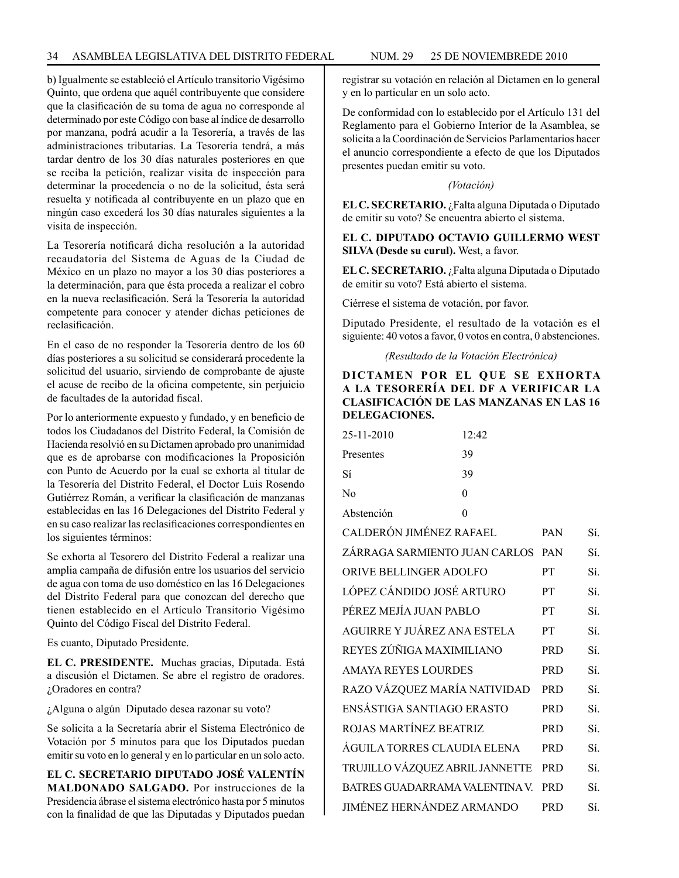b) Igualmente se estableció el Artículo transitorio Vigésimo Quinto, que ordena que aquél contribuyente que considere que la clasificación de su toma de agua no corresponde al determinado por este Código con base al índice de desarrollo por manzana, podrá acudir a la Tesorería, a través de las administraciones tributarias. La Tesorería tendrá, a más tardar dentro de los 30 días naturales posteriores en que se reciba la petición, realizar visita de inspección para determinar la procedencia o no de la solicitud, ésta será resuelta y notificada al contribuyente en un plazo que en ningún caso excederá los 30 días naturales siguientes a la visita de inspección.

La Tesorería notificará dicha resolución a la autoridad recaudatoria del Sistema de Aguas de la Ciudad de México en un plazo no mayor a los 30 días posteriores a la determinación, para que ésta proceda a realizar el cobro en la nueva reclasificación. Será la Tesorería la autoridad competente para conocer y atender dichas peticiones de reclasificación.

En el caso de no responder la Tesorería dentro de los 60 días posteriores a su solicitud se considerará procedente la solicitud del usuario, sirviendo de comprobante de ajuste el acuse de recibo de la oficina competente, sin perjuicio de facultades de la autoridad fiscal.

Por lo anteriormente expuesto y fundado, y en beneficio de todos los Ciudadanos del Distrito Federal, la Comisión de Hacienda resolvió en su Dictamen aprobado pro unanimidad que es de aprobarse con modificaciones la Proposición con Punto de Acuerdo por la cual se exhorta al titular de la Tesorería del Distrito Federal, el Doctor Luis Rosendo Gutiérrez Román, a verificar la clasificación de manzanas establecidas en las 16 Delegaciones del Distrito Federal y en su caso realizar las reclasificaciones correspondientes en los siguientes términos:

Se exhorta al Tesorero del Distrito Federal a realizar una amplia campaña de difusión entre los usuarios del servicio de agua con toma de uso doméstico en las 16 Delegaciones del Distrito Federal para que conozcan del derecho que tienen establecido en el Artículo Transitorio Vigésimo Quinto del Código Fiscal del Distrito Federal.

Es cuanto, Diputado Presidente.

**EL C. PRESIDENTE.** Muchas gracias, Diputada. Está a discusión el Dictamen. Se abre el registro de oradores. ¿Oradores en contra?

¿Alguna o algún Diputado desea razonar su voto?

Se solicita a la Secretaría abrir el Sistema Electrónico de Votación por 5 minutos para que los Diputados puedan emitir su voto en lo general y en lo particular en un solo acto.

**EL C. SECRETARIO DIPUTADO JOSÉ VALENTÍN MALDONADO SALGADO.** Por instrucciones de la Presidencia ábrase el sistema electrónico hasta por 5 minutos con la finalidad de que las Diputadas y Diputados puedan registrar su votación en relación al Dictamen en lo general y en lo particular en un solo acto.

De conformidad con lo establecido por el Artículo 131 del Reglamento para el Gobierno Interior de la Asamblea, se solicita a la Coordinación de Servicios Parlamentarios hacer el anuncio correspondiente a efecto de que los Diputados presentes puedan emitir su voto.

*(Votación)*

**EL C. SECRETARIO.** ¿Falta alguna Diputada o Diputado de emitir su voto? Se encuentra abierto el sistema.

**EL C. DIPUTADO OCTAVIO GUILLERMO WEST SILVA (Desde su curul).** West, a favor.

**EL C. SECRETARIO.** ¿Falta alguna Diputada o Diputado de emitir su voto? Está abierto el sistema.

Ciérrese el sistema de votación, por favor.

Diputado Presidente, el resultado de la votación es el siguiente: 40 votos a favor, 0 votos en contra, 0 abstenciones.

*(Resultado de la Votación Electrónica)*

**DICTAMEN POR EL QUE SE EXHORTA A LA TESORERÍA DEL DF A VERIFICAR LA CLASIFICACIÓN DE LAS MANZANAS EN LAS 16 DELEGACIONES.**

| | |
|---|---|
| 25-11-2010 | 12:42 |
| Presentes | 39 |
| Sí | 39 |
| No | 0 |
| Abstención | 0 |

| | | |
|---|---|---|
| CALDERÓN JIMÉNEZ RAFAEL | PAN | Sí. |
| ZÁRRAGA SARMIENTO JUAN CARLOS | PAN | Sí. |
| ORIVE BELLINGER ADOLFO | PT | Sí. |
| LÓPEZ CÁNDIDO JOSÉ ARTURO | PT | Sí. |
| PÉREZ MEJÍA JUAN PABLO | PT | Sí. |
| AGUIRRE Y JUÁREZ ANA ESTELA | PT | Sí. |
| REYES ZÚÑIGA MAXIMILIANO | PRD | Sí. |
| AMAYA REYES LOURDES | PRD | Sí. |
| RAZO VÁZQUEZ MARÍA NATIVIDAD | PRD | Sí. |
| ENSÁSTIGA SANTIAGO ERASTO | PRD | Sí. |
| ROJAS MARTÍNEZ BEATRIZ | PRD | Sí. |
| ÁGUILA TORRES CLAUDIA ELENA | PRD | Sí. |
| TRUJILLO VÁZQUEZ ABRIL JANNETTE | PRD | Sí. |
| BATRES GUADARRAMA VALENTINA V. | PRD | Sí. |
| JIMÉNEZ HERNÁNDEZ ARMANDO | PRD | Sí. |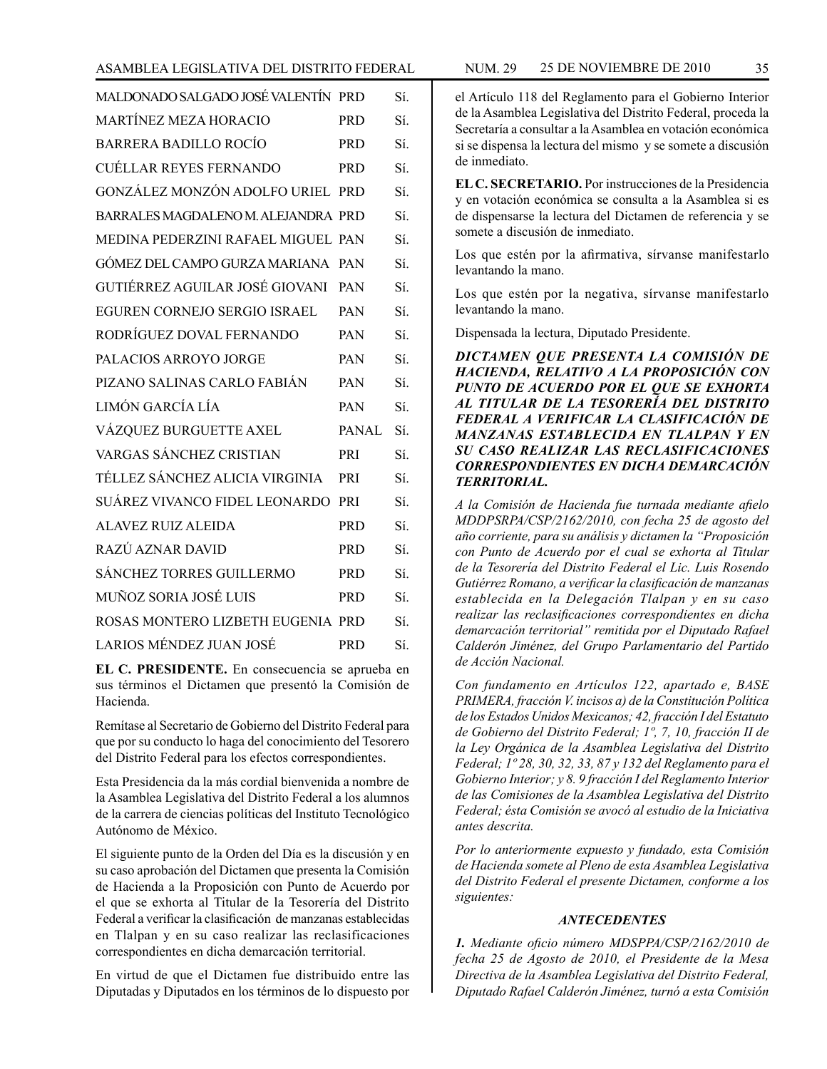| | | |
|---|---|---|
| MALDONADO SALGADO JOSÉ VALENTÍN | PRD | Sí. |
| MARTÍNEZ MEZA HORACIO | PRD | Sí. |
| BARRERA BADILLO ROCÍO | PRD | Sí. |
| CUÉLLAR REYES FERNANDO | PRD | Sí. |
| GONZÁLEZ MONZÓN ADOLFO URIEL | PRD | Sí. |
| BARRALES MAGDALENO M. ALEJANDRA | PRD | Sí. |
| MEDINA PEDERZINI RAFAEL MIGUEL | PAN | Sí. |
| GÓMEZ DEL CAMPO GURZA MARIANA | PAN | Sí. |
| GUTIÉRREZ AGUILAR JOSÉ GIOVANI | PAN | Sí. |
| EGUREN CORNEJO SERGIO ISRAEL | PAN | Sí. |
| RODRÍGUEZ DOVAL FERNANDO | PAN | Sí. |
| PALACIOS ARROYO JORGE | PAN | Sí. |
| PIZANO SALINAS CARLO FABIÁN | PAN | Sí. |
| LIMÓN GARCÍA LÍA | PAN | Sí. |
| VÁZQUEZ BURGUETTE AXEL | PANAL | Sí. |
| VARGAS SÁNCHEZ CRISTIAN | PRI | Sí. |
| TÉLLEZ SÁNCHEZ ALICIA VIRGINIA | PRI | Sí. |
| SUÁREZ VIVANCO FIDEL LEONARDO | PRI | Sí. |
| ALAVEZ RUIZ ALEIDA | PRD | Sí. |
| RAZÚ AZNAR DAVID | PRD | Sí. |
| SÁNCHEZ TORRES GUILLERMO | PRD | Sí. |
| MUÑOZ SORIA JOSÉ LUIS | PRD | Sí. |
| ROSAS MONTERO LIZBETH EUGENIA | PRD | Sí. |
| LARIOS MÉNDEZ JUAN JOSÉ | PRD | Sí. |

**EL C. PRESIDENTE.** En consecuencia se aprueba en sus términos el Dictamen que presentó la Comisión de Hacienda.

Remítase al Secretario de Gobierno del Distrito Federal para que por su conducto lo haga del conocimiento del Tesorero del Distrito Federal para los efectos correspondientes.

Esta Presidencia da la más cordial bienvenida a nombre de la Asamblea Legislativa del Distrito Federal a los alumnos de la carrera de ciencias políticas del Instituto Tecnológico Autónomo de México.

El siguiente punto de la Orden del Día es la discusión y en su caso aprobación del Dictamen que presenta la Comisión de Hacienda a la Proposición con Punto de Acuerdo por el que se exhorta al Titular de la Tesorería del Distrito Federal a verificar la clasificación de manzanas establecidas en Tlalpan y en su caso realizar las reclasificaciones correspondientes en dicha demarcación territorial.

En virtud de que el Dictamen fue distribuido entre las Diputadas y Diputados en los términos de lo dispuesto por el Artículo 118 del Reglamento para el Gobierno Interior de la Asamblea Legislativa del Distrito Federal, proceda la Secretaría a consultar a la Asamblea en votación económica si se dispensa la lectura del mismo y se somete a discusión de inmediato.

**EL C. SECRETARIO.** Por instrucciones de la Presidencia y en votación económica se consulta a la Asamblea si es de dispensarse la lectura del Dictamen de referencia y se somete a discusión de inmediato.

Los que estén por la afirmativa, sírvanse manifestarlo levantando la mano.

Los que estén por la negativa, sírvanse manifestarlo levantando la mano.

Dispensada la lectura, Diputado Presidente.

***DICTAMEN QUE PRESENTA LA COMISIÓN DE HACIENDA, RELATIVO A LA PROPOSICIÓN CON PUNTO DE ACUERDO POR EL QUE SE EXHORTA AL TITULAR DE LA TESORERÍA DEL DISTRITO FEDERAL A VERIFICAR LA CLASIFICACIÓN DE MANZANAS ESTABLECIDA EN TLALPAN Y EN SU CASO REALIZAR LAS RECLASIFICACIONES CORRESPONDIENTES EN DICHA DEMARCACIÓN TERRITORIAL.***

*A la Comisión de Hacienda fue turnada mediante afielo MDDPSRPA/CSP/2162/2010, con fecha 25 de agosto del año corriente, para su análisis y dictamen la "Proposición con Punto de Acuerdo por el cual se exhorta al Titular de la Tesorería del Distrito Federal el Lic. Luis Rosendo Gutiérrez Romano, a verificar la clasificación de manzanas establecida en la Delegación Tlalpan y en su caso realizar las reclasificaciones correspondientes en dicha demarcación territorial" remitida por el Diputado Rafael Calderón Jiménez, del Grupo Parlamentario del Partido de Acción Nacional.*

*Con fundamento en Artículos 122, apartado e, BASE PRIMERA, fracción V. incisos a) de la Constitución Política de los Estados Unidos Mexicanos; 42, fracción I del Estatuto de Gobierno del Distrito Federal; 1º, 7, 10, fracción II de la Ley Orgánica de la Asamblea Legislativa del Distrito Federal; 1º 28, 30, 32, 33, 87 y 132 del Reglamento para el Gobierno Interior; y 8. 9 fracción I del Reglamento Interior de las Comisiones de la Asamblea Legislativa del Distrito Federal; ésta Comisión se avocó al estudio de la Iniciativa antes descrita.*

*Por lo anteriormente expuesto y fundado, esta Comisión de Hacienda somete al Pleno de esta Asamblea Legislativa del Distrito Federal el presente Dictamen, conforme a los siguientes:*

***ANTECEDENTES***

***1.*** *Mediante oficio número MDSPPA/CSP/2162/2010 de fecha 25 de Agosto de 2010, el Presidente de la Mesa Directiva de la Asamblea Legislativa del Distrito Federal, Diputado Rafael Calderón Jiménez, turnó a esta Comisión*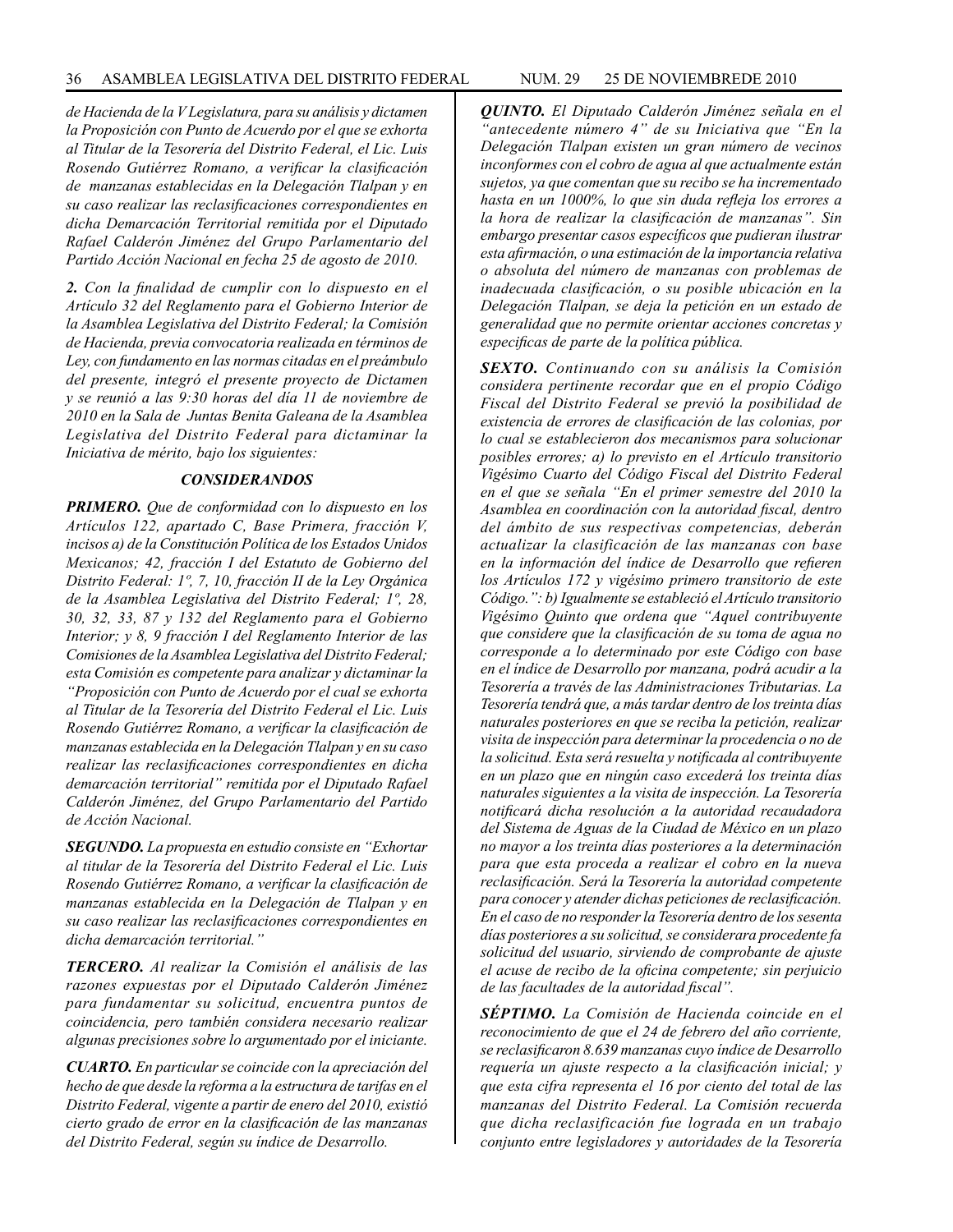*de Hacienda de la V Legislatura, para su análisis y dictamen la Proposición con Punto de Acuerdo por el que se exhorta al Titular de la Tesorería del Distrito Federal, el Lic. Luis Rosendo Gutiérrez Romano, a verificar la clasificación de manzanas establecidas en la Delegación Tlalpan y en su caso realizar las reclasificaciones correspondientes en dicha Demarcación Territorial remitida por el Diputado Rafael Calderón Jiménez del Grupo Parlamentario del Partido Acción Nacional en fecha 25 de agosto de 2010.*

***2.** Con la finalidad de cumplir con lo dispuesto en el Artículo 32 del Reglamento para el Gobierno Interior de la Asamblea Legislativa del Distrito Federal; la Comisión de Hacienda, previa convocatoria realizada en términos de Ley, con fundamento en las normas citadas en el preámbulo del presente, integró el presente proyecto de Dictamen y se reunió a las 9:30 horas del día 11 de noviembre de 2010 en la Sala de Juntas Benita Galeana de la Asamblea Legislativa del Distrito Federal para dictaminar la Iniciativa de mérito, bajo los siguientes:*

### *CONSIDERANDOS*

***PRIMERO.** Que de conformidad con lo dispuesto en los Artículos 122, apartado C, Base Primera, fracción V, incisos a) de la Constitución Política de los Estados Unidos Mexicanos; 42, fracción I del Estatuto de Gobierno del Distrito Federal: 1º, 7, 10, fracción II de la Ley Orgánica de la Asamblea Legislativa del Distrito Federal; 1º, 28, 30, 32, 33, 87 y 132 del Reglamento para el Gobierno Interior; y 8, 9 fracción I del Reglamento Interior de las Comisiones de la Asamblea Legislativa del Distrito Federal; esta Comisión es competente para analizar y dictaminar la "Proposición con Punto de Acuerdo por el cual se exhorta al Titular de la Tesorería del Distrito Federal el Lic. Luis Rosendo Gutiérrez Romano, a verificar la clasificación de manzanas establecida en la Delegación Tlalpan y en su caso realizar las reclasificaciones correspondientes en dicha demarcación territorial" remitida por el Diputado Rafael Calderón Jiménez, del Grupo Parlamentario del Partido de Acción Nacional.*

***SEGUNDO.** La propuesta en estudio consiste en "Exhortar al titular de la Tesorería del Distrito Federal el Lic. Luis Rosendo Gutiérrez Romano, a verificar la clasificación de manzanas establecida en la Delegación de Tlalpan y en su caso realizar las reclasificaciones correspondientes en dicha demarcación territorial."*

***TERCERO.** Al realizar la Comisión el análisis de las razones expuestas por el Diputado Calderón Jiménez para fundamentar su solicitud, encuentra puntos de coincidencia, pero también considera necesario realizar algunas precisiones sobre lo argumentado por el iniciante.*

***CUARTO.** En particular se coincide con la apreciación del hecho de que desde la reforma a la estructura de tarifas en el Distrito Federal, vigente a partir de enero del 2010, existió cierto grado de error en la clasificación de las manzanas del Distrito Federal, según su índice de Desarrollo.*

***QUINTO.** El Diputado Calderón Jiménez señala en el "antecedente número 4" de su Iniciativa que "En la Delegación Tlalpan existen un gran número de vecinos inconformes con el cobro de agua al que actualmente están sujetos, ya que comentan que su recibo se ha incrementado hasta en un 1000%, lo que sin duda refleja los errores a la hora de realizar la clasificación de manzanas". Sin embargo presentar casos específicos que pudieran ilustrar esta afirmación, o una estimación de la importancia relativa o absoluta del número de manzanas con problemas de inadecuada clasificación, o su posible ubicación en la Delegación Tlalpan, se deja la petición en un estado de generalidad que no permite orientar acciones concretas y especificas de parte de la política pública.*

***SEXTO.** Continuando con su análisis la Comisión considera pertinente recordar que en el propio Código Fiscal del Distrito Federal se previó la posibilidad de existencia de errores de clasificación de las colonias, por lo cual se establecieron dos mecanismos para solucionar posibles errores; a) lo previsto en el Artículo transitorio Vigésimo Cuarto del Código Fiscal del Distrito Federal en el que se señala "En el primer semestre del 2010 la Asamblea en coordinación con la autoridad fiscal, dentro del ámbito de sus respectivas competencias, deberán actualizar la clasificación de las manzanas con base en la información del índice de Desarrollo que refieren los Artículos 172 y vigésimo primero transitorio de este Código.": b) Igualmente se estableció el Artículo transitorio Vigésimo Quinto que ordena que "Aquel contribuyente que considere que la clasificación de su toma de agua no corresponde a lo determinado por este Código con base en el índice de Desarrollo por manzana, podrá acudir a la Tesorería a través de las Administraciones Tributarias. La Tesorería tendrá que, a más tardar dentro de los treinta días naturales posteriores en que se reciba la petición, realizar visita de inspección para determinar la procedencia o no de la solicitud. Esta será resuelta y notificada al contribuyente en un plazo que en ningún caso excederá los treinta días naturales siguientes a la visita de inspección. La Tesorería notificará dicha resolución a la autoridad recaudadora del Sistema de Aguas de la Ciudad de México en un plazo no mayor a los treinta días posteriores a la determinación para que esta proceda a realizar el cobro en la nueva reclasificación. Será la Tesorería la autoridad competente para conocer y atender dichas peticiones de reclasificación. En el caso de no responder la Tesorería dentro de los sesenta días posteriores a su solicitud, se considerara procedente fa solicitud del usuario, sirviendo de comprobante de ajuste el acuse de recibo de la oficina competente; sin perjuicio de las facultades de la autoridad fiscal".*

***SÉPTIMO.** La Comisión de Hacienda coincide en el reconocimiento de que el 24 de febrero del año corriente, se reclasificaron 8.639 manzanas cuyo índice de Desarrollo requería un ajuste respecto a la clasificación inicial; y que esta cifra representa el 16 por ciento del total de las manzanas del Distrito Federal. La Comisión recuerda que dicha reclasificación fue lograda en un trabajo conjunto entre legisladores y autoridades de la Tesorería*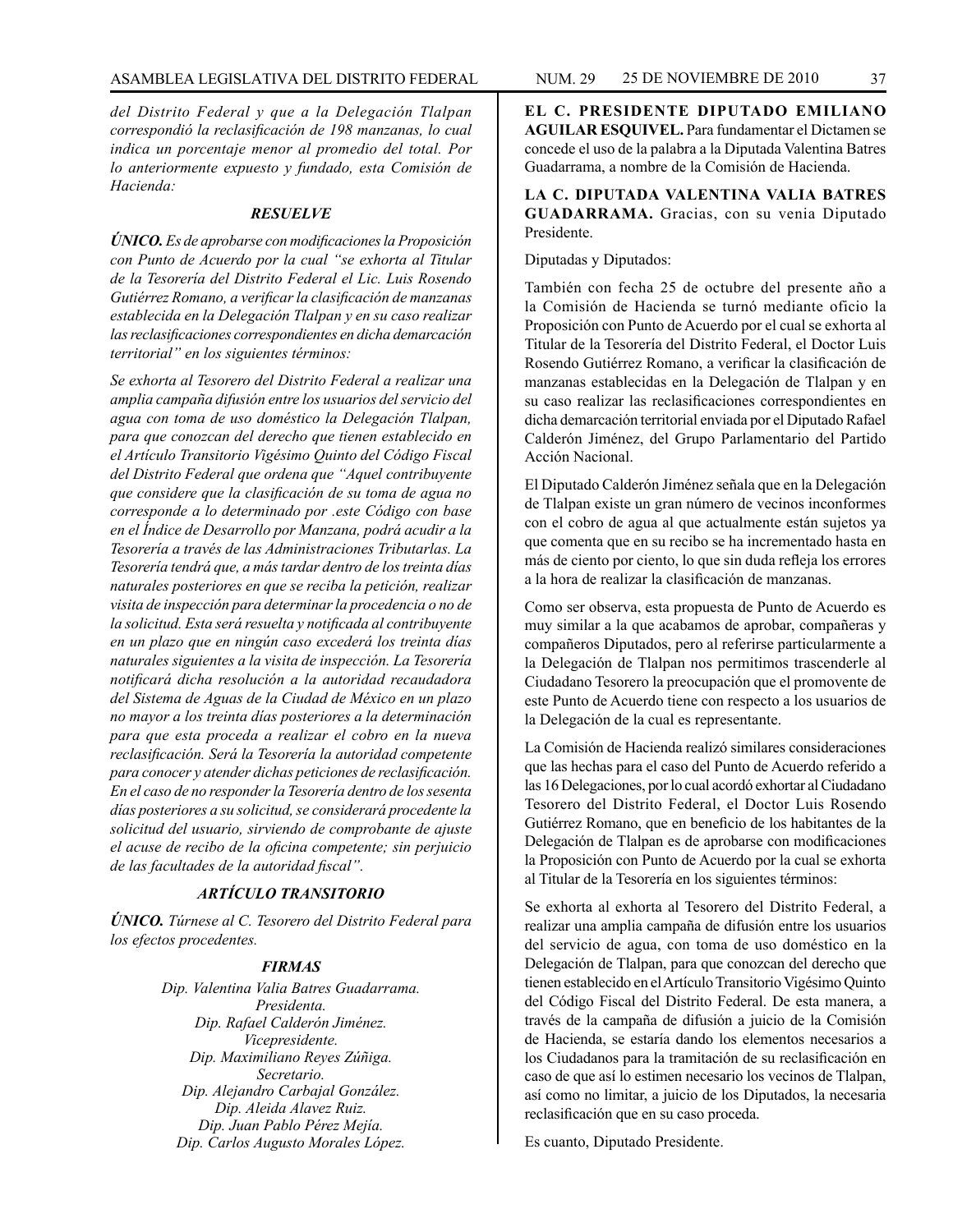*del Distrito Federal y que a la Delegación Tlalpan correspondió la reclasificación de 198 manzanas, lo cual indica un porcentaje menor al promedio del total. Por lo anteriormente expuesto y fundado, esta Comisión de Hacienda:*

***RESUELVE***

***ÚNICO.*** *Es de aprobarse con modificaciones la Proposición con Punto de Acuerdo por la cual "se exhorta al Titular de la Tesorería del Distrito Federal el Lic. Luis Rosendo Gutiérrez Romano, a verificar la clasificación de manzanas establecida en la Delegación Tlalpan y en su caso realizar las reclasificaciones correspondientes en dicha demarcación territorial" en los siguientes términos:*

*Se exhorta al Tesorero del Distrito Federal a realizar una amplia campaña difusión entre los usuarios del servicio del agua con toma de uso doméstico la Delegación Tlalpan, para que conozcan del derecho que tienen establecido en el Artículo Transitorio Vigésimo Quinto del Código Fiscal del Distrito Federal que ordena que "Aquel contribuyente que considere que la clasificación de su toma de agua no corresponde a lo determinado por .este Código con base en el Índice de Desarrollo por Manzana, podrá acudir a la Tesorería a través de las Administraciones Tributarlas. La Tesorería tendrá que, a más tardar dentro de los treinta días naturales posteriores en que se reciba la petición, realizar visita de inspección para determinar la procedencia o no de la solicitud. Esta será resuelta y notificada al contribuyente en un plazo que en ningún caso excederá los treinta días naturales siguientes a la visita de inspección. La Tesorería notificará dicha resolución a la autoridad recaudadora del Sistema de Aguas de la Ciudad de México en un plazo no mayor a los treinta días posteriores a la determinación para que esta proceda a realizar el cobro en la nueva reclasificación. Será la Tesorería la autoridad competente para conocer y atender dichas peticiones de reclasificación. En el caso de no responder la Tesorería dentro de los sesenta días posteriores a su solicitud, se considerará procedente la solicitud del usuario, sirviendo de comprobante de ajuste el acuse de recibo de la oficina competente; sin perjuicio de las facultades de la autoridad fiscal".*

***ARTÍCULO TRANSITORIO***

***ÚNICO.*** *Túrnese al C. Tesorero del Distrito Federal para los efectos procedentes.*

***FIRMAS***

*Dip. Valentina Valia Batres Guadarrama.*
*Presidenta.*
*Dip. Rafael Calderón Jiménez.*
*Vicepresidente.*
*Dip. Maximiliano Reyes Zúñiga.*
*Secretario.*
*Dip. Alejandro Carbajal González.*
*Dip. Aleida Alavez Ruiz.*
*Dip. Juan Pablo Pérez Mejía.*
*Dip. Carlos Augusto Morales López.*

**EL C. PRESIDENTE DIPUTADO EMILIANO AGUILAR ESQUIVEL.** Para fundamentar el Dictamen se concede el uso de la palabra a la Diputada Valentina Batres Guadarrama, a nombre de la Comisión de Hacienda.

**LA C. DIPUTADA VALENTINA VALIA BATRES GUADARRAMA.** Gracias, con su venia Diputado Presidente.

Diputadas y Diputados:

También con fecha 25 de octubre del presente año a la Comisión de Hacienda se turnó mediante oficio la Proposición con Punto de Acuerdo por el cual se exhorta al Titular de la Tesorería del Distrito Federal, el Doctor Luis Rosendo Gutiérrez Romano, a verificar la clasificación de manzanas establecidas en la Delegación de Tlalpan y en su caso realizar las reclasificaciones correspondientes en dicha demarcación territorial enviada por el Diputado Rafael Calderón Jiménez, del Grupo Parlamentario del Partido Acción Nacional.

El Diputado Calderón Jiménez señala que en la Delegación de Tlalpan existe un gran número de vecinos inconformes con el cobro de agua al que actualmente están sujetos ya que comenta que en su recibo se ha incrementado hasta en más de ciento por ciento, lo que sin duda refleja los errores a la hora de realizar la clasificación de manzanas.

Como ser observa, esta propuesta de Punto de Acuerdo es muy similar a la que acabamos de aprobar, compañeras y compañeros Diputados, pero al referirse particularmente a la Delegación de Tlalpan nos permitimos trascenderle al Ciudadano Tesorero la preocupación que el promovente de este Punto de Acuerdo tiene con respecto a los usuarios de la Delegación de la cual es representante.

La Comisión de Hacienda realizó similares consideraciones que las hechas para el caso del Punto de Acuerdo referido a las 16 Delegaciones, por lo cual acordó exhortar al Ciudadano Tesorero del Distrito Federal, el Doctor Luis Rosendo Gutiérrez Romano, que en beneficio de los habitantes de la Delegación de Tlalpan es de aprobarse con modificaciones la Proposición con Punto de Acuerdo por la cual se exhorta al Titular de la Tesorería en los siguientes términos:

Se exhorta al exhorta al Tesorero del Distrito Federal, a realizar una amplia campaña de difusión entre los usuarios del servicio de agua, con toma de uso doméstico en la Delegación de Tlalpan, para que conozcan del derecho que tienen establecido en el Artículo Transitorio Vigésimo Quinto del Código Fiscal del Distrito Federal. De esta manera, a través de la campaña de difusión a juicio de la Comisión de Hacienda, se estaría dando los elementos necesarios a los Ciudadanos para la tramitación de su reclasificación en caso de que así lo estimen necesario los vecinos de Tlalpan, así como no limitar, a juicio de los Diputados, la necesaria reclasificación que en su caso proceda.

Es cuanto, Diputado Presidente.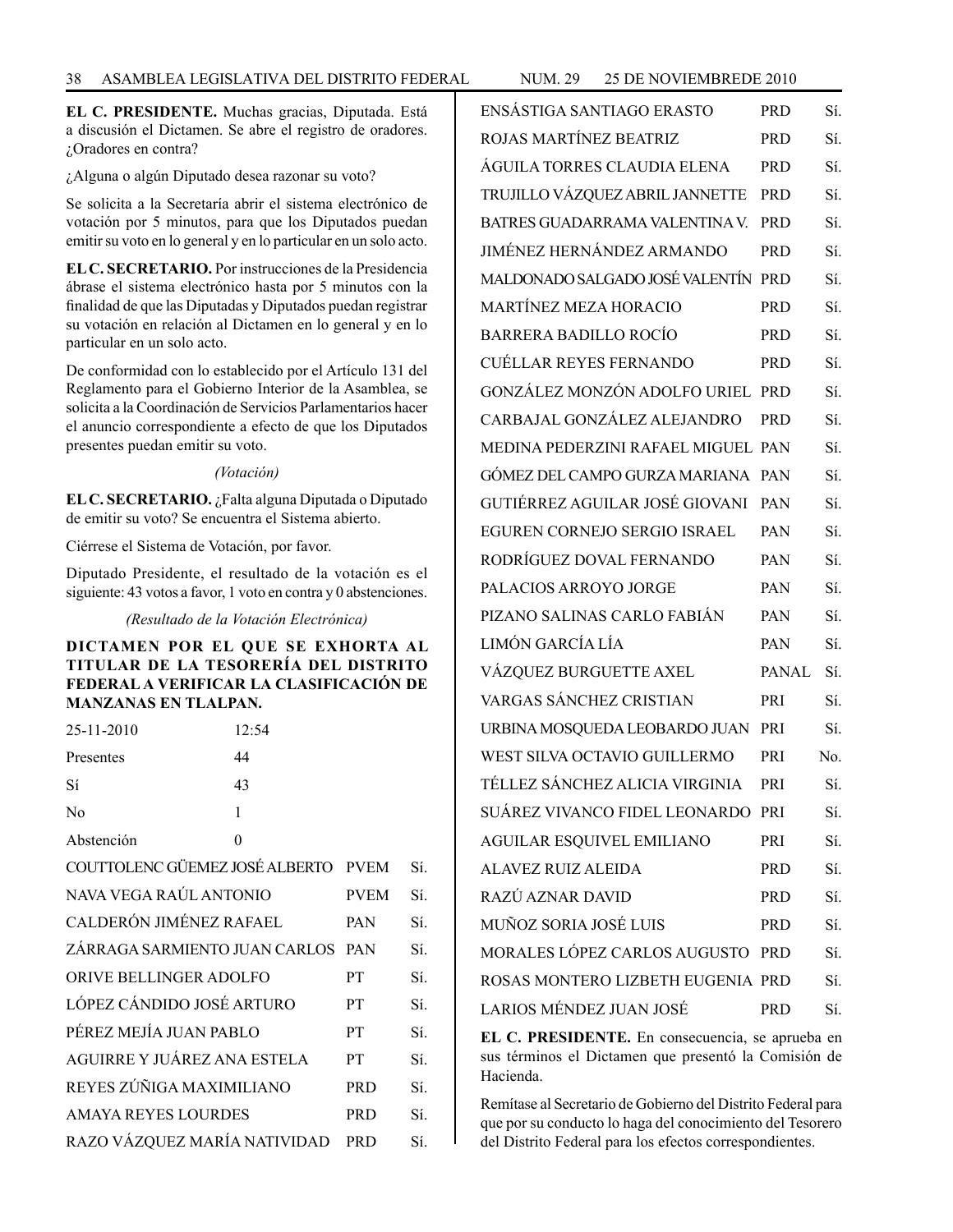**EL C. PRESIDENTE.** Muchas gracias, Diputada. Está a discusión el Dictamen. Se abre el registro de oradores. ¿Oradores en contra?

¿Alguna o algún Diputado desea razonar su voto?

Se solicita a la Secretaría abrir el sistema electrónico de votación por 5 minutos, para que los Diputados puedan emitir su voto en lo general y en lo particular en un solo acto.

**EL C. SECRETARIO.** Por instrucciones de la Presidencia ábrase el sistema electrónico hasta por 5 minutos con la finalidad de que las Diputadas y Diputados puedan registrar su votación en relación al Dictamen en lo general y en lo particular en un solo acto.

De conformidad con lo establecido por el Artículo 131 del Reglamento para el Gobierno Interior de la Asamblea, se solicita a la Coordinación de Servicios Parlamentarios hacer el anuncio correspondiente a efecto de que los Diputados presentes puedan emitir su voto.

*(Votación)*

**EL C. SECRETARIO.** ¿Falta alguna Diputada o Diputado de emitir su voto? Se encuentra el Sistema abierto.

Ciérrese el Sistema de Votación, por favor.

Diputado Presidente, el resultado de la votación es el siguiente: 43 votos a favor, 1 voto en contra y 0 abstenciones.

*(Resultado de la Votación Electrónica)*

**DICTAMEN POR EL QUE SE EXHORTA AL TITULAR DE LA TESORERÍA DEL DISTRITO FEDERAL A VERIFICAR LA CLASIFICACIÓN DE MANZANAS EN TLALPAN.**

| | |
|---|---|
| 25-11-2010 | 12:54 |
| Presentes | 44 |
| Sí | 43 |
| No | 1 |
| Abstención | 0 |

| | | |
|---|---|---|
| COUTTOLENC GÜEMEZ JOSÉ ALBERTO | PVEM | Sí. |
| NAVA VEGA RAÚL ANTONIO | PVEM | Sí. |
| CALDERÓN JIMÉNEZ RAFAEL | PAN | Sí. |
| ZÁRRAGA SARMIENTO JUAN CARLOS | PAN | Sí. |
| ORIVE BELLINGER ADOLFO | PT | Sí. |
| LÓPEZ CÁNDIDO JOSÉ ARTURO | PT | Sí. |
| PÉREZ MEJÍA JUAN PABLO | PT | Sí. |
| AGUIRRE Y JUÁREZ ANA ESTELA | PT | Sí. |
| REYES ZÚÑIGA MAXIMILIANO | PRD | Sí. |
| AMAYA REYES LOURDES | PRD | Sí. |
| RAZO VÁZQUEZ MARÍA NATIVIDAD | PRD | Sí. |
| ENSÁSTIGA SANTIAGO ERASTO | PRD | Sí. |
| ROJAS MARTÍNEZ BEATRIZ | PRD | Sí. |
| ÁGUILA TORRES CLAUDIA ELENA | PRD | Sí. |
| TRUJILLO VÁZQUEZ ABRIL JANNETTE | PRD | Sí. |
| BATRES GUADARRAMA VALENTINA V. | PRD | Sí. |
| JIMÉNEZ HERNÁNDEZ ARMANDO | PRD | Sí. |
| MALDONADO SALGADO JOSÉ VALENTÍN | PRD | Sí. |
| MARTÍNEZ MEZA HORACIO | PRD | Sí. |
| BARRERA BADILLO ROCÍO | PRD | Sí. |
| CUÉLLAR REYES FERNANDO | PRD | Sí. |
| GONZÁLEZ MONZÓN ADOLFO URIEL | PRD | Sí. |
| CARBAJAL GONZÁLEZ ALEJANDRO | PRD | Sí. |
| MEDINA PEDERZINI RAFAEL MIGUEL | PAN | Sí. |
| GÓMEZ DEL CAMPO GURZA MARIANA | PAN | Sí. |
| GUTIÉRREZ AGUILAR JOSÉ GIOVANI | PAN | Sí. |
| EGUREN CORNEJO SERGIO ISRAEL | PAN | Sí. |
| RODRÍGUEZ DOVAL FERNANDO | PAN | Sí. |
| PALACIOS ARROYO JORGE | PAN | Sí. |
| PIZANO SALINAS CARLO FABIÁN | PAN | Sí. |
| LIMÓN GARCÍA LÍA | PAN | Sí. |
| VÁZQUEZ BURGUETTE AXEL | PANAL | Sí. |
| VARGAS SÁNCHEZ CRISTIAN | PRI | Sí. |
| URBINA MOSQUEDA LEOBARDO JUAN | PRI | Sí. |
| WEST SILVA OCTAVIO GUILLERMO | PRI | No. |
| TÉLLEZ SÁNCHEZ ALICIA VIRGINIA | PRI | Sí. |
| SUÁREZ VIVANCO FIDEL LEONARDO | PRI | Sí. |
| AGUILAR ESQUIVEL EMILIANO | PRI | Sí. |
| ALAVEZ RUIZ ALEIDA | PRD | Sí. |
| RAZÚ AZNAR DAVID | PRD | Sí. |
| MUÑOZ SORIA JOSÉ LUIS | PRD | Sí. |
| MORALES LÓPEZ CARLOS AUGUSTO | PRD | Sí. |
| ROSAS MONTERO LIZBETH EUGENIA | PRD | Sí. |
| LARIOS MÉNDEZ JUAN JOSÉ | PRD | Sí. |

**EL C. PRESIDENTE.** En consecuencia, se aprueba en sus términos el Dictamen que presentó la Comisión de Hacienda.

Remítase al Secretario de Gobierno del Distrito Federal para que por su conducto lo haga del conocimiento del Tesorero del Distrito Federal para los efectos correspondientes.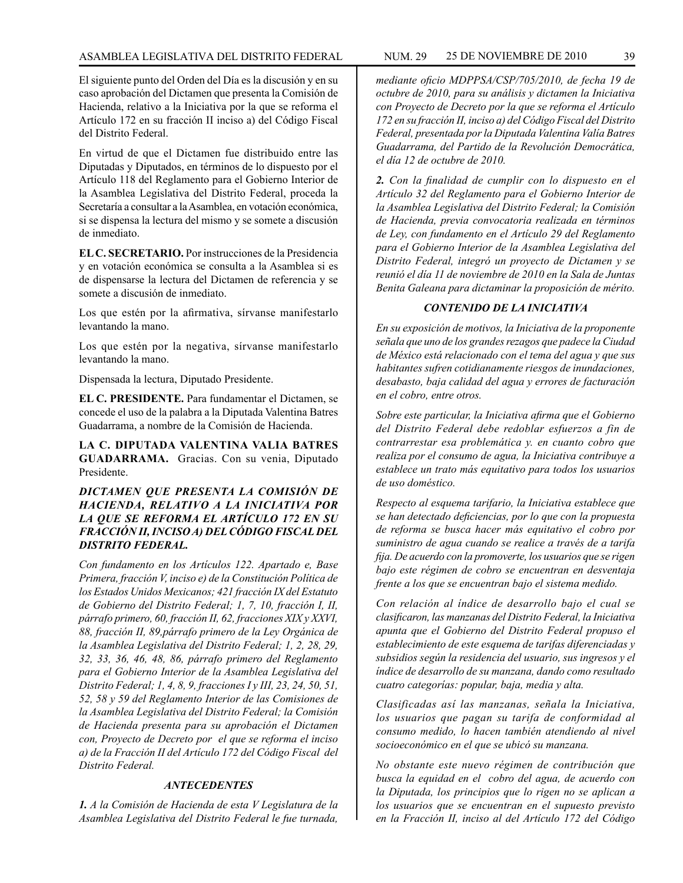El siguiente punto del Orden del Día es la discusión y en su caso aprobación del Dictamen que presenta la Comisión de Hacienda, relativo a la Iniciativa por la que se reforma el Artículo 172 en su fracción II inciso a) del Código Fiscal del Distrito Federal.

En virtud de que el Dictamen fue distribuido entre las Diputadas y Diputados, en términos de lo dispuesto por el Artículo 118 del Reglamento para el Gobierno Interior de la Asamblea Legislativa del Distrito Federal, proceda la Secretaría a consultar a la Asamblea, en votación económica, si se dispensa la lectura del mismo y se somete a discusión de inmediato.

**EL C. SECRETARIO.** Por instrucciones de la Presidencia y en votación económica se consulta a la Asamblea si es de dispensarse la lectura del Dictamen de referencia y se somete a discusión de inmediato.

Los que estén por la afirmativa, sírvanse manifestarlo levantando la mano.

Los que estén por la negativa, sírvanse manifestarlo levantando la mano.

Dispensada la lectura, Diputado Presidente.

**EL C. PRESIDENTE.** Para fundamentar el Dictamen, se concede el uso de la palabra a la Diputada Valentina Batres Guadarrama, a nombre de la Comisión de Hacienda.

**LA C. DIPUTADA VALENTINA VALIA BATRES GUADARRAMA.** Gracias. Con su venia, Diputado Presidente.

***DICTAMEN QUE PRESENTA LA COMISIÓN DE HACIENDA, RELATIVO A LA INICIATIVA POR LA QUE SE REFORMA EL ARTÍCULO 172 EN SU FRACCIÓN II, INCISO A) DEL CÓDIGO FISCAL DEL DISTRITO FEDERAL.***

*Con fundamento en los Artículos 122. Apartado e, Base Primera, fracción V, inciso e) de la Constitución Política de los Estados Unidos Mexicanos; 421 fracción IX del Estatuto de Gobierno del Distrito Federal; 1, 7, 10, fracción I, II, párrafo primero, 60, fracción II, 62, fracciones XIX y XXVI, 88, fracción II, 89,párrafo primero de la Ley Orgánica de la Asamblea Legislativa del Distrito Federal; 1, 2, 28, 29, 32, 33, 36, 46, 48, 86, párrafo primero del Reglamento para el Gobierno Interior de la Asamblea Legislativa del Distrito Federal; 1, 4, 8, 9, fracciones I y III, 23, 24, 50, 51, 52, 58 y 59 del Reglamento Interior de las Comisiones de la Asamblea Legislativa del Distrito Federal; la Comisión de Hacienda presenta para su aprobación el Dictamen con, Proyecto de Decreto por el que se reforma el inciso a) de la Fracción II del Artículo 172 del Código Fiscal del Distrito Federal.*

***ANTECEDENTES***

***1.*** *A la Comisión de Hacienda de esta V Legislatura de la Asamblea Legislativa del Distrito Federal le fue turnada, mediante oficio MDPPSA/CSP/705/2010, de fecha 19 de octubre de 2010, para su análisis y dictamen la Iniciativa con Proyecto de Decreto por la que se reforma el Artículo 172 en su fracción II, inciso a) del Código Fiscal del Distrito Federal, presentada por la Diputada Valentina Valía Batres Guadarrama, del Partido de la Revolución Democrática, el día 12 de octubre de 2010.*

***2.*** *Con la finalidad de cumplir con lo dispuesto en el Artículo 32 del Reglamento para el Gobierno Interior de la Asamblea Legislativa del Distrito Federal; la Comisión de Hacienda, previa convocatoria realizada en términos de Ley, con fundamento en el Artículo 29 del Reglamento para el Gobierno Interior de la Asamblea Legislativa del Distrito Federal, integró un proyecto de Dictamen y se reunió el día 11 de noviembre de 2010 en la Sala de Juntas Benita Galeana para dictaminar la proposición de mérito.*

***CONTENIDO DE LA INICIATIVA***

*En su exposición de motivos, la Iniciativa de la proponente señala que uno de los grandes rezagos que padece la Ciudad de México está relacionado con el tema del agua y que sus habitantes sufren cotidianamente riesgos de inundaciones, desabasto, baja calidad del agua y errores de facturación en el cobro, entre otros.*

*Sobre este particular, la Iniciativa afirma que el Gobierno del Distrito Federal debe redoblar esfuerzos a fin de contrarrestar esa problemática y. en cuanto cobro que realiza por el consumo de agua, la Iniciativa contribuye a establece un trato más equitativo para todos los usuarios de uso doméstico.*

*Respecto al esquema tarifario, la Iniciativa establece que se han detectado deficiencias, por lo que con la propuesta de reforma se busca hacer más equitativo el cobro por suministro de agua cuando se realice a través de a tarifa fija. De acuerdo con la promoverte, los usuarios que se rigen bajo este régimen de cobro se encuentran en desventaja frente a los que se encuentran bajo el sistema medido.*

*Con relación al índice de desarrollo bajo el cual se clasificaron, las manzanas del Distrito Federal, la Iniciativa apunta que el Gobierno del Distrito Federal propuso el establecimiento de este esquema de tarifas diferenciadas y subsidios según la residencia del usuario, sus ingresos y el índice de desarrollo de su manzana, dando como resultado cuatro categorías: popular, baja, media y alta.*

*Clasificadas así las manzanas, señala la Iniciativa, los usuarios que pagan su tarifa de conformidad al consumo medido, lo hacen también atendiendo al nivel socioeconómico en el que se ubicó su manzana.*

*No obstante este nuevo régimen de contribución que busca la equidad en el cobro del agua, de acuerdo con la Diputada, los principios que lo rigen no se aplican a los usuarios que se encuentran en el supuesto previsto en la Fracción II, inciso al del Artículo 172 del Código*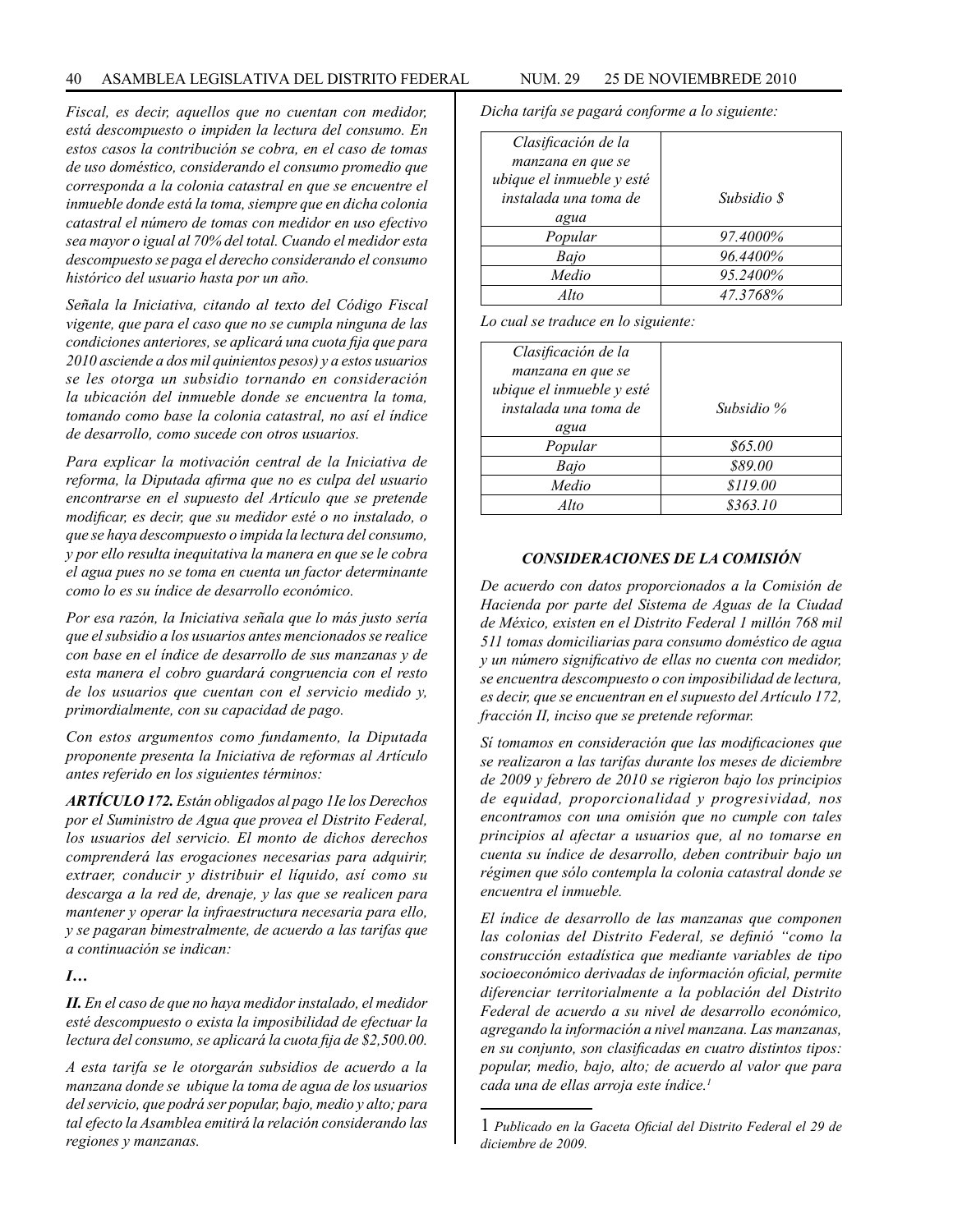*Fiscal, es decir, aquellos que no cuentan con medidor, está descompuesto o impiden la lectura del consumo. En estos casos la contribución se cobra, en el caso de tomas de uso doméstico, considerando el consumo promedio que corresponda a la colonia catastral en que se encuentre el inmueble donde está la toma, siempre que en dicha colonia catastral el número de tomas con medidor en uso efectivo sea mayor o igual al 70% del total. Cuando el medidor esta descompuesto se paga el derecho considerando el consumo histórico del usuario hasta por un año.*

*Señala la Iniciativa, citando al texto del Código Fiscal vigente, que para el caso que no se cumpla ninguna de las condiciones anteriores, se aplicará una cuota fija que para 2010 asciende a dos mil quinientos pesos) y a estos usuarios se les otorga un subsidio tornando en consideración la ubicación del inmueble donde se encuentra la toma, tomando como base la colonia catastral, no así el índice de desarrollo, como sucede con otros usuarios.*

*Para explicar la motivación central de la Iniciativa de reforma, la Diputada afirma que no es culpa del usuario encontrarse en el supuesto del Artículo que se pretende modificar, es decir, que su medidor esté o no instalado, o que se haya descompuesto o impida la lectura del consumo, y por ello resulta inequitativa la manera en que se le cobra el agua pues no se toma en cuenta un factor determinante como lo es su índice de desarrollo económico.*

*Por esa razón, la Iniciativa señala que lo más justo sería que el subsidio a los usuarios antes mencionados se realice con base en el índice de desarrollo de sus manzanas y de esta manera el cobro guardará congruencia con el resto de los usuarios que cuentan con el servicio medido y, primordialmente, con su capacidad de pago.*

*Con estos argumentos como fundamento, la Diputada proponente presenta la Iniciativa de reformas al Artículo antes referido en los siguientes términos:*

***ARTÍCULO 172.*** *Están obligados al pago 1Ie los Derechos por el Suministro de Agua que provea el Distrito Federal, los usuarios del servicio. El monto de dichos derechos comprenderá las erogaciones necesarias para adquirir, extraer, conducir y distribuir el líquido, así como su descarga a la red de, drenaje, y las que se realicen para mantener y operar la infraestructura necesaria para ello, y se pagaran bimestralmente, de acuerdo a las tarifas que a continuación se indican:*

***I…***

***II.*** *En el caso de que no haya medidor instalado, el medidor esté descompuesto o exista la imposibilidad de efectuar la lectura del consumo, se aplicará la cuota fija de $2,500.00.*

*A esta tarifa se le otorgarán subsidios de acuerdo a la manzana donde se ubique la toma de agua de los usuarios del servicio, que podrá ser popular, bajo, medio y alto; para tal efecto la Asamblea emitirá la relación considerando las regiones y manzanas.*

*Dicha tarifa se pagará conforme a lo siguiente:*

| *Clasificación de la manzana en que se ubique el inmueble y esté instalada una toma de agua* | *Subsidio $* |
|---|---|
| *Popular* | *97.4000%* |
| *Bajo* | *96.4400%* |
| *Medio* | *95.2400%* |
| *Alto* | *47.3768%* |

*Lo cual se traduce en lo siguiente:*

| *Clasificación de la manzana en que se ubique el inmueble y esté instalada una toma de agua* | *Subsidio %* |
|---|---|
| *Popular* | *$65.00* |
| *Bajo* | *$89.00* |
| *Medio* | *$119.00* |
| *Alto* | *$363.10* |

### *CONSIDERACIONES DE LA COMISIÓN*

*De acuerdo con datos proporcionados a la Comisión de Hacienda por parte del Sistema de Aguas de la Ciudad de México, existen en el Distrito Federal 1 millón 768 mil 511 tomas domiciliarias para consumo doméstico de agua y un número significativo de ellas no cuenta con medidor, se encuentra descompuesto o con imposibilidad de lectura, es decir, que se encuentran en el supuesto del Artículo 172, fracción II, inciso que se pretende reformar.*

*Sí tomamos en consideración que las modificaciones que se realizaron a las tarifas durante los meses de diciembre de 2009 y febrero de 2010 se rigieron bajo los principios de equidad, proporcionalidad y progresividad, nos encontramos con una omisión que no cumple con tales principios al afectar a usuarios que, al no tomarse en cuenta su índice de desarrollo, deben contribuir bajo un régimen que sólo contempla la colonia catastral donde se encuentra el inmueble.*

*El índice de desarrollo de las manzanas que componen las colonias del Distrito Federal, se definió "como la construcción estadística que mediante variables de tipo socioeconómico derivadas de información oficial, permite diferenciar territorialmente a la población del Distrito Federal de acuerdo a su nivel de desarrollo económico, agregando la información a nivel manzana. Las manzanas, en su conjunto, son clasificadas en cuatro distintos tipos: popular, medio, bajo, alto; de acuerdo al valor que para cada una de ellas arroja este índice.*[1]

---

1 *Publicado en la Gaceta Oficial del Distrito Federal el 29 de diciembre de 2009.*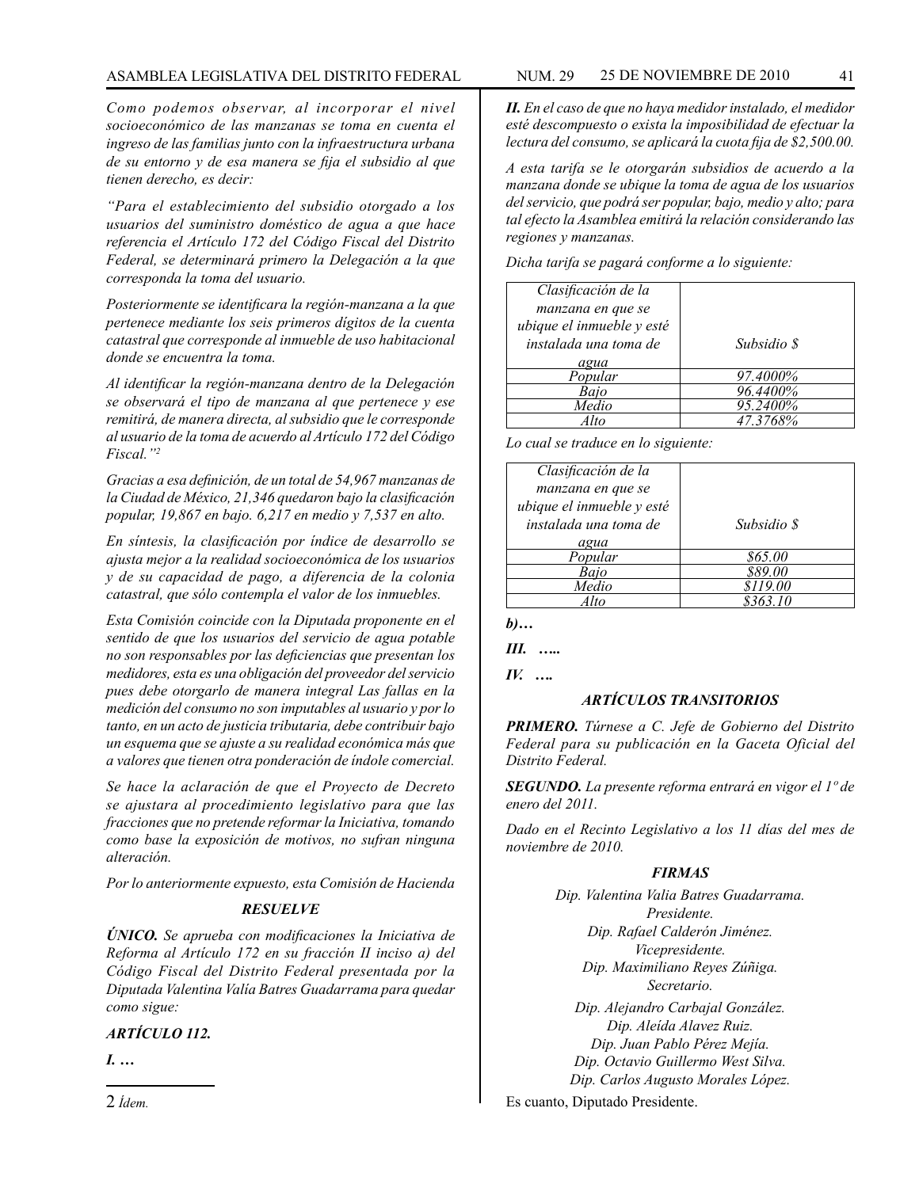*Como podemos observar, al incorporar el nivel socioeconómico de las manzanas se toma en cuenta el ingreso de las familias junto con la infraestructura urbana de su entorno y de esa manera se fija el subsidio al que tienen derecho, es decir:*

*"Para el establecimiento del subsidio otorgado a los usuarios del suministro doméstico de agua a que hace referencia el Artículo 172 del Código Fiscal del Distrito Federal, se determinará primero la Delegación a la que corresponda la toma del usuario.*

*Posteriormente se identificara la región-manzana a la que pertenece mediante los seis primeros dígitos de la cuenta catastral que corresponde al inmueble de uso habitacional donde se encuentra la toma.*

*Al identificar la región-manzana dentro de la Delegación se observará el tipo de manzana al que pertenece y ese remitirá, de manera directa, al subsidio que le corresponde al usuario de la toma de acuerdo al Artículo 172 del Código Fiscal."[2]*

*Gracias a esa definición, de un total de 54,967 manzanas de la Ciudad de México, 21,346 quedaron bajo la clasificación popular, 19,867 en bajo. 6,217 en medio y 7,537 en alto.*

*En síntesis, la clasificación por índice de desarrollo se ajusta mejor a la realidad socioeconómica de los usuarios y de su capacidad de pago, a diferencia de la colonia catastral, que sólo contempla el valor de los inmuebles.*

*Esta Comisión coincide con la Diputada proponente en el sentido de que los usuarios del servicio de agua potable no son responsables por las deficiencias que presentan los medidores, esta es una obligación del proveedor del servicio pues debe otorgarlo de manera integral Las fallas en la medición del consumo no son imputables al usuario y por lo tanto, en un acto de justicia tributaria, debe contribuir bajo un esquema que se ajuste a su realidad económica más que a valores que tienen otra ponderación de índole comercial.*

*Se hace la aclaración de que el Proyecto de Decreto se ajustara al procedimiento legislativo para que las fracciones que no pretende reformar la Iniciativa, tomando como base la exposición de motivos, no sufran ninguna alteración.*

*Por lo anteriormente expuesto, esta Comisión de Hacienda*

***RESUELVE***

***ÚNICO.*** *Se aprueba con modificaciones la Iniciativa de Reforma al Artículo 172 en su fracción II inciso a) del Código Fiscal del Distrito Federal presentada por la Diputada Valentina Valía Batres Guadarrama para quedar como sigue:*

***ARTÍCULO 112.***

***I. …***

***II.*** *En el caso de que no haya medidor instalado, el medidor esté descompuesto o exista la imposibilidad de efectuar la lectura del consumo, se aplicará la cuota fija de $2,500.00.*

*A esta tarifa se le otorgarán subsidios de acuerdo a la manzana donde se ubique la toma de agua de los usuarios del servicio, que podrá ser popular, bajo, medio y alto; para tal efecto la Asamblea emitirá la relación considerando las regiones y manzanas.*

*Dicha tarifa se pagará conforme a lo siguiente:*

| *Clasificación de la manzana en que se ubique el inmueble y esté instalada una toma de agua* | *Subsidio $* |
|---|---|
| *Popular* | *97.4000%* |
| *Bajo* | *96.4400%* |
| *Medio* | *95.2400%* |
| *Alto* | *47.3768%* |

*Lo cual se traduce en lo siguiente:*

| *Clasificación de la manzana en que se ubique el inmueble y esté instalada una toma de agua* | *Subsidio $* |
|---|---|
| *Popular* | *$65.00* |
| *Bajo* | *$89.00* |
| *Medio* | *$119.00* |
| *Alto* | *$363.10* |

***b)…***

***III. …..***

***IV. ….***

***ARTÍCULOS TRANSITORIOS***

***PRIMERO.*** *Túrnese a C. Jefe de Gobierno del Distrito Federal para su publicación en la Gaceta Oficial del Distrito Federal.*

***SEGUNDO.*** *La presente reforma entrará en vigor el 1º de enero del 2011.*

*Dado en el Recinto Legislativo a los 11 días del mes de noviembre de 2010.*

***FIRMAS***

*Dip. Valentina Valia Batres Guadarrama.*
*Presidente.*
*Dip. Rafael Calderón Jiménez.*
*Vicepresidente.*
*Dip. Maximiliano Reyes Zúñiga.*
*Secretario.*
*Dip. Alejandro Carbajal González.*
*Dip. Aleída Alavez Ruiz.*
*Dip. Juan Pablo Pérez Mejía.*
*Dip. Octavio Guillermo West Silva.*
*Dip. Carlos Augusto Morales López.*

Es cuanto, Diputado Presidente.

---

2 *Ídem.*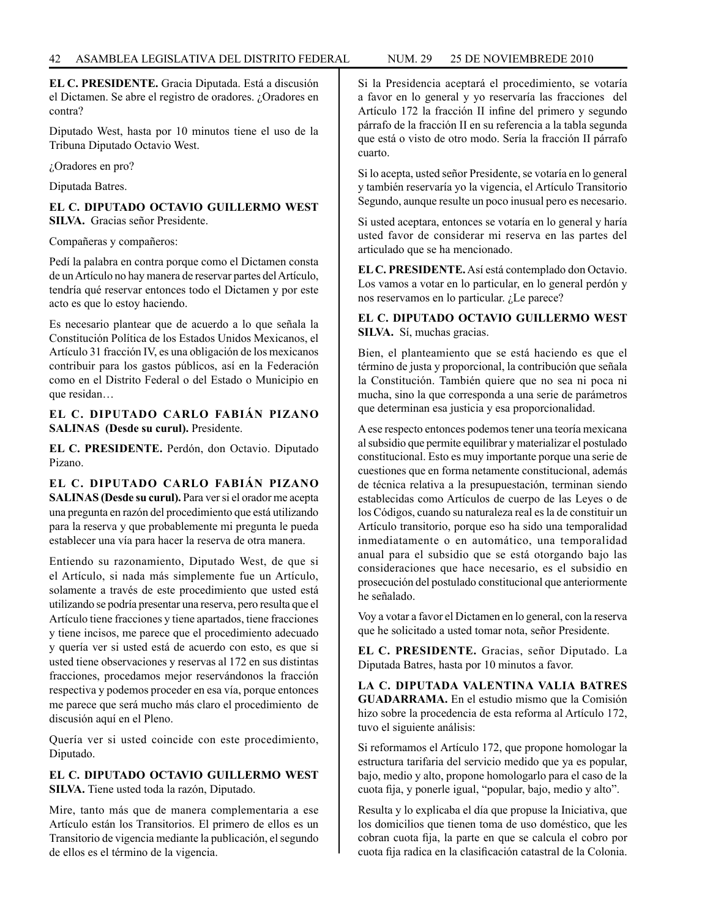**EL C. PRESIDENTE.** Gracia Diputada. Está a discusión el Dictamen. Se abre el registro de oradores. ¿Oradores en contra?

Diputado West, hasta por 10 minutos tiene el uso de la Tribuna Diputado Octavio West.

¿Oradores en pro?

Diputada Batres.

**EL C. DIPUTADO OCTAVIO GUILLERMO WEST SILVA.** Gracias señor Presidente.

Compañeras y compañeros:

Pedí la palabra en contra porque como el Dictamen consta de un Artículo no hay manera de reservar partes del Artículo, tendría qué reservar entonces todo el Dictamen y por este acto es que lo estoy haciendo.

Es necesario plantear que de acuerdo a lo que señala la Constitución Política de los Estados Unidos Mexicanos, el Artículo 31 fracción IV, es una obligación de los mexicanos contribuir para los gastos públicos, así en la Federación como en el Distrito Federal o del Estado o Municipio en que residan…

**EL C. DIPUTADO CARLO FABIÁN PIZANO SALINAS (Desde su curul).** Presidente.

**EL C. PRESIDENTE.** Perdón, don Octavio. Diputado Pizano.

**EL C. DIPUTADO CARLO FABIÁN PIZANO SALINAS (Desde su curul).** Para ver si el orador me acepta una pregunta en razón del procedimiento que está utilizando para la reserva y que probablemente mi pregunta le pueda establecer una vía para hacer la reserva de otra manera.

Entiendo su razonamiento, Diputado West, de que si el Artículo, si nada más simplemente fue un Artículo, solamente a través de este procedimiento que usted está utilizando se podría presentar una reserva, pero resulta que el Artículo tiene fracciones y tiene apartados, tiene fracciones y tiene incisos, me parece que el procedimiento adecuado y quería ver si usted está de acuerdo con esto, es que si usted tiene observaciones y reservas al 172 en sus distintas fracciones, procedamos mejor reservándonos la fracción respectiva y podemos proceder en esa vía, porque entonces me parece que será mucho más claro el procedimiento de discusión aquí en el Pleno.

Quería ver si usted coincide con este procedimiento, Diputado.

**EL C. DIPUTADO OCTAVIO GUILLERMO WEST SILVA.** Tiene usted toda la razón, Diputado.

Mire, tanto más que de manera complementaria a ese Artículo están los Transitorios. El primero de ellos es un Transitorio de vigencia mediante la publicación, el segundo de ellos es el término de la vigencia.

Si la Presidencia aceptará el procedimiento, se votaría a favor en lo general y yo reservaría las fracciones del Artículo 172 la fracción II infine del primero y segundo párrafo de la fracción II en su referencia a la tabla segunda que está o visto de otro modo. Sería la fracción II párrafo cuarto.

Si lo acepta, usted señor Presidente, se votaría en lo general y también reservaría yo la vigencia, el Artículo Transitorio Segundo, aunque resulte un poco inusual pero es necesario.

Si usted aceptara, entonces se votaría en lo general y haría usted favor de considerar mi reserva en las partes del articulado que se ha mencionado.

**EL C. PRESIDENTE.** Así está contemplado don Octavio. Los vamos a votar en lo particular, en lo general perdón y nos reservamos en lo particular. ¿Le parece?

**EL C. DIPUTADO OCTAVIO GUILLERMO WEST SILVA.** Sí, muchas gracias.

Bien, el planteamiento que se está haciendo es que el término de justa y proporcional, la contribución que señala la Constitución. También quiere que no sea ni poca ni mucha, sino la que corresponda a una serie de parámetros que determinan esa justicia y esa proporcionalidad.

A ese respecto entonces podemos tener una teoría mexicana al subsidio que permite equilibrar y materializar el postulado constitucional. Esto es muy importante porque una serie de cuestiones que en forma netamente constitucional, además de técnica relativa a la presupuestación, terminan siendo establecidas como Artículos de cuerpo de las Leyes o de los Códigos, cuando su naturaleza real es la de constituir un Artículo transitorio, porque eso ha sido una temporalidad inmediatamente o en automático, una temporalidad anual para el subsidio que se está otorgando bajo las consideraciones que hace necesario, es el subsidio en prosecución del postulado constitucional que anteriormente he señalado.

Voy a votar a favor el Dictamen en lo general, con la reserva que he solicitado a usted tomar nota, señor Presidente.

**EL C. PRESIDENTE.** Gracias, señor Diputado. La Diputada Batres, hasta por 10 minutos a favor.

**LA C. DIPUTADA VALENTINA VALIA BATRES GUADARRAMA.** En el estudio mismo que la Comisión hizo sobre la procedencia de esta reforma al Artículo 172, tuvo el siguiente análisis:

Si reformamos el Artículo 172, que propone homologar la estructura tarifaria del servicio medido que ya es popular, bajo, medio y alto, propone homologarlo para el caso de la cuota fija, y ponerle igual, "popular, bajo, medio y alto".

Resulta y lo explicaba el día que propuse la Iniciativa, que los domicilios que tienen toma de uso doméstico, que les cobran cuota fija, la parte en que se calcula el cobro por cuota fija radica en la clasificación catastral de la Colonia.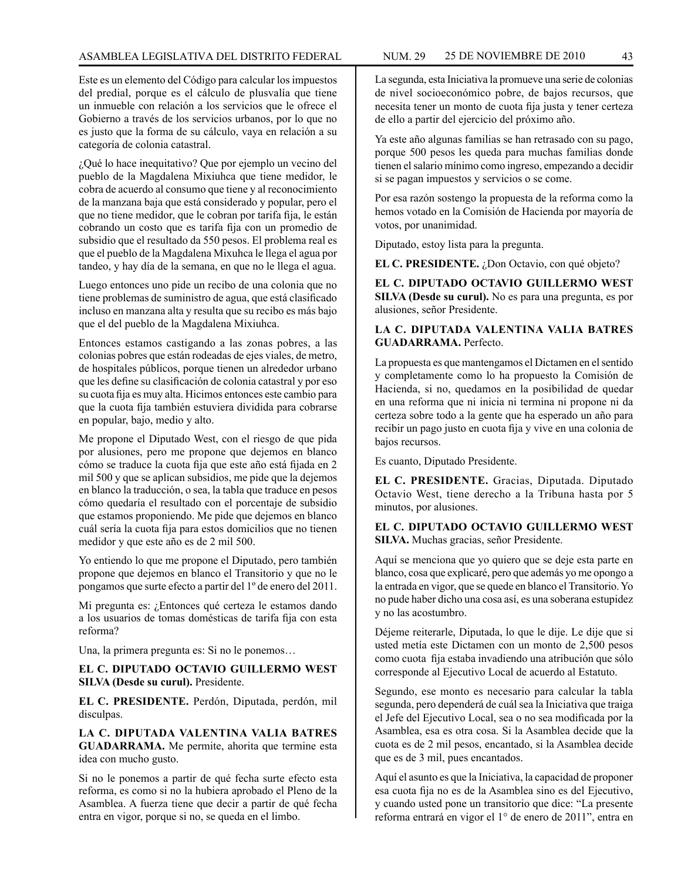Este es un elemento del Código para calcular los impuestos del predial, porque es el cálculo de plusvalía que tiene un inmueble con relación a los servicios que le ofrece el Gobierno a través de los servicios urbanos, por lo que no es justo que la forma de su cálculo, vaya en relación a su categoría de colonia catastral.

¿Qué lo hace inequitativo? Que por ejemplo un vecino del pueblo de la Magdalena Mixiuhca que tiene medidor, le cobra de acuerdo al consumo que tiene y al reconocimiento de la manzana baja que está considerado y popular, pero el que no tiene medidor, que le cobran por tarifa fija, le están cobrando un costo que es tarifa fija con un promedio de subsidio que el resultado da 550 pesos. El problema real es que el pueblo de la Magdalena Mixuhca le llega el agua por tandeo, y hay día de la semana, en que no le llega el agua.

Luego entonces uno pide un recibo de una colonia que no tiene problemas de suministro de agua, que está clasificado incluso en manzana alta y resulta que su recibo es más bajo que el del pueblo de la Magdalena Mixiuhca.

Entonces estamos castigando a las zonas pobres, a las colonias pobres que están rodeadas de ejes viales, de metro, de hospitales públicos, porque tienen un alrededor urbano que les define su clasificación de colonia catastral y por eso su cuota fija es muy alta. Hicimos entonces este cambio para que la cuota fija también estuviera dividida para cobrarse en popular, bajo, medio y alto.

Me propone el Diputado West, con el riesgo de que pida por alusiones, pero me propone que dejemos en blanco cómo se traduce la cuota fija que este año está fijada en 2 mil 500 y que se aplican subsidios, me pide que la dejemos en blanco la traducción, o sea, la tabla que traduce en pesos cómo quedaría el resultado con el porcentaje de subsidio que estamos proponiendo. Me pide que dejemos en blanco cuál sería la cuota fija para estos domicilios que no tienen medidor y que este año es de 2 mil 500.

Yo entiendo lo que me propone el Diputado, pero también propone que dejemos en blanco el Transitorio y que no le pongamos que surte efecto a partir del 1º de enero del 2011.

Mi pregunta es: ¿Entonces qué certeza le estamos dando a los usuarios de tomas domésticas de tarifa fija con esta reforma?

Una, la primera pregunta es: Si no le ponemos…

**EL C. DIPUTADO OCTAVIO GUILLERMO WEST SILVA (Desde su curul).** Presidente.

**EL C. PRESIDENTE.** Perdón, Diputada, perdón, mil disculpas.

**LA C. DIPUTADA VALENTINA VALIA BATRES GUADARRAMA.** Me permite, ahorita que termine esta idea con mucho gusto.

Si no le ponemos a partir de qué fecha surte efecto esta reforma, es como si no la hubiera aprobado el Pleno de la Asamblea. A fuerza tiene que decir a partir de qué fecha entra en vigor, porque si no, se queda en el limbo.

La segunda, esta Iniciativa la promueve una serie de colonias de nivel socioeconómico pobre, de bajos recursos, que necesita tener un monto de cuota fija justa y tener certeza de ello a partir del ejercicio del próximo año.

Ya este año algunas familias se han retrasado con su pago, porque 500 pesos les queda para muchas familias donde tienen el salario mínimo como ingreso, empezando a decidir si se pagan impuestos y servicios o se come.

Por esa razón sostengo la propuesta de la reforma como la hemos votado en la Comisión de Hacienda por mayoría de votos, por unanimidad.

Diputado, estoy lista para la pregunta.

**EL C. PRESIDENTE.** ¿Don Octavio, con qué objeto?

**EL C. DIPUTADO OCTAVIO GUILLERMO WEST SILVA (Desde su curul).** No es para una pregunta, es por alusiones, señor Presidente.

**LA C. DIPUTADA VALENTINA VALIA BATRES GUADARRAMA.** Perfecto.

La propuesta es que mantengamos el Dictamen en el sentido y completamente como lo ha propuesto la Comisión de Hacienda, si no, quedamos en la posibilidad de quedar en una reforma que ni inicia ni termina ni propone ni da certeza sobre todo a la gente que ha esperado un año para recibir un pago justo en cuota fija y vive en una colonia de bajos recursos.

Es cuanto, Diputado Presidente.

**EL C. PRESIDENTE.** Gracias, Diputada. Diputado Octavio West, tiene derecho a la Tribuna hasta por 5 minutos, por alusiones.

**EL C. DIPUTADO OCTAVIO GUILLERMO WEST SILVA.** Muchas gracias, señor Presidente.

Aquí se menciona que yo quiero que se deje esta parte en blanco, cosa que explicaré, pero que además yo me opongo a la entrada en vigor, que se quede en blanco el Transitorio. Yo no pude haber dicho una cosa así, es una soberana estupidez y no las acostumbro.

Déjeme reiterarle, Diputada, lo que le dije. Le dije que si usted metía este Dictamen con un monto de 2,500 pesos como cuota fija estaba invadiendo una atribución que sólo corresponde al Ejecutivo Local de acuerdo al Estatuto.

Segundo, ese monto es necesario para calcular la tabla segunda, pero dependerá de cuál sea la Iniciativa que traiga el Jefe del Ejecutivo Local, sea o no sea modificada por la Asamblea, esa es otra cosa. Si la Asamblea decide que la cuota es de 2 mil pesos, encantado, si la Asamblea decide que es de 3 mil, pues encantados.

Aquí el asunto es que la Iniciativa, la capacidad de proponer esa cuota fija no es de la Asamblea sino es del Ejecutivo, y cuando usted pone un transitorio que dice: "La presente reforma entrará en vigor el 1° de enero de 2011", entra en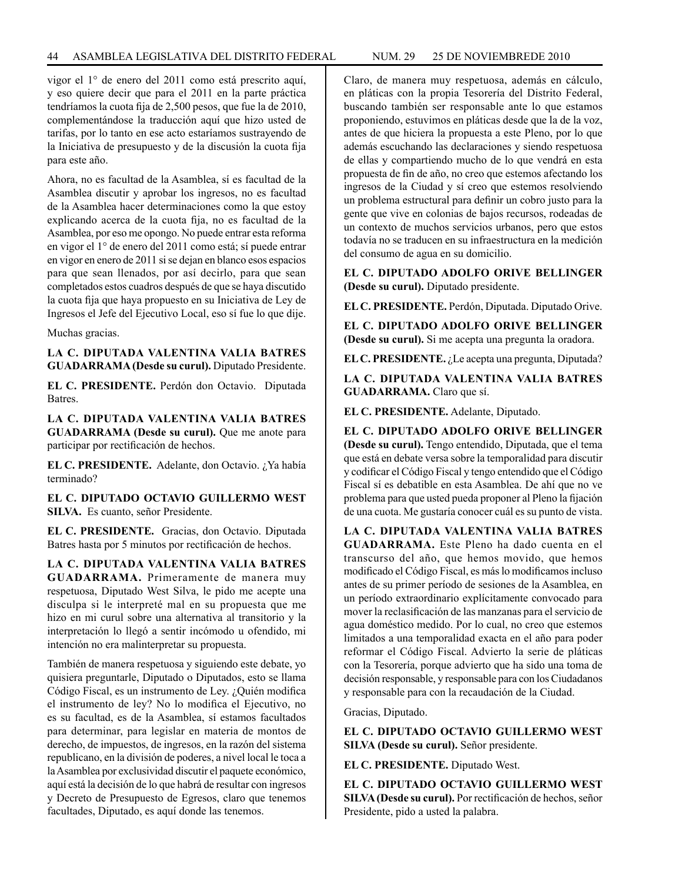vigor el 1° de enero del 2011 como está prescrito aquí, y eso quiere decir que para el 2011 en la parte práctica tendríamos la cuota fija de 2,500 pesos, que fue la de 2010, complementándose la traducción aquí que hizo usted de tarifas, por lo tanto en ese acto estaríamos sustrayendo de la Iniciativa de presupuesto y de la discusión la cuota fija para este año.

Ahora, no es facultad de la Asamblea, sí es facultad de la Asamblea discutir y aprobar los ingresos, no es facultad de la Asamblea hacer determinaciones como la que estoy explicando acerca de la cuota fija, no es facultad de la Asamblea, por eso me opongo. No puede entrar esta reforma en vigor el 1° de enero del 2011 como está; sí puede entrar en vigor en enero de 2011 si se dejan en blanco esos espacios para que sean llenados, por así decirlo, para que sean completados estos cuadros después de que se haya discutido la cuota fija que haya propuesto en su Iniciativa de Ley de Ingresos el Jefe del Ejecutivo Local, eso sí fue lo que dije.

Muchas gracias.

**LA C. DIPUTADA VALENTINA VALIA BATRES GUADARRAMA (Desde su curul).** Diputado Presidente.

**EL C. PRESIDENTE.** Perdón don Octavio. Diputada Batres.

**LA C. DIPUTADA VALENTINA VALIA BATRES GUADARRAMA (Desde su curul).** Que me anote para participar por rectificación de hechos.

**EL C. PRESIDENTE.** Adelante, don Octavio. ¿Ya había terminado?

**EL C. DIPUTADO OCTAVIO GUILLERMO WEST SILVA.** Es cuanto, señor Presidente.

**EL C. PRESIDENTE.** Gracias, don Octavio. Diputada Batres hasta por 5 minutos por rectificación de hechos.

**LA C. DIPUTADA VALENTINA VALIA BATRES GUADARRAMA.** Primeramente de manera muy respetuosa, Diputado West Silva, le pido me acepte una disculpa si le interpreté mal en su propuesta que me hizo en mi curul sobre una alternativa al transitorio y la interpretación lo llegó a sentir incómodo u ofendido, mi intención no era malinterpretar su propuesta.

También de manera respetuosa y siguiendo este debate, yo quisiera preguntarle, Diputado o Diputados, esto se llama Código Fiscal, es un instrumento de Ley. ¿Quién modifica el instrumento de ley? No lo modifica el Ejecutivo, no es su facultad, es de la Asamblea, sí estamos facultados para determinar, para legislar en materia de montos de derecho, de impuestos, de ingresos, en la razón del sistema republicano, en la división de poderes, a nivel local le toca a la Asamblea por exclusividad discutir el paquete económico, aquí está la decisión de lo que habrá de resultar con ingresos y Decreto de Presupuesto de Egresos, claro que tenemos facultades, Diputado, es aquí donde las tenemos.

Claro, de manera muy respetuosa, además en cálculo, en pláticas con la propia Tesorería del Distrito Federal, buscando también ser responsable ante lo que estamos proponiendo, estuvimos en pláticas desde que la de la voz, antes de que hiciera la propuesta a este Pleno, por lo que además escuchando las declaraciones y siendo respetuosa de ellas y compartiendo mucho de lo que vendrá en esta propuesta de fin de año, no creo que estemos afectando los ingresos de la Ciudad y sí creo que estemos resolviendo un problema estructural para definir un cobro justo para la gente que vive en colonias de bajos recursos, rodeadas de un contexto de muchos servicios urbanos, pero que estos todavía no se traducen en su infraestructura en la medición del consumo de agua en su domicilio.

**EL C. DIPUTADO ADOLFO ORIVE BELLINGER (Desde su curul).** Diputado presidente.

**EL C. PRESIDENTE.** Perdón, Diputada. Diputado Orive.

**EL C. DIPUTADO ADOLFO ORIVE BELLINGER (Desde su curul).** Si me acepta una pregunta la oradora.

**EL C. PRESIDENTE.** ¿Le acepta una pregunta, Diputada?

**LA C. DIPUTADA VALENTINA VALIA BATRES GUADARRAMA.** Claro que sí.

**EL C. PRESIDENTE.** Adelante, Diputado.

**EL C. DIPUTADO ADOLFO ORIVE BELLINGER (Desde su curul).** Tengo entendido, Diputada, que el tema que está en debate versa sobre la temporalidad para discutir y codificar el Código Fiscal y tengo entendido que el Código Fiscal sí es debatible en esta Asamblea. De ahí que no ve problema para que usted pueda proponer al Pleno la fijación de una cuota. Me gustaría conocer cuál es su punto de vista.

**LA C. DIPUTADA VALENTINA VALIA BATRES GUADARRAMA.** Este Pleno ha dado cuenta en el transcurso del año, que hemos movido, que hemos modificado el Código Fiscal, es más lo modificamos incluso antes de su primer período de sesiones de la Asamblea, en un período extraordinario explícitamente convocado para mover la reclasificación de las manzanas para el servicio de agua doméstico medido. Por lo cual, no creo que estemos limitados a una temporalidad exacta en el año para poder reformar el Código Fiscal. Advierto la serie de pláticas con la Tesorería, porque advierto que ha sido una toma de decisión responsable, y responsable para con los Ciudadanos y responsable para con la recaudación de la Ciudad.

Gracias, Diputado.

**EL C. DIPUTADO OCTAVIO GUILLERMO WEST SILVA (Desde su curul).** Señor presidente.

**EL C. PRESIDENTE.** Diputado West.

**EL C. DIPUTADO OCTAVIO GUILLERMO WEST SILVA (Desde su curul).** Por rectificación de hechos, señor Presidente, pido a usted la palabra.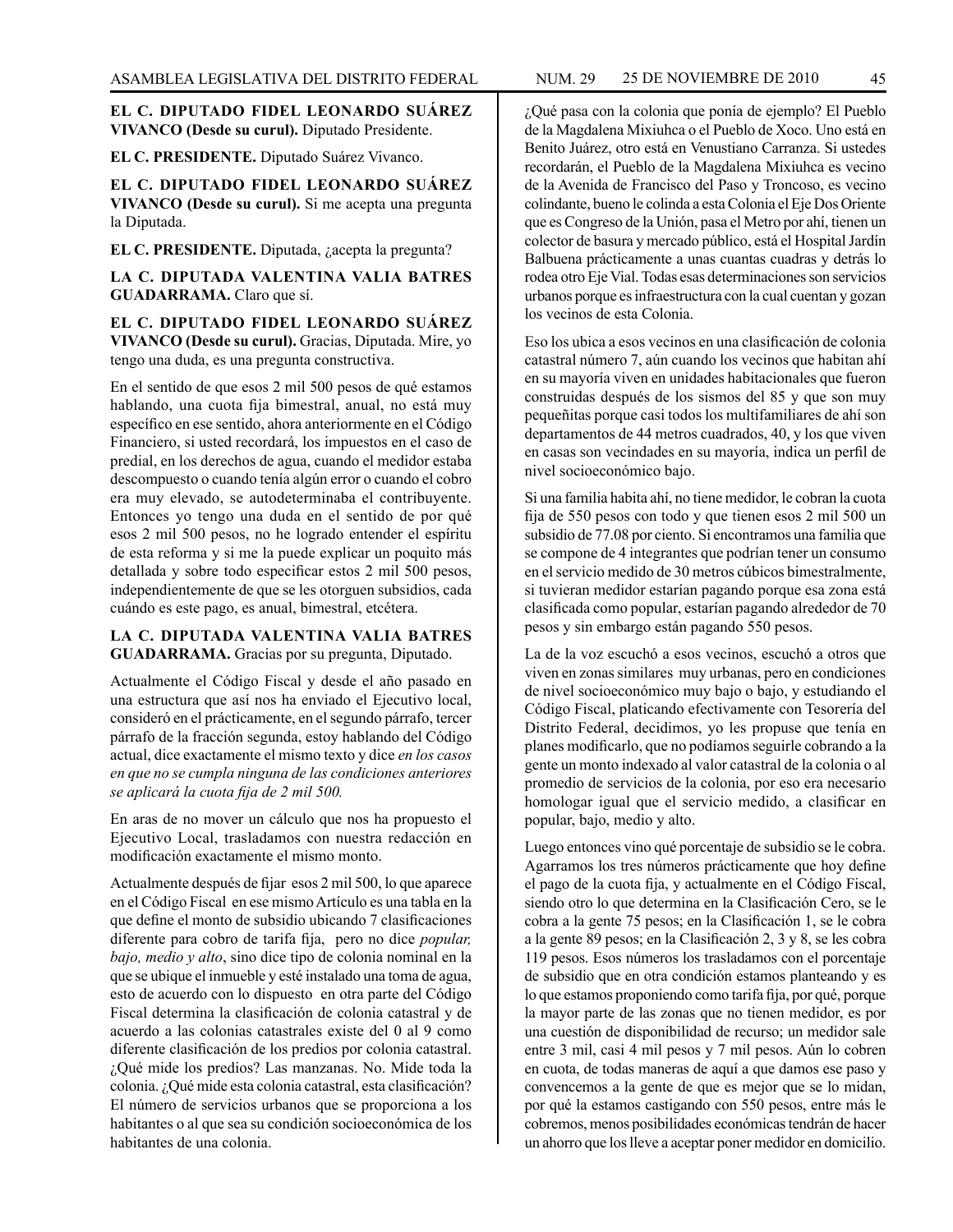**EL C. DIPUTADO FIDEL LEONARDO SUÁREZ VIVANCO (Desde su curul).** Diputado Presidente.

**EL C. PRESIDENTE.** Diputado Suárez Vivanco.

**EL C. DIPUTADO FIDEL LEONARDO SUÁREZ VIVANCO (Desde su curul).** Si me acepta una pregunta la Diputada.

**EL C. PRESIDENTE.** Diputada, ¿acepta la pregunta?

**LA C. DIPUTADA VALENTINA VALIA BATRES GUADARRAMA.** Claro que sí.

**EL C. DIPUTADO FIDEL LEONARDO SUÁREZ VIVANCO (Desde su curul).** Gracias, Diputada. Mire, yo tengo una duda, es una pregunta constructiva.

En el sentido de que esos 2 mil 500 pesos de qué estamos hablando, una cuota fija bimestral, anual, no está muy específico en ese sentido, ahora anteriormente en el Código Financiero, si usted recordará, los impuestos en el caso de predial, en los derechos de agua, cuando el medidor estaba descompuesto o cuando tenía algún error o cuando el cobro era muy elevado, se autodeterminaba el contribuyente. Entonces yo tengo una duda en el sentido de por qué esos 2 mil 500 pesos, no he logrado entender el espíritu de esta reforma y si me la puede explicar un poquito más detallada y sobre todo especificar estos 2 mil 500 pesos, independientemente de que se les otorguen subsidios, cada cuándo es este pago, es anual, bimestral, etcétera.

**LA C. DIPUTADA VALENTINA VALIA BATRES GUADARRAMA.** Gracias por su pregunta, Diputado.

Actualmente el Código Fiscal y desde el año pasado en una estructura que así nos ha enviado el Ejecutivo local, consideró en el prácticamente, en el segundo párrafo, tercer párrafo de la fracción segunda, estoy hablando del Código actual, dice exactamente el mismo texto y dice *en los casos en que no se cumpla ninguna de las condiciones anteriores se aplicará la cuota fija de 2 mil 500.*

En aras de no mover un cálculo que nos ha propuesto el Ejecutivo Local, trasladamos con nuestra redacción en modificación exactamente el mismo monto.

Actualmente después de fijar esos 2 mil 500, lo que aparece en el Código Fiscal en ese mismo Artículo es una tabla en la que define el monto de subsidio ubicando 7 clasificaciones diferente para cobro de tarifa fija, pero no dice *popular, bajo, medio y alto*, sino dice tipo de colonia nominal en la que se ubique el inmueble y esté instalado una toma de agua, esto de acuerdo con lo dispuesto en otra parte del Código Fiscal determina la clasificación de colonia catastral y de acuerdo a las colonias catastrales existe del 0 al 9 como diferente clasificación de los predios por colonia catastral. ¿Qué mide los predios? Las manzanas. No. Mide toda la colonia. ¿Qué mide esta colonia catastral, esta clasificación? El número de servicios urbanos que se proporciona a los habitantes o al que sea su condición socioeconómica de los habitantes de una colonia.

¿Qué pasa con la colonia que ponía de ejemplo? El Pueblo de la Magdalena Mixiuhca o el Pueblo de Xoco. Uno está en Benito Juárez, otro está en Venustiano Carranza. Si ustedes recordarán, el Pueblo de la Magdalena Mixiuhca es vecino de la Avenida de Francisco del Paso y Troncoso, es vecino colindante, bueno le colinda a esta Colonia el Eje Dos Oriente que es Congreso de la Unión, pasa el Metro por ahí, tienen un colector de basura y mercado público, está el Hospital Jardín Balbuena prácticamente a unas cuantas cuadras y detrás lo rodea otro Eje Vial. Todas esas determinaciones son servicios urbanos porque es infraestructura con la cual cuentan y gozan los vecinos de esta Colonia.

Eso los ubica a esos vecinos en una clasificación de colonia catastral número 7, aún cuando los vecinos que habitan ahí en su mayoría viven en unidades habitacionales que fueron construidas después de los sismos del 85 y que son muy pequeñitas porque casi todos los multifamiliares de ahí son departamentos de 44 metros cuadrados, 40, y los que viven en casas son vecindades en su mayoría, indica un perfil de nivel socioeconómico bajo.

Si una familia habita ahí, no tiene medidor, le cobran la cuota fija de 550 pesos con todo y que tienen esos 2 mil 500 un subsidio de 77.08 por ciento. Si encontramos una familia que se compone de 4 integrantes que podrían tener un consumo en el servicio medido de 30 metros cúbicos bimestralmente, si tuvieran medidor estarían pagando porque esa zona está clasificada como popular, estarían pagando alrededor de 70 pesos y sin embargo están pagando 550 pesos.

La de la voz escuchó a esos vecinos, escuchó a otros que viven en zonas similares muy urbanas, pero en condiciones de nivel socioeconómico muy bajo o bajo, y estudiando el Código Fiscal, platicando efectivamente con Tesorería del Distrito Federal, decidimos, yo les propuse que tenía en planes modificarlo, que no podíamos seguirle cobrando a la gente un monto indexado al valor catastral de la colonia o al promedio de servicios de la colonia, por eso era necesario homologar igual que el servicio medido, a clasificar en popular, bajo, medio y alto.

Luego entonces vino qué porcentaje de subsidio se le cobra. Agarramos los tres números prácticamente que hoy define el pago de la cuota fija, y actualmente en el Código Fiscal, siendo otro lo que determina en la Clasificación Cero, se le cobra a la gente 75 pesos; en la Clasificación 1, se le cobra a la gente 89 pesos; en la Clasificación 2, 3 y 8, se les cobra 119 pesos. Esos números los trasladamos con el porcentaje de subsidio que en otra condición estamos planteando y es lo que estamos proponiendo como tarifa fija, por qué, porque la mayor parte de las zonas que no tienen medidor, es por una cuestión de disponibilidad de recurso; un medidor sale entre 3 mil, casi 4 mil pesos y 7 mil pesos. Aún lo cobren en cuota, de todas maneras de aquí a que damos ese paso y convencemos a la gente de que es mejor que se lo midan, por qué la estamos castigando con 550 pesos, entre más le cobremos, menos posibilidades económicas tendrán de hacer un ahorro que los lleve a aceptar poner medidor en domicilio.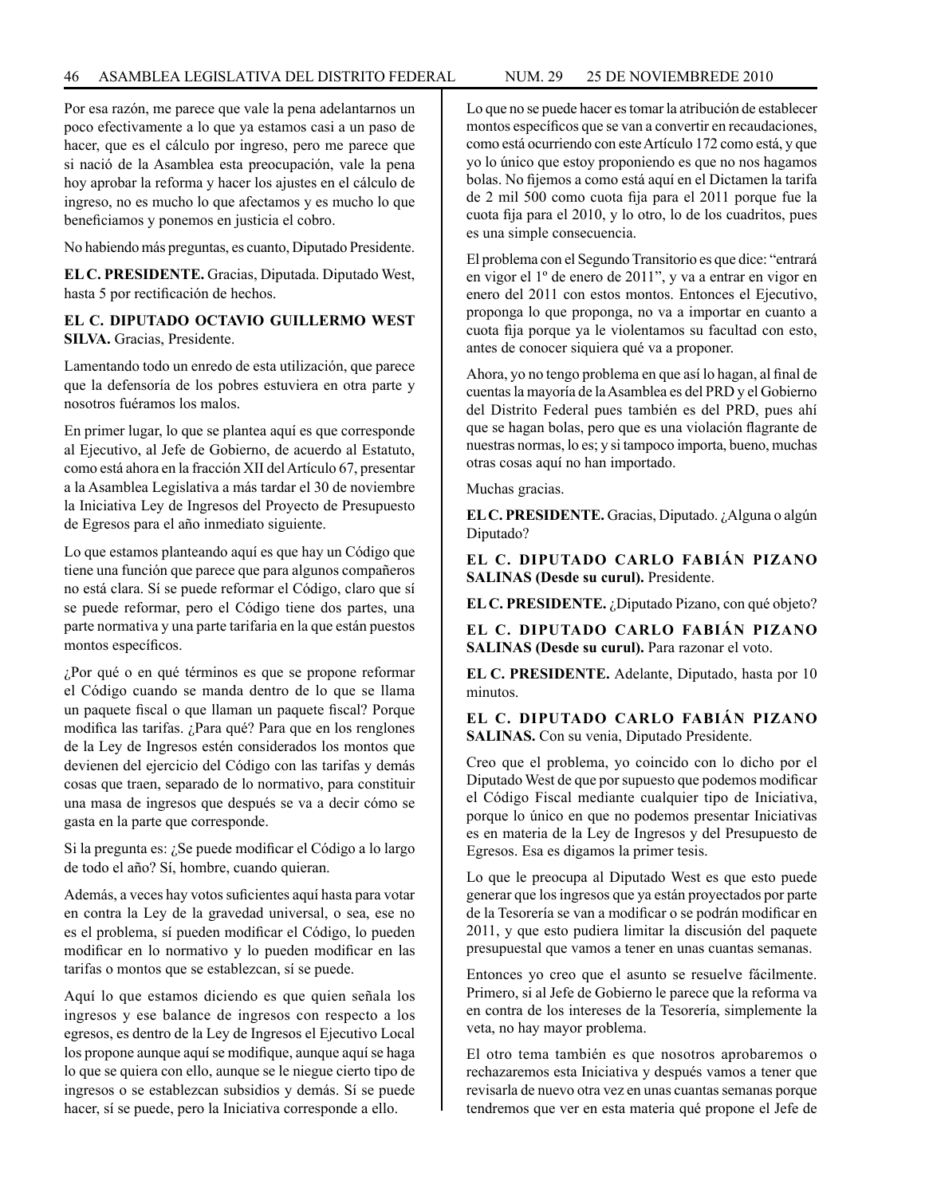Por esa razón, me parece que vale la pena adelantarnos un poco efectivamente a lo que ya estamos casi a un paso de hacer, que es el cálculo por ingreso, pero me parece que si nació de la Asamblea esta preocupación, vale la pena hoy aprobar la reforma y hacer los ajustes en el cálculo de ingreso, no es mucho lo que afectamos y es mucho lo que beneficiamos y ponemos en justicia el cobro.

No habiendo más preguntas, es cuanto, Diputado Presidente.

**EL C. PRESIDENTE.** Gracias, Diputada. Diputado West, hasta 5 por rectificación de hechos.

**EL C. DIPUTADO OCTAVIO GUILLERMO WEST SILVA.** Gracias, Presidente.

Lamentando todo un enredo de esta utilización, que parece que la defensoría de los pobres estuviera en otra parte y nosotros fuéramos los malos.

En primer lugar, lo que se plantea aquí es que corresponde al Ejecutivo, al Jefe de Gobierno, de acuerdo al Estatuto, como está ahora en la fracción XII del Artículo 67, presentar a la Asamblea Legislativa a más tardar el 30 de noviembre la Iniciativa Ley de Ingresos del Proyecto de Presupuesto de Egresos para el año inmediato siguiente.

Lo que estamos planteando aquí es que hay un Código que tiene una función que parece que para algunos compañeros no está clara. Sí se puede reformar el Código, claro que sí se puede reformar, pero el Código tiene dos partes, una parte normativa y una parte tarifaria en la que están puestos montos específicos.

¿Por qué o en qué términos es que se propone reformar el Código cuando se manda dentro de lo que se llama un paquete fiscal o que llaman un paquete fiscal? Porque modifica las tarifas. ¿Para qué? Para que en los renglones de la Ley de Ingresos estén considerados los montos que devienen del ejercicio del Código con las tarifas y demás cosas que traen, separado de lo normativo, para constituir una masa de ingresos que después se va a decir cómo se gasta en la parte que corresponde.

Si la pregunta es: ¿Se puede modificar el Código a lo largo de todo el año? Sí, hombre, cuando quieran.

Además, a veces hay votos suficientes aquí hasta para votar en contra la Ley de la gravedad universal, o sea, ese no es el problema, sí pueden modificar el Código, lo pueden modificar en lo normativo y lo pueden modificar en las tarifas o montos que se establezcan, sí se puede.

Aquí lo que estamos diciendo es que quien señala los ingresos y ese balance de ingresos con respecto a los egresos, es dentro de la Ley de Ingresos el Ejecutivo Local los propone aunque aquí se modifique, aunque aquí se haga lo que se quiera con ello, aunque se le niegue cierto tipo de ingresos o se establezcan subsidios y demás. Sí se puede hacer, sí se puede, pero la Iniciativa corresponde a ello.

Lo que no se puede hacer es tomar la atribución de establecer montos específicos que se van a convertir en recaudaciones, como está ocurriendo con este Artículo 172 como está, y que yo lo único que estoy proponiendo es que no nos hagamos bolas. No fijemos a como está aquí en el Dictamen la tarifa de 2 mil 500 como cuota fija para el 2011 porque fue la cuota fija para el 2010, y lo otro, lo de los cuadritos, pues es una simple consecuencia.

El problema con el Segundo Transitorio es que dice: "entrará en vigor el 1º de enero de 2011", y va a entrar en vigor en enero del 2011 con estos montos. Entonces el Ejecutivo, proponga lo que proponga, no va a importar en cuanto a cuota fija porque ya le violentamos su facultad con esto, antes de conocer siquiera qué va a proponer.

Ahora, yo no tengo problema en que así lo hagan, al final de cuentas la mayoría de la Asamblea es del PRD y el Gobierno del Distrito Federal pues también es del PRD, pues ahí que se hagan bolas, pero que es una violación flagrante de nuestras normas, lo es; y si tampoco importa, bueno, muchas otras cosas aquí no han importado.

Muchas gracias.

**EL C. PRESIDENTE.** Gracias, Diputado. ¿Alguna o algún Diputado?

**EL C. DIPUTADO CARLO FABIÁN PIZANO SALINAS (Desde su curul).** Presidente.

**EL C. PRESIDENTE.** ¿Diputado Pizano, con qué objeto?

**EL C. DIPUTADO CARLO FABIÁN PIZANO SALINAS (Desde su curul).** Para razonar el voto.

**EL C. PRESIDENTE.** Adelante, Diputado, hasta por 10 minutos.

**EL C. DIPUTADO CARLO FABIÁN PIZANO SALINAS.** Con su venia, Diputado Presidente.

Creo que el problema, yo coincido con lo dicho por el Diputado West de que por supuesto que podemos modificar el Código Fiscal mediante cualquier tipo de Iniciativa, porque lo único en que no podemos presentar Iniciativas es en materia de la Ley de Ingresos y del Presupuesto de Egresos. Esa es digamos la primer tesis.

Lo que le preocupa al Diputado West es que esto puede generar que los ingresos que ya están proyectados por parte de la Tesorería se van a modificar o se podrán modificar en 2011, y que esto pudiera limitar la discusión del paquete presupuestal que vamos a tener en unas cuantas semanas.

Entonces yo creo que el asunto se resuelve fácilmente. Primero, si al Jefe de Gobierno le parece que la reforma va en contra de los intereses de la Tesorería, simplemente la veta, no hay mayor problema.

El otro tema también es que nosotros aprobaremos o rechazaremos esta Iniciativa y después vamos a tener que revisarla de nuevo otra vez en unas cuantas semanas porque tendremos que ver en esta materia qué propone el Jefe de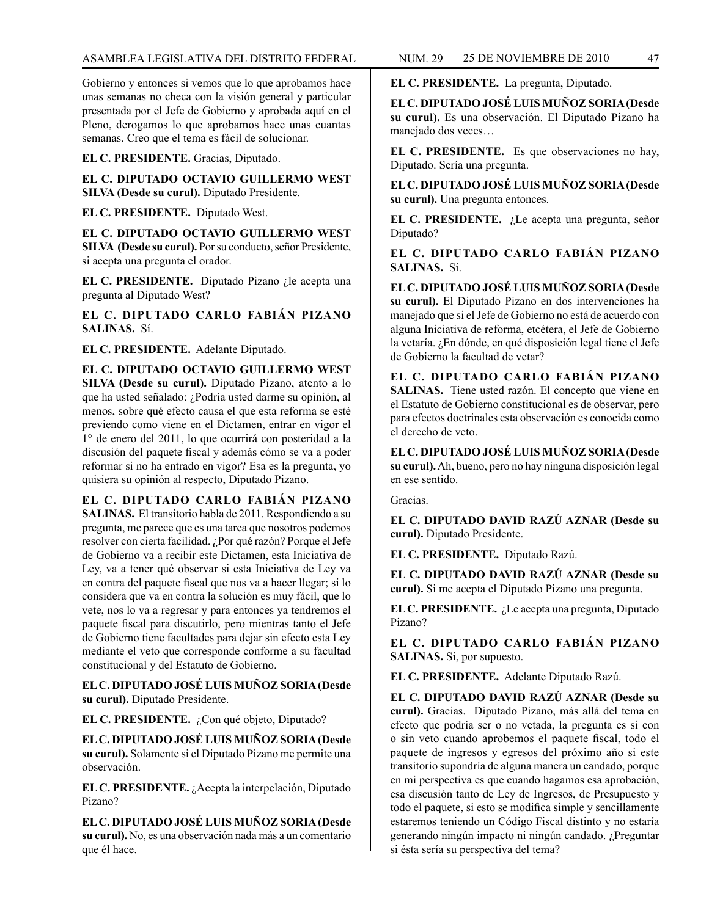Gobierno y entonces si vemos que lo que aprobamos hace unas semanas no checa con la visión general y particular presentada por el Jefe de Gobierno y aprobada aquí en el Pleno, derogamos lo que aprobamos hace unas cuantas semanas. Creo que el tema es fácil de solucionar.

**EL C. PRESIDENTE.** Gracias, Diputado.

**EL C. DIPUTADO OCTAVIO GUILLERMO WEST SILVA (Desde su curul).** Diputado Presidente.

**EL C. PRESIDENTE.** Diputado West.

**EL C. DIPUTADO OCTAVIO GUILLERMO WEST SILVA (Desde su curul).** Por su conducto, señor Presidente, si acepta una pregunta el orador.

**EL C. PRESIDENTE.** Diputado Pizano ¿le acepta una pregunta al Diputado West?

**EL C. DIPUTADO CARLO FABIÁN PIZANO SALINAS.** Sí.

**EL C. PRESIDENTE.** Adelante Diputado.

**EL C. DIPUTADO OCTAVIO GUILLERMO WEST SILVA (Desde su curul).** Diputado Pizano, atento a lo que ha usted señalado: ¿Podría usted darme su opinión, al menos, sobre qué efecto causa el que esta reforma se esté previendo como viene en el Dictamen, entrar en vigor el 1° de enero del 2011, lo que ocurrirá con posterioridad a la discusión del paquete fiscal y además cómo se va a poder reformar si no ha entrado en vigor? Esa es la pregunta, yo quisiera su opinión al respecto, Diputado Pizano.

**EL C. DIPUTADO CARLO FABIÁN PIZANO SALINAS.** El transitorio habla de 2011. Respondiendo a su pregunta, me parece que es una tarea que nosotros podemos resolver con cierta facilidad. ¿Por qué razón? Porque el Jefe de Gobierno va a recibir este Dictamen, esta Iniciativa de Ley, va a tener qué observar si esta Iniciativa de Ley va en contra del paquete fiscal que nos va a hacer llegar; si lo considera que va en contra la solución es muy fácil, que lo vete, nos lo va a regresar y para entonces ya tendremos el paquete fiscal para discutirlo, pero mientras tanto el Jefe de Gobierno tiene facultades para dejar sin efecto esta Ley mediante el veto que corresponde conforme a su facultad constitucional y del Estatuto de Gobierno.

**EL C. DIPUTADO JOSÉ LUIS MUÑOZ SORIA (Desde su curul).** Diputado Presidente.

**EL C. PRESIDENTE.** ¿Con qué objeto, Diputado?

**EL C. DIPUTADO JOSÉ LUIS MUÑOZ SORIA (Desde su curul).** Solamente si el Diputado Pizano me permite una observación.

**EL C. PRESIDENTE.** ¿Acepta la interpelación, Diputado Pizano?

**EL C. DIPUTADO JOSÉ LUIS MUÑOZ SORIA (Desde su curul).** No, es una observación nada más a un comentario que él hace.

**EL C. PRESIDENTE.** La pregunta, Diputado.

**EL C. DIPUTADO JOSÉ LUIS MUÑOZ SORIA (Desde su curul).** Es una observación. El Diputado Pizano ha manejado dos veces…

**EL C. PRESIDENTE.** Es que observaciones no hay, Diputado. Sería una pregunta.

**EL C. DIPUTADO JOSÉ LUIS MUÑOZ SORIA (Desde su curul).** Una pregunta entonces.

**EL C. PRESIDENTE.** ¿Le acepta una pregunta, señor Diputado?

**EL C. DIPUTADO CARLO FABIÁN PIZANO SALINAS.** Sí.

**EL C. DIPUTADO JOSÉ LUIS MUÑOZ SORIA (Desde su curul).** El Diputado Pizano en dos intervenciones ha manejado que si el Jefe de Gobierno no está de acuerdo con alguna Iniciativa de reforma, etcétera, el Jefe de Gobierno la vetaría. ¿En dónde, en qué disposición legal tiene el Jefe de Gobierno la facultad de vetar?

**EL C. DIPUTADO CARLO FABIÁN PIZANO SALINAS.** Tiene usted razón. El concepto que viene en el Estatuto de Gobierno constitucional es de observar, pero para efectos doctrinales esta observación es conocida como el derecho de veto.

**EL C. DIPUTADO JOSÉ LUIS MUÑOZ SORIA (Desde su curul).** Ah, bueno, pero no hay ninguna disposición legal en ese sentido.

Gracias.

**EL C. DIPUTADO DAVID RAZÚ AZNAR (Desde su curul).** Diputado Presidente.

**EL C. PRESIDENTE.** Diputado Razú.

**EL C. DIPUTADO DAVID RAZÚ AZNAR (Desde su curul).** Si me acepta el Diputado Pizano una pregunta.

**EL C. PRESIDENTE.** ¿Le acepta una pregunta, Diputado Pizano?

**EL C. DIPUTADO CARLO FABIÁN PIZANO SALINAS.** Sí, por supuesto.

**EL C. PRESIDENTE.** Adelante Diputado Razú.

**EL C. DIPUTADO DAVID RAZÚ AZNAR (Desde su curul).** Gracias. Diputado Pizano, más allá del tema en efecto que podría ser o no vetada, la pregunta es si con o sin veto cuando aprobemos el paquete fiscal, todo el paquete de ingresos y egresos del próximo año si este transitorio supondría de alguna manera un candado, porque en mi perspectiva es que cuando hagamos esa aprobación, esa discusión tanto de Ley de Ingresos, de Presupuesto y todo el paquete, si esto se modifica simple y sencillamente estaremos teniendo un Código Fiscal distinto y no estaría generando ningún impacto ni ningún candado. ¿Preguntar si ésta sería su perspectiva del tema?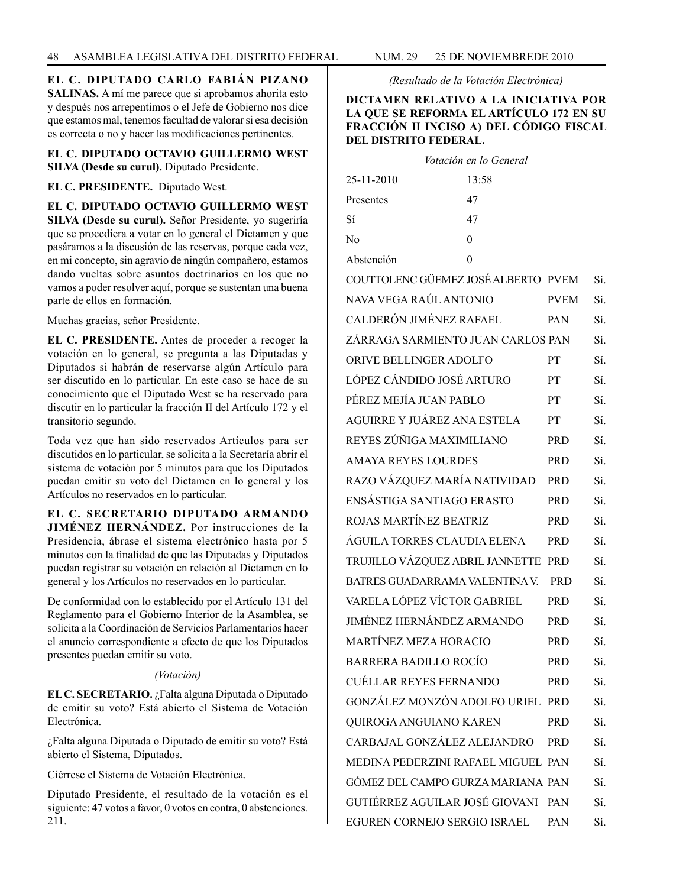**EL C. DIPUTADO CARLO FABIÁN PIZANO SALINAS.** A mí me parece que si aprobamos ahorita esto y después nos arrepentimos o el Jefe de Gobierno nos dice que estamos mal, tenemos facultad de valorar si esa decisión es correcta o no y hacer las modificaciones pertinentes.

**EL C. DIPUTADO OCTAVIO GUILLERMO WEST SILVA (Desde su curul).** Diputado Presidente.

**EL C. PRESIDENTE.** Diputado West.

**EL C. DIPUTADO OCTAVIO GUILLERMO WEST SILVA (Desde su curul).** Señor Presidente, yo sugeriría que se procediera a votar en lo general el Dictamen y que pasáramos a la discusión de las reservas, porque cada vez, en mi concepto, sin agravio de ningún compañero, estamos dando vueltas sobre asuntos doctrinarios en los que no vamos a poder resolver aquí, porque se sustentan una buena parte de ellos en formación.

Muchas gracias, señor Presidente.

**EL C. PRESIDENTE.** Antes de proceder a recoger la votación en lo general, se pregunta a las Diputadas y Diputados si habrán de reservarse algún Artículo para ser discutido en lo particular. En este caso se hace de su conocimiento que el Diputado West se ha reservado para discutir en lo particular la fracción II del Artículo 172 y el transitorio segundo.

Toda vez que han sido reservados Artículos para ser discutidos en lo particular, se solicita a la Secretaría abrir el sistema de votación por 5 minutos para que los Diputados puedan emitir su voto del Dictamen en lo general y los Artículos no reservados en lo particular.

**EL C. SECRETARIO DIPUTADO ARMANDO JIMÉNEZ HERNÁNDEZ.** Por instrucciones de la Presidencia, ábrase el sistema electrónico hasta por 5 minutos con la finalidad de que las Diputadas y Diputados puedan registrar su votación en relación al Dictamen en lo general y los Artículos no reservados en lo particular.

De conformidad con lo establecido por el Artículo 131 del Reglamento para el Gobierno Interior de la Asamblea, se solicita a la Coordinación de Servicios Parlamentarios hacer el anuncio correspondiente a efecto de que los Diputados presentes puedan emitir su voto.

*(Votación)*

**EL C. SECRETARIO.** ¿Falta alguna Diputada o Diputado de emitir su voto? Está abierto el Sistema de Votación Electrónica.

¿Falta alguna Diputada o Diputado de emitir su voto? Está abierto el Sistema, Diputados.

Ciérrese el Sistema de Votación Electrónica.

Diputado Presidente, el resultado de la votación es el siguiente: 47 votos a favor, 0 votos en contra, 0 abstenciones. 211.

*(Resultado de la Votación Electrónica)*

**DICTAMEN RELATIVO A LA INICIATIVA POR LA QUE SE REFORMA EL ARTÍCULO 172 EN SU FRACCIÓN II INCISO A) DEL CÓDIGO FISCAL DEL DISTRITO FEDERAL.**

*Votación en lo General*

| | |
|---|---|
| 25-11-2010 | 13:58 |
| Presentes | 47 |
| Sí | 47 |
| No | 0 |
| Abstención | 0 |

| | | |
|---|---|---|
| COUTTOLENC GÜEMEZ JOSÉ ALBERTO | PVEM | Sí. |
| NAVA VEGA RAÚL ANTONIO | PVEM | Sí. |
| CALDERÓN JIMÉNEZ RAFAEL | PAN | Sí. |
| ZÁRRAGA SARMIENTO JUAN CARLOS | PAN | Sí. |
| ORIVE BELLINGER ADOLFO | PT | Sí. |
| LÓPEZ CÁNDIDO JOSÉ ARTURO | PT | Sí. |
| PÉREZ MEJÍA JUAN PABLO | PT | Sí. |
| AGUIRRE Y JUÁREZ ANA ESTELA | PT | Sí. |
| REYES ZÚÑIGA MAXIMILIANO | PRD | Sí. |
| AMAYA REYES LOURDES | PRD | Sí. |
| RAZO VÁZQUEZ MARÍA NATIVIDAD | PRD | Sí. |
| ENSÁSTIGA SANTIAGO ERASTO | PRD | Sí. |
| ROJAS MARTÍNEZ BEATRIZ | PRD | Sí. |
| ÁGUILA TORRES CLAUDIA ELENA | PRD | Sí. |
| TRUJILLO VÁZQUEZ ABRIL JANNETTE | PRD | Sí. |
| BATRES GUADARRAMA VALENTINA V. | PRD | Sí. |
| VARELA LÓPEZ VÍCTOR GABRIEL | PRD | Sí. |
| JIMÉNEZ HERNÁNDEZ ARMANDO | PRD | Sí. |
| MARTÍNEZ MEZA HORACIO | PRD | Sí. |
| BARRERA BADILLO ROCÍO | PRD | Sí. |
| CUÉLLAR REYES FERNANDO | PRD | Sí. |
| GONZÁLEZ MONZÓN ADOLFO URIEL | PRD | Sí. |
| QUIROGA ANGUIANO KAREN | PRD | Sí. |
| CARBAJAL GONZÁLEZ ALEJANDRO | PRD | Sí. |
| MEDINA PEDERZINI RAFAEL MIGUEL | PAN | Sí. |
| GÓMEZ DEL CAMPO GURZA MARIANA | PAN | Sí. |
| GUTIÉRREZ AGUILAR JOSÉ GIOVANI | PAN | Sí. |
| EGUREN CORNEJO SERGIO ISRAEL | PAN | Sí. |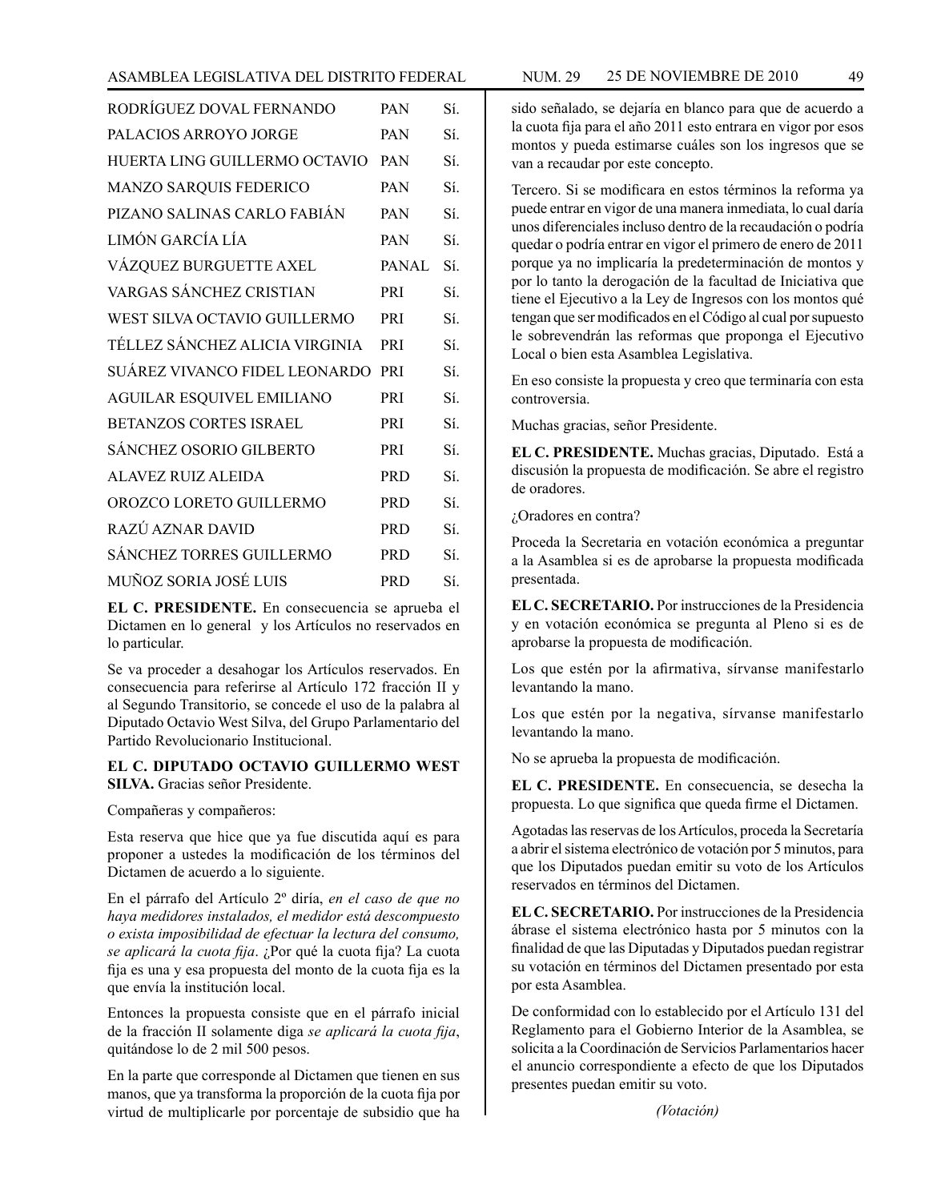| | | |
|---|---|---|
| RODRÍGUEZ DOVAL FERNANDO | PAN | Sí. |
| PALACIOS ARROYO JORGE | PAN | Sí. |
| HUERTA LING GUILLERMO OCTAVIO | PAN | Sí. |
| MANZO SARQUIS FEDERICO | PAN | Sí. |
| PIZANO SALINAS CARLO FABIÁN | PAN | Sí. |
| LIMÓN GARCÍA LÍA | PAN | Sí. |
| VÁZQUEZ BURGUETTE AXEL | PANAL | Sí. |
| VARGAS SÁNCHEZ CRISTIAN | PRI | Sí. |
| WEST SILVA OCTAVIO GUILLERMO | PRI | Sí. |
| TÉLLEZ SÁNCHEZ ALICIA VIRGINIA | PRI | Sí. |
| SUÁREZ VIVANCO FIDEL LEONARDO | PRI | Sí. |
| AGUILAR ESQUIVEL EMILIANO | PRI | Sí. |
| BETANZOS CORTES ISRAEL | PRI | Sí. |
| SÁNCHEZ OSORIO GILBERTO | PRI | Sí. |
| ALAVEZ RUIZ ALEIDA | PRD | Sí. |
| OROZCO LORETO GUILLERMO | PRD | Sí. |
| RAZÚ AZNAR DAVID | PRD | Sí. |
| SÁNCHEZ TORRES GUILLERMO | PRD | Sí. |
| MUÑOZ SORIA JOSÉ LUIS | PRD | Sí. |

**EL C. PRESIDENTE.** En consecuencia se aprueba el Dictamen en lo general y los Artículos no reservados en lo particular.

Se va proceder a desahogar los Artículos reservados. En consecuencia para referirse al Artículo 172 fracción II y al Segundo Transitorio, se concede el uso de la palabra al Diputado Octavio West Silva, del Grupo Parlamentario del Partido Revolucionario Institucional.

**EL C. DIPUTADO OCTAVIO GUILLERMO WEST SILVA.** Gracias señor Presidente.

Compañeras y compañeros:

Esta reserva que hice que ya fue discutida aquí es para proponer a ustedes la modificación de los términos del Dictamen de acuerdo a lo siguiente.

En el párrafo del Artículo 2º diría, *en el caso de que no haya medidores instalados, el medidor está descompuesto o exista imposibilidad de efectuar la lectura del consumo, se aplicará la cuota fija*. ¿Por qué la cuota fija? La cuota fija es una y esa propuesta del monto de la cuota fija es la que envía la institución local.

Entonces la propuesta consiste que en el párrafo inicial de la fracción II solamente diga *se aplicará la cuota fija*, quitándose lo de 2 mil 500 pesos.

En la parte que corresponde al Dictamen que tienen en sus manos, que ya transforma la proporción de la cuota fija por virtud de multiplicarle por porcentaje de subsidio que ha sido señalado, se dejaría en blanco para que de acuerdo a la cuota fija para el año 2011 esto entrara en vigor por esos montos y pueda estimarse cuáles son los ingresos que se van a recaudar por este concepto.

Tercero. Si se modificara en estos términos la reforma ya puede entrar en vigor de una manera inmediata, lo cual daría unos diferenciales incluso dentro de la recaudación o podría quedar o podría entrar en vigor el primero de enero de 2011 porque ya no implicaría la predeterminación de montos y por lo tanto la derogación de la facultad de Iniciativa que tiene el Ejecutivo a la Ley de Ingresos con los montos qué tengan que ser modificados en el Código al cual por supuesto le sobrevendrán las reformas que proponga el Ejecutivo Local o bien esta Asamblea Legislativa.

En eso consiste la propuesta y creo que terminaría con esta controversia.

Muchas gracias, señor Presidente.

**EL C. PRESIDENTE.** Muchas gracias, Diputado. Está a discusión la propuesta de modificación. Se abre el registro de oradores.

¿Oradores en contra?

Proceda la Secretaria en votación económica a preguntar a la Asamblea si es de aprobarse la propuesta modificada presentada.

**EL C. SECRETARIO.** Por instrucciones de la Presidencia y en votación económica se pregunta al Pleno si es de aprobarse la propuesta de modificación.

Los que estén por la afirmativa, sírvanse manifestarlo levantando la mano.

Los que estén por la negativa, sírvanse manifestarlo levantando la mano.

No se aprueba la propuesta de modificación.

**EL C. PRESIDENTE.** En consecuencia, se desecha la propuesta. Lo que significa que queda firme el Dictamen.

Agotadas las reservas de los Artículos, proceda la Secretaría a abrir el sistema electrónico de votación por 5 minutos, para que los Diputados puedan emitir su voto de los Artículos reservados en términos del Dictamen.

**EL C. SECRETARIO.** Por instrucciones de la Presidencia ábrase el sistema electrónico hasta por 5 minutos con la finalidad de que las Diputadas y Diputados puedan registrar su votación en términos del Dictamen presentado por esta por esta Asamblea.

De conformidad con lo establecido por el Artículo 131 del Reglamento para el Gobierno Interior de la Asamblea, se solicita a la Coordinación de Servicios Parlamentarios hacer el anuncio correspondiente a efecto de que los Diputados presentes puedan emitir su voto.

*(Votación)*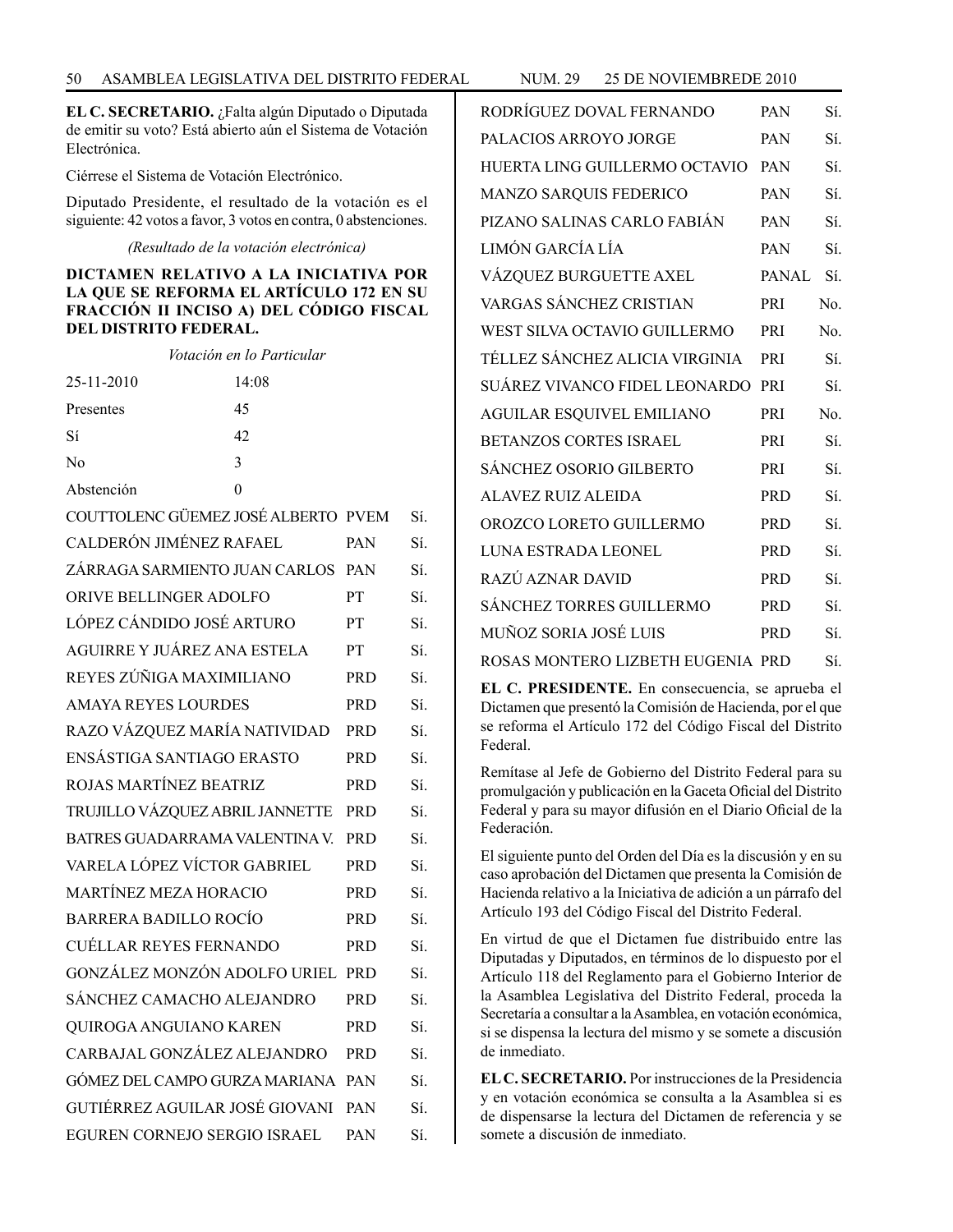**EL C. SECRETARIO.** ¿Falta algún Diputado o Diputada de emitir su voto? Está abierto aún el Sistema de Votación Electrónica.

Ciérrese el Sistema de Votación Electrónico.

Diputado Presidente, el resultado de la votación es el siguiente: 42 votos a favor, 3 votos en contra, 0 abstenciones.

*(Resultado de la votación electrónica)*

**DICTAMEN RELATIVO A LA INICIATIVA POR LA QUE SE REFORMA EL ARTÍCULO 172 EN SU FRACCIÓN II INCISO A) DEL CÓDIGO FISCAL DEL DISTRITO FEDERAL.**

*Votación en lo Particular*

| | |
|---|---|
| 25-11-2010 | 14:08 |
| Presentes | 45 |
| Sí | 42 |
| No | 3 |
| Abstención | 0 |

| | | |
|---|---|---|
| COUTTOLENC GÜEMEZ JOSÉ ALBERTO | PVEM | Sí. |
| CALDERÓN JIMÉNEZ RAFAEL | PAN | Sí. |
| ZÁRRAGA SARMIENTO JUAN CARLOS | PAN | Sí. |
| ORIVE BELLINGER ADOLFO | PT | Sí. |
| LÓPEZ CÁNDIDO JOSÉ ARTURO | PT | Sí. |
| AGUIRRE Y JUÁREZ ANA ESTELA | PT | Sí. |
| REYES ZÚÑIGA MAXIMILIANO | PRD | Sí. |
| AMAYA REYES LOURDES | PRD | Sí. |
| RAZO VÁZQUEZ MARÍA NATIVIDAD | PRD | Sí. |
| ENSÁSTIGA SANTIAGO ERASTO | PRD | Sí. |
| ROJAS MARTÍNEZ BEATRIZ | PRD | Sí. |
| TRUJILLO VÁZQUEZ ABRIL JANNETTE | PRD | Sí. |
| BATRES GUADARRAMA VALENTINA V. | PRD | Sí. |
| VARELA LÓPEZ VÍCTOR GABRIEL | PRD | Sí. |
| MARTÍNEZ MEZA HORACIO | PRD | Sí. |
| BARRERA BADILLO ROCÍO | PRD | Sí. |
| CUÉLLAR REYES FERNANDO | PRD | Sí. |
| GONZÁLEZ MONZÓN ADOLFO URIEL | PRD | Sí. |
| SÁNCHEZ CAMACHO ALEJANDRO | PRD | Sí. |
| QUIROGA ANGUIANO KAREN | PRD | Sí. |
| CARBAJAL GONZÁLEZ ALEJANDRO | PRD | Sí. |
| GÓMEZ DEL CAMPO GURZA MARIANA | PAN | Sí. |
| GUTIÉRREZ AGUILAR JOSÉ GIOVANI | PAN | Sí. |
| EGUREN CORNEJO SERGIO ISRAEL | PAN | Sí. |
| RODRÍGUEZ DOVAL FERNANDO | PAN | Sí. |
| PALACIOS ARROYO JORGE | PAN | Sí. |
| HUERTA LING GUILLERMO OCTAVIO | PAN | Sí. |
| MANZO SARQUIS FEDERICO | PAN | Sí. |
| PIZANO SALINAS CARLO FABIÁN | PAN | Sí. |
| LIMÓN GARCÍA LÍA | PAN | Sí. |
| VÁZQUEZ BURGUETTE AXEL | PANAL | Sí. |
| VARGAS SÁNCHEZ CRISTIAN | PRI | No. |
| WEST SILVA OCTAVIO GUILLERMO | PRI | No. |
| TÉLLEZ SÁNCHEZ ALICIA VIRGINIA | PRI | Sí. |
| SUÁREZ VIVANCO FIDEL LEONARDO | PRI | Sí. |
| AGUILAR ESQUIVEL EMILIANO | PRI | No. |
| BETANZOS CORTES ISRAEL | PRI | Sí. |
| SÁNCHEZ OSORIO GILBERTO | PRI | Sí. |
| ALAVEZ RUIZ ALEIDA | PRD | Sí. |
| OROZCO LORETO GUILLERMO | PRD | Sí. |
| LUNA ESTRADA LEONEL | PRD | Sí. |
| RAZÚ AZNAR DAVID | PRD | Sí. |
| SÁNCHEZ TORRES GUILLERMO | PRD | Sí. |
| MUÑOZ SORIA JOSÉ LUIS | PRD | Sí. |
| ROSAS MONTERO LIZBETH EUGENIA | PRD | Sí. |

**EL C. PRESIDENTE.** En consecuencia, se aprueba el Dictamen que presentó la Comisión de Hacienda, por el que se reforma el Artículo 172 del Código Fiscal del Distrito Federal.

Remítase al Jefe de Gobierno del Distrito Federal para su promulgación y publicación en la Gaceta Oficial del Distrito Federal y para su mayor difusión en el Diario Oficial de la Federación.

El siguiente punto del Orden del Día es la discusión y en su caso aprobación del Dictamen que presenta la Comisión de Hacienda relativo a la Iniciativa de adición a un párrafo del Artículo 193 del Código Fiscal del Distrito Federal.

En virtud de que el Dictamen fue distribuido entre las Diputadas y Diputados, en términos de lo dispuesto por el Artículo 118 del Reglamento para el Gobierno Interior de la Asamblea Legislativa del Distrito Federal, proceda la Secretaría a consultar a la Asamblea, en votación económica, si se dispensa la lectura del mismo y se somete a discusión de inmediato.

**EL C. SECRETARIO.** Por instrucciones de la Presidencia y en votación económica se consulta a la Asamblea si es de dispensarse la lectura del Dictamen de referencia y se somete a discusión de inmediato.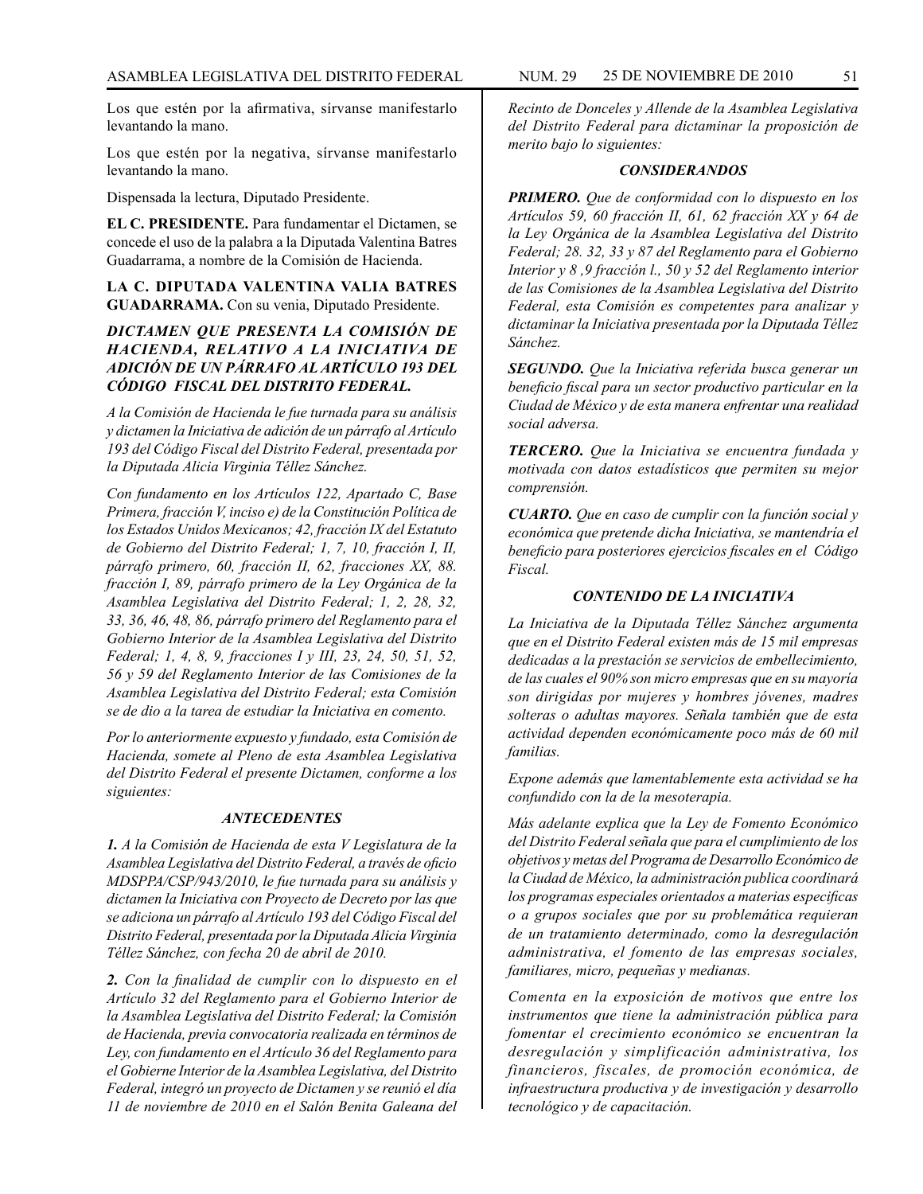Los que estén por la afirmativa, sírvanse manifestarlo levantando la mano.

Los que estén por la negativa, sírvanse manifestarlo levantando la mano.

Dispensada la lectura, Diputado Presidente.

**EL C. PRESIDENTE.** Para fundamentar el Dictamen, se concede el uso de la palabra a la Diputada Valentina Batres Guadarrama, a nombre de la Comisión de Hacienda.

**LA C. DIPUTADA VALENTINA VALIA BATRES GUADARRAMA.** Con su venia, Diputado Presidente.

***DICTAMEN QUE PRESENTA LA COMISIÓN DE HACIENDA, RELATIVO A LA INICIATIVA DE ADICIÓN DE UN PÁRRAFO AL ARTÍCULO 193 DEL CÓDIGO FISCAL DEL DISTRITO FEDERAL.***

*A la Comisión de Hacienda le fue turnada para su análisis y dictamen la Iniciativa de adición de un párrafo al Artículo 193 del Código Fiscal del Distrito Federal, presentada por la Diputada Alicia Virginia Téllez Sánchez.*

*Con fundamento en los Artículos 122, Apartado C, Base Primera, fracción V, inciso e) de la Constitución Política de los Estados Unidos Mexicanos; 42, fracción IX del Estatuto de Gobierno del Distrito Federal; 1, 7, 10, fracción I, II, párrafo primero, 60, fracción II, 62, fracciones XX, 88. fracción I, 89, párrafo primero de la Ley Orgánica de la Asamblea Legislativa del Distrito Federal; 1, 2, 28, 32, 33, 36, 46, 48, 86, párrafo primero del Reglamento para el Gobierno Interior de la Asamblea Legislativa del Distrito Federal; 1, 4, 8, 9, fracciones I y III, 23, 24, 50, 51, 52, 56 y 59 del Reglamento Interior de las Comisiones de la Asamblea Legislativa del Distrito Federal; esta Comisión se de dio a la tarea de estudiar la Iniciativa en comento.*

*Por lo anteriormente expuesto y fundado, esta Comisión de Hacienda, somete al Pleno de esta Asamblea Legislativa del Distrito Federal el presente Dictamen, conforme a los siguientes:*

***ANTECEDENTES***

***1.*** *A la Comisión de Hacienda de esta V Legislatura de la Asamblea Legislativa del Distrito Federal, a través de oficio MDSPPA/CSP/943/2010, le fue turnada para su análisis y dictamen la Iniciativa con Proyecto de Decreto por las que se adiciona un párrafo al Artículo 193 del Código Fiscal del Distrito Federal, presentada por la Diputada Alicia Virginia Téllez Sánchez, con fecha 20 de abril de 2010.*

***2.*** *Con la finalidad de cumplir con lo dispuesto en el Artículo 32 del Reglamento para el Gobierno Interior de la Asamblea Legislativa del Distrito Federal; la Comisión de Hacienda, previa convocatoria realizada en términos de Ley, con fundamento en el Artículo 36 del Reglamento para el Gobierne Interior de la Asamblea Legislativa, del Distrito Federal, integró un proyecto de Dictamen y se reunió el día 11 de noviembre de 2010 en el Salón Benita Galeana del Recinto de Donceles y Allende de la Asamblea Legislativa del Distrito Federal para dictaminar la proposición de merito bajo lo siguientes:*

***CONSIDERANDOS***

***PRIMERO.*** *Que de conformidad con lo dispuesto en los Artículos 59, 60 fracción II, 61, 62 fracción XX y 64 de la Ley Orgánica de la Asamblea Legislativa del Distrito Federal; 28. 32, 33 y 87 del Reglamento para el Gobierno Interior y 8 ,9 fracción l., 50 y 52 del Reglamento interior de las Comisiones de la Asamblea Legislativa del Distrito Federal, esta Comisión es competentes para analizar y dictaminar la Iniciativa presentada por la Diputada Téllez Sánchez.*

***SEGUNDO.*** *Que la Iniciativa referida busca generar un beneficio fiscal para un sector productivo particular en la Ciudad de México y de esta manera enfrentar una realidad social adversa.*

***TERCERO.*** *Que la Iniciativa se encuentra fundada y motivada con datos estadísticos que permiten su mejor comprensión.*

***CUARTO.*** *Que en caso de cumplir con la función social y económica que pretende dicha Iniciativa, se mantendría el beneficio para posteriores ejercicios fiscales en el Código Fiscal.*

***CONTENIDO DE LA INICIATIVA***

*La Iniciativa de la Diputada Téllez Sánchez argumenta que en el Distrito Federal existen más de 15 mil empresas dedicadas a la prestación se servicios de embellecimiento, de las cuales el 90% son micro empresas que en su mayoría son dirigidas por mujeres y hombres jóvenes, madres solteras o adultas mayores. Señala también que de esta actividad dependen económicamente poco más de 60 mil familias.*

*Expone además que lamentablemente esta actividad se ha confundido con la de la mesoterapia.*

*Más adelante explica que la Ley de Fomento Económico del Distrito Federal señala que para el cumplimiento de los objetivos y metas del Programa de Desarrollo Económico de la Ciudad de México, la administración publica coordinará los programas especiales orientados a materias especificas o a grupos sociales que por su problemática requieran de un tratamiento determinado, como la desregulación administrativa, el fomento de las empresas sociales, familiares, micro, pequeñas y medianas.*

*Comenta en la exposición de motivos que entre los instrumentos que tiene la administración pública para fomentar el crecimiento económico se encuentran la desregulación y simplificación administrativa, los financieros, fiscales, de promoción económica, de infraestructura productiva y de investigación y desarrollo tecnológico y de capacitación.*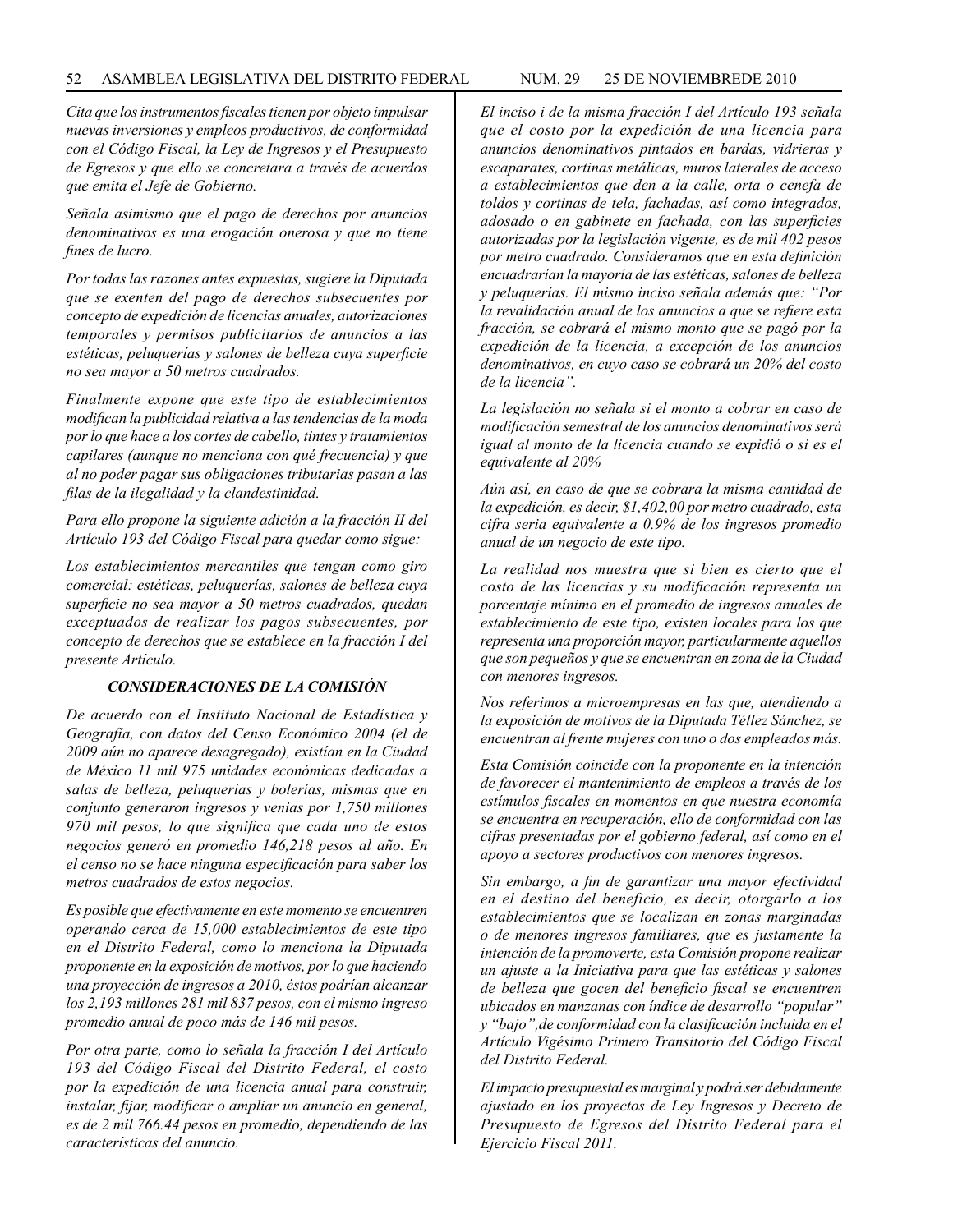*Cita que los instrumentos fiscales tienen por objeto impulsar nuevas inversiones y empleos productivos, de conformidad con el Código Fiscal, la Ley de Ingresos y el Presupuesto de Egresos y que ello se concretara a través de acuerdos que emita el Jefe de Gobierno.*

*Señala asimismo que el pago de derechos por anuncios denominativos es una erogación onerosa y que no tiene fines de lucro.*

*Por todas las razones antes expuestas, sugiere la Diputada que se exenten del pago de derechos subsecuentes por concepto de expedición de licencias anuales, autorizaciones temporales y permisos publicitarios de anuncios a las estéticas, peluquerías y salones de belleza cuya superficie no sea mayor a 50 metros cuadrados.*

*Finalmente expone que este tipo de establecimientos modifican la publicidad relativa a las tendencias de la moda por lo que hace a los cortes de cabello, tintes y tratamientos capilares (aunque no menciona con qué frecuencia) y que al no poder pagar sus obligaciones tributarias pasan a las filas de la ilegalidad y la clandestinidad.*

*Para ello propone la siguiente adición a la fracción II del Artículo 193 del Código Fiscal para quedar como sigue:*

*Los establecimientos mercantiles que tengan como giro comercial: estéticas, peluquerías, salones de belleza cuya superficie no sea mayor a 50 metros cuadrados, quedan exceptuados de realizar los pagos subsecuentes, por concepto de derechos que se establece en la fracción I del presente Artículo.*

### *CONSIDERACIONES DE LA COMISIÓN*

*De acuerdo con el Instituto Nacional de Estadística y Geografía, con datos del Censo Económico 2004 (el de 2009 aún no aparece desagregado), existían en la Ciudad de México 11 mil 975 unidades económicas dedicadas a salas de belleza, peluquerías y bolerías, mismas que en conjunto generaron ingresos y venias por 1,750 millones 970 mil pesos, lo que significa que cada uno de estos negocios generó en promedio 146,218 pesos al año. En el censo no se hace ninguna especificación para saber los metros cuadrados de estos negocios.*

*Es posible que efectivamente en este momento se encuentren operando cerca de 15,000 establecimientos de este tipo en el Distrito Federal, como lo menciona la Diputada proponente en la exposición de motivos, por lo que haciendo una proyección de ingresos a 2010, éstos podrían alcanzar los 2,193 millones 281 mil 837 pesos, con el mismo ingreso promedio anual de poco más de 146 mil pesos.*

*Por otra parte, como lo señala la fracción I del Artículo 193 del Código Fiscal del Distrito Federal, el costo por la expedición de una licencia anual para construir, instalar, fijar, modificar o ampliar un anuncio en general, es de 2 mil 766.44 pesos en promedio, dependiendo de las características del anuncio.*

*El inciso i de la misma fracción I del Artículo 193 señala que el costo por la expedición de una licencia para anuncios denominativos pintados en bardas, vidrieras y escaparates, cortinas metálicas, muros laterales de acceso a establecimientos que den a la calle, orta o cenefa de toldos y cortinas de tela, fachadas, así como integrados, adosado o en gabinete en fachada, con las superficies autorizadas por la legislación vigente, es de mil 402 pesos por metro cuadrado. Consideramos que en esta definición encuadrarían la mayoría de las estéticas, salones de belleza y peluquerías. El mismo inciso señala además que: "Por la revalidación anual de los anuncios a que se refiere esta fracción, se cobrará el mismo monto que se pagó por la expedición de la licencia, a excepción de los anuncios denominativos, en cuyo caso se cobrará un 20% del costo de la licencia".*

*La legislación no señala si el monto a cobrar en caso de modificación semestral de los anuncios denominativos será igual al monto de la licencia cuando se expidió o si es el equivalente al 20%*

*Aún así, en caso de que se cobrara la misma cantidad de la expedición, es decir, $1,402,00 por metro cuadrado, esta cifra seria equivalente a 0.9% de los ingresos promedio anual de un negocio de este tipo.*

*La realidad nos muestra que si bien es cierto que el costo de las licencias y su modificación representa un porcentaje mínimo en el promedio de ingresos anuales de establecimiento de este tipo, existen locales para los que representa una proporción mayor, particularmente aquellos que son pequeños y que se encuentran en zona de la Ciudad con menores ingresos.*

*Nos referimos a microempresas en las que, atendiendo a la exposición de motivos de la Diputada Téllez Sánchez, se encuentran al frente mujeres con uno o dos empleados más.*

*Esta Comisión coincide con la proponente en la intención de favorecer el mantenimiento de empleos a través de los estímulos fiscales en momentos en que nuestra economía se encuentra en recuperación, ello de conformidad con las cifras presentadas por el gobierno federal, así como en el apoyo a sectores productivos con menores ingresos.*

*Sin embargo, a fin de garantizar una mayor efectividad en el destino del beneficio, es decir, otorgarlo a los establecimientos que se localizan en zonas marginadas o de menores ingresos familiares, que es justamente la intención de la promoverte, esta Comisión propone realizar un ajuste a la Iniciativa para que las estéticas y salones de belleza que gocen del beneficio fiscal se encuentren ubicados en manzanas con índice de desarrollo "popular" y "bajo",de conformidad con la clasificación incluida en el Artículo Vigésimo Primero Transitorio del Código Fiscal del Distrito Federal.*

*El impacto presupuestal es marginal y podrá ser debidamente ajustado en los proyectos de Ley Ingresos y Decreto de Presupuesto de Egresos del Distrito Federal para el Ejercicio Fiscal 2011.*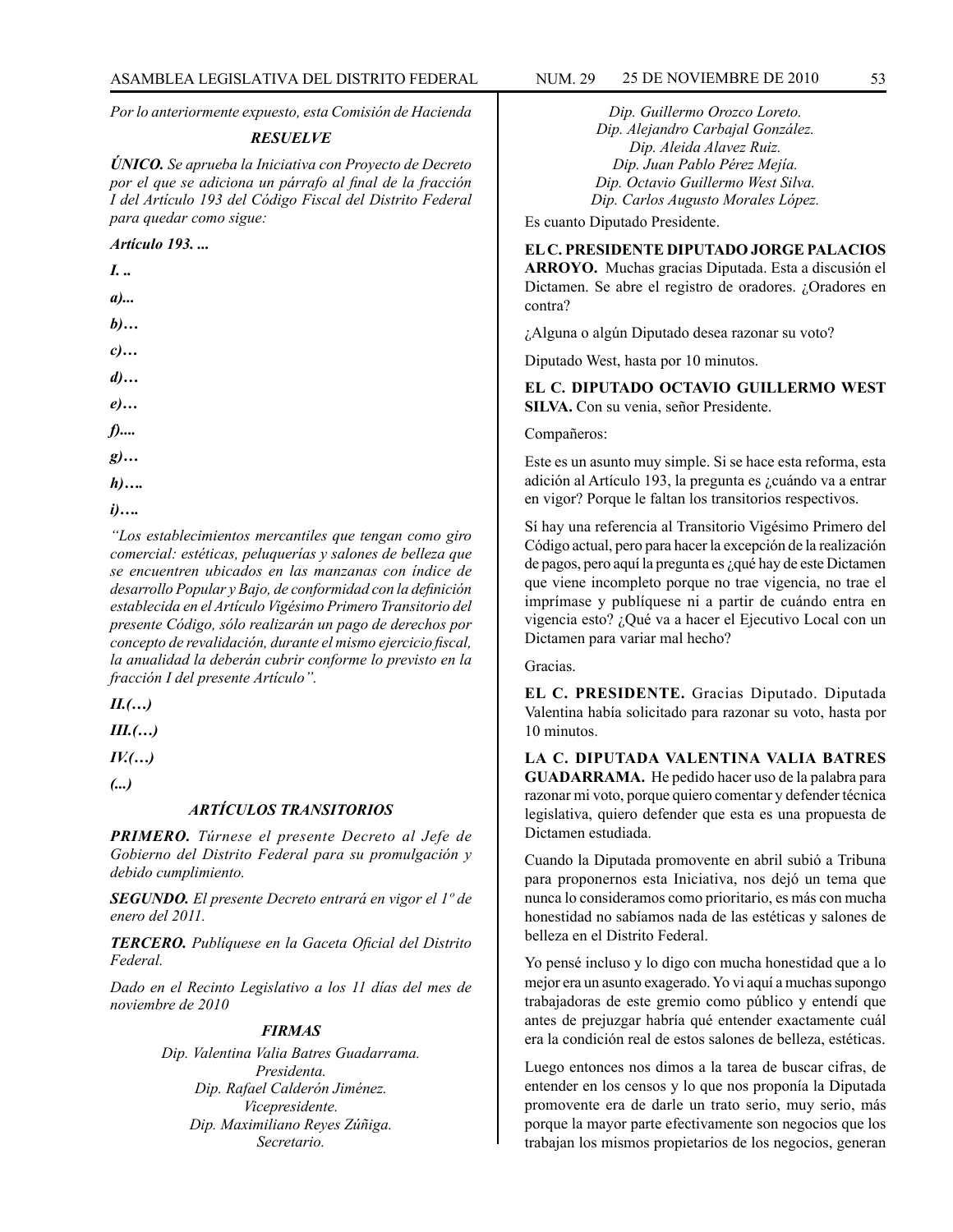*Por lo anteriormente expuesto, esta Comisión de Hacienda*

***RESUELVE***

***ÚNICO.*** *Se aprueba la Iniciativa con Proyecto de Decreto por el que se adiciona un párrafo al final de la fracción I del Artículo 193 del Código Fiscal del Distrito Federal para quedar como sigue:*

***Artículo 193. ...***

***I. ..***

***a)...***

***b)…***

***c)…***

***d)…***

***e)…***

***f)....***

***g)…***

***h)….***

***i)….***

*"Los establecimientos mercantiles que tengan como giro comercial: estéticas, peluquerías y salones de belleza que se encuentren ubicados en las manzanas con índice de desarrollo Popular y Bajo, de conformidad con la definición establecida en el Artículo Vigésimo Primero Transitorio del presente Código, sólo realizarán un pago de derechos por concepto de revalidación, durante el mismo ejercicio fiscal, la anualidad la deberán cubrir conforme lo previsto en la fracción I del presente Artículo".*

***II.(…)***

***III.(…)***

***IV.(…)***

***(...)***

***ARTÍCULOS TRANSITORIOS***

***PRIMERO.*** *Túrnese el presente Decreto al Jefe de Gobierno del Distrito Federal para su promulgación y debido cumplimiento.*

***SEGUNDO.*** *El presente Decreto entrará en vigor el 1º de enero del 2011.*

***TERCERO.*** *Publíquese en la Gaceta Oficial del Distrito Federal.*

*Dado en el Recinto Legislativo a los 11 días del mes de noviembre de 2010*

***FIRMAS***

*Dip. Valentina Valia Batres Guadarrama.*
*Presidenta.*
*Dip. Rafael Calderón Jiménez.*
*Vicepresidente.*
*Dip. Maximiliano Reyes Zúñiga.*
*Secretario.*
*Dip. Guillermo Orozco Loreto.*
*Dip. Alejandro Carbajal González.*
*Dip. Aleida Alavez Ruiz.*
*Dip. Juan Pablo Pérez Mejía.*
*Dip. Octavio Guillermo West Silva.*
*Dip. Carlos Augusto Morales López.*

Es cuanto Diputado Presidente.

**EL C. PRESIDENTE DIPUTADO JORGE PALACIOS ARROYO.** Muchas gracias Diputada. Esta a discusión el Dictamen. Se abre el registro de oradores. ¿Oradores en contra?

¿Alguna o algún Diputado desea razonar su voto?

Diputado West, hasta por 10 minutos.

**EL C. DIPUTADO OCTAVIO GUILLERMO WEST SILVA.** Con su venia, señor Presidente.

Compañeros:

Este es un asunto muy simple. Si se hace esta reforma, esta adición al Artículo 193, la pregunta es ¿cuándo va a entrar en vigor? Porque le faltan los transitorios respectivos.

Sí hay una referencia al Transitorio Vigésimo Primero del Código actual, pero para hacer la excepción de la realización de pagos, pero aquí la pregunta es ¿qué hay de este Dictamen que viene incompleto porque no trae vigencia, no trae el imprímase y publíquese ni a partir de cuándo entra en vigencia esto? ¿Qué va a hacer el Ejecutivo Local con un Dictamen para variar mal hecho?

Gracias.

**EL C. PRESIDENTE.** Gracias Diputado. Diputada Valentina había solicitado para razonar su voto, hasta por 10 minutos.

**LA C. DIPUTADA VALENTINA VALIA BATRES GUADARRAMA.** He pedido hacer uso de la palabra para razonar mi voto, porque quiero comentar y defender técnica legislativa, quiero defender que esta es una propuesta de Dictamen estudiada.

Cuando la Diputada promovente en abril subió a Tribuna para proponernos esta Iniciativa, nos dejó un tema que nunca lo consideramos como prioritario, es más con mucha honestidad no sabíamos nada de las estéticas y salones de belleza en el Distrito Federal.

Yo pensé incluso y lo digo con mucha honestidad que a lo mejor era un asunto exagerado. Yo vi aquí a muchas supongo trabajadoras de este gremio como público y entendí que antes de prejuzgar habría qué entender exactamente cuál era la condición real de estos salones de belleza, estéticas.

Luego entonces nos dimos a la tarea de buscar cifras, de entender en los censos y lo que nos proponía la Diputada promovente era de darle un trato serio, muy serio, más porque la mayor parte efectivamente son negocios que los trabajan los mismos propietarios de los negocios, generan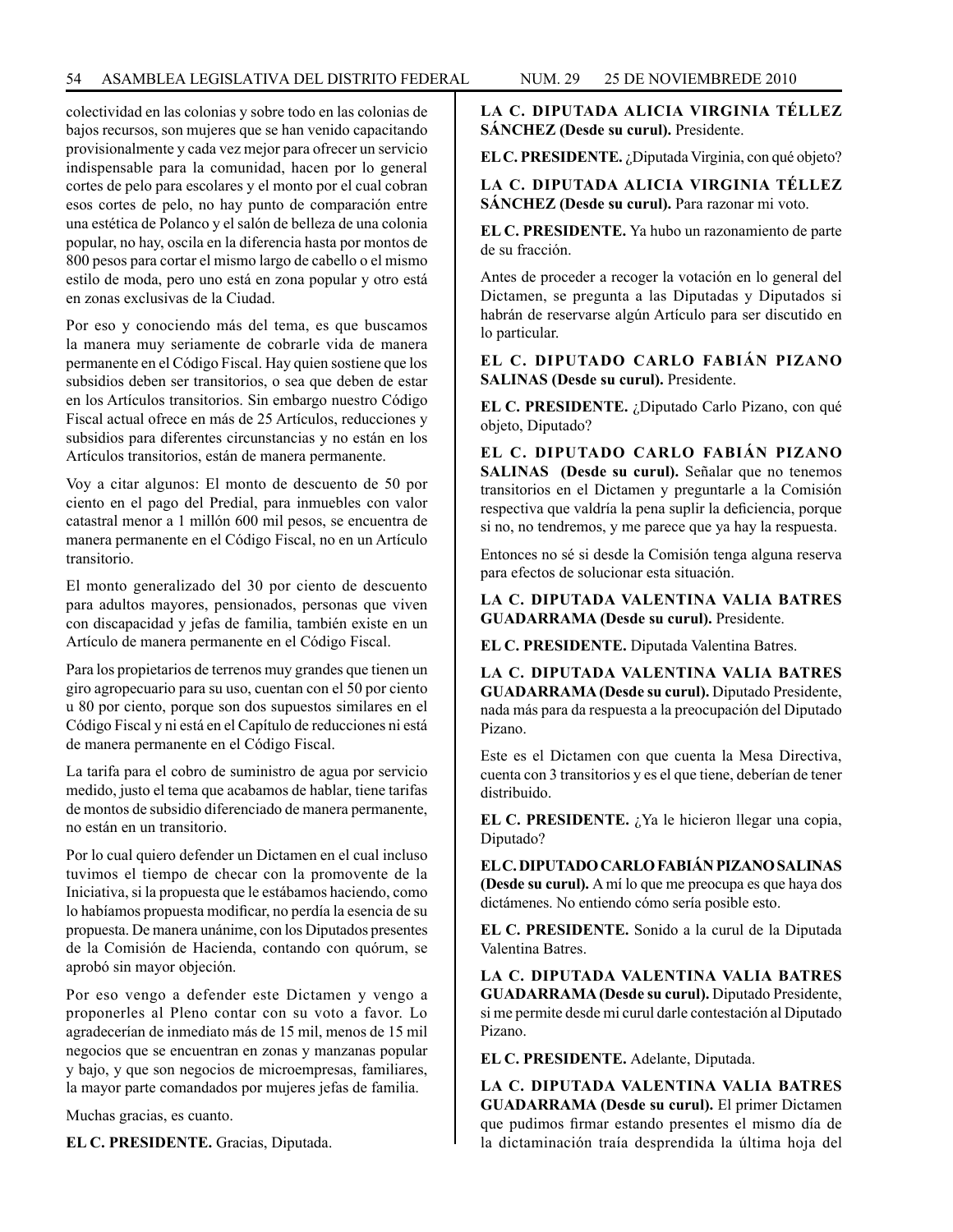colectividad en las colonias y sobre todo en las colonias de bajos recursos, son mujeres que se han venido capacitando provisionalmente y cada vez mejor para ofrecer un servicio indispensable para la comunidad, hacen por lo general cortes de pelo para escolares y el monto por el cual cobran esos cortes de pelo, no hay punto de comparación entre una estética de Polanco y el salón de belleza de una colonia popular, no hay, oscila en la diferencia hasta por montos de 800 pesos para cortar el mismo largo de cabello o el mismo estilo de moda, pero uno está en zona popular y otro está en zonas exclusivas de la Ciudad.

Por eso y conociendo más del tema, es que buscamos la manera muy seriamente de cobrarle vida de manera permanente en el Código Fiscal. Hay quien sostiene que los subsidios deben ser transitorios, o sea que deben de estar en los Artículos transitorios. Sin embargo nuestro Código Fiscal actual ofrece en más de 25 Artículos, reducciones y subsidios para diferentes circunstancias y no están en los Artículos transitorios, están de manera permanente.

Voy a citar algunos: El monto de descuento de 50 por ciento en el pago del Predial, para inmuebles con valor catastral menor a 1 millón 600 mil pesos, se encuentra de manera permanente en el Código Fiscal, no en un Artículo transitorio.

El monto generalizado del 30 por ciento de descuento para adultos mayores, pensionados, personas que viven con discapacidad y jefas de familia, también existe en un Artículo de manera permanente en el Código Fiscal.

Para los propietarios de terrenos muy grandes que tienen un giro agropecuario para su uso, cuentan con el 50 por ciento u 80 por ciento, porque son dos supuestos similares en el Código Fiscal y ni está en el Capítulo de reducciones ni está de manera permanente en el Código Fiscal.

La tarifa para el cobro de suministro de agua por servicio medido, justo el tema que acabamos de hablar, tiene tarifas de montos de subsidio diferenciado de manera permanente, no están en un transitorio.

Por lo cual quiero defender un Dictamen en el cual incluso tuvimos el tiempo de checar con la promovente de la Iniciativa, si la propuesta que le estábamos haciendo, como lo habíamos propuesta modificar, no perdía la esencia de su propuesta. De manera unánime, con los Diputados presentes de la Comisión de Hacienda, contando con quórum, se aprobó sin mayor objeción.

Por eso vengo a defender este Dictamen y vengo a proponerles al Pleno contar con su voto a favor. Lo agradecerían de inmediato más de 15 mil, menos de 15 mil negocios que se encuentran en zonas y manzanas popular y bajo, y que son negocios de microempresas, familiares, la mayor parte comandados por mujeres jefas de familia.

Muchas gracias, es cuanto.

**EL C. PRESIDENTE.** Gracias, Diputada.

**LA C. DIPUTADA ALICIA VIRGINIA TÉLLEZ SÁNCHEZ (Desde su curul).** Presidente.

**EL C. PRESIDENTE.** ¿Diputada Virginia, con qué objeto?

**LA C. DIPUTADA ALICIA VIRGINIA TÉLLEZ SÁNCHEZ (Desde su curul).** Para razonar mi voto.

**EL C. PRESIDENTE.** Ya hubo un razonamiento de parte de su fracción.

Antes de proceder a recoger la votación en lo general del Dictamen, se pregunta a las Diputadas y Diputados si habrán de reservarse algún Artículo para ser discutido en lo particular.

**EL C. DIPUTADO CARLO FABIÁN PIZANO SALINAS (Desde su curul).** Presidente.

**EL C. PRESIDENTE.** ¿Diputado Carlo Pizano, con qué objeto, Diputado?

**EL C. DIPUTADO CARLO FABIÁN PIZANO SALINAS (Desde su curul).** Señalar que no tenemos transitorios en el Dictamen y preguntarle a la Comisión respectiva que valdría la pena suplir la deficiencia, porque si no, no tendremos, y me parece que ya hay la respuesta.

Entonces no sé si desde la Comisión tenga alguna reserva para efectos de solucionar esta situación.

**LA C. DIPUTADA VALENTINA VALIA BATRES GUADARRAMA (Desde su curul).** Presidente.

**EL C. PRESIDENTE.** Diputada Valentina Batres.

**LA C. DIPUTADA VALENTINA VALIA BATRES GUADARRAMA (Desde su curul).** Diputado Presidente, nada más para da respuesta a la preocupación del Diputado Pizano.

Este es el Dictamen con que cuenta la Mesa Directiva, cuenta con 3 transitorios y es el que tiene, deberían de tener distribuido.

**EL C. PRESIDENTE.** ¿Ya le hicieron llegar una copia, Diputado?

**EL C. DIPUTADO CARLO FABIÁN PIZANO SALINAS (Desde su curul).** A mí lo que me preocupa es que haya dos dictámenes. No entiendo cómo sería posible esto.

**EL C. PRESIDENTE.** Sonido a la curul de la Diputada Valentina Batres.

**LA C. DIPUTADA VALENTINA VALIA BATRES GUADARRAMA (Desde su curul).** Diputado Presidente, si me permite desde mi curul darle contestación al Diputado Pizano.

**EL C. PRESIDENTE.** Adelante, Diputada.

**LA C. DIPUTADA VALENTINA VALIA BATRES GUADARRAMA (Desde su curul).** El primer Dictamen que pudimos firmar estando presentes el mismo día de la dictaminación traía desprendida la última hoja del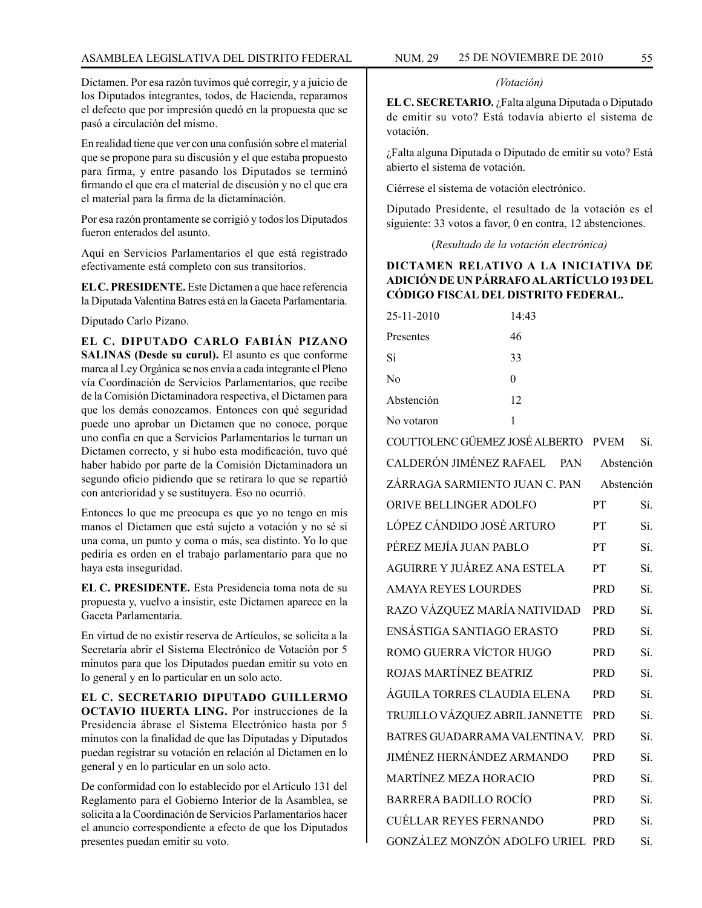Dictamen. Por esa razón tuvimos qué corregir, y a juicio de los Diputados integrantes, todos, de Hacienda, reparamos el defecto que por impresión quedó en la propuesta que se pasó a circulación del mismo.

En realidad tiene que ver con una confusión sobre el material que se propone para su discusión y el que estaba propuesto para firma, y entre pasando los Diputados se terminó firmando el que era el material de discusión y no el que era el material para la firma de la dictaminación.

Por esa razón prontamente se corrigió y todos los Diputados fueron enterados del asunto.

Aquí en Servicios Parlamentarios el que está registrado efectivamente está completo con sus transitorios.

**EL C. PRESIDENTE.** Este Dictamen a que hace referencia la Diputada Valentina Batres está en la Gaceta Parlamentaria.

Diputado Carlo Pizano.

**EL C. DIPUTADO CARLO FABIÁN PIZANO SALINAS (Desde su curul).** El asunto es que conforme marca al Ley Orgánica se nos envía a cada integrante el Pleno vía Coordinación de Servicios Parlamentarios, que recibe de la Comisión Dictaminadora respectiva, el Dictamen para que los demás conozcamos. Entonces con qué seguridad puede uno aprobar un Dictamen que no conoce, porque uno confía en que a Servicios Parlamentarios le turnan un Dictamen correcto, y si hubo esta modificación, tuvo qué haber habido por parte de la Comisión Dictaminadora un segundo oficio pidiendo que se retirara lo que se repartió con anterioridad y se sustituyera. Eso no ocurrió.

Entonces lo que me preocupa es que yo no tengo en mis manos el Dictamen que está sujeto a votación y no sé si una coma, un punto y coma o más, sea distinto. Yo lo que pediría es orden en el trabajo parlamentario para que no haya esta inseguridad.

**EL C. PRESIDENTE.** Esta Presidencia toma nota de su propuesta y, vuelvo a insistir, este Dictamen aparece en la Gaceta Parlamentaria.

En virtud de no existir reserva de Artículos, se solicita a la Secretaría abrir el Sistema Electrónico de Votación por 5 minutos para que los Diputados puedan emitir su voto en lo general y en lo particular en un solo acto.

**EL C. SECRETARIO DIPUTADO GUILLERMO OCTAVIO HUERTA LING.** Por instrucciones de la Presidencia ábrase el Sistema Electrónico hasta por 5 minutos con la finalidad de que las Diputadas y Diputados puedan registrar su votación en relación al Dictamen en lo general y en lo particular en un solo acto.

De conformidad con lo establecido por el Artículo 131 del Reglamento para el Gobierno Interior de la Asamblea, se solicita a la Coordinación de Servicios Parlamentarios hacer el anuncio correspondiente a efecto de que los Diputados presentes puedan emitir su voto.

*(Votación)*

**EL C. SECRETARIO.** ¿Falta alguna Diputada o Diputado de emitir su voto? Está todavía abierto el sistema de votación.

¿Falta alguna Diputada o Diputado de emitir su voto? Está abierto el sistema de votación.

Ciérrese el sistema de votación electrónico.

Diputado Presidente, el resultado de la votación es el siguiente: 33 votos a favor, 0 en contra, 12 abstenciones.

(*Resultado de la votación electrónica)*

**DICTAMEN RELATIVO A LA INICIATIVA DE ADICIÓN DE UN PÁRRAFO AL ARTÍCULO 193 DEL CÓDIGO FISCAL DEL DISTRITO FEDERAL.**

| | |
|---|---|
| 25-11-2010 | 14:43 |
| Presentes | 46 |
| Sí | 33 |
| No | 0 |
| Abstención | 12 |
| No votaron | 1 |

| | | |
|---|---|---|
| COUTTOLENC GÜEMEZ JOSÉ ALBERTO | PVEM | Sí. |
| CALDERÓN JIMÉNEZ RAFAEL | PAN | Abstención |
| ZÁRRAGA SARMIENTO JUAN C. | PAN | Abstención |
| ORIVE BELLINGER ADOLFO | PT | Sí. |
| LÓPEZ CÁNDIDO JOSÉ ARTURO | PT | Sí. |
| PÉREZ MEJÍA JUAN PABLO | PT | Sí. |
| AGUIRRE Y JUÁREZ ANA ESTELA | PT | Sí. |
| AMAYA REYES LOURDES | PRD | Sí. |
| RAZO VÁZQUEZ MARÍA NATIVIDAD | PRD | Sí. |
| ENSÁSTIGA SANTIAGO ERASTO | PRD | Sí. |
| ROMO GUERRA VÍCTOR HUGO | PRD | Sí. |
| ROJAS MARTÍNEZ BEATRIZ | PRD | Sí. |
| ÁGUILA TORRES CLAUDIA ELENA | PRD | Sí. |
| TRUJILLO VÁZQUEZ ABRIL JANNETTE | PRD | Sí. |
| BATRES GUADARRAMA VALENTINA V. | PRD | Sí. |
| JIMÉNEZ HERNÁNDEZ ARMANDO | PRD | Sí. |
| MARTÍNEZ MEZA HORACIO | PRD | Sí. |
| BARRERA BADILLO ROCÍO | PRD | Sí. |
| CUÉLLAR REYES FERNANDO | PRD | Sí. |
| GONZÁLEZ MONZÓN ADOLFO URIEL | PRD | Sí. |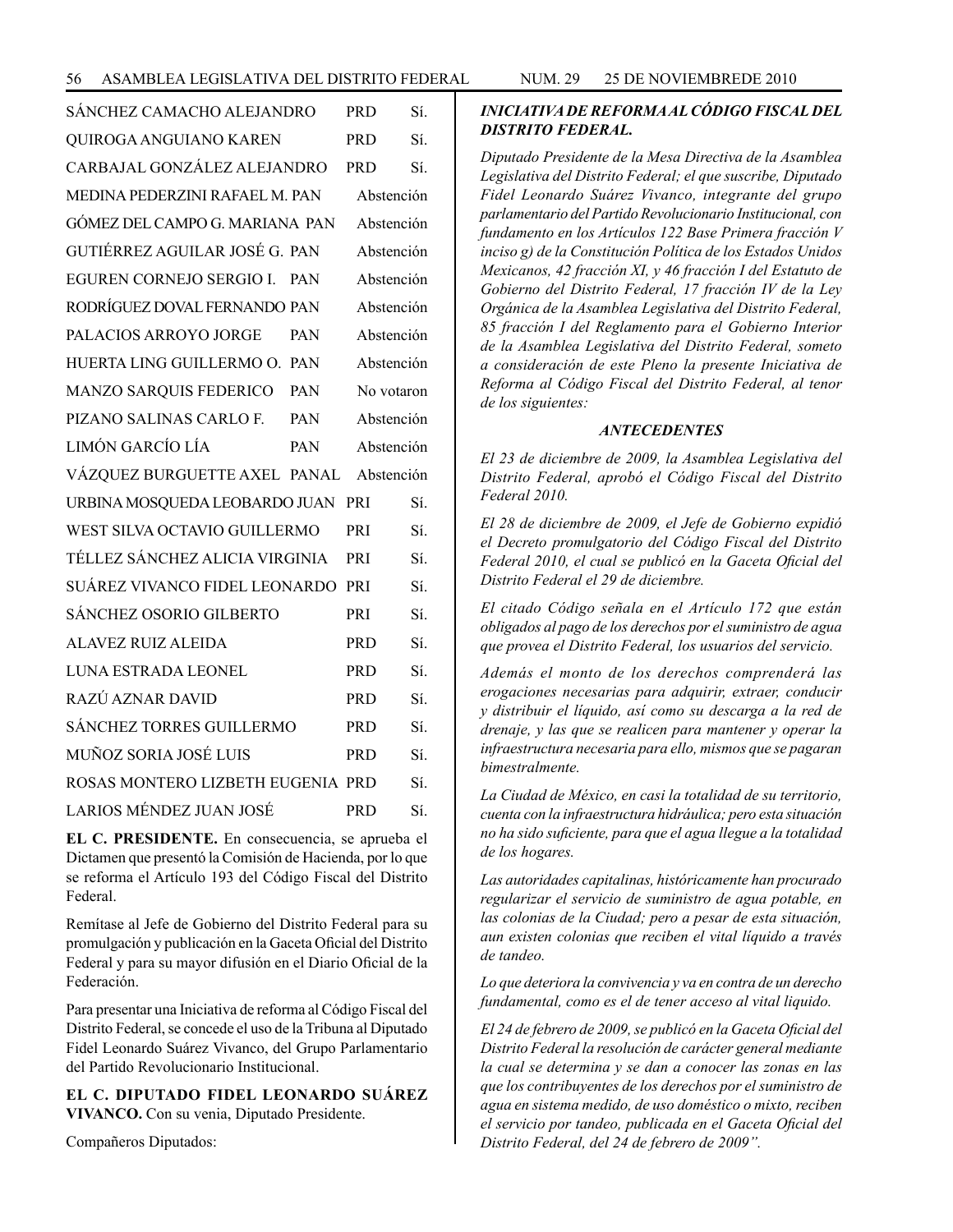| | | |
|---|---|---|
| SÁNCHEZ CAMACHO ALEJANDRO | PRD | Sí. |
| QUIROGA ANGUIANO KAREN | PRD | Sí. |
| CARBAJAL GONZÁLEZ ALEJANDRO | PRD | Sí. |
| MEDINA PEDERZINI RAFAEL M. | PAN | Abstención |
| GÓMEZ DEL CAMPO G. MARIANA | PAN | Abstención |
| GUTIÉRREZ AGUILAR JOSÉ G. | PAN | Abstención |
| EGUREN CORNEJO SERGIO I. | PAN | Abstención |
| RODRÍGUEZ DOVAL FERNANDO | PAN | Abstención |
| PALACIOS ARROYO JORGE | PAN | Abstención |
| HUERTA LING GUILLERMO O. | PAN | Abstención |
| MANZO SARQUIS FEDERICO | PAN | No votaron |
| PIZANO SALINAS CARLO F. | PAN | Abstención |
| LIMÓN GARCÍO LÍA | PAN | Abstención |
| VÁZQUEZ BURGUETTE AXEL | PANAL | Abstención |
| URBINA MOSQUEDA LEOBARDO JUAN | PRI | Sí. |
| WEST SILVA OCTAVIO GUILLERMO | PRI | Sí. |
| TÉLLEZ SÁNCHEZ ALICIA VIRGINIA | PRI | Sí. |
| SUÁREZ VIVANCO FIDEL LEONARDO | PRI | Sí. |
| SÁNCHEZ OSORIO GILBERTO | PRI | Sí. |
| ALAVEZ RUIZ ALEIDA | PRD | Sí. |
| LUNA ESTRADA LEONEL | PRD | Sí. |
| RAZÚ AZNAR DAVID | PRD | Sí. |
| SÁNCHEZ TORRES GUILLERMO | PRD | Sí. |
| MUÑOZ SORIA JOSÉ LUIS | PRD | Sí. |
| ROSAS MONTERO LIZBETH EUGENIA | PRD | Sí. |
| LARIOS MÉNDEZ JUAN JOSÉ | PRD | Sí. |

**EL C. PRESIDENTE.** En consecuencia, se aprueba el Dictamen que presentó la Comisión de Hacienda, por lo que se reforma el Artículo 193 del Código Fiscal del Distrito Federal.

Remítase al Jefe de Gobierno del Distrito Federal para su promulgación y publicación en la Gaceta Oficial del Distrito Federal y para su mayor difusión en el Diario Oficial de la Federación.

Para presentar una Iniciativa de reforma al Código Fiscal del Distrito Federal, se concede el uso de la Tribuna al Diputado Fidel Leonardo Suárez Vivanco, del Grupo Parlamentario del Partido Revolucionario Institucional.

**EL C. DIPUTADO FIDEL LEONARDO SUÁREZ VIVANCO.** Con su venia, Diputado Presidente.

Compañeros Diputados:

***INICIATIVA DE REFORMA AL CÓDIGO FISCAL DEL DISTRITO FEDERAL.***

*Diputado Presidente de la Mesa Directiva de la Asamblea Legislativa del Distrito Federal; el que suscribe, Diputado Fidel Leonardo Suárez Vivanco, integrante del grupo parlamentario del Partido Revolucionario Institucional, con fundamento en los Artículos 122 Base Primera fracción V inciso g) de la Constitución Política de los Estados Unidos Mexicanos, 42 fracción XI, y 46 fracción I del Estatuto de Gobierno del Distrito Federal, 17 fracción IV de la Ley Orgánica de la Asamblea Legislativa del Distrito Federal, 85 fracción I del Reglamento para el Gobierno Interior de la Asamblea Legislativa del Distrito Federal, someto a consideración de este Pleno la presente Iniciativa de Reforma al Código Fiscal del Distrito Federal, al tenor de los siguientes:*

***ANTECEDENTES***

*El 23 de diciembre de 2009, la Asamblea Legislativa del Distrito Federal, aprobó el Código Fiscal del Distrito Federal 2010.*

*El 28 de diciembre de 2009, el Jefe de Gobierno expidió el Decreto promulgatorio del Código Fiscal del Distrito Federal 2010, el cual se publicó en la Gaceta Oficial del Distrito Federal el 29 de diciembre.*

*El citado Código señala en el Artículo 172 que están obligados al pago de los derechos por el suministro de agua que provea el Distrito Federal, los usuarios del servicio.*

*Además el monto de los derechos comprenderá las erogaciones necesarias para adquirir, extraer, conducir y distribuir el líquido, así como su descarga a la red de drenaje, y las que se realicen para mantener y operar la infraestructura necesaria para ello, mismos que se pagaran bimestralmente.*

*La Ciudad de México, en casi la totalidad de su territorio, cuenta con la infraestructura hidráulica; pero esta situación no ha sido suficiente, para que el agua llegue a la totalidad de los hogares.*

*Las autoridades capitalinas, históricamente han procurado regularizar el servicio de suministro de agua potable, en las colonias de la Ciudad; pero a pesar de esta situación, aun existen colonias que reciben el vital líquido a través de tandeo.*

*Lo que deteriora la convivencia y va en contra de un derecho fundamental, como es el de tener acceso al vital liquido.*

*El 24 de febrero de 2009, se publicó en la Gaceta Oficial del Distrito Federal la resolución de carácter general mediante la cual se determina y se dan a conocer las zonas en las que los contribuyentes de los derechos por el suministro de agua en sistema medido, de uso doméstico o mixto, reciben el servicio por tandeo, publicada en el Gaceta Oficial del Distrito Federal, del 24 de febrero de 2009".*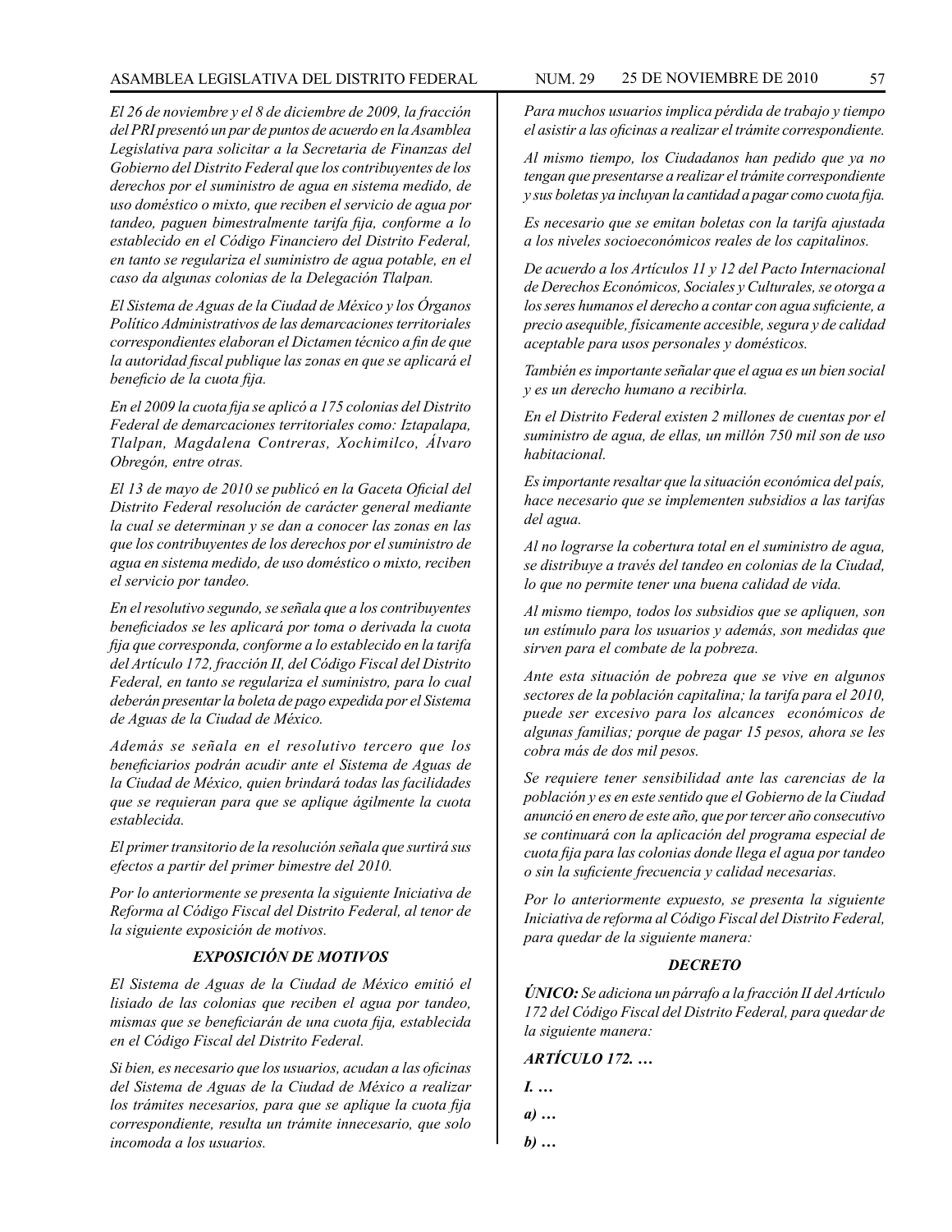*El 26 de noviembre y el 8 de diciembre de 2009, la fracción del PRI presentó un par de puntos de acuerdo en la Asamblea Legislativa para solicitar a la Secretaria de Finanzas del Gobierno del Distrito Federal que los contribuyentes de los derechos por el suministro de agua en sistema medido, de uso doméstico o mixto, que reciben el servicio de agua por tandeo, paguen bimestralmente tarifa fija, conforme a lo establecido en el Código Financiero del Distrito Federal, en tanto se regulariza el suministro de agua potable, en el caso da algunas colonias de la Delegación Tlalpan.*

*El Sistema de Aguas de la Ciudad de México y los Órganos Político Administrativos de las demarcaciones territoriales correspondientes elaboran el Dictamen técnico a fin de que la autoridad fiscal publique las zonas en que se aplicará el beneficio de la cuota fija.*

*En el 2009 la cuota fija se aplicó a 175 colonias del Distrito Federal de demarcaciones territoriales como: Iztapalapa, Tlalpan, Magdalena Contreras, Xochimilco, Álvaro Obregón, entre otras.*

*El 13 de mayo de 2010 se publicó en la Gaceta Oficial del Distrito Federal resolución de carácter general mediante la cual se determinan y se dan a conocer las zonas en las que los contribuyentes de los derechos por el suministro de agua en sistema medido, de uso doméstico o mixto, reciben el servicio por tandeo.*

*En el resolutivo segundo, se señala que a los contribuyentes beneficiados se les aplicará por toma o derivada la cuota fija que corresponda, conforme a lo establecido en la tarifa del Artículo 172, fracción II, del Código Fiscal del Distrito Federal, en tanto se regulariza el suministro, para lo cual deberán presentar la boleta de pago expedida por el Sistema de Aguas de la Ciudad de México.*

*Además se señala en el resolutivo tercero que los beneficiarios podrán acudir ante el Sistema de Aguas de la Ciudad de México, quien brindará todas las facilidades que se requieran para que se aplique ágilmente la cuota establecida.*

*El primer transitorio de la resolución señala que surtirá sus efectos a partir del primer bimestre del 2010.*

*Por lo anteriormente se presenta la siguiente Iniciativa de Reforma al Código Fiscal del Distrito Federal, al tenor de la siguiente exposición de motivos.*

### *EXPOSICIÓN DE MOTIVOS*

*El Sistema de Aguas de la Ciudad de México emitió el lisiado de las colonias que reciben el agua por tandeo, mismas que se beneficiarán de una cuota fija, establecida en el Código Fiscal del Distrito Federal.*

*Si bien, es necesario que los usuarios, acudan a las oficinas del Sistema de Aguas de la Ciudad de México a realizar los trámites necesarios, para que se aplique la cuota fija correspondiente, resulta un trámite innecesario, que solo incomoda a los usuarios.*

*Para muchos usuarios implica pérdida de trabajo y tiempo el asistir a las oficinas a realizar el trámite correspondiente.*

*Al mismo tiempo, los Ciudadanos han pedido que ya no tengan que presentarse a realizar el trámite correspondiente y sus boletas ya incluyan la cantidad a pagar como cuota fija.*

*Es necesario que se emitan boletas con la tarifa ajustada a los niveles socioeconómicos reales de los capitalinos.*

*De acuerdo a los Artículos 11 y 12 del Pacto Internacional de Derechos Económicos, Sociales y Culturales, se otorga a los seres humanos el derecho a contar con agua suficiente, a precio asequible, físicamente accesible, segura y de calidad aceptable para usos personales y domésticos.*

*También es importante señalar que el agua es un bien social y es un derecho humano a recibirla.*

*En el Distrito Federal existen 2 millones de cuentas por el suministro de agua, de ellas, un millón 750 mil son de uso habitacional.*

*Es importante resaltar que la situación económica del país, hace necesario que se implementen subsidios a las tarifas del agua.*

*Al no lograrse la cobertura total en el suministro de agua, se distribuye a través del tandeo en colonias de la Ciudad, lo que no permite tener una buena calidad de vida.*

*Al mismo tiempo, todos los subsidios que se apliquen, son un estímulo para los usuarios y además, son medidas que sirven para el combate de la pobreza.*

*Ante esta situación de pobreza que se vive en algunos sectores de la población capitalina; la tarifa para el 2010, puede ser excesivo para los alcances económicos de algunas familias; porque de pagar 15 pesos, ahora se les cobra más de dos mil pesos.*

*Se requiere tener sensibilidad ante las carencias de la población y es en este sentido que el Gobierno de la Ciudad anunció en enero de este año, que por tercer año consecutivo se continuará con la aplicación del programa especial de cuota fija para las colonias donde llega el agua por tandeo o sin la suficiente frecuencia y calidad necesarias.*

*Por lo anteriormente expuesto, se presenta la siguiente Iniciativa de reforma al Código Fiscal del Distrito Federal, para quedar de la siguiente manera:*

### *DECRETO*

***ÚNICO:** Se adiciona un párrafo a la fracción II del Artículo 172 del Código Fiscal del Distrito Federal, para quedar de la siguiente manera:*

***ARTÍCULO 172. …***

***I. …***

***a) …***

***b) …***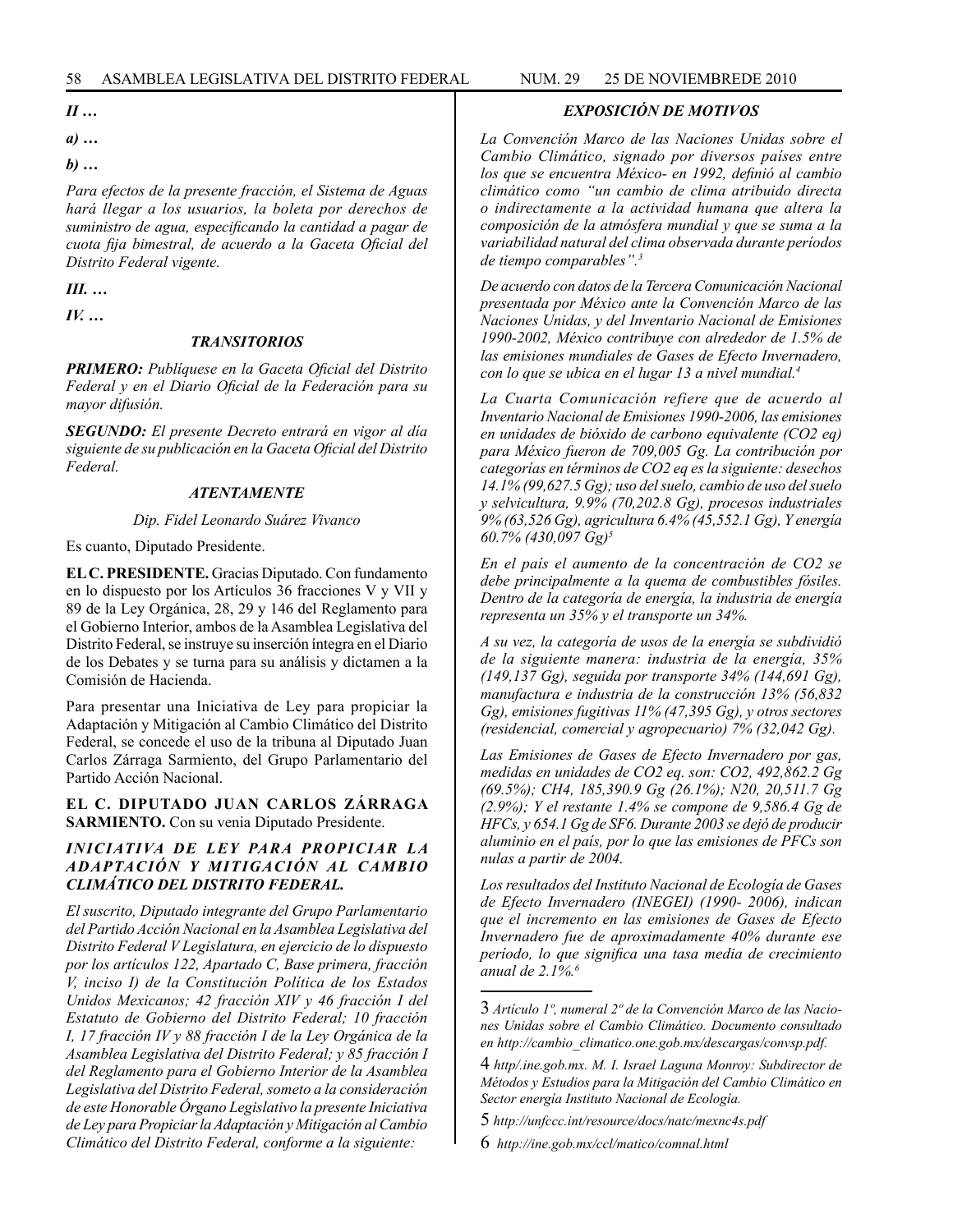*II …*

*a) …*

*b) …*

*Para efectos de la presente fracción, el Sistema de Aguas hará llegar a los usuarios, la boleta por derechos de suministro de agua, especificando la cantidad a pagar de cuota fija bimestral, de acuerdo a la Gaceta Oficial del Distrito Federal vigente.*

*III. …*

*IV. …*

### *TRANSITORIOS*

***PRIMERO:*** *Publíquese en la Gaceta Oficial del Distrito Federal y en el Diario Oficial de la Federación para su mayor difusión.*

***SEGUNDO:*** *El presente Decreto entrará en vigor al día siguiente de su publicación en la Gaceta Oficial del Distrito Federal.*

***ATENTAMENTE***

*Dip. Fidel Leonardo Suárez Vivanco*

Es cuanto, Diputado Presidente.

**EL C. PRESIDENTE.** Gracias Diputado. Con fundamento en lo dispuesto por los Artículos 36 fracciones V y VII y 89 de la Ley Orgánica, 28, 29 y 146 del Reglamento para el Gobierno Interior, ambos de la Asamblea Legislativa del Distrito Federal, se instruye su inserción íntegra en el Diario de los Debates y se turna para su análisis y dictamen a la Comisión de Hacienda.

Para presentar una Iniciativa de Ley para propiciar la Adaptación y Mitigación al Cambio Climático del Distrito Federal, se concede el uso de la tribuna al Diputado Juan Carlos Zárraga Sarmiento, del Grupo Parlamentario del Partido Acción Nacional.

**EL C. DIPUTADO JUAN CARLOS ZÁRRAGA SARMIENTO.** Con su venia Diputado Presidente.

### *INICIATIVA DE LEY PARA PROPICIAR LA ADAPTACIÓN Y MITIGACIÓN AL CAMBIO CLIMÁTICO DEL DISTRITO FEDERAL.*

*El suscrito, Diputado integrante del Grupo Parlamentario del Partido Acción Nacional en la Asamblea Legislativa del Distrito Federal V Legislatura, en ejercicio de lo dispuesto por los artículos 122, Apartado C, Base primera, fracción V, inciso I) de la Constitución Política de los Estados Unidos Mexicanos; 42 fracción XIV y 46 fracción I del Estatuto de Gobierno del Distrito Federal; 10 fracción I, 17 fracción IV y 88 fracción I de la Ley Orgánica de la Asamblea Legislativa del Distrito Federal; y 85 fracción I del Reglamento para el Gobierno Interior de la Asamblea Legislativa del Distrito Federal, someto a la consideración de este Honorable Órgano Legislativo la presente Iniciativa de Ley para Propiciar la Adaptación y Mitigación al Cambio Climático del Distrito Federal, conforme a la siguiente:*

### *EXPOSICIÓN DE MOTIVOS*

*La Convención Marco de las Naciones Unidas sobre el Cambio Climático, signado por diversos países entre los que se encuentra México- en 1992, definió al cambio climático como "un cambio de clima atribuido directa o indirectamente a la actividad humana que altera la composición de la atmósfera mundial y que se suma a la variabilidad natural del clima observada durante períodos de tiempo comparables".*[3]

*De acuerdo con datos de la Tercera Comunicación Nacional presentada por México ante la Convención Marco de las Naciones Unidas, y del Inventario Nacional de Emisiones 1990-2002, México contribuye con alrededor de 1.5% de las emisiones mundiales de Gases de Efecto Invernadero, con lo que se ubica en el lugar 13 a nivel mundial.*[4]

*La Cuarta Comunicación refiere que de acuerdo al Inventario Nacional de Emisiones 1990-2006, las emisiones en unidades de bióxido de carbono equivalente ($CO_2$ eq) para México fueron de 709,005 Gg. La contribución por categorías en términos de $CO_2$ eq es la siguiente: desechos 14.1% (99,627.5 Gg); uso del suelo, cambio de uso del suelo y selvicultura, 9.9% (70,202.8 Gg), procesos industriales 9% (63,526 Gg), agricultura 6.4% (45,552.1 Gg), Y energía 60.7% (430,097 Gg)*[5]

*En el país el aumento de la concentración de $CO_2$ se debe principalmente a la quema de combustibles fósiles. Dentro de la categoría de energía, la industria de energía representa un 35% y el transporte un 34%.*

*A su vez, la categoría de usos de la energía se subdividió de la siguiente manera: industria de la energía, 35% (149,137 Gg), seguida por transporte 34% (144,691 Gg), manufactura e industria de la construcción 13% (56,832 Gg), emisiones fugitivas 11% (47,395 Gg), y otros sectores (residencial, comercial y agropecuario) 7% (32,042 Gg).*

*Las Emisiones de Gases de Efecto Invernadero por gas, medidas en unidades de $CO_2$ eq. son: $CO_2$, 492,862.2 Gg (69.5%); $CH_4$, 185,390.9 Gg (26.1%); $N_2O$, 20,511.7 Gg (2.9%); Y el restante 1.4% se compone de 9,586.4 Gg de HFCs, y 654.1 Gg de $SF_6$. Durante 2003 se dejó de producir aluminio en el país, por lo que las emisiones de PFCs son nulas a partir de 2004.*

*Los resultados del Instituto Nacional de Ecología de Gases de Efecto Invernadero (INEGEI) (1990- 2006), indican que el incremento en las emisiones de Gases de Efecto Invernadero fue de aproximadamente 40% durante ese período, lo que significa una tasa media de crecimiento anual de 2.1%.*[6]

---

3 *Artículo 1º, numeral 2º de la Convención Marco de las Naciones Unidas sobre el Cambio Climático. Documento consultado en http://cambio_climatico.one.gob.mx/descargas/convsp.pdf.*

4 *http/.ine.gob.mx. M. I. Israel Laguna Monroy: Subdirector de Métodos y Estudios para la Mitigación del Cambio Climático en Sector energía Instituto Nacional de Ecología.*

5 *http://unfccc.int/resource/docs/natc/mexnc4s.pdf*

6 *http://ine.gob.mx/ccl/matico/comnal.html*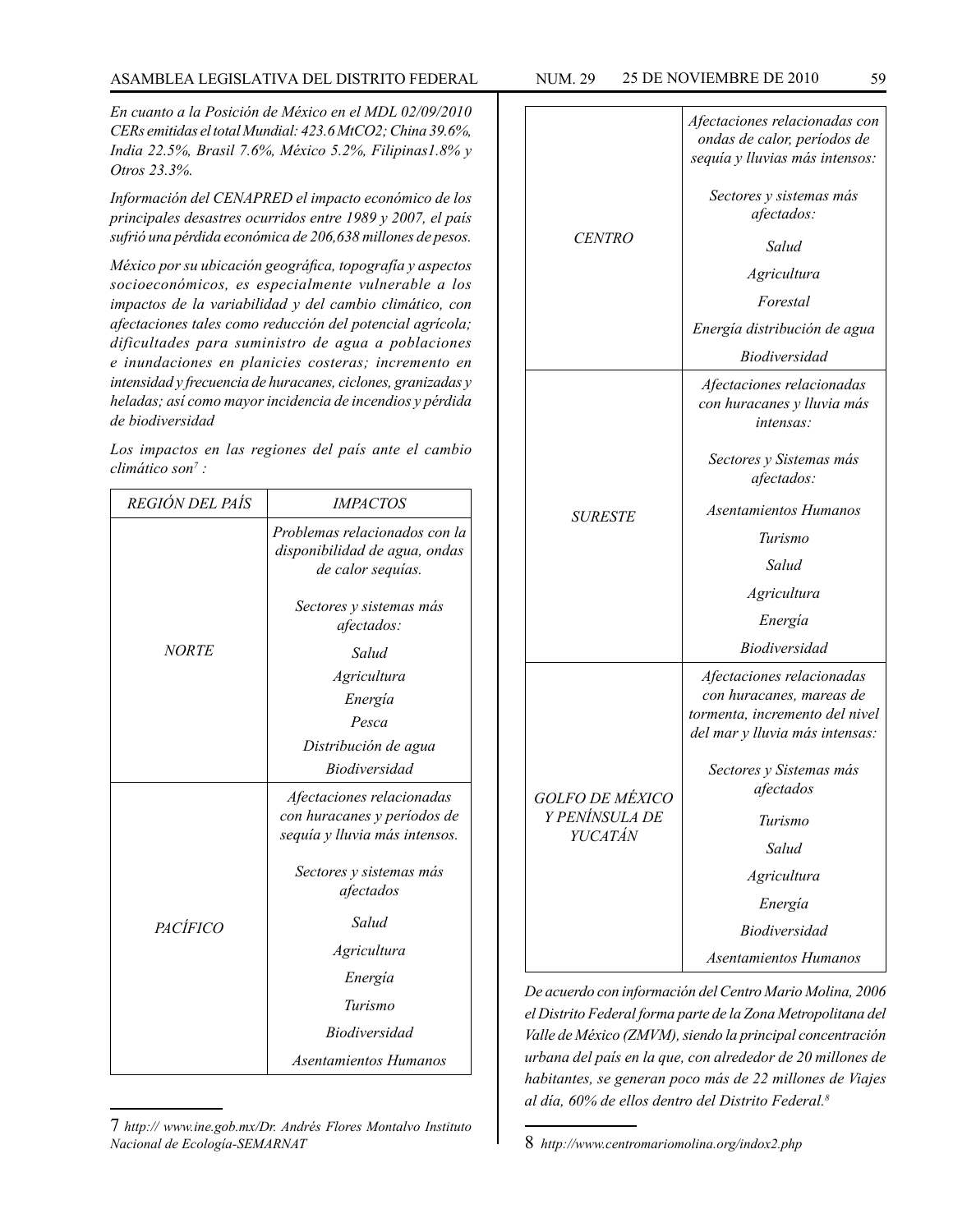*En cuanto a la Posición de México en el MDL 02/09/2010 CERs emitidas el total Mundial: 423.6 MtCO2; China 39.6%, India 22.5%, Brasil 7.6%, México 5.2%, Filipinas1.8% y Otros 23.3%.*

*Información del CENAPRED el impacto económico de los principales desastres ocurridos entre 1989 y 2007, el país sufrió una pérdida económica de 206,638 millones de pesos.*

*México por su ubicación geográfica, topografía y aspectos socioeconómicos, es especialmente vulnerable a los impactos de la variabilidad y del cambio climático, con afectaciones tales como reducción del potencial agrícola; dificultades para suministro de agua a poblaciones e inundaciones en planicies costeras; incremento en intensidad y frecuencia de huracanes, ciclones, granizadas y heladas; así como mayor incidencia de incendios y pérdida de biodiversidad*

*Los impactos en las regiones del país ante el cambio climático son[7] :*

| *REGIÓN DEL PAÍS* | *IMPACTOS* |
|---|---|
| *NORTE* | *Problemas relacionados con la disponibilidad de agua, ondas de calor sequías.*<br><br>*Sectores y sistemas más afectados:*<br>*Salud*<br>*Agricultura*<br>*Energía*<br>*Pesca*<br>*Distribución de agua*<br>*Biodiversidad* |
| *PACÍFICO* | *Afectaciones relacionadas con huracanes y períodos de sequía y lluvia más intensos.*<br><br>*Sectores y sistemas más afectados*<br>*Salud*<br>*Agricultura*<br>*Energía*<br>*Turismo*<br>*Biodiversidad*<br>*Asentamientos Humanos* |
| *CENTRO* | *Afectaciones relacionadas con ondas de calor, períodos de sequía y lluvias más intensos:*<br><br>*Sectores y sistemas más afectados:*<br>*Salud*<br>*Agricultura*<br>*Forestal*<br>*Energía distribución de agua*<br>*Biodiversidad* |
| *SURESTE* | *Afectaciones relacionadas con huracanes y lluvia más intensas:*<br><br>*Sectores y Sistemas más afectados:*<br>*Asentamientos Humanos*<br>*Turismo*<br>*Salud*<br>*Agricultura*<br>*Energía*<br>*Biodiversidad* |
| *GOLFO DE MÉXICO Y PENÍNSULA DE YUCATÁN* | *Afectaciones relacionadas con huracanes, mareas de tormenta, incremento del nivel del mar y lluvia más intensas:*<br><br>*Sectores y Sistemas más afectados*<br>*Turismo*<br>*Salud*<br>*Agricultura*<br>*Energía*<br>*Biodiversidad*<br>*Asentamientos Humanos* |

*De acuerdo con información del Centro Mario Molina, 2006 el Distrito Federal forma parte de la Zona Metropolitana del Valle de México (ZMVM), siendo la principal concentración urbana del país en la que, con alrededor de 20 millones de habitantes, se generan poco más de 22 millones de Viajes al día, 60% de ellos dentro del Distrito Federal.[8]*

---

7 *http:// www.ine.gob.mx/Dr. Andrés Flores Montalvo Instituto Nacional de Ecología-SEMARNAT*

8 *http://www.centromariomolina.org/indox2.php*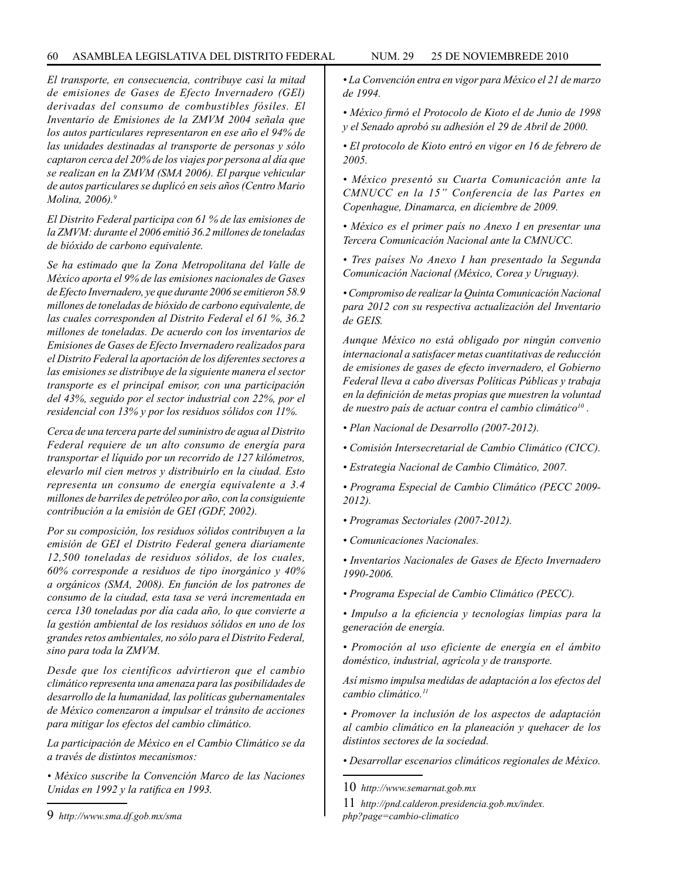*El transporte, en consecuencia, contribuye casi la mitad de emisiones de Gases de Efecto Invernadero (GEI) derivadas del consumo de combustibles fósiles. El Inventario de Emisiones de la ZMVM 2004 señala que los autos particulares representaron en ese año el 94% de las unidades destinadas al transporte de personas y sólo captaron cerca del 20% de los viajes por persona al día que se realizan en la ZMVM (SMA 2006). El parque vehicular de autos particulares se duplicó en seis años (Centro Mario Molina, 2006).*[9]

*El Distrito Federal participa con 61 % de las emisiones de la ZMVM: durante el 2006 emitió 36.2 millones de toneladas de bióxido de carbono equivalente.*

*Se ha estimado que la Zona Metropolitana del Valle de México aporta el 9% de las emisiones nacionales de Gases de Efecto Invernadero, ye que durante 2006 se emitieron 58.9 millones de toneladas de bióxido de carbono equivalente, de las cuales corresponden al Distrito Federal el 61 %, 36.2 millones de toneladas. De acuerdo con los inventarios de Emisiones de Gases de Efecto Invernadero realizados para el Distrito Federal la aportación de los diferentes sectores a las emisiones se distribuye de la siguiente manera el sector transporte es el principal emisor, con una participación del 43%, seguido por el sector industrial con 22%, por el residencial con 13% y por los residuos sólidos con 11%.*

*Cerca de una tercera parte del suministro de agua al Distrito Federal requiere de un alto consumo de energía para transportar el líquido por un recorrido de 127 kilómetros, elevarlo mil cien metros y distribuirlo en la ciudad. Esto representa un consumo de energía equivalente a 3.4 millones de barriles de petróleo por año, con la consiguiente contribución a la emisión de GEI (GDF, 2002).*

*Por su composición, los residuos sólidos contribuyen a la emisión de GEI el Distrito Federal genera diariamente 12,500 toneladas de residuos sólidos, de los cuales, 60% corresponde a residuos de tipo inorgánico y 40% a orgánicos (SMA, 2008). En función de los patrones de consumo de la ciudad, esta tasa se verá incrementada en cerca 130 toneladas por día cada año, lo que convierte a la gestión ambiental de los residuos sólidos en uno de los grandes retos ambientales, no sólo para el Distrito Federal, sino para toda la ZMVM.*

*Desde que los científicos advirtieron que el cambio climático representa una amenaza para las posibilidades de desarrollo de la humanidad, las políticas gubernamentales de México comenzaron a impulsar el tránsito de acciones para mitigar los efectos del cambio climático.*

*La participación de México en el Cambio Climático se da a través de distintos mecanismos:*

- *México suscribe la Convención Marco de las Naciones Unidas en 1992 y la ratifica en 1993.*
- *La Convención entra en vigor para México el 21 de marzo de 1994.*
- *México firmó el Protocolo de Kioto el de Junio de 1998 y el Senado aprobó su adhesión el 29 de Abril de 2000.*
- *El protocolo de Kioto entró en vigor en 16 de febrero de 2005.*
- *México presentó su Cuarta Comunicación ante la CMNUCC en la 15" Conferencia de las Partes en Copenhague, Dinamarca, en diciembre de 2009.*
- *México es el primer país no Anexo I en presentar una Tercera Comunicación Nacional ante la CMNUCC.*
- *Tres países No Anexo I han presentado la Segunda Comunicación Nacional (México, Corea y Uruguay).*
- *Compromiso de realizar la Quinta Comunicación Nacional para 2012 con su respectiva actualización del Inventario de GEIS.*

*Aunque México no está obligado por ningún convenio internacional a satisfacer metas cuantitativas de reducción de emisiones de gases de efecto invernadero, el Gobierno Federal lleva a cabo diversas Políticas Públicas y trabaja en la definición de metas propias que muestren la voluntad de nuestro país de actuar contra el cambio climático*[10] .

- *Plan Nacional de Desarrollo (2007-2012).*
- *Comisión Intersecretarial de Cambio Climático (CICC).*
- *Estrategia Nacional de Cambio Climático, 2007.*
- *Programa Especial de Cambio Climático (PECC 2009-2012).*
- *Programas Sectoriales (2007-2012).*
- *Comunicaciones Nacionales.*
- *Inventarios Nacionales de Gases de Efecto Invernadero 1990-2006.*
- *Programa Especial de Cambio Climático (PECC).*
- *Impulso a la eficiencia y tecnologías limpias para la generación de energía.*
- *Promoción al uso eficiente de energía en el ámbito doméstico, industrial, agrícola y de transporte.*

*Así mismo impulsa medidas de adaptación a los efectos del cambio climático.*[11]

- *Promover la inclusión de los aspectos de adaptación al cambio climático en la planeación y quehacer de los distintos sectores de la sociedad.*
- *Desarrollar escenarios climáticos regionales de México.*

---

9 *http://www.sma.df.gob.mx/sma*

10 *http://www.semarnat.gob.mx*

11 *http://pnd.calderon.presidencia.gob.mx/index.php?page=cambio-climatico*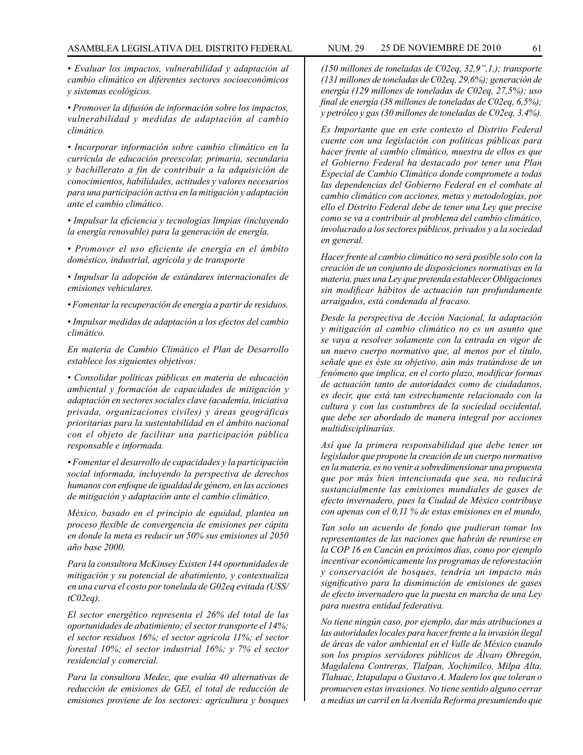*• Evaluar los impactos, vulnerabilidad y adaptación al cambio climático en diferentes sectores socioeconómicos y sistemas ecológicos.*

*• Promover la difusión de información sobre los impactos, vulnerabilidad y medidas de adaptación al cambio climático.*

*• Incorporar información sobre cambio climático en la currícula de educación preescolar, primaria, secundaria y bachillerato a fin de contribuir a la adquisición de conocimientos, habilidades, actitudes y valores necesarios para una participación activa en la mitigación y adaptación ante el cambio climático.*

*• Impulsar la eficiencia y tecnologías limpias (incluyendo la energía renovable) para la generación de energía.*

*• Promover el uso eficiente de energía en el ámbito doméstico, industrial, agrícola y de transporte*

*• Impulsar la adopción de estándares internacionales de emisiones vehiculares.*

*• Fomentar la recuperación de energía a partir de residuos.*

*• Impulsar medidas de adaptación a los efectos del cambio climático.*

*En materia de Cambio Climático el Plan de Desarrollo establece los siguientes objetivos:*

*• Consolidar políticas públicas en materia de educación ambiental y formación de capacidades de mitigación y adaptación en sectores sociales clave (academia, iniciativa privada, organizaciones civiles) y áreas geográficas prioritarias para la sustentabilidad en el ámbito nacional con el objeto de facilitar una participación pública responsable e informada.*

*• Fomentar el desarrollo de capacidades y la participación social informada, incluyendo la perspectiva de derechos humanos con enfoque de igualdad de género, en las acciones de mitigación y adaptación ante el cambio climático.*

*México, basado en el principio de equidad, plantea un proceso flexible de convergencia de emisiones per cápita en donde la meta es reducir un 50% sus emisiones al 2050 año base 2000.*

*Para la consultora McKinsey Existen 144 oportunidades de mitigación y su potencial de abatimiento, y contextualiza en una curva el costo por tonelada de G02eq evitada (USS/ tC02eq).*

*El sector energético representa el 26% del total de las oportunidades de abatimiento; el sector transporte el 14%; el sector residuos 16%; el sector agrícola 11%; el sector forestal 10%; el sector industrial 16%; y 7% el sector residencial y comercial.*

*Para la consultora Medec, que evalúa 40 alternativas de reducción de emisiones de GEl, el total de reducción de emisiones proviene de los sectores: agricultura y bosques (150 millones de toneladas de C02eq, 32,9",1,); transporte (131 millones de toneladas de C02eq, 29,6%); generación de energía (129 millones de toneladas de C02eq, 27,5%); uso final de energía (38 millones de toneladas de C02eq, 6,5%); y petróleo y gas (30 millones de toneladas de C02eq, 3.4%).*

*Es Importante que en este contexto el Distrito Federal cuente con una legislación con políticas públicas para hacer frente al cambio climático, muestra de ellos es que el Gobierno Federal ha destacado por tener una Plan Especial de Cambio Climático donde compromete a todas las dependencias del Gobierno Federal en el combate al cambio climático con acciones, metas y metodologías, por ello el Distrito Federal debe de tener una Ley que precise como se va a contribuir al problema del cambio climático, involucrado a los sectores públicos, privados y a la sociedad en general.*

*Hacer frente al cambio climático no será posible solo con la creación de un conjunto de disposiciones normativas en la materia, pues una Ley que pretenda establecer Obligaciones sin modificar hábitos de actuación tan profundamente arraigados, está condenada al fracaso.*

*Desde la perspectiva de Acción Nacional, la adaptación y mitigación al cambio climático no es un asunto que se vaya a resolver solamente con la entrada en vigor de un nuevo cuerpo normativo que, al menos por el título, señale que es éste su objetivo, aún más tratándose de un fenómeno que implica, en el corto plazo, modificar formas de actuación tanto de autoridades como de ciudadanos, es decir, que está tan estrechamente relacionado con la cultura y con las costumbres de la sociedad occidental, que debe ser abordado de manera integral por acciones multidisciplinarías.*

*Así que la primera responsabilidad que debe tener un legislador que propone la creación de un cuerpo normativo en la materia, es no venir a sobredimensionar una propuesta que por más bien intencionada que sea, no reducirá sustancialmente las emisiones mundiales de gases de efecto invernadero, pues la Ciudad de México contribuye con apenas con el 0,11 % de estas emisiones en el mundo,*

*Tan solo un acuerdo de fondo que pudieran tomar los representantes de las naciones que habrán de reunirse en la COP 16 en Cancún en próximos días, como por ejemplo incentivar económicamente los programas de reforestación y conservación de bosques, tendría un impacto más significativo para la disminución de emisiones de gases de efecto invernadero que la puesta en marcha de una Ley para nuestra entidad federativa.*

*No tiene ningún caso, por ejemplo, dar más atribuciones a las autoridades locales para hacer frente a la invasión ilegal de áreas de valor ambiental en el Valle de México cuando son los propios servidores públicos de Álvaro Obregón, Magdalena Contreras, Tlalpan, Xochimilco, Milpa Alta, Tlahuac, Iztapalapa o Gustavo A. Madero los que toleran o promueven estas invasiones. No tiene sentido alguno cerrar a medias un carril en la Avenida Reforma presumiendo que*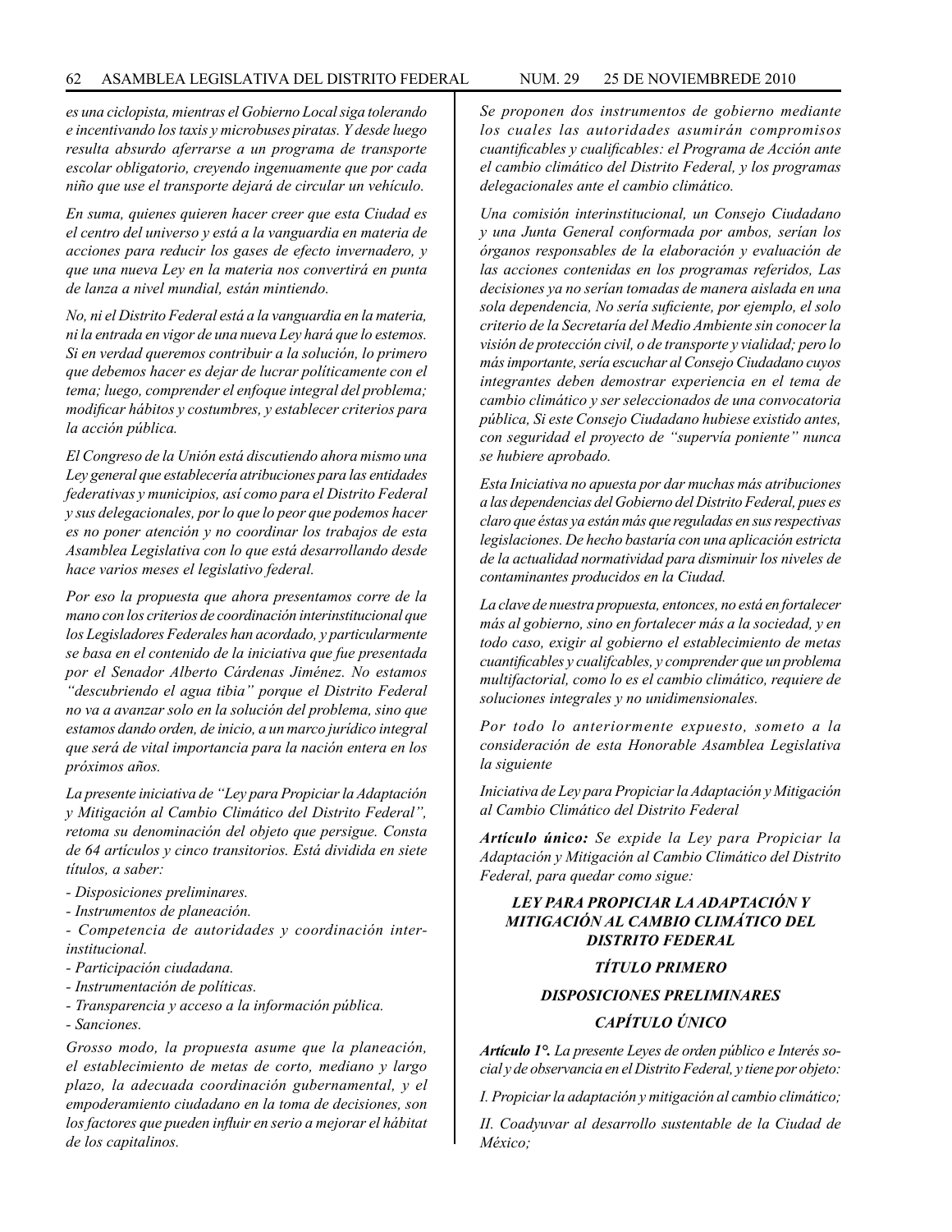*es una ciclopista, mientras el Gobierno Local siga tolerando e incentivando los taxis y microbuses piratas. Y desde luego resulta absurdo aferrarse a un programa de transporte escolar obligatorio, creyendo ingenuamente que por cada niño que use el transporte dejará de circular un vehículo.*

*En suma, quienes quieren hacer creer que esta Ciudad es el centro del universo y está a la vanguardia en materia de acciones para reducir los gases de efecto invernadero, y que una nueva Ley en la materia nos convertirá en punta de lanza a nivel mundial, están mintiendo.*

*No, ni el Distrito Federal está a la vanguardia en la materia, ni la entrada en vigor de una nueva Ley hará que lo estemos. Si en verdad queremos contribuir a la solución, lo primero que debemos hacer es dejar de lucrar políticamente con el tema; luego, comprender el enfoque integral del problema; modificar hábitos y costumbres, y establecer criterios para la acción pública.*

*El Congreso de la Unión está discutiendo ahora mismo una Ley general que establecería atribuciones para las entidades federativas y municipios, así como para el Distrito Federal y sus delegacionales, por lo que lo peor que podemos hacer es no poner atención y no coordinar los trabajos de esta Asamblea Legislativa con lo que está desarrollando desde hace varios meses el legislativo federal.*

*Por eso la propuesta que ahora presentamos corre de la mano con los criterios de coordinación interinstitucional que los Legisladores Federales han acordado, y particularmente se basa en el contenido de la iniciativa que fue presentada por el Senador Alberto Cárdenas Jiménez. No estamos "descubriendo el agua tibia" porque el Distrito Federal no va a avanzar solo en la solución del problema, sino que estamos dando orden, de inicio, a un marco jurídico integral que será de vital importancia para la nación entera en los próximos años.*

*La presente iniciativa de "Ley para Propiciar la Adaptación y Mitigación al Cambio Climático del Distrito Federal", retoma su denominación del objeto que persigue. Consta de 64 artículos y cinco transitorios. Está dividida en siete títulos, a saber:*

- *Disposiciones preliminares.*
- *Instrumentos de planeación.*
- *Competencia de autoridades y coordinación inter-institucional.*
- *Participación ciudadana.*
- *Instrumentación de políticas.*
- *Transparencia y acceso a la información pública.*
- *Sanciones.*

*Grosso modo, la propuesta asume que la planeación, el establecimiento de metas de corto, mediano y largo plazo, la adecuada coordinación gubernamental, y el empoderamiento ciudadano en la toma de decisiones, son los factores que pueden influir en serio a mejorar el hábitat de los capitalinos.*

*Se proponen dos instrumentos de gobierno mediante los cuales las autoridades asumirán compromisos cuantificables y cualificables: el Programa de Acción ante el cambio climático del Distrito Federal, y los programas delegacionales ante el cambio climático.*

*Una comisión interinstitucional, un Consejo Ciudadano y una Junta General conformada por ambos, serían los órganos responsables de la elaboración y evaluación de las acciones contenidas en los programas referidos, Las decisiones ya no serían tomadas de manera aislada en una sola dependencia, No sería suficiente, por ejemplo, el solo criterio de la Secretaría del Medio Ambiente sin conocer la visión de protección civil, o de transporte y vialidad; pero lo más importante, sería escuchar al Consejo Ciudadano cuyos integrantes deben demostrar experiencia en el tema de cambio climático y ser seleccionados de una convocatoria pública, Si este Consejo Ciudadano hubiese existido antes, con seguridad el proyecto de "supervía poniente" nunca se hubiere aprobado.*

*Esta Iniciativa no apuesta por dar muchas más atribuciones a las dependencias del Gobierno del Distrito Federal, pues es claro que éstas ya están más que reguladas en sus respectivas legislaciones. De hecho bastaría con una aplicación estricta de la actualidad normatividad para disminuir los niveles de contaminantes producidos en la Ciudad.*

*La clave de nuestra propuesta, entonces, no está en fortalecer más al gobierno, sino en fortalecer más a la sociedad, y en todo caso, exigir al gobierno el establecimiento de metas cuantificables y cualifcables, y comprender que un problema multifactorial, como lo es el cambio climático, requiere de soluciones integrales y no unidimensionales.*

*Por todo lo anteriormente expuesto, someto a la consideración de esta Honorable Asamblea Legislativa la siguiente*

*Iniciativa de Ley para Propiciar la Adaptación y Mitigación al Cambio Climático del Distrito Federal*

***Artículo único:*** *Se expide la Ley para Propiciar la Adaptación y Mitigación al Cambio Climático del Distrito Federal, para quedar como sigue:*

## *LEY PARA PROPICIAR LA ADAPTACIÓN Y MITIGACIÓN AL CAMBIO CLIMÁTICO DEL DISTRITO FEDERAL*

### *TÍTULO PRIMERO*

### *DISPOSICIONES PRELIMINARES*

### *CAPÍTULO ÚNICO*

***Artículo 1°.*** *La presente Leyes de orden público e Interés social y de observancia en el Distrito Federal, y tiene por objeto:*

*I. Propiciar la adaptación y mitigación al cambio climático;*

*II. Coadyuvar al desarrollo sustentable de la Ciudad de México;*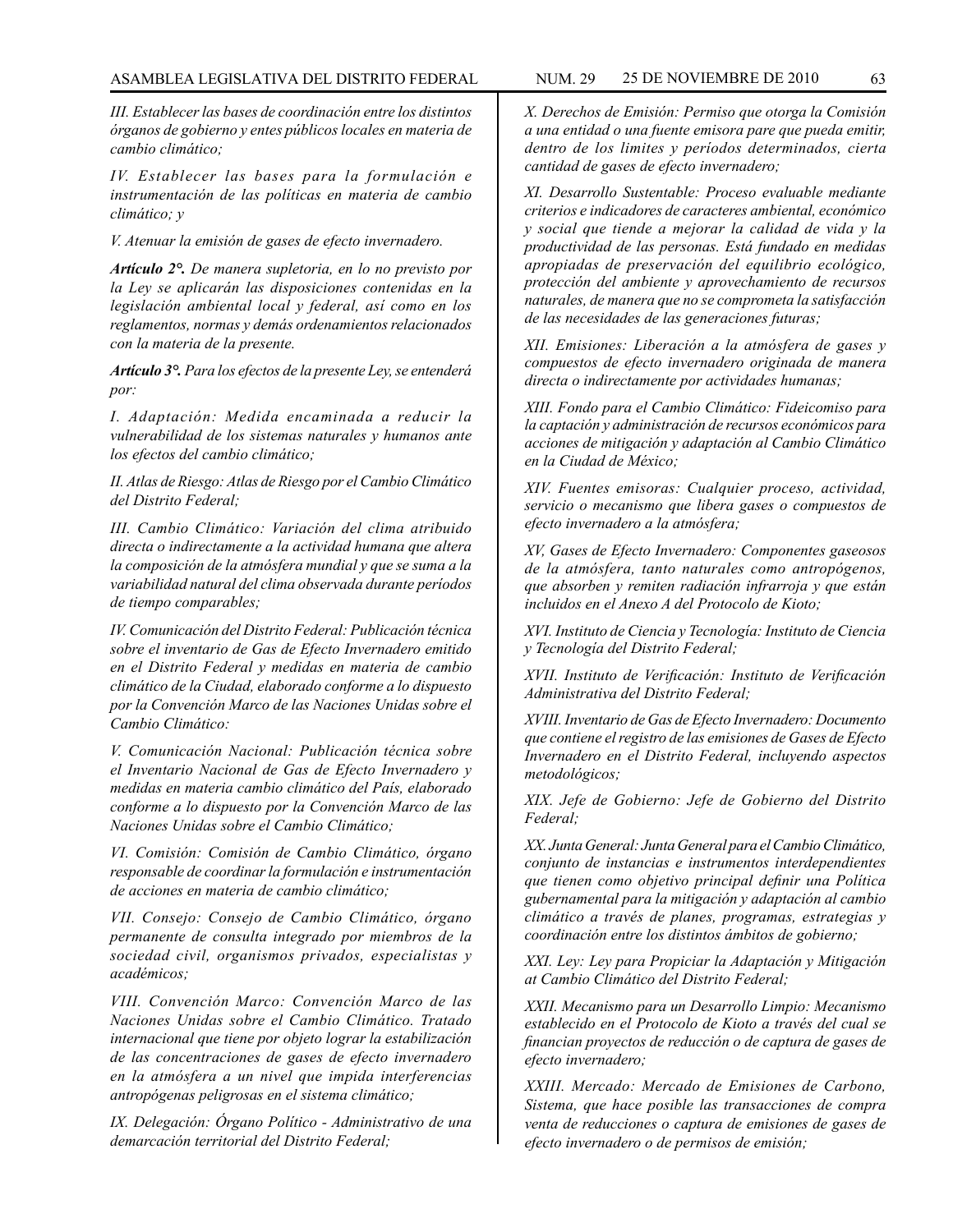*III. Establecer las bases de coordinación entre los distintos órganos de gobierno y entes públicos locales en materia de cambio climático;*

*IV. Establecer las bases para la formulación e instrumentación de las políticas en materia de cambio climático; y*

*V. Atenuar la emisión de gases de efecto invernadero.*

***Artículo 2°.*** *De manera supletoria, en lo no previsto por la Ley se aplicarán las disposiciones contenidas en la legislación ambiental local y federal, así como en los reglamentos, normas y demás ordenamientos relacionados con la materia de la presente.*

***Artículo 3°.*** *Para los efectos de la presente Ley, se entenderá por:*

*I. Adaptación: Medida encaminada a reducir la vulnerabilidad de los sistemas naturales y humanos ante los efectos del cambio climático;*

*II. Atlas de Riesgo: Atlas de Riesgo por el Cambio Climático del Distrito Federal;*

*III. Cambio Climático: Variación del clima atribuido directa o indirectamente a la actividad humana que altera la composición de la atmósfera mundial y que se suma a la variabilidad natural del clima observada durante períodos de tiempo comparables;*

*IV. Comunicación del Distrito Federal: Publicación técnica sobre el inventario de Gas de Efecto Invernadero emitido en el Distrito Federal y medidas en materia de cambio climático de la Ciudad, elaborado conforme a lo dispuesto por la Convención Marco de las Naciones Unidas sobre el Cambio Climático:*

*V. Comunicación Nacional: Publicación técnica sobre el Inventario Nacional de Gas de Efecto Invernadero y medidas en materia cambio climático del País, elaborado conforme a lo dispuesto por la Convención Marco de las Naciones Unidas sobre el Cambio Climático;*

*VI. Comisión: Comisión de Cambio Climático, órgano responsable de coordinar la formulación e instrumentación de acciones en materia de cambio climático;*

*VII. Consejo: Consejo de Cambio Climático, órgano permanente de consulta integrado por miembros de la sociedad civil, organismos privados, especialistas y académicos;*

*VIII. Convención Marco: Convención Marco de las Naciones Unidas sobre el Cambio Climático. Tratado internacional que tiene por objeto lograr la estabilización de las concentraciones de gases de efecto invernadero en la atmósfera a un nivel que impida interferencias antropógenas peligrosas en el sistema climático;*

*IX. Delegación: Órgano Político - Administrativo de una demarcación territorial del Distrito Federal;*

*X. Derechos de Emisión: Permiso que otorga la Comisión a una entidad o una fuente emisora pare que pueda emitir, dentro de los limites y períodos determinados, cierta cantidad de gases de efecto invernadero;*

*XI. Desarrollo Sustentable: Proceso evaluable mediante criterios e indicadores de caracteres ambiental, económico y social que tiende a mejorar la calidad de vida y la productividad de las personas. Está fundado en medidas apropiadas de preservación del equilibrio ecológico, protección del ambiente y aprovechamiento de recursos naturales, de manera que no se comprometa la satisfacción de las necesidades de las generaciones futuras;*

*XII. Emisiones: Liberación a la atmósfera de gases y compuestos de efecto invernadero originada de manera directa o indirectamente por actividades humanas;*

*XIII. Fondo para el Cambio Climático: Fideicomiso para la captación y administración de recursos económicos para acciones de mitigación y adaptación al Cambio Climático en la Ciudad de México;*

*XIV. Fuentes emisoras: Cualquier proceso, actividad, servicio o mecanismo que libera gases o compuestos de efecto invernadero a la atmósfera;*

*XV, Gases de Efecto Invernadero: Componentes gaseosos de la atmósfera, tanto naturales como antropógenos, que absorben y remiten radiación infrarroja y que están incluidos en el Anexo A del Protocolo de Kioto;*

*XVI. Instituto de Ciencia y Tecnología: Instituto de Ciencia y Tecnología del Distrito Federal;*

*XVII. Instituto de Verificación: Instituto de Verificación Administrativa del Distrito Federal;*

*XVIII. Inventario de Gas de Efecto Invernadero: Documento que contiene el registro de las emisiones de Gases de Efecto Invernadero en el Distrito Federal, incluyendo aspectos metodológicos;*

*XIX. Jefe de Gobierno: Jefe de Gobierno del Distrito Federal;*

*XX. Junta General: Junta General para el Cambio Climático, conjunto de instancias e instrumentos interdependientes que tienen como objetivo principal definir una Política gubernamental para la mitigación y adaptación al cambio climático a través de planes, programas, estrategias y coordinación entre los distintos ámbitos de gobierno;*

*XXI. Ley: Ley para Propiciar la Adaptación y Mitigación at Cambio Climático del Distrito Federal;*

*XXII. Mecanismo para un Desarrollo Limpio: Mecanismo establecido en el Protocolo de Kioto a través del cual se financian proyectos de reducción o de captura de gases de efecto invernadero;*

*XXIII. Mercado: Mercado de Emisiones de Carbono, Sistema, que hace posible las transacciones de compra venta de reducciones o captura de emisiones de gases de efecto invernadero o de permisos de emisión;*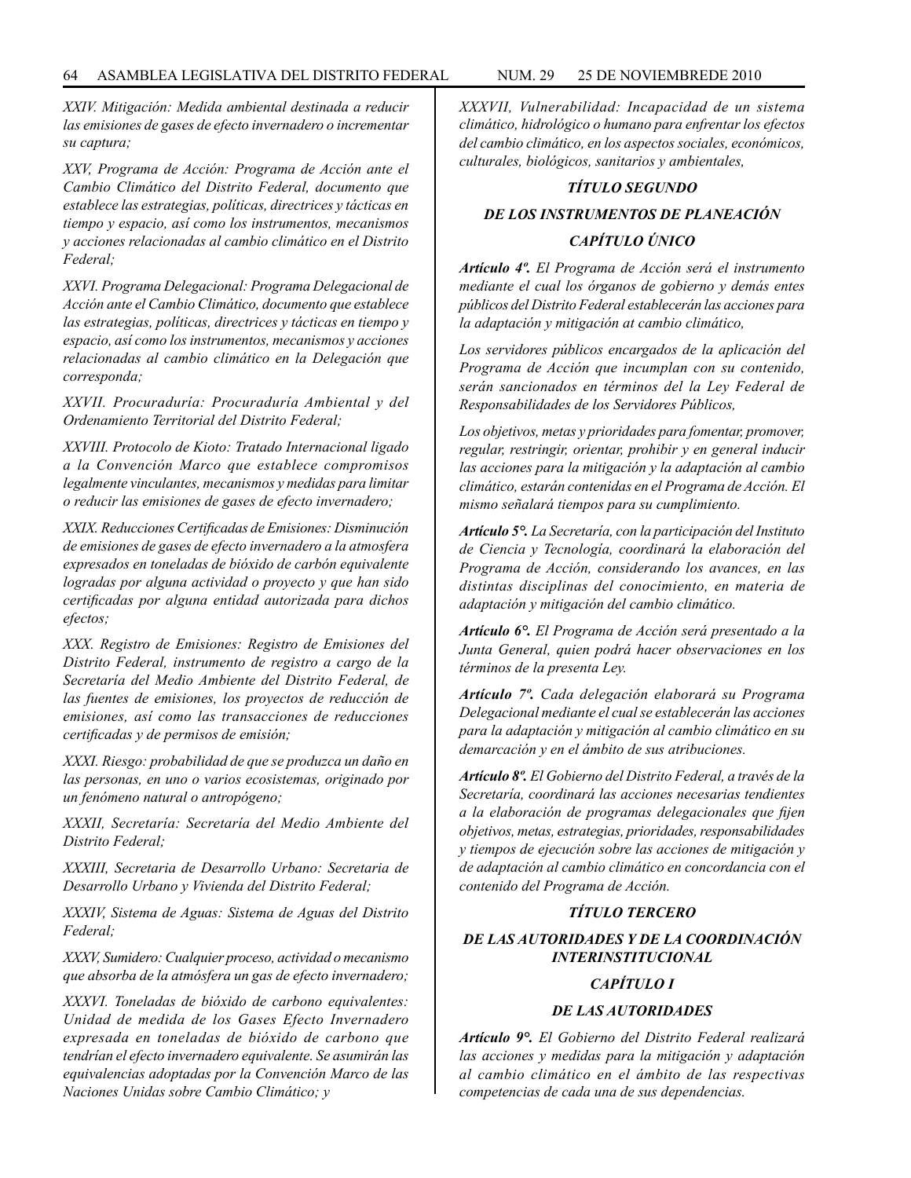*XXIV. Mitigación: Medida ambiental destinada a reducir las emisiones de gases de efecto invernadero o incrementar su captura;*

*XXV, Programa de Acción: Programa de Acción ante el Cambio Climático del Distrito Federal, documento que establece las estrategias, políticas, directrices y tácticas en tiempo y espacio, así como los instrumentos, mecanismos y acciones relacionadas al cambio climático en el Distrito Federal;*

*XXVI. Programa Delegacional: Programa Delegacional de Acción ante el Cambio Climático, documento que establece las estrategias, políticas, directrices y tácticas en tiempo y espacio, así como los instrumentos, mecanismos y acciones relacionadas al cambio climático en la Delegación que corresponda;*

*XXVII. Procuraduría: Procuraduría Ambiental y del Ordenamiento Territorial del Distrito Federal;*

*XXVIII. Protocolo de Kioto: Tratado Internacional ligado a la Convención Marco que establece compromisos legalmente vinculantes, mecanismos y medidas para limitar o reducir las emisiones de gases de efecto invernadero;*

*XXIX. Reducciones Certificadas de Emisiones: Disminución de emisiones de gases de efecto invernadero a la atmosfera expresados en toneladas de bióxido de carbón equivalente logradas por alguna actividad o proyecto y que han sido certificadas por alguna entidad autorizada para dichos efectos;*

*XXX. Registro de Emisiones: Registro de Emisiones del Distrito Federal, instrumento de registro a cargo de la Secretaría del Medio Ambiente del Distrito Federal, de las fuentes de emisiones, los proyectos de reducción de emisiones, así como las transacciones de reducciones certificadas y de permisos de emisión;*

*XXXI. Riesgo: probabilidad de que se produzca un daño en las personas, en uno o varios ecosistemas, originado por un fenómeno natural o antropógeno;*

*XXXII, Secretaría: Secretaría del Medio Ambiente del Distrito Federal;*

*XXXIII, Secretaria de Desarrollo Urbano: Secretaria de Desarrollo Urbano y Vivienda del Distrito Federal;*

*XXXIV, Sistema de Aguas: Sistema de Aguas del Distrito Federal;*

*XXXV, Sumidero: Cualquier proceso, actividad o mecanismo que absorba de la atmósfera un gas de efecto invernadero;*

*XXXVI. Toneladas de bióxido de carbono equivalentes: Unidad de medida de los Gases Efecto Invernadero expresada en toneladas de bióxido de carbono que tendrían el efecto invernadero equivalente. Se asumirán las equivalencias adoptadas por la Convención Marco de las Naciones Unidas sobre Cambio Climático; y*

*XXXVII, Vulnerabilidad: Incapacidad de un sistema climático, hidrológico o humano para enfrentar los efectos del cambio climático, en los aspectos sociales, económicos, culturales, biológicos, sanitarios y ambientales,*

## *TÍTULO SEGUNDO*

## *DE LOS INSTRUMENTOS DE PLANEACIÓN*

### *CAPÍTULO ÚNICO*

***Artículo 4º.*** *El Programa de Acción será el instrumento mediante el cual los órganos de gobierno y demás entes públicos del Distrito Federal establecerán las acciones para la adaptación y mitigación at cambio climático,*

*Los servidores públicos encargados de la aplicación del Programa de Acción que incumplan con su contenido, serán sancionados en términos del la Ley Federal de Responsabilidades de los Servidores Públicos,*

*Los objetivos, metas y prioridades para fomentar, promover, regular, restringir, orientar, prohibir y en general inducir las acciones para la mitigación y la adaptación al cambio climático, estarán contenidas en el Programa de Acción. El mismo señalará tiempos para su cumplimiento.*

***Artículo 5°.*** *La Secretaría, con la participación del Instituto de Ciencia y Tecnología, coordinará la elaboración del Programa de Acción, considerando los avances, en las distintas disciplinas del conocimiento, en materia de adaptación y mitigación del cambio climático.*

***Artículo 6°.*** *El Programa de Acción será presentado a la Junta General, quien podrá hacer observaciones en los términos de la presenta Ley.*

***Artículo 7º.*** *Cada delegación elaborará su Programa Delegacional mediante el cual se establecerán las acciones para la adaptación y mitigación al cambio climático en su demarcación y en el ámbito de sus atribuciones.*

***Artículo 8º.*** *El Gobierno del Distrito Federal, a través de la Secretaría, coordinará las acciones necesarias tendientes a la elaboración de programas delegacionales que fijen objetivos, metas, estrategias, prioridades, responsabilidades y tiempos de ejecución sobre las acciones de mitigación y de adaptación al cambio climático en concordancia con el contenido del Programa de Acción.*

## *TÍTULO TERCERO*

## *DE LAS AUTORIDADES Y DE LA COORDINACIÓN INTERINSTITUCIONAL*

### *CAPÍTULO I*

### *DE LAS AUTORIDADES*

***Artículo 9°.*** *El Gobierno del Distrito Federal realizará las acciones y medidas para la mitigación y adaptación al cambio climático en el ámbito de las respectivas competencias de cada una de sus dependencias.*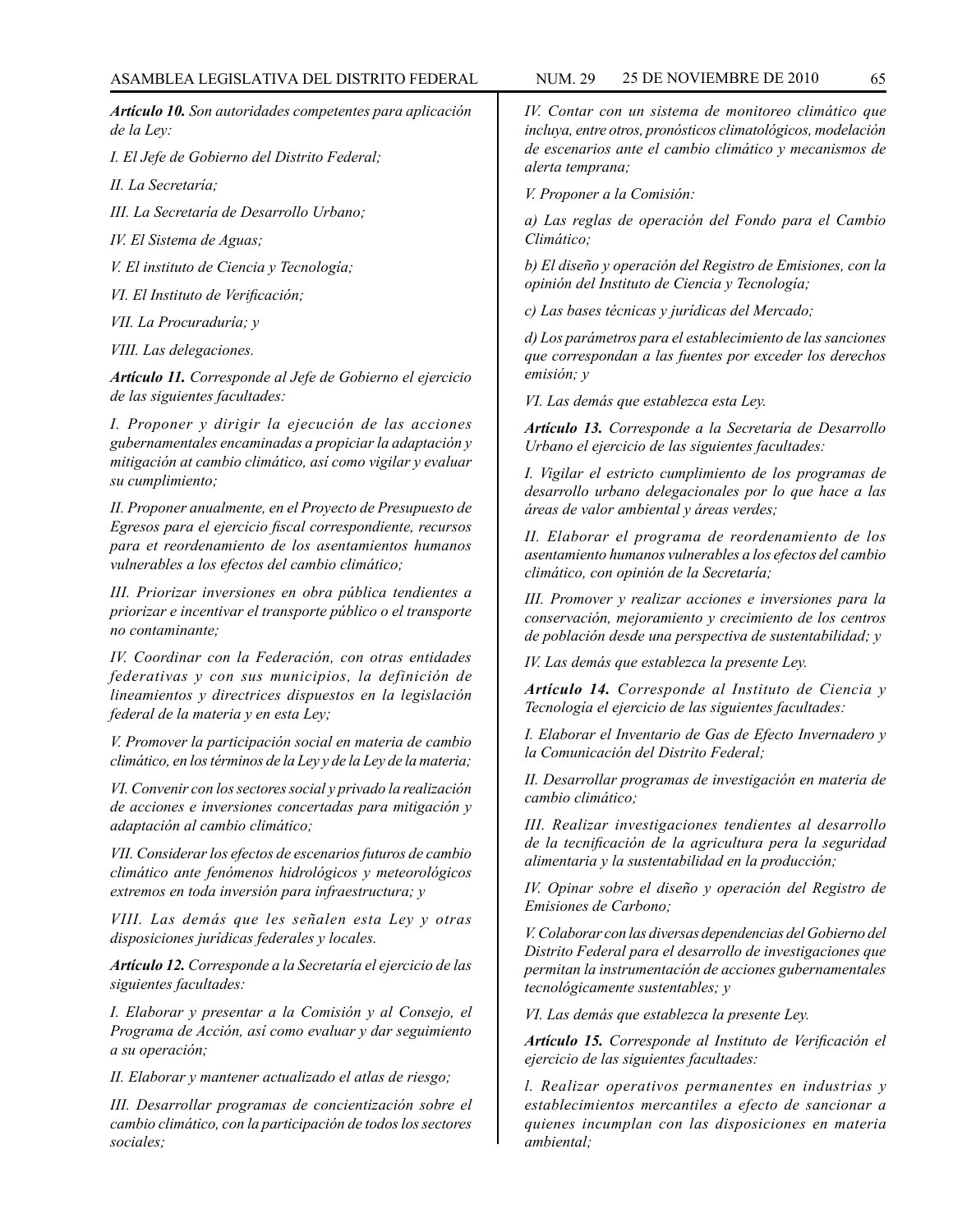***Artículo 10.*** *Son autoridades competentes para aplicación de la Ley:*

*I. El Jefe de Gobierno del Distrito Federal;*

*II. La Secretaría;*

*III. La Secretaría de Desarrollo Urbano;*

*IV. El Sistema de Aguas;*

*V. El instituto de Ciencia y Tecnología;*

*VI. El Instituto de Verificación;*

*VII. La Procuraduría; y*

*VIII. Las delegaciones.*

***Artículo 11.*** *Corresponde al Jefe de Gobierno el ejercicio de las siguientes facultades:*

*I. Proponer y dirigir la ejecución de las acciones gubernamentales encaminadas a propiciar la adaptación y mitigación at cambio climático, así como vigilar y evaluar su cumplimiento;*

*II. Proponer anualmente, en el Proyecto de Presupuesto de Egresos para el ejercicio fiscal correspondiente, recursos para et reordenamiento de los asentamientos humanos vulnerables a los efectos del cambio climático;*

*III. Priorizar inversiones en obra pública tendientes a priorizar e incentivar el transporte público o el transporte no contaminante;*

*IV. Coordinar con la Federación, con otras entidades federativas y con sus municipios, la definición de lineamientos y directrices dispuestos en la legislación federal de la materia y en esta Ley;*

*V. Promover la participación social en materia de cambio climático, en los términos de la Ley y de la Ley de la materia;*

*VI. Convenir con los sectores social y privado la realización de acciones e inversiones concertadas para mitigación y adaptación al cambio climático;*

*VII. Considerar los efectos de escenarios futuros de cambio climático ante fenómenos hidrológicos y meteorológicos extremos en toda inversión para infraestructura; y*

*VIII. Las demás que les señalen esta Ley y otras disposiciones jurídicas federales y locales.*

***Artículo 12.*** *Corresponde a la Secretaría el ejercicio de las siguientes facultades:*

*I. Elaborar y presentar a la Comisión y al Consejo, el Programa de Acción, así como evaluar y dar seguimiento a su operación;*

*II. Elaborar y mantener actualizado el atlas de riesgo;*

*III. Desarrollar programas de concientización sobre el cambio climático, con la participación de todos los sectores sociales;*

*IV. Contar con un sistema de monitoreo climático que incluya, entre otros, pronósticos climatológicos, modelación de escenarios ante el cambio climático y mecanismos de alerta temprana;*

*V. Proponer a la Comisión:*

*a) Las reglas de operación del Fondo para el Cambio Climático;*

*b) El diseño y operación del Registro de Emisiones, con la opinión del Instituto de Ciencia y Tecnología;*

*c) Las bases técnicas y jurídicas del Mercado;*

*d) Los parámetros para el establecimiento de las sanciones que correspondan a las fuentes por exceder los derechos emisión; y*

*VI. Las demás que establezca esta Ley.*

***Artículo 13.*** *Corresponde a la Secretaría de Desarrollo Urbano el ejercicio de las siguientes facultades:*

*I. Vigilar el estricto cumplimiento de los programas de desarrollo urbano delegacionales por lo que hace a las áreas de valor ambiental y áreas verdes;*

*II. Elaborar el programa de reordenamiento de los asentamiento humanos vulnerables a los efectos del cambio climático, con opinión de la Secretaría;*

*III. Promover y realizar acciones e inversiones para la conservación, mejoramiento y crecimiento de los centros de población desde una perspectiva de sustentabilidad; y*

*IV. Las demás que establezca la presente Ley.*

***Artículo 14.*** *Corresponde al Instituto de Ciencia y Tecnología el ejercicio de las siguientes facultades:*

*I. Elaborar el Inventario de Gas de Efecto Invernadero y la Comunicación del Distrito Federal;*

*II. Desarrollar programas de investigación en materia de cambio climático;*

*III. Realizar investigaciones tendientes al desarrollo de la tecnificación de la agricultura pera la seguridad alimentaria y la sustentabilidad en la producción;*

*IV. Opinar sobre el diseño y operación del Registro de Emisiones de Carbono;*

*V. Colaborar con las diversas dependencias del Gobierno del Distrito Federal para el desarrollo de investigaciones que permitan la instrumentación de acciones gubernamentales tecnológicamente sustentables; y*

*VI. Las demás que establezca la presente Ley.*

***Artículo 15.*** *Corresponde al Instituto de Verificación el ejercicio de las siguientes facultades:*

*l. Realizar operativos permanentes en industrias y establecimientos mercantiles a efecto de sancionar a quienes incumplan con las disposiciones en materia ambiental;*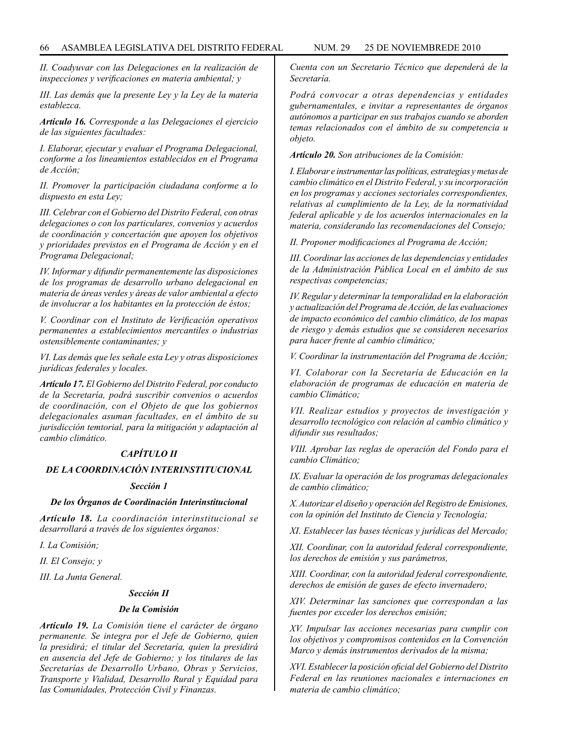*II. Coadyuvar con las Delegaciones en la realización de inspecciones y verificaciones en materia ambiental; y*

*III. Las demás que la presente Ley y la Ley de la materia establezca.*

***Artículo 16.*** *Corresponde a las Delegaciones el ejercicio de las siguientes facultades:*

*I. Elaborar, ejecutar y evaluar el Programa Delegacional, conforme a los lineamientos establecidos en el Programa de Acción;*

*II. Promover la participación ciudadana conforme a lo dispuesto en esta Ley;*

*III. Celebrar con el Gobierno del Distrito Federal, con otras delegaciones o con los particulares, convenios y acuerdos de coordinación y concertación que apoyen los objetivos y prioridades previstos en el Programa de Acción y en el Programa Delegacional;*

*IV. Informar y difundir permanentemente las disposiciones de los programas de desarrollo urbano delegacional en materia de áreas verdes y áreas de valor ambiental a efecto de involucrar a los habitantes en la protección de éstos;*

*V. Coordinar con el Instituto de Verificación operativos permanentes a establecimientos mercantiles o industrias ostensiblemente contaminantes; y*

*VI. Las demás que les señale esta Ley y otras disposiciones jurídicas federales y locales.*

***Artículo 17.*** *El Gobierno del Distrito Federal, por conducto de la Secretaría, podrá suscribir convenios o acuerdos de coordinación, con el Objeto de que los gobiernos delegacionales asuman facultades, en el ámbito de su jurisdicción temtorial, para la mitigación y adaptación al cambio climático.*

## *CAPÍTULO II*

## *DE LA COORDINACIÓN INTERINSTITUCIONAL*

### *Sección 1*

### *De los Órganos de Coordinación Interinstitucional*

***Artículo 18.*** *La coordinación interinstitucional se desarrollará a través de los siguientes órganos:*

*I. La Comisión;*

*II. El Consejo; y*

*III. La Junta General.*

### *Sección II*

### *De la Comisión*

***Artículo 19.*** *La Comisión tiene el carácter de órgano permanente. Se integra por el Jefe de Gobierno, quien la presidirá; el titular del Secretaría, quien la presidirá en ausencia del Jefe de Gobierno; y los titulares de las Secretarías de Desarrollo Urbano, Obras y Servicios, Transporte y Vialidad, Desarrollo Rural y Equidad para las Comunidades, Protección Civil y Finanzas.*

*Cuenta con un Secretario Técnico que dependerá de la Secretaría.*

*Podrá convocar a otras dependencias y entidades gubernamentales, e invitar a representantes de órganos autónomos a participar en sus trabajos cuando se aborden temas relacionados con el ámbito de su competencia u objeto.*

***Artículo 20.*** *Son atribuciones de la Comisión:*

*I. Elaborar e instrumentar las políticas, estrategias y metas de cambio climático en el Distrito Federal, y su incorporación en los programas y acciones sectoriales correspondientes, relativas al cumplimiento de la Ley, de la normatividad federal aplicable y de los acuerdos internacionales en la materia, considerando las recomendaciones del Consejo;*

*II. Proponer modificaciones al Programa de Acción;*

*III. Coordinar las acciones de las dependencias y entidades de la Administración Pública Local en el ámbito de sus respectivas competencias;*

*IV. Regular y determinar la temporalidad en la elaboración y actualización del Programa de Acción, de las evaluaciones de impacto económico del cambio climático, de los mapas de riesgo y demás estudios que se consideren necesarios para hacer frente al cambio climático;*

*V. Coordinar la instrumentación del Programa de Acción;*

*VI. Colaborar con la Secretaría de Educación en la elaboración de programas de educación en materia de cambio Climático;*

*VII. Realizar estudios y proyectos de investigación y desarrollo tecnológico con relación al cambio climático y difundir sus resultados;*

*VIII. Aprobar las reglas de operación del Fondo para el cambio Climático;*

*IX. Evaluar la operación de los programas delegacionales de cambio climático;*

*X. Autorizar el diseño y operación del Registro de Emisiones, con la opinión del Instituto de Ciencia y Tecnología;*

*XI. Establecer las bases técnicas y jurídicas del Mercado;*

*XII. Coordinar, con la autoridad federal correspondiente, los derechos de emisión y sus parámetros,*

*XIII. Coordinar, con la autoridad federal correspondiente, derechos de emisión de gases de efecto invernadero;*

*XIV. Determinar las sanciones que correspondan a las fuentes por exceder los derechos emisión;*

*XV. Impulsar las acciones necesarias para cumplir con los objetivos y compromisos contenidos en la Convención Marco y demás instrumentos derivados de la misma;*

*XVI. Establecer la posición oficial del Gobierno del Distrito Federal en las reuniones nacionales e internaciones en materia de cambio climático;*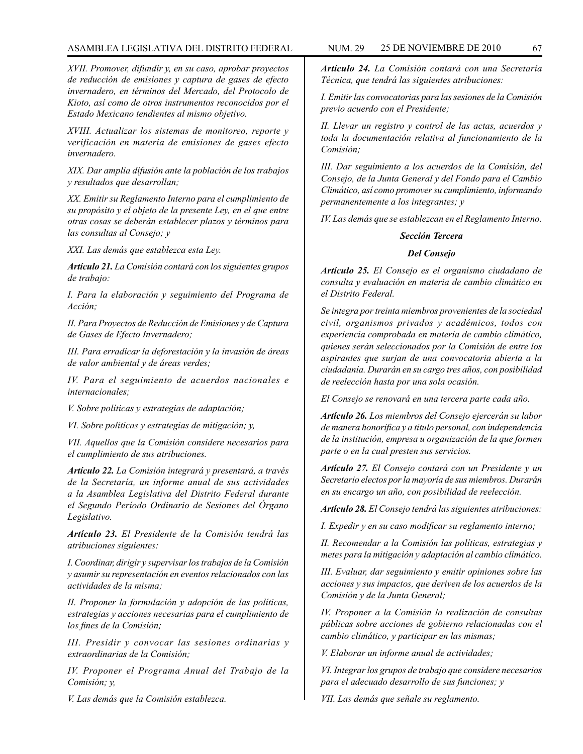*XVII. Promover, difundir y, en su caso, aprobar proyectos de reducción de emisiones y captura de gases de efecto invernadero, en términos del Mercado, del Protocolo de Kioto, así como de otros instrumentos reconocidos por el Estado Mexicano tendientes al mismo objetivo.*

*XVIII. Actualizar los sistemas de monitoreo, reporte y verificación en materia de emisiones de gases efecto invernadero.*

*XIX. Dar amplia difusión ante la población de los trabajos y resultados que desarrollan;*

*XX. Emitir su Reglamento Interno para el cumplimiento de su propósito y el objeto de la presente Ley, en el que entre otras cosas se deberán establecer plazos y términos para las consultas al Consejo; y*

*XXI. Las demás que establezca esta Ley.*

***Artículo 21.*** *La Comisión contará con los siguientes grupos de trabajo:*

*I. Para la elaboración y seguimiento del Programa de Acción;*

*II. Para Proyectos de Reducción de Emisiones y de Captura de Gases de Efecto Invernadero;*

*III. Para erradicar la deforestación y la invasión de áreas de valor ambiental y de áreas verdes;*

*IV. Para el seguimiento de acuerdos nacionales e internacionales;*

*V. Sobre políticas y estrategias de adaptación;*

*VI. Sobre políticas y estrategias de mitigación; y,*

*VII. Aquellos que la Comisión considere necesarios para el cumplimiento de sus atribuciones.*

***Artículo 22.*** *La Comisión integrará y presentará, a través de la Secretaría, un informe anual de sus actividades a la Asamblea Legislativa del Distrito Federal durante el Segundo Período Ordinario de Sesiones del Órgano Legislativo.*

***Artículo 23.*** *El Presidente de la Comisión tendrá las atribuciones siguientes:*

*I. Coordinar, dirigir y supervisar los trabajos de la Comisión y asumir su representación en eventos relacionados con las actividades de la misma;*

*II. Proponer la formulación y adopción de las políticas, estrategias y acciones necesarias para el cumplimiento de los fines de la Comisión;*

*III. Presidir y convocar las sesiones ordinarias y extraordinarias de la Comisión;*

*IV. Proponer el Programa Anual del Trabajo de la Comisión; y,*

*V. Las demás que la Comisión establezca.*

***Artículo 24.*** *La Comisión contará con una Secretaría Técnica, que tendrá las siguientes atribuciones:*

*I. Emitir las convocatorias para las sesiones de la Comisión previo acuerdo con el Presidente;*

*II. Llevar un registro y control de las actas, acuerdos y toda la documentación relativa al funcionamiento de la Comisión;*

*III. Dar seguimiento a los acuerdos de la Comisión, del Consejo, de la Junta General y del Fondo para el Cambio Climático, así como promover su cumplimiento, informando permanentemente a los integrantes; y*

*IV. Las demás que se establezcan en el Reglamento Interno.*

***Sección Tercera***

***Del Consejo***

***Artículo 25.*** *El Consejo es el organismo ciudadano de consulta y evaluación en materia de cambio climático en el Distrito Federal.*

*Se integra por treinta miembros provenientes de la sociedad civil, organismos privados y académicos, todos con experiencia comprobada en materia de cambio climático, quienes serán seleccionados por la Comisión de entre los aspirantes que surjan de una convocatoria abierta a la ciudadanía. Durarán en su cargo tres años, con posibilidad de reelección hasta por una sola ocasión.*

*El Consejo se renovará en una tercera parte cada año.*

***Artículo 26.*** *Los miembros del Consejo ejercerán su labor de manera honorífica y a título personal, con independencia de la institución, empresa u organización de la que formen parte o en la cual presten sus servicios.*

***Artículo 27.*** *El Consejo contará con un Presidente y un Secretario electos por la mayoría de sus miembros. Durarán en su encargo un año, con posibilidad de reelección.*

***Artículo 28.*** *El Consejo tendrá las siguientes atribuciones:*

*I. Expedir y en su caso modificar su reglamento interno;*

*II. Recomendar a la Comisión las políticas, estrategias y metes para la mitigación y adaptación al cambio climático.*

*III. Evaluar, dar seguimiento y emitir opiniones sobre las acciones y sus impactos, que deriven de los acuerdos de la Comisión y de la Junta General;*

*IV. Proponer a la Comisión la realización de consultas públicas sobre acciones de gobierno relacionadas con el cambio climático, y participar en las mismas;*

*V. Elaborar un informe anual de actividades;*

*VI. Integrar los grupos de trabajo que considere necesarios para el adecuado desarrollo de sus funciones; y*

*VII. Las demás que señale su reglamento.*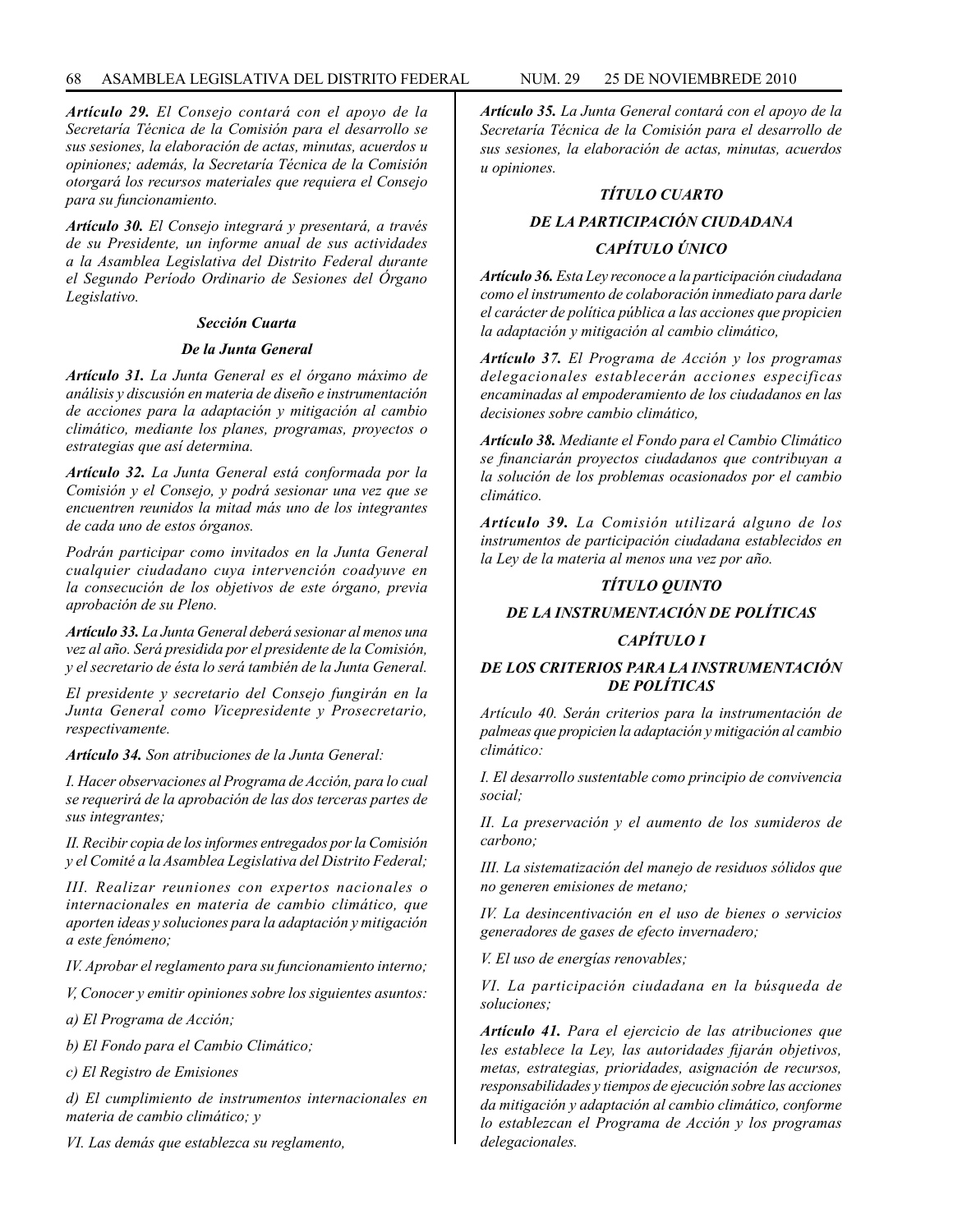*Artículo 29. El Consejo contará con el apoyo de la Secretaría Técnica de la Comisión para el desarrollo se sus sesiones, la elaboración de actas, minutas, acuerdos u opiniones; además, la Secretaría Técnica de la Comisión otorgará los recursos materiales que requiera el Consejo para su funcionamiento.*

*Artículo 30. El Consejo integrará y presentará, a través de su Presidente, un informe anual de sus actividades a la Asamblea Legislativa del Distrito Federal durante el Segundo Período Ordinario de Sesiones del Órgano Legislativo.*

### *Sección Cuarta*

### *De la Junta General*

*Artículo 31. La Junta General es el órgano máximo de análisis y discusión en materia de diseño e instrumentación de acciones para la adaptación y mitigación al cambio climático, mediante los planes, programas, proyectos o estrategias que así determina.*

*Artículo 32. La Junta General está conformada por la Comisión y el Consejo, y podrá sesionar una vez que se encuentren reunidos la mitad más uno de los integrantes de cada uno de estos órganos.*

*Podrán participar como invitados en la Junta General cualquier ciudadano cuya intervención coadyuve en la consecución de los objetivos de este órgano, previa aprobación de su Pleno.*

*Artículo 33. La Junta General deberá sesionar al menos una vez al año. Será presidida por el presidente de la Comisión, y el secretario de ésta lo será también de la Junta General.*

*El presidente y secretario del Consejo fungirán en la Junta General como Vicepresidente y Prosecretario, respectivamente.*

*Artículo 34. Son atribuciones de la Junta General:*

*I. Hacer observaciones al Programa de Acción, para lo cual se requerirá de la aprobación de las dos terceras partes de sus integrantes;*

*II. Recibir copia de los informes entregados por la Comisión y el Comité a la Asamblea Legislativa del Distrito Federal;*

*III. Realizar reuniones con expertos nacionales o internacionales en materia de cambio climático, que aporten ideas y soluciones para la adaptación y mitigación a este fenómeno;*

*IV. Aprobar el reglamento para su funcionamiento interno;*

*V, Conocer y emitir opiniones sobre los siguientes asuntos:*

*a) El Programa de Acción;*

*b) El Fondo para el Cambio Climático;*

*c) El Registro de Emisiones*

*d) El cumplimiento de instrumentos internacionales en materia de cambio climático; y*

*VI. Las demás que establezca su reglamento,*

*Artículo 35. La Junta General contará con el apoyo de la Secretaría Técnica de la Comisión para el desarrollo de sus sesiones, la elaboración de actas, minutas, acuerdos u opiniones.*

## *TÍTULO CUARTO*

## *DE LA PARTICIPACIÓN CIUDADANA*

## *CAPÍTULO ÚNICO*

*Artículo 36. Esta Ley reconoce a la participación ciudadana como el instrumento de colaboración inmediato para darle el carácter de política pública a las acciones que propicien la adaptación y mitigación al cambio climático,*

*Artículo 37. El Programa de Acción y los programas delegacionales establecerán acciones especificas encaminadas al empoderamiento de los ciudadanos en las decisiones sobre cambio climático,*

*Artículo 38. Mediante el Fondo para el Cambio Climático se financiarán proyectos ciudadanos que contribuyan a la solución de los problemas ocasionados por el cambio climático.*

*Artículo 39. La Comisión utilizará alguno de los instrumentos de participación ciudadana establecidos en la Ley de la materia al menos una vez por año.*

## *TÍTULO QUINTO*

## *DE LA INSTRUMENTACIÓN DE POLÍTICAS*

## *CAPÍTULO I*

## *DE LOS CRITERIOS PARA LA INSTRUMENTACIÓN DE POLÍTICAS*

*Artículo 40. Serán criterios para la instrumentación de palmeas que propicien la adaptación y mitigación al cambio climático:*

*I. El desarrollo sustentable como principio de convivencia social;*

*II. La preservación y el aumento de los sumideros de carbono;*

*III. La sistematización del manejo de residuos sólidos que no generen emisiones de metano;*

*IV. La desincentivación en el uso de bienes o servicios generadores de gases de efecto invernadero;*

*V. El uso de energías renovables;*

*VI. La participación ciudadana en la búsqueda de soluciones;*

*Artículo 41. Para el ejercicio de las atribuciones que les establece la Ley, las autoridades fijarán objetivos, metas, estrategias, prioridades, asignación de recursos, responsabilidades y tiempos de ejecución sobre las acciones da mitigación y adaptación al cambio climático, conforme lo establezcan el Programa de Acción y los programas delegacionales.*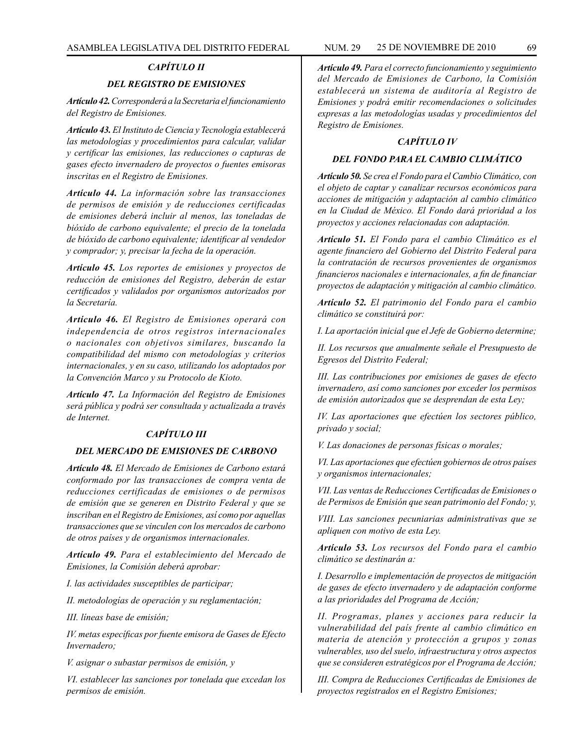### *CAPÍTULO II*

### *DEL REGISTRO DE EMISIONES*

***Artículo 42.*** *Corresponderá a la Secretaria el funcionamiento del Registro de Emisiones.*

***Artículo 43.*** *El Instituto de Ciencia y Tecnología establecerá las metodologías y procedimientos para calcular, validar y certificar las emisiones, las reducciones o capturas de gases efecto invernadero de proyectos o fuentes emisoras inscritas en el Registro de Emisiones.*

***Artículo 44.*** *La información sobre las transacciones de permisos de emisión y de reducciones certificadas de emisiones deberá incluir al menos, las toneladas de bióxido de carbono equivalente; el precio de la tonelada de bióxido de carbono equivalente; identificar al vendedor y comprador; y, precisar la fecha de la operación.*

***Artículo 45.*** *Los reportes de emisiones y proyectos de reducción de emisiones del Registro, deberán de estar certificados y validados por organismos autorizados por la Secretaría.*

***Artículo 46.*** *El Registro de Emisiones operará con independencia de otros registros internacionales o nacionales con objetivos similares, buscando la compatibilidad del mismo con metodologías y criterios internacionales, y en su caso, utilizando los adoptados por la Convención Marco y su Protocolo de Kioto.*

***Artículo 47.*** *La Información del Registro de Emisiones será pública y podrá ser consultada y actualizada a través de Internet.*

### *CAPÍTULO III*

### *DEL MERCADO DE EMISIONES DE CARBONO*

***Artículo 48.*** *El Mercado de Emisiones de Carbono estará conformado por las transacciones de compra venta de reducciones certificadas de emisiones o de permisos de emisión que se generen en Distrito Federal y que se inscriban en el Registro de Emisiones, así como por aquellas transacciones que se vinculen con los mercados de carbono de otros países y de organismos internacionales.*

***Artículo 49.*** *Para el establecimiento del Mercado de Emisiones, la Comisión deberá aprobar:*

*I. las actividades susceptibles de participar;*

*II. metodologías de operación y su reglamentación;*

*III. líneas base de emisión;*

*IV. metas específicas por fuente emisora de Gases de Efecto Invernadero;*

*V. asignar o subastar permisos de emisión, y*

*VI. establecer las sanciones por tonelada que excedan los permisos de emisión.*

***Artículo 49.*** *Para el correcto funcionamiento y seguimiento del Mercado de Emisiones de Carbono, la Comisión establecerá un sistema de auditoría al Registro de Emisiones y podrá emitir recomendaciones o solicitudes expresas a las metodologías usadas y procedimientos del Registro de Emisiones.*

### *CAPÍTULO IV*

### *DEL FONDO PARA EL CAMBIO CLIMÁTICO*

***Artículo 50.*** *Se crea el Fondo para el Cambio Climático, con el objeto de captar y canalizar recursos económicos para acciones de mitigación y adaptación al cambio climático en la Ciudad de México. El Fondo dará prioridad a los proyectos y acciones relacionadas con adaptación.*

***Artículo 51.*** *El Fondo para el cambio Climático es el agente financiero del Gobierno del Distrito Federal para la contratación de recursos provenientes de organismos financieros nacionales e internacionales, a fin de financiar proyectos de adaptación y mitigación al cambio climático.*

***Artículo 52.*** *El patrimonio del Fondo para el cambio climático se constituirá por:*

*I. La aportación inicial que el Jefe de Gobierno determine;*

*II. Los recursos que anualmente señale el Presupuesto de Egresos del Distrito Federal;*

*III. Las contribuciones por emisiones de gases de efecto invernadero, así como sanciones por exceder los permisos de emisión autorizados que se desprendan de esta Ley;*

*IV. Las aportaciones que efectúen los sectores público, privado y social;*

*V. Las donaciones de personas físicas o morales;*

*VI. Las aportaciones que efectúen gobiernos de otros países y organismos internacionales;*

*VII. Las ventas de Reducciones Certificadas de Emisiones o de Permisos de Emisión que sean patrimonio del Fondo; y,*

*VIII. Las sanciones pecuniarias administrativas que se apliquen con motivo de esta Ley.*

***Artículo 53.*** *Los recursos del Fondo para el cambio climático se destinarán a:*

*I. Desarrollo e implementación de proyectos de mitigación de gases de efecto invernadero y de adaptación conforme a las prioridades del Programa de Acción;*

*II. Programas, planes y acciones para reducir la vulnerabilidad del país frente al cambio climático en materia de atención y protección a grupos y zonas vulnerables, uso del suelo, infraestructura y otros aspectos que se consideren estratégicos por el Programa de Acción;*

*III. Compra de Reducciones Certificadas de Emisiones de proyectos registrados en el Registro Emisiones;*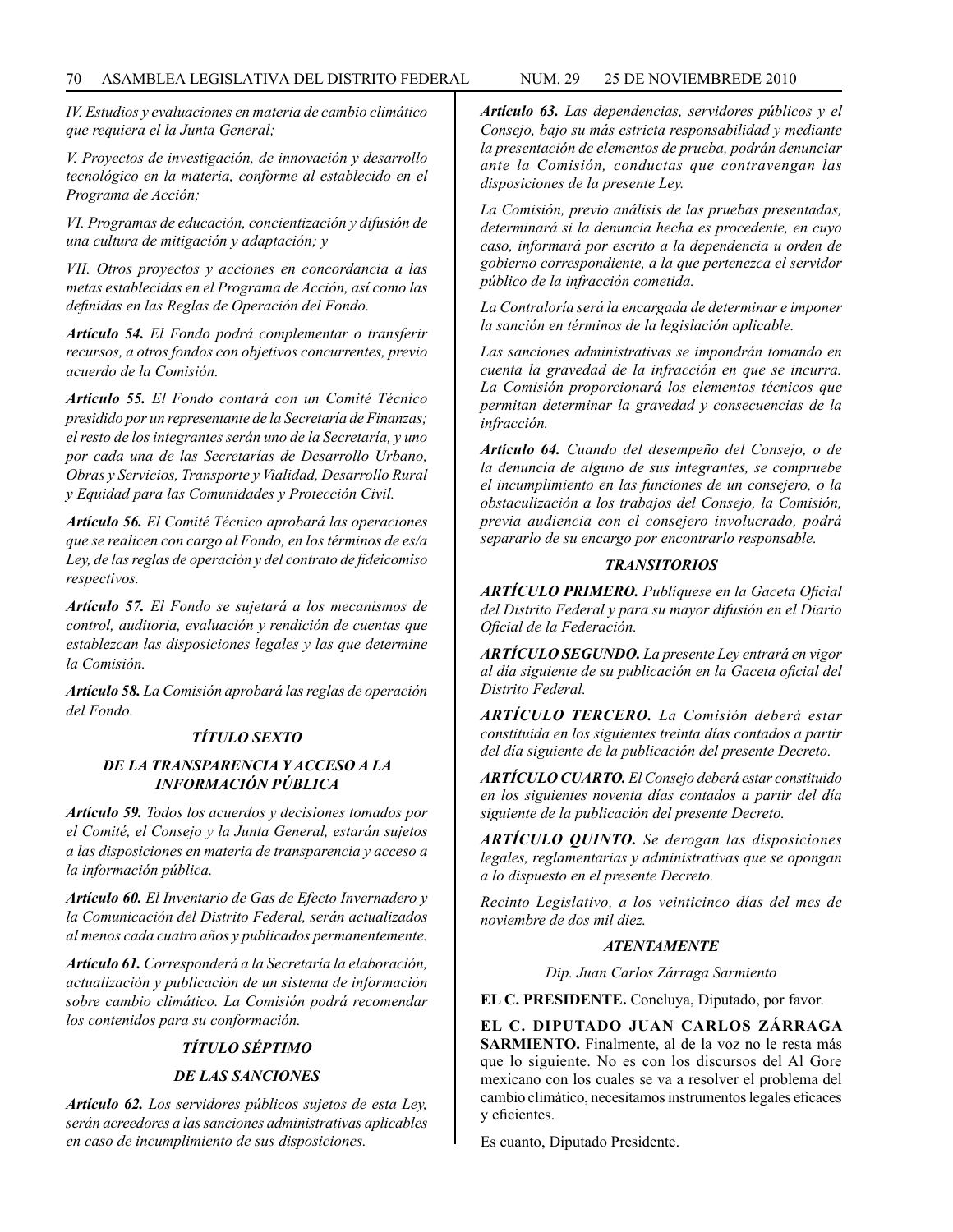*IV. Estudios y evaluaciones en materia de cambio climático que requiera el la Junta General;*

*V. Proyectos de investigación, de innovación y desarrollo tecnológico en la materia, conforme al establecido en el Programa de Acción;*

*VI. Programas de educación, concientización y difusión de una cultura de mitigación y adaptación; y*

*VII. Otros proyectos y acciones en concordancia a las metas establecidas en el Programa de Acción, así como las definidas en las Reglas de Operación del Fondo.*

***Artículo 54.*** *El Fondo podrá complementar o transferir recursos, a otros fondos con objetivos concurrentes, previo acuerdo de la Comisión.*

***Artículo 55.*** *El Fondo contará con un Comité Técnico presidido por un representante de la Secretaría de Finanzas; el resto de los integrantes serán uno de la Secretaría, y uno por cada una de las Secretarías de Desarrollo Urbano, Obras y Servicios, Transporte y Vialidad, Desarrollo Rural y Equidad para las Comunidades y Protección Civil.*

***Artículo 56.*** *El Comité Técnico aprobará las operaciones que se realicen con cargo al Fondo, en los términos de es/a Ley, de las reglas de operación y del contrato de fideicomiso respectivos.*

***Artículo 57.*** *El Fondo se sujetará a los mecanismos de control, auditoria, evaluación y rendición de cuentas que establezcan las disposiciones legales y las que determine la Comisión.*

***Artículo 58.*** *La Comisión aprobará las reglas de operación del Fondo.*

### *TÍTULO SEXTO*

### *DE LA TRANSPARENCIA Y ACCESO A LA INFORMACIÓN PÚBLICA*

***Artículo 59.*** *Todos los acuerdos y decisiones tomados por el Comité, el Consejo y la Junta General, estarán sujetos a las disposiciones en materia de transparencia y acceso a la información pública.*

***Artículo 60.*** *El Inventario de Gas de Efecto Invernadero y la Comunicación del Distrito Federal, serán actualizados al menos cada cuatro años y publicados permanentemente.*

***Artículo 61.*** *Corresponderá a la Secretaría la elaboración, actualización y publicación de un sistema de información sobre cambio climático. La Comisión podrá recomendar los contenidos para su conformación.*

### *TÍTULO SÉPTIMO*

### *DE LAS SANCIONES*

***Artículo 62.*** *Los servidores públicos sujetos de esta Ley, serán acreedores a las sanciones administrativas aplicables en caso de incumplimiento de sus disposiciones.*

***Artículo 63.*** *Las dependencias, servidores públicos y el Consejo, bajo su más estricta responsabilidad y mediante la presentación de elementos de prueba, podrán denunciar ante la Comisión, conductas que contravengan las disposiciones de la presente Ley.*

*La Comisión, previo análisis de las pruebas presentadas, determinará si la denuncia hecha es procedente, en cuyo caso, informará por escrito a la dependencia u orden de gobierno correspondiente, a la que pertenezca el servidor público de la infracción cometida.*

*La Contraloría será la encargada de determinar e imponer la sanción en términos de la legislación aplicable.*

*Las sanciones administrativas se impondrán tomando en cuenta la gravedad de la infracción en que se incurra. La Comisión proporcionará los elementos técnicos que permitan determinar la gravedad y consecuencias de la infracción.*

***Artículo 64.*** *Cuando del desempeño del Consejo, o de la denuncia de alguno de sus integrantes, se compruebe el incumplimiento en las funciones de un consejero, o la obstaculización a los trabajos del Consejo, la Comisión, previa audiencia con el consejero involucrado, podrá separarlo de su encargo por encontrarlo responsable.*

### *TRANSITORIOS*

***ARTÍCULO PRIMERO.*** *Publíquese en la Gaceta Oficial del Distrito Federal y para su mayor difusión en el Diario Oficial de la Federación.*

***ARTÍCULO SEGUNDO.*** *La presente Ley entrará en vigor al día siguiente de su publicación en la Gaceta oficial del Distrito Federal.*

***ARTÍCULO TERCERO.*** *La Comisión deberá estar constituida en los siguientes treinta días contados a partir del día siguiente de la publicación del presente Decreto.*

***ARTÍCULO CUARTO.*** *El Consejo deberá estar constituido en los siguientes noventa días contados a partir del día siguiente de la publicación del presente Decreto.*

***ARTÍCULO QUINTO.*** *Se derogan las disposiciones legales, reglamentarias y administrativas que se opongan a lo dispuesto en el presente Decreto.*

*Recinto Legislativo, a los veinticinco días del mes de noviembre de dos mil diez.*

***ATENTAMENTE***

*Dip. Juan Carlos Zárraga Sarmiento*

**EL C. PRESIDENTE.** Concluya, Diputado, por favor.

**EL C. DIPUTADO JUAN CARLOS ZÁRRAGA SARMIENTO.** Finalmente, al de la voz no le resta más que lo siguiente. No es con los discursos del Al Gore mexicano con los cuales se va a resolver el problema del cambio climático, necesitamos instrumentos legales eficaces y eficientes.

Es cuanto, Diputado Presidente.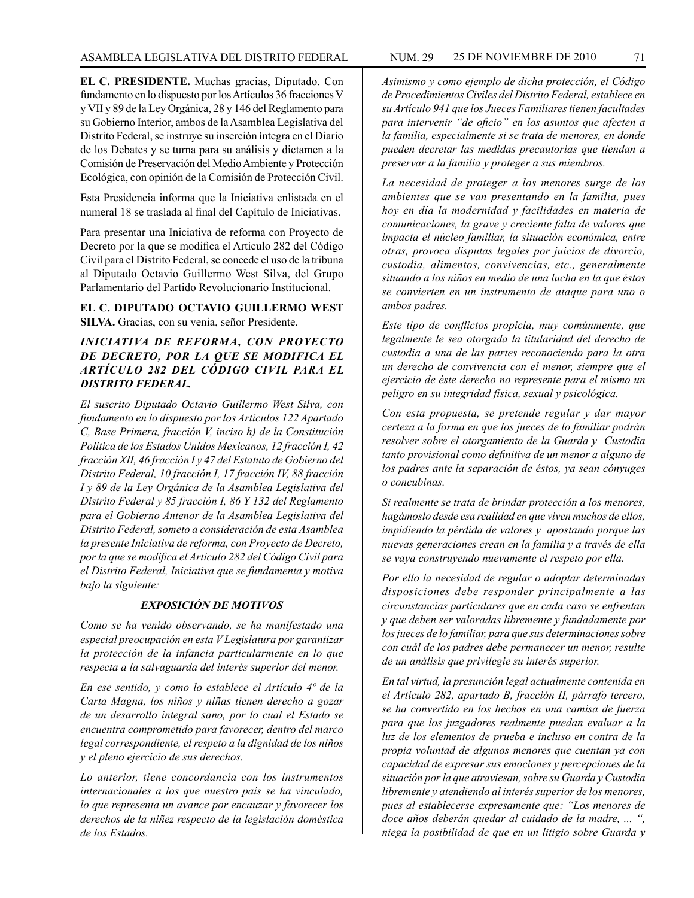**EL C. PRESIDENTE.** Muchas gracias, Diputado. Con fundamento en lo dispuesto por los Artículos 36 fracciones V y VII y 89 de la Ley Orgánica, 28 y 146 del Reglamento para su Gobierno Interior, ambos de la Asamblea Legislativa del Distrito Federal, se instruye su inserción íntegra en el Diario de los Debates y se turna para su análisis y dictamen a la Comisión de Preservación del Medio Ambiente y Protección Ecológica, con opinión de la Comisión de Protección Civil.

Esta Presidencia informa que la Iniciativa enlistada en el numeral 18 se traslada al final del Capítulo de Iniciativas.

Para presentar una Iniciativa de reforma con Proyecto de Decreto por la que se modifica el Artículo 282 del Código Civil para el Distrito Federal, se concede el uso de la tribuna al Diputado Octavio Guillermo West Silva, del Grupo Parlamentario del Partido Revolucionario Institucional.

**EL C. DIPUTADO OCTAVIO GUILLERMO WEST SILVA.** Gracias, con su venia, señor Presidente.

***INICIATIVA DE REFORMA, CON PROYECTO DE DECRETO, POR LA QUE SE MODIFICA EL ARTÍCULO 282 DEL CÓDIGO CIVIL PARA EL DISTRITO FEDERAL.***

*El suscrito Diputado Octavio Guillermo West Silva, con fundamento en lo dispuesto por los Artículos 122 Apartado C, Base Primera, fracción V, inciso h) de la Constitución Política de los Estados Unidos Mexicanos, 12 fracción I, 42 fracción XII, 46 fracción I y 47 del Estatuto de Gobierno del Distrito Federal, 10 fracción I, 17 fracción IV, 88 fracción I y 89 de la Ley Orgánica de la Asamblea Legislativa del Distrito Federal y 85 fracción I, 86 Y 132 del Reglamento para el Gobierno Antenor de la Asamblea Legislativa del Distrito Federal, someto a consideración de esta Asamblea la presente Iniciativa de reforma, con Proyecto de Decreto, por la que se modifica el Artículo 282 del Código Civil para el Distrito Federal, Iniciativa que se fundamenta y motiva bajo la siguiente:*

***EXPOSICIÓN DE MOTIVOS***

*Como se ha venido observando, se ha manifestado una especial preocupación en esta V Legislatura por garantizar la protección de la infancia particularmente en lo que respecta a la salvaguarda del interés superior del menor.*

*En ese sentido, y como lo establece el Artículo 4º de la Carta Magna, los niños y niñas tienen derecho a gozar de un desarrollo integral sano, por lo cual el Estado se encuentra comprometido para favorecer, dentro del marco legal correspondiente, el respeto a la dignidad de los niños y el pleno ejercicio de sus derechos.*

*Lo anterior, tiene concordancia con los instrumentos internacionales a los que nuestro país se ha vinculado, lo que representa un avance por encauzar y favorecer los derechos de la niñez respecto de la legislación doméstica de los Estados.*

*Asimismo y como ejemplo de dicha protección, el Código de Procedimientos Civiles del Distrito Federal, establece en su Artículo 941 que los Jueces Familiares tienen facultades para intervenir "de oficio" en los asuntos que afecten a la familia, especialmente si se trata de menores, en donde pueden decretar las medidas precautorias que tiendan a preservar a la familia y proteger a sus miembros.*

*La necesidad de proteger a los menores surge de los ambientes que se van presentando en la familia, pues hoy en día la modernidad y facilidades en materia de comunicaciones, la grave y creciente falta de valores que impacta el núcleo familiar, la situación económica, entre otras, provoca disputas legales por juicios de divorcio, custodia, alimentos, convivencias, etc., generalmente situando a los niños en medio de una lucha en la que éstos se convierten en un instrumento de ataque para uno o ambos padres.*

*Este tipo de conflictos propicia, muy comúnmente, que legalmente le sea otorgada la titularidad del derecho de custodia a una de las partes reconociendo para la otra un derecho de convivencia con el menor, siempre que el ejercicio de éste derecho no represente para el mismo un peligro en su integridad física, sexual y psicológica.*

*Con esta propuesta, se pretende regular y dar mayor certeza a la forma en que los jueces de lo familiar podrán resolver sobre el otorgamiento de la Guarda y Custodia tanto provisional como definitiva de un menor a alguno de los padres ante la separación de éstos, ya sean cónyuges o concubinas.*

*Si realmente se trata de brindar protección a los menores, hagámoslo desde esa realidad en que viven muchos de ellos, impidiendo la pérdida de valores y apostando porque las nuevas generaciones crean en la familia y a través de ella se vaya construyendo nuevamente el respeto por ella.*

*Por ello la necesidad de regular o adoptar determinadas disposiciones debe responder principalmente a las circunstancias particulares que en cada caso se enfrentan y que deben ser valoradas libremente y fundadamente por los jueces de lo familiar, para que sus determinaciones sobre con cuál de los padres debe permanecer un menor, resulte de un análisis que privilegie su interés superior.*

*En tal virtud, la presunción legal actualmente contenida en el Artículo 282, apartado B, fracción II, párrafo tercero, se ha convertido en los hechos en una camisa de fuerza para que los juzgadores realmente puedan evaluar a la luz de los elementos de prueba e incluso en contra de la propia voluntad de algunos menores que cuentan ya con capacidad de expresar sus emociones y percepciones de la situación por la que atraviesan, sobre su Guarda y Custodia libremente y atendiendo al interés superior de los menores, pues al establecerse expresamente que: "Los menores de doce años deberán quedar al cuidado de la madre, ... ", niega la posibilidad de que en un litigio sobre Guarda y*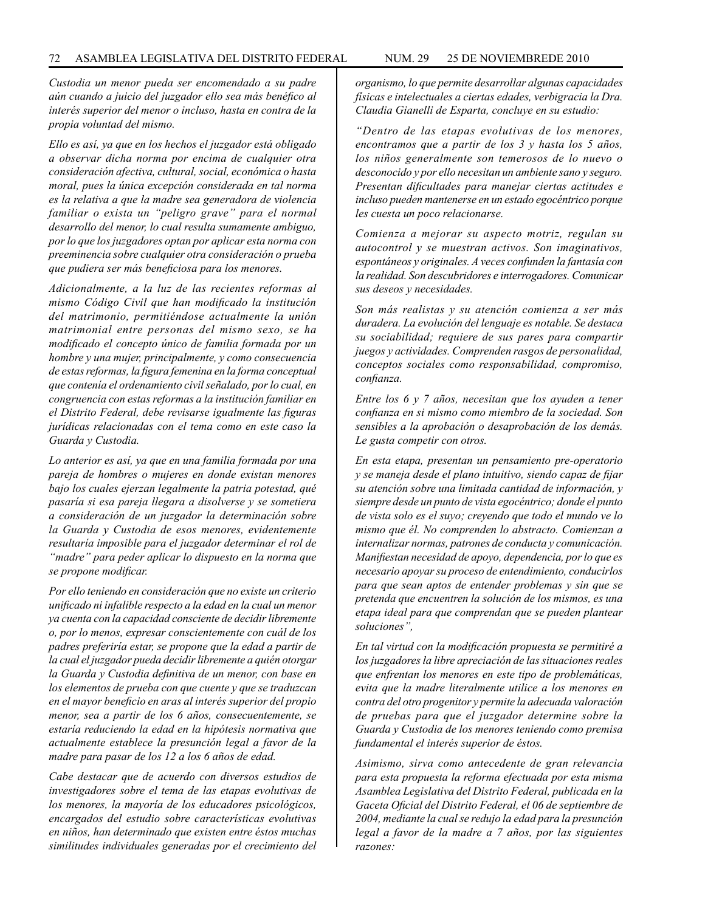*Custodia un menor pueda ser encomendado a su padre aún cuando a juicio del juzgador ello sea más benéfico al interés superior del menor o incluso, hasta en contra de la propia voluntad del mismo.*

*Ello es así, ya que en los hechos el juzgador está obligado a observar dicha norma por encima de cualquier otra consideración afectiva, cultural, social, económica o hasta moral, pues la única excepción considerada en tal norma es la relativa a que la madre sea generadora de violencia familiar o exista un "peligro grave" para el normal desarrollo del menor, lo cual resulta sumamente ambiguo, por lo que los juzgadores optan por aplicar esta norma con preeminencia sobre cualquier otra consideración o prueba que pudiera ser más beneficiosa para los menores.*

*Adicionalmente, a la luz de las recientes reformas al mismo Código Civil que han modificado la institución del matrimonio, permitiéndose actualmente la unión matrimonial entre personas del mismo sexo, se ha modificado el concepto único de familia formada por un hombre y una mujer, principalmente, y como consecuencia de estas reformas, la figura femenina en la forma conceptual que contenía el ordenamiento civil señalado, por lo cual, en congruencia con estas reformas a la institución familiar en el Distrito Federal, debe revisarse igualmente las figuras jurídicas relacionadas con el tema como en este caso la Guarda y Custodia.*

*Lo anterior es así, ya que en una familia formada por una pareja de hombres o mujeres en donde existan menores bajo los cuales ejerzan legalmente la patria potestad, qué pasaría si esa pareja llegara a disolverse y se sometiera a consideración de un juzgador la determinación sobre la Guarda y Custodia de esos menores, evidentemente resultaría imposible para el juzgador determinar el rol de "madre" para peder aplicar lo dispuesto en la norma que se propone modificar.*

*Por ello teniendo en consideración que no existe un criterio unificado ni infalible respecto a la edad en la cual un menor ya cuenta con la capacidad consciente de decidir libremente o, por lo menos, expresar conscientemente con cuál de los padres preferiría estar, se propone que la edad a partir de la cual el juzgador pueda decidir libremente a quién otorgar la Guarda y Custodia definitiva de un menor, con base en los elementos de prueba con que cuente y que se traduzcan en el mayor beneficio en aras al interés superior del propio menor, sea a partir de los 6 años, consecuentemente, se estaría reduciendo la edad en la hipótesis normativa que actualmente establece la presunción legal a favor de la madre para pasar de los 12 a los 6 años de edad.*

*Cabe destacar que de acuerdo con diversos estudios de investigadores sobre el tema de las etapas evolutivas de los menores, la mayoría de los educadores psicológicos, encargados del estudio sobre características evolutivas en niños, han determinado que existen entre éstos muchas similitudes individuales generadas por el crecimiento del organismo, lo que permite desarrollar algunas capacidades físicas e intelectuales a ciertas edades, verbigracia la Dra. Claudia Gianelli de Esparta, concluye en su estudio:*

*"Dentro de las etapas evolutivas de los menores, encontramos que a partir de los 3 y hasta los 5 años, los niños generalmente son temerosos de lo nuevo o desconocido y por ello necesitan un ambiente sano y seguro. Presentan dificultades para manejar ciertas actitudes e incluso pueden mantenerse en un estado egocéntrico porque les cuesta un poco relacionarse.*

*Comienza a mejorar su aspecto motriz, regulan su autocontrol y se muestran activos. Son imaginativos, espontáneos y originales. A veces confunden la fantasía con la realidad. Son descubridores e interrogadores. Comunicar sus deseos y necesidades.*

*Son más realistas y su atención comienza a ser más duradera. La evolución del lenguaje es notable. Se destaca su sociabilidad; requiere de sus pares para compartir juegos y actividades. Comprenden rasgos de personalidad, conceptos sociales como responsabilidad, compromiso, confianza.*

*Entre los 6 y 7 años, necesitan que los ayuden a tener confianza en si mismo como miembro de la sociedad. Son sensibles a la aprobación o desaprobación de los demás. Le gusta competir con otros.*

*En esta etapa, presentan un pensamiento pre-operatorio y se maneja desde el plano intuitivo, siendo capaz de fijar su atención sobre una limitada cantidad de información, y siempre desde un punto de vista egocéntrico; donde el punto de vista solo es el suyo; creyendo que todo el mundo ve lo mismo que él. No comprenden lo abstracto. Comienzan a internalizar normas, patrones de conducta y comunicación. Manifiestan necesidad de apoyo, dependencia, por lo que es necesario apoyar su proceso de entendimiento, conducirlos para que sean aptos de entender problemas y sin que se pretenda que encuentren la solución de los mismos, es una etapa ideal para que comprendan que se pueden plantear soluciones",*

*En tal virtud con la modificación propuesta se permitiré a los juzgadores la libre apreciación de las situaciones reales que enfrentan los menores en este tipo de problemáticas, evita que la madre literalmente utilice a los menores en contra del otro progenitor y permite la adecuada valoración de pruebas para que el juzgador determine sobre la Guarda y Custodia de los menores teniendo como premisa fundamental el interés superior de éstos.*

*Asimismo, sirva como antecedente de gran relevancia para esta propuesta la reforma efectuada por esta misma Asamblea Legislativa del Distrito Federal, publicada en la Gaceta Oficial del Distrito Federal, el 06 de septiembre de 2004, mediante la cual se redujo la edad para la presunción legal a favor de la madre a 7 años, por las siguientes razones:*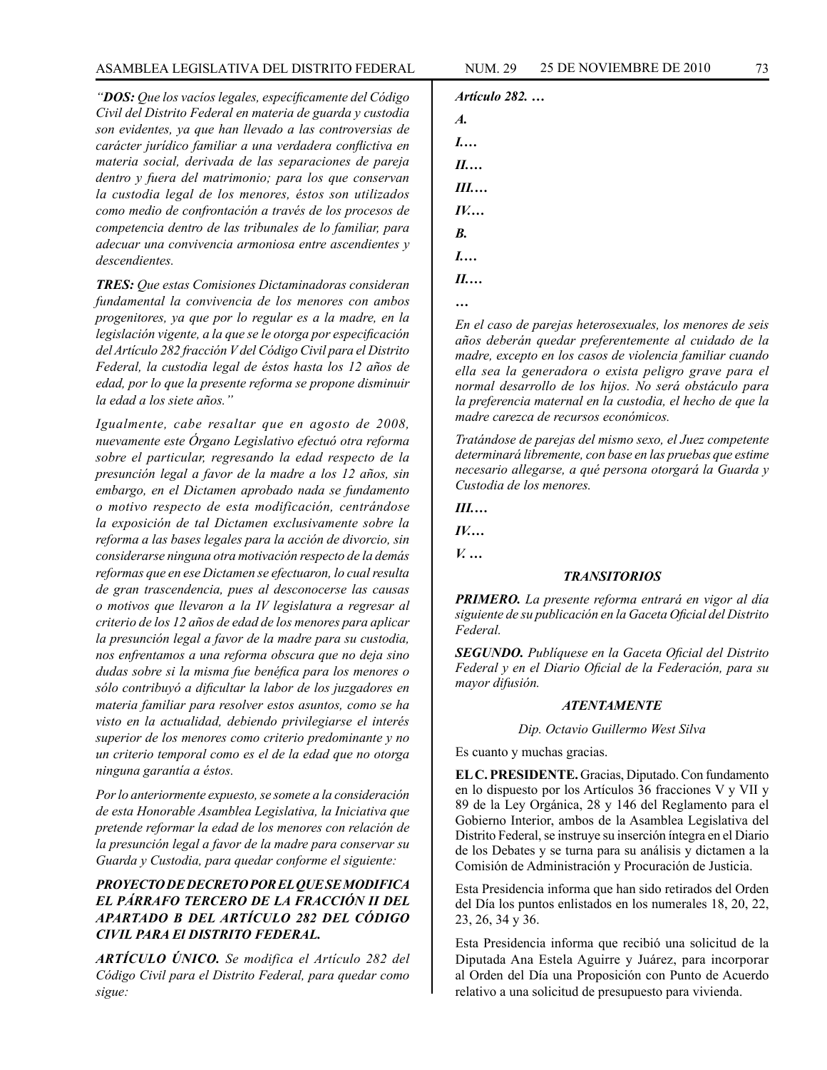*"**DOS:** Que los vacíos legales, específicamente del Código Civil del Distrito Federal en materia de guarda y custodia son evidentes, ya que han llevado a las controversias de carácter jurídico familiar a una verdadera conflictiva en materia social, derivada de las separaciones de pareja dentro y fuera del matrimonio; para los que conservan la custodia legal de los menores, éstos son utilizados como medio de confrontación a través de los procesos de competencia dentro de las tribunales de lo familiar, para adecuar una convivencia armoniosa entre ascendientes y descendientes.*

***TRES:** Que estas Comisiones Dictaminadoras consideran fundamental la convivencia de los menores con ambos progenitores, ya que por lo regular es a la madre, en la legislación vigente, a la que se le otorga por especificación del Artículo 282 fracción V del Código Civil para el Distrito Federal, la custodia legal de éstos hasta los 12 años de edad, por lo que la presente reforma se propone disminuir la edad a los siete años."*

*Igualmente, cabe resaltar que en agosto de 2008, nuevamente este Órgano Legislativo efectuó otra reforma sobre el particular, regresando la edad respecto de la presunción legal a favor de la madre a los 12 años, sin embargo, en el Dictamen aprobado nada se fundamento o motivo respecto de esta modificación, centrándose la exposición de tal Dictamen exclusivamente sobre la reforma a las bases legales para la acción de divorcio, sin considerarse ninguna otra motivación respecto de la demás reformas que en ese Dictamen se efectuaron, lo cual resulta de gran trascendencia, pues al desconocerse las causas o motivos que llevaron a la IV legislatura a regresar al criterio de los 12 años de edad de los menores para aplicar la presunción legal a favor de la madre para su custodia, nos enfrentamos a una reforma obscura que no deja sino dudas sobre si la misma fue benéfica para los menores o sólo contribuyó a dificultar la labor de los juzgadores en materia familiar para resolver estos asuntos, como se ha visto en la actualidad, debiendo privilegiarse el interés superior de los menores como criterio predominante y no un criterio temporal como es el de la edad que no otorga ninguna garantía a éstos.*

*Por lo anteriormente expuesto, se somete a la consideración de esta Honorable Asamblea Legislativa, la Iniciativa que pretende reformar la edad de los menores con relación de la presunción legal a favor de la madre para conservar su Guarda y Custodia, para quedar conforme el siguiente:*

***PROYECTO DE DECRETO POR EL QUE SE MODIFICA EL PÁRRAFO TERCERO DE LA FRACCIÓN II DEL APARTADO B DEL ARTÍCULO 282 DEL CÓDIGO CIVIL PARA El DISTRITO FEDERAL.***

***ARTÍCULO ÚNICO.** Se modifica el Artículo 282 del Código Civil para el Distrito Federal, para quedar como sigue:*

***Artículo 282. …***

***A.***

***I.…***

***II.…***

***III.…***

***IV.…***

***B.***

***I.…***

***II.…***

***…***

*En el caso de parejas heterosexuales, los menores de seis años deberán quedar preferentemente al cuidado de la madre, excepto en los casos de violencia familiar cuando ella sea la generadora o exista peligro grave para el normal desarrollo de los hijos. No será obstáculo para la preferencia maternal en la custodia, el hecho de que la madre carezca de recursos económicos.*

*Tratándose de parejas del mismo sexo, el Juez competente determinará libremente, con base en las pruebas que estime necesario allegarse, a qué persona otorgará la Guarda y Custodia de los menores.*

***III.…***

***IV.…***

***V. …***

***TRANSITORIOS***

***PRIMERO.** La presente reforma entrará en vigor al día siguiente de su publicación en la Gaceta Oficial del Distrito Federal.*

***SEGUNDO.** Publíquese en la Gaceta Oficial del Distrito Federal y en el Diario Oficial de la Federación, para su mayor difusión.*

***ATENTAMENTE***

*Dip. Octavio Guillermo West Silva*

Es cuanto y muchas gracias.

**EL C. PRESIDENTE.** Gracias, Diputado. Con fundamento en lo dispuesto por los Artículos 36 fracciones V y VII y 89 de la Ley Orgánica, 28 y 146 del Reglamento para el Gobierno Interior, ambos de la Asamblea Legislativa del Distrito Federal, se instruye su inserción íntegra en el Diario de los Debates y se turna para su análisis y dictamen a la Comisión de Administración y Procuración de Justicia.

Esta Presidencia informa que han sido retirados del Orden del Día los puntos enlistados en los numerales 18, 20, 22, 23, 26, 34 y 36.

Esta Presidencia informa que recibió una solicitud de la Diputada Ana Estela Aguirre y Juárez, para incorporar al Orden del Día una Proposición con Punto de Acuerdo relativo a una solicitud de presupuesto para vivienda.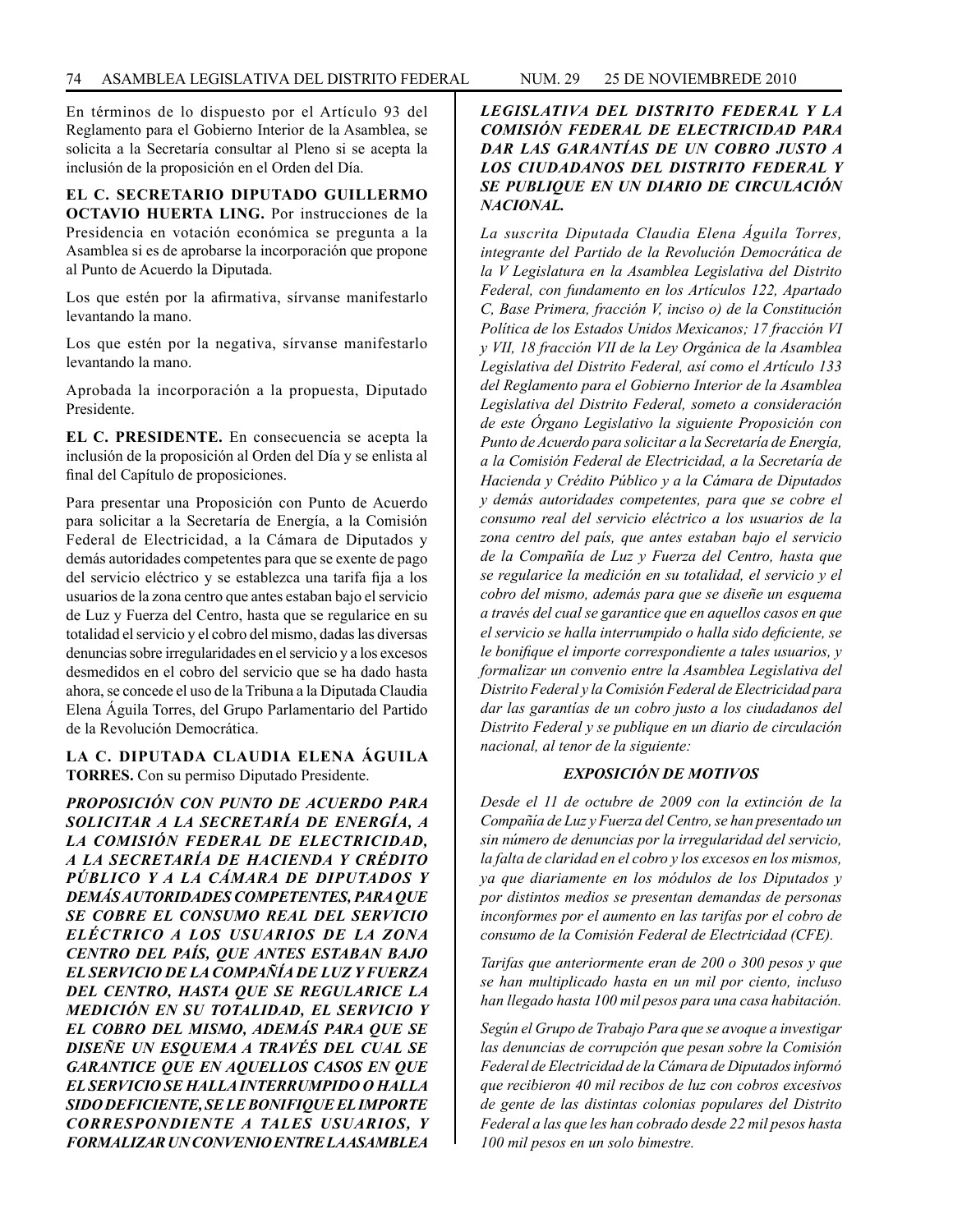En términos de lo dispuesto por el Artículo 93 del Reglamento para el Gobierno Interior de la Asamblea, se solicita a la Secretaría consultar al Pleno si se acepta la inclusión de la proposición en el Orden del Día.

**EL C. SECRETARIO DIPUTADO GUILLERMO OCTAVIO HUERTA LING.** Por instrucciones de la Presidencia en votación económica se pregunta a la Asamblea si es de aprobarse la incorporación que propone al Punto de Acuerdo la Diputada.

Los que estén por la afirmativa, sírvanse manifestarlo levantando la mano.

Los que estén por la negativa, sírvanse manifestarlo levantando la mano.

Aprobada la incorporación a la propuesta, Diputado Presidente.

**EL C. PRESIDENTE.** En consecuencia se acepta la inclusión de la proposición al Orden del Día y se enlista al final del Capítulo de proposiciones.

Para presentar una Proposición con Punto de Acuerdo para solicitar a la Secretaría de Energía, a la Comisión Federal de Electricidad, a la Cámara de Diputados y demás autoridades competentes para que se exente de pago del servicio eléctrico y se establezca una tarifa fija a los usuarios de la zona centro que antes estaban bajo el servicio de Luz y Fuerza del Centro, hasta que se regularice en su totalidad el servicio y el cobro del mismo, dadas las diversas denuncias sobre irregularidades en el servicio y a los excesos desmedidos en el cobro del servicio que se ha dado hasta ahora, se concede el uso de la Tribuna a la Diputada Claudia Elena Águila Torres, del Grupo Parlamentario del Partido de la Revolución Democrática.

**LA C. DIPUTADA CLAUDIA ELENA ÁGUILA TORRES.** Con su permiso Diputado Presidente.

***PROPOSICIÓN CON PUNTO DE ACUERDO PARA SOLICITAR A LA SECRETARÍA DE ENERGÍA, A LA COMISIÓN FEDERAL DE ELECTRICIDAD, A LA SECRETARÍA DE HACIENDA Y CRÉDITO PÚBLICO Y A LA CÁMARA DE DIPUTADOS Y DEMÁS AUTORIDADES COMPETENTES, PARA QUE SE COBRE EL CONSUMO REAL DEL SERVICIO ELÉCTRICO A LOS USUARIOS DE LA ZONA CENTRO DEL PAÍS, QUE ANTES ESTABAN BAJO EL SERVICIO DE LA COMPAÑÍA DE LUZ Y FUERZA DEL CENTRO, HASTA QUE SE REGULARICE LA MEDICIÓN EN SU TOTALIDAD, EL SERVICIO Y EL COBRO DEL MISMO, ADEMÁS PARA QUE SE DISEÑE UN ESQUEMA A TRAVÉS DEL CUAL SE GARANTICE QUE EN AQUELLOS CASOS EN QUE EL SERVICIO SE HALLA INTERRUMPIDO O HALLA SIDO DEFICIENTE, SE LE BONIFIQUE EL IMPORTE CORRESPONDIENTE A TALES USUARIOS, Y FORMALIZAR UN CONVENIO ENTRE LA ASAMBLEA LEGISLATIVA DEL DISTRITO FEDERAL Y LA COMISIÓN FEDERAL DE ELECTRICIDAD PARA DAR LAS GARANTÍAS DE UN COBRO JUSTO A LOS CIUDADANOS DEL DISTRITO FEDERAL Y SE PUBLIQUE EN UN DIARIO DE CIRCULACIÓN NACIONAL.***

*La suscrita Diputada Claudia Elena Águila Torres, integrante del Partido de la Revolución Democrática de la V Legislatura en la Asamblea Legislativa del Distrito Federal, con fundamento en los Artículos 122, Apartado C, Base Primera, fracción V, inciso o) de la Constitución Política de los Estados Unidos Mexicanos; 17 fracción VI y VII, 18 fracción VII de la Ley Orgánica de la Asamblea Legislativa del Distrito Federal, así como el Artículo 133 del Reglamento para el Gobierno Interior de la Asamblea Legislativa del Distrito Federal, someto a consideración de este Órgano Legislativo la siguiente Proposición con Punto de Acuerdo para solicitar a la Secretaría de Energía, a la Comisión Federal de Electricidad, a la Secretaría de Hacienda y Crédito Público y a la Cámara de Diputados y demás autoridades competentes, para que se cobre el consumo real del servicio eléctrico a los usuarios de la zona centro del país, que antes estaban bajo el servicio de la Compañía de Luz y Fuerza del Centro, hasta que se regularice la medición en su totalidad, el servicio y el cobro del mismo, además para que se diseñe un esquema a través del cual se garantice que en aquellos casos en que el servicio se halla interrumpido o halla sido deficiente, se le bonifique el importe correspondiente a tales usuarios, y formalizar un convenio entre la Asamblea Legislativa del Distrito Federal y la Comisión Federal de Electricidad para dar las garantías de un cobro justo a los ciudadanos del Distrito Federal y se publique en un diario de circulación nacional, al tenor de la siguiente:*

***EXPOSICIÓN DE MOTIVOS***

*Desde el 11 de octubre de 2009 con la extinción de la Compañía de Luz y Fuerza del Centro, se han presentado un sin número de denuncias por la irregularidad del servicio, la falta de claridad en el cobro y los excesos en los mismos, ya que diariamente en los módulos de los Diputados y por distintos medios se presentan demandas de personas inconformes por el aumento en las tarifas por el cobro de consumo de la Comisión Federal de Electricidad (CFE).*

*Tarifas que anteriormente eran de 200 o 300 pesos y que se han multiplicado hasta en un mil por ciento, incluso han llegado hasta 100 mil pesos para una casa habitación.*

*Según el Grupo de Trabajo Para que se avoque a investigar las denuncias de corrupción que pesan sobre la Comisión Federal de Electricidad de la Cámara de Diputados informó que recibieron 40 mil recibos de luz con cobros excesivos de gente de las distintas colonias populares del Distrito Federal a las que les han cobrado desde 22 mil pesos hasta 100 mil pesos en un solo bimestre.*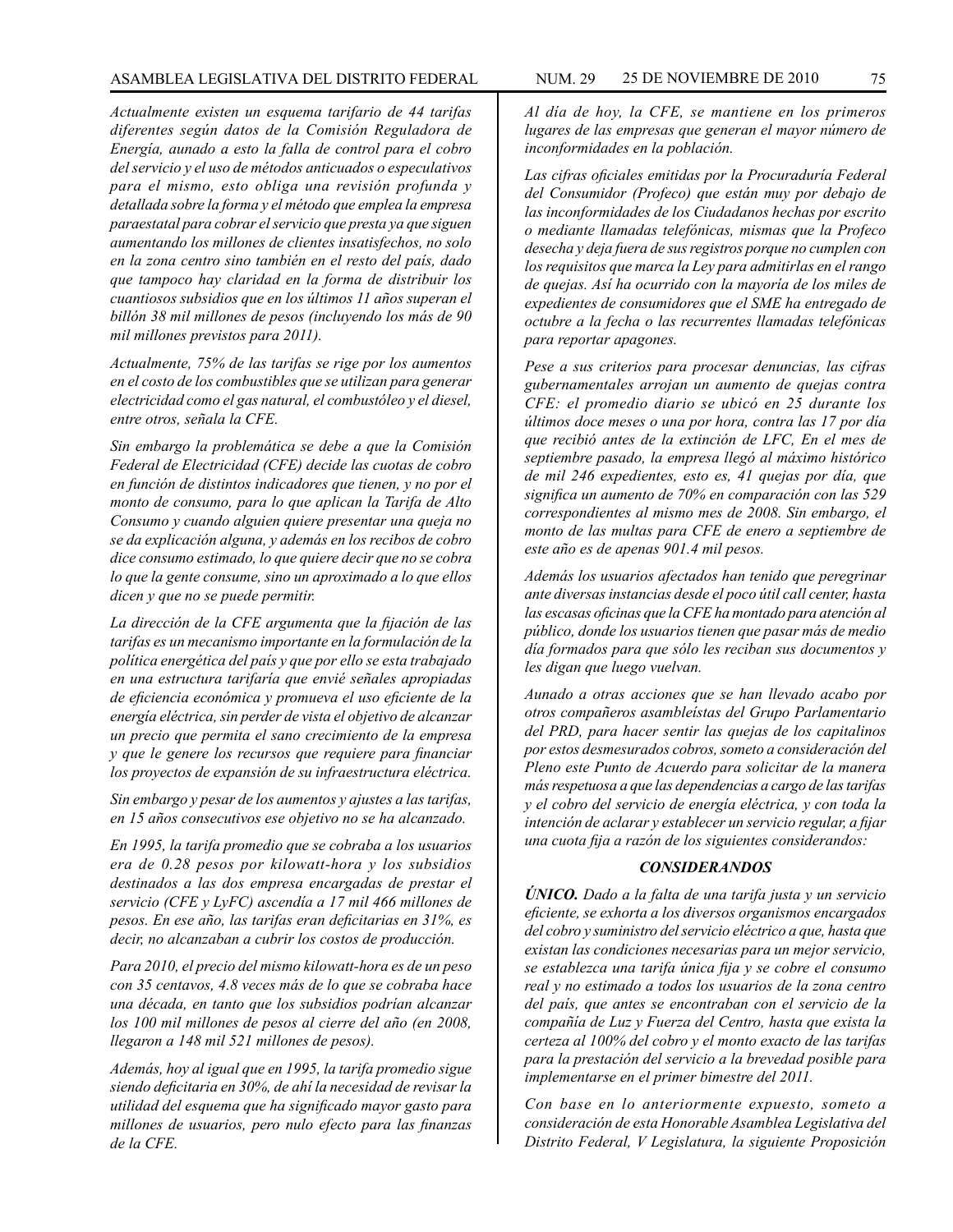*Actualmente existen un esquema tarifario de 44 tarifas diferentes según datos de la Comisión Reguladora de Energía, aunado a esto la falla de control para el cobro del servicio y el uso de métodos anticuados o especulativos para el mismo, esto obliga una revisión profunda y detallada sobre la forma y el método que emplea la empresa paraestatal para cobrar el servicio que presta ya que siguen aumentando los millones de clientes insatisfechos, no solo en la zona centro sino también en el resto del país, dado que tampoco hay claridad en la forma de distribuir los cuantiosos subsidios que en los últimos 11 años superan el billón 38 mil millones de pesos (incluyendo los más de 90 mil millones previstos para 2011).*

*Actualmente, 75% de las tarifas se rige por los aumentos en el costo de los combustibles que se utilizan para generar electricidad como el gas natural, el combustóleo y el diesel, entre otros, señala la CFE.*

*Sin embargo la problemática se debe a que la Comisión Federal de Electricidad (CFE) decide las cuotas de cobro en función de distintos indicadores que tienen, y no por el monto de consumo, para lo que aplican la Tarifa de Alto Consumo y cuando alguien quiere presentar una queja no se da explicación alguna, y además en los recibos de cobro dice consumo estimado, lo que quiere decir que no se cobra lo que la gente consume, sino un aproximado a lo que ellos dicen y que no se puede permitir.*

*La dirección de la CFE argumenta que la fijación de las tarifas es un mecanismo importante en la formulación de la política energética del país y que por ello se esta trabajado en una estructura tarifaría que envié señales apropiadas de eficiencia económica y promueva el uso eficiente de la energía eléctrica, sin perder de vista el objetivo de alcanzar un precio que permita el sano crecimiento de la empresa y que le genere los recursos que requiere para financiar los proyectos de expansión de su infraestructura eléctrica.*

*Sin embargo y pesar de los aumentos y ajustes a las tarifas, en 15 años consecutivos ese objetivo no se ha alcanzado.*

*En 1995, la tarifa promedio que se cobraba a los usuarios era de 0.28 pesos por kilowatt-hora y los subsidios destinados a las dos empresa encargadas de prestar el servicio (CFE y LyFC) ascendía a 17 mil 466 millones de pesos. En ese año, las tarifas eran deficitarias en 31%, es decir, no alcanzaban a cubrir los costos de producción.*

*Para 2010, el precio del mismo kilowatt-hora es de un peso con 35 centavos, 4.8 veces más de lo que se cobraba hace una década, en tanto que los subsidios podrían alcanzar los 100 mil millones de pesos al cierre del año (en 2008, llegaron a 148 mil 521 millones de pesos).*

*Además, hoy al igual que en 1995, la tarifa promedio sigue siendo deficitaria en 30%, de ahí la necesidad de revisar la utilidad del esquema que ha significado mayor gasto para millones de usuarios, pero nulo efecto para las finanzas de la CFE.*

*Al día de hoy, la CFE, se mantiene en los primeros lugares de las empresas que generan el mayor número de inconformidades en la población.*

*Las cifras oficiales emitidas por la Procuraduría Federal del Consumidor (Profeco) que están muy por debajo de las inconformidades de los Ciudadanos hechas por escrito o mediante llamadas telefónicas, mismas que la Profeco desecha y deja fuera de sus registros porque no cumplen con los requisitos que marca la Ley para admitirlas en el rango de quejas. Así ha ocurrido con la mayoría de los miles de expedientes de consumidores que el SME ha entregado de octubre a la fecha o las recurrentes llamadas telefónicas para reportar apagones.*

*Pese a sus criterios para procesar denuncias, las cifras gubernamentales arrojan un aumento de quejas contra CFE: el promedio diario se ubicó en 25 durante los últimos doce meses o una por hora, contra las 17 por día que recibió antes de la extinción de LFC, En el mes de septiembre pasado, la empresa llegó al máximo histórico de mil 246 expedientes, esto es, 41 quejas por día, que significa un aumento de 70% en comparación con las 529 correspondientes al mismo mes de 2008. Sin embargo, el monto de las multas para CFE de enero a septiembre de este año es de apenas 901.4 mil pesos.*

*Además los usuarios afectados han tenido que peregrinar ante diversas instancias desde el poco útil call center, hasta las escasas oficinas que la CFE ha montado para atención al público, donde los usuarios tienen que pasar más de medio día formados para que sólo les reciban sus documentos y les digan que luego vuelvan.*

*Aunado a otras acciones que se han llevado acabo por otros compañeros asambleístas del Grupo Parlamentario del PRD, para hacer sentir las quejas de los capitalinos por estos desmesurados cobros, someto a consideración del Pleno este Punto de Acuerdo para solicitar de la manera más respetuosa a que las dependencias a cargo de las tarifas y el cobro del servicio de energía eléctrica, y con toda la intención de aclarar y establecer un servicio regular, a fijar una cuota fija a razón de los siguientes considerandos:*

### *CONSIDERANDOS*

***ÚNICO.*** *Dado a la falta de una tarifa justa y un servicio eficiente, se exhorta a los diversos organismos encargados del cobro y suministro del servicio eléctrico a que, hasta que existan las condiciones necesarias para un mejor servicio, se establezca una tarifa única fija y se cobre el consumo real y no estimado a todos los usuarios de la zona centro del país, que antes se encontraban con el servicio de la compañía de Luz y Fuerza del Centro, hasta que exista la certeza al 100% del cobro y el monto exacto de las tarifas para la prestación del servicio a la brevedad posible para implementarse en el primer bimestre del 2011.*

*Con base en lo anteriormente expuesto, someto a consideración de esta Honorable Asamblea Legislativa del Distrito Federal, V Legislatura, la siguiente Proposición*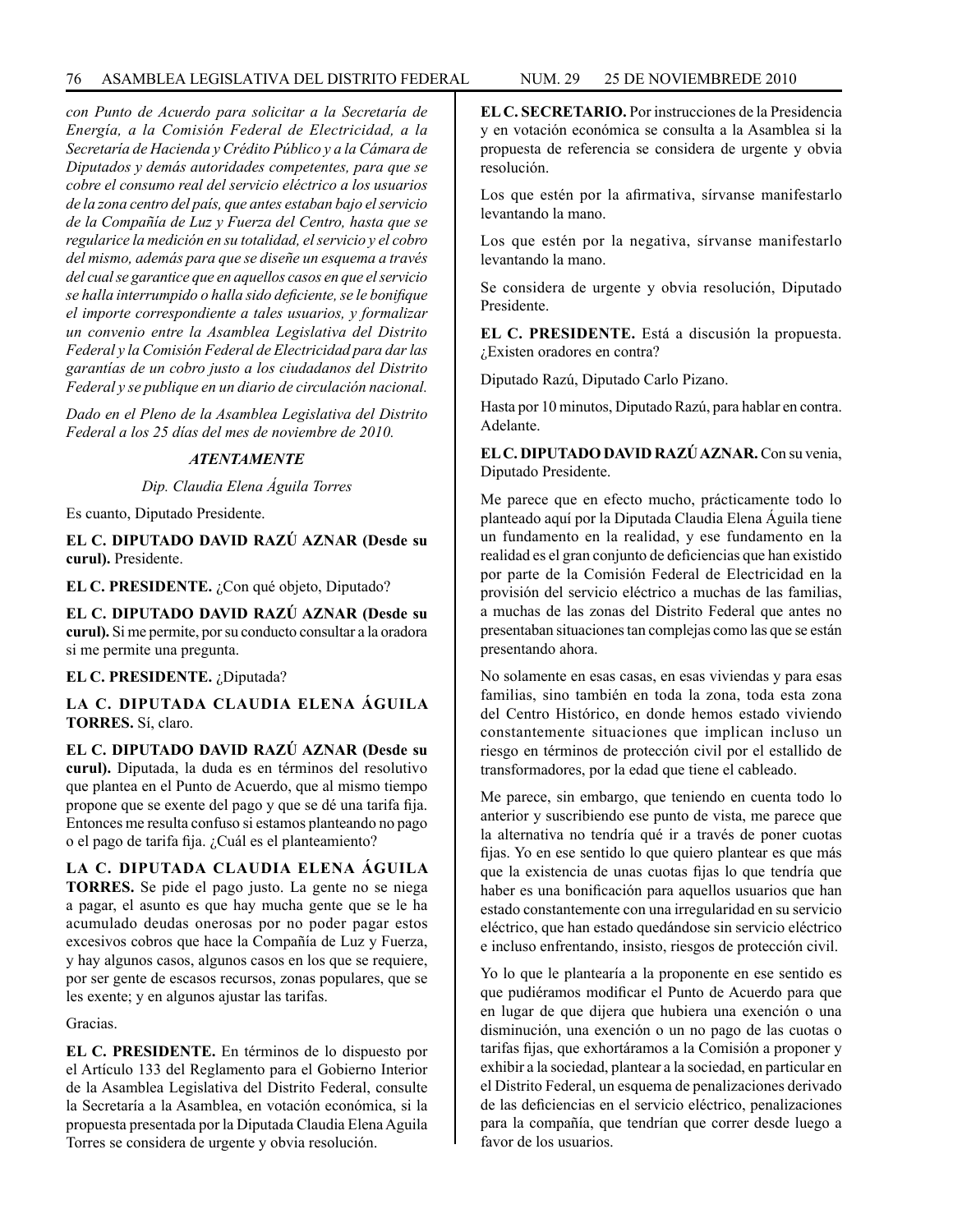*con Punto de Acuerdo para solicitar a la Secretaría de Energía, a la Comisión Federal de Electricidad, a la Secretaría de Hacienda y Crédito Público y a la Cámara de Diputados y demás autoridades competentes, para que se cobre el consumo real del servicio eléctrico a los usuarios de la zona centro del país, que antes estaban bajo el servicio de la Compañía de Luz y Fuerza del Centro, hasta que se regularice la medición en su totalidad, el servicio y el cobro del mismo, además para que se diseñe un esquema a través del cual se garantice que en aquellos casos en que el servicio se halla interrumpido o halla sido deficiente, se le bonifique el importe correspondiente a tales usuarios, y formalizar un convenio entre la Asamblea Legislativa del Distrito Federal y la Comisión Federal de Electricidad para dar las garantías de un cobro justo a los ciudadanos del Distrito Federal y se publique en un diario de circulación nacional.*

*Dado en el Pleno de la Asamblea Legislativa del Distrito Federal a los 25 días del mes de noviembre de 2010.*

***ATENTAMENTE***

*Dip. Claudia Elena Águila Torres*

Es cuanto, Diputado Presidente.

**EL C. DIPUTADO DAVID RAZÚ AZNAR (Desde su curul).** Presidente.

**EL C. PRESIDENTE.** ¿Con qué objeto, Diputado?

**EL C. DIPUTADO DAVID RAZÚ AZNAR (Desde su curul).** Si me permite, por su conducto consultar a la oradora si me permite una pregunta.

**EL C. PRESIDENTE.** ¿Diputada?

**LA C. DIPUTADA CLAUDIA ELENA ÁGUILA TORRES.** Sí, claro.

**EL C. DIPUTADO DAVID RAZÚ AZNAR (Desde su curul).** Diputada, la duda es en términos del resolutivo que plantea en el Punto de Acuerdo, que al mismo tiempo propone que se exente del pago y que se dé una tarifa fija. Entonces me resulta confuso si estamos planteando no pago o el pago de tarifa fija. ¿Cuál es el planteamiento?

**LA C. DIPUTADA CLAUDIA ELENA ÁGUILA TORRES.** Se pide el pago justo. La gente no se niega a pagar, el asunto es que hay mucha gente que se le ha acumulado deudas onerosas por no poder pagar estos excesivos cobros que hace la Compañía de Luz y Fuerza, y hay algunos casos, algunos casos en los que se requiere, por ser gente de escasos recursos, zonas populares, que se les exente; y en algunos ajustar las tarifas.

Gracias.

**EL C. PRESIDENTE.** En términos de lo dispuesto por el Artículo 133 del Reglamento para el Gobierno Interior de la Asamblea Legislativa del Distrito Federal, consulte la Secretaría a la Asamblea, en votación económica, si la propuesta presentada por la Diputada Claudia Elena Aguila Torres se considera de urgente y obvia resolución.

**EL C. SECRETARIO.** Por instrucciones de la Presidencia y en votación económica se consulta a la Asamblea si la propuesta de referencia se considera de urgente y obvia resolución.

Los que estén por la afirmativa, sírvanse manifestarlo levantando la mano.

Los que estén por la negativa, sírvanse manifestarlo levantando la mano.

Se considera de urgente y obvia resolución, Diputado Presidente.

**EL C. PRESIDENTE.** Está a discusión la propuesta. ¿Existen oradores en contra?

Diputado Razú, Diputado Carlo Pizano.

Hasta por 10 minutos, Diputado Razú, para hablar en contra. Adelante.

**EL C. DIPUTADO DAVID RAZÚ AZNAR.** Con su venia, Diputado Presidente.

Me parece que en efecto mucho, prácticamente todo lo planteado aquí por la Diputada Claudia Elena Águila tiene un fundamento en la realidad, y ese fundamento en la realidad es el gran conjunto de deficiencias que han existido por parte de la Comisión Federal de Electricidad en la provisión del servicio eléctrico a muchas de las familias, a muchas de las zonas del Distrito Federal que antes no presentaban situaciones tan complejas como las que se están presentando ahora.

No solamente en esas casas, en esas viviendas y para esas familias, sino también en toda la zona, toda esta zona del Centro Histórico, en donde hemos estado viviendo constantemente situaciones que implican incluso un riesgo en términos de protección civil por el estallido de transformadores, por la edad que tiene el cableado.

Me parece, sin embargo, que teniendo en cuenta todo lo anterior y suscribiendo ese punto de vista, me parece que la alternativa no tendría qué ir a través de poner cuotas fijas. Yo en ese sentido lo que quiero plantear es que más que la existencia de unas cuotas fijas lo que tendría que haber es una bonificación para aquellos usuarios que han estado constantemente con una irregularidad en su servicio eléctrico, que han estado quedándose sin servicio eléctrico e incluso enfrentando, insisto, riesgos de protección civil.

Yo lo que le plantearía a la proponente en ese sentido es que pudiéramos modificar el Punto de Acuerdo para que en lugar de que dijera que hubiera una exención o una disminución, una exención o un no pago de las cuotas o tarifas fijas, que exhortáramos a la Comisión a proponer y exhibir a la sociedad, plantear a la sociedad, en particular en el Distrito Federal, un esquema de penalizaciones derivado de las deficiencias en el servicio eléctrico, penalizaciones para la compañía, que tendrían que correr desde luego a favor de los usuarios.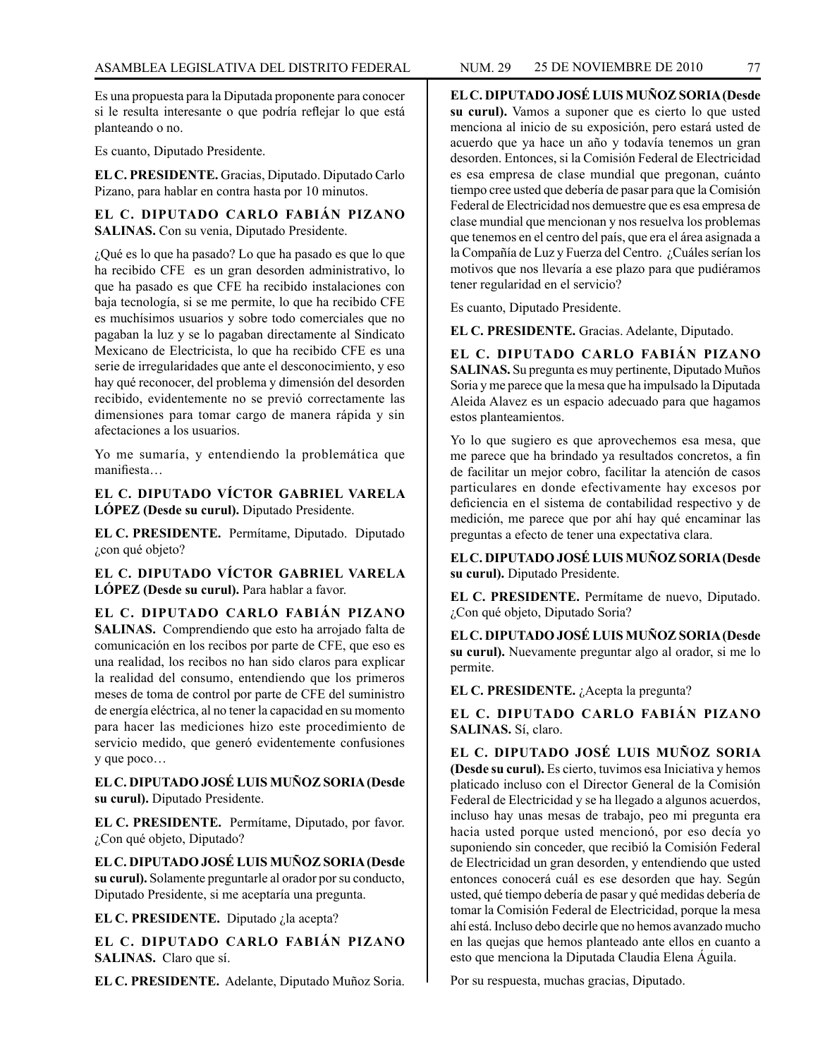Es una propuesta para la Diputada proponente para conocer si le resulta interesante o que podría reflejar lo que está planteando o no.

Es cuanto, Diputado Presidente.

**EL C. PRESIDENTE.** Gracias, Diputado. Diputado Carlo Pizano, para hablar en contra hasta por 10 minutos.

**EL C. DIPUTADO CARLO FABIÁN PIZANO SALINAS.** Con su venia, Diputado Presidente.

¿Qué es lo que ha pasado? Lo que ha pasado es que lo que ha recibido CFE es un gran desorden administrativo, lo que ha pasado es que CFE ha recibido instalaciones con baja tecnología, si se me permite, lo que ha recibido CFE es muchísimos usuarios y sobre todo comerciales que no pagaban la luz y se lo pagaban directamente al Sindicato Mexicano de Electricista, lo que ha recibido CFE es una serie de irregularidades que ante el desconocimiento, y eso hay qué reconocer, del problema y dimensión del desorden recibido, evidentemente no se previó correctamente las dimensiones para tomar cargo de manera rápida y sin afectaciones a los usuarios.

Yo me sumaría, y entendiendo la problemática que manifiesta…

**EL C. DIPUTADO VÍCTOR GABRIEL VARELA LÓPEZ (Desde su curul).** Diputado Presidente.

**EL C. PRESIDENTE.** Permítame, Diputado. Diputado ¿con qué objeto?

**EL C. DIPUTADO VÍCTOR GABRIEL VARELA LÓPEZ (Desde su curul).** Para hablar a favor.

**EL C. DIPUTADO CARLO FABIÁN PIZANO SALINAS.** Comprendiendo que esto ha arrojado falta de comunicación en los recibos por parte de CFE, que eso es una realidad, los recibos no han sido claros para explicar la realidad del consumo, entendiendo que los primeros meses de toma de control por parte de CFE del suministro de energía eléctrica, al no tener la capacidad en su momento para hacer las mediciones hizo este procedimiento de servicio medido, que generó evidentemente confusiones y que poco…

**EL C. DIPUTADO JOSÉ LUIS MUÑOZ SORIA (Desde su curul).** Diputado Presidente.

**EL C. PRESIDENTE.** Permítame, Diputado, por favor. ¿Con qué objeto, Diputado?

**EL C. DIPUTADO JOSÉ LUIS MUÑOZ SORIA (Desde su curul).** Solamente preguntarle al orador por su conducto, Diputado Presidente, si me aceptaría una pregunta.

**EL C. PRESIDENTE.** Diputado ¿la acepta?

**EL C. DIPUTADO CARLO FABIÁN PIZANO SALINAS.** Claro que sí.

**EL C. PRESIDENTE.** Adelante, Diputado Muñoz Soria.

**EL C. DIPUTADO JOSÉ LUIS MUÑOZ SORIA (Desde su curul).** Vamos a suponer que es cierto lo que usted menciona al inicio de su exposición, pero estará usted de acuerdo que ya hace un año y todavía tenemos un gran desorden. Entonces, si la Comisión Federal de Electricidad es esa empresa de clase mundial que pregonan, cuánto tiempo cree usted que debería de pasar para que la Comisión Federal de Electricidad nos demuestre que es esa empresa de clase mundial que mencionan y nos resuelva los problemas que tenemos en el centro del país, que era el área asignada a la Compañía de Luz y Fuerza del Centro. ¿Cuáles serían los motivos que nos llevaría a ese plazo para que pudiéramos tener regularidad en el servicio?

Es cuanto, Diputado Presidente.

**EL C. PRESIDENTE.** Gracias. Adelante, Diputado.

**EL C. DIPUTADO CARLO FABIÁN PIZANO SALINAS.** Su pregunta es muy pertinente, Diputado Muños Soria y me parece que la mesa que ha impulsado la Diputada Aleida Alavez es un espacio adecuado para que hagamos estos planteamientos.

Yo lo que sugiero es que aprovechemos esa mesa, que me parece que ha brindado ya resultados concretos, a fin de facilitar un mejor cobro, facilitar la atención de casos particulares en donde efectivamente hay excesos por deficiencia en el sistema de contabilidad respectivo y de medición, me parece que por ahí hay qué encaminar las preguntas a efecto de tener una expectativa clara.

**EL C. DIPUTADO JOSÉ LUIS MUÑOZ SORIA (Desde su curul).** Diputado Presidente.

**EL C. PRESIDENTE.** Permítame de nuevo, Diputado. ¿Con qué objeto, Diputado Soria?

**EL C. DIPUTADO JOSÉ LUIS MUÑOZ SORIA (Desde su curul).** Nuevamente preguntar algo al orador, si me lo permite.

**EL C. PRESIDENTE.** ¿Acepta la pregunta?

**EL C. DIPUTADO CARLO FABIÁN PIZANO SALINAS.** Sí, claro.

**EL C. DIPUTADO JOSÉ LUIS MUÑOZ SORIA (Desde su curul).** Es cierto, tuvimos esa Iniciativa y hemos platicado incluso con el Director General de la Comisión Federal de Electricidad y se ha llegado a algunos acuerdos, incluso hay unas mesas de trabajo, peo mi pregunta era hacia usted porque usted mencionó, por eso decía yo suponiendo sin conceder, que recibió la Comisión Federal de Electricidad un gran desorden, y entendiendo que usted entonces conocerá cuál es ese desorden que hay. Según usted, qué tiempo debería de pasar y qué medidas debería de tomar la Comisión Federal de Electricidad, porque la mesa ahí está. Incluso debo decirle que no hemos avanzado mucho en las quejas que hemos planteado ante ellos en cuanto a esto que menciona la Diputada Claudia Elena Águila.

Por su respuesta, muchas gracias, Diputado.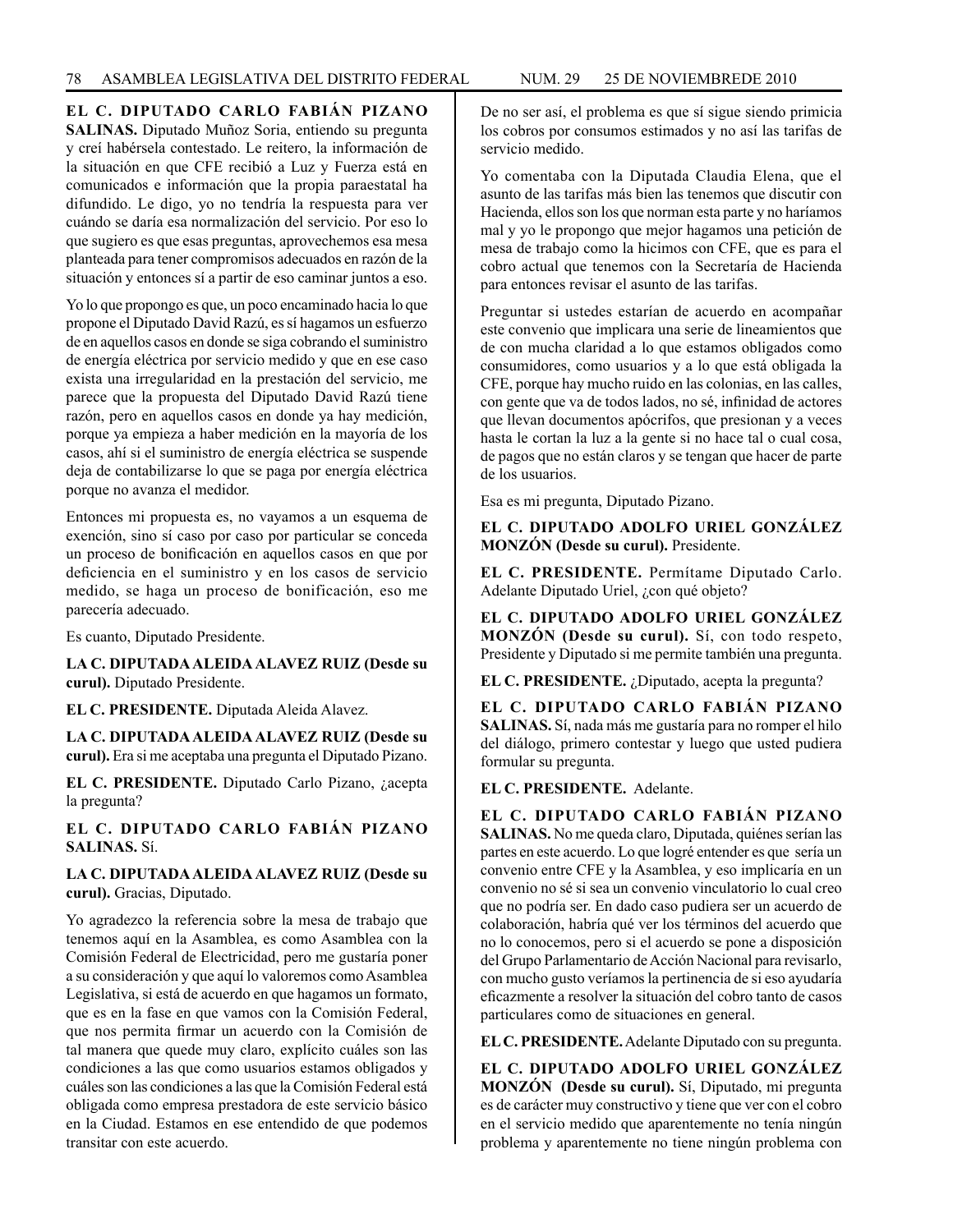**EL C. DIPUTADO CARLO FABIÁN PIZANO SALINAS.** Diputado Muñoz Soria, entiendo su pregunta y creí habérsela contestado. Le reitero, la información de la situación en que CFE recibió a Luz y Fuerza está en comunicados e información que la propia paraestatal ha difundido. Le digo, yo no tendría la respuesta para ver cuándo se daría esa normalización del servicio. Por eso lo que sugiero es que esas preguntas, aprovechemos esa mesa planteada para tener compromisos adecuados en razón de la situación y entonces sí a partir de eso caminar juntos a eso.

Yo lo que propongo es que, un poco encaminado hacia lo que propone el Diputado David Razú, es sí hagamos un esfuerzo de en aquellos casos en donde se siga cobrando el suministro de energía eléctrica por servicio medido y que en ese caso exista una irregularidad en la prestación del servicio, me parece que la propuesta del Diputado David Razú tiene razón, pero en aquellos casos en donde ya hay medición, porque ya empieza a haber medición en la mayoría de los casos, ahí si el suministro de energía eléctrica se suspende deja de contabilizarse lo que se paga por energía eléctrica porque no avanza el medidor.

Entonces mi propuesta es, no vayamos a un esquema de exención, sino sí caso por caso por particular se conceda un proceso de bonificación en aquellos casos en que por deficiencia en el suministro y en los casos de servicio medido, se haga un proceso de bonificación, eso me parecería adecuado.

Es cuanto, Diputado Presidente.

**LA C. DIPUTADA ALEIDA ALAVEZ RUIZ (Desde su curul).** Diputado Presidente.

**EL C. PRESIDENTE.** Diputada Aleida Alavez.

**LA C. DIPUTADA ALEIDA ALAVEZ RUIZ (Desde su curul).** Era si me aceptaba una pregunta el Diputado Pizano.

**EL C. PRESIDENTE.** Diputado Carlo Pizano, ¿acepta la pregunta?

**EL C. DIPUTADO CARLO FABIÁN PIZANO SALINAS.** Sí.

**LA C. DIPUTADA ALEIDA ALAVEZ RUIZ (Desde su curul).** Gracias, Diputado.

Yo agradezco la referencia sobre la mesa de trabajo que tenemos aquí en la Asamblea, es como Asamblea con la Comisión Federal de Electricidad, pero me gustaría poner a su consideración y que aquí lo valoremos como Asamblea Legislativa, si está de acuerdo en que hagamos un formato, que es en la fase en que vamos con la Comisión Federal, que nos permita firmar un acuerdo con la Comisión de tal manera que quede muy claro, explícito cuáles son las condiciones a las que como usuarios estamos obligados y cuáles son las condiciones a las que la Comisión Federal está obligada como empresa prestadora de este servicio básico en la Ciudad. Estamos en ese entendido de que podemos transitar con este acuerdo.

De no ser así, el problema es que sí sigue siendo primicia los cobros por consumos estimados y no así las tarifas de servicio medido.

Yo comentaba con la Diputada Claudia Elena, que el asunto de las tarifas más bien las tenemos que discutir con Hacienda, ellos son los que norman esta parte y no haríamos mal y yo le propongo que mejor hagamos una petición de mesa de trabajo como la hicimos con CFE, que es para el cobro actual que tenemos con la Secretaría de Hacienda para entonces revisar el asunto de las tarifas.

Preguntar si ustedes estarían de acuerdo en acompañar este convenio que implicara una serie de lineamientos que de con mucha claridad a lo que estamos obligados como consumidores, como usuarios y a lo que está obligada la CFE, porque hay mucho ruido en las colonias, en las calles, con gente que va de todos lados, no sé, infinidad de actores que llevan documentos apócrifos, que presionan y a veces hasta le cortan la luz a la gente si no hace tal o cual cosa, de pagos que no están claros y se tengan que hacer de parte de los usuarios.

Esa es mi pregunta, Diputado Pizano.

**EL C. DIPUTADO ADOLFO URIEL GONZÁLEZ MONZÓN (Desde su curul).** Presidente.

**EL C. PRESIDENTE.** Permítame Diputado Carlo. Adelante Diputado Uriel, ¿con qué objeto?

**EL C. DIPUTADO ADOLFO URIEL GONZÁLEZ MONZÓN (Desde su curul).** Sí, con todo respeto, Presidente y Diputado si me permite también una pregunta.

**EL C. PRESIDENTE.** ¿Diputado, acepta la pregunta?

**EL C. DIPUTADO CARLO FABIÁN PIZANO SALINAS.** Sí, nada más me gustaría para no romper el hilo del diálogo, primero contestar y luego que usted pudiera formular su pregunta.

**EL C. PRESIDENTE.** Adelante.

**EL C. DIPUTADO CARLO FABIÁN PIZANO SALINAS.** No me queda claro, Diputada, quiénes serían las partes en este acuerdo. Lo que logré entender es que sería un convenio entre CFE y la Asamblea, y eso implicaría en un convenio no sé si sea un convenio vinculatorio lo cual creo que no podría ser. En dado caso pudiera ser un acuerdo de colaboración, habría qué ver los términos del acuerdo que no lo conocemos, pero si el acuerdo se pone a disposición del Grupo Parlamentario de Acción Nacional para revisarlo, con mucho gusto veríamos la pertinencia de si eso ayudaría eficazmente a resolver la situación del cobro tanto de casos particulares como de situaciones en general.

**EL C. PRESIDENTE.** Adelante Diputado con su pregunta.

**EL C. DIPUTADO ADOLFO URIEL GONZÁLEZ MONZÓN (Desde su curul).** Sí, Diputado, mi pregunta es de carácter muy constructivo y tiene que ver con el cobro en el servicio medido que aparentemente no tenía ningún problema y aparentemente no tiene ningún problema con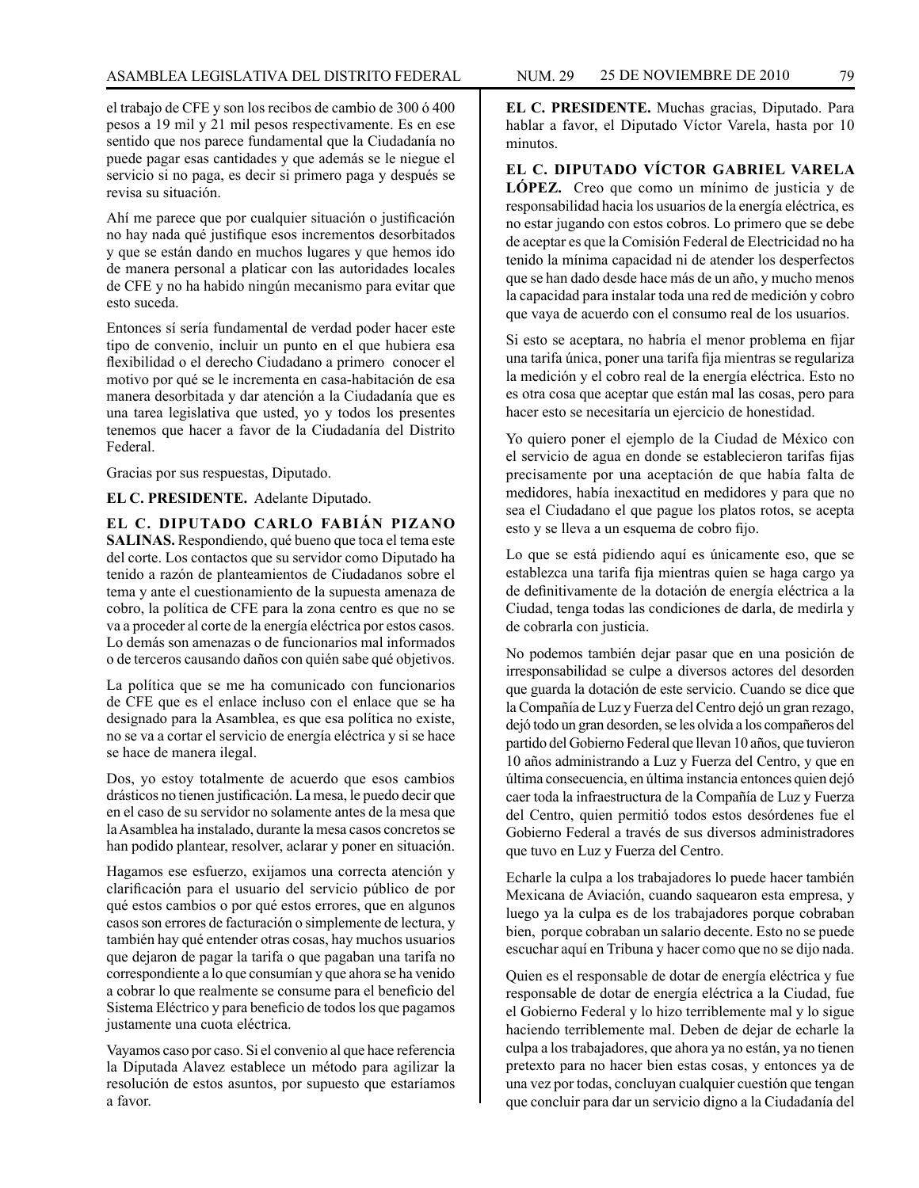el trabajo de CFE y son los recibos de cambio de 300 ó 400 pesos a 19 mil y 21 mil pesos respectivamente. Es en ese sentido que nos parece fundamental que la Ciudadanía no puede pagar esas cantidades y que además se le niegue el servicio si no paga, es decir si primero paga y después se revisa su situación.

Ahí me parece que por cualquier situación o justificación no hay nada qué justifique esos incrementos desorbitados y que se están dando en muchos lugares y que hemos ido de manera personal a platicar con las autoridades locales de CFE y no ha habido ningún mecanismo para evitar que esto suceda.

Entonces sí sería fundamental de verdad poder hacer este tipo de convenio, incluir un punto en el que hubiera esa flexibilidad o el derecho Ciudadano a primero conocer el motivo por qué se le incrementa en casa-habitación de esa manera desorbitada y dar atención a la Ciudadanía que es una tarea legislativa que usted, yo y todos los presentes tenemos que hacer a favor de la Ciudadanía del Distrito Federal.

Gracias por sus respuestas, Diputado.

**EL C. PRESIDENTE.** Adelante Diputado.

**EL C. DIPUTADO CARLO FABIÁN PIZANO SALINAS.** Respondiendo, qué bueno que toca el tema este del corte. Los contactos que su servidor como Diputado ha tenido a razón de planteamientos de Ciudadanos sobre el tema y ante el cuestionamiento de la supuesta amenaza de cobro, la política de CFE para la zona centro es que no se va a proceder al corte de la energía eléctrica por estos casos. Lo demás son amenazas o de funcionarios mal informados o de terceros causando daños con quién sabe qué objetivos.

La política que se me ha comunicado con funcionarios de CFE que es el enlace incluso con el enlace que se ha designado para la Asamblea, es que esa política no existe, no se va a cortar el servicio de energía eléctrica y si se hace se hace de manera ilegal.

Dos, yo estoy totalmente de acuerdo que esos cambios drásticos no tienen justificación. La mesa, le puedo decir que en el caso de su servidor no solamente antes de la mesa que la Asamblea ha instalado, durante la mesa casos concretos se han podido plantear, resolver, aclarar y poner en situación.

Hagamos ese esfuerzo, exijamos una correcta atención y clarificación para el usuario del servicio público de por qué estos cambios o por qué estos errores, que en algunos casos son errores de facturación o simplemente de lectura, y también hay qué entender otras cosas, hay muchos usuarios que dejaron de pagar la tarifa o que pagaban una tarifa no correspondiente a lo que consumían y que ahora se ha venido a cobrar lo que realmente se consume para el beneficio del Sistema Eléctrico y para beneficio de todos los que pagamos justamente una cuota eléctrica.

Vayamos caso por caso. Si el convenio al que hace referencia la Diputada Alavez establece un método para agilizar la resolución de estos asuntos, por supuesto que estaríamos a favor.

**EL C. PRESIDENTE.** Muchas gracias, Diputado. Para hablar a favor, el Diputado Víctor Varela, hasta por 10 minutos.

**EL C. DIPUTADO VÍCTOR GABRIEL VARELA LÓPEZ.** Creo que como un mínimo de justicia y de responsabilidad hacia los usuarios de la energía eléctrica, es no estar jugando con estos cobros. Lo primero que se debe de aceptar es que la Comisión Federal de Electricidad no ha tenido la mínima capacidad ni de atender los desperfectos que se han dado desde hace más de un año, y mucho menos la capacidad para instalar toda una red de medición y cobro que vaya de acuerdo con el consumo real de los usuarios.

Si esto se aceptara, no habría el menor problema en fijar una tarifa única, poner una tarifa fija mientras se regulariza la medición y el cobro real de la energía eléctrica. Esto no es otra cosa que aceptar que están mal las cosas, pero para hacer esto se necesitaría un ejercicio de honestidad.

Yo quiero poner el ejemplo de la Ciudad de México con el servicio de agua en donde se establecieron tarifas fijas precisamente por una aceptación de que había falta de medidores, había inexactitud en medidores y para que no sea el Ciudadano el que pague los platos rotos, se acepta esto y se lleva a un esquema de cobro fijo.

Lo que se está pidiendo aquí es únicamente eso, que se establezca una tarifa fija mientras quien se haga cargo ya de definitivamente de la dotación de energía eléctrica a la Ciudad, tenga todas las condiciones de darla, de medirla y de cobrarla con justicia.

No podemos también dejar pasar que en una posición de irresponsabilidad se culpe a diversos actores del desorden que guarda la dotación de este servicio. Cuando se dice que la Compañía de Luz y Fuerza del Centro dejó un gran rezago, dejó todo un gran desorden, se les olvida a los compañeros del partido del Gobierno Federal que llevan 10 años, que tuvieron 10 años administrando a Luz y Fuerza del Centro, y que en última consecuencia, en última instancia entonces quien dejó caer toda la infraestructura de la Compañía de Luz y Fuerza del Centro, quien permitió todos estos desórdenes fue el Gobierno Federal a través de sus diversos administradores que tuvo en Luz y Fuerza del Centro.

Echarle la culpa a los trabajadores lo puede hacer también Mexicana de Aviación, cuando saquearon esta empresa, y luego ya la culpa es de los trabajadores porque cobraban bien, porque cobraban un salario decente. Esto no se puede escuchar aquí en Tribuna y hacer como que no se dijo nada.

Quien es el responsable de dotar de energía eléctrica y fue responsable de dotar de energía eléctrica a la Ciudad, fue el Gobierno Federal y lo hizo terriblemente mal y lo sigue haciendo terriblemente mal. Deben de dejar de echarle la culpa a los trabajadores, que ahora ya no están, ya no tienen pretexto para no hacer bien estas cosas, y entonces ya de una vez por todas, concluyan cualquier cuestión que tengan que concluir para dar un servicio digno a la Ciudadanía del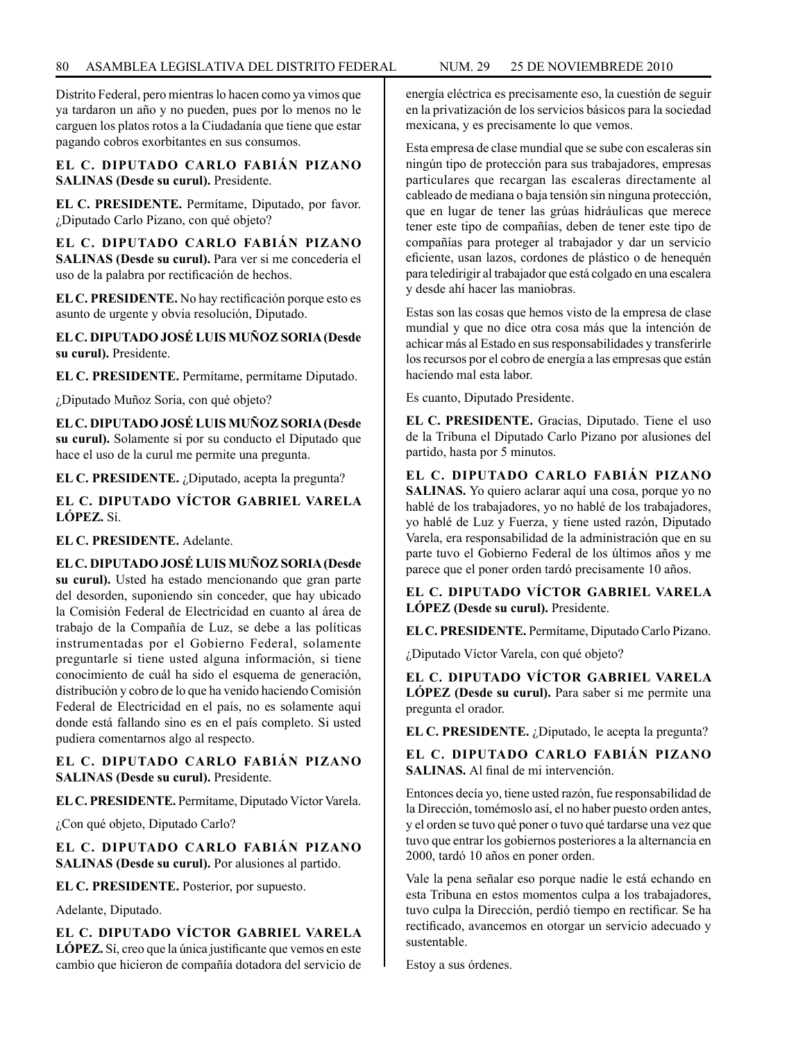Distrito Federal, pero mientras lo hacen como ya vimos que ya tardaron un año y no pueden, pues por lo menos no le carguen los platos rotos a la Ciudadanía que tiene que estar pagando cobros exorbitantes en sus consumos.

**EL C. DIPUTADO CARLO FABIÁN PIZANO SALINAS (Desde su curul).** Presidente.

**EL C. PRESIDENTE.** Permítame, Diputado, por favor. ¿Diputado Carlo Pizano, con qué objeto?

**EL C. DIPUTADO CARLO FABIÁN PIZANO SALINAS (Desde su curul).** Para ver si me concedería el uso de la palabra por rectificación de hechos.

**EL C. PRESIDENTE.** No hay rectificación porque esto es asunto de urgente y obvia resolución, Diputado.

**EL C. DIPUTADO JOSÉ LUIS MUÑOZ SORIA (Desde su curul).** Presidente.

**EL C. PRESIDENTE.** Permítame, permítame Diputado.

¿Diputado Muñoz Soria, con qué objeto?

**EL C. DIPUTADO JOSÉ LUIS MUÑOZ SORIA (Desde su curul).** Solamente si por su conducto el Diputado que hace el uso de la curul me permite una pregunta.

**EL C. PRESIDENTE.** ¿Diputado, acepta la pregunta?

**EL C. DIPUTADO VÍCTOR GABRIEL VARELA LÓPEZ.** Sí.

**EL C. PRESIDENTE.** Adelante.

**EL C. DIPUTADO JOSÉ LUIS MUÑOZ SORIA (Desde su curul).** Usted ha estado mencionando que gran parte del desorden, suponiendo sin conceder, que hay ubicado la Comisión Federal de Electricidad en cuanto al área de trabajo de la Compañía de Luz, se debe a las políticas instrumentadas por el Gobierno Federal, solamente preguntarle si tiene usted alguna información, si tiene conocimiento de cuál ha sido el esquema de generación, distribución y cobro de lo que ha venido haciendo Comisión Federal de Electricidad en el país, no es solamente aquí donde está fallando sino es en el país completo. Si usted pudiera comentarnos algo al respecto.

**EL C. DIPUTADO CARLO FABIÁN PIZANO SALINAS (Desde su curul).** Presidente.

**EL C. PRESIDENTE.** Permítame, Diputado Víctor Varela.

¿Con qué objeto, Diputado Carlo?

**EL C. DIPUTADO CARLO FABIÁN PIZANO SALINAS (Desde su curul).** Por alusiones al partido.

**EL C. PRESIDENTE.** Posterior, por supuesto.

Adelante, Diputado.

**EL C. DIPUTADO VÍCTOR GABRIEL VARELA LÓPEZ.** Sí, creo que la única justificante que vemos en este cambio que hicieron de compañía dotadora del servicio de energía eléctrica es precisamente eso, la cuestión de seguir en la privatización de los servicios básicos para la sociedad mexicana, y es precisamente lo que vemos.

Esta empresa de clase mundial que se sube con escaleras sin ningún tipo de protección para sus trabajadores, empresas particulares que recargan las escaleras directamente al cableado de mediana o baja tensión sin ninguna protección, que en lugar de tener las grúas hidráulicas que merece tener este tipo de compañías, deben de tener este tipo de compañías para proteger al trabajador y dar un servicio eficiente, usan lazos, cordones de plástico o de henequén para teledirigir al trabajador que está colgado en una escalera y desde ahí hacer las maniobras.

Estas son las cosas que hemos visto de la empresa de clase mundial y que no dice otra cosa más que la intención de achicar más al Estado en sus responsabilidades y transferirle los recursos por el cobro de energía a las empresas que están haciendo mal esta labor.

Es cuanto, Diputado Presidente.

**EL C. PRESIDENTE.** Gracias, Diputado. Tiene el uso de la Tribuna el Diputado Carlo Pizano por alusiones del partido, hasta por 5 minutos.

**EL C. DIPUTADO CARLO FABIÁN PIZANO SALINAS.** Yo quiero aclarar aquí una cosa, porque yo no hablé de los trabajadores, yo no hablé de los trabajadores, yo hablé de Luz y Fuerza, y tiene usted razón, Diputado Varela, era responsabilidad de la administración que en su parte tuvo el Gobierno Federal de los últimos años y me parece que el poner orden tardó precisamente 10 años.

**EL C. DIPUTADO VÍCTOR GABRIEL VARELA LÓPEZ (Desde su curul).** Presidente.

**EL C. PRESIDENTE.** Permítame, Diputado Carlo Pizano.

¿Diputado Víctor Varela, con qué objeto?

**EL C. DIPUTADO VÍCTOR GABRIEL VARELA LÓPEZ (Desde su curul).** Para saber si me permite una pregunta el orador.

**EL C. PRESIDENTE.** ¿Diputado, le acepta la pregunta?

**EL C. DIPUTADO CARLO FABIÁN PIZANO SALINAS.** Al final de mi intervención.

Entonces decía yo, tiene usted razón, fue responsabilidad de la Dirección, tomémoslo así, el no haber puesto orden antes, y el orden se tuvo qué poner o tuvo qué tardarse una vez que tuvo que entrar los gobiernos posteriores a la alternancia en 2000, tardó 10 años en poner orden.

Vale la pena señalar eso porque nadie le está echando en esta Tribuna en estos momentos culpa a los trabajadores, tuvo culpa la Dirección, perdió tiempo en rectificar. Se ha rectificado, avancemos en otorgar un servicio adecuado y sustentable.

Estoy a sus órdenes.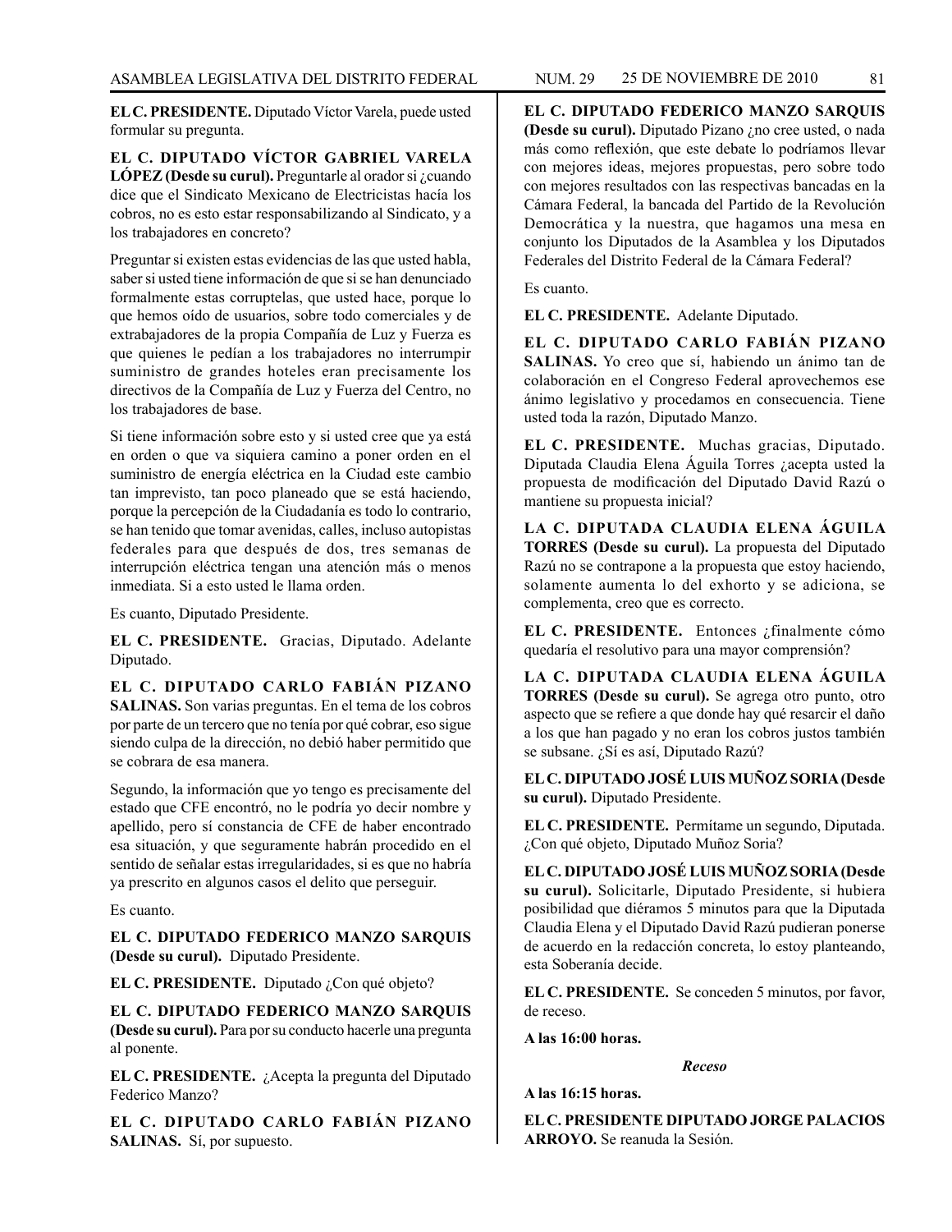**EL C. PRESIDENTE.** Diputado Víctor Varela, puede usted formular su pregunta.

**EL C. DIPUTADO VÍCTOR GABRIEL VARELA LÓPEZ (Desde su curul).** Preguntarle al orador si ¿cuando dice que el Sindicato Mexicano de Electricistas hacía los cobros, no es esto estar responsabilizando al Sindicato, y a los trabajadores en concreto?

Preguntar si existen estas evidencias de las que usted habla, saber si usted tiene información de que si se han denunciado formalmente estas corruptelas, que usted hace, porque lo que hemos oído de usuarios, sobre todo comerciales y de extrabajadores de la propia Compañía de Luz y Fuerza es que quienes le pedían a los trabajadores no interrumpir suministro de grandes hoteles eran precisamente los directivos de la Compañía de Luz y Fuerza del Centro, no los trabajadores de base.

Si tiene información sobre esto y si usted cree que ya está en orden o que va siquiera camino a poner orden en el suministro de energía eléctrica en la Ciudad este cambio tan imprevisto, tan poco planeado que se está haciendo, porque la percepción de la Ciudadanía es todo lo contrario, se han tenido que tomar avenidas, calles, incluso autopistas federales para que después de dos, tres semanas de interrupción eléctrica tengan una atención más o menos inmediata. Si a esto usted le llama orden.

Es cuanto, Diputado Presidente.

**EL C. PRESIDENTE.** Gracias, Diputado. Adelante Diputado.

**EL C. DIPUTADO CARLO FABIÁN PIZANO SALINAS.** Son varias preguntas. En el tema de los cobros por parte de un tercero que no tenía por qué cobrar, eso sigue siendo culpa de la dirección, no debió haber permitido que se cobrara de esa manera.

Segundo, la información que yo tengo es precisamente del estado que CFE encontró, no le podría yo decir nombre y apellido, pero sí constancia de CFE de haber encontrado esa situación, y que seguramente habrán procedido en el sentido de señalar estas irregularidades, si es que no habría ya prescrito en algunos casos el delito que perseguir.

Es cuanto.

**EL C. DIPUTADO FEDERICO MANZO SARQUIS (Desde su curul).** Diputado Presidente.

**EL C. PRESIDENTE.** Diputado ¿Con qué objeto?

**EL C. DIPUTADO FEDERICO MANZO SARQUIS (Desde su curul).** Para por su conducto hacerle una pregunta al ponente.

**EL C. PRESIDENTE.** ¿Acepta la pregunta del Diputado Federico Manzo?

**EL C. DIPUTADO CARLO FABIÁN PIZANO SALINAS.** Sí, por supuesto.

**EL C. DIPUTADO FEDERICO MANZO SARQUIS (Desde su curul).** Diputado Pizano ¿no cree usted, o nada más como reflexión, que este debate lo podríamos llevar con mejores ideas, mejores propuestas, pero sobre todo con mejores resultados con las respectivas bancadas en la Cámara Federal, la bancada del Partido de la Revolución Democrática y la nuestra, que hagamos una mesa en conjunto los Diputados de la Asamblea y los Diputados Federales del Distrito Federal de la Cámara Federal?

Es cuanto.

**EL C. PRESIDENTE.** Adelante Diputado.

**EL C. DIPUTADO CARLO FABIÁN PIZANO SALINAS.** Yo creo que sí, habiendo un ánimo tan de colaboración en el Congreso Federal aprovechemos ese ánimo legislativo y procedamos en consecuencia. Tiene usted toda la razón, Diputado Manzo.

**EL C. PRESIDENTE.** Muchas gracias, Diputado. Diputada Claudia Elena Águila Torres ¿acepta usted la propuesta de modificación del Diputado David Razú o mantiene su propuesta inicial?

**LA C. DIPUTADA CLAUDIA ELENA ÁGUILA TORRES (Desde su curul).** La propuesta del Diputado Razú no se contrapone a la propuesta que estoy haciendo, solamente aumenta lo del exhorto y se adiciona, se complementa, creo que es correcto.

**EL C. PRESIDENTE.** Entonces ¿finalmente cómo quedaría el resolutivo para una mayor comprensión?

**LA C. DIPUTADA CLAUDIA ELENA ÁGUILA TORRES (Desde su curul).** Se agrega otro punto, otro aspecto que se refiere a que donde hay qué resarcir el daño a los que han pagado y no eran los cobros justos también se subsane. ¿Sí es así, Diputado Razú?

**EL C. DIPUTADO JOSÉ LUIS MUÑOZ SORIA (Desde su curul).** Diputado Presidente.

**EL C. PRESIDENTE.** Permítame un segundo, Diputada. ¿Con qué objeto, Diputado Muñoz Soria?

**EL C. DIPUTADO JOSÉ LUIS MUÑOZ SORIA (Desde su curul).** Solicitarle, Diputado Presidente, si hubiera posibilidad que diéramos 5 minutos para que la Diputada Claudia Elena y el Diputado David Razú pudieran ponerse de acuerdo en la redacción concreta, lo estoy planteando, esta Soberanía decide.

**EL C. PRESIDENTE.** Se conceden 5 minutos, por favor, de receso.

**A las 16:00 horas.**

***Receso***

**A las 16:15 horas.**

**EL C. PRESIDENTE DIPUTADO JORGE PALACIOS ARROYO.** Se reanuda la Sesión.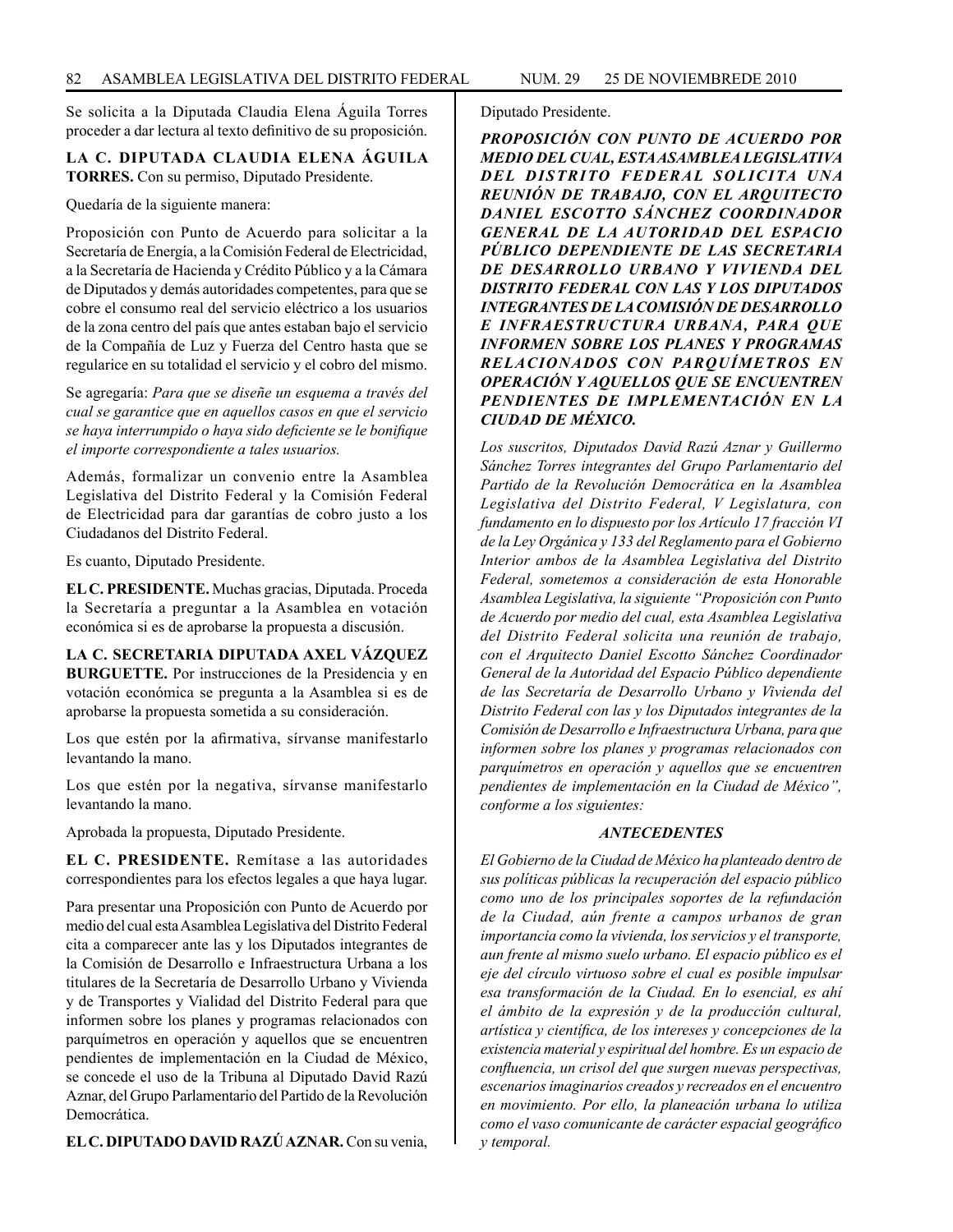Se solicita a la Diputada Claudia Elena Águila Torres proceder a dar lectura al texto definitivo de su proposición.

**LA C. DIPUTADA CLAUDIA ELENA ÁGUILA TORRES.** Con su permiso, Diputado Presidente.

Quedaría de la siguiente manera:

Proposición con Punto de Acuerdo para solicitar a la Secretaría de Energía, a la Comisión Federal de Electricidad, a la Secretaría de Hacienda y Crédito Público y a la Cámara de Diputados y demás autoridades competentes, para que se cobre el consumo real del servicio eléctrico a los usuarios de la zona centro del país que antes estaban bajo el servicio de la Compañía de Luz y Fuerza del Centro hasta que se regularice en su totalidad el servicio y el cobro del mismo.

Se agregaría: *Para que se diseñe un esquema a través del cual se garantice que en aquellos casos en que el servicio se haya interrumpido o haya sido deficiente se le bonifique el importe correspondiente a tales usuarios.*

Además, formalizar un convenio entre la Asamblea Legislativa del Distrito Federal y la Comisión Federal de Electricidad para dar garantías de cobro justo a los Ciudadanos del Distrito Federal.

Es cuanto, Diputado Presidente.

**EL C. PRESIDENTE.** Muchas gracias, Diputada. Proceda la Secretaría a preguntar a la Asamblea en votación económica si es de aprobarse la propuesta a discusión.

**LA C. SECRETARIA DIPUTADA AXEL VÁZQUEZ BURGUETTE.** Por instrucciones de la Presidencia y en votación económica se pregunta a la Asamblea si es de aprobarse la propuesta sometida a su consideración.

Los que estén por la afirmativa, sírvanse manifestarlo levantando la mano.

Los que estén por la negativa, sírvanse manifestarlo levantando la mano.

Aprobada la propuesta, Diputado Presidente.

**EL C. PRESIDENTE.** Remítase a las autoridades correspondientes para los efectos legales a que haya lugar.

Para presentar una Proposición con Punto de Acuerdo por medio del cual esta Asamblea Legislativa del Distrito Federal cita a comparecer ante las y los Diputados integrantes de la Comisión de Desarrollo e Infraestructura Urbana a los titulares de la Secretaría de Desarrollo Urbano y Vivienda y de Transportes y Vialidad del Distrito Federal para que informen sobre los planes y programas relacionados con parquímetros en operación y aquellos que se encuentren pendientes de implementación en la Ciudad de México, se concede el uso de la Tribuna al Diputado David Razú Aznar, del Grupo Parlamentario del Partido de la Revolución Democrática.

**EL C. DIPUTADO DAVID RAZÚ AZNAR.** Con su venia, Diputado Presidente.

***PROPOSICIÓN CON PUNTO DE ACUERDO POR MEDIO DEL CUAL, ESTA ASAMBLEA LEGISLATIVA DEL DISTRITO FEDERAL SOLICITA UNA REUNIÓN DE TRABAJO, CON EL ARQUITECTO DANIEL ESCOTTO SÁNCHEZ COORDINADOR GENERAL DE LA AUTORIDAD DEL ESPACIO PÚBLICO DEPENDIENTE DE LAS SECRETARIA DE DESARROLLO URBANO Y VIVIENDA DEL DISTRITO FEDERAL CON LAS Y LOS DIPUTADOS INTEGRANTES DE LA COMISIÓN DE DESARROLLO E INFRAESTRUCTURA URBANA, PARA QUE INFORMEN SOBRE LOS PLANES Y PROGRAMAS RELACIONADOS CON PARQUÍMETROS EN OPERACIÓN Y AQUELLOS QUE SE ENCUENTREN PENDIENTES DE IMPLEMENTACIÓN EN LA CIUDAD DE MÉXICO.***

*Los suscritos, Diputados David Razú Aznar y Guillermo Sánchez Torres integrantes del Grupo Parlamentario del Partido de la Revolución Democrática en la Asamblea Legislativa del Distrito Federal, V Legislatura, con fundamento en lo dispuesto por los Artículo 17 fracción VI de la Ley Orgánica y 133 del Reglamento para el Gobierno Interior ambos de la Asamblea Legislativa del Distrito Federal, sometemos a consideración de esta Honorable Asamblea Legislativa, la siguiente "Proposición con Punto de Acuerdo por medio del cual, esta Asamblea Legislativa del Distrito Federal solicita una reunión de trabajo, con el Arquitecto Daniel Escotto Sánchez Coordinador General de la Autoridad del Espacio Público dependiente de las Secretaría de Desarrollo Urbano y Vivienda del Distrito Federal con las y los Diputados integrantes de la Comisión de Desarrollo e Infraestructura Urbana, para que informen sobre los planes y programas relacionados con parquímetros en operación y aquellos que se encuentren pendientes de implementación en la Ciudad de México", conforme a los siguientes:*

***ANTECEDENTES***

*El Gobierno de la Ciudad de México ha planteado dentro de sus políticas públicas la recuperación del espacio público como uno de los principales soportes de la refundación de la Ciudad, aún frente a campos urbanos de gran importancia como la vivienda, los servicios y el transporte, aun frente al mismo suelo urbano. El espacio público es el eje del círculo virtuoso sobre el cual es posible impulsar esa transformación de la Ciudad. En lo esencial, es ahí el ámbito de la expresión y de la producción cultural, artística y científica, de los intereses y concepciones de la existencia material y espiritual del hombre. Es un espacio de confluencia, un crisol del que surgen nuevas perspectivas, escenarios imaginarios creados y recreados en el encuentro en movimiento. Por ello, la planeación urbana lo utiliza como el vaso comunicante de carácter espacial geográfico y temporal.*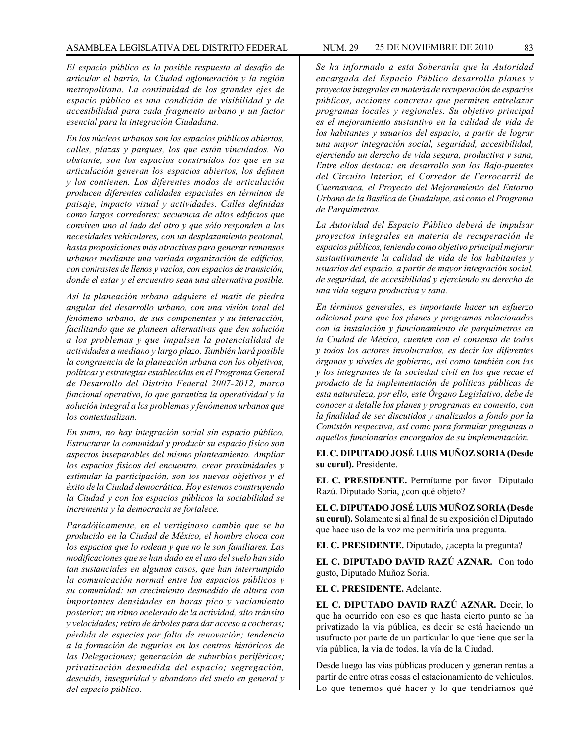*El espacio público es la posible respuesta al desafío de articular el barrio, la Ciudad aglomeración y la región metropolitana. La continuidad de los grandes ejes de espacio público es una condición de visibilidad y de accesibilidad para cada fragmento urbano y un factor esencial para la integración Ciudadana.*

*En los núcleos urbanos son los espacios públicos abiertos, calles, plazas y parques, los que están vinculados. No obstante, son los espacios construidos los que en su articulación generan los espacios abiertos, los definen y los contienen. Los diferentes modos de articulación producen diferentes calidades espaciales en términos de paisaje, impacto visual y actividades. Calles definidas como largos corredores; secuencia de altos edificios que conviven uno al lado del otro y que sólo responden a las necesidades vehiculares, con un desplazamiento peatonal, hasta proposiciones más atractivas para generar remansos urbanos mediante una variada organización de edificios, con contrastes de llenos y vacíos, con espacios de transición, donde el estar y el encuentro sean una alternativa posible.*

*Así la planeación urbana adquiere el matiz de piedra angular del desarrollo urbano, con una visión total del fenómeno urbano, de sus componentes y su interacción, facilitando que se planeen alternativas que den solución a los problemas y que impulsen la potencialidad de actividades a mediano y largo plazo. También hará posible la congruencia de la planeación urbana con los objetivos, políticas y estrategias establecidas en el Programa General de Desarrollo del Distrito Federal 2007-2012, marco funcional operativo, lo que garantiza la operatividad y la solución integral a los problemas y fenómenos urbanos que los contextualizan.*

*En suma, no hay integración social sin espacio público, Estructurar la comunidad y producir su espacio físico son aspectos inseparables del mismo planteamiento. Ampliar los espacios físicos del encuentro, crear proximidades y estimular la participación, son los nuevos objetivos y el éxito de la Ciudad democrática. Hoy estemos construyendo la Ciudad y con los espacios públicos la sociabilidad se incrementa y la democracia se fortalece.*

*Paradójicamente, en el vertiginoso cambio que se ha producido en la Ciudad de México, el hombre choca con los espacios que lo rodean y que no le son familiares. Las modificaciones que se han dado en el uso del suelo han sido tan sustanciales en algunos casos, que han interrumpido la comunicación normal entre los espacios públicos y su comunidad: un crecimiento desmedido de altura con importantes densidades en horas pico y vaciamiento posterior; un ritmo acelerado de la actividad, alto tránsito y velocidades; retiro de árboles para dar acceso a cocheras; pérdida de especies por falta de renovación; tendencia a la formación de tugurios en los centros históricos de las Delegaciones; generación de suburbios periféricos; privatización desmedida del espacio; segregación, descuido, inseguridad y abandono del suelo en general y del espacio público.*

*Se ha informado a esta Soberanía que la Autoridad encargada del Espacio Público desarrolla planes y proyectos integrales en materia de recuperación de espacios públicos, acciones concretas que permiten entrelazar programas locales y regionales. Su objetivo principal es el mejoramiento sustantivo en la calidad de vida de los habitantes y usuarios del espacio, a partir de lograr una mayor integración social, seguridad, accesibilidad, ejerciendo un derecho de vida segura, productiva y sana, Entre ellos destaca: en desarrollo son los Bajo-puentes del Circuito Interior, el Corredor de Ferrocarril de Cuernavaca, el Proyecto del Mejoramiento del Entorno Urbano de la Basílica de Guadalupe, así como el Programa de Parquímetros.*

*La Autoridad del Espacio Público deberá de impulsar proyectos integrales en materia de recuperación de espacios públicos, teniendo como objetivo principal mejorar sustantivamente la calidad de vida de los habitantes y usuarios del espacio, a partir de mayor integración social, de seguridad, de accesibilidad y ejerciendo su derecho de una vida segura productiva y sana.*

*En términos generales, es importante hacer un esfuerzo adicional para que los planes y programas relacionados con la instalación y funcionamiento de parquímetros en la Ciudad de México, cuenten con el consenso de todas y todos los actores involucrados, es decir los diferentes órganos y niveles de gobierno, así como también con las y los integrantes de la sociedad civil en los que recae el producto de la implementación de políticas públicas de esta naturaleza, por ello, este Órgano Legislativo, debe de conocer a detalle los planes y programas en comento, con la finalidad de ser discutidos y analizados a fondo por la Comisión respectiva, así como para formular preguntas a aquellos funcionarios encargados de su implementación.*

**EL C. DIPUTADO JOSÉ LUIS MUÑOZ SORIA (Desde su curul).** Presidente.

**EL C. PRESIDENTE.** Permítame por favor Diputado Razú. Diputado Soria, ¿con qué objeto?

**EL C. DIPUTADO JOSÉ LUIS MUÑOZ SORIA (Desde su curul).** Solamente si al final de su exposición el Diputado que hace uso de la voz me permitiría una pregunta.

**EL C. PRESIDENTE.** Diputado, ¿acepta la pregunta?

**EL C. DIPUTADO DAVID RAZÚ AZNAR.** Con todo gusto, Diputado Muñoz Soria.

**EL C. PRESIDENTE.** Adelante.

**EL C. DIPUTADO DAVID RAZÚ AZNAR.** Decir, lo que ha ocurrido con eso es que hasta cierto punto se ha privatizado la vía pública, es decir se está haciendo un usufructo por parte de un particular lo que tiene que ser la vía pública, la vía de todos, la vía de la Ciudad.

Desde luego las vías públicas producen y generan rentas a partir de entre otras cosas el estacionamiento de vehículos. Lo que tenemos qué hacer y lo que tendríamos qué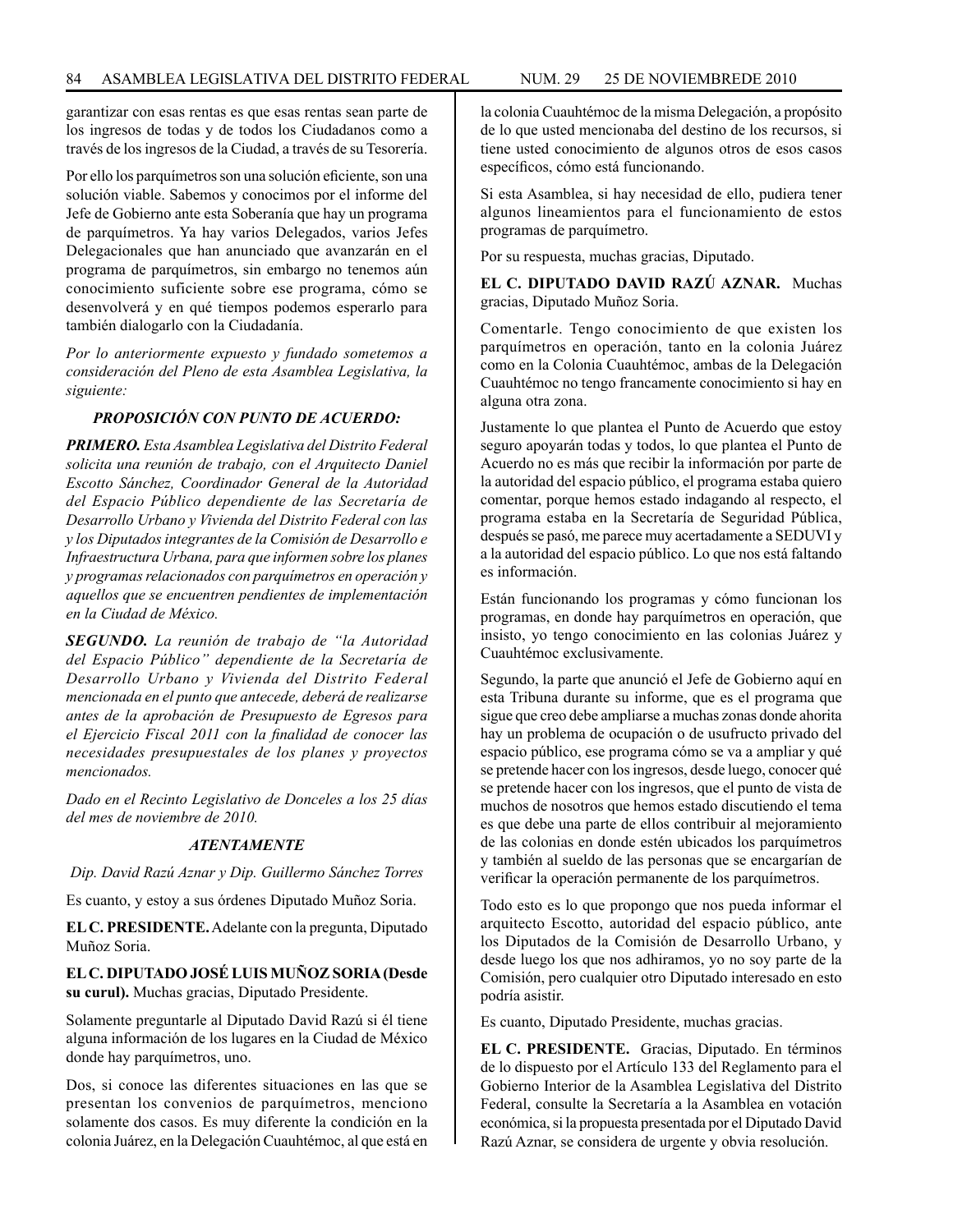garantizar con esas rentas es que esas rentas sean parte de los ingresos de todas y de todos los Ciudadanos como a través de los ingresos de la Ciudad, a través de su Tesorería.

Por ello los parquímetros son una solución eficiente, son una solución viable. Sabemos y conocimos por el informe del Jefe de Gobierno ante esta Soberanía que hay un programa de parquímetros. Ya hay varios Delegados, varios Jefes Delegacionales que han anunciado que avanzarán en el programa de parquímetros, sin embargo no tenemos aún conocimiento suficiente sobre ese programa, cómo se desenvolverá y en qué tiempos podemos esperarlo para también dialogarlo con la Ciudadanía.

*Por lo anteriormente expuesto y fundado sometemos a consideración del Pleno de esta Asamblea Legislativa, la siguiente:*

***PROPOSICIÓN CON PUNTO DE ACUERDO:***

***PRIMERO.*** *Esta Asamblea Legislativa del Distrito Federal solicita una reunión de trabajo, con el Arquitecto Daniel Escotto Sánchez, Coordinador General de la Autoridad del Espacio Público dependiente de las Secretaría de Desarrollo Urbano y Vivienda del Distrito Federal con las y los Diputados integrantes de la Comisión de Desarrollo e Infraestructura Urbana, para que informen sobre los planes y programas relacionados con parquímetros en operación y aquellos que se encuentren pendientes de implementación en la Ciudad de México.*

***SEGUNDO.*** *La reunión de trabajo de "la Autoridad del Espacio Público" dependiente de la Secretaría de Desarrollo Urbano y Vivienda del Distrito Federal mencionada en el punto que antecede, deberá de realizarse antes de la aprobación de Presupuesto de Egresos para el Ejercicio Fiscal 2011 con la finalidad de conocer las necesidades presupuestales de los planes y proyectos mencionados.*

*Dado en el Recinto Legislativo de Donceles a los 25 días del mes de noviembre de 2010.*

***ATENTAMENTE***

*Dip. David Razú Aznar y Dip. Guillermo Sánchez Torres*

Es cuanto, y estoy a sus órdenes Diputado Muñoz Soria.

**EL C. PRESIDENTE.** Adelante con la pregunta, Diputado Muñoz Soria.

**EL C. DIPUTADO JOSÉ LUIS MUÑOZ SORIA (Desde su curul).** Muchas gracias, Diputado Presidente.

Solamente preguntarle al Diputado David Razú si él tiene alguna información de los lugares en la Ciudad de México donde hay parquímetros, uno.

Dos, si conoce las diferentes situaciones en las que se presentan los convenios de parquímetros, menciono solamente dos casos. Es muy diferente la condición en la colonia Juárez, en la Delegación Cuauhtémoc, al que está en la colonia Cuauhtémoc de la misma Delegación, a propósito de lo que usted mencionaba del destino de los recursos, si tiene usted conocimiento de algunos otros de esos casos específicos, cómo está funcionando.

Si esta Asamblea, si hay necesidad de ello, pudiera tener algunos lineamientos para el funcionamiento de estos programas de parquímetro.

Por su respuesta, muchas gracias, Diputado.

**EL C. DIPUTADO DAVID RAZÚ AZNAR.** Muchas gracias, Diputado Muñoz Soria.

Comentarle. Tengo conocimiento de que existen los parquímetros en operación, tanto en la colonia Juárez como en la Colonia Cuauhtémoc, ambas de la Delegación Cuauhtémoc no tengo francamente conocimiento si hay en alguna otra zona.

Justamente lo que plantea el Punto de Acuerdo que estoy seguro apoyarán todas y todos, lo que plantea el Punto de Acuerdo no es más que recibir la información por parte de la autoridad del espacio público, el programa estaba quiero comentar, porque hemos estado indagando al respecto, el programa estaba en la Secretaría de Seguridad Pública, después se pasó, me parece muy acertadamente a SEDUVI y a la autoridad del espacio público. Lo que nos está faltando es información.

Están funcionando los programas y cómo funcionan los programas, en donde hay parquímetros en operación, que insisto, yo tengo conocimiento en las colonias Juárez y Cuauhtémoc exclusivamente.

Segundo, la parte que anunció el Jefe de Gobierno aquí en esta Tribuna durante su informe, que es el programa que sigue que creo debe ampliarse a muchas zonas donde ahorita hay un problema de ocupación o de usufructo privado del espacio público, ese programa cómo se va a ampliar y qué se pretende hacer con los ingresos, desde luego, conocer qué se pretende hacer con los ingresos, que el punto de vista de muchos de nosotros que hemos estado discutiendo el tema es que debe una parte de ellos contribuir al mejoramiento de las colonias en donde estén ubicados los parquímetros y también al sueldo de las personas que se encargarían de verificar la operación permanente de los parquímetros.

Todo esto es lo que propongo que nos pueda informar el arquitecto Escotto, autoridad del espacio público, ante los Diputados de la Comisión de Desarrollo Urbano, y desde luego los que nos adhiramos, yo no soy parte de la Comisión, pero cualquier otro Diputado interesado en esto podría asistir.

Es cuanto, Diputado Presidente, muchas gracias.

**EL C. PRESIDENTE.** Gracias, Diputado. En términos de lo dispuesto por el Artículo 133 del Reglamento para el Gobierno Interior de la Asamblea Legislativa del Distrito Federal, consulte la Secretaría a la Asamblea en votación económica, si la propuesta presentada por el Diputado David Razú Aznar, se considera de urgente y obvia resolución.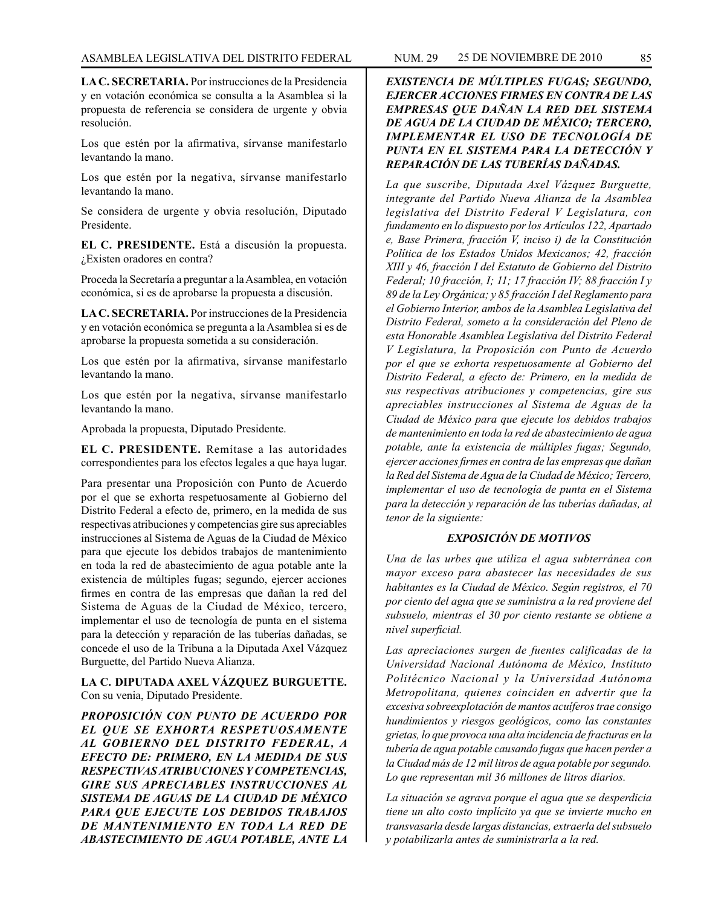**LA C. SECRETARIA.** Por instrucciones de la Presidencia y en votación económica se consulta a la Asamblea si la propuesta de referencia se considera de urgente y obvia resolución.

Los que estén por la afirmativa, sírvanse manifestarlo levantando la mano.

Los que estén por la negativa, sírvanse manifestarlo levantando la mano.

Se considera de urgente y obvia resolución, Diputado Presidente.

**EL C. PRESIDENTE.** Está a discusión la propuesta. ¿Existen oradores en contra?

Proceda la Secretaría a preguntar a la Asamblea, en votación económica, si es de aprobarse la propuesta a discusión.

**LA C. SECRETARIA.** Por instrucciones de la Presidencia y en votación económica se pregunta a la Asamblea si es de aprobarse la propuesta sometida a su consideración.

Los que estén por la afirmativa, sírvanse manifestarlo levantando la mano.

Los que estén por la negativa, sírvanse manifestarlo levantando la mano.

Aprobada la propuesta, Diputado Presidente.

**EL C. PRESIDENTE.** Remítase a las autoridades correspondientes para los efectos legales a que haya lugar.

Para presentar una Proposición con Punto de Acuerdo por el que se exhorta respetuosamente al Gobierno del Distrito Federal a efecto de, primero, en la medida de sus respectivas atribuciones y competencias gire sus apreciables instrucciones al Sistema de Aguas de la Ciudad de México para que ejecute los debidos trabajos de mantenimiento en toda la red de abastecimiento de agua potable ante la existencia de múltiples fugas; segundo, ejercer acciones firmes en contra de las empresas que dañan la red del Sistema de Aguas de la Ciudad de México, tercero, implementar el uso de tecnología de punta en el sistema para la detección y reparación de las tuberías dañadas, se concede el uso de la Tribuna a la Diputada Axel Vázquez Burguette, del Partido Nueva Alianza.

**LA C. DIPUTADA AXEL VÁZQUEZ BURGUETTE.** Con su venia, Diputado Presidente.

***PROPOSICIÓN CON PUNTO DE ACUERDO POR EL QUE SE EXHORTA RESPETUOSAMENTE AL GOBIERNO DEL DISTRITO FEDERAL, A EFECTO DE: PRIMERO, EN LA MEDIDA DE SUS RESPECTIVAS ATRIBUCIONES Y COMPETENCIAS, GIRE SUS APRECIABLES INSTRUCCIONES AL SISTEMA DE AGUAS DE LA CIUDAD DE MÉXICO PARA QUE EJECUTE LOS DEBIDOS TRABAJOS DE MANTENIMIENTO EN TODA LA RED DE ABASTECIMIENTO DE AGUA POTABLE, ANTE LA EXISTENCIA DE MÚLTIPLES FUGAS; SEGUNDO, EJERCER ACCIONES FIRMES EN CONTRA DE LAS EMPRESAS QUE DAÑAN LA RED DEL SISTEMA DE AGUA DE LA CIUDAD DE MÉXICO; TERCERO, IMPLEMENTAR EL USO DE TECNOLOGÍA DE PUNTA EN EL SISTEMA PARA LA DETECCIÓN Y REPARACIÓN DE LAS TUBERÍAS DAÑADAS.***

*La que suscribe, Diputada Axel Vázquez Burguette, integrante del Partido Nueva Alianza de la Asamblea legislativa del Distrito Federal V Legislatura, con fundamento en lo dispuesto por los Artículos 122, Apartado e, Base Primera, fracción V, inciso i) de la Constitución Política de los Estados Unidos Mexicanos; 42, fracción XIII y 46, fracción I del Estatuto de Gobierno del Distrito Federal; 10 fracción, I; 11; 17 fracción IV; 88 fracción I y 89 de la Ley Orgánica; y 85 fracción I del Reglamento para el Gobierno Interior, ambos de la Asamblea Legislativa del Distrito Federal, someto a la consideración del Pleno de esta Honorable Asamblea Legislativa del Distrito Federal V Legislatura, la Proposición con Punto de Acuerdo por el que se exhorta respetuosamente al Gobierno del Distrito Federal, a efecto de: Primero, en la medida de sus respectivas atribuciones y competencias, gire sus apreciables instrucciones al Sistema de Aguas de la Ciudad de México para que ejecute los debidos trabajos de mantenimiento en toda la red de abastecimiento de agua potable, ante la existencia de múltiples fugas; Segundo, ejercer acciones firmes en contra de las empresas que dañan la Red del Sistema de Agua de la Ciudad de México; Tercero, implementar el uso de tecnología de punta en el Sistema para la detección y reparación de las tuberías dañadas, al tenor de la siguiente:*

***EXPOSICIÓN DE MOTIVOS***

*Una de las urbes que utiliza el agua subterránea con mayor exceso para abastecer las necesidades de sus habitantes es la Ciudad de México. Según registros, el 70 por ciento del agua que se suministra a la red proviene del subsuelo, mientras el 30 por ciento restante se obtiene a nivel superficial.*

*Las apreciaciones surgen de fuentes calificadas de la Universidad Nacional Autónoma de México, Instituto Politécnico Nacional y la Universidad Autónoma Metropolitana, quienes coinciden en advertir que la excesiva sobreexplotación de mantos acuíferos trae consigo hundimientos y riesgos geológicos, como las constantes grietas, lo que provoca una alta incidencia de fracturas en la tubería de agua potable causando fugas que hacen perder a la Ciudad más de 12 mil litros de agua potable por segundo. Lo que representan mil 36 millones de litros diarios.*

*La situación se agrava porque el agua que se desperdicia tiene un alto costo implícito ya que se invierte mucho en transvasarla desde largas distancias, extraerla del subsuelo y potabilizarla antes de suministrarla a la red.*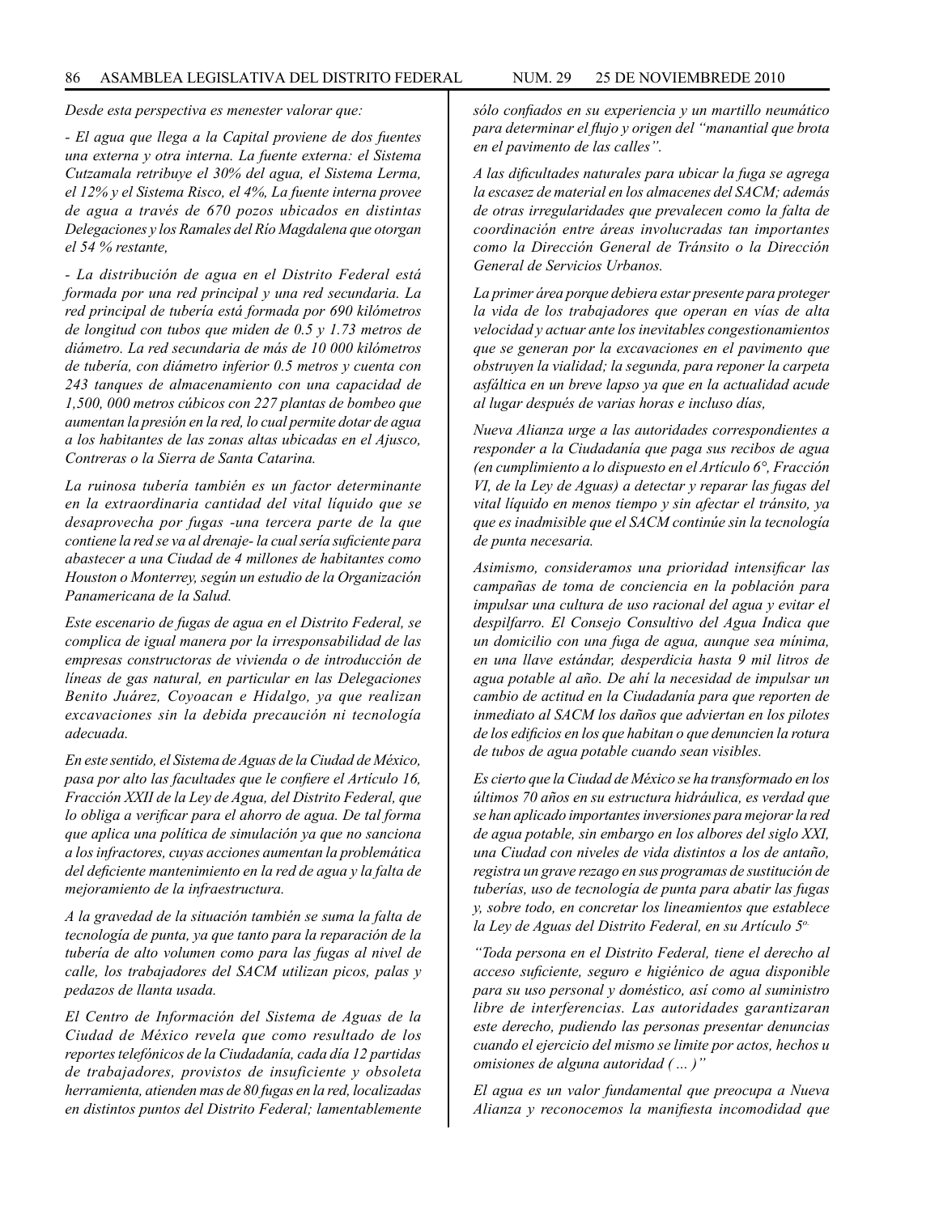*Desde esta perspectiva es menester valorar que:*

*- El agua que llega a la Capital proviene de dos fuentes una externa y otra interna. La fuente externa: el Sistema Cutzamala retribuye el 30% del agua, el Sistema Lerma, el 12% y el Sistema Risco, el 4%, La fuente interna provee de agua a través de 670 pozos ubicados en distintas Delegaciones y los Ramales del Río Magdalena que otorgan el 54 % restante,*

*- La distribución de agua en el Distrito Federal está formada por una red principal y una red secundaria. La red principal de tubería está formada por 690 kilómetros de longitud con tubos que miden de 0.5 y 1.73 metros de diámetro. La red secundaria de más de 10 000 kilómetros de tubería, con diámetro inferior 0.5 metros y cuenta con 243 tanques de almacenamiento con una capacidad de 1,500, 000 metros cúbicos con 227 plantas de bombeo que aumentan la presión en la red, lo cual permite dotar de agua a los habitantes de las zonas altas ubicadas en el Ajusco, Contreras o la Sierra de Santa Catarina.*

*La ruinosa tubería también es un factor determinante en la extraordinaria cantidad del vital líquido que se desaprovecha por fugas -una tercera parte de la que contiene la red se va al drenaje- la cual sería suficiente para abastecer a una Ciudad de 4 millones de habitantes como Houston o Monterrey, según un estudio de la Organización Panamericana de la Salud.*

*Este escenario de fugas de agua en el Distrito Federal, se complica de igual manera por la irresponsabilidad de las empresas constructoras de vivienda o de introducción de líneas de gas natural, en particular en las Delegaciones Benito Juárez, Coyoacan e Hidalgo, ya que realizan excavaciones sin la debida precaución ni tecnología adecuada.*

*En este sentido, el Sistema de Aguas de la Ciudad de México, pasa por alto las facultades que le confiere el Artículo 16, Fracción XXII de la Ley de Agua, del Distrito Federal, que lo obliga a verificar para el ahorro de agua. De tal forma que aplica una política de simulación ya que no sanciona a los infractores, cuyas acciones aumentan la problemática del deficiente mantenimiento en la red de agua y la falta de mejoramiento de la infraestructura.*

*A la gravedad de la situación también se suma la falta de tecnología de punta, ya que tanto para la reparación de la tubería de alto volumen como para las fugas al nivel de calle, los trabajadores del SACM utilizan picos, palas y pedazos de llanta usada.*

*El Centro de Información del Sistema de Aguas de la Ciudad de México revela que como resultado de los reportes telefónicos de la Ciudadanía, cada día 12 partidas de trabajadores, provistos de insuficiente y obsoleta herramienta, atienden mas de 80 fugas en la red, localizadas en distintos puntos del Distrito Federal; lamentablemente sólo confiados en su experiencia y un martillo neumático para determinar el flujo y origen del "manantial que brota en el pavimento de las calles".*

*A las dificultades naturales para ubicar la fuga se agrega la escasez de material en los almacenes del SACM; además de otras irregularidades que prevalecen como la falta de coordinación entre áreas involucradas tan importantes como la Dirección General de Tránsito o la Dirección General de Servicios Urbanos.*

*La primer área porque debiera estar presente para proteger la vida de los trabajadores que operan en vías de alta velocidad y actuar ante los inevitables congestionamientos que se generan por la excavaciones en el pavimento que obstruyen la vialidad; la segunda, para reponer la carpeta asfáltica en un breve lapso ya que en la actualidad acude al lugar después de varias horas e incluso días,*

*Nueva Alianza urge a las autoridades correspondientes a responder a la Ciudadanía que paga sus recibos de agua (en cumplimiento a lo dispuesto en el Artículo 6°, Fracción VI, de la Ley de Aguas) a detectar y reparar las fugas del vital líquido en menos tiempo y sin afectar el tránsito, ya que es inadmisible que el SACM continúe sin la tecnología de punta necesaria.*

*Asimismo, consideramos una prioridad intensificar las campañas de toma de conciencia en la población para impulsar una cultura de uso racional del agua y evitar el despilfarro. El Consejo Consultivo del Agua Indica que un domicilio con una fuga de agua, aunque sea mínima, en una llave estándar, desperdicia hasta 9 mil litros de agua potable al año. De ahí la necesidad de impulsar un cambio de actitud en la Ciudadanía para que reporten de inmediato al SACM los daños que adviertan en los pilotes de los edificios en los que habitan o que denuncien la rotura de tubos de agua potable cuando sean visibles.*

*Es cierto que la Ciudad de México se ha transformado en los últimos 70 años en su estructura hidráulica, es verdad que se han aplicado importantes inversiones para mejorar la red de agua potable, sin embargo en los albores del siglo XXI, una Ciudad con niveles de vida distintos a los de antaño, registra un grave rezago en sus programas de sustitución de tuberías, uso de tecnología de punta para abatir las fugas y, sobre todo, en concretar los lineamientos que establece la Ley de Aguas del Distrito Federal, en su Artículo 5°.*

*"Toda persona en el Distrito Federal, tiene el derecho al acceso suficiente, seguro e higiénico de agua disponible para su uso personal y doméstico, así como al suministro libre de interferencias. Las autoridades garantizaran este derecho, pudiendo las personas presentar denuncias cuando el ejercicio del mismo se limite por actos, hechos u omisiones de alguna autoridad ( ... )"*

*El agua es un valor fundamental que preocupa a Nueva Alianza y reconocemos la manifiesta incomodidad que*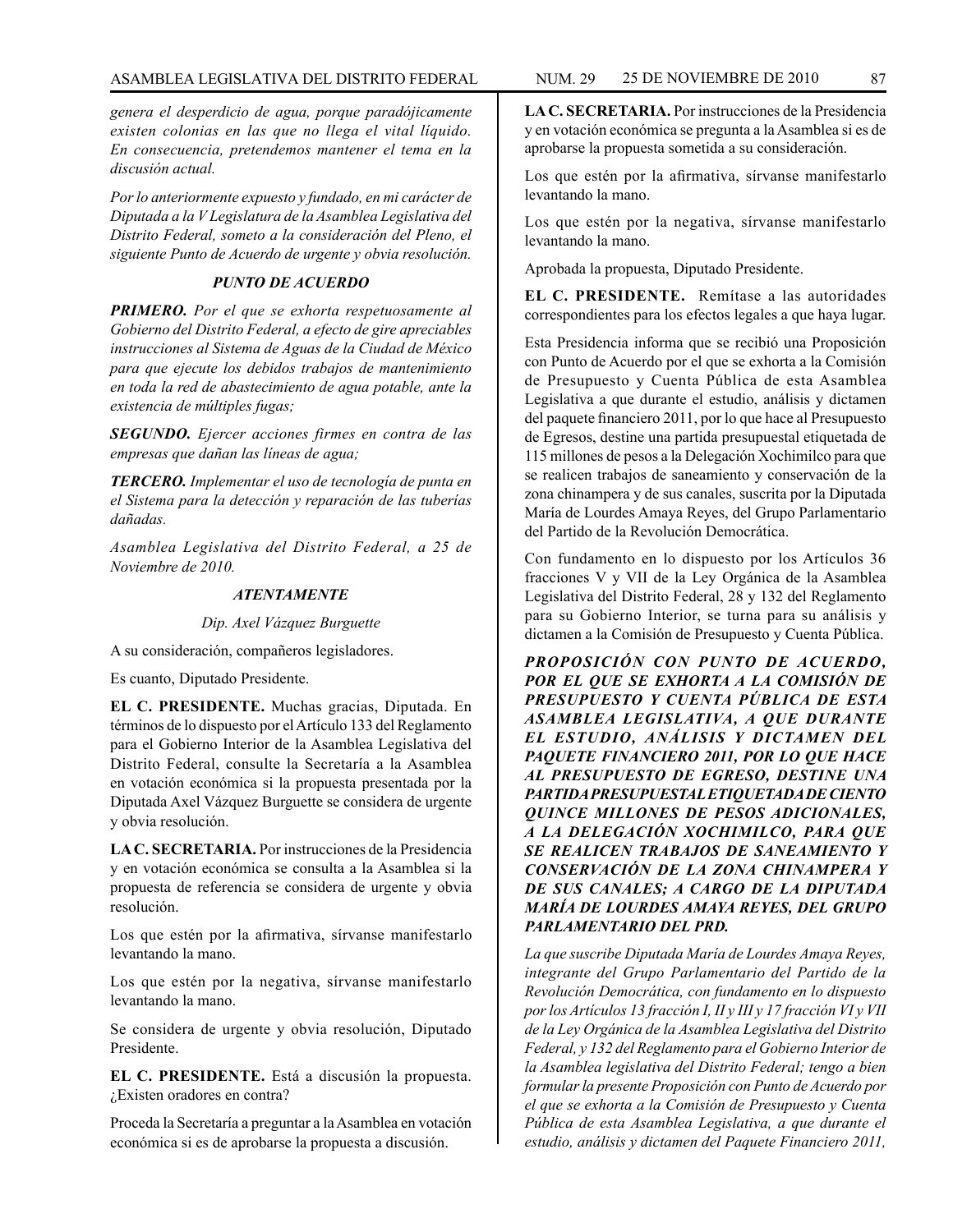*genera el desperdicio de agua, porque paradójicamente existen colonias en las que no llega el vital líquido. En consecuencia, pretendemos mantener el tema en la discusión actual.*

*Por lo anteriormente expuesto y fundado, en mi carácter de Diputada a la V Legislatura de la Asamblea Legislativa del Distrito Federal, someto a la consideración del Pleno, el siguiente Punto de Acuerdo de urgente y obvia resolución.*

***PUNTO DE ACUERDO***

***PRIMERO.*** *Por el que se exhorta respetuosamente al Gobierno del Distrito Federal, a efecto de gire apreciables instrucciones al Sistema de Aguas de la Ciudad de México para que ejecute los debidos trabajos de mantenimiento en toda la red de abastecimiento de agua potable, ante la existencia de múltiples fugas;*

***SEGUNDO.*** *Ejercer acciones firmes en contra de las empresas que dañan las líneas de agua;*

***TERCERO.*** *Implementar el uso de tecnología de punta en el Sistema para la detección y reparación de las tuberías dañadas.*

*Asamblea Legislativa del Distrito Federal, a 25 de Noviembre de 2010.*

***ATENTAMENTE***

*Dip. Axel Vázquez Burguette*

A su consideración, compañeros legisladores.

Es cuanto, Diputado Presidente.

**EL C. PRESIDENTE.** Muchas gracias, Diputada. En términos de lo dispuesto por el Artículo 133 del Reglamento para el Gobierno Interior de la Asamblea Legislativa del Distrito Federal, consulte la Secretaría a la Asamblea en votación económica si la propuesta presentada por la Diputada Axel Vázquez Burguette se considera de urgente y obvia resolución.

**LA C. SECRETARIA.** Por instrucciones de la Presidencia y en votación económica se consulta a la Asamblea si la propuesta de referencia se considera de urgente y obvia resolución.

Los que estén por la afirmativa, sírvanse manifestarlo levantando la mano.

Los que estén por la negativa, sírvanse manifestarlo levantando la mano.

Se considera de urgente y obvia resolución, Diputado Presidente.

**EL C. PRESIDENTE.** Está a discusión la propuesta. ¿Existen oradores en contra?

Proceda la Secretaría a preguntar a la Asamblea en votación económica si es de aprobarse la propuesta a discusión.

**LA C. SECRETARIA.** Por instrucciones de la Presidencia y en votación económica se pregunta a la Asamblea si es de aprobarse la propuesta sometida a su consideración.

Los que estén por la afirmativa, sírvanse manifestarlo levantando la mano.

Los que estén por la negativa, sírvanse manifestarlo levantando la mano.

Aprobada la propuesta, Diputado Presidente.

**EL C. PRESIDENTE.** Remítase a las autoridades correspondientes para los efectos legales a que haya lugar.

Esta Presidencia informa que se recibió una Proposición con Punto de Acuerdo por el que se exhorta a la Comisión de Presupuesto y Cuenta Pública de esta Asamblea Legislativa a que durante el estudio, análisis y dictamen del paquete financiero 2011, por lo que hace al Presupuesto de Egresos, destine una partida presupuestal etiquetada de 115 millones de pesos a la Delegación Xochimilco para que se realicen trabajos de saneamiento y conservación de la zona chinampera y de sus canales, suscrita por la Diputada María de Lourdes Amaya Reyes, del Grupo Parlamentario del Partido de la Revolución Democrática.

Con fundamento en lo dispuesto por los Artículos 36 fracciones V y VII de la Ley Orgánica de la Asamblea Legislativa del Distrito Federal, 28 y 132 del Reglamento para su Gobierno Interior, se turna para su análisis y dictamen a la Comisión de Presupuesto y Cuenta Pública.

***PROPOSICIÓN CON PUNTO DE ACUERDO, POR EL QUE SE EXHORTA A LA COMISIÓN DE PRESUPUESTO Y CUENTA PÚBLICA DE ESTA ASAMBLEA LEGISLATIVA, A QUE DURANTE EL ESTUDIO, ANÁLISIS Y DICTAMEN DEL PAQUETE FINANCIERO 2011, POR LO QUE HACE AL PRESUPUESTO DE EGRESO, DESTINE UNA PARTIDA PRESUPUESTAL ETIQUETADA DE CIENTO QUINCE MILLONES DE PESOS ADICIONALES, A LA DELEGACIÓN XOCHIMILCO, PARA QUE SE REALICEN TRABAJOS DE SANEAMIENTO Y CONSERVACIÓN DE LA ZONA CHINAMPERA Y DE SUS CANALES; A CARGO DE LA DIPUTADA MARÍA DE LOURDES AMAYA REYES, DEL GRUPO PARLAMENTARIO DEL PRD.***

*La que suscribe Diputada María de Lourdes Amaya Reyes, integrante del Grupo Parlamentario del Partido de la Revolución Democrática, con fundamento en lo dispuesto por los Artículos 13 fracción I, II y III y 17 fracción VI y VII de la Ley Orgánica de la Asamblea Legislativa del Distrito Federal, y 132 del Reglamento para el Gobierno Interior de la Asamblea legislativa del Distrito Federal; tengo a bien formular la presente Proposición con Punto de Acuerdo por el que se exhorta a la Comisión de Presupuesto y Cuenta Pública de esta Asamblea Legislativa, a que durante el estudio, análisis y dictamen del Paquete Financiero 2011,*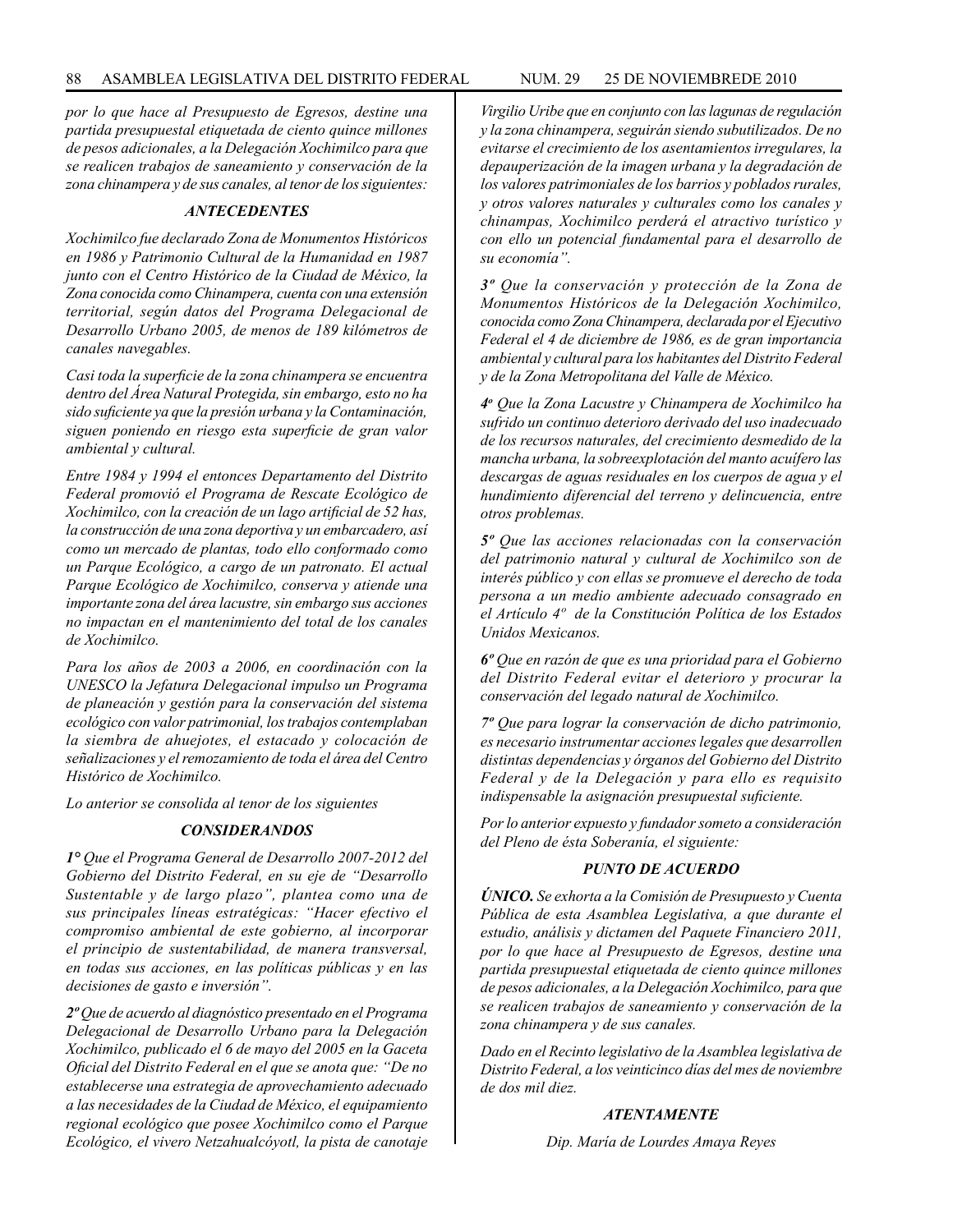*por lo que hace al Presupuesto de Egresos, destine una partida presupuestal etiquetada de ciento quince millones de pesos adicionales, a la Delegación Xochimilco para que se realicen trabajos de saneamiento y conservación de la zona chinampera y de sus canales, al tenor de los siguientes:*

### *ANTECEDENTES*

*Xochimilco fue declarado Zona de Monumentos Históricos en 1986 y Patrimonio Cultural de la Humanidad en 1987 junto con el Centro Histórico de la Ciudad de México, la Zona conocida como Chinampera, cuenta con una extensión territorial, según datos del Programa Delegacional de Desarrollo Urbano 2005, de menos de 189 kilómetros de canales navegables.*

*Casi toda la superficie de la zona chinampera se encuentra dentro del Área Natural Protegida, sin embargo, esto no ha sido suficiente ya que la presión urbana y la Contaminación, siguen poniendo en riesgo esta superficie de gran valor ambiental y cultural.*

*Entre 1984 y 1994 el entonces Departamento del Distrito Federal promovió el Programa de Rescate Ecológico de Xochimilco, con la creación de un lago artificial de 52 has, la construcción de una zona deportiva y un embarcadero, así como un mercado de plantas, todo ello conformado como un Parque Ecológico, a cargo de un patronato. El actual Parque Ecológico de Xochimilco, conserva y atiende una importante zona del área lacustre, sin embargo sus acciones no impactan en el mantenimiento del total de los canales de Xochimilco.*

*Para los años de 2003 a 2006, en coordinación con la UNESCO la Jefatura Delegacional impulso un Programa de planeación y gestión para la conservación del sistema ecológico con valor patrimonial, los trabajos contemplaban la siembra de ahuejotes, el estacado y colocación de señalizaciones y el remozamiento de toda el área del Centro Histórico de Xochimilco.*

*Lo anterior se consolida al tenor de los siguientes*

### *CONSIDERANDOS*

***1°** Que el Programa General de Desarrollo 2007-2012 del Gobierno del Distrito Federal, en su eje de "Desarrollo Sustentable y de largo plazo", plantea como una de sus principales líneas estratégicas: "Hacer efectivo el compromiso ambiental de este gobierno, al incorporar el principio de sustentabilidad, de manera transversal, en todas sus acciones, en las políticas públicas y en las decisiones de gasto e inversión".*

***2º** Que de acuerdo al diagnóstico presentado en el Programa Delegacional de Desarrollo Urbano para la Delegación Xochimilco, publicado el 6 de mayo del 2005 en la Gaceta Oficial del Distrito Federal en el que se anota que: "De no establecerse una estrategia de aprovechamiento adecuado a las necesidades de la Ciudad de México, el equipamiento regional ecológico que posee Xochimilco como el Parque Ecológico, el vivero Netzahualcóyotl, la pista de canotaje Virgilio Uribe que en conjunto con las lagunas de regulación y la zona chinampera, seguirán siendo subutilizados. De no evitarse el crecimiento de los asentamientos irregulares, la depauperización de la imagen urbana y la degradación de los valores patrimoniales de los barrios y poblados rurales, y otros valores naturales y culturales como los canales y chinampas, Xochimilco perderá el atractivo turístico y con ello un potencial fundamental para el desarrollo de su economía".*

***3º** Que la conservación y protección de la Zona de Monumentos Históricos de la Delegación Xochimilco, conocida como Zona Chinampera, declarada por el Ejecutivo Federal el 4 de diciembre de 1986, es de gran importancia ambiental y cultural para los habitantes del Distrito Federal y de la Zona Metropolitana del Valle de México.*

***4º** Que la Zona Lacustre y Chinampera de Xochimilco ha sufrido un continuo deterioro derivado del uso inadecuado de los recursos naturales, del crecimiento desmedido de la mancha urbana, la sobreexplotación del manto acuífero las descargas de aguas residuales en los cuerpos de agua y el hundimiento diferencial del terreno y delincuencia, entre otros problemas.*

***5º** Que las acciones relacionadas con la conservación del patrimonio natural y cultural de Xochimilco son de interés público y con ellas se promueve el derecho de toda persona a un medio ambiente adecuado consagrado en el Artículo 4º de la Constitución Política de los Estados Unidos Mexicanos.*

***6º** Que en razón de que es una prioridad para el Gobierno del Distrito Federal evitar el deterioro y procurar la conservación del legado natural de Xochimilco.*

***7º** Que para lograr la conservación de dicho patrimonio, es necesario instrumentar acciones legales que desarrollen distintas dependencias y órganos del Gobierno del Distrito Federal y de la Delegación y para ello es requisito indispensable la asignación presupuestal suficiente.*

*Por lo anterior expuesto y fundador someto a consideración del Pleno de ésta Soberanía, el siguiente:*

### *PUNTO DE ACUERDO*

***ÚNICO.** Se exhorta a la Comisión de Presupuesto y Cuenta Pública de esta Asamblea Legislativa, a que durante el estudio, análisis y dictamen del Paquete Financiero 2011, por lo que hace al Presupuesto de Egresos, destine una partida presupuestal etiquetada de ciento quince millones de pesos adicionales, a la Delegación Xochimilco, para que se realicen trabajos de saneamiento y conservación de la zona chinampera y de sus canales.*

*Dado en el Recinto legislativo de la Asamblea legislativa de Distrito Federal, a los veinticinco días del mes de noviembre de dos mil diez.*

***ATENTAMENTE***

*Dip. María de Lourdes Amaya Reyes*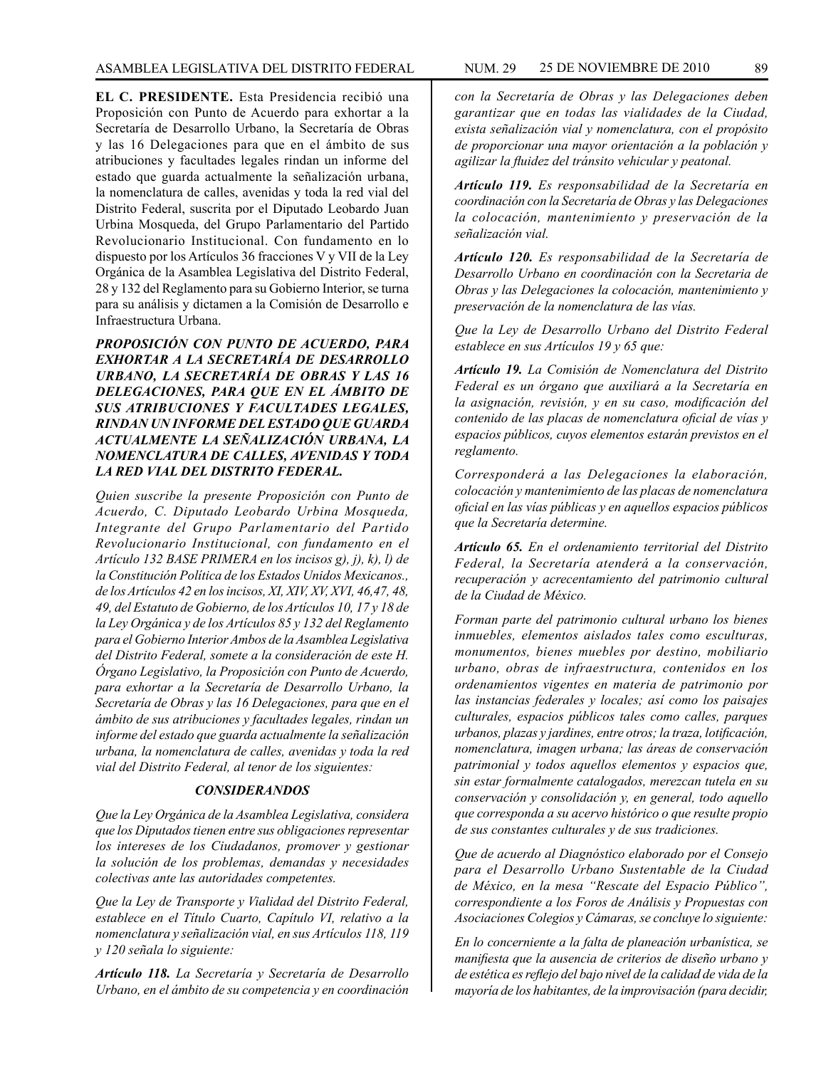**EL C. PRESIDENTE.** Esta Presidencia recibió una Proposición con Punto de Acuerdo para exhortar a la Secretaría de Desarrollo Urbano, la Secretaría de Obras y las 16 Delegaciones para que en el ámbito de sus atribuciones y facultades legales rindan un informe del estado que guarda actualmente la señalización urbana, la nomenclatura de calles, avenidas y toda la red vial del Distrito Federal, suscrita por el Diputado Leobardo Juan Urbina Mosqueda, del Grupo Parlamentario del Partido Revolucionario Institucional. Con fundamento en lo dispuesto por los Artículos 36 fracciones V y VII de la Ley Orgánica de la Asamblea Legislativa del Distrito Federal, 28 y 132 del Reglamento para su Gobierno Interior, se turna para su análisis y dictamen a la Comisión de Desarrollo e Infraestructura Urbana.

***PROPOSICIÓN CON PUNTO DE ACUERDO, PARA EXHORTAR A LA SECRETARÍA DE DESARROLLO URBANO, LA SECRETARÍA DE OBRAS Y LAS 16 DELEGACIONES, PARA QUE EN EL ÁMBITO DE SUS ATRIBUCIONES Y FACULTADES LEGALES, RINDAN UN INFORME DEL ESTADO QUE GUARDA ACTUALMENTE LA SEÑALIZACIÓN URBANA, LA NOMENCLATURA DE CALLES, AVENIDAS Y TODA LA RED VIAL DEL DISTRITO FEDERAL.***

*Quien suscribe la presente Proposición con Punto de Acuerdo, C. Diputado Leobardo Urbina Mosqueda, Integrante del Grupo Parlamentario del Partido Revolucionario Institucional, con fundamento en el Artículo 132 BASE PRIMERA en los incisos g), j), k), l) de la Constitución Política de los Estados Unidos Mexicanos., de los Artículos 42 en los incisos, XI, XIV, XV, XVI, 46,47, 48, 49, del Estatuto de Gobierno, de los Artículos 10, 17 y 18 de la Ley Orgánica y de los Artículos 85 y 132 del Reglamento para el Gobierno Interior Ambos de la Asamblea Legislativa del Distrito Federal, somete a la consideración de este H. Órgano Legislativo, la Proposición con Punto de Acuerdo, para exhortar a la Secretaría de Desarrollo Urbano, la Secretaría de Obras y las 16 Delegaciones, para que en el ámbito de sus atribuciones y facultades legales, rindan un informe del estado que guarda actualmente la señalización urbana, la nomenclatura de calles, avenidas y toda la red vial del Distrito Federal, al tenor de los siguientes:*

***CONSIDERANDOS***

*Que la Ley Orgánica de la Asamblea Legislativa, considera que los Diputados tienen entre sus obligaciones representar los intereses de los Ciudadanos, promover y gestionar la solución de los problemas, demandas y necesidades colectivas ante las autoridades competentes.*

*Que la Ley de Transporte y Vialidad del Distrito Federal, establece en el Título Cuarto, Capítulo VI, relativo a la nomenclatura y señalización vial, en sus Artículos 118, 119 y 120 señala lo siguiente:*

***Artículo 118.*** *La Secretaría y Secretaría de Desarrollo Urbano, en el ámbito de su competencia y en coordinación con la Secretaría de Obras y las Delegaciones deben garantizar que en todas las vialidades de la Ciudad, exista señalización vial y nomenclatura, con el propósito de proporcionar una mayor orientación a la población y agilizar la fluidez del tránsito vehicular y peatonal.*

***Artículo 119.*** *Es responsabilidad de la Secretaría en coordinación con la Secretaría de Obras y las Delegaciones la colocación, mantenimiento y preservación de la señalización vial.*

***Artículo 120.*** *Es responsabilidad de la Secretaría de Desarrollo Urbano en coordinación con la Secretaria de Obras y las Delegaciones la colocación, mantenimiento y preservación de la nomenclatura de las vías.*

*Que la Ley de Desarrollo Urbano del Distrito Federal establece en sus Artículos 19 y 65 que:*

***Artículo 19.*** *La Comisión de Nomenclatura del Distrito Federal es un órgano que auxiliará a la Secretaría en la asignación, revisión, y en su caso, modificación del contenido de las placas de nomenclatura oficial de vías y espacios públicos, cuyos elementos estarán previstos en el reglamento.*

*Corresponderá a las Delegaciones la elaboración, colocación y mantenimiento de las placas de nomenclatura oficial en las vías públicas y en aquellos espacios públicos que la Secretaría determine.*

***Artículo 65.*** *En el ordenamiento territorial del Distrito Federal, la Secretaría atenderá a la conservación, recuperación y acrecentamiento del patrimonio cultural de la Ciudad de México.*

*Forman parte del patrimonio cultural urbano los bienes inmuebles, elementos aislados tales como esculturas, monumentos, bienes muebles por destino, mobiliario urbano, obras de infraestructura, contenidos en los ordenamientos vigentes en materia de patrimonio por las instancias federales y locales; así como los paisajes culturales, espacios públicos tales como calles, parques urbanos, plazas y jardines, entre otros; la traza, lotificación, nomenclatura, imagen urbana; las áreas de conservación patrimonial y todos aquellos elementos y espacios que, sin estar formalmente catalogados, merezcan tutela en su conservación y consolidación y, en general, todo aquello que corresponda a su acervo histórico o que resulte propio de sus constantes culturales y de sus tradiciones.*

*Que de acuerdo al Diagnóstico elaborado por el Consejo para el Desarrollo Urbano Sustentable de la Ciudad de México, en la mesa "Rescate del Espacio Público", correspondiente a los Foros de Análisis y Propuestas con Asociaciones Colegios y Cámaras, se concluye lo siguiente:*

*En lo concerniente a la falta de planeación urbanística, se manifiesta que la ausencia de criterios de diseño urbano y de estética es reflejo del bajo nivel de la calidad de vida de la mayoría de los habitantes, de la improvisación (para decidir,*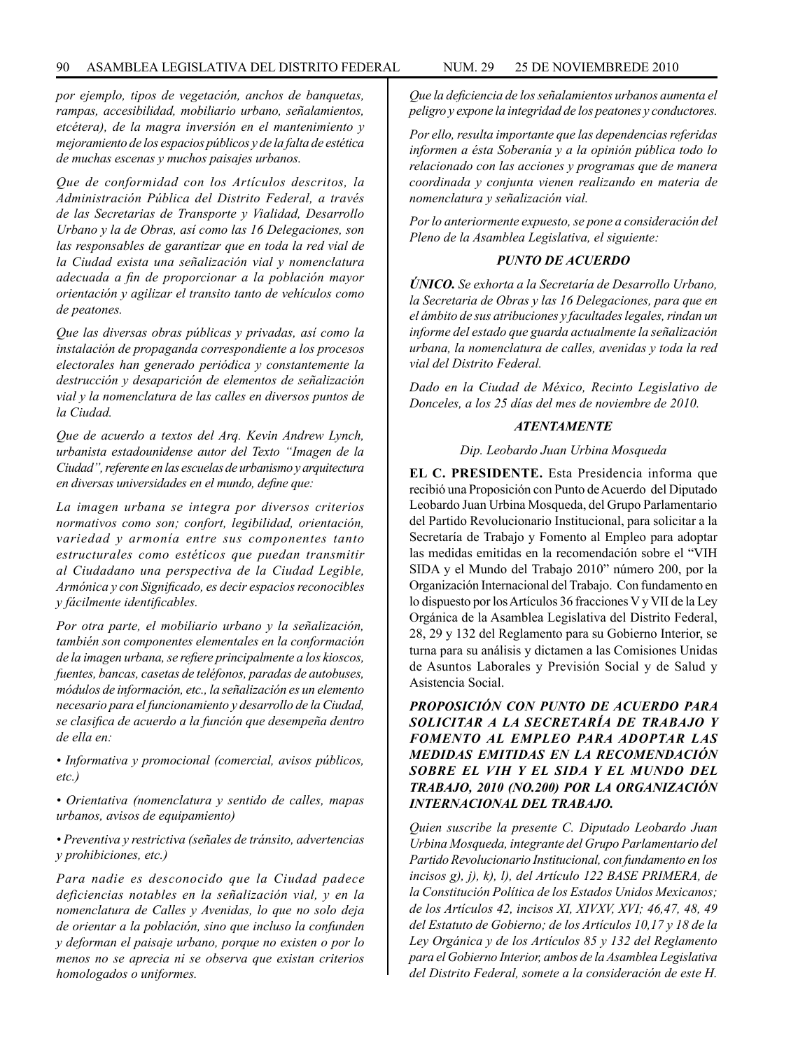*por ejemplo, tipos de vegetación, anchos de banquetas, rampas, accesibilidad, mobiliario urbano, señalamientos, etcétera), de la magra inversión en el mantenimiento y mejoramiento de los espacios públicos y de la falta de estética de muchas escenas y muchos paisajes urbanos.*

*Que de conformidad con los Artículos descritos, la Administración Pública del Distrito Federal, a través de las Secretarias de Transporte y Vialidad, Desarrollo Urbano y la de Obras, así como las 16 Delegaciones, son las responsables de garantizar que en toda la red vial de la Ciudad exista una señalización vial y nomenclatura adecuada a fin de proporcionar a la población mayor orientación y agilizar el transito tanto de vehículos como de peatones.*

*Que las diversas obras públicas y privadas, así como la instalación de propaganda correspondiente a los procesos electorales han generado periódica y constantemente la destrucción y desaparición de elementos de señalización vial y la nomenclatura de las calles en diversos puntos de la Ciudad.*

*Que de acuerdo a textos del Arq. Kevin Andrew Lynch, urbanista estadounidense autor del Texto "Imagen de la Ciudad", referente en las escuelas de urbanismo y arquitectura en diversas universidades en el mundo, define que:*

*La imagen urbana se integra por diversos criterios normativos como son; confort, legibilidad, orientación, variedad y armonía entre sus componentes tanto estructurales como estéticos que puedan transmitir al Ciudadano una perspectiva de la Ciudad Legible, Armónica y con Significado, es decir espacios reconocibles y fácilmente identificables.*

*Por otra parte, el mobiliario urbano y la señalización, también son componentes elementales en la conformación de la imagen urbana, se refiere principalmente a los kioscos, fuentes, bancas, casetas de teléfonos, paradas de autobuses, módulos de información, etc., la señalización es un elemento necesario para el funcionamiento y desarrollo de la Ciudad, se clasifica de acuerdo a la función que desempeña dentro de ella en:*

*• Informativa y promocional (comercial, avisos públicos, etc.)*

*• Orientativa (nomenclatura y sentido de calles, mapas urbanos, avisos de equipamiento)*

*• Preventiva y restrictiva (señales de tránsito, advertencias y prohibiciones, etc.)*

*Para nadie es desconocido que la Ciudad padece deficiencias notables en la señalización vial, y en la nomenclatura de Calles y Avenidas, lo que no solo deja de orientar a la población, sino que incluso la confunden y deforman el paisaje urbano, porque no existen o por lo menos no se aprecia ni se observa que existan criterios homologados o uniformes.*

*Que la deficiencia de los señalamientos urbanos aumenta el peligro y expone la integridad de los peatones y conductores.*

*Por ello, resulta importante que las dependencias referidas informen a ésta Soberanía y a la opinión pública todo lo relacionado con las acciones y programas que de manera coordinada y conjunta vienen realizando en materia de nomenclatura y señalización vial.*

*Por lo anteriormente expuesto, se pone a consideración del Pleno de la Asamblea Legislativa, el siguiente:*

***PUNTO DE ACUERDO***

***ÚNICO.*** *Se exhorta a la Secretaría de Desarrollo Urbano, la Secretaria de Obras y las 16 Delegaciones, para que en el ámbito de sus atribuciones y facultades legales, rindan un informe del estado que guarda actualmente la señalización urbana, la nomenclatura de calles, avenidas y toda la red vial del Distrito Federal.*

*Dado en la Ciudad de México, Recinto Legislativo de Donceles, a los 25 días del mes de noviembre de 2010.*

***ATENTAMENTE***

*Dip. Leobardo Juan Urbina Mosqueda*

**EL C. PRESIDENTE.** Esta Presidencia informa que recibió una Proposición con Punto de Acuerdo del Diputado Leobardo Juan Urbina Mosqueda, del Grupo Parlamentario del Partido Revolucionario Institucional, para solicitar a la Secretaría de Trabajo y Fomento al Empleo para adoptar las medidas emitidas en la recomendación sobre el "VIH SIDA y el Mundo del Trabajo 2010" número 200, por la Organización Internacional del Trabajo. Con fundamento en lo dispuesto por los Artículos 36 fracciones V y VII de la Ley Orgánica de la Asamblea Legislativa del Distrito Federal, 28, 29 y 132 del Reglamento para su Gobierno Interior, se turna para su análisis y dictamen a las Comisiones Unidas de Asuntos Laborales y Previsión Social y de Salud y Asistencia Social.

***PROPOSICIÓN CON PUNTO DE ACUERDO PARA SOLICITAR A LA SECRETARÍA DE TRABAJO Y FOMENTO AL EMPLEO PARA ADOPTAR LAS MEDIDAS EMITIDAS EN LA RECOMENDACIÓN SOBRE EL VIH Y EL SIDA Y EL MUNDO DEL TRABAJO, 2010 (NO.200) POR LA ORGANIZACIÓN INTERNACIONAL DEL TRABAJO.***

*Quien suscribe la presente C. Diputado Leobardo Juan Urbina Mosqueda, integrante del Grupo Parlamentario del Partido Revolucionario Institucional, con fundamento en los incisos g), j), k), l), del Artículo 122 BASE PRIMERA, de la Constitución Política de los Estados Unidos Mexicanos; de los Artículos 42, incisos XI, XIVXV, XVI; 46,47, 48, 49 del Estatuto de Gobierno; de los Artículos 10,17 y 18 de la Ley Orgánica y de los Artículos 85 y 132 del Reglamento para el Gobierno Interior, ambos de la Asamblea Legislativa del Distrito Federal, somete a la consideración de este H.*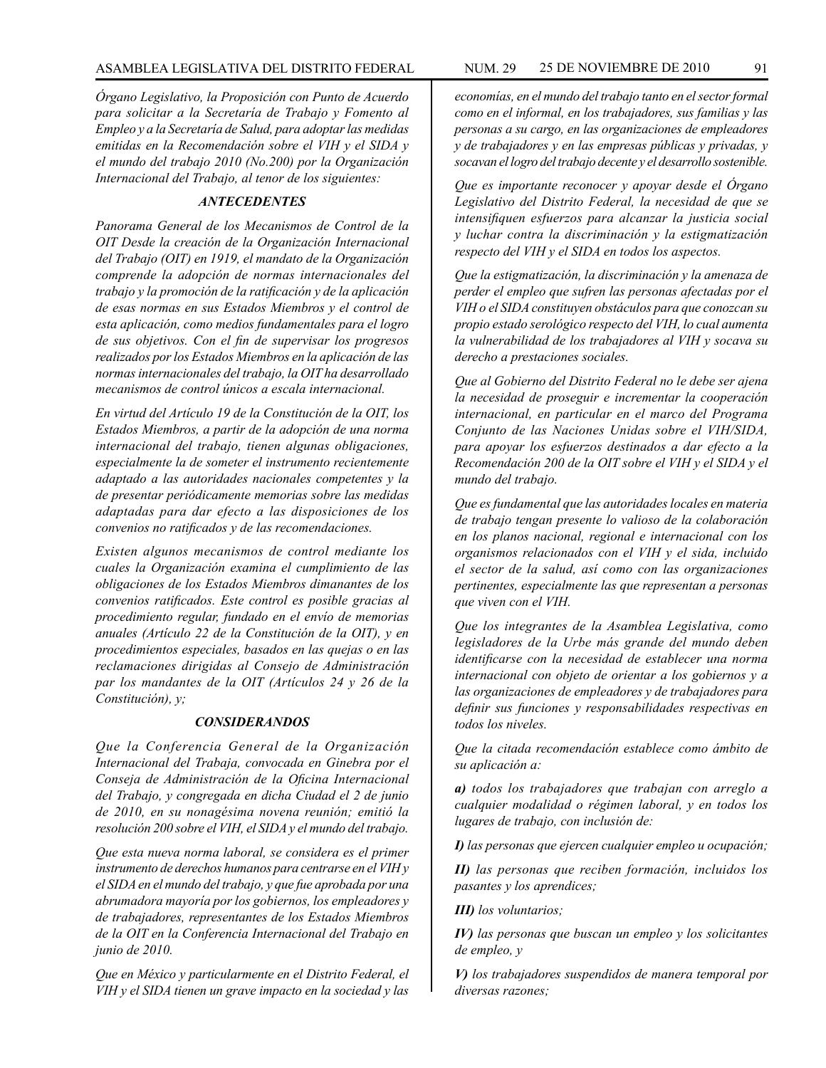*Órgano Legislativo, la Proposición con Punto de Acuerdo para solicitar a la Secretaría de Trabajo y Fomento al Empleo y a la Secretaría de Salud, para adoptar las medidas emitidas en la Recomendación sobre el VIH y el SIDA y el mundo del trabajo 2010 (No.200) por la Organización Internacional del Trabajo, al tenor de los siguientes:*

### *ANTECEDENTES*

*Panorama General de los Mecanismos de Control de la OIT Desde la creación de la Organización Internacional del Trabajo (OIT) en 1919, el mandato de la Organización comprende la adopción de normas internacionales del trabajo y la promoción de la ratificación y de la aplicación de esas normas en sus Estados Miembros y el control de esta aplicación, como medios fundamentales para el logro de sus objetivos. Con el fin de supervisar los progresos realizados por los Estados Miembros en la aplicación de las normas internacionales del trabajo, la OIT ha desarrollado mecanismos de control únicos a escala internacional.*

*En virtud del Artículo 19 de la Constitución de la OIT, los Estados Miembros, a partir de la adopción de una norma internacional del trabajo, tienen algunas obligaciones, especialmente la de someter el instrumento recientemente adaptado a las autoridades nacionales competentes y la de presentar periódicamente memorias sobre las medidas adaptadas para dar efecto a las disposiciones de los convenios no ratificados y de las recomendaciones.*

*Existen algunos mecanismos de control mediante los cuales la Organización examina el cumplimiento de las obligaciones de los Estados Miembros dimanantes de los convenios ratificados. Este control es posible gracias al procedimiento regular, fundado en el envío de memorias anuales (Artículo 22 de la Constitución de la OIT), y en procedimientos especiales, basados en las quejas o en las reclamaciones dirigidas al Consejo de Administración par los mandantes de la OIT (Artículos 24 y 26 de la Constitución), y;*

### *CONSIDERANDOS*

*Que la Conferencia General de la Organización Internacional del Trabaja, convocada en Ginebra por el Conseja de Administración de la Oficina Internacional del Trabajo, y congregada en dicha Ciudad el 2 de junio de 2010, en su nonagésima novena reunión; emitió la resolución 200 sobre el VIH, el SIDA y el mundo del trabajo.*

*Que esta nueva norma laboral, se considera es el primer instrumento de derechos humanos para centrarse en el VIH y el SIDA en el mundo del trabajo, y que fue aprobada por una abrumadora mayoría por los gobiernos, los empleadores y de trabajadores, representantes de los Estados Miembros de la OIT en la Conferencia Internacional del Trabajo en junio de 2010.*

*Que en México y particularmente en el Distrito Federal, el VIH y el SIDA tienen un grave impacto en la sociedad y las economías, en el mundo del trabajo tanto en el sector formal como en el informal, en los trabajadores, sus familias y las personas a su cargo, en las organizaciones de empleadores y de trabajadores y en las empresas públicas y privadas, y socavan el logro del trabajo decente y el desarrollo sostenible.*

*Que es importante reconocer y apoyar desde el Órgano Legislativo del Distrito Federal, la necesidad de que se intensifiquen esfuerzos para alcanzar la justicia social y luchar contra la discriminación y la estigmatización respecto del VIH y el SIDA en todos los aspectos.*

*Que la estigmatización, la discriminación y la amenaza de perder el empleo que sufren las personas afectadas por el VIH o el SIDA constituyen obstáculos para que conozcan su propio estado serológico respecto del VIH, lo cual aumenta la vulnerabilidad de los trabajadores al VIH y socava su derecho a prestaciones sociales.*

*Que al Gobierno del Distrito Federal no le debe ser ajena la necesidad de proseguir e incrementar la cooperación internacional, en particular en el marco del Programa Conjunto de las Naciones Unidas sobre el VIH/SIDA, para apoyar los esfuerzos destinados a dar efecto a la Recomendación 200 de la OIT sobre el VIH y el SIDA y el mundo del trabajo.*

*Que es fundamental que las autoridades locales en materia de trabajo tengan presente lo valioso de la colaboración en los planos nacional, regional e internacional con los organismos relacionados con el VIH y el sida, incluido el sector de la salud, así como con las organizaciones pertinentes, especialmente las que representan a personas que viven con el VIH.*

*Que los integrantes de la Asamblea Legislativa, como legisladores de la Urbe más grande del mundo deben identificarse con la necesidad de establecer una norma internacional con objeto de orientar a los gobiernos y a las organizaciones de empleadores y de trabajadores para definir sus funciones y responsabilidades respectivas en todos los niveles.*

*Que la citada recomendación establece como ámbito de su aplicación a:*

***a)** todos los trabajadores que trabajan con arreglo a cualquier modalidad o régimen laboral, y en todos los lugares de trabajo, con inclusión de:*

***I)** las personas que ejercen cualquier empleo u ocupación;*

***II)** las personas que reciben formación, incluidos los pasantes y los aprendices;*

***III)** los voluntarios;*

***IV)** las personas que buscan un empleo y los solicitantes de empleo, y*

***V)** los trabajadores suspendidos de manera temporal por diversas razones;*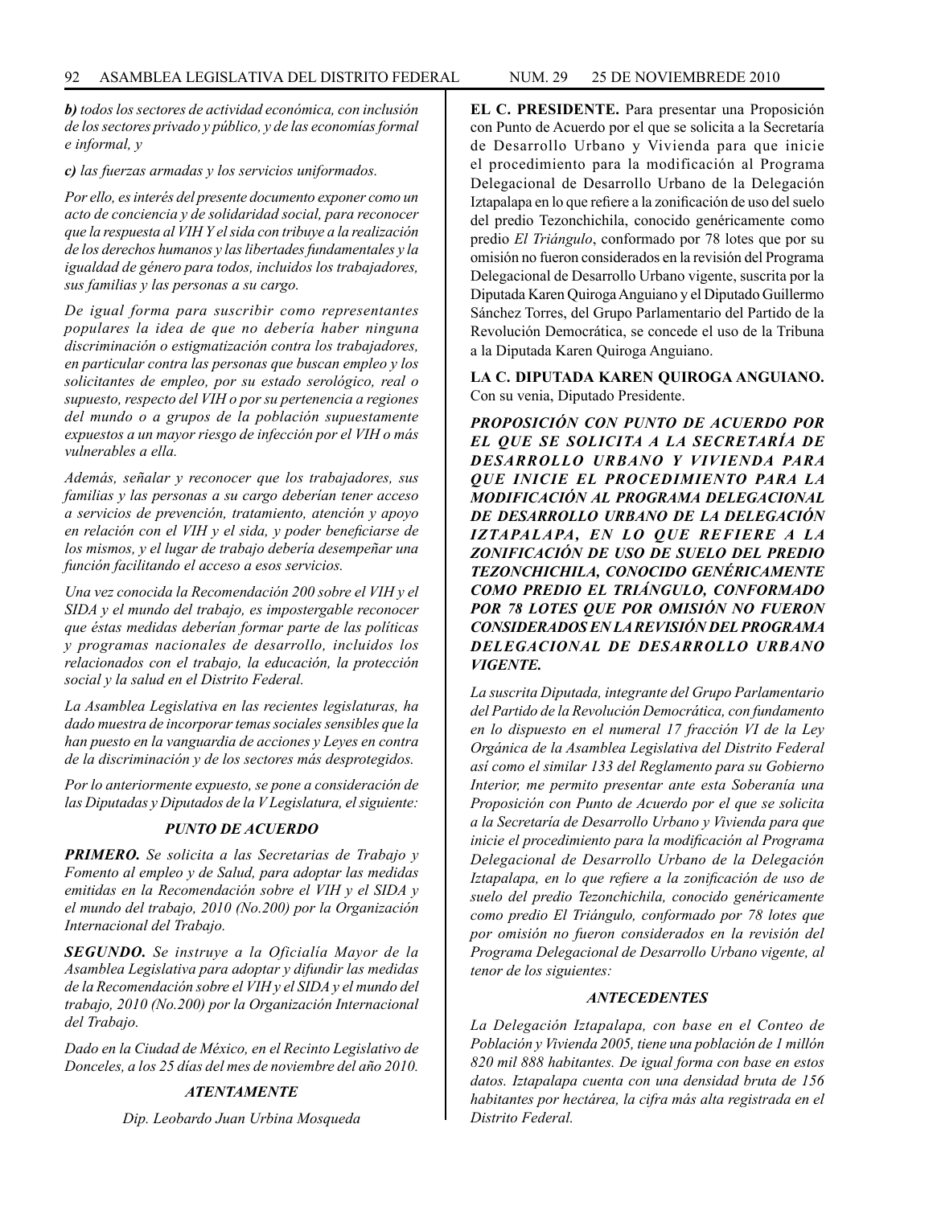***b)*** *todos los sectores de actividad económica, con inclusión de los sectores privado y público, y de las economías formal e informal, y*

***c)*** *las fuerzas armadas y los servicios uniformados.*

*Por ello, es interés del presente documento exponer como un acto de conciencia y de solidaridad social, para reconocer que la respuesta al VIH Y el sida con tribuye a la realización de los derechos humanos y las libertades fundamentales y la igualdad de género para todos, incluidos los trabajadores, sus familias y las personas a su cargo.*

*De igual forma para suscribir como representantes populares la idea de que no debería haber ninguna discriminación o estigmatización contra los trabajadores, en particular contra las personas que buscan empleo y los solicitantes de empleo, por su estado serológico, real o supuesto, respecto del VIH o por su pertenencia a regiones del mundo o a grupos de la población supuestamente expuestos a un mayor riesgo de infección por el VIH o más vulnerables a ella.*

*Además, señalar y reconocer que los trabajadores, sus familias y las personas a su cargo deberían tener acceso a servicios de prevención, tratamiento, atención y apoyo en relación con el VIH y el sida, y poder beneficiarse de los mismos, y el lugar de trabajo debería desempeñar una función facilitando el acceso a esos servicios.*

*Una vez conocida la Recomendación 200 sobre el VIH y el SIDA y el mundo del trabajo, es impostergable reconocer que éstas medidas deberían formar parte de las políticas y programas nacionales de desarrollo, incluidos los relacionados con el trabajo, la educación, la protección social y la salud en el Distrito Federal.*

*La Asamblea Legislativa en las recientes legislaturas, ha dado muestra de incorporar temas sociales sensibles que la han puesto en la vanguardia de acciones y Leyes en contra de la discriminación y de los sectores más desprotegidos.*

*Por lo anteriormente expuesto, se pone a consideración de las Diputadas y Diputados de la V Legislatura, el siguiente:*

***PUNTO DE ACUERDO***

***PRIMERO.*** *Se solicita a las Secretarias de Trabajo y Fomento al empleo y de Salud, para adoptar las medidas emitidas en la Recomendación sobre el VIH y el SIDA y el mundo del trabajo, 2010 (No.200) por la Organización Internacional del Trabajo.*

***SEGUNDO.*** *Se instruye a la Oficialía Mayor de la Asamblea Legislativa para adoptar y difundir las medidas de la Recomendación sobre el VIH y el SIDA y el mundo del trabajo, 2010 (No.200) por la Organización Internacional del Trabajo.*

*Dado en la Ciudad de México, en el Recinto Legislativo de Donceles, a los 25 días del mes de noviembre del año 2010.*

***ATENTAMENTE***

*Dip. Leobardo Juan Urbina Mosqueda*

**EL C. PRESIDENTE.** Para presentar una Proposición con Punto de Acuerdo por el que se solicita a la Secretaría de Desarrollo Urbano y Vivienda para que inicie el procedimiento para la modificación al Programa Delegacional de Desarrollo Urbano de la Delegación Iztapalapa en lo que refiere a la zonificación de uso del suelo del predio Tezonchichila, conocido genéricamente como predio *El Triángulo*, conformado por 78 lotes que por su omisión no fueron considerados en la revisión del Programa Delegacional de Desarrollo Urbano vigente, suscrita por la Diputada Karen Quiroga Anguiano y el Diputado Guillermo Sánchez Torres, del Grupo Parlamentario del Partido de la Revolución Democrática, se concede el uso de la Tribuna a la Diputada Karen Quiroga Anguiano.

**LA C. DIPUTADA KAREN QUIROGA ANGUIANO.** Con su venia, Diputado Presidente.

***PROPOSICIÓN CON PUNTO DE ACUERDO POR EL QUE SE SOLICITA A LA SECRETARÍA DE DESARROLLO URBANO Y VIVIENDA PARA QUE INICIE EL PROCEDIMIENTO PARA LA MODIFICACIÓN AL PROGRAMA DELEGACIONAL DE DESARROLLO URBANO DE LA DELEGACIÓN IZTAPALAPA, EN LO QUE REFIERE A LA ZONIFICACIÓN DE USO DE SUELO DEL PREDIO TEZONCHICHILA, CONOCIDO GENÉRICAMENTE COMO PREDIO EL TRIÁNGULO, CONFORMADO POR 78 LOTES QUE POR OMISIÓN NO FUERON CONSIDERADOS EN LA REVISIÓN DEL PROGRAMA DELEGACIONAL DE DESARROLLO URBANO VIGENTE.***

*La suscrita Diputada, integrante del Grupo Parlamentario del Partido de la Revolución Democrática, con fundamento en lo dispuesto en el numeral 17 fracción VI de la Ley Orgánica de la Asamblea Legislativa del Distrito Federal así como el similar 133 del Reglamento para su Gobierno Interior, me permito presentar ante esta Soberanía una Proposición con Punto de Acuerdo por el que se solicita a la Secretaría de Desarrollo Urbano y Vivienda para que inicie el procedimiento para la modificación al Programa Delegacional de Desarrollo Urbano de la Delegación Iztapalapa, en lo que refiere a la zonificación de uso de suelo del predio Tezonchichila, conocido genéricamente como predio El Triángulo, conformado por 78 lotes que por omisión no fueron considerados en la revisión del Programa Delegacional de Desarrollo Urbano vigente, al tenor de los siguientes:*

***ANTECEDENTES***

*La Delegación Iztapalapa, con base en el Conteo de Población y Vivienda 2005, tiene una población de 1 millón 820 mil 888 habitantes. De igual forma con base en estos datos. Iztapalapa cuenta con una densidad bruta de 156 habitantes por hectárea, la cifra más alta registrada en el Distrito Federal.*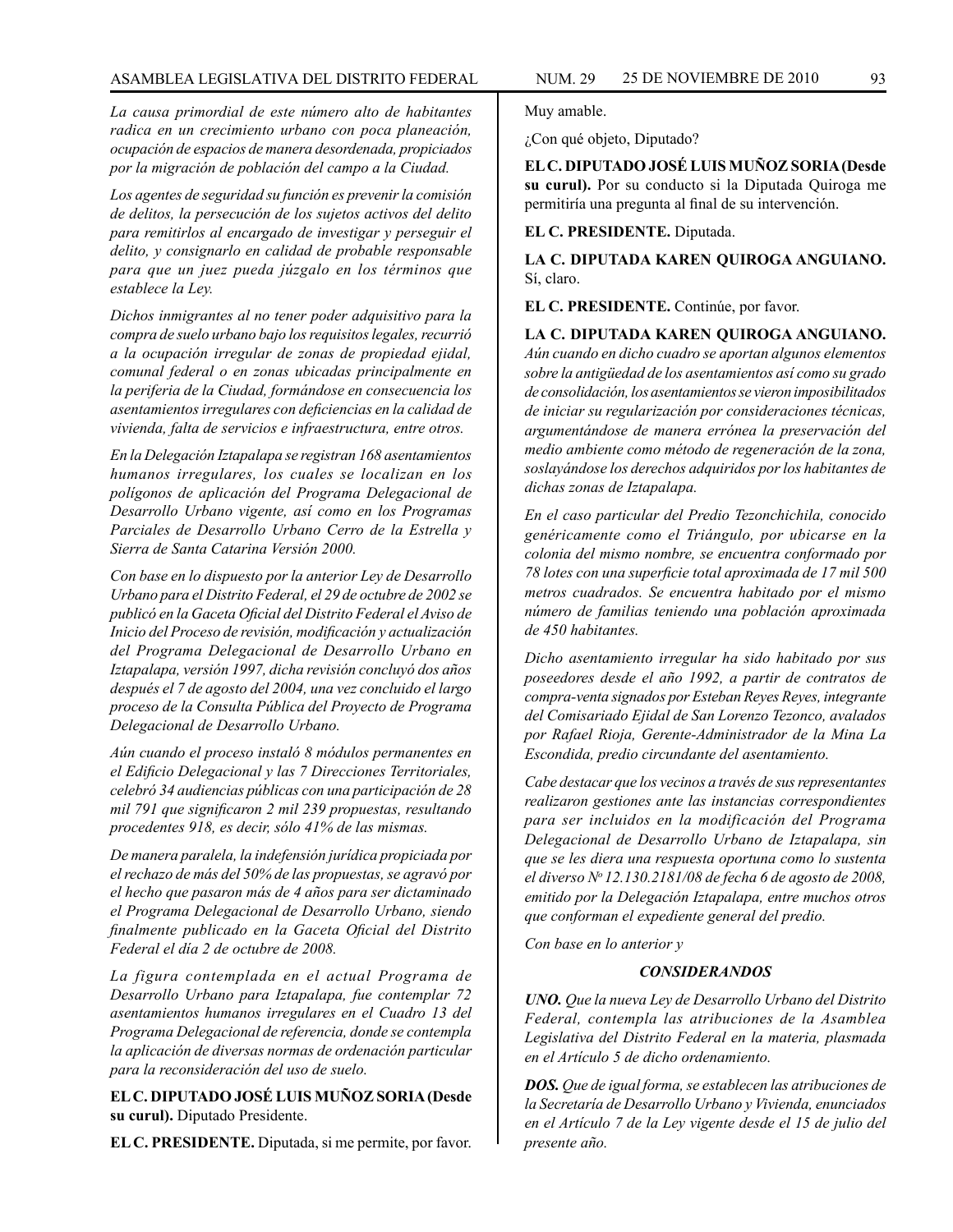*La causa primordial de este número alto de habitantes radica en un crecimiento urbano con poca planeación, ocupación de espacios de manera desordenada, propiciados por la migración de población del campo a la Ciudad.*

*Los agentes de seguridad su función es prevenir la comisión de delitos, la persecución de los sujetos activos del delito para remitirlos al encargado de investigar y perseguir el delito, y consignarlo en calidad de probable responsable para que un juez pueda júzgalo en los términos que establece la Ley.*

*Dichos inmigrantes al no tener poder adquisitivo para la compra de suelo urbano bajo los requisitos legales, recurrió a la ocupación irregular de zonas de propiedad ejidal, comunal federal o en zonas ubicadas principalmente en la periferia de la Ciudad, formándose en consecuencia los asentamientos irregulares con deficiencias en la calidad de vivienda, falta de servicios e infraestructura, entre otros.*

*En la Delegación Iztapalapa se registran 168 asentamientos humanos irregulares, los cuales se localizan en los polígonos de aplicación del Programa Delegacional de Desarrollo Urbano vigente, así como en los Programas Parciales de Desarrollo Urbano Cerro de la Estrella y Sierra de Santa Catarina Versión 2000.*

*Con base en lo dispuesto por la anterior Ley de Desarrollo Urbano para el Distrito Federal, el 29 de octubre de 2002 se publicó en la Gaceta Oficial del Distrito Federal el Aviso de Inicio del Proceso de revisión, modificación y actualización del Programa Delegacional de Desarrollo Urbano en Iztapalapa, versión 1997, dicha revisión concluyó dos años después el 7 de agosto del 2004, una vez concluido el largo proceso de la Consulta Pública del Proyecto de Programa Delegacional de Desarrollo Urbano.*

*Aún cuando el proceso instaló 8 módulos permanentes en el Edificio Delegacional y las 7 Direcciones Territoriales, celebró 34 audiencias públicas con una participación de 28 mil 791 que significaron 2 mil 239 propuestas, resultando procedentes 918, es decir, sólo 41% de las mismas.*

*De manera paralela, la indefensión jurídica propiciada por el rechazo de más del 50% de las propuestas, se agravó por el hecho que pasaron más de 4 años para ser dictaminado el Programa Delegacional de Desarrollo Urbano, siendo finalmente publicado en la Gaceta Oficial del Distrito Federal el día 2 de octubre de 2008.*

*La figura contemplada en el actual Programa de Desarrollo Urbano para Iztapalapa, fue contemplar 72 asentamientos humanos irregulares en el Cuadro 13 del Programa Delegacional de referencia, donde se contempla la aplicación de diversas normas de ordenación particular para la reconsideración del uso de suelo.*

**EL C. DIPUTADO JOSÉ LUIS MUÑOZ SORIA (Desde su curul).** Diputado Presidente.

**EL C. PRESIDENTE.** Diputada, si me permite, por favor. Muy amable.

¿Con qué objeto, Diputado?

**EL C. DIPUTADO JOSÉ LUIS MUÑOZ SORIA (Desde su curul).** Por su conducto si la Diputada Quiroga me permitiría una pregunta al final de su intervención.

**EL C. PRESIDENTE.** Diputada.

**LA C. DIPUTADA KAREN QUIROGA ANGUIANO.** Sí, claro.

**EL C. PRESIDENTE.** Continúe, por favor.

**LA C. DIPUTADA KAREN QUIROGA ANGUIANO.** *Aún cuando en dicho cuadro se aportan algunos elementos sobre la antigüedad de los asentamientos así como su grado de consolidación, los asentamientos se vieron imposibilitados de iniciar su regularización por consideraciones técnicas, argumentándose de manera errónea la preservación del medio ambiente como método de regeneración de la zona, soslayándose los derechos adquiridos por los habitantes de dichas zonas de Iztapalapa.*

*En el caso particular del Predio Tezonchichila, conocido genéricamente como el Triángulo, por ubicarse en la colonia del mismo nombre, se encuentra conformado por 78 lotes con una superficie total aproximada de 17 mil 500 metros cuadrados. Se encuentra habitado por el mismo número de familias teniendo una población aproximada de 450 habitantes.*

*Dicho asentamiento irregular ha sido habitado por sus poseedores desde el año 1992, a partir de contratos de compra-venta signados por Esteban Reyes Reyes, integrante del Comisariado Ejidal de San Lorenzo Tezonco, avalados por Rafael Rioja, Gerente-Administrador de la Mina La Escondida, predio circundante del asentamiento.*

*Cabe destacar que los vecinos a través de sus representantes realizaron gestiones ante las instancias correspondientes para ser incluidos en la modificación del Programa Delegacional de Desarrollo Urbano de Iztapalapa, sin que se les diera una respuesta oportuna como lo sustenta el diverso Nº 12.130.2181/08 de fecha 6 de agosto de 2008, emitido por la Delegación Iztapalapa, entre muchos otros que conforman el expediente general del predio.*

*Con base en lo anterior y*

***CONSIDERANDOS***

***UNO.*** *Que la nueva Ley de Desarrollo Urbano del Distrito Federal, contempla las atribuciones de la Asamblea Legislativa del Distrito Federal en la materia, plasmada en el Artículo 5 de dicho ordenamiento.*

***DOS.*** *Que de igual forma, se establecen las atribuciones de la Secretaría de Desarrollo Urbano y Vivienda, enunciados en el Artículo 7 de la Ley vigente desde el 15 de julio del presente año.*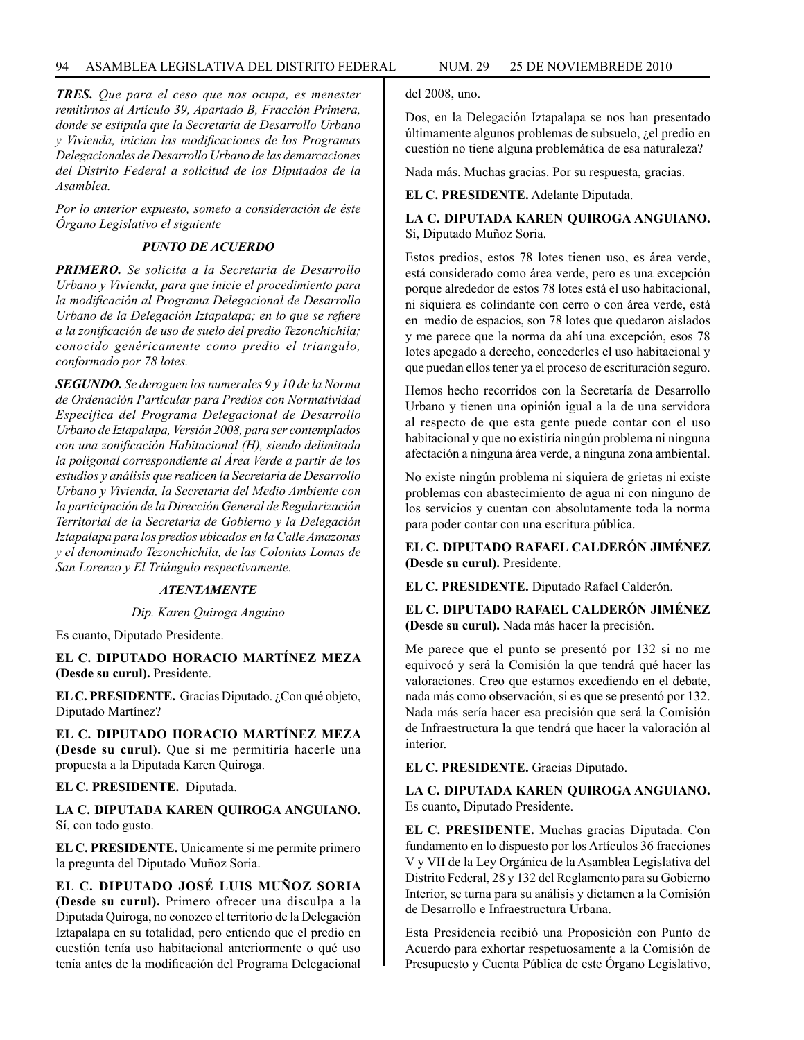*TRES. Que para el ceso que nos ocupa, es menester remitirnos al Artículo 39, Apartado B, Fracción Primera, donde se estipula que la Secretaria de Desarrollo Urbano y Vivienda, inician las modificaciones de los Programas Delegacionales de Desarrollo Urbano de las demarcaciones del Distrito Federal a solicitud de los Diputados de la Asamblea.*

*Por lo anterior expuesto, someto a consideración de éste Órgano Legislativo el siguiente*

***PUNTO DE ACUERDO***

***PRIMERO.*** *Se solicita a la Secretaria de Desarrollo Urbano y Vivienda, para que inicie el procedimiento para la modificación al Programa Delegacional de Desarrollo Urbano de la Delegación Iztapalapa; en lo que se refiere a la zonificación de uso de suelo del predio Tezonchichila; conocido genéricamente como predio el triangulo, conformado por 78 lotes.*

***SEGUNDO.*** *Se deroguen los numerales 9 y 10 de la Norma de Ordenación Particular para Predios con Normatividad Especifica del Programa Delegacional de Desarrollo Urbano de Iztapalapa, Versión 2008, para ser contemplados con una zonificación Habitacional (H), siendo delimitada la poligonal correspondiente al Área Verde a partir de los estudios y análisis que realicen la Secretaria de Desarrollo Urbano y Vivienda, la Secretaria del Medio Ambiente con la participación de la Dirección General de Regularización Territorial de la Secretaria de Gobierno y la Delegación Iztapalapa para los predios ubicados en la Calle Amazonas y el denominado Tezonchichila, de las Colonias Lomas de San Lorenzo y El Triángulo respectivamente.*

***ATENTAMENTE***

*Dip. Karen Quiroga Anguino*

Es cuanto, Diputado Presidente.

**EL C. DIPUTADO HORACIO MARTÍNEZ MEZA (Desde su curul).** Presidente.

**EL C. PRESIDENTE.** Gracias Diputado. ¿Con qué objeto, Diputado Martínez?

**EL C. DIPUTADO HORACIO MARTÍNEZ MEZA (Desde su curul).** Que si me permitiría hacerle una propuesta a la Diputada Karen Quiroga.

**EL C. PRESIDENTE.** Diputada.

**LA C. DIPUTADA KAREN QUIROGA ANGUIANO.** Sí, con todo gusto.

**EL C. PRESIDENTE.** Unicamente si me permite primero la pregunta del Diputado Muñoz Soria.

**EL C. DIPUTADO JOSÉ LUIS MUÑOZ SORIA (Desde su curul).** Primero ofrecer una disculpa a la Diputada Quiroga, no conozco el territorio de la Delegación Iztapalapa en su totalidad, pero entiendo que el predio en cuestión tenía uso habitacional anteriormente o qué uso tenía antes de la modificación del Programa Delegacional del 2008, uno.

Dos, en la Delegación Iztapalapa se nos han presentado últimamente algunos problemas de subsuelo, ¿el predio en cuestión no tiene alguna problemática de esa naturaleza?

Nada más. Muchas gracias. Por su respuesta, gracias.

**EL C. PRESIDENTE.** Adelante Diputada.

**LA C. DIPUTADA KAREN QUIROGA ANGUIANO.** Sí, Diputado Muñoz Soria.

Estos predios, estos 78 lotes tienen uso, es área verde, está considerado como área verde, pero es una excepción porque alrededor de estos 78 lotes está el uso habitacional, ni siquiera es colindante con cerro o con área verde, está en medio de espacios, son 78 lotes que quedaron aislados y me parece que la norma da ahí una excepción, esos 78 lotes apegado a derecho, concederles el uso habitacional y que puedan ellos tener ya el proceso de escrituración seguro.

Hemos hecho recorridos con la Secretaría de Desarrollo Urbano y tienen una opinión igual a la de una servidora al respecto de que esta gente puede contar con el uso habitacional y que no existiría ningún problema ni ninguna afectación a ninguna área verde, a ninguna zona ambiental.

No existe ningún problema ni siquiera de grietas ni existe problemas con abastecimiento de agua ni con ninguno de los servicios y cuentan con absolutamente toda la norma para poder contar con una escritura pública.

**EL C. DIPUTADO RAFAEL CALDERÓN JIMÉNEZ (Desde su curul).** Presidente.

**EL C. PRESIDENTE.** Diputado Rafael Calderón.

**EL C. DIPUTADO RAFAEL CALDERÓN JIMÉNEZ (Desde su curul).** Nada más hacer la precisión.

Me parece que el punto se presentó por 132 si no me equivocó y será la Comisión la que tendrá qué hacer las valoraciones. Creo que estamos excediendo en el debate, nada más como observación, si es que se presentó por 132. Nada más sería hacer esa precisión que será la Comisión de Infraestructura la que tendrá que hacer la valoración al interior.

**EL C. PRESIDENTE.** Gracias Diputado.

**LA C. DIPUTADA KAREN QUIROGA ANGUIANO.** Es cuanto, Diputado Presidente.

**EL C. PRESIDENTE.** Muchas gracias Diputada. Con fundamento en lo dispuesto por los Artículos 36 fracciones V y VII de la Ley Orgánica de la Asamblea Legislativa del Distrito Federal, 28 y 132 del Reglamento para su Gobierno Interior, se turna para su análisis y dictamen a la Comisión de Desarrollo e Infraestructura Urbana.

Esta Presidencia recibió una Proposición con Punto de Acuerdo para exhortar respetuosamente a la Comisión de Presupuesto y Cuenta Pública de este Órgano Legislativo,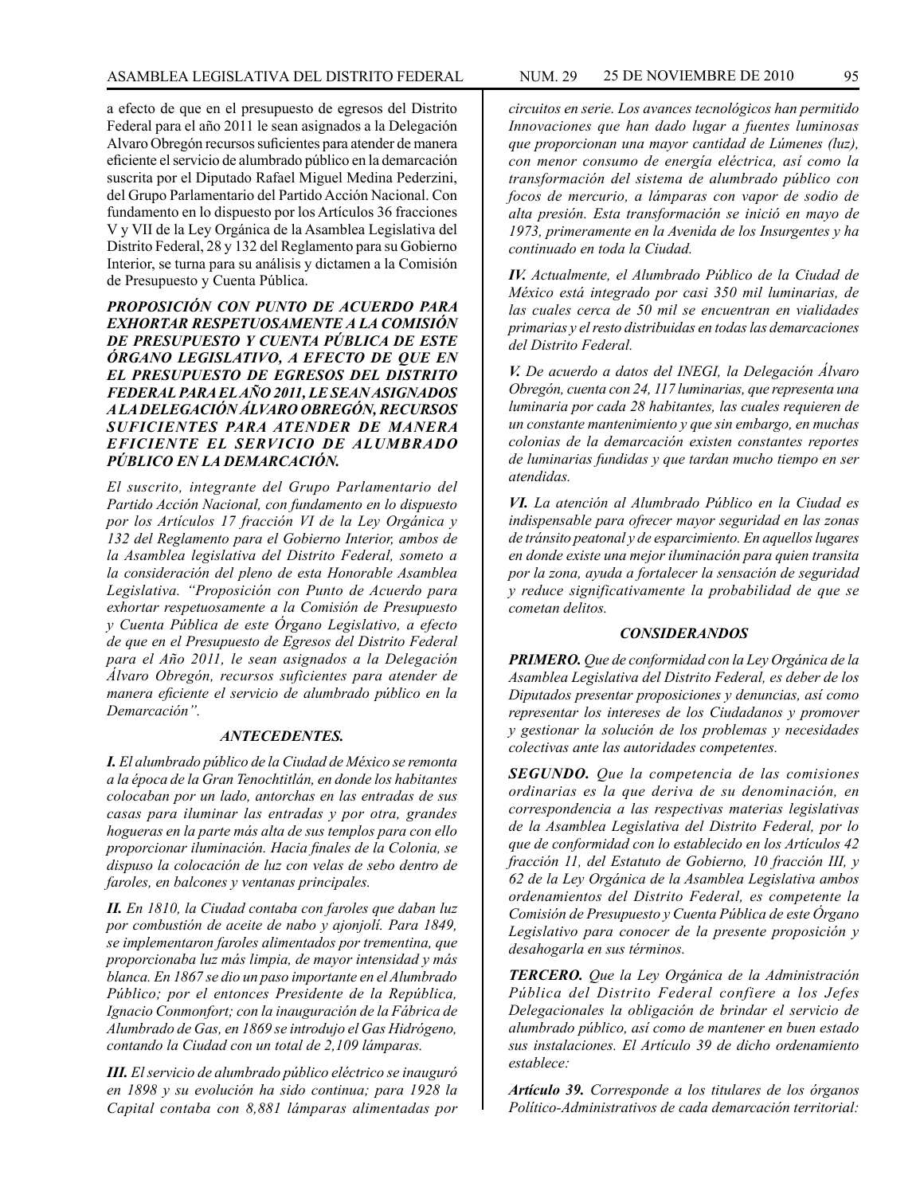a efecto de que en el presupuesto de egresos del Distrito Federal para el año 2011 le sean asignados a la Delegación Alvaro Obregón recursos suficientes para atender de manera eficiente el servicio de alumbrado público en la demarcación suscrita por el Diputado Rafael Miguel Medina Pederzini, del Grupo Parlamentario del Partido Acción Nacional. Con fundamento en lo dispuesto por los Artículos 36 fracciones V y VII de la Ley Orgánica de la Asamblea Legislativa del Distrito Federal, 28 y 132 del Reglamento para su Gobierno Interior, se turna para su análisis y dictamen a la Comisión de Presupuesto y Cuenta Pública.

***PROPOSICIÓN CON PUNTO DE ACUERDO PARA EXHORTAR RESPETUOSAMENTE A LA COMISIÓN DE PRESUPUESTO Y CUENTA PÚBLICA DE ESTE ÓRGANO LEGISLATIVO, A EFECTO DE QUE EN EL PRESUPUESTO DE EGRESOS DEL DISTRITO FEDERAL PARA EL AÑO 2011, LE SEAN ASIGNADOS A LA DELEGACIÓN ÁLVARO OBREGÓN, RECURSOS SUFICIENTES PARA ATENDER DE MANERA EFICIENTE EL SERVICIO DE ALUMBRADO PÚBLICO EN LA DEMARCACIÓN.***

*El suscrito, integrante del Grupo Parlamentario del Partido Acción Nacional, con fundamento en lo dispuesto por los Artículos 17 fracción VI de la Ley Orgánica y 132 del Reglamento para el Gobierno Interior, ambos de la Asamblea legislativa del Distrito Federal, someto a la consideración del pleno de esta Honorable Asamblea Legislativa. "Proposición con Punto de Acuerdo para exhortar respetuosamente a la Comisión de Presupuesto y Cuenta Pública de este Órgano Legislativo, a efecto de que en el Presupuesto de Egresos del Distrito Federal para el Año 2011, le sean asignados a la Delegación Álvaro Obregón, recursos suficientes para atender de manera eficiente el servicio de alumbrado público en la Demarcación".*

***ANTECEDENTES.***

***I.*** *El alumbrado público de la Ciudad de México se remonta a la época de la Gran Tenochtitlán, en donde los habitantes colocaban por un lado, antorchas en las entradas de sus casas para iluminar las entradas y por otra, grandes hogueras en la parte más alta de sus templos para con ello proporcionar iluminación. Hacia finales de la Colonia, se dispuso la colocación de luz con velas de sebo dentro de faroles, en balcones y ventanas principales.*

***II.*** *En 1810, la Ciudad contaba con faroles que daban luz por combustión de aceite de nabo y ajonjolí. Para 1849, se implementaron faroles alimentados por trementina, que proporcionaba luz más limpia, de mayor intensidad y más blanca. En 1867 se dio un paso importante en el Alumbrado Público; por el entonces Presidente de la República, Ignacio Conmonfort; con la inauguración de la Fábrica de Alumbrado de Gas, en 1869 se introdujo el Gas Hidrógeno, contando la Ciudad con un total de 2,109 lámparas.*

***III.*** *El servicio de alumbrado público eléctrico se inauguró en 1898 y su evolución ha sido continua; para 1928 la Capital contaba con 8,881 lámparas alimentadas por circuitos en serie. Los avances tecnológicos han permitido Innovaciones que han dado lugar a fuentes luminosas que proporcionan una mayor cantidad de Lúmenes (luz), con menor consumo de energía eléctrica, así como la transformación del sistema de alumbrado público con focos de mercurio, a lámparas con vapor de sodio de alta presión. Esta transformación se inició en mayo de 1973, primeramente en la Avenida de los Insurgentes y ha continuado en toda la Ciudad.*

***IV.*** *Actualmente, el Alumbrado Público de la Ciudad de México está integrado por casi 350 mil luminarias, de las cuales cerca de 50 mil se encuentran en vialidades primarias y el resto distribuidas en todas las demarcaciones del Distrito Federal.*

***V.*** *De acuerdo a datos del INEGI, la Delegación Álvaro Obregón, cuenta con 24, 117 luminarias, que representa una luminaria por cada 28 habitantes, las cuales requieren de un constante mantenimiento y que sin embargo, en muchas colonias de la demarcación existen constantes reportes de luminarias fundidas y que tardan mucho tiempo en ser atendidas.*

***VI.*** *La atención al Alumbrado Público en la Ciudad es indispensable para ofrecer mayor seguridad en las zonas de tránsito peatonal y de esparcimiento. En aquellos lugares en donde existe una mejor iluminación para quien transita por la zona, ayuda a fortalecer la sensación de seguridad y reduce significativamente la probabilidad de que se cometan delitos.*

***CONSIDERANDOS***

***PRIMERO.*** *Que de conformidad con la Ley Orgánica de la Asamblea Legislativa del Distrito Federal, es deber de los Diputados presentar proposiciones y denuncias, así como representar los intereses de los Ciudadanos y promover y gestionar la solución de los problemas y necesidades colectivas ante las autoridades competentes.*

***SEGUNDO.*** *Que la competencia de las comisiones ordinarias es la que deriva de su denominación, en correspondencia a las respectivas materias legislativas de la Asamblea Legislativa del Distrito Federal, por lo que de conformidad con lo establecido en los Artículos 42 fracción 11, del Estatuto de Gobierno, 10 fracción III, y 62 de la Ley Orgánica de la Asamblea Legislativa ambos ordenamientos del Distrito Federal, es competente la Comisión de Presupuesto y Cuenta Pública de este Órgano Legislativo para conocer de la presente proposición y desahogarla en sus términos.*

***TERCERO.*** *Que la Ley Orgánica de la Administración Pública del Distrito Federal confiere a los Jefes Delegacionales la obligación de brindar el servicio de alumbrado público, así como de mantener en buen estado sus instalaciones. El Artículo 39 de dicho ordenamiento establece:*

***Artículo 39.*** *Corresponde a los titulares de los órganos Político-Administrativos de cada demarcación territorial:*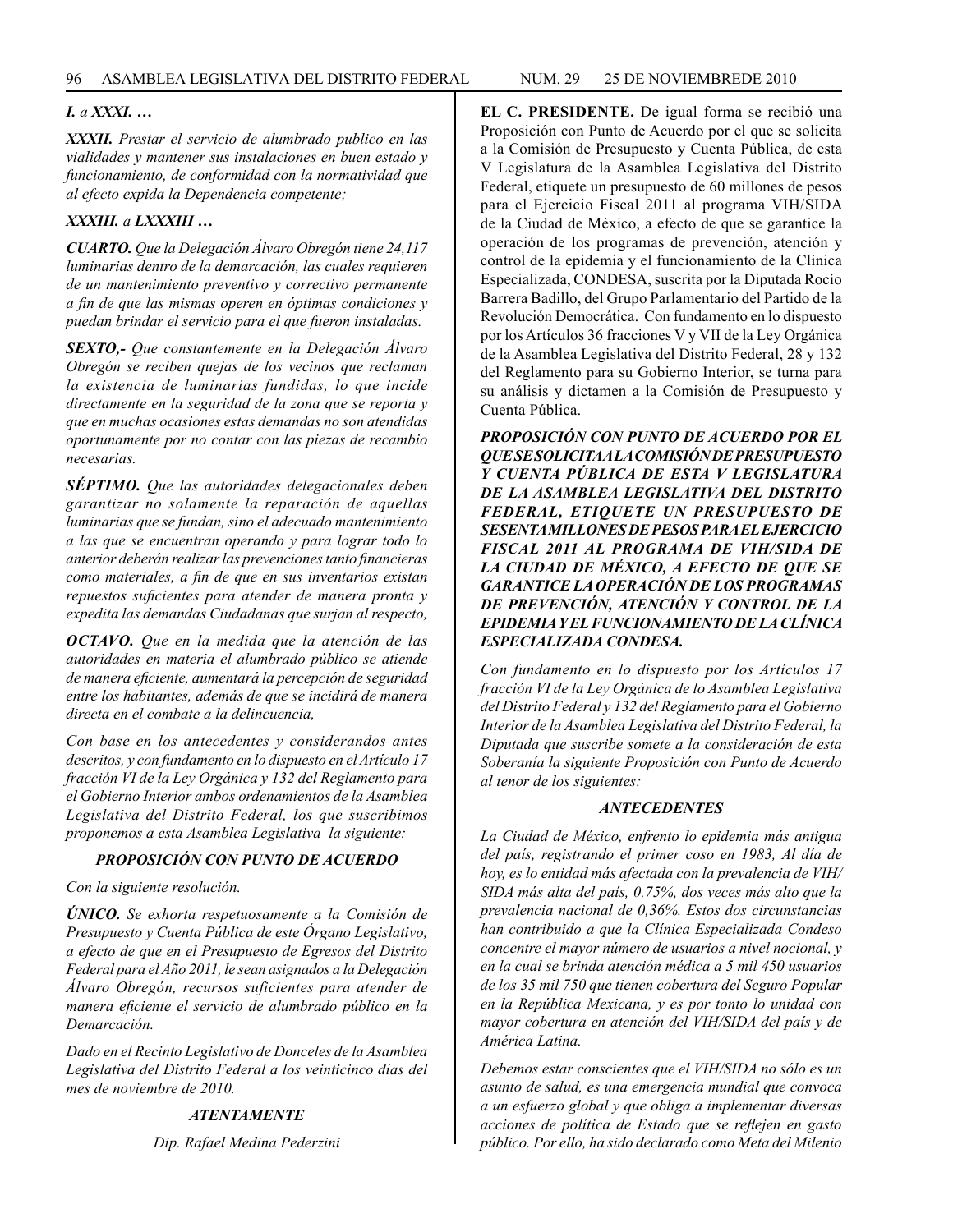***I.** a **XXXI.** …*

***XXXII.** Prestar el servicio de alumbrado publico en las vialidades y mantener sus instalaciones en buen estado y funcionamiento, de conformidad con la normatividad que al efecto expida la Dependencia competente;*

***XXXIII.** a **LXXXIII** …*

***CUARTO.** Que la Delegación Álvaro Obregón tiene 24,117 luminarias dentro de la demarcación, las cuales requieren de un mantenimiento preventivo y correctivo permanente a fin de que las mismas operen en óptimas condiciones y puedan brindar el servicio para el que fueron instaladas.*

***SEXTO,-** Que constantemente en la Delegación Álvaro Obregón se reciben quejas de los vecinos que reclaman la existencia de luminarias fundidas, lo que incide directamente en la seguridad de la zona que se reporta y que en muchas ocasiones estas demandas no son atendidas oportunamente por no contar con las piezas de recambio necesarias.*

***SÉPTIMO.** Que las autoridades delegacionales deben garantizar no solamente la reparación de aquellas luminarias que se fundan, sino el adecuado mantenimiento a las que se encuentran operando y para lograr todo lo anterior deberán realizar las prevenciones tanto financieras como materiales, a fin de que en sus inventarios existan repuestos suficientes para atender de manera pronta y expedita las demandas Ciudadanas que surjan al respecto,*

***OCTAVO.** Que en la medida que la atención de las autoridades en materia el alumbrado público se atiende de manera eficiente, aumentará la percepción de seguridad entre los habitantes, además de que se incidirá de manera directa en el combate a la delincuencia,*

*Con base en los antecedentes y considerandos antes descritos, y con fundamento en lo dispuesto en el Artículo 17 fracción VI de la Ley Orgánica y 132 del Reglamento para el Gobierno Interior ambos ordenamientos de la Asamblea Legislativa del Distrito Federal, los que suscribimos proponemos a esta Asamblea Legislativa la siguiente:*

### *PROPOSICIÓN CON PUNTO DE ACUERDO*

*Con la siguiente resolución.*

***ÚNICO.** Se exhorta respetuosamente a la Comisión de Presupuesto y Cuenta Pública de este Órgano Legislativo, a efecto de que en el Presupuesto de Egresos del Distrito Federal para el Año 2011, le sean asignados a la Delegación Álvaro Obregón, recursos suficientes para atender de manera eficiente el servicio de alumbrado público en la Demarcación.*

*Dado en el Recinto Legislativo de Donceles de la Asamblea Legislativa del Distrito Federal a los veinticinco días del mes de noviembre de 2010.*

***ATENTAMENTE***

*Dip. Rafael Medina Pederzini*

**EL C. PRESIDENTE.** De igual forma se recibió una Proposición con Punto de Acuerdo por el que se solicita a la Comisión de Presupuesto y Cuenta Pública, de esta V Legislatura de la Asamblea Legislativa del Distrito Federal, etiquete un presupuesto de 60 millones de pesos para el Ejercicio Fiscal 2011 al programa VIH/SIDA de la Ciudad de México, a efecto de que se garantice la operación de los programas de prevención, atención y control de la epidemia y el funcionamiento de la Clínica Especializada, CONDESA, suscrita por la Diputada Rocío Barrera Badillo, del Grupo Parlamentario del Partido de la Revolución Democrática. Con fundamento en lo dispuesto por los Artículos 36 fracciones V y VII de la Ley Orgánica de la Asamblea Legislativa del Distrito Federal, 28 y 132 del Reglamento para su Gobierno Interior, se turna para su análisis y dictamen a la Comisión de Presupuesto y Cuenta Pública.

***PROPOSICIÓN CON PUNTO DE ACUERDO POR EL QUE SE SOLICITA A LA COMISIÓN DE PRESUPUESTO Y CUENTA PÚBLICA DE ESTA V LEGISLATURA DE LA ASAMBLEA LEGISLATIVA DEL DISTRITO FEDERAL, ETIQUETE UN PRESUPUESTO DE SESENTA MILLONES DE PESOS PARA EL EJERCICIO FISCAL 2011 AL PROGRAMA DE VIH/SIDA DE LA CIUDAD DE MÉXICO, A EFECTO DE QUE SE GARANTICE LA OPERACIÓN DE LOS PROGRAMAS DE PREVENCIÓN, ATENCIÓN Y CONTROL DE LA EPIDEMIA Y EL FUNCIONAMIENTO DE LA CLÍNICA ESPECIALIZADA CONDESA.***

*Con fundamento en lo dispuesto por los Artículos 17 fracción VI de la Ley Orgánica de lo Asamblea Legislativa del Distrito Federal y 132 del Reglamento para el Gobierno Interior de la Asamblea Legislativa del Distrito Federal, la Diputada que suscribe somete a la consideración de esta Soberanía la siguiente Proposición con Punto de Acuerdo al tenor de los siguientes:*

### *ANTECEDENTES*

*La Ciudad de México, enfrento lo epidemia más antigua del país, registrando el primer coso en 1983, Al día de hoy, es lo entidad más afectada con la prevalencia de VIH/SIDA más alta del país, 0.75%, dos veces más alto que la prevalencia nacional de 0,36%. Estos dos circunstancias han contribuido a que la Clínica Especializada Condeso concentre el mayor número de usuarios a nivel nocional, y en la cual se brinda atención médica a 5 mil 450 usuarios de los 35 mil 750 que tienen cobertura del Seguro Popular en la República Mexicana, y es por tonto lo unidad con mayor cobertura en atención del VIH/SIDA del país y de América Latina.*

*Debemos estar conscientes que el VIH/SIDA no sólo es un asunto de salud, es una emergencia mundial que convoca a un esfuerzo global y que obliga a implementar diversas acciones de política de Estado que se reflejen en gasto público. Por ello, ha sido declarado como Meta del Milenio*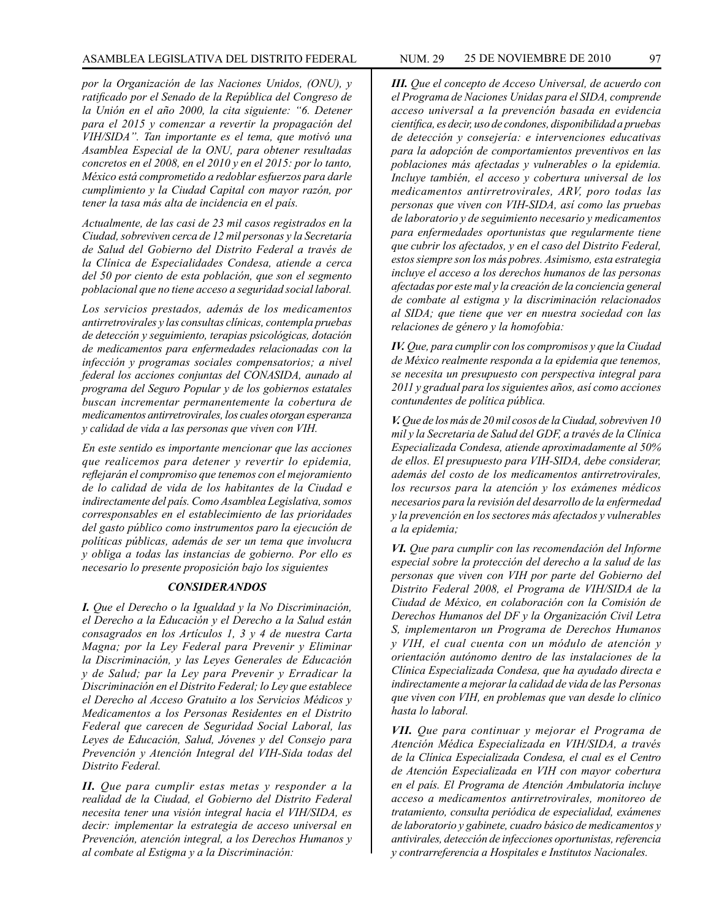*por la Organización de las Naciones Unidos, (ONU), y ratificado por el Senado de la República del Congreso de la Unión en el año 2000, la cita siguiente: "6. Detener para el 2015 y comenzar a revertir la propagación del VIH/SIDA". Tan importante es el tema, que motivó una Asamblea Especial de la ONU, para obtener resultadas concretos en el 2008, en el 2010 y en el 2015: por lo tanto, México está comprometido a redoblar esfuerzos para darle cumplimiento y la Ciudad Capital con mayor razón, por tener la tasa más alta de incidencia en el país.*

*Actualmente, de las casi de 23 mil casos registrados en la Ciudad, sobreviven cerca de 12 mil personas y la Secretaría de Salud del Gobierno del Distrito Federal a través de la Clínica de Especialidades Condesa, atiende a cerca del 50 por ciento de esta población, que son el segmento poblacional que no tiene acceso a seguridad social laboral.*

*Los servicios prestados, además de los medicamentos antirretrovirales y las consultas clínicas, contempla pruebas de detección y seguimiento, terapias psicológicas, dotación de medicamentos para enfermedades relacionadas con la infección y programas sociales compensatorios; a nivel federal los acciones conjuntas del CONASIDA, aunado al programa del Seguro Popular y de los gobiernos estatales buscan incrementar permanentemente la cobertura de medicamentos antirretrovirales, los cuales otorgan esperanza y calidad de vida a las personas que viven con VIH.*

*En este sentido es importante mencionar que las acciones que realicemos para detener y revertir lo epidemia, reflejarán el compromiso que tenemos con el mejoramiento de lo calidad de vida de los habitantes de la Ciudad e indirectamente del país. Como Asamblea Legislativa, somos corresponsables en el establecimiento de las prioridades del gasto público como instrumentos paro la ejecución de políticas públicas, además de ser un tema que involucra y obliga a todas las instancias de gobierno. Por ello es necesario lo presente proposición bajo los siguientes*

## *CONSIDERANDOS*

***I.*** *Que el Derecho o la Igualdad y la No Discriminación, el Derecho a la Educación y el Derecho a la Salud están consagrados en los Artículos 1, 3 y 4 de nuestra Carta Magna; por la Ley Federal para Prevenir y Eliminar la Discriminación, y las Leyes Generales de Educación y de Salud; par la Ley para Prevenir y Erradicar la Discriminación en el Distrito Federal; lo Ley que establece el Derecho al Acceso Gratuito a los Servicios Médicos y Medicamentos a los Personas Residentes en el Distrito Federal que carecen de Seguridad Social Laboral, las Leyes de Educación, Salud, Jóvenes y del Consejo para Prevención y Atención Integral del VIH-Sida todas del Distrito Federal.*

***II.*** *Que para cumplir estas metas y responder a la realidad de la Ciudad, el Gobierno del Distrito Federal necesita tener una visión integral hacia el VIH/SIDA, es decir: implementar la estrategia de acceso universal en Prevención, atención integral, a los Derechos Humanos y al combate al Estigma y a la Discriminación:*

***III.*** *Que el concepto de Acceso Universal, de acuerdo con el Programa de Naciones Unidas para el SIDA, comprende acceso universal a la prevención basada en evidencia científica, es decir, uso de condones, disponibilidad a pruebas de detección y consejería: e intervenciones educativas para la adopción de comportamientos preventivos en las poblaciones más afectadas y vulnerables o la epidemia. Incluye también, el acceso y cobertura universal de los medicamentos antirretrovirales, ARV, poro todas las personas que viven con VIH-SIDA, así como las pruebas de laboratorio y de seguimiento necesario y medicamentos para enfermedades oportunistas que regularmente tiene que cubrir los afectados, y en el caso del Distrito Federal, estos siempre son los más pobres. Asimismo, esta estrategia incluye el acceso a los derechos humanos de las personas afectadas por este mal y la creación de la conciencia general de combate al estigma y la discriminación relacionados al SIDA; que tiene que ver en nuestra sociedad con las relaciones de género y la homofobia:*

***IV.*** *Que, para cumplir con los compromisos y que la Ciudad de México realmente responda a la epidemia que tenemos, se necesita un presupuesto con perspectiva integral para 2011 y gradual para los siguientes años, así como acciones contundentes de política pública.*

***V.*** *Que de los más de 20 mil cosos de la Ciudad, sobreviven 10 mil y la Secretaria de Salud del GDF, a través de la Clínica Especializada Condesa, atiende aproximadamente al 50% de ellos. El presupuesto para VIH-SIDA, debe considerar, además del costo de los medicamentos antirretrovirales, los recursos para la atención y los exámenes médicos necesarios para la revisión del desarrollo de la enfermedad y la prevención en los sectores más afectados y vulnerables a la epidemia;*

***VI.*** *Que para cumplir con las recomendación del Informe especial sobre la protección del derecho a la salud de las personas que viven con VIH por parte del Gobierno del Distrito Federal 2008, el Programa de VIH/SIDA de la Ciudad de México, en colaboración con la Comisión de Derechos Humanos del DF y la Organización Civil Letra S, implementaron un Programa de Derechos Humanos y VIH, el cual cuenta con un módulo de atención y orientación autónomo dentro de las instalaciones de la Clínica Especializada Condesa, que ha ayudado directa e indirectamente a mejorar la calidad de vida de las Personas que viven con VIH, en problemas que van desde lo clínico hasta lo laboral.*

***VII.*** *Que para continuar y mejorar el Programa de Atención Médica Especializada en VIH/SIDA, a través de la Clínica Especializada Condesa, el cual es el Centro de Atención Especializada en VIH con mayor cobertura en el país. El Programa de Atención Ambulatoria incluye acceso a medicamentos antirretrovirales, monitoreo de tratamiento, consulta periódica de especialidad, exámenes de laboratorio y gabinete, cuadro básico de medicamentos y antivirales, detección de infecciones oportunistas, referencia y contrarreferencia a Hospitales e Institutos Nacionales.*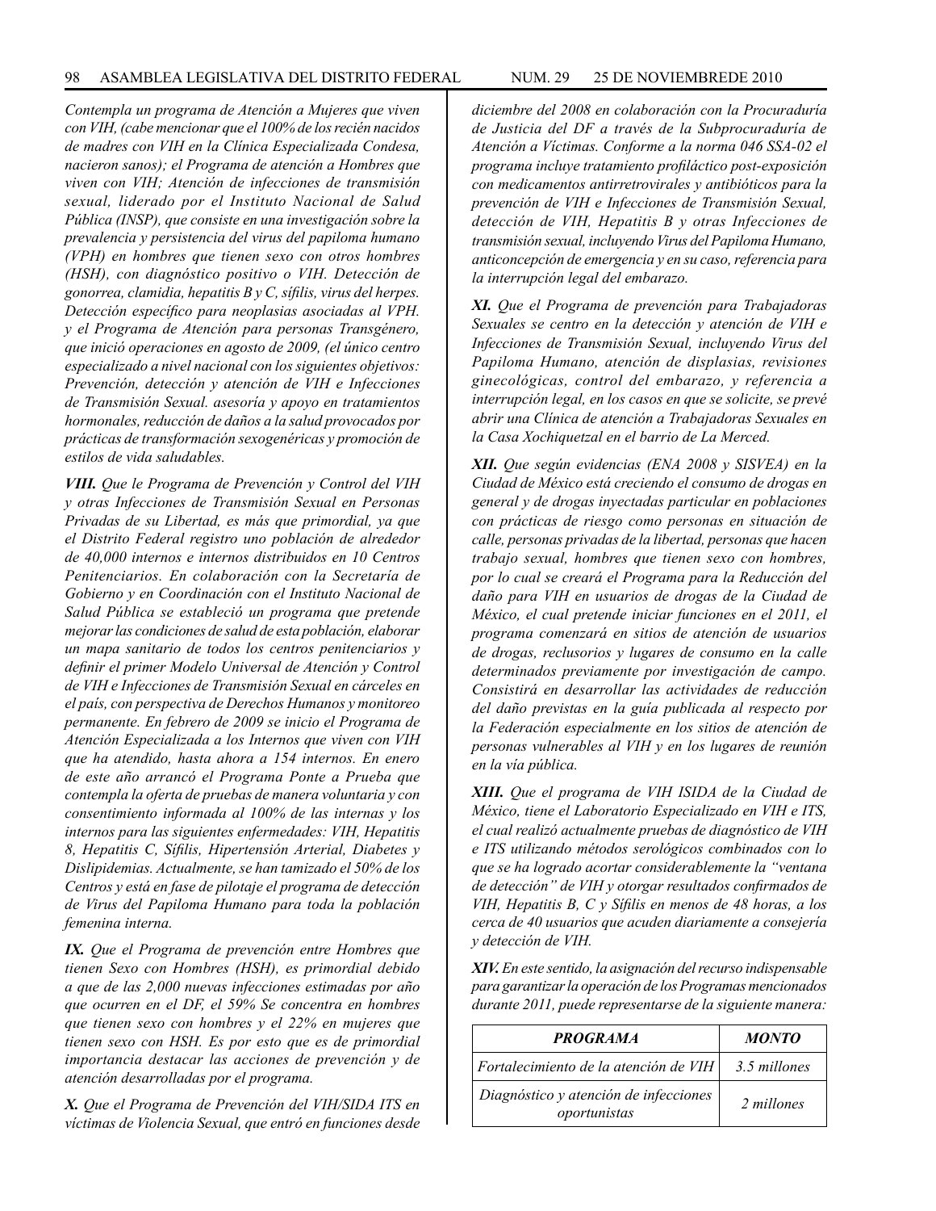*Contempla un programa de Atención a Mujeres que viven con VIH, (cabe mencionar que el 100% de los recién nacidos de madres con VIH en la Clínica Especializada Condesa, nacieron sanos); el Programa de atención a Hombres que viven con VIH; Atención de infecciones de transmisión sexual, liderado por el Instituto Nacional de Salud Pública (INSP), que consiste en una investigación sobre la prevalencia y persistencia del virus del papiloma humano (VPH) en hombres que tienen sexo con otros hombres (HSH), con diagnóstico positivo o VIH. Detección de gonorrea, clamidia, hepatitis B y C, sífilis, virus del herpes. Detección específico para neoplasias asociadas al VPH. y el Programa de Atención para personas Transgénero, que inició operaciones en agosto de 2009, (el único centro especializado a nivel nacional con los siguientes objetivos: Prevención, detección y atención de VIH e Infecciones de Transmisión Sexual. asesoría y apoyo en tratamientos hormonales, reducción de daños a la salud provocados por prácticas de transformación sexogenéricas y promoción de estilos de vida saludables.*

***VIII.*** *Que le Programa de Prevención y Control del VIH y otras Infecciones de Transmisión Sexual en Personas Privadas de su Libertad, es más que primordial, ya que el Distrito Federal registro uno población de alrededor de 40,000 internos e internos distribuidos en 10 Centros Penitenciarios. En colaboración con la Secretaría de Gobierno y en Coordinación con el Instituto Nacional de Salud Pública se estableció un programa que pretende mejorar las condiciones de salud de esta población, elaborar un mapa sanitario de todos los centros penitenciarios y definir el primer Modelo Universal de Atención y Control de VIH e Infecciones de Transmisión Sexual en cárceles en el país, con perspectiva de Derechos Humanos y monitoreo permanente. En febrero de 2009 se inicio el Programa de Atención Especializada a los Internos que viven con VIH que ha atendido, hasta ahora a 154 internos. En enero de este año arrancó el Programa Ponte a Prueba que contempla la oferta de pruebas de manera voluntaria y con consentimiento informada al 100% de las internas y los internos para las siguientes enfermedades: VIH, Hepatitis 8, Hepatitis C, Sífilis, Hipertensión Arterial, Diabetes y Dislipidemias. Actualmente, se han tamizado el 50% de los Centros y está en fase de pilotaje el programa de detección de Virus del Papiloma Humano para toda la población femenina interna.*

***IX.*** *Que el Programa de prevención entre Hombres que tienen Sexo con Hombres (HSH), es primordial debido a que de las 2,000 nuevas infecciones estimadas por año que ocurren en el DF, el 59% Se concentra en hombres que tienen sexo con hombres y el 22% en mujeres que tienen sexo con HSH. Es por esto que es de primordial importancia destacar las acciones de prevención y de atención desarrolladas por el programa.*

***X.*** *Que el Programa de Prevención del VIH/SIDA ITS en víctimas de Violencia Sexual, que entró en funciones desde diciembre del 2008 en colaboración con la Procuraduría de Justicia del DF a través de la Subprocuraduría de Atención a Víctimas. Conforme a la norma 046 SSA-02 el programa incluye tratamiento profiláctico post-exposición con medicamentos antirretrovirales y antibióticos para la prevención de VIH e Infecciones de Transmisión Sexual, detección de VIH, Hepatitis B y otras Infecciones de transmisión sexual, incluyendo Virus del Papiloma Humano, anticoncepción de emergencia y en su caso, referencia para la interrupción legal del embarazo.*

***XI.*** *Que el Programa de prevención para Trabajadoras Sexuales se centro en la detección y atención de VIH e Infecciones de Transmisión Sexual, incluyendo Virus del Papiloma Humano, atención de displasias, revisiones ginecológicas, control del embarazo, y referencia a interrupción legal, en los casos en que se solicite, se prevé abrir una Clínica de atención a Trabajadoras Sexuales en la Casa Xochiquetzal en el barrio de La Merced.*

***XII.*** *Que según evidencias (ENA 2008 y SISVEA) en la Ciudad de México está creciendo el consumo de drogas en general y de drogas inyectadas particular en poblaciones con prácticas de riesgo como personas en situación de calle, personas privadas de la libertad, personas que hacen trabajo sexual, hombres que tienen sexo con hombres, por lo cual se creará el Programa para la Reducción del daño para VIH en usuarios de drogas de la Ciudad de México, el cual pretende iniciar funciones en el 2011, el programa comenzará en sitios de atención de usuarios de drogas, reclusorios y lugares de consumo en la calle determinados previamente por investigación de campo. Consistirá en desarrollar las actividades de reducción del daño previstas en la guía publicada al respecto por la Federación especialmente en los sitios de atención de personas vulnerables al VIH y en los lugares de reunión en la vía pública.*

***XIII.*** *Que el programa de VIH ISIDA de la Ciudad de México, tiene el Laboratorio Especializado en VIH e ITS, el cual realizó actualmente pruebas de diagnóstico de VIH e ITS utilizando métodos serológicos combinados con lo que se ha logrado acortar considerablemente la "ventana de detección" de VIH y otorgar resultados confirmados de VIH, Hepatitis B, C y Sífilis en menos de 48 horas, a los cerca de 40 usuarios que acuden diariamente a consejería y detección de VIH.*

***XIV.*** *En este sentido, la asignación del recurso indispensable para garantizar la operación de los Programas mencionados durante 2011, puede representarse de la siguiente manera:*

| ***PROGRAMA*** | ***MONTO*** |
|---|---|
| *Fortalecimiento de la atención de VIH* | *3.5 millones* |
| *Diagnóstico y atención de infecciones oportunistas* | *2 millones* |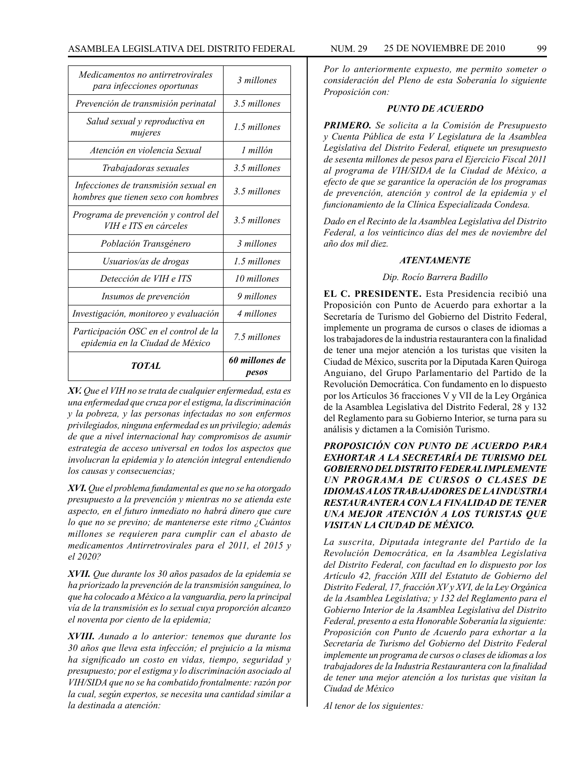| *Medicamentos no antirretrovirales para infecciones oportunas* | *3 millones* |
|---|---|
| *Prevención de transmisión perinatal* | *3.5 millones* |
| *Salud sexual y reproductiva en mujeres* | *1.5 millones* |
| *Atención en violencia Sexual* | *1 millón* |
| *Trabajadoras sexuales* | *3.5 millones* |
| *Infecciones de transmisión sexual en hombres que tienen sexo con hombres* | *3.5 millones* |
| *Programa de prevención y control del VIH e ITS en cárceles* | *3.5 millones* |
| *Población Transgénero* | *3 millones* |
| *Usuarios/as de drogas* | *1.5 millones* |
| *Detección de VIH e ITS* | *10 millones* |
| *Insumos de prevención* | *9 millones* |
| *Investigación, monitoreo y evaluación* | *4 millones* |
| *Participación OSC en el control de la epidemia en la Ciudad de México* | *7.5 millones* |
| ***TOTAL*** | ***60 millones de pesos*** |

***XV.*** *Que el VIH no se trata de cualquier enfermedad, esta es una enfermedad que cruza por el estigma, la discriminación y la pobreza, y las personas infectadas no son enfermos privilegiados, ninguna enfermedad es un privilegio; además de que a nivel internacional hay compromisos de asumir estrategia de acceso universal en todos los aspectos que involucran la epidemia y lo atención integral entendiendo los causas y consecuencias;*

***XVI.*** *Que el problema fundamental es que no se ha otorgado presupuesto a la prevención y mientras no se atienda este aspecto, en el futuro inmediato no habrá dinero que cure lo que no se previno; de mantenerse este ritmo ¿Cuántos millones se requieren para cumplir can el abasto de medicamentos Antirretrovirales para el 2011, el 2015 y el 2020?*

***XVII.*** *Que durante los 30 años pasados de la epidemia se ha priorizado la prevención de la transmisión sanguínea, lo que ha colocado a México a la vanguardia, pero la principal vía de la transmisión es lo sexual cuya proporción alcanzo el noventa por ciento de la epidemia;*

***XVIII.*** *Aunado a lo anterior: tenemos que durante los 30 años que lleva esta infección; el prejuicio a la misma ha significado un costo en vidas, tiempo, seguridad y presupuesto; por el estigma y lo discriminación asociado al VIH/SIDA que no se ha combatido frontalmente: razón por la cual, según expertos, se necesita una cantidad similar a la destinada a atención:*

*Por lo anteriormente expuesto, me permito someter o consideración del Pleno de esta Soberanía lo siguiente Proposición con:*

***PUNTO DE ACUERDO***

***PRIMERO.*** *Se solicita a la Comisión de Presupuesto y Cuenta Pública de esta V Legislatura de la Asamblea Legislativa del Distrito Federal, etiquete un presupuesto de sesenta millones de pesos para el Ejercicio Fiscal 2011 al programa de VIH/SIDA de la Ciudad de México, a efecto de que se garantice la operación de los programas de prevención, atención y control de la epidemia y el funcionamiento de la Clínica Especializada Condesa.*

*Dado en el Recinto de la Asamblea Legislativa del Distrito Federal, a los veinticinco días del mes de noviembre del año dos mil diez.*

***ATENTAMENTE***

*Dip. Rocío Barrera Badillo*

**EL C. PRESIDENTE.** Esta Presidencia recibió una Proposición con Punto de Acuerdo para exhortar a la Secretaría de Turismo del Gobierno del Distrito Federal, implemente un programa de cursos o clases de idiomas a los trabajadores de la industria restaurantera con la finalidad de tener una mejor atención a los turistas que visiten la Ciudad de México, suscrita por la Diputada Karen Quiroga Anguiano, del Grupo Parlamentario del Partido de la Revolución Democrática. Con fundamento en lo dispuesto por los Artículos 36 fracciones V y VII de la Ley Orgánica de la Asamblea Legislativa del Distrito Federal, 28 y 132 del Reglamento para su Gobierno Interior, se turna para su análisis y dictamen a la Comisión Turismo.

***PROPOSICIÓN CON PUNTO DE ACUERDO PARA EXHORTAR A LA SECRETARÍA DE TURISMO DEL GOBIERNO DEL DISTRITO FEDERAL IMPLEMENTE UN PROGRAMA DE CURSOS O CLASES DE IDIOMAS A LOS TRABAJADORES DE LA INDUSTRIA RESTAURANTERA CON LA FINALIDAD DE TENER UNA MEJOR ATENCIÓN A LOS TURISTAS QUE VISITAN LA CIUDAD DE MÉXICO.***

*La suscrita, Diputada integrante del Partido de la Revolución Democrática, en la Asamblea Legislativa del Distrito Federal, con facultad en lo dispuesto por los Artículo 42, fracción XIII del Estatuto de Gobierno del Distrito Federal, 17, fracción XV y XVI, de la Ley Orgánica de la Asamblea Legislativa; y 132 del Reglamento para el Gobierno Interior de la Asamblea Legislativa del Distrito Federal, presento a esta Honorable Soberanía la siguiente: Proposición con Punto de Acuerdo para exhortar a la Secretaría de Turismo del Gobierno del Distrito Federal implemente un programa de cursos o clases de idiomas a los trabajadores de la Industria Restaurantera con la finalidad de tener una mejor atención a los turistas que visitan la Ciudad de México*

*Al tenor de los siguientes:*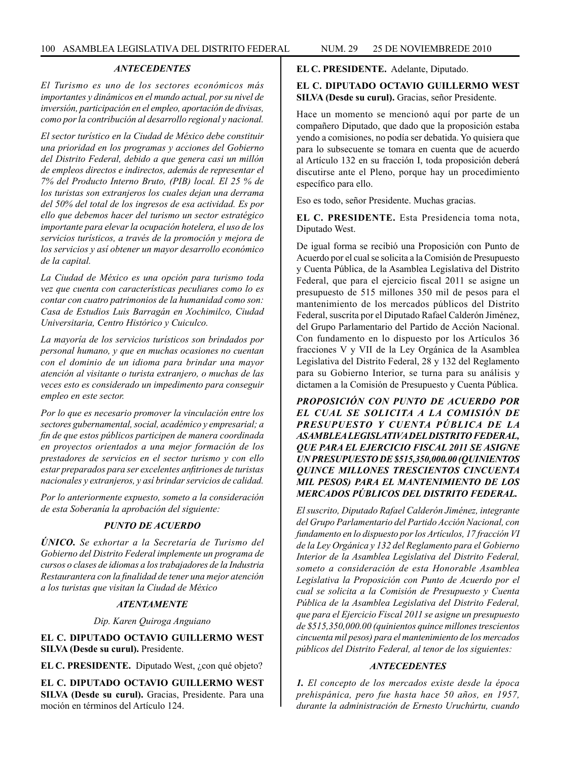### *ANTECEDENTES*

*El Turismo es uno de los sectores económicos más importantes y dinámicos en el mundo actual, por su nivel de inversión, participación en el empleo, aportación de divisas, como por la contribución al desarrollo regional y nacional.*

*El sector turístico en la Ciudad de México debe constituir una prioridad en los programas y acciones del Gobierno del Distrito Federal, debido a que genera casi un millón de empleos directos e indirectos, además de representar el 7% del Producto Interno Bruto, (PIB) local. El 25 % de los turistas son extranjeros los cuales dejan una derrama del 50% del total de los ingresos de esa actividad. Es por ello que debemos hacer del turismo un sector estratégico importante para elevar la ocupación hotelera, el uso de los servicios turísticos, a través de la promoción y mejora de los servicios y así obtener un mayor desarrollo económico de la capital.*

*La Ciudad de México es una opción para turismo toda vez que cuenta con características peculiares como lo es contar con cuatro patrimonios de la humanidad como son: Casa de Estudios Luis Barragán en Xochimilco, Ciudad Universitaria, Centro Histórico y Cuiculco.*

*La mayoría de los servicios turísticos son brindados por personal humano, y que en muchas ocasiones no cuentan con el dominio de un idioma para brindar una mayor atención al visitante o turista extranjero, o muchas de las veces esto es considerado un impedimento para conseguir empleo en este sector.*

*Por lo que es necesario promover la vinculación entre los sectores gubernamental, social, académico y empresarial; a fin de que estos públicos participen de manera coordinada en proyectos orientados a una mejor formación de los prestadores de servicios en el sector turismo y con ello estar preparados para ser excelentes anfitriones de turistas nacionales y extranjeros, y así brindar servicios de calidad.*

*Por lo anteriormente expuesto, someto a la consideración de esta Soberanía la aprobación del siguiente:*

### *PUNTO DE ACUERDO*

***ÚNICO.*** *Se exhortar a la Secretaría de Turismo del Gobierno del Distrito Federal implemente un programa de cursos o clases de idiomas a los trabajadores de la Industria Restaurantera con la finalidad de tener una mejor atención a los turistas que visitan la Ciudad de México*

*ATENTAMENTE*

*Dip. Karen Quiroga Anguiano*

**EL C. DIPUTADO OCTAVIO GUILLERMO WEST SILVA (Desde su curul).** Presidente.

**EL C. PRESIDENTE.** Diputado West, ¿con qué objeto?

**EL C. DIPUTADO OCTAVIO GUILLERMO WEST SILVA (Desde su curul).** Gracias, Presidente. Para una moción en términos del Artículo 124.

**EL C. PRESIDENTE.** Adelante, Diputado.

**EL C. DIPUTADO OCTAVIO GUILLERMO WEST SILVA (Desde su curul).** Gracias, señor Presidente.

Hace un momento se mencionó aquí por parte de un compañero Diputado, que dado que la proposición estaba yendo a comisiones, no podía ser debatida. Yo quisiera que para lo subsecuente se tomara en cuenta que de acuerdo al Artículo 132 en su fracción I, toda proposición deberá discutirse ante el Pleno, porque hay un procedimiento específico para ello.

Eso es todo, señor Presidente. Muchas gracias.

**EL C. PRESIDENTE.** Esta Presidencia toma nota, Diputado West.

De igual forma se recibió una Proposición con Punto de Acuerdo por el cual se solicita a la Comisión de Presupuesto y Cuenta Pública, de la Asamblea Legislativa del Distrito Federal, que para el ejercicio fiscal 2011 se asigne un presupuesto de 515 millones 350 mil de pesos para el mantenimiento de los mercados públicos del Distrito Federal, suscrita por el Diputado Rafael Calderón Jiménez, del Grupo Parlamentario del Partido de Acción Nacional. Con fundamento en lo dispuesto por los Artículos 36 fracciones V y VII de la Ley Orgánica de la Asamblea Legislativa del Distrito Federal, 28 y 132 del Reglamento para su Gobierno Interior, se turna para su análisis y dictamen a la Comisión de Presupuesto y Cuenta Pública.

***PROPOSICIÓN CON PUNTO DE ACUERDO POR EL CUAL SE SOLICITA A LA COMISIÓN DE PRESUPUESTO Y CUENTA PÚBLICA DE LA ASAMBLEA LEGISLATIVA DEL DISTRITO FEDERAL, QUE PARA EL EJERCICIO FISCAL 2011 SE ASIGNE UN PRESUPUESTO DE $515,350,000.00 (QUINIENTOS QUINCE MILLONES TRESCIENTOS CINCUENTA MIL PESOS) PARA EL MANTENIMIENTO DE LOS MERCADOS PÚBLICOS DEL DISTRITO FEDERAL.***

*El suscrito, Diputado Rafael Calderón Jiménez, integrante del Grupo Parlamentario del Partido Acción Nacional, con fundamento en lo dispuesto por los Artículos, 17 fracción VI de la Ley Orgánica y 132 del Reglamento para el Gobierno Interior de la Asamblea Legislativa del Distrito Federal, someto a consideración de esta Honorable Asamblea Legislativa la Proposición con Punto de Acuerdo por el cual se solicita a la Comisión de Presupuesto y Cuenta Pública de la Asamblea Legislativa del Distrito Federal, que para el Ejercicio Fiscal 2011 se asigne un presupuesto de $515,350,000.00 (quinientos quince millones trescientos cincuenta mil pesos) para el mantenimiento de los mercados públicos del Distrito Federal, al tenor de los siguientes:*

### *ANTECEDENTES*

***1.*** *El concepto de los mercados existe desde la época prehispánica, pero fue hasta hace 50 años, en 1957, durante la administración de Ernesto Uruchúrtu, cuando*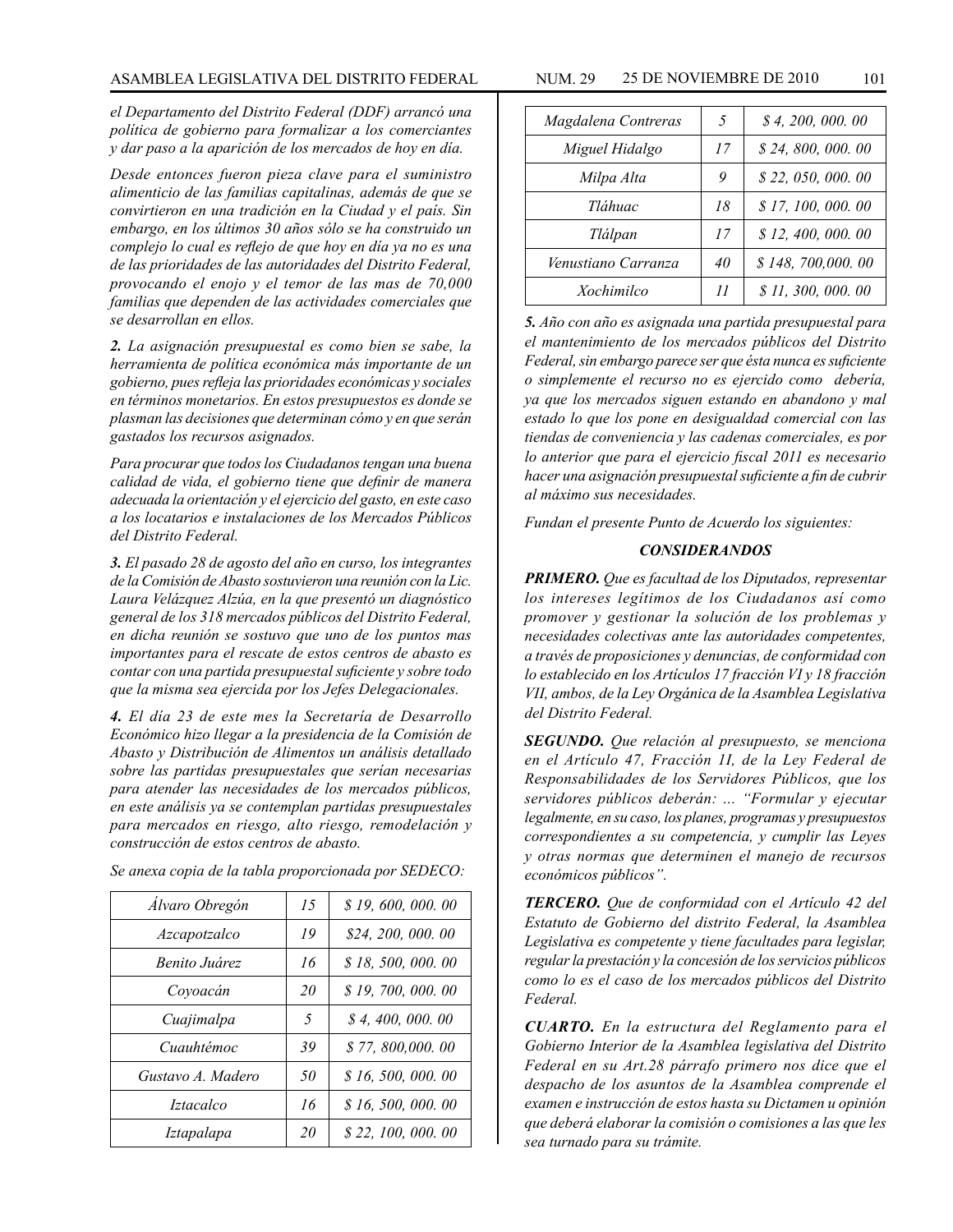*el Departamento del Distrito Federal (DDF) arrancó una política de gobierno para formalizar a los comerciantes y dar paso a la aparición de los mercados de hoy en día.*

*Desde entonces fueron pieza clave para el suministro alimenticio de las familias capitalinas, además de que se convirtieron en una tradición en la Ciudad y el país. Sin embargo, en los últimos 30 años sólo se ha construido un complejo lo cual es reflejo de que hoy en día ya no es una de las prioridades de las autoridades del Distrito Federal, provocando el enojo y el temor de las mas de 70,000 familias que dependen de las actividades comerciales que se desarrollan en ellos.*

***2.** La asignación presupuestal es como bien se sabe, la herramienta de política económica más importante de un gobierno, pues refleja las prioridades económicas y sociales en términos monetarios. En estos presupuestos es donde se plasman las decisiones que determinan cómo y en que serán gastados los recursos asignados.*

*Para procurar que todos los Ciudadanos tengan una buena calidad de vida, el gobierno tiene que definir de manera adecuada la orientación y el ejercicio del gasto, en este caso a los locatarios e instalaciones de los Mercados Públicos del Distrito Federal.*

***3.** El pasado 28 de agosto del año en curso, los integrantes de la Comisión de Abasto sostuvieron una reunión con la Lic. Laura Velázquez Alzúa, en la que presentó un diagnóstico general de los 318 mercados públicos del Distrito Federal, en dicha reunión se sostuvo que uno de los puntos mas importantes para el rescate de estos centros de abasto es contar con una partida presupuestal suficiente y sobre todo que la misma sea ejercida por los Jefes Delegacionales.*

***4.** El día 23 de este mes la Secretaría de Desarrollo Económico hizo llegar a la presidencia de la Comisión de Abasto y Distribución de Alimentos un análisis detallado sobre las partidas presupuestales que serían necesarias para atender las necesidades de los mercados públicos, en este análisis ya se contemplan partidas presupuestales para mercados en riesgo, alto riesgo, remodelación y construcción de estos centros de abasto.*

*Se anexa copia de la tabla proporcionada por SEDECO:*

| | | |
|---|---|---|
| *Álvaro Obregón* | *15* | *$ 19, 600, 000. 00* |
| *Azcapotzalco* | *19* | *$24, 200, 000. 00* |
| *Benito Juárez* | *16* | *$ 18, 500, 000. 00* |
| *Coyoacán* | *20* | *$ 19, 700, 000. 00* |
| *Cuajimalpa* | *5* | *$ 4, 400, 000. 00* |
| *Cuauhtémoc* | *39* | *$ 77, 800,000. 00* |
| *Gustavo A. Madero* | *50* | *$ 16, 500, 000. 00* |
| *Iztacalco* | *16* | *$ 16, 500, 000. 00* |
| *Iztapalapa* | *20* | *$ 22, 100, 000. 00* |
| *Magdalena Contreras* | *5* | *$ 4, 200, 000. 00* |
| *Miguel Hidalgo* | *17* | *$ 24, 800, 000. 00* |
| *Milpa Alta* | *9* | *$ 22, 050, 000. 00* |
| *Tláhuac* | *18* | *$ 17, 100, 000. 00* |
| *Tlálpan* | *17* | *$ 12, 400, 000. 00* |
| *Venustiano Carranza* | *40* | *$ 148, 700,000. 00* |
| *Xochimilco* | *11* | *$ 11, 300, 000. 00* |

***5.** Año con año es asignada una partida presupuestal para el mantenimiento de los mercados públicos del Distrito Federal, sin embargo parece ser que ésta nunca es suficiente o simplemente el recurso no es ejercido como debería, ya que los mercados siguen estando en abandono y mal estado lo que los pone en desigualdad comercial con las tiendas de conveniencia y las cadenas comerciales, es por lo anterior que para el ejercicio fiscal 2011 es necesario hacer una asignación presupuestal suficiente a fin de cubrir al máximo sus necesidades.*

*Fundan el presente Punto de Acuerdo los siguientes:*

### *CONSIDERANDOS*

***PRIMERO.** Que es facultad de los Diputados, representar los intereses legítimos de los Ciudadanos así como promover y gestionar la solución de los problemas y necesidades colectivas ante las autoridades competentes, a través de proposiciones y denuncias, de conformidad con lo establecido en los Artículos 17 fracción VI y 18 fracción VII, ambos, de la Ley Orgánica de la Asamblea Legislativa del Distrito Federal.*

***SEGUNDO.** Que relación al presupuesto, se menciona en el Artículo 47, Fracción 1I, de la Ley Federal de Responsabilidades de los Servidores Públicos, que los servidores públicos deberán: ... "Formular y ejecutar legalmente, en su caso, los planes, programas y presupuestos correspondientes a su competencia, y cumplir las Leyes y otras normas que determinen el manejo de recursos económicos públicos".*

***TERCERO.** Que de conformidad con el Artículo 42 del Estatuto de Gobierno del distrito Federal, la Asamblea Legislativa es competente y tiene facultades para legislar, regular la prestación y la concesión de los servicios públicos como lo es el caso de los mercados públicos del Distrito Federal.*

***CUARTO.** En la estructura del Reglamento para el Gobierno Interior de la Asamblea legislativa del Distrito Federal en su Art.28 párrafo primero nos dice que el despacho de los asuntos de la Asamblea comprende el examen e instrucción de estos hasta su Dictamen u opinión que deberá elaborar la comisión o comisiones a las que les sea turnado para su trámite.*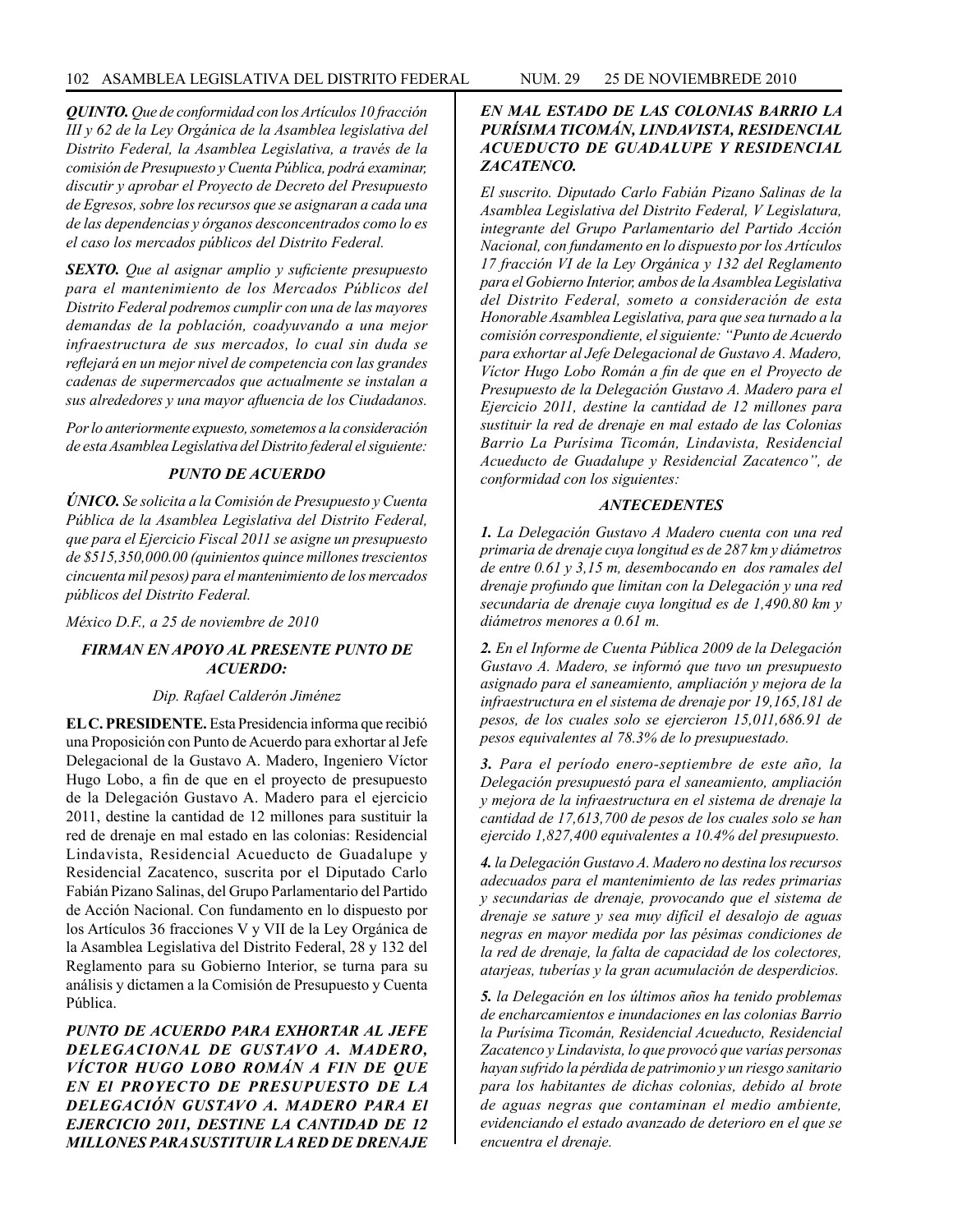***QUINTO.*** *Que de conformidad con los Artículos 10 fracción III y 62 de la Ley Orgánica de la Asamblea legislativa del Distrito Federal, la Asamblea Legislativa, a través de la comisión de Presupuesto y Cuenta Pública, podrá examinar, discutir y aprobar el Proyecto de Decreto del Presupuesto de Egresos, sobre los recursos que se asignaran a cada una de las dependencias y órganos desconcentrados como lo es el caso los mercados públicos del Distrito Federal.*

***SEXTO.*** *Que al asignar amplio y suficiente presupuesto para el mantenimiento de los Mercados Públicos del Distrito Federal podremos cumplir con una de las mayores demandas de la población, coadyuvando a una mejor infraestructura de sus mercados, lo cual sin duda se reflejará en un mejor nivel de competencia con las grandes cadenas de supermercados que actualmente se instalan a sus alrededores y una mayor afluencia de los Ciudadanos.*

*Por lo anteriormente expuesto, sometemos a la consideración de esta Asamblea Legislativa del Distrito federal el siguiente:*

***PUNTO DE ACUERDO***

***ÚNICO.*** *Se solicita a la Comisión de Presupuesto y Cuenta Pública de la Asamblea Legislativa del Distrito Federal, que para el Ejercicio Fiscal 2011 se asigne un presupuesto de $515,350,000.00 (quinientos quince millones trescientos cincuenta mil pesos) para el mantenimiento de los mercados públicos del Distrito Federal.*

*México D.F., a 25 de noviembre de 2010*

***FIRMAN EN APOYO AL PRESENTE PUNTO DE ACUERDO:***

*Dip. Rafael Calderón Jiménez*

**EL C. PRESIDENTE.** Esta Presidencia informa que recibió una Proposición con Punto de Acuerdo para exhortar al Jefe Delegacional de la Gustavo A. Madero, Ingeniero Víctor Hugo Lobo, a fin de que en el proyecto de presupuesto de la Delegación Gustavo A. Madero para el ejercicio 2011, destine la cantidad de 12 millones para sustituir la red de drenaje en mal estado en las colonias: Residencial Lindavista, Residencial Acueducto de Guadalupe y Residencial Zacatenco, suscrita por el Diputado Carlo Fabián Pizano Salinas, del Grupo Parlamentario del Partido de Acción Nacional. Con fundamento en lo dispuesto por los Artículos 36 fracciones V y VII de la Ley Orgánica de la Asamblea Legislativa del Distrito Federal, 28 y 132 del Reglamento para su Gobierno Interior, se turna para su análisis y dictamen a la Comisión de Presupuesto y Cuenta Pública.

***PUNTO DE ACUERDO PARA EXHORTAR AL JEFE DELEGACIONAL DE GUSTAVO A. MADERO, VÍCTOR HUGO LOBO ROMÁN A FIN DE QUE EN El PROYECTO DE PRESUPUESTO DE LA DELEGACIÓN GUSTAVO A. MADERO PARA El EJERCICIO 2011, DESTINE LA CANTIDAD DE 12 MILLONES PARA SUSTITUIR LA RED DE DRENAJE EN MAL ESTADO DE LAS COLONIAS BARRIO LA PURÍSIMA TICOMÁN, LINDAVISTA, RESIDENCIAL ACUEDUCTO DE GUADALUPE Y RESIDENCIAL ZACATENCO.***

*El suscrito. Diputado Carlo Fabián Pizano Salinas de la Asamblea Legislativa del Distrito Federal, V Legislatura, integrante del Grupo Parlamentario del Partido Acción Nacional, con fundamento en lo dispuesto por los Artículos 17 fracción VI de la Ley Orgánica y 132 del Reglamento para el Gobierno Interior, ambos de la Asamblea Legislativa del Distrito Federal, someto a consideración de esta Honorable Asamblea Legislativa, para que sea turnado a la comisión correspondiente, el siguiente: "Punto de Acuerdo para exhortar al Jefe Delegacional de Gustavo A. Madero, Víctor Hugo Lobo Román a fin de que en el Proyecto de Presupuesto de la Delegación Gustavo A. Madero para el Ejercicio 2011, destine la cantidad de 12 millones para sustituir la red de drenaje en mal estado de las Colonias Barrio La Purísima Ticomán, Lindavista, Residencial Acueducto de Guadalupe y Residencial Zacatenco", de conformidad con los siguientes:*

***ANTECEDENTES***

***1.*** *La Delegación Gustavo A Madero cuenta con una red primaria de drenaje cuya longitud es de 287 km y diámetros de entre 0.61 y 3,15 m, desembocando en dos ramales del drenaje profundo que limitan con la Delegación y una red secundaria de drenaje cuya longitud es de 1,490.80 km y diámetros menores a 0.61 m.*

***2.*** *En el Informe de Cuenta Pública 2009 de la Delegación Gustavo A. Madero, se informó que tuvo un presupuesto asignado para el saneamiento, ampliación y mejora de la infraestructura en el sistema de drenaje por 19,165,181 de pesos, de los cuales solo se ejercieron 15,011,686.91 de pesos equivalentes al 78.3% de lo presupuestado.*

***3.*** *Para el período enero-septiembre de este año, la Delegación presupuestó para el saneamiento, ampliación y mejora de la infraestructura en el sistema de drenaje la cantidad de 17,613,700 de pesos de los cuales solo se han ejercido 1,827,400 equivalentes a 10.4% del presupuesto.*

***4.*** *la Delegación Gustavo A. Madero no destina los recursos adecuados para el mantenimiento de las redes primarias y secundarias de drenaje, provocando que el sistema de drenaje se sature y sea muy difícil el desalojo de aguas negras en mayor medida por las pésimas condiciones de la red de drenaje, la falta de capacidad de los colectores, atarjeas, tuberías y la gran acumulación de desperdicios.*

***5.*** *la Delegación en los últimos años ha tenido problemas de encharcamientos e inundaciones en las colonias Barrio la Purísima Ticomán, Residencial Acueducto, Residencial Zacatenco y Lindavista, lo que provocó que varías personas hayan sufrido la pérdida de patrimonio y un riesgo sanitario para los habitantes de dichas colonias, debido al brote de aguas negras que contaminan el medio ambiente, evidenciando el estado avanzado de deterioro en el que se encuentra el drenaje.*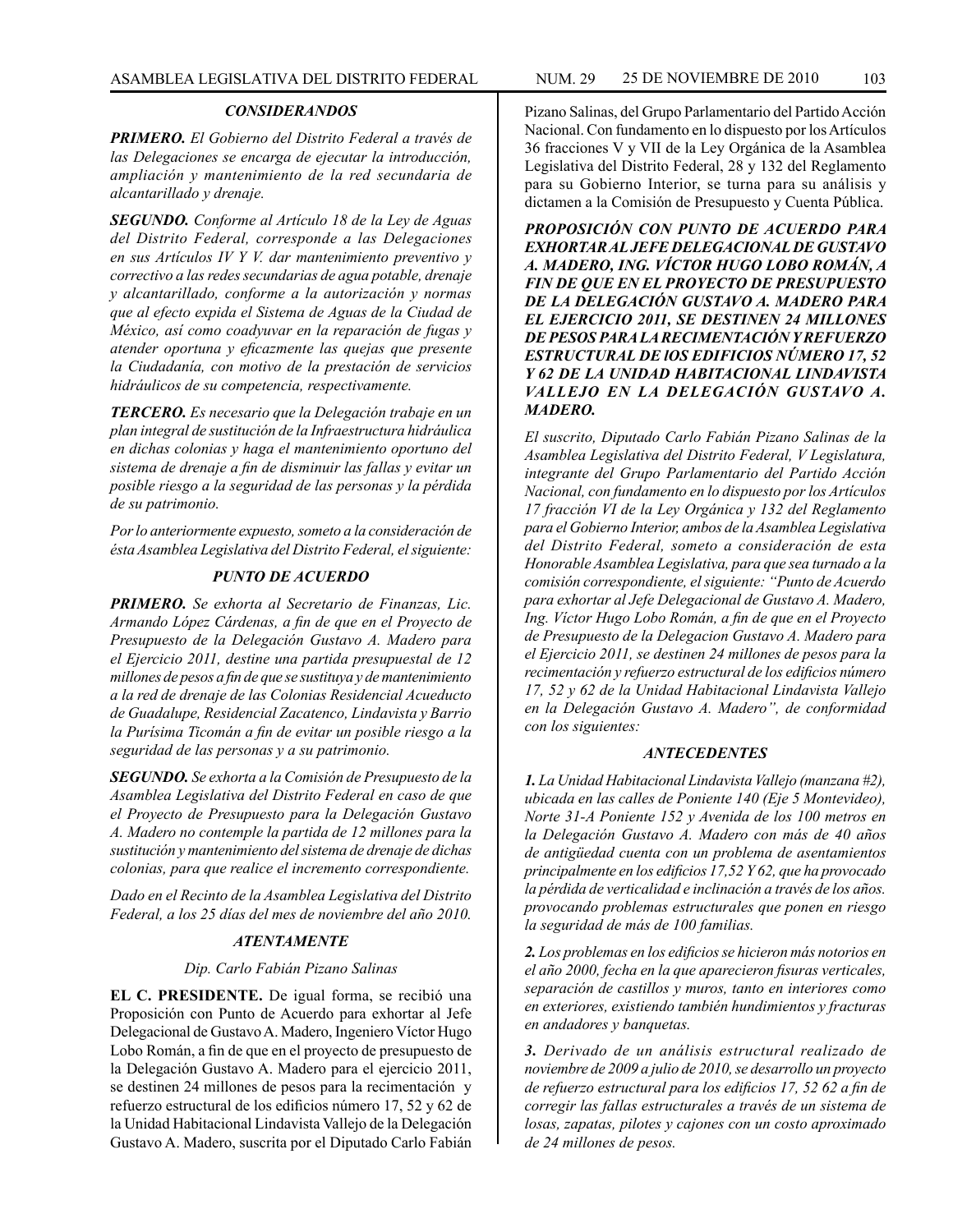### *CONSIDERANDOS*

***PRIMERO.*** *El Gobierno del Distrito Federal a través de las Delegaciones se encarga de ejecutar la introducción, ampliación y mantenimiento de la red secundaria de alcantarillado y drenaje.*

***SEGUNDO.*** *Conforme al Artículo 18 de la Ley de Aguas del Distrito Federal, corresponde a las Delegaciones en sus Artículos IV Y V. dar mantenimiento preventivo y correctivo a las redes secundarias de agua potable, drenaje y alcantarillado, conforme a la autorización y normas que al efecto expida el Sistema de Aguas de la Ciudad de México, así como coadyuvar en la reparación de fugas y atender oportuna y eficazmente las quejas que presente la Ciudadanía, con motivo de la prestación de servicios hidráulicos de su competencia, respectivamente.*

***TERCERO.*** *Es necesario que la Delegación trabaje en un plan integral de sustitución de la Infraestructura hidráulica en dichas colonias y haga el mantenimiento oportuno del sistema de drenaje a fin de disminuir las fallas y evitar un posible riesgo a la seguridad de las personas y la pérdida de su patrimonio.*

*Por lo anteriormente expuesto, someto a la consideración de ésta Asamblea Legislativa del Distrito Federal, el siguiente:*

### *PUNTO DE ACUERDO*

***PRIMERO.*** *Se exhorta al Secretario de Finanzas, Lic. Armando López Cárdenas, a fin de que en el Proyecto de Presupuesto de la Delegación Gustavo A. Madero para el Ejercicio 2011, destine una partida presupuestal de 12 millones de pesos a fin de que se sustituya y de mantenimiento a la red de drenaje de las Colonias Residencial Acueducto de Guadalupe, Residencial Zacatenco, Lindavista y Barrio la Purísima Ticomán a fin de evitar un posible riesgo a la seguridad de las personas y a su patrimonio.*

***SEGUNDO.*** *Se exhorta a la Comisión de Presupuesto de la Asamblea Legislativa del Distrito Federal en caso de que el Proyecto de Presupuesto para la Delegación Gustavo A. Madero no contemple la partida de 12 millones para la sustitución y mantenimiento del sistema de drenaje de dichas colonias, para que realice el incremento correspondiente.*

*Dado en el Recinto de la Asamblea Legislativa del Distrito Federal, a los 25 días del mes de noviembre del año 2010.*

### *ATENTAMENTE*

*Dip. Carlo Fabián Pizano Salinas*

**EL C. PRESIDENTE.** De igual forma, se recibió una Proposición con Punto de Acuerdo para exhortar al Jefe Delegacional de Gustavo A. Madero, Ingeniero Víctor Hugo Lobo Román, a fin de que en el proyecto de presupuesto de la Delegación Gustavo A. Madero para el ejercicio 2011, se destinen 24 millones de pesos para la recimentación y refuerzo estructural de los edificios número 17, 52 y 62 de la Unidad Habitacional Lindavista Vallejo de la Delegación Gustavo A. Madero, suscrita por el Diputado Carlo Fabián Pizano Salinas, del Grupo Parlamentario del Partido Acción Nacional. Con fundamento en lo dispuesto por los Artículos 36 fracciones V y VII de la Ley Orgánica de la Asamblea Legislativa del Distrito Federal, 28 y 132 del Reglamento para su Gobierno Interior, se turna para su análisis y dictamen a la Comisión de Presupuesto y Cuenta Pública.

***PROPOSICIÓN CON PUNTO DE ACUERDO PARA EXHORTAR AL JEFE DELEGACIONAL DE GUSTAVO A. MADERO, ING. VÍCTOR HUGO LOBO ROMÁN, A FIN DE QUE EN EL PROYECTO DE PRESUPUESTO DE LA DELEGACIÓN GUSTAVO A. MADERO PARA EL EJERCICIO 2011, SE DESTINEN 24 MILLONES DE PESOS PARA LA RECIMENTACIÓN Y REFUERZO ESTRUCTURAL DE lOS EDIFICIOS NÚMERO 17, 52 Y 62 DE LA UNIDAD HABITACIONAL LINDAVISTA VALLEJO EN LA DELEGACIÓN GUSTAVO A. MADERO.***

*El suscrito, Diputado Carlo Fabián Pizano Salinas de la Asamblea Legislativa del Distrito Federal, V Legislatura, integrante del Grupo Parlamentario del Partido Acción Nacional, con fundamento en lo dispuesto por los Artículos 17 fracción VI de la Ley Orgánica y 132 del Reglamento para el Gobierno Interior, ambos de la Asamblea Legislativa del Distrito Federal, someto a consideración de esta Honorable Asamblea Legislativa, para que sea turnado a la comisión correspondiente, el siguiente: "Punto de Acuerdo para exhortar al Jefe Delegacional de Gustavo A. Madero, Ing. Víctor Hugo Lobo Román, a fin de que en el Proyecto de Presupuesto de la Delegacion Gustavo A. Madero para el Ejercicio 2011, se destinen 24 millones de pesos para la recimentación y refuerzo estructural de los edificios número 17, 52 y 62 de la Unidad Habitacional Lindavista Vallejo en la Delegación Gustavo A. Madero", de conformidad con los siguientes:*

### *ANTECEDENTES*

***1.*** *La Unidad Habitacional Lindavista Vallejo (manzana #2), ubicada en las calles de Poniente 140 (Eje 5 Montevideo), Norte 31-A Poniente 152 y Avenida de los 100 metros en la Delegación Gustavo A. Madero con más de 40 años de antigüedad cuenta con un problema de asentamientos principalmente en los edificios 17,52 Y 62, que ha provocado la pérdida de verticalidad e inclinación a través de los años. provocando problemas estructurales que ponen en riesgo la seguridad de más de 100 familias.*

***2.*** *Los problemas en los edificios se hicieron más notorios en el año 2000, fecha en la que aparecieron fisuras verticales, separación de castillos y muros, tanto en interiores como en exteriores, existiendo también hundimientos y fracturas en andadores y banquetas.*

***3.*** *Derivado de un análisis estructural realizado de noviembre de 2009 a julio de 2010, se desarrollo un proyecto de refuerzo estructural para los edificios 17, 52 62 a fin de corregir las fallas estructurales a través de un sistema de losas, zapatas, pilotes y cajones con un costo aproximado de 24 millones de pesos.*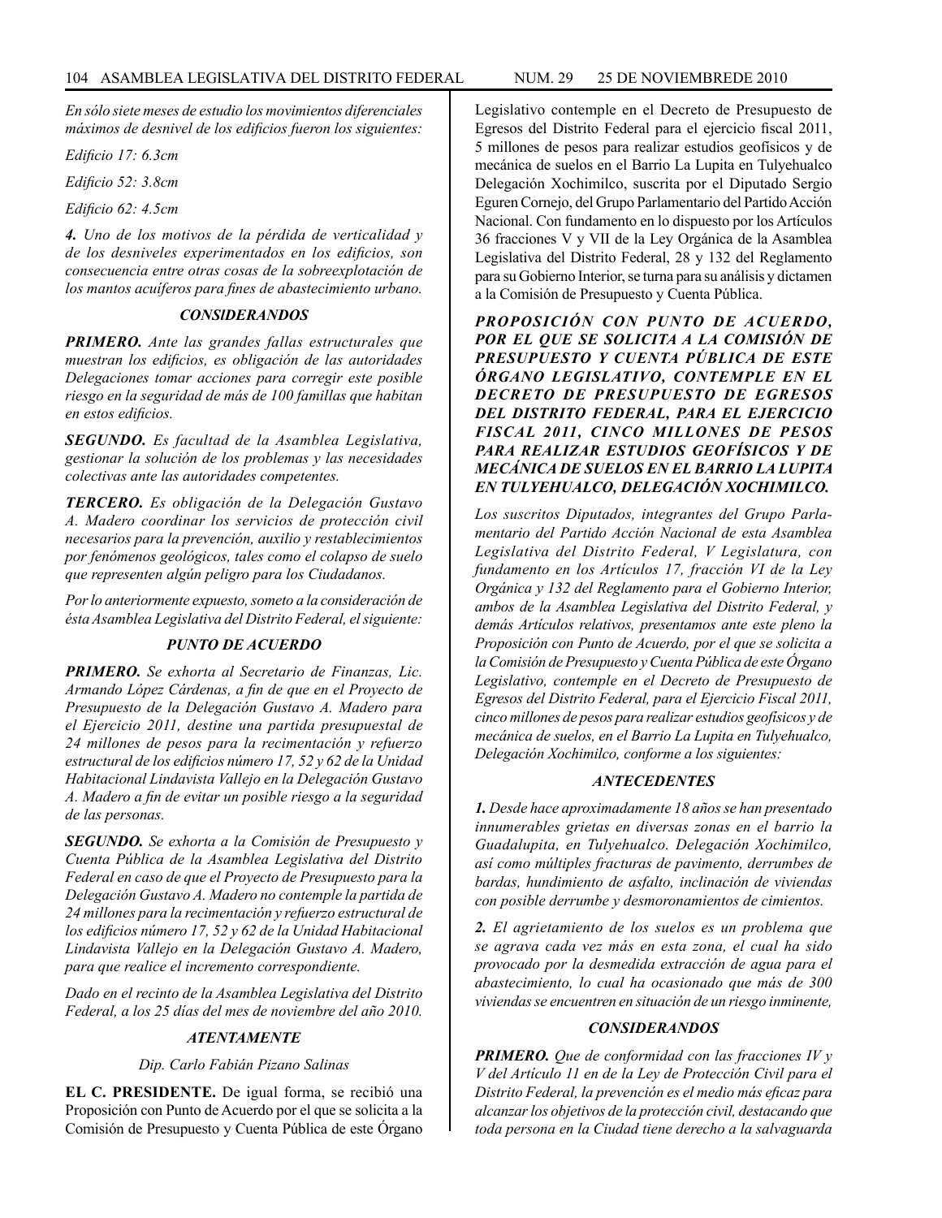*En sólo siete meses de estudio los movimientos diferenciales máximos de desnivel de los edificios fueron los siguientes:*

*Edificio 17: 6.3cm*

*Edificio 52: 3.8cm*

*Edificio 62: 4.5cm*

***4.*** *Uno de los motivos de la pérdida de verticalidad y de los desniveles experimentados en los edificios, son consecuencia entre otras cosas de la sobreexplotación de los mantos acuíferos para fines de abastecimiento urbano.*

### *CONSIDERANDOS*

***PRIMERO.*** *Ante las grandes fallas estructurales que muestran los edificios, es obligación de las autoridades Delegaciones tomar acciones para corregir este posible riesgo en la seguridad de más de 100 famillas que habitan en estos edificios.*

***SEGUNDO.*** *Es facultad de la Asamblea Legislativa, gestionar la solución de los problemas y las necesidades colectivas ante las autoridades competentes.*

***TERCERO.*** *Es obligación de la Delegación Gustavo A. Madero coordinar los servicios de protección civil necesarios para la prevención, auxilio y restablecimientos por fenómenos geológicos, tales como el colapso de suelo que representen algún peligro para los Ciudadanos.*

*Por lo anteriormente expuesto, someto a la consideración de ésta Asamblea Legislativa del Distrito Federal, el siguiente:*

### *PUNTO DE ACUERDO*

***PRIMERO.*** *Se exhorta al Secretario de Finanzas, Lic. Armando López Cárdenas, a fin de que en el Proyecto de Presupuesto de la Delegación Gustavo A. Madero para el Ejercicio 2011, destine una partida presupuestal de 24 millones de pesos para la recimentación y refuerzo estructural de los edificios número 17, 52 y 62 de la Unidad Habitacional Lindavista Vallejo en la Delegación Gustavo A. Madero a fin de evitar un posible riesgo a la seguridad de las personas.*

***SEGUNDO.*** *Se exhorta a la Comisión de Presupuesto y Cuenta Pública de la Asamblea Legislativa del Distrito Federal en caso de que el Proyecto de Presupuesto para la Delegación Gustavo A. Madero no contemple la partida de 24 millones para la recimentación y refuerzo estructural de los edificios número 17, 52 y 62 de la Unidad Habitacional Lindavista Vallejo en la Delegación Gustavo A. Madero, para que realice el incremento correspondiente.*

*Dado en el recinto de la Asamblea Legislativa del Distrito Federal, a los 25 días del mes de noviembre del año 2010.*

***ATENTAMENTE***

*Dip. Carlo Fabián Pizano Salinas*

**EL C. PRESIDENTE.** De igual forma, se recibió una Proposición con Punto de Acuerdo por el que se solicita a la Comisión de Presupuesto y Cuenta Pública de este Órgano Legislativo contemple en el Decreto de Presupuesto de Egresos del Distrito Federal para el ejercicio fiscal 2011, 5 millones de pesos para realizar estudios geofísicos y de mecánica de suelos en el Barrio La Lupita en Tulyehualco Delegación Xochimilco, suscrita por el Diputado Sergio Eguren Cornejo, del Grupo Parlamentario del Partido Acción Nacional. Con fundamento en lo dispuesto por los Artículos 36 fracciones V y VII de la Ley Orgánica de la Asamblea Legislativa del Distrito Federal, 28 y 132 del Reglamento para su Gobierno Interior, se turna para su análisis y dictamen a la Comisión de Presupuesto y Cuenta Pública.

***PROPOSICIÓN CON PUNTO DE ACUERDO, POR EL QUE SE SOLICITA A LA COMISIÓN DE PRESUPUESTO Y CUENTA PÚBLICA DE ESTE ÓRGANO LEGISLATIVO, CONTEMPLE EN EL DECRETO DE PRESUPUESTO DE EGRESOS DEL DISTRITO FEDERAL, PARA EL EJERCICIO FISCAL 2011, CINCO MILLONES DE PESOS PARA REALIZAR ESTUDIOS GEOFÍSICOS Y DE MECÁNICA DE SUELOS EN EL BARRIO LA LUPITA EN TULYEHUALCO, DELEGACIÓN XOCHIMILCO.***

*Los suscritos Diputados, integrantes del Grupo Parlamentario del Partido Acción Nacional de esta Asamblea Legislativa del Distrito Federal, V Legislatura, con fundamento en los Artículos 17, fracción VI de la Ley Orgánica y 132 del Reglamento para el Gobierno Interior, ambos de la Asamblea Legislativa del Distrito Federal, y demás Artículos relativos, presentamos ante este pleno la Proposición con Punto de Acuerdo, por el que se solicita a la Comisión de Presupuesto y Cuenta Pública de este Órgano Legislativo, contemple en el Decreto de Presupuesto de Egresos del Distrito Federal, para el Ejercicio Fiscal 2011, cinco millones de pesos para realizar estudios geofísicos y de mecánica de suelos, en el Barrio La Lupita en Tulyehualco, Delegación Xochimilco, conforme a los siguientes:*

### *ANTECEDENTES*

***1.*** *Desde hace aproximadamente 18 años se han presentado innumerables grietas en diversas zonas en el barrio la Guadalupita, en Tulyehualco. Delegación Xochimilco, así como múltiples fracturas de pavimento, derrumbes de bardas, hundimiento de asfalto, inclinación de viviendas con posible derrumbe y desmoronamientos de cimientos.*

***2.*** *El agrietamiento de los suelos es un problema que se agrava cada vez más en esta zona, el cual ha sido provocado por la desmedida extracción de agua para el abastecimiento, lo cual ha ocasionado que más de 300 viviendas se encuentren en situación de un riesgo inminente,*

### *CONSIDERANDOS*

***PRIMERO.*** *Que de conformidad con las fracciones IV y V del Artículo 11 en de la Ley de Protección Civil para el Distrito Federal, la prevención es el medio más eficaz para alcanzar los objetivos de la protección civil, destacando que toda persona en la Ciudad tiene derecho a la salvaguarda*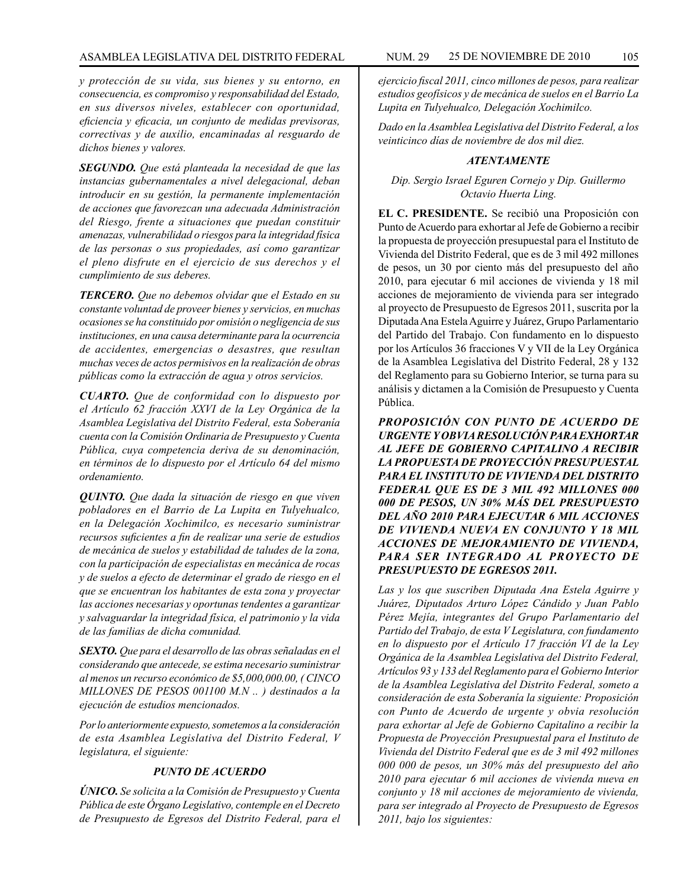*y protección de su vida, sus bienes y su entorno, en consecuencia, es compromiso y responsabilidad del Estado, en sus diversos niveles, establecer con oportunidad, eficiencia y eficacia, un conjunto de medidas previsoras, correctivas y de auxilio, encaminadas al resguardo de dichos bienes y valores.*

***SEGUNDO.*** *Que está planteada la necesidad de que las instancias gubernamentales a nivel delegacional, deban introducir en su gestión, la permanente implementación de acciones que favorezcan una adecuada Administración del Riesgo, frente a situaciones que puedan constituir amenazas, vulnerabilidad o riesgos para la integridad física de las personas o sus propiedades, así como garantizar el pleno disfrute en el ejercicio de sus derechos y el cumplimiento de sus deberes.*

***TERCERO.*** *Que no debemos olvidar que el Estado en su constante voluntad de proveer bienes y servicios, en muchas ocasiones se ha constituido por omisión o negligencia de sus instituciones, en una causa determinante para la ocurrencia de accidentes, emergencias o desastres, que resultan muchas veces de actos permisivos en la realización de obras públicas como la extracción de agua y otros servicios.*

***CUARTO.*** *Que de conformidad con lo dispuesto por el Artículo 62 fracción XXVI de la Ley Orgánica de la Asamblea Legislativa del Distrito Federal, esta Soberanía cuenta con la Comisión Ordinaria de Presupuesto y Cuenta Pública, cuya competencia deriva de su denominación, en términos de lo dispuesto por el Artículo 64 del mismo ordenamiento.*

***QUINTO.*** *Que dada la situación de riesgo en que viven pobladores en el Barrio de La Lupita en Tulyehualco, en la Delegación Xochimilco, es necesario suministrar recursos suficientes a fin de realizar una serie de estudios de mecánica de suelos y estabilidad de taludes de la zona, con la participación de especialistas en mecánica de rocas y de suelos a efecto de determinar el grado de riesgo en el que se encuentran los habitantes de esta zona y proyectar las acciones necesarias y oportunas tendentes a garantizar y salvaguardar la integridad física, el patrimonio y la vida de las familias de dicha comunidad.*

***SEXTO.*** *Que para el desarrollo de las obras señaladas en el considerando que antecede, se estima necesario suministrar al menos un recurso económico de $5,000,000.00, ( CINCO MILLONES DE PESOS 001100 M.N .. ) destinados a la ejecución de estudios mencionados.*

*Por lo anteriormente expuesto, sometemos a la consideración de esta Asamblea Legislativa del Distrito Federal, V legislatura, el siguiente:*

***PUNTO DE ACUERDO***

***ÚNICO.*** *Se solicita a la Comisión de Presupuesto y Cuenta Pública de este Órgano Legislativo, contemple en el Decreto de Presupuesto de Egresos del Distrito Federal, para el ejercicio fiscal 2011, cinco millones de pesos, para realizar estudios geofísicos y de mecánica de suelos en el Barrio La Lupita en Tulyehualco, Delegación Xochimilco.*

*Dado en la Asamblea Legislativa del Distrito Federal, a los veinticinco días de noviembre de dos mil diez.*

***ATENTAMENTE***

*Dip. Sergio Israel Eguren Cornejo y Dip. Guillermo Octavio Huerta Ling.*

**EL C. PRESIDENTE.** Se recibió una Proposición con Punto de Acuerdo para exhortar al Jefe de Gobierno a recibir la propuesta de proyección presupuestal para el Instituto de Vivienda del Distrito Federal, que es de 3 mil 492 millones de pesos, un 30 por ciento más del presupuesto del año 2010, para ejecutar 6 mil acciones de vivienda y 18 mil acciones de mejoramiento de vivienda para ser integrado al proyecto de Presupuesto de Egresos 2011, suscrita por la Diputada Ana Estela Aguirre y Juárez, Grupo Parlamentario del Partido del Trabajo. Con fundamento en lo dispuesto por los Artículos 36 fracciones V y VII de la Ley Orgánica de la Asamblea Legislativa del Distrito Federal, 28 y 132 del Reglamento para su Gobierno Interior, se turna para su análisis y dictamen a la Comisión de Presupuesto y Cuenta Pública.

***PROPOSICIÓN CON PUNTO DE ACUERDO DE URGENTE Y OBVIA RESOLUCIÓN PARA EXHORTAR AL JEFE DE GOBIERNO CAPITALINO A RECIBIR LA PROPUESTA DE PROYECCIÓN PRESUPUESTAL PARA EL INSTITUTO DE VIVIENDA DEL DISTRITO FEDERAL QUE ES DE 3 MIL 492 MILLONES 000 000 DE PESOS, UN 30% MÁS DEL PRESUPUESTO DEL AÑO 2010 PARA EJECUTAR 6 MIL ACCIONES DE VIVIENDA NUEVA EN CONJUNTO Y 18 MIL ACCIONES DE MEJORAMIENTO DE VIVIENDA, PARA SER INTEGRADO AL PROYECTO DE PRESUPUESTO DE EGRESOS 2011.***

*Las y los que suscriben Diputada Ana Estela Aguirre y Juárez, Diputados Arturo López Cándido y Juan Pablo Pérez Mejía, integrantes del Grupo Parlamentario del Partido del Trabajo, de esta V Legislatura, con fundamento en lo dispuesto por el Artículo 17 fracción VI de la Ley Orgánica de la Asamblea Legislativa del Distrito Federal, Artículos 93 y 133 del Reglamento para el Gobierno Interior de la Asamblea Legislativa del Distrito Federal, someto a consideración de esta Soberanía la siguiente: Proposición con Punto de Acuerdo de urgente y obvia resolución para exhortar al Jefe de Gobierno Capitalino a recibir la Propuesta de Proyección Presupuestal para el Instituto de Vivienda del Distrito Federal que es de 3 mil 492 millones 000 000 de pesos, un 30% más del presupuesto del año 2010 para ejecutar 6 mil acciones de vivienda nueva en conjunto y 18 mil acciones de mejoramiento de vivienda, para ser integrado al Proyecto de Presupuesto de Egresos 2011, bajo los siguientes:*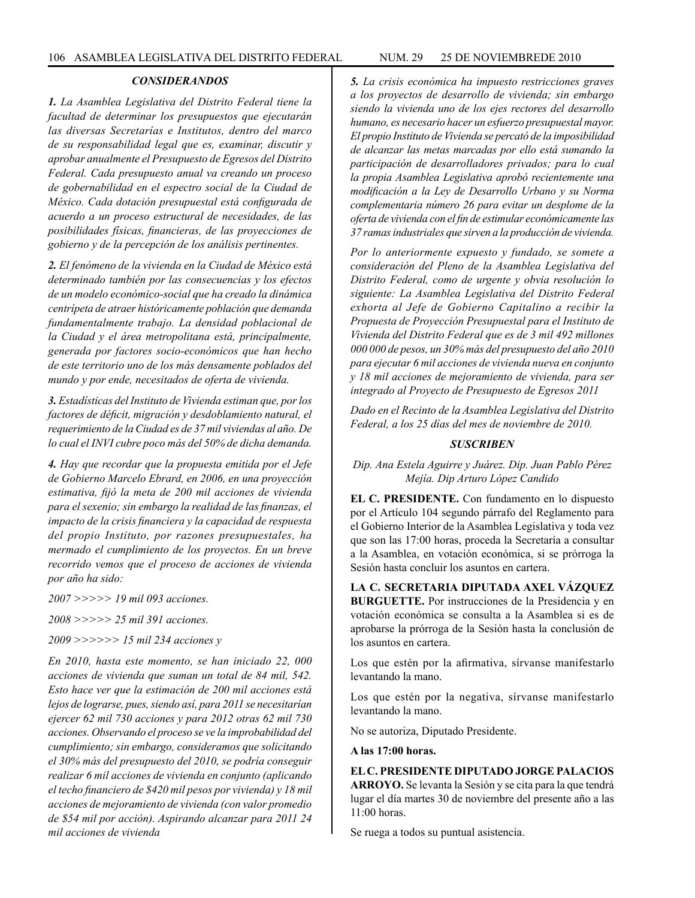### *CONSIDERANDOS*

***1.*** *La Asamblea Legislativa del Distrito Federal tiene la facultad de determinar los presupuestos que ejecutarán las diversas Secretarías e Institutos, dentro del marco de su responsabilidad legal que es, examinar, discutir y aprobar anualmente el Presupuesto de Egresos del Distrito Federal. Cada presupuesto anual va creando un proceso de gobernabilidad en el espectro social de la Ciudad de México. Cada dotación presupuestal está configurada de acuerdo a un proceso estructural de necesidades, de las posibilidades físicas, financieras, de las proyecciones de gobierno y de la percepción de los análisis pertinentes.*

***2.*** *El fenómeno de la vivienda en la Ciudad de México está determinado también por las consecuencias y los efectos de un modelo económico-social que ha creado la dinámica centrípeta de atraer históricamente población que demanda fundamentalmente trabajo. La densidad poblacional de la Ciudad y el área metropolitana está, principalmente, generada por factores socio-económicos que han hecho de este territorio uno de los más densamente poblados del mundo y por ende, necesitados de oferta de vivienda.*

***3.*** *Estadísticas del Instituto de Vivienda estiman que, por los factores de déficit, migración y desdoblamiento natural, el requerimiento de la Ciudad es de 37 mil viviendas al año. De lo cual el INVI cubre poco más del 50% de dicha demanda.*

***4.*** *Hay que recordar que la propuesta emitida por el Jefe de Gobierno Marcelo Ebrard, en 2006, en una proyección estimativa, fijó la meta de 200 mil acciones de vivienda para el sexenio; sin embargo la realidad de las finanzas, el impacto de la crisis financiera y la capacidad de respuesta del propio Instituto, por razones presupuestales, ha mermado el cumplimiento de los proyectos. En un breve recorrido vemos que el proceso de acciones de vivienda por año ha sido:*

*2007 >>>>> 19 mil 093 acciones.*

*2008 >>>>> 25 mil 391 acciones.*

*2009 >>>>>> 15 mil 234 acciones y*

*En 2010, hasta este momento, se han iniciado 22, 000 acciones de vivienda que suman un total de 84 mil, 542. Esto hace ver que la estimación de 200 mil acciones está lejos de lograrse, pues, siendo así, para 2011 se necesitarían ejercer 62 mil 730 acciones y para 2012 otras 62 mil 730 acciones. Observando el proceso se ve la improbabilidad del cumplimiento; sin embargo, consideramos que solicitando el 30% más del presupuesto del 2010, se podría conseguir realizar 6 mil acciones de vivienda en conjunto (aplicando el techo financiero de $420 mil pesos por vivienda) y 18 mil acciones de mejoramiento de vivienda (con valor promedio de $54 mil por acción). Aspirando alcanzar para 2011 24 mil acciones de vivienda*

***5.*** *La crisis económica ha impuesto restricciones graves a los proyectos de desarrollo de vivienda; sin embargo siendo la vivienda uno de los ejes rectores del desarrollo humano, es necesario hacer un esfuerzo presupuestal mayor. El propio Instituto de Vivienda se percató de la imposibilidad de alcanzar las metas marcadas por ello está sumando la participación de desarrolladores privados; para lo cual la propia Asamblea Legislativa aprobó recientemente una modificación a la Ley de Desarrollo Urbano y su Norma complementaria número 26 para evitar un desplome de la oferta de vivienda con el fin de estimular económicamente las 37 ramas industriales que sirven a la producción de vivienda.*

*Por lo anteriormente expuesto y fundado, se somete a consideración del Pleno de la Asamblea Legislativa del Distrito Federal, como de urgente y obvia resolución lo siguiente: La Asamblea Legislativa del Distrito Federal exhorta al Jefe de Gobierno Capitalino a recibir la Propuesta de Proyección Presupuestal para el Instituto de Vivienda del Distrito Federal que es de 3 mil 492 millones 000 000 de pesos, un 30% más del presupuesto del año 2010 para ejecutar 6 mil acciones de vivienda nueva en conjunto y 18 mil acciones de mejoramiento de vivienda, para ser integrado al Proyecto de Presupuesto de Egresos 2011*

*Dado en el Recinto de la Asamblea Legislativa del Distrito Federal, a los 25 días del mes de noviembre de 2010.*

### *SUSCRIBEN*

*Dip. Ana Estela Aguirre y Juárez. Dip. Juan Pablo Pérez Mejía. Dip Arturo López Candido*

**EL C. PRESIDENTE.** Con fundamento en lo dispuesto por el Artículo 104 segundo párrafo del Reglamento para el Gobierno Interior de la Asamblea Legislativa y toda vez que son las 17:00 horas, proceda la Secretaría a consultar a la Asamblea, en votación económica, si se prórroga la Sesión hasta concluir los asuntos en cartera.

**LA C. SECRETARIA DIPUTADA AXEL VÁZQUEZ BURGUETTE.** Por instrucciones de la Presidencia y en votación económica se consulta a la Asamblea si es de aprobarse la prórroga de la Sesión hasta la conclusión de los asuntos en cartera.

Los que estén por la afirmativa, sírvanse manifestarlo levantando la mano.

Los que estén por la negativa, sírvanse manifestarlo levantando la mano.

No se autoriza, Diputado Presidente.

**A las 17:00 horas.**

**EL C. PRESIDENTE DIPUTADO JORGE PALACIOS ARROYO.** Se levanta la Sesión y se cita para la que tendrá lugar el día martes 30 de noviembre del presente año a las 11:00 horas.

Se ruega a todos su puntual asistencia.